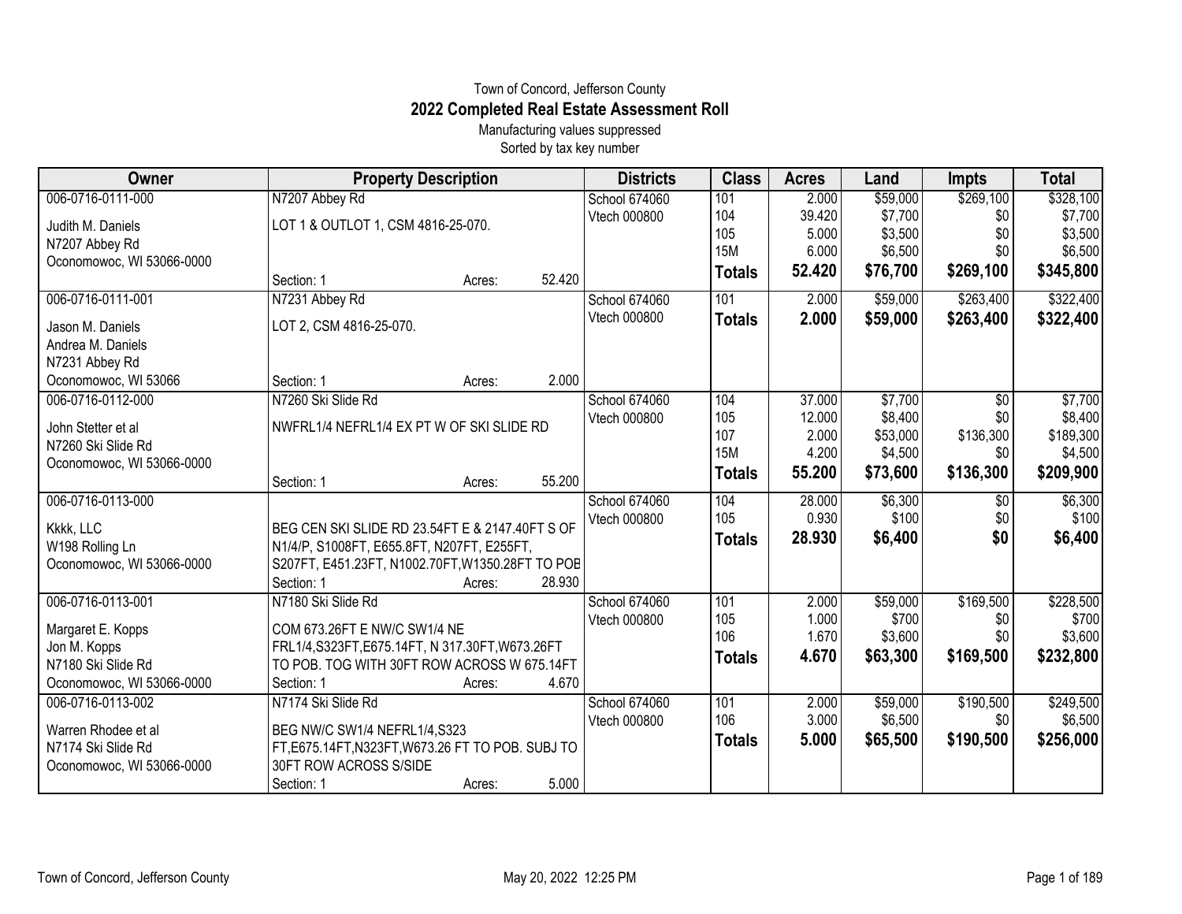Town of Concord, Jefferson County

# 2022 Completed Real Estate Assessment Roll

Manufacturing values suppressed

Sorted by tax key number

| Owner | Property Description | Districts | Class | Acres | Land | Impts | Total |
|---|---|---|---|---|---|---|---|
| 006-0716-0111-000<br>Judith M. Daniels<br>N7207 Abbey Rd<br>Oconomowoc, WI 53066-0000 | N7207 Abbey Rd<br>LOT 1 & OUTLOT 1, CSM 4816-25-070.<br>Section: 1 Acres: 52.420 | School 674060<br>Vtech 000800 | 101<br>104<br>105<br>15M<br>**Totals** | 2.000<br>39.420<br>5.000<br>6.000<br>**52.420** | $59,000<br>$7,700<br>$3,500<br>$6,500<br>**$76,700** | $269,100<br>$0<br>$0<br>$0<br>**$269,100** | $328,100<br>$7,700<br>$3,500<br>$6,500<br>**$345,800** |
| 006-0716-0111-001<br>Jason M. Daniels<br>Andrea M. Daniels<br>N7231 Abbey Rd<br>Oconomowoc, WI 53066 | N7231 Abbey Rd<br>LOT 2, CSM 4816-25-070.<br>Section: 1 Acres: 2.000 | School 674060<br>Vtech 000800 | 101<br>**Totals** | 2.000<br>**2.000** | $59,000<br>**$59,000** | $263,400<br>**$263,400** | $322,400<br>**$322,400** |
| 006-0716-0112-000<br>John Stetter et al<br>N7260 Ski Slide Rd<br>Oconomowoc, WI 53066-0000 | N7260 Ski Slide Rd<br>NWFRL1/4 NEFRL1/4 EX PT W OF SKI SLIDE RD<br>Section: 1 Acres: 55.200 | School 674060<br>Vtech 000800 | 104<br>105<br>107<br>15M<br>**Totals** | 37.000<br>12.000<br>2.000<br>4.200<br>**55.200** | $7,700<br>$8,400<br>$53,000<br>$4,500<br>**$73,600** | $0<br>$0<br>$136,300<br>$0<br>**$136,300** | $7,700<br>$8,400<br>$189,300<br>$4,500<br>**$209,900** |
| 006-0716-0113-000<br>Kkkk, LLC<br>W198 Rolling Ln<br>Oconomowoc, WI 53066-0000 | BEG CEN SKI SLIDE RD 23.54FT E & 2147.40FT S OF N1/4/P, S1008FT, E655.8FT, N207FT, E255FT, S207FT, E451.23FT, N1002.70FT,W1350.28FT TO POB<br>Section: 1 Acres: 28.930 | School 674060<br>Vtech 000800 | 104<br>105<br>**Totals** | 28.000<br>0.930<br>**28.930** | $6,300<br>$100<br>**$6,400** | $0<br>$0<br>**$0** | $6,300<br>$100<br>**$6,400** |
| 006-0716-0113-001<br>Margaret E. Kopps<br>Jon M. Kopps<br>N7180 Ski Slide Rd<br>Oconomowoc, WI 53066-0000 | N7180 Ski Slide Rd<br>COM 673.26FT E NW/C SW1/4 NE FRL1/4,S323FT,E675.14FT, N 317.30FT,W673.26FT TO POB. TOG WITH 30FT ROW ACROSS W 675.14FT<br>Section: 1 Acres: 4.670 | School 674060<br>Vtech 000800 | 101<br>105<br>106<br>**Totals** | 2.000<br>1.000<br>1.670<br>**4.670** | $59,000<br>$700<br>$3,600<br>**$63,300** | $169,500<br>$0<br>$0<br>**$169,500** | $228,500<br>$700<br>$3,600<br>**$232,800** |
| 006-0716-0113-002<br>Warren Rhodee et al<br>N7174 Ski Slide Rd<br>Oconomowoc, WI 53066-0000 | N7174 Ski Slide Rd<br>BEG NW/C SW1/4 NEFRL1/4,S323 FT,E675.14FT,N323FT,W673.26 FT TO POB. SUBJ TO 30FT ROW ACROSS S/SIDE<br>Section: 1 Acres: 5.000 | School 674060<br>Vtech 000800 | 101<br>106<br>**Totals** | 2.000<br>3.000<br>**5.000** | $59,000<br>$6,500<br>**$65,500** | $190,500<br>$0<br>**$190,500** | $249,500<br>$6,500<br>**$256,000** |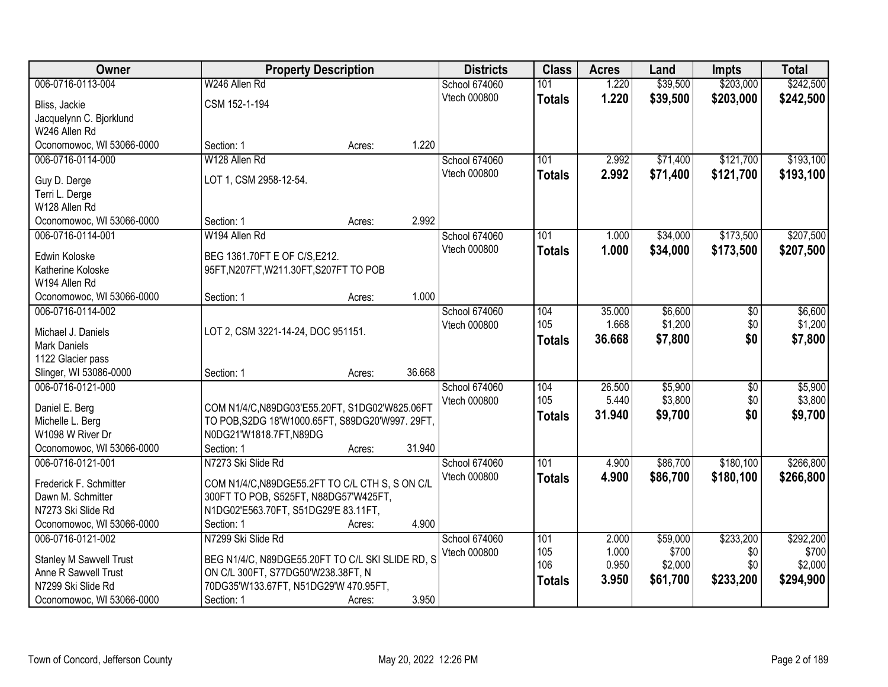| Owner | Property Description | Districts | Class | Acres | Land | Impts | Total |
|---|---|---|---|---|---|---|---|
| 006-0716-0113-004<br>Bliss, Jackie<br>Jacquelynn C. Bjorklund<br>W246 Allen Rd<br>Oconomowoc, WI 53066-0000 | W246 Allen Rd<br>CSM 152-1-194<br>Section: 1 Acres: 1.220 | School 674060<br>Vtech 000800 | 101<br>**Totals** | 1.220<br>**1.220** | \$39,500<br>**\$39,500** | \$203,000<br>**\$203,000** | \$242,500<br>**\$242,500** |
| 006-0716-0114-000<br>Guy D. Derge<br>Terri L. Derge<br>W128 Allen Rd<br>Oconomowoc, WI 53066-0000 | W128 Allen Rd<br>LOT 1, CSM 2958-12-54.<br>Section: 1 Acres: 2.992 | School 674060<br>Vtech 000800 | 101<br>**Totals** | 2.992<br>**2.992** | \$71,400<br>**\$71,400** | \$121,700<br>**\$121,700** | \$193,100<br>**\$193,100** |
| 006-0716-0114-001<br>Edwin Koloske<br>Katherine Koloske<br>W194 Allen Rd<br>Oconomowoc, WI 53066-0000 | W194 Allen Rd<br>BEG 1361.70FT E OF C/S,E212. 95FT,N207FT,W211.30FT,S207FT TO POB<br>Section: 1 Acres: 1.000 | School 674060<br>Vtech 000800 | 101<br>**Totals** | 1.000<br>**1.000** | \$34,000<br>**\$34,000** | \$173,500<br>**\$173,500** | \$207,500<br>**\$207,500** |
| 006-0716-0114-002<br>Michael J. Daniels<br>Mark Daniels<br>1122 Glacier pass<br>Slinger, WI 53086-0000 | LOT 2, CSM 3221-14-24, DOC 951151.<br>Section: 1 Acres: 36.668 | School 674060<br>Vtech 000800 | 104<br>105<br>**Totals** | 35.000<br>1.668<br>**36.668** | \$6,600<br>\$1,200<br>**\$7,800** | \$0<br>\$0<br>**\$0** | \$6,600<br>\$1,200<br>**\$7,800** |
| 006-0716-0121-000<br>Daniel E. Berg<br>Michelle L. Berg<br>W1098 W River Dr<br>Oconomowoc, WI 53066-0000 | COM N1/4/C,N89DG03'E55.20FT, S1DG02'W825.06FT TO POB,S2DG 18'W1000.65FT, S89DG20'W997. 29FT, N0DG21'W1818.7FT,N89DG<br>Section: 1 Acres: 31.940 | School 674060<br>Vtech 000800 | 104<br>105<br>**Totals** | 26.500<br>5.440<br>**31.940** | \$5,900<br>\$3,800<br>**\$9,700** | \$0<br>\$0<br>**\$0** | \$5,900<br>\$3,800<br>**\$9,700** |
| 006-0716-0121-001<br>Frederick F. Schmitter<br>Dawn M. Schmitter<br>N7273 Ski Slide Rd<br>Oconomowoc, WI 53066-0000 | N7273 Ski Slide Rd<br>COM N1/4/C,N89DGE55.2FT TO C/L CTH S, S ON C/L 300FT TO POB, S525FT, N88DG57'W425FT, N1DG02'E563.70FT, S51DG29'E 83.11FT,<br>Section: 1 Acres: 4.900 | School 674060<br>Vtech 000800 | 101<br>**Totals** | 4.900<br>**4.900** | \$86,700<br>**\$86,700** | \$180,100<br>**\$180,100** | \$266,800<br>**\$266,800** |
| 006-0716-0121-002<br>Stanley M Sawvell Trust<br>Anne R Sawvell Trust<br>N7299 Ski Slide Rd<br>Oconomowoc, WI 53066-0000 | N7299 Ski Slide Rd<br>BEG N1/4/C, N89DGE55.20FT TO C/L SKI SLIDE RD, S ON C/L 300FT, S77DG50'W238.38FT, N 70DG35'W133.67FT, N51DG29'W 470.95FT,<br>Section: 1 Acres: 3.950 | School 674060<br>Vtech 000800 | 101<br>105<br>106<br>**Totals** | 2.000<br>1.000<br>0.950<br>**3.950** | \$59,000<br>\$700<br>\$2,000<br>**\$61,700** | \$233,200<br>\$0<br>\$0<br>**\$233,200** | \$292,200<br>\$700<br>\$2,000<br>**\$294,900** |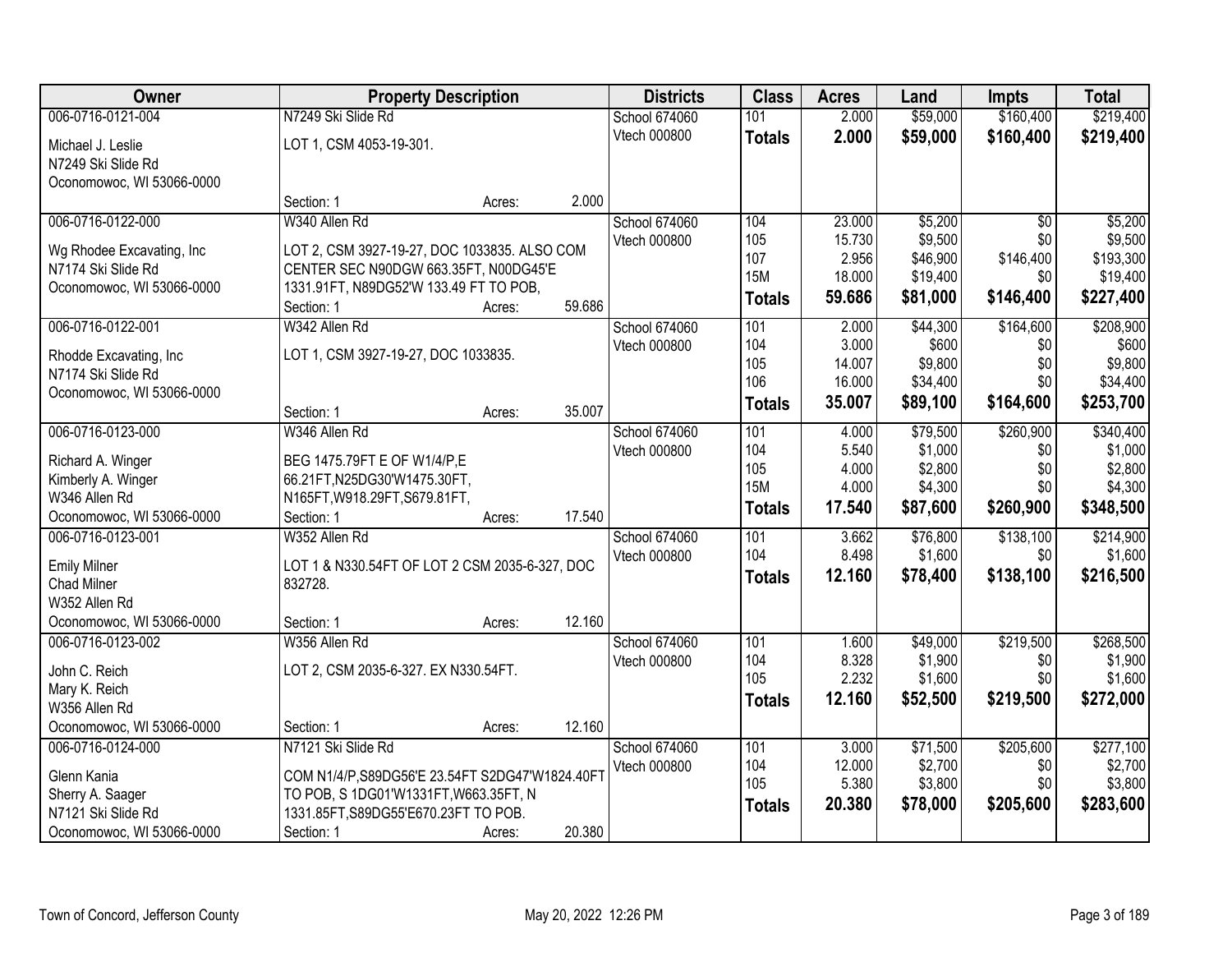| Owner | Property Description | Districts | Class | Acres | Land | Impts | Total |
|---|---|---|---|---|---|---|---|
| 006-0716-0121-004<br>Michael J. Leslie<br>N7249 Ski Slide Rd<br>Oconomowoc, WI 53066-0000 | N7249 Ski Slide Rd<br>LOT 1, CSM 4053-19-301.<br>Section: 1 Acres: 2.000 | School 674060<br>Vtech 000800 | 101<br>**Totals** | 2.000<br>**2.000** | $59,000<br>**$59,000** | $160,400<br>**$160,400** | $219,400<br>**$219,400** |
| 006-0716-0122-000<br>Wg Rhodee Excavating, Inc<br>N7174 Ski Slide Rd<br>Oconomowoc, WI 53066-0000 | W340 Allen Rd<br>LOT 2, CSM 3927-19-27, DOC 1033835. ALSO COM CENTER SEC N90DGW 663.35FT, N00DG45'E 1331.91FT, N89DG52'W 133.49 FT TO POB,<br>Section: 1 Acres: 59.686 | School 674060<br>Vtech 000800 | 104<br>105<br>107<br>15M<br>**Totals** | 23.000<br>15.730<br>2.956<br>18.000<br>**59.686** | $5,200<br>$9,500<br>$46,900<br>$19,400<br>**$81,000** | $0<br>$0<br>$146,400<br>$0<br>**$146,400** | $5,200<br>$9,500<br>$193,300<br>$19,400<br>**$227,400** |
| 006-0716-0122-001<br>Rhodde Excavating, Inc<br>N7174 Ski Slide Rd<br>Oconomowoc, WI 53066-0000 | W342 Allen Rd<br>LOT 1, CSM 3927-19-27, DOC 1033835.<br>Section: 1 Acres: 35.007 | School 674060<br>Vtech 000800 | 101<br>104<br>105<br>106<br>**Totals** | 2.000<br>3.000<br>14.007<br>16.000<br>**35.007** | $44,300<br>$600<br>$9,800<br>$34,400<br>**$89,100** | $164,600<br>$0<br>$0<br>$0<br>**$164,600** | $208,900<br>$600<br>$9,800<br>$34,400<br>**$253,700** |
| 006-0716-0123-000<br>Richard A. Winger<br>Kimberly A. Winger<br>W346 Allen Rd<br>Oconomowoc, WI 53066-0000 | W346 Allen Rd<br>BEG 1475.79FT E OF W1/4/P,E 66.21FT,N25DG30'W1475.30FT, N165FT,W918.29FT,S679.81FT,<br>Section: 1 Acres: 17.540 | School 674060<br>Vtech 000800 | 101<br>104<br>105<br>15M<br>**Totals** | 4.000<br>5.540<br>4.000<br>4.000<br>**17.540** | $79,500<br>$1,000<br>$2,800<br>$4,300<br>**$87,600** | $260,900<br>$0<br>$0<br>$0<br>**$260,900** | $340,400<br>$1,000<br>$2,800<br>$4,300<br>**$348,500** |
| 006-0716-0123-001<br>Emily Milner<br>Chad Milner<br>W352 Allen Rd<br>Oconomowoc, WI 53066-0000 | W352 Allen Rd<br>LOT 1 & N330.54FT OF LOT 2 CSM 2035-6-327, DOC 832728.<br>Section: 1 Acres: 12.160 | School 674060<br>Vtech 000800 | 101<br>104<br>**Totals** | 3.662<br>8.498<br>**12.160** | $76,800<br>$1,600<br>**$78,400** | $138,100<br>$0<br>**$138,100** | $214,900<br>$1,600<br>**$216,500** |
| 006-0716-0123-002<br>John C. Reich<br>Mary K. Reich<br>W356 Allen Rd<br>Oconomowoc, WI 53066-0000 | W356 Allen Rd<br>LOT 2, CSM 2035-6-327. EX N330.54FT.<br>Section: 1 Acres: 12.160 | School 674060<br>Vtech 000800 | 101<br>104<br>105<br>**Totals** | 1.600<br>8.328<br>2.232<br>**12.160** | $49,000<br>$1,900<br>$1,600<br>**$52,500** | $219,500<br>$0<br>$0<br>**$219,500** | $268,500<br>$1,900<br>$1,600<br>**$272,000** |
| 006-0716-0124-000<br>Glenn Kania<br>Sherry A. Saager<br>N7121 Ski Slide Rd<br>Oconomowoc, WI 53066-0000 | N7121 Ski Slide Rd<br>COM N1/4/P,S89DG56'E 23.54FT S2DG47'W1824.40FT TO POB, S 1DG01'W1331FT,W663.35FT, N 1331.85FT,S89DG55'E670.23FT TO POB.<br>Section: 1 Acres: 20.380 | School 674060<br>Vtech 000800 | 101<br>104<br>105<br>**Totals** | 3.000<br>12.000<br>5.380<br>**20.380** | $71,500<br>$2,700<br>$3,800<br>**$78,000** | $205,600<br>$0<br>$0<br>**$205,600** | $277,100<br>$2,700<br>$3,800<br>**$283,600** |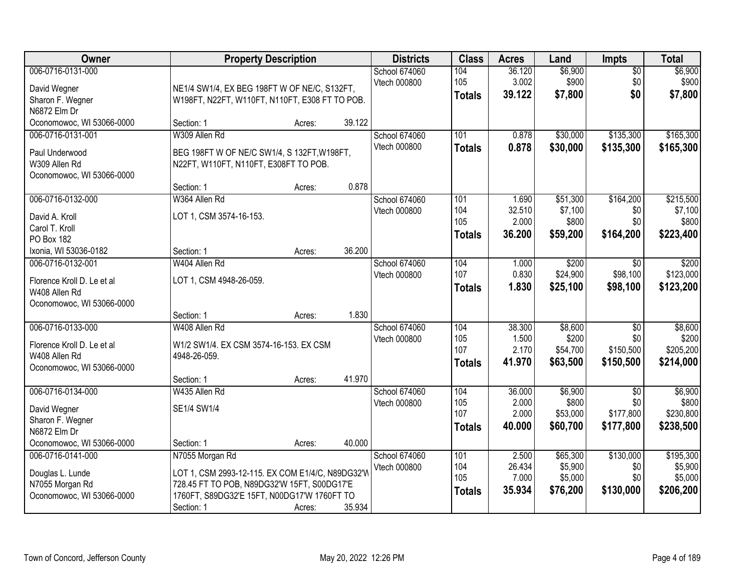| Owner | Property Description | Districts | Class | Acres | Land | Impts | Total |
|---|---|---|---|---|---|---|---|
| 006-0716-0131-000<br>David Wegner<br>Sharon F. Wegner<br>N6872 Elm Dr<br>Oconomowoc, WI 53066-0000 | NE1/4 SW1/4, EX BEG 198FT W OF NE/C, S132FT, W198FT, N22FT, W110FT, N110FT, E308 FT TO POB.<br>Section: 1 Acres: 39.122 | School 674060<br>Vtech 000800 | 104<br>105<br>**Totals** | 36.120<br>3.002<br>**39.122** | $6,900<br>$900<br>**$7,800** | $0<br>$0<br>**$0** | $6,900<br>$900<br>**$7,800** |
| 006-0716-0131-001<br>Paul Underwood<br>W309 Allen Rd<br>Oconomowoc, WI 53066-0000 | W309 Allen Rd<br>BEG 198FT W OF NE/C SW1/4, S 132FT,W198FT, N22FT, W110FT, N110FT, E308FT TO POB.<br>Section: 1 Acres: 0.878 | School 674060<br>Vtech 000800 | 101<br>**Totals** | 0.878<br>**0.878** | $30,000<br>**$30,000** | $135,300<br>**$135,300** | $165,300<br>**$165,300** |
| 006-0716-0132-000<br>David A. Kroll<br>Carol T. Kroll<br>PO Box 182<br>Ixonia, WI 53036-0182 | W364 Allen Rd<br>LOT 1, CSM 3574-16-153.<br>Section: 1 Acres: 36.200 | School 674060<br>Vtech 000800 | 101<br>104<br>105<br>**Totals** | 1.690<br>32.510<br>2.000<br>**36.200** | $51,300<br>$7,100<br>$800<br>**$59,200** | $164,200<br>$0<br>$0<br>**$164,200** | $215,500<br>$7,100<br>$800<br>**$223,400** |
| 006-0716-0132-001<br>Florence Kroll D. Le et al<br>W408 Allen Rd<br>Oconomowoc, WI 53066-0000 | W404 Allen Rd<br>LOT 1, CSM 4948-26-059.<br>Section: 1 Acres: 1.830 | School 674060<br>Vtech 000800 | 104<br>107<br>**Totals** | 1.000<br>0.830<br>**1.830** | $200<br>$24,900<br>**$25,100** | $0<br>$98,100<br>**$98,100** | $200<br>$123,000<br>**$123,200** |
| 006-0716-0133-000<br>Florence Kroll D. Le et al<br>W408 Allen Rd<br>Oconomowoc, WI 53066-0000 | W408 Allen Rd<br>W1/2 SW1/4. EX CSM 3574-16-153. EX CSM 4948-26-059.<br>Section: 1 Acres: 41.970 | School 674060<br>Vtech 000800 | 104<br>105<br>107<br>**Totals** | 38.300<br>1.500<br>2.170<br>**41.970** | $8,600<br>$200<br>$54,700<br>**$63,500** | $0<br>$0<br>$150,500<br>**$150,500** | $8,600<br>$200<br>$205,200<br>**$214,000** |
| 006-0716-0134-000<br>David Wegner<br>Sharon F. Wegner<br>N6872 Elm Dr<br>Oconomowoc, WI 53066-0000 | W435 Allen Rd<br>SE1/4 SW1/4<br>Section: 1 Acres: 40.000 | School 674060<br>Vtech 000800 | 104<br>105<br>107<br>**Totals** | 36.000<br>2.000<br>2.000<br>**40.000** | $6,900<br>$800<br>$53,000<br>**$60,700** | $0<br>$0<br>$177,800<br>**$177,800** | $6,900<br>$800<br>$230,800<br>**$238,500** |
| 006-0716-0141-000<br>Douglas L. Lunde<br>N7055 Morgan Rd<br>Oconomowoc, WI 53066-0000 | N7055 Morgan Rd<br>LOT 1, CSM 2993-12-115. EX COM E1/4/C, N89DG32'W 728.45 FT TO POB, N89DG32'W 15FT, S00DG17'E 1760FT, S89DG32'E 15FT, N00DG17'W 1760FT TO<br>Section: 1 Acres: 35.934 | School 674060<br>Vtech 000800 | 101<br>104<br>105<br>**Totals** | 2.500<br>26.434<br>7.000<br>**35.934** | $65,300<br>$5,900<br>$5,000<br>**$76,200** | $130,000<br>$0<br>$0<br>**$130,000** | $195,300<br>$5,900<br>$5,000<br>**$206,200** |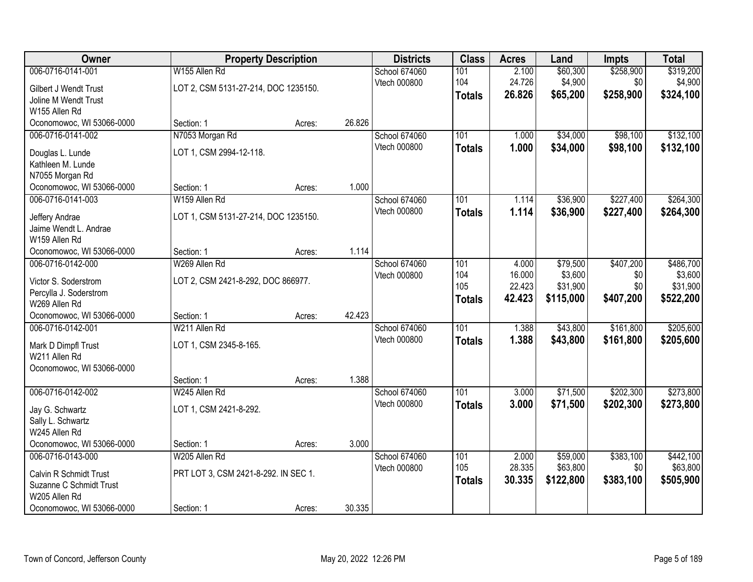| Owner | Property Description | | | Districts | Class | Acres | Land | Impts | Total |
|---|---|---|---|---|---|---|---|---|---|
| 006-0716-0141-001 | W155 Allen Rd | | | School 674060 | 101 | 2.100 | $60,300 | $258,900 | $319,200 |
| Gilbert J Wendt Trust | LOT 2, CSM 5131-27-214, DOC 1235150. | | | Vtech 000800 | 104 | 24.726 | $4,900 | $0 | $4,900 |
| Joline M Wendt Trust | | | | | **Totals** | **26.826** | **$65,200** | **$258,900** | **$324,100** |
| W155 Allen Rd | | | | | | | | | |
| Oconomowoc, WI 53066-0000 | Section: 1 | Acres: | 26.826 | | | | | | |
| 006-0716-0141-002 | N7053 Morgan Rd | | | School 674060 | 101 | 1.000 | $34,000 | $98,100 | $132,100 |
| Douglas L. Lunde | LOT 1, CSM 2994-12-118. | | | Vtech 000800 | **Totals** | **1.000** | **$34,000** | **$98,100** | **$132,100** |
| Kathleen M. Lunde | | | | | | | | | |
| N7055 Morgan Rd | | | | | | | | | |
| Oconomowoc, WI 53066-0000 | Section: 1 | Acres: | 1.000 | | | | | | |
| 006-0716-0141-003 | W159 Allen Rd | | | School 674060 | 101 | 1.114 | $36,900 | $227,400 | $264,300 |
| Jeffery Andrae | LOT 1, CSM 5131-27-214, DOC 1235150. | | | Vtech 000800 | **Totals** | **1.114** | **$36,900** | **$227,400** | **$264,300** |
| Jaime Wendt L. Andrae | | | | | | | | | |
| W159 Allen Rd | | | | | | | | | |
| Oconomowoc, WI 53066-0000 | Section: 1 | Acres: | 1.114 | | | | | | |
| 006-0716-0142-000 | W269 Allen Rd | | | School 674060 | 101 | 4.000 | $79,500 | $407,200 | $486,700 |
| Victor S. Soderstrom | LOT 2, CSM 2421-8-292, DOC 866977. | | | Vtech 000800 | 104 | 16.000 | $3,600 | $0 | $3,600 |
| Percylla J. Soderstrom | | | | | 105 | 22.423 | $31,900 | $0 | $31,900 |
| W269 Allen Rd | | | | | **Totals** | **42.423** | **$115,000** | **$407,200** | **$522,200** |
| Oconomowoc, WI 53066-0000 | Section: 1 | Acres: | 42.423 | | | | | | |
| 006-0716-0142-001 | W211 Allen Rd | | | School 674060 | 101 | 1.388 | $43,800 | $161,800 | $205,600 |
| Mark D Dimpfl Trust | LOT 1, CSM 2345-8-165. | | | Vtech 000800 | **Totals** | **1.388** | **$43,800** | **$161,800** | **$205,600** |
| W211 Allen Rd | | | | | | | | | |
| Oconomowoc, WI 53066-0000 | | | | | | | | | |
| | Section: 1 | Acres: | 1.388 | | | | | | |
| 006-0716-0142-002 | W245 Allen Rd | | | School 674060 | 101 | 3.000 | $71,500 | $202,300 | $273,800 |
| Jay G. Schwartz | LOT 1, CSM 2421-8-292. | | | Vtech 000800 | **Totals** | **3.000** | **$71,500** | **$202,300** | **$273,800** |
| Sally L. Schwartz | | | | | | | | | |
| W245 Allen Rd | | | | | | | | | |
| Oconomowoc, WI 53066-0000 | Section: 1 | Acres: | 3.000 | | | | | | |
| 006-0716-0143-000 | W205 Allen Rd | | | School 674060 | 101 | 2.000 | $59,000 | $383,100 | $442,100 |
| Calvin R Schmidt Trust | PRT LOT 3, CSM 2421-8-292. IN SEC 1. | | | Vtech 000800 | 105 | 28.335 | $63,800 | $0 | $63,800 |
| Suzanne C Schmidt Trust | | | | | **Totals** | **30.335** | **$122,800** | **$383,100** | **$505,900** |
| W205 Allen Rd | | | | | | | | | |
| Oconomowoc, WI 53066-0000 | Section: 1 | Acres: | 30.335 | | | | | | |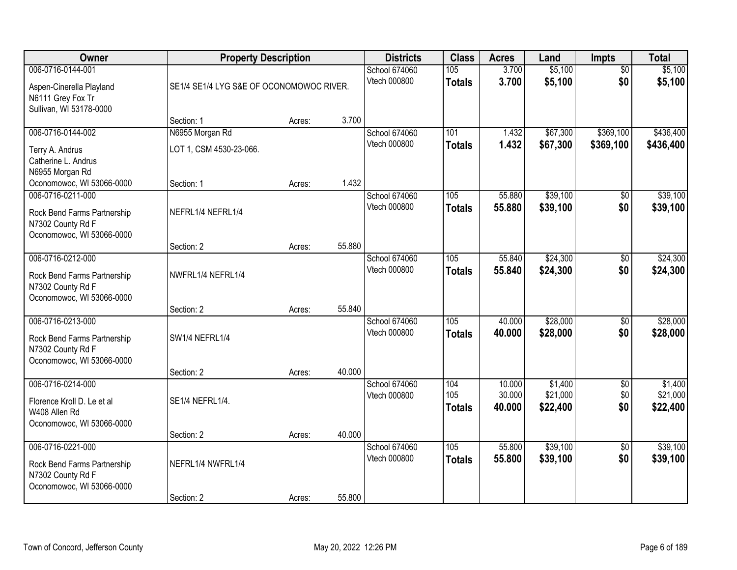| Owner | Property Description | | | Districts | Class | Acres | Land | Impts | Total |
|---|---|---|---|---|---|---|---|---|---|
| 006-0716-0144-001<br>Aspen-Cinerella Playland<br>N6111 Grey Fox Tr<br>Sullivan, WI 53178-0000 | SE1/4 SE1/4 LYG S&E OF OCONOMOWOC RIVER.<br>Section: 1 | Acres: | 3.700 | School 674060<br>Vtech 000800 | 105<br>**Totals** | 3.700<br>**3.700** | $5,100<br>**$5,100** | $0<br>**$0** | $5,100<br>**$5,100** |
| 006-0716-0144-002<br>Terry A. Andrus<br>Catherine L. Andrus<br>N6955 Morgan Rd<br>Oconomowoc, WI 53066-0000 | N6955 Morgan Rd<br>LOT 1, CSM 4530-23-066.<br>Section: 1 | Acres: | 1.432 | School 674060<br>Vtech 000800 | 101<br>**Totals** | 1.432<br>**1.432** | $67,300<br>**$67,300** | $369,100<br>**$369,100** | $436,400<br>**$436,400** |
| 006-0716-0211-000<br>Rock Bend Farms Partnership<br>N7302 County Rd F<br>Oconomowoc, WI 53066-0000 | NEFRL1/4 NEFRL1/4<br>Section: 2 | Acres: | 55.880 | School 674060<br>Vtech 000800 | 105<br>**Totals** | 55.880<br>**55.880** | $39,100<br>**$39,100** | $0<br>**$0** | $39,100<br>**$39,100** |
| 006-0716-0212-000<br>Rock Bend Farms Partnership<br>N7302 County Rd F<br>Oconomowoc, WI 53066-0000 | NWFRL1/4 NEFRL1/4<br>Section: 2 | Acres: | 55.840 | School 674060<br>Vtech 000800 | 105<br>**Totals** | 55.840<br>**55.840** | $24,300<br>**$24,300** | $0<br>**$0** | $24,300<br>**$24,300** |
| 006-0716-0213-000<br>Rock Bend Farms Partnership<br>N7302 County Rd F<br>Oconomowoc, WI 53066-0000 | SW1/4 NEFRL1/4<br>Section: 2 | Acres: | 40.000 | School 674060<br>Vtech 000800 | 105<br>**Totals** | 40.000<br>**40.000** | $28,000<br>**$28,000** | $0<br>**$0** | $28,000<br>**$28,000** |
| 006-0716-0214-000<br>Florence Kroll D. Le et al<br>W408 Allen Rd<br>Oconomowoc, WI 53066-0000 | SE1/4 NEFRL1/4.<br>Section: 2 | Acres: | 40.000 | School 674060<br>Vtech 000800 | 104<br>105<br>**Totals** | 10.000<br>30.000<br>**40.000** | $1,400<br>$21,000<br>**$22,400** | $0<br>$0<br>**$0** | $1,400<br>$21,000<br>**$22,400** |
| 006-0716-0221-000<br>Rock Bend Farms Partnership<br>N7302 County Rd F<br>Oconomowoc, WI 53066-0000 | NEFRL1/4 NWFRL1/4<br>Section: 2 | Acres: | 55.800 | School 674060<br>Vtech 000800 | 105<br>**Totals** | 55.800<br>**55.800** | $39,100<br>**$39,100** | $0<br>**$0** | $39,100<br>**$39,100** |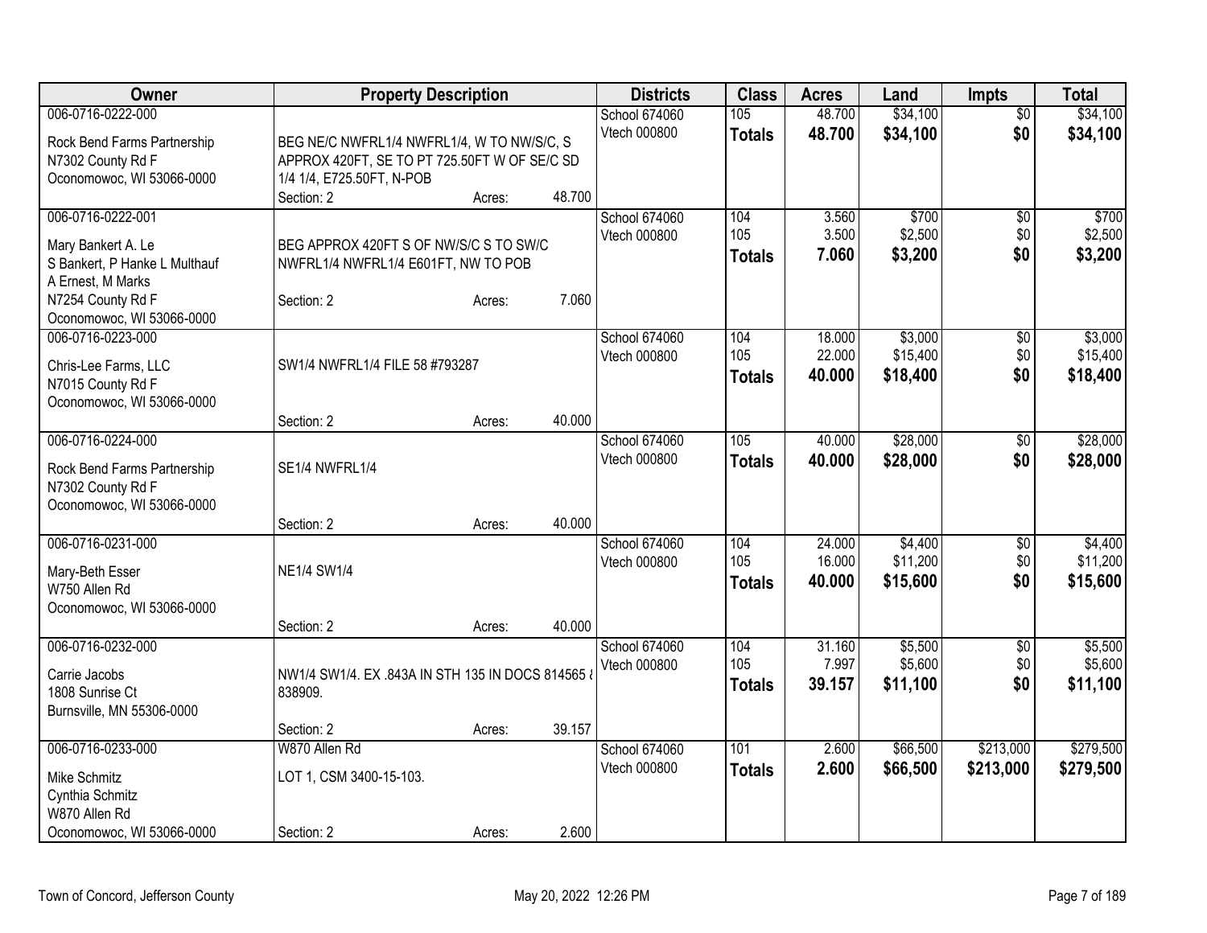| Owner | Property Description | Districts | Class | Acres | Land | Impts | Total |
|---|---|---|---|---|---|---|---|
| 006-0716-0222-000<br>Rock Bend Farms Partnership<br>N7302 County Rd F<br>Oconomowoc, WI 53066-0000 | BEG NE/C NWFRL1/4 NWFRL1/4, W TO NW/S/C, S APPROX 420FT, SE TO PT 725.50FT W OF SE/C SD 1/4 1/4, E725.50FT, N-POB<br>Section: 2 Acres: 48.700 | School 674060<br>Vtech 000800 | 105<br>**Totals** | 48.700<br>**48.700** | $34,100<br>**$34,100** | $0<br>**$0** | $34,100<br>**$34,100** |
| 006-0716-0222-001<br>Mary Bankert A. Le<br>S Bankert, P Hanke L Multhauf<br>A Ernest, M Marks<br>N7254 County Rd F<br>Oconomowoc, WI 53066-0000 | BEG APPROX 420FT S OF NW/S/C S TO SW/C NWFRL1/4 NWFRL1/4 E601FT, NW TO POB<br>Section: 2 Acres: 7.060 | School 674060<br>Vtech 000800 | 104<br>105<br>**Totals** | 3.560<br>3.500<br>**7.060** | $700<br>$2,500<br>**$3,200** | $0<br>$0<br>**$0** | $700<br>$2,500<br>**$3,200** |
| 006-0716-0223-000<br>Chris-Lee Farms, LLC<br>N7015 County Rd F<br>Oconomowoc, WI 53066-0000 | SW1/4 NWFRL1/4 FILE 58 #793287<br>Section: 2 Acres: 40.000 | School 674060<br>Vtech 000800 | 104<br>105<br>**Totals** | 18.000<br>22.000<br>**40.000** | $3,000<br>$15,400<br>**$18,400** | $0<br>$0<br>**$0** | $3,000<br>$15,400<br>**$18,400** |
| 006-0716-0224-000<br>Rock Bend Farms Partnership<br>N7302 County Rd F<br>Oconomowoc, WI 53066-0000 | SE1/4 NWFRL1/4<br>Section: 2 Acres: 40.000 | School 674060<br>Vtech 000800 | 105<br>**Totals** | 40.000<br>**40.000** | $28,000<br>**$28,000** | $0<br>**$0** | $28,000<br>**$28,000** |
| 006-0716-0231-000<br>Mary-Beth Esser<br>W750 Allen Rd<br>Oconomowoc, WI 53066-0000 | NE1/4 SW1/4<br>Section: 2 Acres: 40.000 | School 674060<br>Vtech 000800 | 104<br>105<br>**Totals** | 24.000<br>16.000<br>**40.000** | $4,400<br>$11,200<br>**$15,600** | $0<br>$0<br>**$0** | $4,400<br>$11,200<br>**$15,600** |
| 006-0716-0232-000<br>Carrie Jacobs<br>1808 Sunrise Ct<br>Burnsville, MN 55306-0000 | NW1/4 SW1/4. EX .843A IN STH 135 IN DOCS 814565 & 838909.<br>Section: 2 Acres: 39.157 | School 674060<br>Vtech 000800 | 104<br>105<br>**Totals** | 31.160<br>7.997<br>**39.157** | $5,500<br>$5,600<br>**$11,100** | $0<br>$0<br>**$0** | $5,500<br>$5,600<br>**$11,100** |
| 006-0716-0233-000<br>Mike Schmitz<br>Cynthia Schmitz<br>W870 Allen Rd<br>Oconomowoc, WI 53066-0000 | W870 Allen Rd<br>LOT 1, CSM 3400-15-103.<br>Section: 2 Acres: 2.600 | School 674060<br>Vtech 000800 | 101<br>**Totals** | 2.600<br>**2.600** | $66,500<br>**$66,500** | $213,000<br>**$213,000** | $279,500<br>**$279,500** |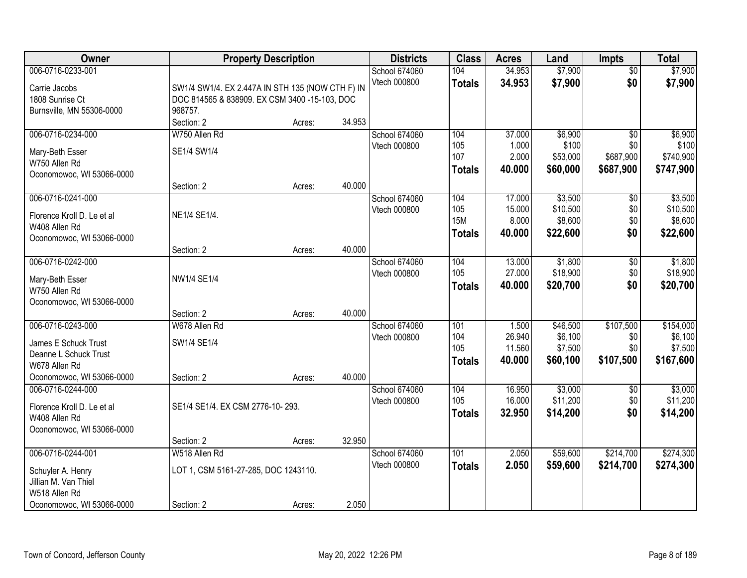| Owner | Property Description | Districts | Class | Acres | Land | Impts | Total |
|---|---|---|---|---|---|---|---|
| 006-0716-0233-001<br>Carrie Jacobs<br>1808 Sunrise Ct<br>Burnsville, MN 55306-0000 | SW1/4 SW1/4. EX 2.447A IN STH 135 (NOW CTH F) IN DOC 814565 & 838909. EX CSM 3400 -15-103, DOC 968757.<br>Section: 2 Acres: 34.953 | School 674060<br>Vtech 000800 | 104<br>**Totals** | 34.953<br>**34.953** | $7,900<br>**$7,900** | $0<br>**$0** | $7,900<br>**$7,900** |
| 006-0716-0234-000<br>Mary-Beth Esser<br>W750 Allen Rd<br>Oconomowoc, WI 53066-0000 | W750 Allen Rd<br>SE1/4 SW1/4<br>Section: 2 Acres: 40.000 | School 674060<br>Vtech 000800 | 104<br>105<br>107<br>**Totals** | 37.000<br>1.000<br>2.000<br>**40.000** | $6,900<br>$100<br>$53,000<br>**$60,000** | $0<br>$0<br>$687,900<br>**$687,900** | $6,900<br>$100<br>$740,900<br>**$747,900** |
| 006-0716-0241-000<br>Florence Kroll D. Le et al<br>W408 Allen Rd<br>Oconomowoc, WI 53066-0000 | NE1/4 SE1/4.<br>Section: 2 Acres: 40.000 | School 674060<br>Vtech 000800 | 104<br>105<br>15M<br>**Totals** | 17.000<br>15.000<br>8.000<br>**40.000** | $3,500<br>$10,500<br>$8,600<br>**$22,600** | $0<br>$0<br>$0<br>**$0** | $3,500<br>$10,500<br>$8,600<br>**$22,600** |
| 006-0716-0242-000<br>Mary-Beth Esser<br>W750 Allen Rd<br>Oconomowoc, WI 53066-0000 | NW1/4 SE1/4<br>Section: 2 Acres: 40.000 | School 674060<br>Vtech 000800 | 104<br>105<br>**Totals** | 13.000<br>27.000<br>**40.000** | $1,800<br>$18,900<br>**$20,700** | $0<br>$0<br>**$0** | $1,800<br>$18,900<br>**$20,700** |
| 006-0716-0243-000<br>James E Schuck Trust<br>Deanne L Schuck Trust<br>W678 Allen Rd<br>Oconomowoc, WI 53066-0000 | W678 Allen Rd<br>SW1/4 SE1/4<br>Section: 2 Acres: 40.000 | School 674060<br>Vtech 000800 | 101<br>104<br>105<br>**Totals** | 1.500<br>26.940<br>11.560<br>**40.000** | $46,500<br>$6,100<br>$7,500<br>**$60,100** | $107,500<br>$0<br>$0<br>**$107,500** | $154,000<br>$6,100<br>$7,500<br>**$167,600** |
| 006-0716-0244-000<br>Florence Kroll D. Le et al<br>W408 Allen Rd<br>Oconomowoc, WI 53066-0000 | SE1/4 SE1/4. EX CSM 2776-10- 293.<br>Section: 2 Acres: 32.950 | School 674060<br>Vtech 000800 | 104<br>105<br>**Totals** | 16.950<br>16.000<br>**32.950** | $3,000<br>$11,200<br>**$14,200** | $0<br>$0<br>**$0** | $3,000<br>$11,200<br>**$14,200** |
| 006-0716-0244-001<br>Schuyler A. Henry<br>Jillian M. Van Thiel<br>W518 Allen Rd<br>Oconomowoc, WI 53066-0000 | W518 Allen Rd<br>LOT 1, CSM 5161-27-285, DOC 1243110.<br>Section: 2 Acres: 2.050 | School 674060<br>Vtech 000800 | 101<br>**Totals** | 2.050<br>**2.050** | $59,600<br>**$59,600** | $214,700<br>**$214,700** | $274,300<br>**$274,300** |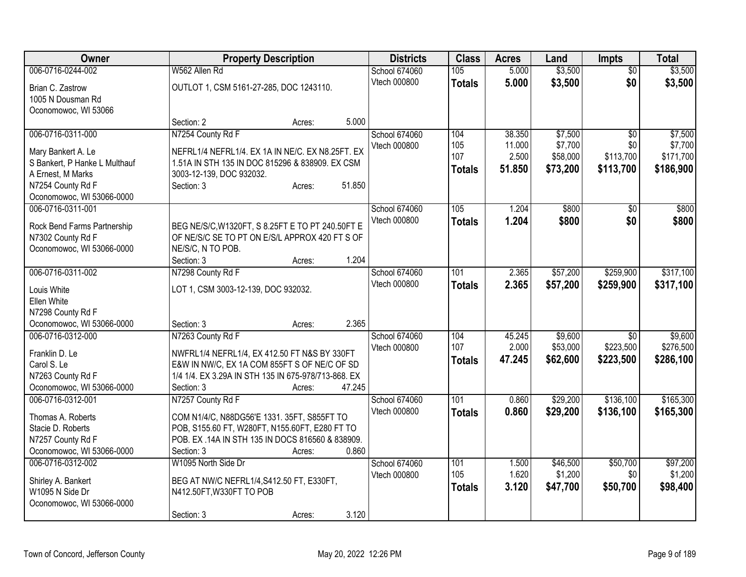| Owner | Property Description | Districts | Class | Acres | Land | Impts | Total |
|---|---|---|---|---|---|---|---|
| 006-0716-0244-002<br>Brian C. Zastrow<br>1005 N Dousman Rd<br>Oconomowoc, WI 53066 | W562 Allen Rd<br>OUTLOT 1, CSM 5161-27-285, DOC 1243110.<br>Section: 2 Acres: 5.000 | School 674060<br>Vtech 000800 | 105<br>**Totals** | 5.000<br>**5.000** | $3,500<br>**$3,500** | $0<br>**$0** | $3,500<br>**$3,500** |
| 006-0716-0311-000<br>Mary Bankert A. Le<br>S Bankert, P Hanke L Multhauf<br>A Ernest, M Marks<br>N7254 County Rd F<br>Oconomowoc, WI 53066-0000 | N7254 County Rd F<br>NEFRL1/4 NEFRL1/4. EX 1A IN NE/C. EX N8.25FT. EX 1.51A IN STH 135 IN DOC 815296 & 838909. EX CSM 3003-12-139, DOC 932032.<br>Section: 3 Acres: 51.850 | School 674060<br>Vtech 000800 | 104<br>105<br>107<br>**Totals** | 38.350<br>11.000<br>2.500<br>**51.850** | $7,500<br>$7,700<br>$58,000<br>**$73,200** | $0<br>$0<br>$113,700<br>**$113,700** | $7,500<br>$7,700<br>$171,700<br>**$186,900** |
| 006-0716-0311-001<br>Rock Bend Farms Partnership<br>N7302 County Rd F<br>Oconomowoc, WI 53066-0000 | BEG NE/S/C,W1320FT, S 8.25FT E TO PT 240.50FT E OF NE/S/C SE TO PT ON E/S/L APPROX 420 FT S OF NE/S/C, N TO POB.<br>Section: 3 Acres: 1.204 | School 674060<br>Vtech 000800 | 105<br>**Totals** | 1.204<br>**1.204** | $800<br>**$800** | $0<br>**$0** | $800<br>**$800** |
| 006-0716-0311-002<br>Louis White<br>Ellen White<br>N7298 County Rd F<br>Oconomowoc, WI 53066-0000 | N7298 County Rd F<br>LOT 1, CSM 3003-12-139, DOC 932032.<br>Section: 3 Acres: 2.365 | School 674060<br>Vtech 000800 | 101<br>**Totals** | 2.365<br>**2.365** | $57,200<br>**$57,200** | $259,900<br>**$259,900** | $317,100<br>**$317,100** |
| 006-0716-0312-000<br>Franklin D. Le<br>Carol S. Le<br>N7263 County Rd F<br>Oconomowoc, WI 53066-0000 | N7263 County Rd F<br>NWFRL1/4 NEFRL1/4, EX 412.50 FT N&S BY 330FT E&W IN NW/C, EX 1A COM 855FT S OF NE/C OF SD 1/4 1/4. EX 3.29A IN STH 135 IN 675-978/713-868. EX<br>Section: 3 Acres: 47.245 | School 674060<br>Vtech 000800 | 104<br>107<br>**Totals** | 45.245<br>2.000<br>**47.245** | $9,600<br>$53,000<br>**$62,600** | $0<br>$223,500<br>**$223,500** | $9,600<br>$276,500<br>**$286,100** |
| 006-0716-0312-001<br>Thomas A. Roberts<br>Stacie D. Roberts<br>N7257 County Rd F<br>Oconomowoc, WI 53066-0000 | N7257 County Rd F<br>COM N1/4/C, N88DG56'E 1331. 35FT, S855FT TO POB, S155.60 FT, W280FT, N155.60FT, E280 FT TO POB. EX .14A IN STH 135 IN DOCS 816560 & 838909.<br>Section: 3 Acres: 0.860 | School 674060<br>Vtech 000800 | 101<br>**Totals** | 0.860<br>**0.860** | $29,200<br>**$29,200** | $136,100<br>**$136,100** | $165,300<br>**$165,300** |
| 006-0716-0312-002<br>Shirley A. Bankert<br>W1095 N Side Dr<br>Oconomowoc, WI 53066-0000 | W1095 North Side Dr<br>BEG AT NW/C NEFRL1/4,S412.50 FT, E330FT, N412.50FT,W330FT TO POB<br>Section: 3 Acres: 3.120 | School 674060<br>Vtech 000800 | 101<br>105<br>**Totals** | 1.500<br>1.620<br>**3.120** | $46,500<br>$1,200<br>**$47,700** | $50,700<br>$0<br>**$50,700** | $97,200<br>$1,200<br>**$98,400** |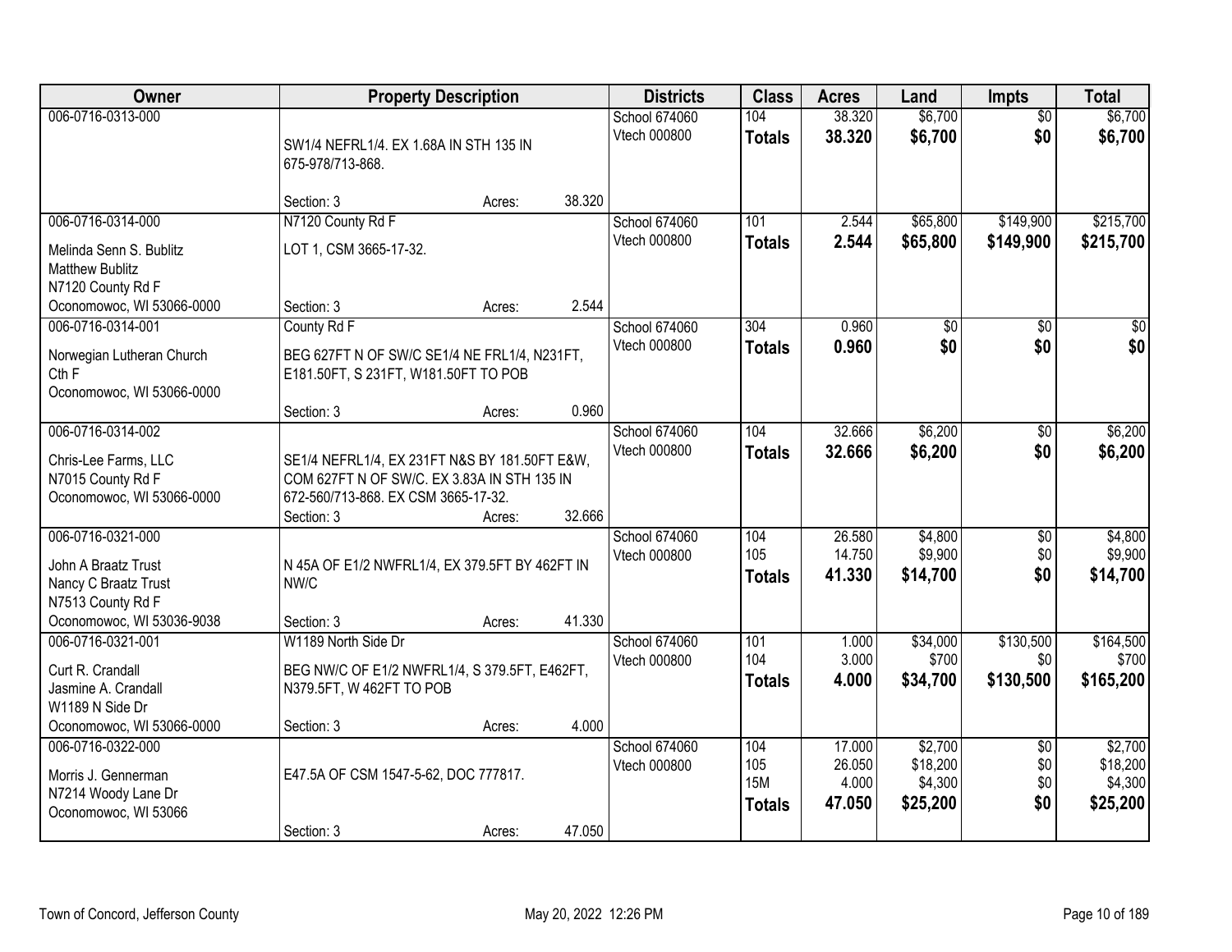| Owner | Property Description | | | Districts | Class | Acres | Land | Impts | Total |
|---|---|---|---|---|---|---|---|---|---|
| 006-0716-0313-000 | SW1/4 NEFRL1/4. EX 1.68A IN STH 135 IN 675-978/713-868. | | | School 674060 | 104 | 38.320 | $6,700 | $0 | $6,700 |
| | | | | Vtech 000800 | **Totals** | **38.320** | **$6,700** | **$0** | **$6,700** |
| | Section: 3 | Acres: | 38.320 | | | | | | |
| 006-0716-0314-000 | N7120 County Rd F | | | School 674060 | 101 | 2.544 | $65,800 | $149,900 | $215,700 |
| Melinda Senn S. Bublitz<br>Matthew Bublitz<br>N7120 County Rd F<br>Oconomowoc, WI 53066-0000 | LOT 1, CSM 3665-17-32. | | | Vtech 000800 | **Totals** | **2.544** | **$65,800** | **$149,900** | **$215,700** |
| | Section: 3 | Acres: | 2.544 | | | | | | |
| 006-0716-0314-001 | County Rd F | | | School 674060 | 304 | 0.960 | $0 | $0 | $0 |
| Norwegian Lutheran Church<br>Cth F<br>Oconomowoc, WI 53066-0000 | BEG 627FT N OF SW/C SE1/4 NE FRL1/4, N231FT, E181.50FT, S 231FT, W181.50FT TO POB | | | Vtech 000800 | **Totals** | **0.960** | **$0** | **$0** | **$0** |
| | Section: 3 | Acres: | 0.960 | | | | | | |
| 006-0716-0314-002 | | | | School 674060 | 104 | 32.666 | $6,200 | $0 | $6,200 |
| Chris-Lee Farms, LLC<br>N7015 County Rd F<br>Oconomowoc, WI 53066-0000 | SE1/4 NEFRL1/4, EX 231FT N&S BY 181.50FT E&W, COM 627FT N OF SW/C. EX 3.83A IN STH 135 IN 672-560/713-868. EX CSM 3665-17-32. | | | Vtech 000800 | **Totals** | **32.666** | **$6,200** | **$0** | **$6,200** |
| | Section: 3 | Acres: | 32.666 | | | | | | |
| 006-0716-0321-000 | | | | School 674060 | 104 | 26.580 | $4,800 | $0 | $4,800 |
| John A Braatz Trust<br>Nancy C Braatz Trust<br>N7513 County Rd F<br>Oconomowoc, WI 53036-9038 | N 45A OF E1/2 NWFRL1/4, EX 379.5FT BY 462FT IN NW/C | | | Vtech 000800 | 105 | 14.750 | $9,900 | $0 | $9,900 |
| | | | | | **Totals** | **41.330** | **$14,700** | **$0** | **$14,700** |
| | Section: 3 | Acres: | 41.330 | | | | | | |
| 006-0716-0321-001 | W1189 North Side Dr | | | School 674060 | 101 | 1.000 | $34,000 | $130,500 | $164,500 |
| Curt R. Crandall<br>Jasmine A. Crandall<br>W1189 N Side Dr<br>Oconomowoc, WI 53066-0000 | BEG NW/C OF E1/2 NWFRL1/4, S 379.5FT, E462FT, N379.5FT, W 462FT TO POB | | | Vtech 000800 | 104 | 3.000 | $700 | $0 | $700 |
| | | | | | **Totals** | **4.000** | **$34,700** | **$130,500** | **$165,200** |
| | Section: 3 | Acres: | 4.000 | | | | | | |
| 006-0716-0322-000 | | | | School 674060 | 104 | 17.000 | $2,700 | $0 | $2,700 |
| Morris J. Gennerman<br>N7214 Woody Lane Dr<br>Oconomowoc, WI 53066 | E47.5A OF CSM 1547-5-62, DOC 777817. | | | Vtech 000800 | 105 | 26.050 | $18,200 | $0 | $18,200 |
| | | | | | 15M | 4.000 | $4,300 | $0 | $4,300 |
| | | | | | **Totals** | **47.050** | **$25,200** | **$0** | **$25,200** |
| | Section: 3 | Acres: | 47.050 | | | | | | |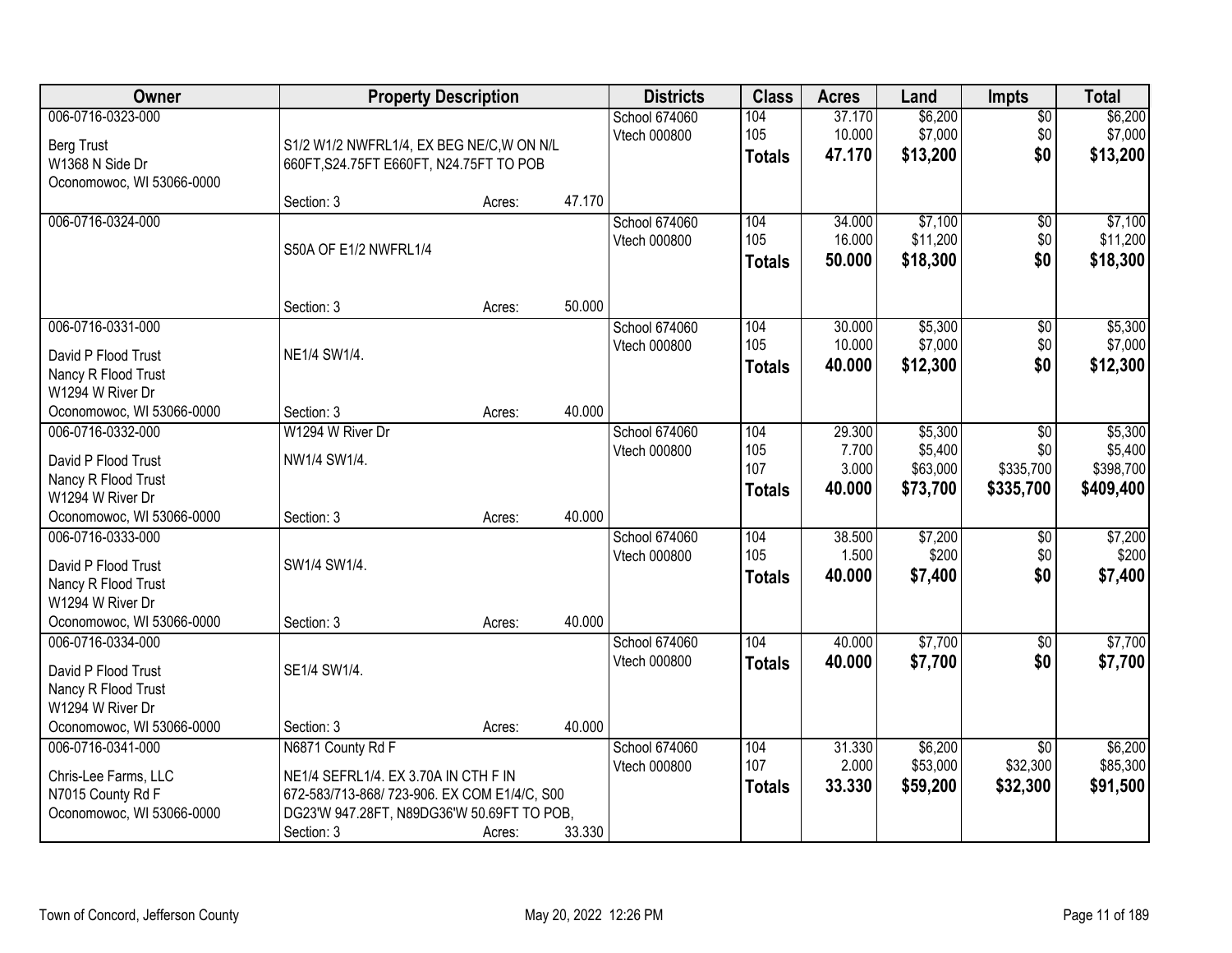| Owner | Property Description | | | Districts | Class | Acres | Land | Impts | Total |
|---|---|---|---|---|---|---|---|---|---|
| 006-0716-0323-000<br><br>Berg Trust<br>W1368 N Side Dr<br>Oconomowoc, WI 53066-0000 | S1/2 W1/2 NWFRL1/4, EX BEG NE/C,W ON N/L 660FT,S24.75FT E660FT, N24.75FT TO POB<br><br>Section: 3 | Acres: | 47.170 | School 674060<br>Vtech 000800 | 104<br>105<br>**Totals** | 37.170<br>10.000<br>**47.170** | $6,200<br>$7,000<br>**$13,200** | $0<br>$0<br>**$0** | $6,200<br>$7,000<br>**$13,200** |
| 006-0716-0324-000 | S50A OF E1/2 NWFRL1/4<br><br>Section: 3 | Acres: | 50.000 | School 674060<br>Vtech 000800 | 104<br>105<br>**Totals** | 34.000<br>16.000<br>**50.000** | $7,100<br>$11,200<br>**$18,300** | $0<br>$0<br>**$0** | $7,100<br>$11,200<br>**$18,300** |
| 006-0716-0331-000<br><br>David P Flood Trust<br>Nancy R Flood Trust<br>W1294 W River Dr<br>Oconomowoc, WI 53066-0000 | NE1/4 SW1/4.<br><br>Section: 3 | Acres: | 40.000 | School 674060<br>Vtech 000800 | 104<br>105<br>**Totals** | 30.000<br>10.000<br>**40.000** | $5,300<br>$7,000<br>**$12,300** | $0<br>$0<br>**$0** | $5,300<br>$7,000<br>**$12,300** |
| 006-0716-0332-000<br><br>David P Flood Trust<br>Nancy R Flood Trust<br>W1294 W River Dr<br>Oconomowoc, WI 53066-0000 | W1294 W River Dr<br><br>NW1/4 SW1/4.<br><br>Section: 3 | Acres: | 40.000 | School 674060<br>Vtech 000800 | 104<br>105<br>107<br>**Totals** | 29.300<br>7.700<br>3.000<br>**40.000** | $5,300<br>$5,400<br>$63,000<br>**$73,700** | $0<br>$0<br>$335,700<br>**$335,700** | $5,300<br>$5,400<br>$398,700<br>**$409,400** |
| 006-0716-0333-000<br><br>David P Flood Trust<br>Nancy R Flood Trust<br>W1294 W River Dr<br>Oconomowoc, WI 53066-0000 | SW1/4 SW1/4.<br><br>Section: 3 | Acres: | 40.000 | School 674060<br>Vtech 000800 | 104<br>105<br>**Totals** | 38.500<br>1.500<br>**40.000** | $7,200<br>$200<br>**$7,400** | $0<br>$0<br>**$0** | $7,200<br>$200<br>**$7,400** |
| 006-0716-0334-000<br><br>David P Flood Trust<br>Nancy R Flood Trust<br>W1294 W River Dr<br>Oconomowoc, WI 53066-0000 | SE1/4 SW1/4.<br><br>Section: 3 | Acres: | 40.000 | School 674060<br>Vtech 000800 | 104<br>**Totals** | 40.000<br>**40.000** | $7,700<br>**$7,700** | $0<br>**$0** | $7,700<br>**$7,700** |
| 006-0716-0341-000<br><br>Chris-Lee Farms, LLC<br>N7015 County Rd F<br>Oconomowoc, WI 53066-0000 | N6871 County Rd F<br><br>NE1/4 SEFRL1/4. EX 3.70A IN CTH F IN 672-583/713-868/ 723-906. EX COM E1/4/C, S00 DG23'W 947.28FT, N89DG36'W 50.69FT TO POB,<br>Section: 3 | Acres: | 33.330 | School 674060<br>Vtech 000800 | 104<br>107<br>**Totals** | 31.330<br>2.000<br>**33.330** | $6,200<br>$53,000<br>**$59,200** | $0<br>$32,300<br>**$32,300** | $6,200<br>$85,300<br>**$91,500** |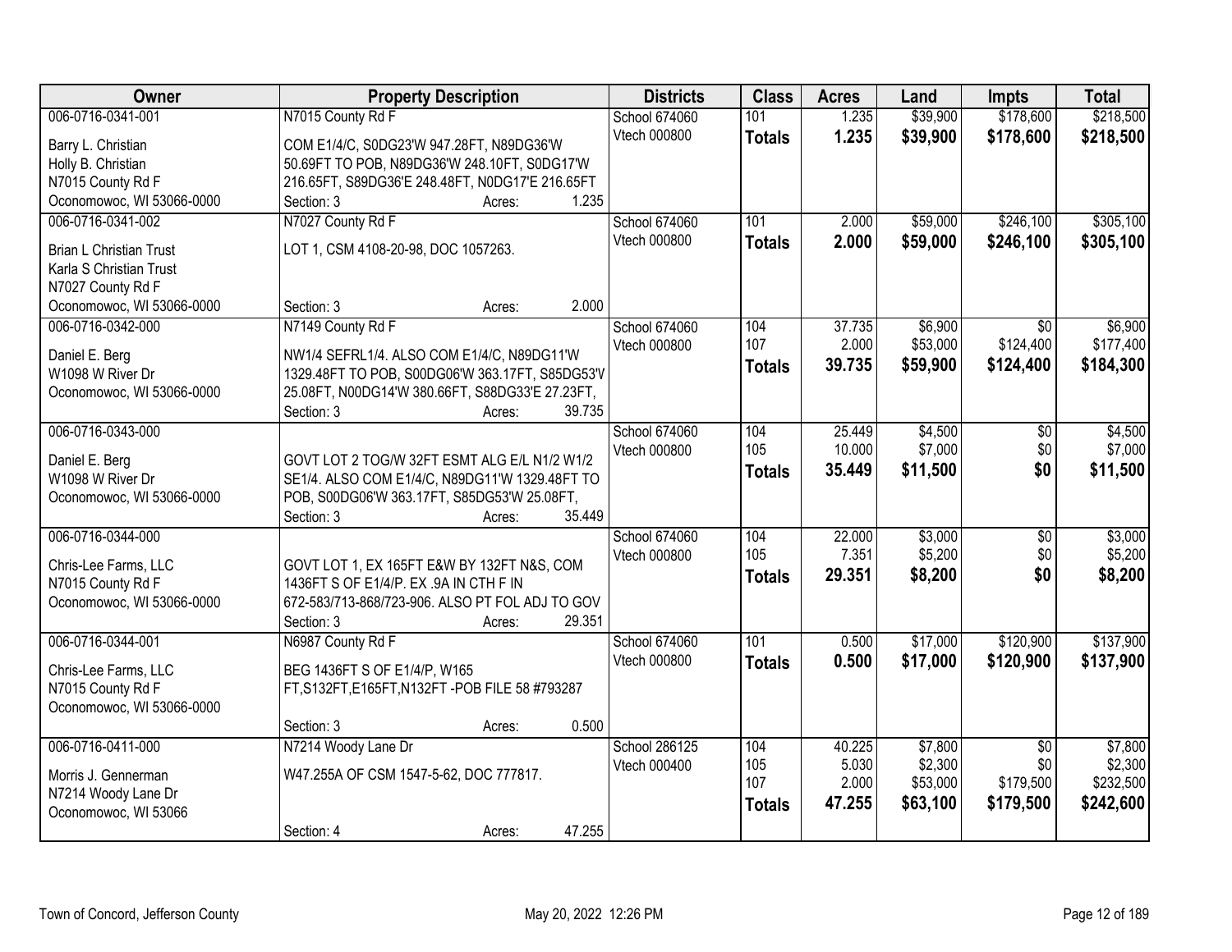| Owner | Property Description | Districts | Class | Acres | Land | Impts | Total |
|---|---|---|---|---|---|---|---|
| 006-0716-0341-001<br>Barry L. Christian<br>Holly B. Christian<br>N7015 County Rd F<br>Oconomowoc, WI 53066-0000 | N7015 County Rd F<br>COM E1/4/C, S0DG23'W 947.28FT, N89DG36'W 50.69FT TO POB, N89DG36'W 248.10FT, S0DG17'W 216.65FT, S89DG36'E 248.48FT, N0DG17'E 216.65FT<br>Section: 3 Acres: 1.235 | School 674060<br>Vtech 000800 | 101<br>**Totals** | 1.235<br>**1.235** | $39,900<br>**$39,900** | $178,600<br>**$178,600** | $218,500<br>**$218,500** |
| 006-0716-0341-002<br>Brian L Christian Trust<br>Karla S Christian Trust<br>N7027 County Rd F<br>Oconomowoc, WI 53066-0000 | N7027 County Rd F<br>LOT 1, CSM 4108-20-98, DOC 1057263.<br>Section: 3 Acres: 2.000 | School 674060<br>Vtech 000800 | 101<br>**Totals** | 2.000<br>**2.000** | $59,000<br>**$59,000** | $246,100<br>**$246,100** | $305,100<br>**$305,100** |
| 006-0716-0342-000<br>Daniel E. Berg<br>W1098 W River Dr<br>Oconomowoc, WI 53066-0000 | N7149 County Rd F<br>NW1/4 SEFRL1/4. ALSO COM E1/4/C, N89DG11'W 1329.48FT TO POB, S00DG06'W 363.17FT, S85DG53'V 25.08FT, N00DG14'W 380.66FT, S88DG33'E 27.23FT,<br>Section: 3 Acres: 39.735 | School 674060<br>Vtech 000800 | 104<br>107<br>**Totals** | 37.735<br>2.000<br>**39.735** | $6,900<br>$53,000<br>**$59,900** | $0<br>$124,400<br>**$124,400** | $6,900<br>$177,400<br>**$184,300** |
| 006-0716-0343-000<br>Daniel E. Berg<br>W1098 W River Dr<br>Oconomowoc, WI 53066-0000 | GOVT LOT 2 TOG/W 32FT ESMT ALG E/L N1/2 W1/2 SE1/4. ALSO COM E1/4/C, N89DG11'W 1329.48FT TO POB, S00DG06'W 363.17FT, S85DG53'W 25.08FT,<br>Section: 3 Acres: 35.449 | School 674060<br>Vtech 000800 | 104<br>105<br>**Totals** | 25.449<br>10.000<br>**35.449** | $4,500<br>$7,000<br>**$11,500** | $0<br>$0<br>**$0** | $4,500<br>$7,000<br>**$11,500** |
| 006-0716-0344-000<br>Chris-Lee Farms, LLC<br>N7015 County Rd F<br>Oconomowoc, WI 53066-0000 | GOVT LOT 1, EX 165FT E&W BY 132FT N&S, COM 1436FT S OF E1/4/P. EX .9A IN CTH F IN 672-583/713-868/723-906. ALSO PT FOL ADJ TO GOV<br>Section: 3 Acres: 29.351 | School 674060<br>Vtech 000800 | 104<br>105<br>**Totals** | 22.000<br>7.351<br>**29.351** | $3,000<br>$5,200<br>**$8,200** | $0<br>$0<br>**$0** | $3,000<br>$5,200<br>**$8,200** |
| 006-0716-0344-001<br>Chris-Lee Farms, LLC<br>N7015 County Rd F<br>Oconomowoc, WI 53066-0000 | N6987 County Rd F<br>BEG 1436FT S OF E1/4/P, W165 FT,S132FT,E165FT,N132FT -POB FILE 58 #793287<br>Section: 3 Acres: 0.500 | School 674060<br>Vtech 000800 | 101<br>**Totals** | 0.500<br>**0.500** | $17,000<br>**$17,000** | $120,900<br>**$120,900** | $137,900<br>**$137,900** |
| 006-0716-0411-000<br>Morris J. Gennerman<br>N7214 Woody Lane Dr<br>Oconomowoc, WI 53066 | N7214 Woody Lane Dr<br>W47.255A OF CSM 1547-5-62, DOC 777817.<br>Section: 4 Acres: 47.255 | School 286125<br>Vtech 000400 | 104<br>105<br>107<br>**Totals** | 40.225<br>5.030<br>2.000<br>**47.255** | $7,800<br>$2,300<br>$53,000<br>**$63,100** | $0<br>$0<br>$179,500<br>**$179,500** | $7,800<br>$2,300<br>$232,500<br>**$242,600** |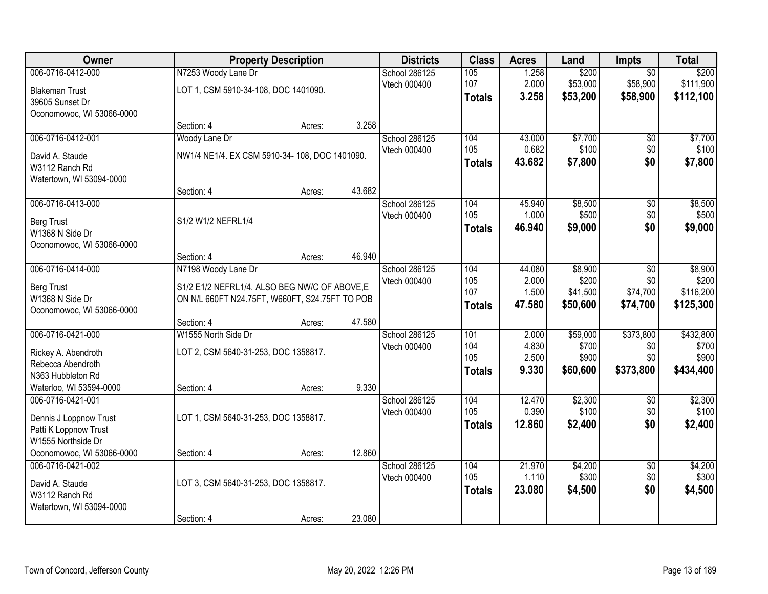| Owner | Property Description | | | Districts | Class | Acres | Land | Impts | Total |
|---|---|---|---|---|---|---|---|---|---|
| 006-0716-0412-000 | N7253 Woody Lane Dr | | | School 286125 | 105 | 1.258 | $200 | $0 | $200 |
| Blakeman Trust | LOT 1, CSM 5910-34-108, DOC 1401090. | | | Vtech 000400 | 107 | 2.000 | $53,000 | $58,900 | $111,900 |
| 39605 Sunset Dr | | | | | **Totals** | **3.258** | **$53,200** | **$58,900** | **$112,100** |
| Oconomowoc, WI 53066-0000 | | | | | | | | | |
| | Section: 4 | Acres: | 3.258 | | | | | | |
| 006-0716-0412-001 | Woody Lane Dr | | | School 286125 | 104 | 43.000 | $7,700 | $0 | $7,700 |
| David A. Staude | NW1/4 NE1/4. EX CSM 5910-34- 108, DOC 1401090. | | | Vtech 000400 | 105 | 0.682 | $100 | $0 | $100 |
| W3112 Ranch Rd | | | | | **Totals** | **43.682** | **$7,800** | **$0** | **$7,800** |
| Watertown, WI 53094-0000 | | | | | | | | | |
| | Section: 4 | Acres: | 43.682 | | | | | | |
| 006-0716-0413-000 | | | | School 286125 | 104 | 45.940 | $8,500 | $0 | $8,500 |
| Berg Trust | S1/2 W1/2 NEFRL1/4 | | | Vtech 000400 | 105 | 1.000 | $500 | $0 | $500 |
| W1368 N Side Dr | | | | | **Totals** | **46.940** | **$9,000** | **$0** | **$9,000** |
| Oconomowoc, WI 53066-0000 | | | | | | | | | |
| | Section: 4 | Acres: | 46.940 | | | | | | |
| 006-0716-0414-000 | N7198 Woody Lane Dr | | | School 286125 | 104 | 44.080 | $8,900 | $0 | $8,900 |
| Berg Trust | S1/2 E1/2 NEFRL1/4. ALSO BEG NW/C OF ABOVE,E | | | Vtech 000400 | 105 | 2.000 | $200 | $0 | $200 |
| W1368 N Side Dr | ON N/L 660FT N24.75FT, W660FT, S24.75FT TO POB | | | | 107 | 1.500 | $41,500 | $74,700 | $116,200 |
| Oconomowoc, WI 53066-0000 | | | | | **Totals** | **47.580** | **$50,600** | **$74,700** | **$125,300** |
| | Section: 4 | Acres: | 47.580 | | | | | | |
| 006-0716-0421-000 | W1555 North Side Dr | | | School 286125 | 101 | 2.000 | $59,000 | $373,800 | $432,800 |
| Rickey A. Abendroth | LOT 2, CSM 5640-31-253, DOC 1358817. | | | Vtech 000400 | 104 | 4.830 | $700 | $0 | $700 |
| Rebecca Abendroth | | | | | 105 | 2.500 | $900 | $0 | $900 |
| N363 Hubbleton Rd | | | | | **Totals** | **9.330** | **$60,600** | **$373,800** | **$434,400** |
| Waterloo, WI 53594-0000 | Section: 4 | Acres: | 9.330 | | | | | | |
| 006-0716-0421-001 | | | | School 286125 | 104 | 12.470 | $2,300 | $0 | $2,300 |
| Dennis J Loppnow Trust | LOT 1, CSM 5640-31-253, DOC 1358817. | | | Vtech 000400 | 105 | 0.390 | $100 | $0 | $100 |
| Patti K Loppnow Trust | | | | | **Totals** | **12.860** | **$2,400** | **$0** | **$2,400** |
| W1555 Northside Dr | | | | | | | | | |
| Oconomowoc, WI 53066-0000 | Section: 4 | Acres: | 12.860 | | | | | | |
| 006-0716-0421-002 | | | | School 286125 | 104 | 21.970 | $4,200 | $0 | $4,200 |
| David A. Staude | LOT 3, CSM 5640-31-253, DOC 1358817. | | | Vtech 000400 | 105 | 1.110 | $300 | $0 | $300 |
| W3112 Ranch Rd | | | | | **Totals** | **23.080** | **$4,500** | **$0** | **$4,500** |
| Watertown, WI 53094-0000 | | | | | | | | | |
| | Section: 4 | Acres: | 23.080 | | | | | | |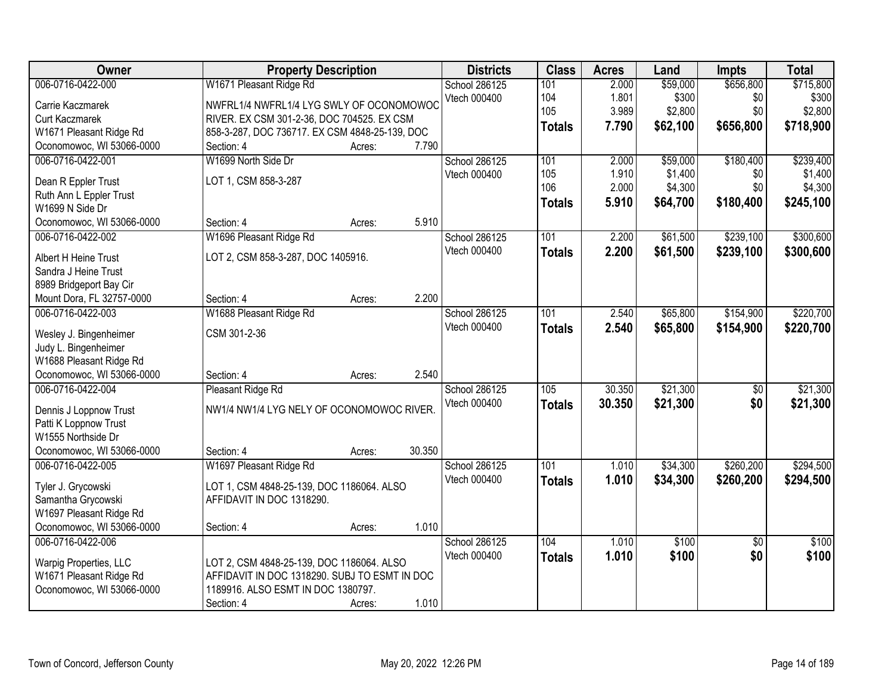| Owner | Property Description | Districts | Class | Acres | Land | Impts | Total |
|---|---|---|---|---|---|---|---|
| 006-0716-0422-000<br>Carrie Kaczmarek<br>Curt Kaczmarek<br>W1671 Pleasant Ridge Rd<br>Oconomowoc, WI 53066-0000 | W1671 Pleasant Ridge Rd<br>NWFRL1/4 NWFRL1/4 LYG SWLY OF OCONOMOWOC RIVER. EX CSM 301-2-36, DOC 704525. EX CSM 858-3-287, DOC 736717. EX CSM 4848-25-139, DOC<br>Section: 4 Acres: 7.790 | School 286125<br>Vtech 000400 | 101<br>104<br>105<br>**Totals** | 2.000<br>1.801<br>3.989<br>**7.790** | $59,000<br>$300<br>$2,800<br>**$62,100** | $656,800<br>$0<br>$0<br>**$656,800** | $715,800<br>$300<br>$2,800<br>**$718,900** |
| 006-0716-0422-001<br>Dean R Eppler Trust<br>Ruth Ann L Eppler Trust<br>W1699 N Side Dr<br>Oconomowoc, WI 53066-0000 | W1699 North Side Dr<br>LOT 1, CSM 858-3-287<br>Section: 4 Acres: 5.910 | School 286125<br>Vtech 000400 | 101<br>105<br>106<br>**Totals** | 2.000<br>1.910<br>2.000<br>**5.910** | $59,000<br>$1,400<br>$4,300<br>**$64,700** | $180,400<br>$0<br>$0<br>**$180,400** | $239,400<br>$1,400<br>$4,300<br>**$245,100** |
| 006-0716-0422-002<br>Albert H Heine Trust<br>Sandra J Heine Trust<br>8989 Bridgeport Bay Cir<br>Mount Dora, FL 32757-0000 | W1696 Pleasant Ridge Rd<br>LOT 2, CSM 858-3-287, DOC 1405916.<br>Section: 4 Acres: 2.200 | School 286125<br>Vtech 000400 | 101<br>**Totals** | 2.200<br>**2.200** | $61,500<br>**$61,500** | $239,100<br>**$239,100** | $300,600<br>**$300,600** |
| 006-0716-0422-003<br>Wesley J. Bingenheimer<br>Judy L. Bingenheimer<br>W1688 Pleasant Ridge Rd<br>Oconomowoc, WI 53066-0000 | W1688 Pleasant Ridge Rd<br>CSM 301-2-36<br>Section: 4 Acres: 2.540 | School 286125<br>Vtech 000400 | 101<br>**Totals** | 2.540<br>**2.540** | $65,800<br>**$65,800** | $154,900<br>**$154,900** | $220,700<br>**$220,700** |
| 006-0716-0422-004<br>Dennis J Loppnow Trust<br>Patti K Loppnow Trust<br>W1555 Northside Dr<br>Oconomowoc, WI 53066-0000 | Pleasant Ridge Rd<br>NW1/4 NW1/4 LYG NELY OF OCONOMOWOC RIVER.<br>Section: 4 Acres: 30.350 | School 286125<br>Vtech 000400 | 105<br>**Totals** | 30.350<br>**30.350** | $21,300<br>**$21,300** | $0<br>**$0** | $21,300<br>**$21,300** |
| 006-0716-0422-005<br>Tyler J. Grycowski<br>Samantha Grycowski<br>W1697 Pleasant Ridge Rd<br>Oconomowoc, WI 53066-0000 | W1697 Pleasant Ridge Rd<br>LOT 1, CSM 4848-25-139, DOC 1186064. ALSO AFFIDAVIT IN DOC 1318290.<br>Section: 4 Acres: 1.010 | School 286125<br>Vtech 000400 | 101<br>**Totals** | 1.010<br>**1.010** | $34,300<br>**$34,300** | $260,200<br>**$260,200** | $294,500<br>**$294,500** |
| 006-0716-0422-006<br>Warpig Properties, LLC<br>W1671 Pleasant Ridge Rd<br>Oconomowoc, WI 53066-0000 | LOT 2, CSM 4848-25-139, DOC 1186064. ALSO AFFIDAVIT IN DOC 1318290. SUBJ TO ESMT IN DOC 1189916. ALSO ESMT IN DOC 1380797.<br>Section: 4 Acres: 1.010 | School 286125<br>Vtech 000400 | 104<br>**Totals** | 1.010<br>**1.010** | $100<br>**$100** | $0<br>**$0** | $100<br>**$100** |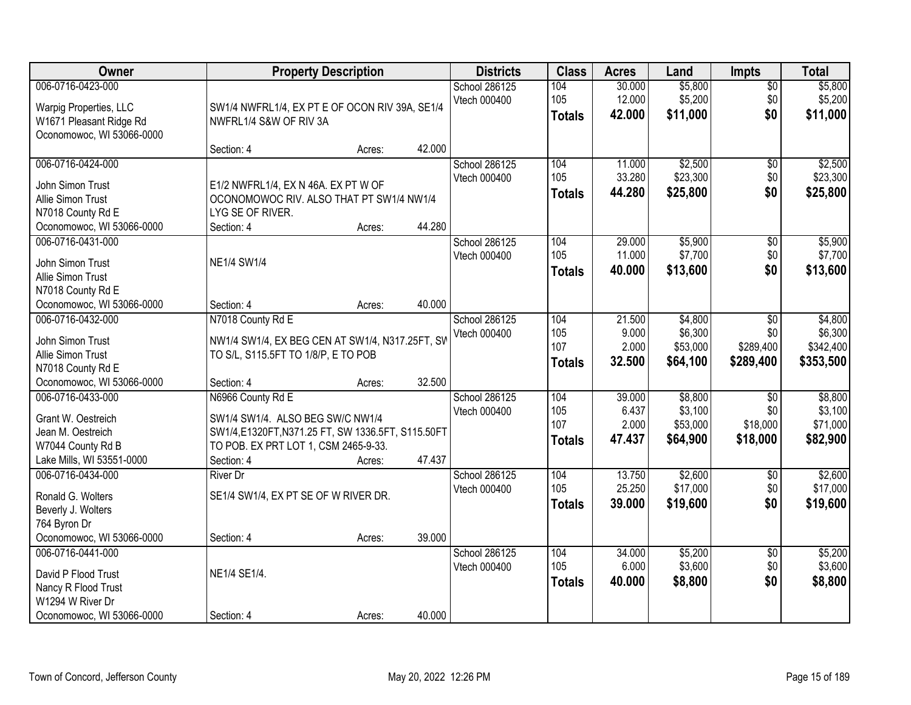| Owner | Property Description | Districts | Class | Acres | Land | Impts | Total |
|---|---|---|---|---|---|---|---|
| 006-0716-0423-000<br>Warpig Properties, LLC<br>W1671 Pleasant Ridge Rd<br>Oconomowoc, WI 53066-0000 | SW1/4 NWFRL1/4, EX PT E OF OCON RIV 39A, SE1/4 NWFRL1/4 S&W OF RIV 3A<br>Section: 4 Acres: 42.000 | School 286125<br>Vtech 000400 | 104<br>105<br>**Totals** | 30.000<br>12.000<br>**42.000** | $5,800<br>$5,200<br>**$11,000** | $0<br>$0<br>**$0** | $5,800<br>$5,200<br>**$11,000** |
| 006-0716-0424-000<br>John Simon Trust<br>Allie Simon Trust<br>N7018 County Rd E<br>Oconomowoc, WI 53066-0000 | E1/2 NWFRL1/4, EX N 46A. EX PT W OF OCONOMOWOC RIV. ALSO THAT PT SW1/4 NW1/4 LYG SE OF RIVER.<br>Section: 4 Acres: 44.280 | School 286125<br>Vtech 000400 | 104<br>105<br>**Totals** | 11.000<br>33.280<br>**44.280** | $2,500<br>$23,300<br>**$25,800** | $0<br>$0<br>**$0** | $2,500<br>$23,300<br>**$25,800** |
| 006-0716-0431-000<br>John Simon Trust<br>Allie Simon Trust<br>N7018 County Rd E<br>Oconomowoc, WI 53066-0000 | NE1/4 SW1/4<br>Section: 4 Acres: 40.000 | School 286125<br>Vtech 000400 | 104<br>105<br>**Totals** | 29.000<br>11.000<br>**40.000** | $5,900<br>$7,700<br>**$13,600** | $0<br>$0<br>**$0** | $5,900<br>$7,700<br>**$13,600** |
| 006-0716-0432-000<br>John Simon Trust<br>Allie Simon Trust<br>N7018 County Rd E<br>Oconomowoc, WI 53066-0000 | N7018 County Rd E<br>NW1/4 SW1/4, EX BEG CEN AT SW1/4, N317.25FT, SW TO S/L, S115.5FT TO 1/8/P, E TO POB<br>Section: 4 Acres: 32.500 | School 286125<br>Vtech 000400 | 104<br>105<br>107<br>**Totals** | 21.500<br>9.000<br>2.000<br>**32.500** | $4,800<br>$6,300<br>$53,000<br>**$64,100** | $0<br>$0<br>$289,400<br>**$289,400** | $4,800<br>$6,300<br>$342,400<br>**$353,500** |
| 006-0716-0433-000<br>Grant W. Oestreich<br>Jean M. Oestreich<br>W7044 County Rd B<br>Lake Mills, WI 53551-0000 | N6966 County Rd E<br>SW1/4 SW1/4. ALSO BEG SW/C NW1/4 SW1/4,E1320FT,N371.25 FT, SW 1336.5FT, S115.50FT TO POB. EX PRT LOT 1, CSM 2465-9-33.<br>Section: 4 Acres: 47.437 | School 286125<br>Vtech 000400 | 104<br>105<br>107<br>**Totals** | 39.000<br>6.437<br>2.000<br>**47.437** | $8,800<br>$3,100<br>$53,000<br>**$64,900** | $0<br>$0<br>$18,000<br>**$18,000** | $8,800<br>$3,100<br>$71,000<br>**$82,900** |
| 006-0716-0434-000<br>Ronald G. Wolters<br>Beverly J. Wolters<br>764 Byron Dr<br>Oconomowoc, WI 53066-0000 | River Dr<br>SE1/4 SW1/4, EX PT SE OF W RIVER DR.<br>Section: 4 Acres: 39.000 | School 286125<br>Vtech 000400 | 104<br>105<br>**Totals** | 13.750<br>25.250<br>**39.000** | $2,600<br>$17,000<br>**$19,600** | $0<br>$0<br>**$0** | $2,600<br>$17,000<br>**$19,600** |
| 006-0716-0441-000<br>David P Flood Trust<br>Nancy R Flood Trust<br>W1294 W River Dr<br>Oconomowoc, WI 53066-0000 | NE1/4 SE1/4.<br>Section: 4 Acres: 40.000 | School 286125<br>Vtech 000400 | 104<br>105<br>**Totals** | 34.000<br>6.000<br>**40.000** | $5,200<br>$3,600<br>**$8,800** | $0<br>$0<br>**$0** | $5,200<br>$3,600<br>**$8,800** |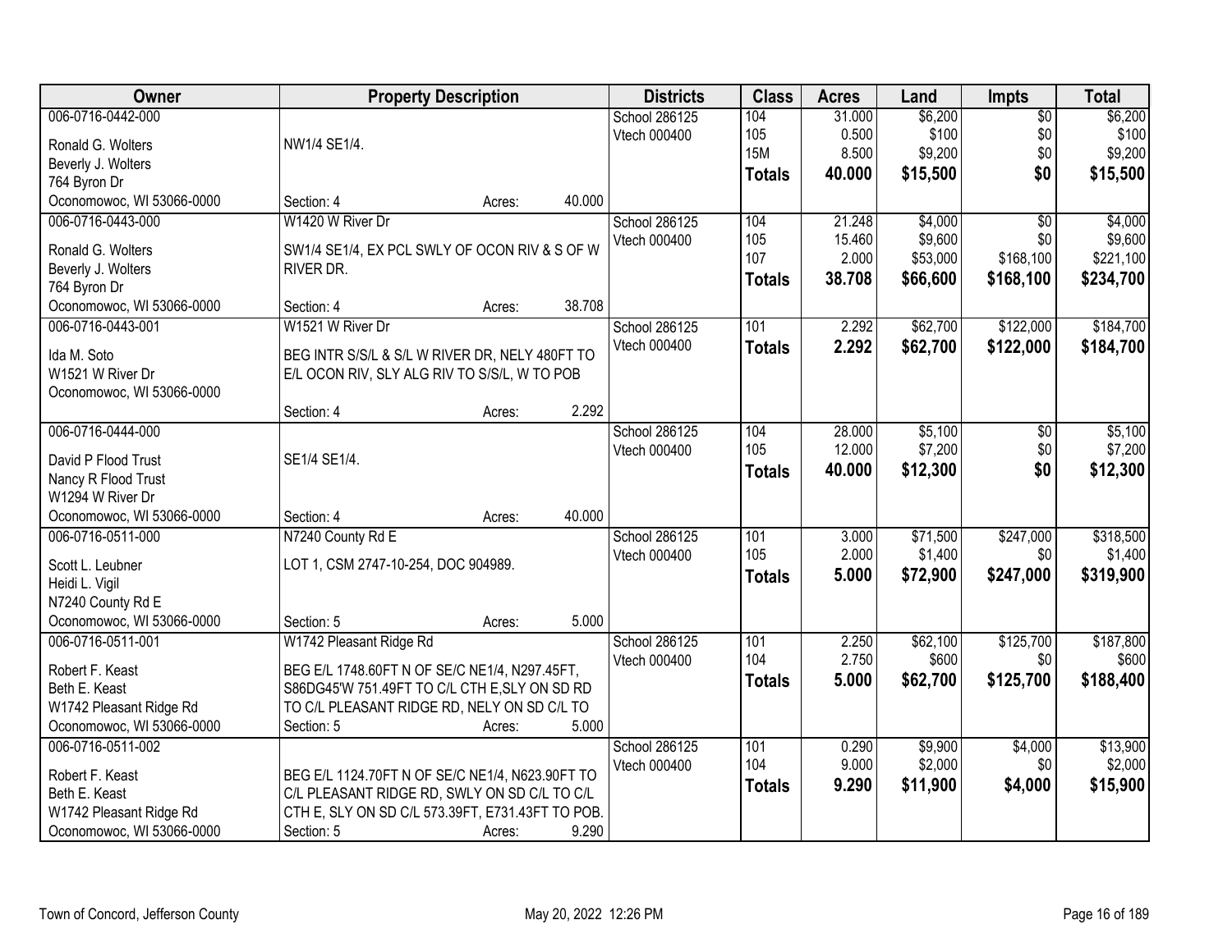| Owner | Property Description | Districts | Class | Acres | Land | Impts | Total |
|---|---|---|---|---|---|---|---|
| 006-0716-0442-000<br>Ronald G. Wolters<br>Beverly J. Wolters<br>764 Byron Dr<br>Oconomowoc, WI 53066-0000 | NW1/4 SE1/4.<br>Section: 4 Acres: 40.000 | School 286125<br>Vtech 000400 | 104<br>105<br>15M<br>**Totals** | 31.000<br>0.500<br>8.500<br>**40.000** | $6,200<br>$100<br>$9,200<br>**$15,500** | $0<br>$0<br>$0<br>**$0** | $6,200<br>$100<br>$9,200<br>**$15,500** |
| 006-0716-0443-000<br>Ronald G. Wolters<br>Beverly J. Wolters<br>764 Byron Dr<br>Oconomowoc, WI 53066-0000 | W1420 W River Dr<br>SW1/4 SE1/4, EX PCL SWLY OF OCON RIV & S OF W RIVER DR.<br>Section: 4 Acres: 38.708 | School 286125<br>Vtech 000400 | 104<br>105<br>107<br>**Totals** | 21.248<br>15.460<br>2.000<br>**38.708** | $4,000<br>$9,600<br>$53,000<br>**$66,600** | $0<br>$0<br>$168,100<br>**$168,100** | $4,000<br>$9,600<br>$221,100<br>**$234,700** |
| 006-0716-0443-001<br>Ida M. Soto<br>W1521 W River Dr<br>Oconomowoc, WI 53066-0000 | W1521 W River Dr<br>BEG INTR S/S/L & S/L W RIVER DR, NELY 480FT TO E/L OCON RIV, SLY ALG RIV TO S/S/L, W TO POB<br>Section: 4 Acres: 2.292 | School 286125<br>Vtech 000400 | 101<br>**Totals** | 2.292<br>**2.292** | $62,700<br>**$62,700** | $122,000<br>**$122,000** | $184,700<br>**$184,700** |
| 006-0716-0444-000<br>David P Flood Trust<br>Nancy R Flood Trust<br>W1294 W River Dr<br>Oconomowoc, WI 53066-0000 | SE1/4 SE1/4.<br>Section: 4 Acres: 40.000 | School 286125<br>Vtech 000400 | 104<br>105<br>**Totals** | 28.000<br>12.000<br>**40.000** | $5,100<br>$7,200<br>**$12,300** | $0<br>$0<br>**$0** | $5,100<br>$7,200<br>**$12,300** |
| 006-0716-0511-000<br>Scott L. Leubner<br>Heidi L. Vigil<br>N7240 County Rd E<br>Oconomowoc, WI 53066-0000 | N7240 County Rd E<br>LOT 1, CSM 2747-10-254, DOC 904989.<br>Section: 5 Acres: 5.000 | School 286125<br>Vtech 000400 | 101<br>105<br>**Totals** | 3.000<br>2.000<br>**5.000** | $71,500<br>$1,400<br>**$72,900** | $247,000<br>$0<br>**$247,000** | $318,500<br>$1,400<br>**$319,900** |
| 006-0716-0511-001<br>Robert F. Keast<br>Beth E. Keast<br>W1742 Pleasant Ridge Rd<br>Oconomowoc, WI 53066-0000 | W1742 Pleasant Ridge Rd<br>BEG E/L 1748.60FT N OF SE/C NE1/4, N297.45FT, S86DG45'W 751.49FT TO C/L CTH E,SLY ON SD RD TO C/L PLEASANT RIDGE RD, NELY ON SD C/L TO<br>Section: 5 Acres: 5.000 | School 286125<br>Vtech 000400 | 101<br>104<br>**Totals** | 2.250<br>2.750<br>**5.000** | $62,100<br>$600<br>**$62,700** | $125,700<br>$0<br>**$125,700** | $187,800<br>$600<br>**$188,400** |
| 006-0716-0511-002<br>Robert F. Keast<br>Beth E. Keast<br>W1742 Pleasant Ridge Rd<br>Oconomowoc, WI 53066-0000 | BEG E/L 1124.70FT N OF SE/C NE1/4, N623.90FT TO C/L PLEASANT RIDGE RD, SWLY ON SD C/L TO C/L CTH E, SLY ON SD C/L 573.39FT, E731.43FT TO POB.<br>Section: 5 Acres: 9.290 | School 286125<br>Vtech 000400 | 101<br>104<br>**Totals** | 0.290<br>9.000<br>**9.290** | $9,900<br>$2,000<br>**$11,900** | $4,000<br>$0<br>**$4,000** | $13,900<br>$2,000<br>**$15,900** |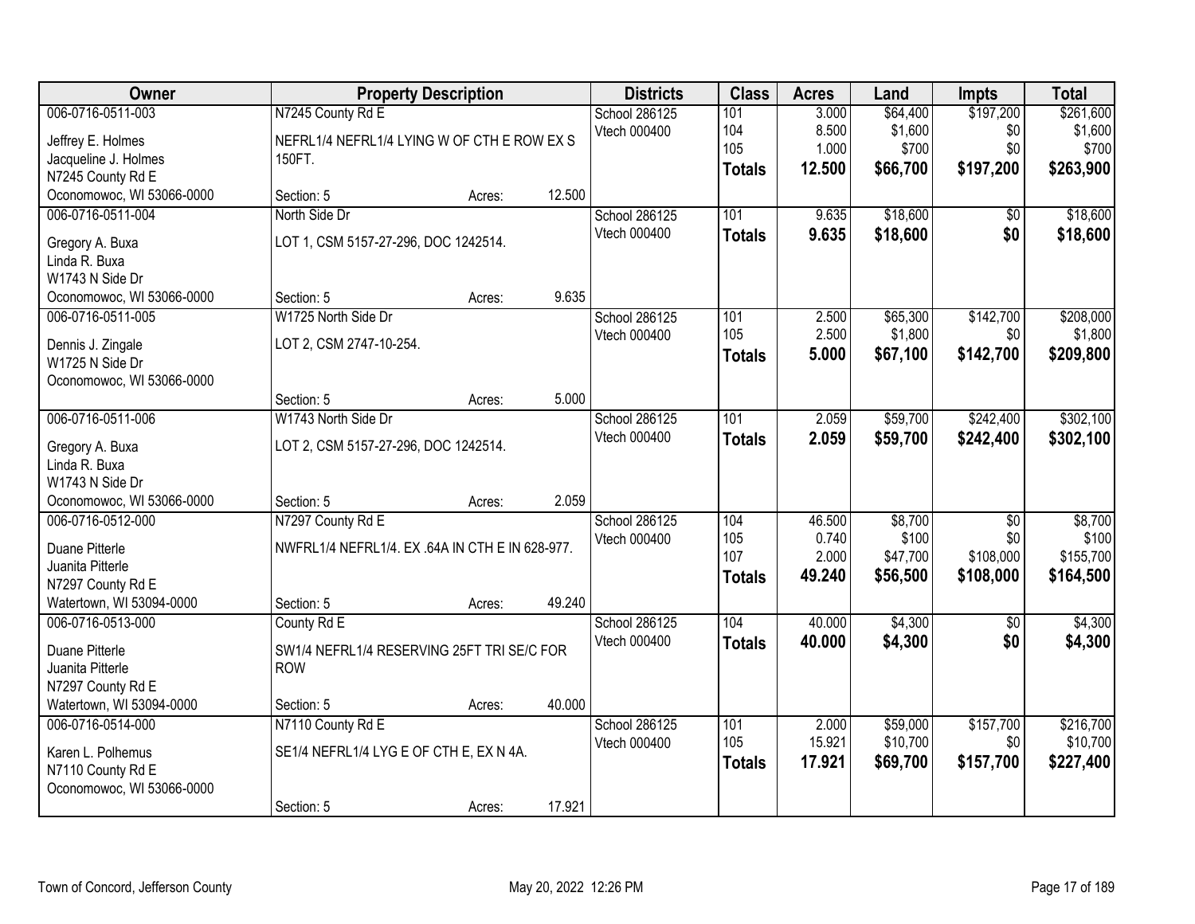| Owner | Property Description | Districts | Class | Acres | Land | Impts | Total |
|---|---|---|---|---|---|---|---|
| 006-0716-0511-003<br>Jeffrey E. Holmes<br>Jacqueline J. Holmes<br>N7245 County Rd E<br>Oconomowoc, WI 53066-0000 | N7245 County Rd E<br>NEFRL1/4 NEFRL1/4 LYING W OF CTH E ROW EX S 150FT.<br>Section: 5 Acres: 12.500 | School 286125<br>Vtech 000400 | 101<br>104<br>105<br>**Totals** | 3.000<br>8.500<br>1.000<br>**12.500** | $64,400<br>$1,600<br>$700<br>**$66,700** | $197,200<br>$0<br>$0<br>**$197,200** | $261,600<br>$1,600<br>$700<br>**$263,900** |
| 006-0716-0511-004<br>Gregory A. Buxa<br>Linda R. Buxa<br>W1743 N Side Dr<br>Oconomowoc, WI 53066-0000 | North Side Dr<br>LOT 1, CSM 5157-27-296, DOC 1242514.<br>Section: 5 Acres: 9.635 | School 286125<br>Vtech 000400 | 101<br>**Totals** | 9.635<br>**9.635** | $18,600<br>**$18,600** | $0<br>**$0** | $18,600<br>**$18,600** |
| 006-0716-0511-005<br>Dennis J. Zingale<br>W1725 N Side Dr<br>Oconomowoc, WI 53066-0000 | W1725 North Side Dr<br>LOT 2, CSM 2747-10-254.<br>Section: 5 Acres: 5.000 | School 286125<br>Vtech 000400 | 101<br>105<br>**Totals** | 2.500<br>2.500<br>**5.000** | $65,300<br>$1,800<br>**$67,100** | $142,700<br>$0<br>**$142,700** | $208,000<br>$1,800<br>**$209,800** |
| 006-0716-0511-006<br>Gregory A. Buxa<br>Linda R. Buxa<br>W1743 N Side Dr<br>Oconomowoc, WI 53066-0000 | W1743 North Side Dr<br>LOT 2, CSM 5157-27-296, DOC 1242514.<br>Section: 5 Acres: 2.059 | School 286125<br>Vtech 000400 | 101<br>**Totals** | 2.059<br>**2.059** | $59,700<br>**$59,700** | $242,400<br>**$242,400** | $302,100<br>**$302,100** |
| 006-0716-0512-000<br>Duane Pitterle<br>Juanita Pitterle<br>N7297 County Rd E<br>Watertown, WI 53094-0000 | N7297 County Rd E<br>NWFRL1/4 NEFRL1/4. EX .64A IN CTH E IN 628-977.<br>Section: 5 Acres: 49.240 | School 286125<br>Vtech 000400 | 104<br>105<br>107<br>**Totals** | 46.500<br>0.740<br>2.000<br>**49.240** | $8,700<br>$100<br>$47,700<br>**$56,500** | $0<br>$0<br>$108,000<br>**$108,000** | $8,700<br>$100<br>$155,700<br>**$164,500** |
| 006-0716-0513-000<br>Duane Pitterle<br>Juanita Pitterle<br>N7297 County Rd E<br>Watertown, WI 53094-0000 | County Rd E<br>SW1/4 NEFRL1/4 RESERVING 25FT TRI SE/C FOR ROW<br>Section: 5 Acres: 40.000 | School 286125<br>Vtech 000400 | 104<br>**Totals** | 40.000<br>**40.000** | $4,300<br>**$4,300** | $0<br>**$0** | $4,300<br>**$4,300** |
| 006-0716-0514-000<br>Karen L. Polhemus<br>N7110 County Rd E<br>Oconomowoc, WI 53066-0000 | N7110 County Rd E<br>SE1/4 NEFRL1/4 LYG E OF CTH E, EX N 4A.<br>Section: 5 Acres: 17.921 | School 286125<br>Vtech 000400 | 101<br>105<br>**Totals** | 2.000<br>15.921<br>**17.921** | $59,000<br>$10,700<br>**$69,700** | $157,700<br>$0<br>**$157,700** | $216,700<br>$10,700<br>**$227,400** |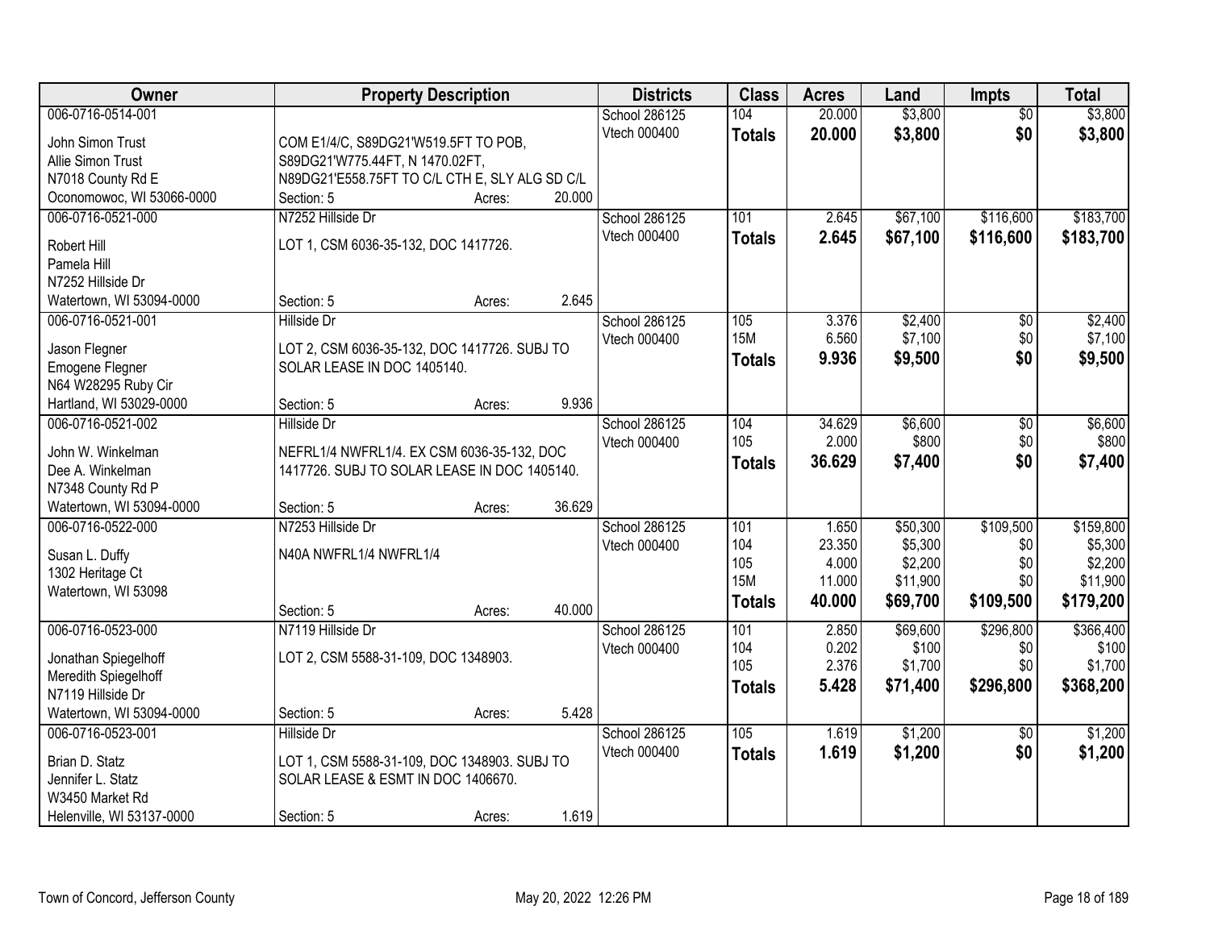| Owner | Property Description | Districts | Class | Acres | Land | Impts | Total |
|---|---|---|---|---|---|---|---|
| 006-0716-0514-001 | | School 286125 | 104 | 20.000 | $3,800 | $0 | $3,800 |
| John Simon Trust | COM E1/4/C, S89DG21'W519.5FT TO POB, | Vtech 000400 | **Totals** | **20.000** | **$3,800** | **$0** | **$3,800** |
| Allie Simon Trust | S89DG21'W775.44FT, N 1470.02FT, | | | | | | |
| N7018 County Rd E | N89DG21'E558.75FT TO C/L CTH E, SLY ALG SD C/L | | | | | | |
| Oconomowoc, WI 53066-0000 | Section: 5 Acres: 20.000 | | | | | | |
| 006-0716-0521-000 | N7252 Hillside Dr | School 286125 | 101 | 2.645 | $67,100 | $116,600 | $183,700 |
| Robert Hill | LOT 1, CSM 6036-35-132, DOC 1417726. | Vtech 000400 | **Totals** | **2.645** | **$67,100** | **$116,600** | **$183,700** |
| Pamela Hill | | | | | | | |
| N7252 Hillside Dr | | | | | | | |
| Watertown, WI 53094-0000 | Section: 5 Acres: 2.645 | | | | | | |
| 006-0716-0521-001 | Hillside Dr | School 286125 | 105 | 3.376 | $2,400 | $0 | $2,400 |
| Jason Flegner | LOT 2, CSM 6036-35-132, DOC 1417726. SUBJ TO | Vtech 000400 | 15M | 6.560 | $7,100 | $0 | $7,100 |
| Emogene Flegner | SOLAR LEASE IN DOC 1405140. | | **Totals** | **9.936** | **$9,500** | **$0** | **$9,500** |
| N64 W28295 Ruby Cir | | | | | | | |
| Hartland, WI 53029-0000 | Section: 5 Acres: 9.936 | | | | | | |
| 006-0716-0521-002 | Hillside Dr | School 286125 | 104 | 34.629 | $6,600 | $0 | $6,600 |
| John W. Winkelman | NEFRL1/4 NWFRL1/4. EX CSM 6036-35-132, DOC | Vtech 000400 | 105 | 2.000 | $800 | $0 | $800 |
| Dee A. Winkelman | 1417726. SUBJ TO SOLAR LEASE IN DOC 1405140. | | **Totals** | **36.629** | **$7,400** | **$0** | **$7,400** |
| N7348 County Rd P | | | | | | | |
| Watertown, WI 53094-0000 | Section: 5 Acres: 36.629 | | | | | | |
| 006-0716-0522-000 | N7253 Hillside Dr | School 286125 | 101 | 1.650 | $50,300 | $109,500 | $159,800 |
| Susan L. Duffy | N40A NWFRL1/4 NWFRL1/4 | Vtech 000400 | 104 | 23.350 | $5,300 | $0 | $5,300 |
| 1302 Heritage Ct | | | 105 | 4.000 | $2,200 | $0 | $2,200 |
| Watertown, WI 53098 | | | 15M | 11.000 | $11,900 | $0 | $11,900 |
| | Section: 5 Acres: 40.000 | | **Totals** | **40.000** | **$69,700** | **$109,500** | **$179,200** |
| 006-0716-0523-000 | N7119 Hillside Dr | School 286125 | 101 | 2.850 | $69,600 | $296,800 | $366,400 |
| Jonathan Spiegelhoff | LOT 2, CSM 5588-31-109, DOC 1348903. | Vtech 000400 | 104 | 0.202 | $100 | $0 | $100 |
| Meredith Spiegelhoff | | | 105 | 2.376 | $1,700 | $0 | $1,700 |
| N7119 Hillside Dr | | | **Totals** | **5.428** | **$71,400** | **$296,800** | **$368,200** |
| Watertown, WI 53094-0000 | Section: 5 Acres: 5.428 | | | | | | |
| 006-0716-0523-001 | Hillside Dr | School 286125 | 105 | 1.619 | $1,200 | $0 | $1,200 |
| Brian D. Statz | LOT 1, CSM 5588-31-109, DOC 1348903. SUBJ TO | Vtech 000400 | **Totals** | **1.619** | **$1,200** | **$0** | **$1,200** |
| Jennifer L. Statz | SOLAR LEASE & ESMT IN DOC 1406670. | | | | | | |
| W3450 Market Rd | | | | | | | |
| Helenville, WI 53137-0000 | Section: 5 Acres: 1.619 | | | | | | |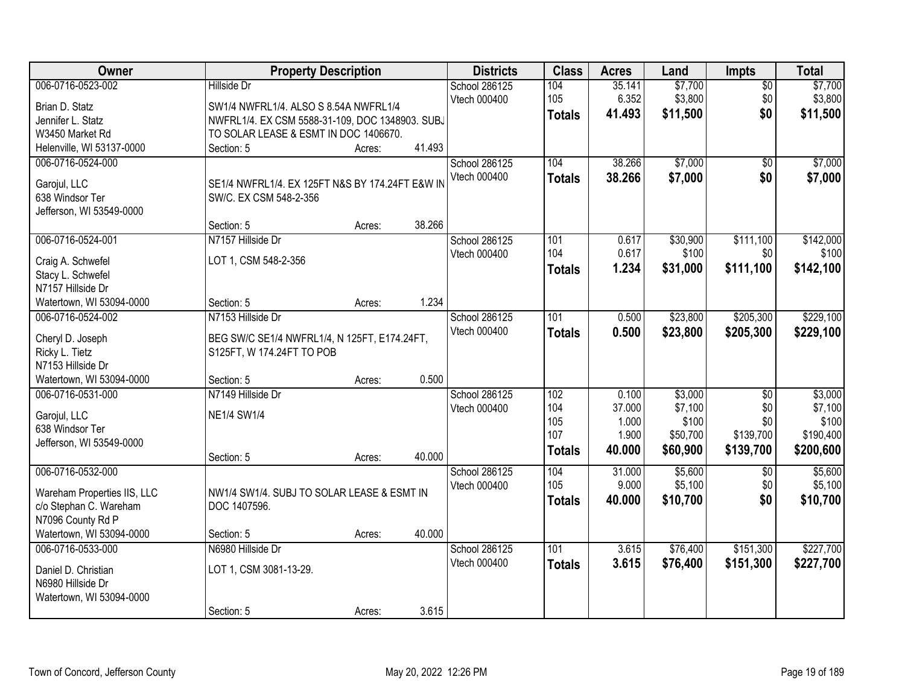| Owner | Property Description | Districts | Class | Acres | Land | Impts | Total |
|---|---|---|---|---|---|---|---|
| 006-0716-0523-002<br>Brian D. Statz<br>Jennifer L. Statz<br>W3450 Market Rd<br>Helenville, WI 53137-0000 | Hillside Dr<br>SW1/4 NWFRL1/4. ALSO S 8.54A NWFRL1/4 NWFRL1/4. EX CSM 5588-31-109, DOC 1348903. SUBJ TO SOLAR LEASE & ESMT IN DOC 1406670.<br>Section: 5 Acres: 41.493 | School 286125<br>Vtech 000400 | 104<br>105<br>**Totals** | 35.141<br>6.352<br>**41.493** | $7,700<br>$3,800<br>**$11,500** | $0<br>$0<br>**$0** | $7,700<br>$3,800<br>**$11,500** |
| 006-0716-0524-000<br>Garojul, LLC<br>638 Windsor Ter<br>Jefferson, WI 53549-0000 | SE1/4 NWFRL1/4. EX 125FT N&S BY 174.24FT E&W IN SW/C. EX CSM 548-2-356<br>Section: 5 Acres: 38.266 | School 286125<br>Vtech 000400 | 104<br>**Totals** | 38.266<br>**38.266** | $7,000<br>**$7,000** | $0<br>**$0** | $7,000<br>**$7,000** |
| 006-0716-0524-001<br>Craig A. Schwefel<br>Stacy L. Schwefel<br>N7157 Hillside Dr<br>Watertown, WI 53094-0000 | N7157 Hillside Dr<br>LOT 1, CSM 548-2-356<br>Section: 5 Acres: 1.234 | School 286125<br>Vtech 000400 | 101<br>104<br>**Totals** | 0.617<br>0.617<br>**1.234** | $30,900<br>$100<br>**$31,000** | $111,100<br>$0<br>**$111,100** | $142,000<br>$100<br>**$142,100** |
| 006-0716-0524-002<br>Cheryl D. Joseph<br>Ricky L. Tietz<br>N7153 Hillside Dr<br>Watertown, WI 53094-0000 | N7153 Hillside Dr<br>BEG SW/C SE1/4 NWFRL1/4, N 125FT, E174.24FT, S125FT, W 174.24FT TO POB<br>Section: 5 Acres: 0.500 | School 286125<br>Vtech 000400 | 101<br>**Totals** | 0.500<br>**0.500** | $23,800<br>**$23,800** | $205,300<br>**$205,300** | $229,100<br>**$229,100** |
| 006-0716-0531-000<br>Garojul, LLC<br>638 Windsor Ter<br>Jefferson, WI 53549-0000 | N7149 Hillside Dr<br>NE1/4 SW1/4<br>Section: 5 Acres: 40.000 | School 286125<br>Vtech 000400 | 102<br>104<br>105<br>107<br>**Totals** | 0.100<br>37.000<br>1.000<br>1.900<br>**40.000** | $3,000<br>$7,100<br>$100<br>$50,700<br>**$60,900** | $0<br>$0<br>$0<br>$139,700<br>**$139,700** | $3,000<br>$7,100<br>$100<br>$190,400<br>**$200,600** |
| 006-0716-0532-000<br>Wareham Properties IIS, LLC<br>c/o Stephan C. Wareham<br>N7096 County Rd P<br>Watertown, WI 53094-0000 | NW1/4 SW1/4. SUBJ TO SOLAR LEASE & ESMT IN DOC 1407596.<br>Section: 5 Acres: 40.000 | School 286125<br>Vtech 000400 | 104<br>105<br>**Totals** | 31.000<br>9.000<br>**40.000** | $5,600<br>$5,100<br>**$10,700** | $0<br>$0<br>**$0** | $5,600<br>$5,100<br>**$10,700** |
| 006-0716-0533-000<br>Daniel D. Christian<br>N6980 Hillside Dr<br>Watertown, WI 53094-0000 | N6980 Hillside Dr<br>LOT 1, CSM 3081-13-29.<br>Section: 5 Acres: 3.615 | School 286125<br>Vtech 000400 | 101<br>**Totals** | 3.615<br>**3.615** | $76,400<br>**$76,400** | $151,300<br>**$151,300** | $227,700<br>**$227,700** |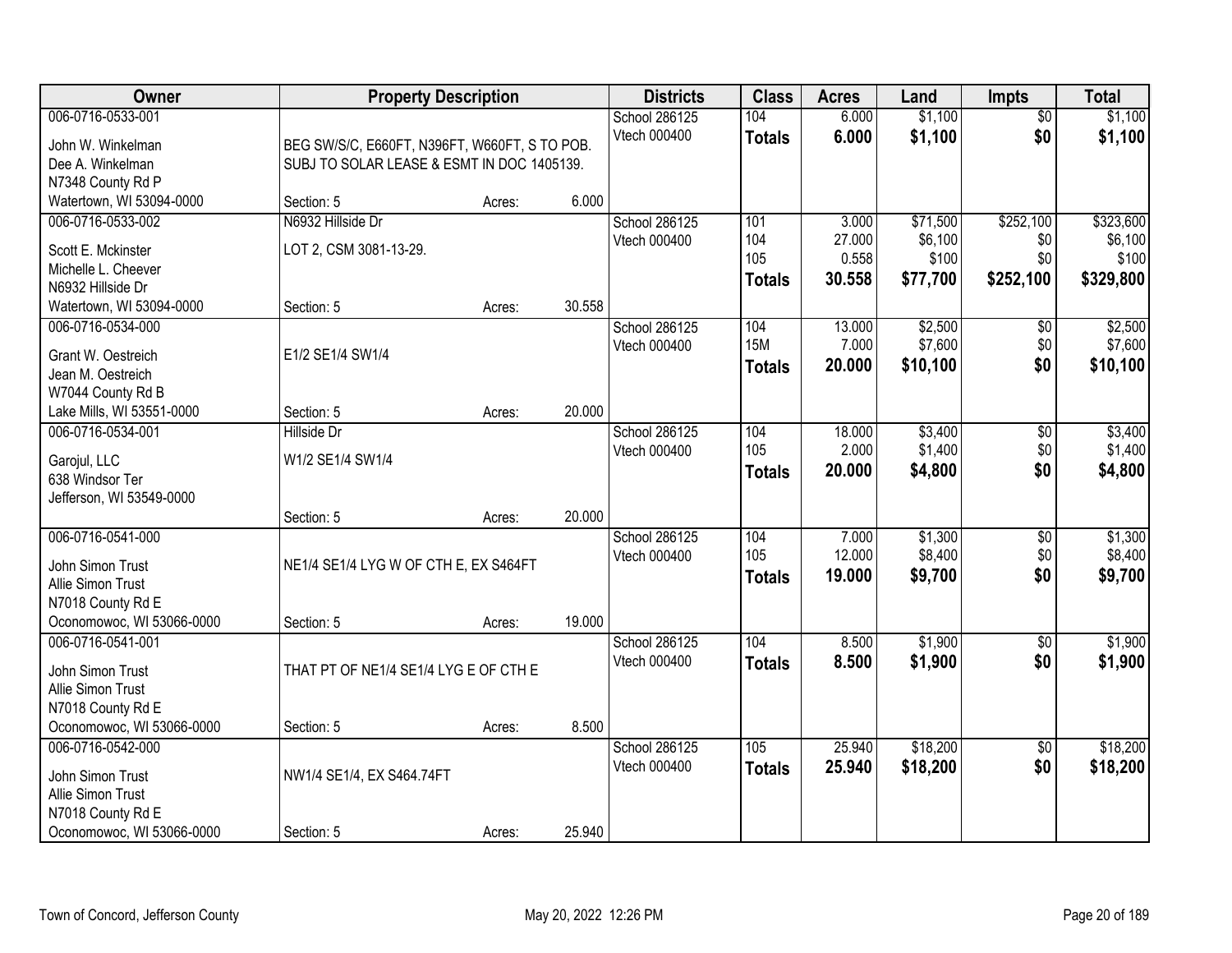| Owner | Property Description | | | Districts | Class | Acres | Land | Impts | Total |
|---|---|---|---|---|---|---|---|---|---|
| 006-0716-0533-001<br>John W. Winkelman<br>Dee A. Winkelman<br>N7348 County Rd P<br>Watertown, WI 53094-0000 | BEG SW/S/C, E660FT, N396FT, W660FT, S TO POB. SUBJ TO SOLAR LEASE & ESMT IN DOC 1405139.<br>Section: 5 | Acres: | 6.000 | School 286125<br>Vtech 000400 | 104<br>**Totals** | 6.000<br>**6.000** | $1,100<br>**$1,100** | $0<br>**$0** | $1,100<br>**$1,100** |
| 006-0716-0533-002<br>Scott E. Mckinster<br>Michelle L. Cheever<br>N6932 Hillside Dr<br>Watertown, WI 53094-0000 | N6932 Hillside Dr<br>LOT 2, CSM 3081-13-29.<br>Section: 5 | Acres: | 30.558 | School 286125<br>Vtech 000400 | 101<br>104<br>105<br>**Totals** | 3.000<br>27.000<br>0.558<br>**30.558** | $71,500<br>$6,100<br>$100<br>**$77,700** | $252,100<br>$0<br>$0<br>**$252,100** | $323,600<br>$6,100<br>$100<br>**$329,800** |
| 006-0716-0534-000<br>Grant W. Oestreich<br>Jean M. Oestreich<br>W7044 County Rd B<br>Lake Mills, WI 53551-0000 | E1/2 SE1/4 SW1/4<br>Section: 5 | Acres: | 20.000 | School 286125<br>Vtech 000400 | 104<br>15M<br>**Totals** | 13.000<br>7.000<br>**20.000** | $2,500<br>$7,600<br>**$10,100** | $0<br>$0<br>**$0** | $2,500<br>$7,600<br>**$10,100** |
| 006-0716-0534-001<br>Garojul, LLC<br>638 Windsor Ter<br>Jefferson, WI 53549-0000 | Hillside Dr<br>W1/2 SE1/4 SW1/4<br>Section: 5 | Acres: | 20.000 | School 286125<br>Vtech 000400 | 104<br>105<br>**Totals** | 18.000<br>2.000<br>**20.000** | $3,400<br>$1,400<br>**$4,800** | $0<br>$0<br>**$0** | $3,400<br>$1,400<br>**$4,800** |
| 006-0716-0541-000<br>John Simon Trust<br>Allie Simon Trust<br>N7018 County Rd E<br>Oconomowoc, WI 53066-0000 | NE1/4 SE1/4 LYG W OF CTH E, EX S464FT<br>Section: 5 | Acres: | 19.000 | School 286125<br>Vtech 000400 | 104<br>105<br>**Totals** | 7.000<br>12.000<br>**19.000** | $1,300<br>$8,400<br>**$9,700** | $0<br>$0<br>**$0** | $1,300<br>$8,400<br>**$9,700** |
| 006-0716-0541-001<br>John Simon Trust<br>Allie Simon Trust<br>N7018 County Rd E<br>Oconomowoc, WI 53066-0000 | THAT PT OF NE1/4 SE1/4 LYG E OF CTH E<br>Section: 5 | Acres: | 8.500 | School 286125<br>Vtech 000400 | 104<br>**Totals** | 8.500<br>**8.500** | $1,900<br>**$1,900** | $0<br>**$0** | $1,900<br>**$1,900** |
| 006-0716-0542-000<br>John Simon Trust<br>Allie Simon Trust<br>N7018 County Rd E<br>Oconomowoc, WI 53066-0000 | NW1/4 SE1/4, EX S464.74FT<br>Section: 5 | Acres: | 25.940 | School 286125<br>Vtech 000400 | 105<br>**Totals** | 25.940<br>**25.940** | $18,200<br>**$18,200** | $0<br>**$0** | $18,200<br>**$18,200** |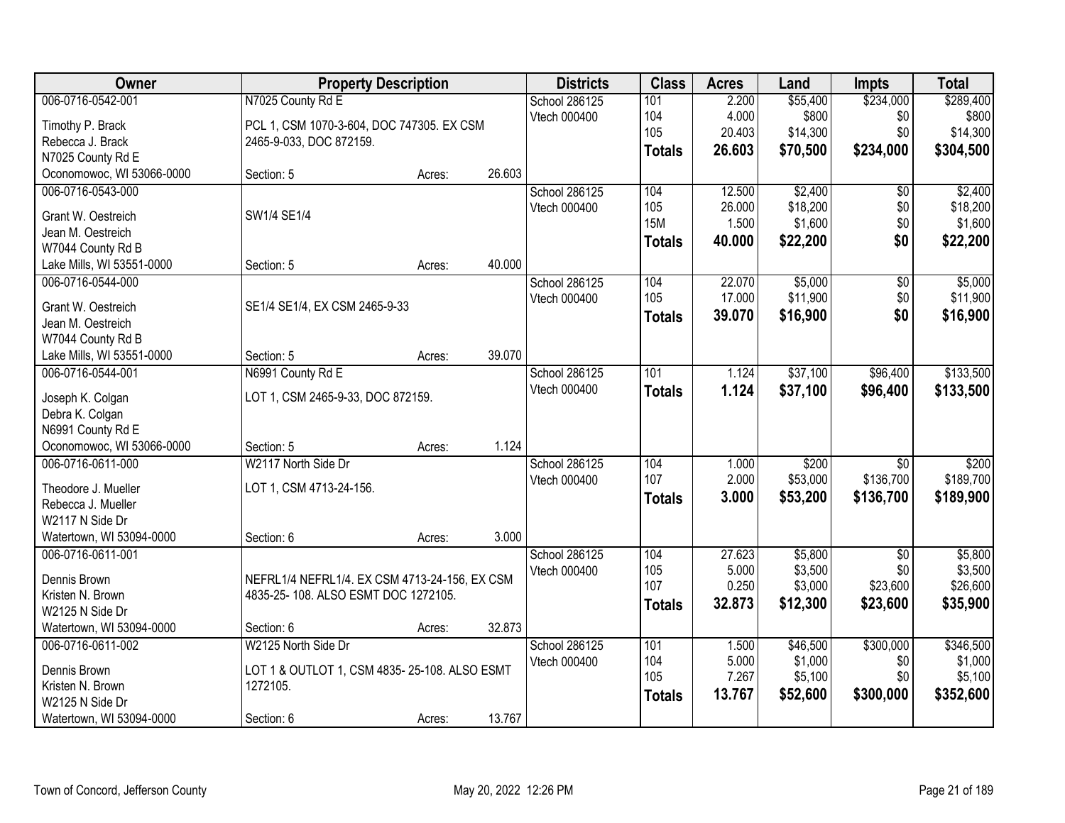| Owner | Property Description | | | Districts | Class | Acres | Land | Impts | Total |
|---|---|---|---|---|---|---|---|---|---|
| 006-0716-0542-001 | N7025 County Rd E | | | School 286125 | 101 | 2.200 | $55,400 | $234,000 | $289,400 |
| Timothy P. Brack | PCL 1, CSM 1070-3-604, DOC 747305. EX CSM | | | Vtech 000400 | 104 | 4.000 | $800 | $0 | $800 |
| Rebecca J. Brack | 2465-9-033, DOC 872159. | | | | 105 | 20.403 | $14,300 | $0 | $14,300 |
| N7025 County Rd E | | | | | **Totals** | **26.603** | **$70,500** | **$234,000** | **$304,500** |
| Oconomowoc, WI 53066-0000 | Section: 5 | Acres: | 26.603 | | | | | | |
| 006-0716-0543-000 | | | | School 286125 | 104 | 12.500 | $2,400 | $0 | $2,400 |
| Grant W. Oestreich | SW1/4 SE1/4 | | | Vtech 000400 | 105 | 26.000 | $18,200 | $0 | $18,200 |
| Jean M. Oestreich | | | | | 15M | 1.500 | $1,600 | $0 | $1,600 |
| W7044 County Rd B | | | | | **Totals** | **40.000** | **$22,200** | **$0** | **$22,200** |
| Lake Mills, WI 53551-0000 | Section: 5 | Acres: | 40.000 | | | | | | |
| 006-0716-0544-000 | | | | School 286125 | 104 | 22.070 | $5,000 | $0 | $5,000 |
| Grant W. Oestreich | SE1/4 SE1/4, EX CSM 2465-9-33 | | | Vtech 000400 | 105 | 17.000 | $11,900 | $0 | $11,900 |
| Jean M. Oestreich | | | | | **Totals** | **39.070** | **$16,900** | **$0** | **$16,900** |
| W7044 County Rd B | | | | | | | | | |
| Lake Mills, WI 53551-0000 | Section: 5 | Acres: | 39.070 | | | | | | |
| 006-0716-0544-001 | N6991 County Rd E | | | School 286125 | 101 | 1.124 | $37,100 | $96,400 | $133,500 |
| Joseph K. Colgan | LOT 1, CSM 2465-9-33, DOC 872159. | | | Vtech 000400 | **Totals** | **1.124** | **$37,100** | **$96,400** | **$133,500** |
| Debra K. Colgan | | | | | | | | | |
| N6991 County Rd E | | | | | | | | | |
| Oconomowoc, WI 53066-0000 | Section: 5 | Acres: | 1.124 | | | | | | |
| 006-0716-0611-000 | W2117 North Side Dr | | | School 286125 | 104 | 1.000 | $200 | $0 | $200 |
| Theodore J. Mueller | LOT 1, CSM 4713-24-156. | | | Vtech 000400 | 107 | 2.000 | $53,000 | $136,700 | $189,700 |
| Rebecca J. Mueller | | | | | **Totals** | **3.000** | **$53,200** | **$136,700** | **$189,900** |
| W2117 N Side Dr | | | | | | | | | |
| Watertown, WI 53094-0000 | Section: 6 | Acres: | 3.000 | | | | | | |
| 006-0716-0611-001 | | | | School 286125 | 104 | 27.623 | $5,800 | $0 | $5,800 |
| Dennis Brown | NEFRL1/4 NEFRL1/4. EX CSM 4713-24-156, EX CSM | | | Vtech 000400 | 105 | 5.000 | $3,500 | $0 | $3,500 |
| Kristen N. Brown | 4835-25- 108. ALSO ESMT DOC 1272105. | | | | 107 | 0.250 | $3,000 | $23,600 | $26,600 |
| W2125 N Side Dr | | | | | **Totals** | **32.873** | **$12,300** | **$23,600** | **$35,900** |
| Watertown, WI 53094-0000 | Section: 6 | Acres: | 32.873 | | | | | | |
| 006-0716-0611-002 | W2125 North Side Dr | | | School 286125 | 101 | 1.500 | $46,500 | $300,000 | $346,500 |
| Dennis Brown | LOT 1 & OUTLOT 1, CSM 4835- 25-108. ALSO ESMT | | | Vtech 000400 | 104 | 5.000 | $1,000 | $0 | $1,000 |
| Kristen N. Brown | 1272105. | | | | 105 | 7.267 | $5,100 | $0 | $5,100 |
| W2125 N Side Dr | | | | | **Totals** | **13.767** | **$52,600** | **$300,000** | **$352,600** |
| Watertown, WI 53094-0000 | Section: 6 | Acres: | 13.767 | | | | | | |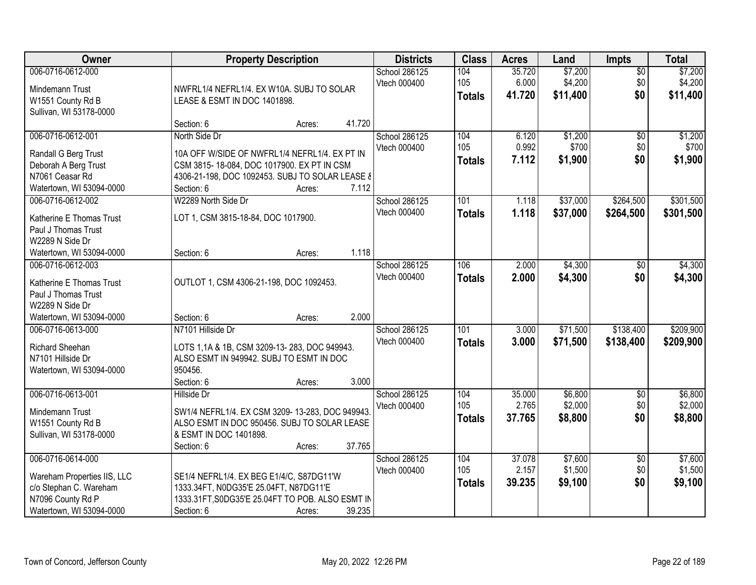| Owner | Property Description | Districts | Class | Acres | Land | Impts | Total |
|---|---|---|---|---|---|---|---|
| 006-0716-0612-000<br><br>Mindemann Trust<br>W1551 County Rd B<br>Sullivan, WI 53178-0000 | NWFRL1/4 NEFRL1/4. EX W10A. SUBJ TO SOLAR LEASE & ESMT IN DOC 1401898.<br><br>Section: 6 Acres: 41.720 | School 286125<br>Vtech 000400 | 104<br>105<br>**Totals** | 35.720<br>6.000<br>**41.720** | $7,200<br>$4,200<br>**$11,400** | $0<br>$0<br>**$0** | $7,200<br>$4,200<br>**$11,400** |
| 006-0716-0612-001<br><br>Randall G Berg Trust<br>Deborah A Berg Trust<br>N7061 Ceasar Rd<br>Watertown, WI 53094-0000 | North Side Dr<br><br>10A OFF W/SIDE OF NWFRL1/4 NEFRL1/4. EX PT IN CSM 3815- 18-084, DOC 1017900. EX PT IN CSM 4306-21-198, DOC 1092453. SUBJ TO SOLAR LEASE &<br>Section: 6 Acres: 7.112 | School 286125<br>Vtech 000400 | 104<br>105<br>**Totals** | 6.120<br>0.992<br>**7.112** | $1,200<br>$700<br>**$1,900** | $0<br>$0<br>**$0** | $1,200<br>$700<br>**$1,900** |
| 006-0716-0612-002<br><br>Katherine E Thomas Trust<br>Paul J Thomas Trust<br>W2289 N Side Dr<br>Watertown, WI 53094-0000 | W2289 North Side Dr<br><br>LOT 1, CSM 3815-18-84, DOC 1017900.<br><br>Section: 6 Acres: 1.118 | School 286125<br>Vtech 000400 | 101<br>**Totals** | 1.118<br>**1.118** | $37,000<br>**$37,000** | $264,500<br>**$264,500** | $301,500<br>**$301,500** |
| 006-0716-0612-003<br><br>Katherine E Thomas Trust<br>Paul J Thomas Trust<br>W2289 N Side Dr<br>Watertown, WI 53094-0000 | OUTLOT 1, CSM 4306-21-198, DOC 1092453.<br><br>Section: 6 Acres: 2.000 | School 286125<br>Vtech 000400 | 106<br>**Totals** | 2.000<br>**2.000** | $4,300<br>**$4,300** | $0<br>**$0** | $4,300<br>**$4,300** |
| 006-0716-0613-000<br><br>Richard Sheehan<br>N7101 Hillside Dr<br>Watertown, WI 53094-0000 | N7101 Hillside Dr<br><br>LOTS 1,1A & 1B, CSM 3209-13- 283, DOC 949943. ALSO ESMT IN 949942. SUBJ TO ESMT IN DOC 950456.<br>Section: 6 Acres: 3.000 | School 286125<br>Vtech 000400 | 101<br>**Totals** | 3.000<br>**3.000** | $71,500<br>**$71,500** | $138,400<br>**$138,400** | $209,900<br>**$209,900** |
| 006-0716-0613-001<br><br>Mindemann Trust<br>W1551 County Rd B<br>Sullivan, WI 53178-0000 | Hillside Dr<br><br>SW1/4 NEFRL1/4. EX CSM 3209- 13-283, DOC 949943. ALSO ESMT IN DOC 950456. SUBJ TO SOLAR LEASE & ESMT IN DOC 1401898.<br>Section: 6 Acres: 37.765 | School 286125<br>Vtech 000400 | 104<br>105<br>**Totals** | 35.000<br>2.765<br>**37.765** | $6,800<br>$2,000<br>**$8,800** | $0<br>$0<br>**$0** | $6,800<br>$2,000<br>**$8,800** |
| 006-0716-0614-000<br><br>Wareham Properties IIS, LLC<br>c/o Stephan C. Wareham<br>N7096 County Rd P<br>Watertown, WI 53094-0000 | SE1/4 NEFRL1/4. EX BEG E1/4/C, S87DG11'W 1333.34FT, N0DG35'E 25.04FT, N87DG11'E 1333.31FT,S0DG35'E 25.04FT TO POB. ALSO ESMT IN<br>Section: 6 Acres: 39.235 | School 286125<br>Vtech 000400 | 104<br>105<br>**Totals** | 37.078<br>2.157<br>**39.235** | $7,600<br>$1,500<br>**$9,100** | $0<br>$0<br>**$0** | $7,600<br>$1,500<br>**$9,100** |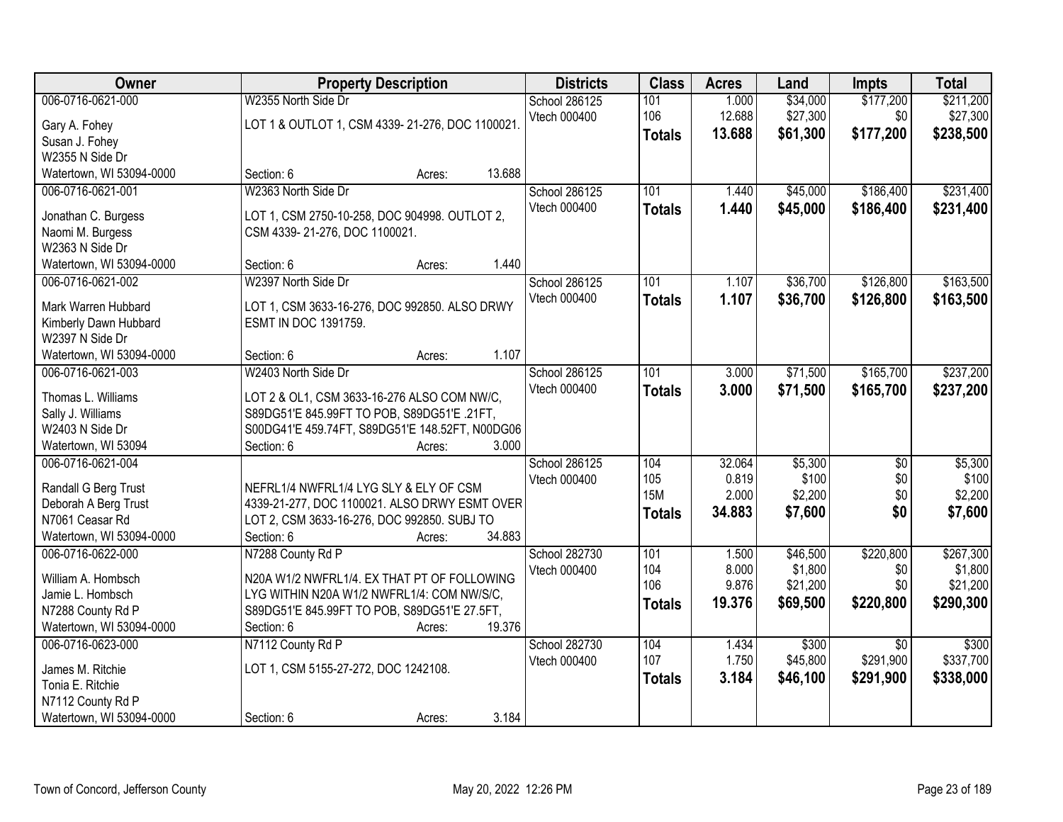| Owner | Property Description | | | Districts | Class | Acres | Land | Impts | Total |
|---|---|---|---|---|---|---|---|---|---|
| 006-0716-0621-000 | W2355 North Side Dr | | | School 286125 | 101 | 1.000 | $34,000 | $177,200 | $211,200 |
| Gary A. Fohey | LOT 1 & OUTLOT 1, CSM 4339- 21-276, DOC 1100021. | | | Vtech 000400 | 106 | 12.688 | $27,300 | $0 | $27,300 |
| Susan J. Fohey | | | | | **Totals** | **13.688** | **$61,300** | **$177,200** | **$238,500** |
| W2355 N Side Dr | | | | | | | | | |
| Watertown, WI 53094-0000 | Section: 6 | Acres: | 13.688 | | | | | | |
| 006-0716-0621-001 | W2363 North Side Dr | | | School 286125 | 101 | 1.440 | $45,000 | $186,400 | $231,400 |
| Jonathan C. Burgess | LOT 1, CSM 2750-10-258, DOC 904998. OUTLOT 2, | | | Vtech 000400 | **Totals** | **1.440** | **$45,000** | **$186,400** | **$231,400** |
| Naomi M. Burgess | CSM 4339- 21-276, DOC 1100021. | | | | | | | | |
| W2363 N Side Dr | | | | | | | | | |
| Watertown, WI 53094-0000 | Section: 6 | Acres: | 1.440 | | | | | | |
| 006-0716-0621-002 | W2397 North Side Dr | | | School 286125 | 101 | 1.107 | $36,700 | $126,800 | $163,500 |
| Mark Warren Hubbard | LOT 1, CSM 3633-16-276, DOC 992850. ALSO DRWY | | | Vtech 000400 | **Totals** | **1.107** | **$36,700** | **$126,800** | **$163,500** |
| Kimberly Dawn Hubbard | ESMT IN DOC 1391759. | | | | | | | | |
| W2397 N Side Dr | | | | | | | | | |
| Watertown, WI 53094-0000 | Section: 6 | Acres: | 1.107 | | | | | | |
| 006-0716-0621-003 | W2403 North Side Dr | | | School 286125 | 101 | 3.000 | $71,500 | $165,700 | $237,200 |
| Thomas L. Williams | LOT 2 & OL1, CSM 3633-16-276 ALSO COM NW/C, | | | Vtech 000400 | **Totals** | **3.000** | **$71,500** | **$165,700** | **$237,200** |
| Sally J. Williams | S89DG51'E 845.99FT TO POB, S89DG51'E .21FT, | | | | | | | | |
| W2403 N Side Dr | S00DG41'E 459.74FT, S89DG51'E 148.52FT, N00DG06 | | | | | | | | |
| Watertown, WI 53094 | Section: 6 | Acres: | 3.000 | | | | | | |
| 006-0716-0621-004 | | | | School 286125 | 104 | 32.064 | $5,300 | $0 | $5,300 |
| Randall G Berg Trust | NEFRL1/4 NWFRL1/4 LYG SLY & ELY OF CSM | | | Vtech 000400 | 105 | 0.819 | $100 | $0 | $100 |
| Deborah A Berg Trust | 4339-21-277, DOC 1100021. ALSO DRWY ESMT OVER | | | | 15M | 2.000 | $2,200 | $0 | $2,200 |
| N7061 Ceasar Rd | LOT 2, CSM 3633-16-276, DOC 992850. SUBJ TO | | | | **Totals** | **34.883** | **$7,600** | **$0** | **$7,600** |
| Watertown, WI 53094-0000 | Section: 6 | Acres: | 34.883 | | | | | | |
| 006-0716-0622-000 | N7288 County Rd P | | | School 282730 | 101 | 1.500 | $46,500 | $220,800 | $267,300 |
| William A. Hombsch | N20A W1/2 NWFRL1/4. EX THAT PT OF FOLLOWING | | | Vtech 000400 | 104 | 8.000 | $1,800 | $0 | $1,800 |
| Jamie L. Hombsch | LYG WITHIN N20A W1/2 NWFRL1/4: COM NW/S/C, | | | | 106 | 9.876 | $21,200 | $0 | $21,200 |
| N7288 County Rd P | S89DG51'E 845.99FT TO POB, S89DG51'E 27.5FT, | | | | **Totals** | **19.376** | **$69,500** | **$220,800** | **$290,300** |
| Watertown, WI 53094-0000 | Section: 6 | Acres: | 19.376 | | | | | | |
| 006-0716-0623-000 | N7112 County Rd P | | | School 282730 | 104 | 1.434 | $300 | $0 | $300 |
| James M. Ritchie | LOT 1, CSM 5155-27-272, DOC 1242108. | | | Vtech 000400 | 107 | 1.750 | $45,800 | $291,900 | $337,700 |
| Tonia E. Ritchie | | | | | **Totals** | **3.184** | **$46,100** | **$291,900** | **$338,000** |
| N7112 County Rd P | | | | | | | | | |
| Watertown, WI 53094-0000 | Section: 6 | Acres: | 3.184 | | | | | | |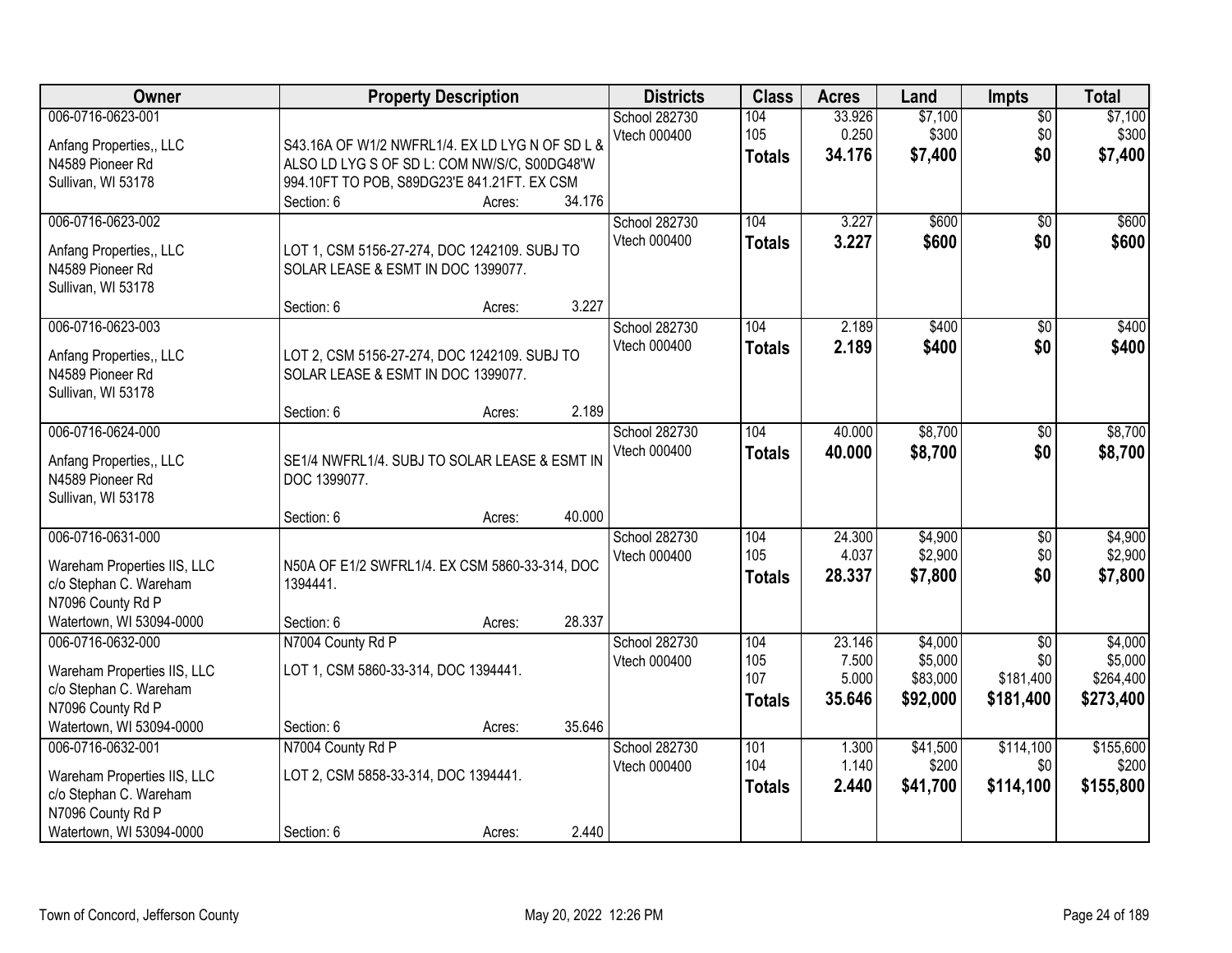| Owner | Property Description | Districts | Class | Acres | Land | Impts | Total |
|---|---|---|---|---|---|---|---|
| 006-0716-0623-001<br>Anfang Properties,, LLC<br>N4589 Pioneer Rd<br>Sullivan, WI 53178 | S43.16A OF W1/2 NWFRL1/4. EX LD LYG N OF SD L & ALSO LD LYG S OF SD L: COM NW/S/C, S00DG48'W 994.10FT TO POB, S89DG23'E 841.21FT. EX CSM<br>Section: 6 Acres: 34.176 | School 282730<br>Vtech 000400 | 104<br>105<br>**Totals** | 33.926<br>0.250<br>**34.176** | $7,100<br>$300<br>**$7,400** | $0<br>$0<br>**$0** | $7,100<br>$300<br>**$7,400** |
| 006-0716-0623-002<br>Anfang Properties,, LLC<br>N4589 Pioneer Rd<br>Sullivan, WI 53178 | LOT 1, CSM 5156-27-274, DOC 1242109. SUBJ TO SOLAR LEASE & ESMT IN DOC 1399077.<br>Section: 6 Acres: 3.227 | School 282730<br>Vtech 000400 | 104<br>**Totals** | 3.227<br>**3.227** | $600<br>**$600** | $0<br>**$0** | $600<br>**$600** |
| 006-0716-0623-003<br>Anfang Properties,, LLC<br>N4589 Pioneer Rd<br>Sullivan, WI 53178 | LOT 2, CSM 5156-27-274, DOC 1242109. SUBJ TO SOLAR LEASE & ESMT IN DOC 1399077.<br>Section: 6 Acres: 2.189 | School 282730<br>Vtech 000400 | 104<br>**Totals** | 2.189<br>**2.189** | $400<br>**$400** | $0<br>**$0** | $400<br>**$400** |
| 006-0716-0624-000<br>Anfang Properties,, LLC<br>N4589 Pioneer Rd<br>Sullivan, WI 53178 | SE1/4 NWFRL1/4. SUBJ TO SOLAR LEASE & ESMT IN DOC 1399077.<br>Section: 6 Acres: 40.000 | School 282730<br>Vtech 000400 | 104<br>**Totals** | 40.000<br>**40.000** | $8,700<br>**$8,700** | $0<br>**$0** | $8,700<br>**$8,700** |
| 006-0716-0631-000<br>Wareham Properties IIS, LLC<br>c/o Stephan C. Wareham<br>N7096 County Rd P<br>Watertown, WI 53094-0000 | N50A OF E1/2 SWFRL1/4. EX CSM 5860-33-314, DOC 1394441.<br>Section: 6 Acres: 28.337 | School 282730<br>Vtech 000400 | 104<br>105<br>**Totals** | 24.300<br>4.037<br>**28.337** | $4,900<br>$2,900<br>**$7,800** | $0<br>$0<br>**$0** | $4,900<br>$2,900<br>**$7,800** |
| 006-0716-0632-000<br>Wareham Properties IIS, LLC<br>c/o Stephan C. Wareham<br>N7096 County Rd P<br>Watertown, WI 53094-0000 | N7004 County Rd P<br>LOT 1, CSM 5860-33-314, DOC 1394441.<br>Section: 6 Acres: 35.646 | School 282730<br>Vtech 000400 | 104<br>105<br>107<br>**Totals** | 23.146<br>7.500<br>5.000<br>**35.646** | $4,000<br>$5,000<br>$83,000<br>**$92,000** | $0<br>$0<br>$181,400<br>**$181,400** | $4,000<br>$5,000<br>$264,400<br>**$273,400** |
| 006-0716-0632-001<br>Wareham Properties IIS, LLC<br>c/o Stephan C. Wareham<br>N7096 County Rd P<br>Watertown, WI 53094-0000 | N7004 County Rd P<br>LOT 2, CSM 5858-33-314, DOC 1394441.<br>Section: 6 Acres: 2.440 | School 282730<br>Vtech 000400 | 101<br>104<br>**Totals** | 1.300<br>1.140<br>**2.440** | $41,500<br>$200<br>**$41,700** | $114,100<br>$0<br>**$114,100** | $155,600<br>$200<br>**$155,800** |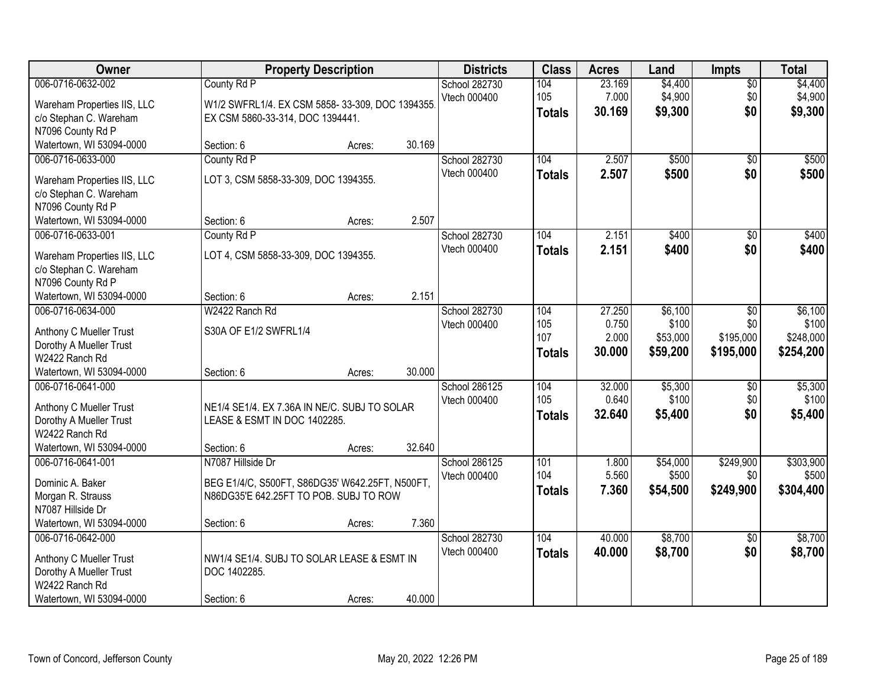| Owner | Property Description | | Districts | Class | Acres | Land | Impts | Total |
|---|---|---|---|---|---|---|---|---|
| 006-0716-0632-002 | County Rd P | | School 282730 | 104 | 23.169 | $4,400 | $0 | $4,400 |
| Wareham Properties IIS, LLC | W1/2 SWFRL1/4. EX CSM 5858- 33-309, DOC 1394355. | | Vtech 000400 | 105 | 7.000 | $4,900 | $0 | $4,900 |
| c/o Stephan C. Wareham | EX CSM 5860-33-314, DOC 1394441. | | | **Totals** | **30.169** | **$9,300** | **$0** | **$9,300** |
| N7096 County Rd P | | | | | | | | |
| Watertown, WI 53094-0000 | Section: 6 | Acres: 30.169 | | | | | | |
| 006-0716-0633-000 | County Rd P | | School 282730 | 104 | 2.507 | $500 | $0 | $500 |
| Wareham Properties IIS, LLC | LOT 3, CSM 5858-33-309, DOC 1394355. | | Vtech 000400 | **Totals** | **2.507** | **$500** | **$0** | **$500** |
| c/o Stephan C. Wareham | | | | | | | | |
| N7096 County Rd P | | | | | | | | |
| Watertown, WI 53094-0000 | Section: 6 | Acres: 2.507 | | | | | | |
| 006-0716-0633-001 | County Rd P | | School 282730 | 104 | 2.151 | $400 | $0 | $400 |
| Wareham Properties IIS, LLC | LOT 4, CSM 5858-33-309, DOC 1394355. | | Vtech 000400 | **Totals** | **2.151** | **$400** | **$0** | **$400** |
| c/o Stephan C. Wareham | | | | | | | | |
| N7096 County Rd P | | | | | | | | |
| Watertown, WI 53094-0000 | Section: 6 | Acres: 2.151 | | | | | | |
| 006-0716-0634-000 | W2422 Ranch Rd | | School 282730 | 104 | 27.250 | $6,100 | $0 | $6,100 |
| Anthony C Mueller Trust | S30A OF E1/2 SWFRL1/4 | | Vtech 000400 | 105 | 0.750 | $100 | $0 | $100 |
| Dorothy A Mueller Trust | | | | 107 | 2.000 | $53,000 | $195,000 | $248,000 |
| W2422 Ranch Rd | | | | **Totals** | **30.000** | **$59,200** | **$195,000** | **$254,200** |
| Watertown, WI 53094-0000 | Section: 6 | Acres: 30.000 | | | | | | |
| 006-0716-0641-000 | | | School 286125 | 104 | 32.000 | $5,300 | $0 | $5,300 |
| Anthony C Mueller Trust | NE1/4 SE1/4. EX 7.36A IN NE/C. SUBJ TO SOLAR | | Vtech 000400 | 105 | 0.640 | $100 | $0 | $100 |
| Dorothy A Mueller Trust | LEASE & ESMT IN DOC 1402285. | | | **Totals** | **32.640** | **$5,400** | **$0** | **$5,400** |
| W2422 Ranch Rd | | | | | | | | |
| Watertown, WI 53094-0000 | Section: 6 | Acres: 32.640 | | | | | | |
| 006-0716-0641-001 | N7087 Hillside Dr | | School 286125 | 101 | 1.800 | $54,000 | $249,900 | $303,900 |
| Dominic A. Baker | BEG E1/4/C, S500FT, S86DG35' W642.25FT, N500FT, | | Vtech 000400 | 104 | 5.560 | $500 | $0 | $500 |
| Morgan R. Strauss | N86DG35'E 642.25FT TO POB. SUBJ TO ROW | | | **Totals** | **7.360** | **$54,500** | **$249,900** | **$304,400** |
| N7087 Hillside Dr | | | | | | | | |
| Watertown, WI 53094-0000 | Section: 6 | Acres: 7.360 | | | | | | |
| 006-0716-0642-000 | | | School 282730 | 104 | 40.000 | $8,700 | $0 | $8,700 |
| Anthony C Mueller Trust | NW1/4 SE1/4. SUBJ TO SOLAR LEASE & ESMT IN | | Vtech 000400 | **Totals** | **40.000** | **$8,700** | **$0** | **$8,700** |
| Dorothy A Mueller Trust | DOC 1402285. | | | | | | | |
| W2422 Ranch Rd | | | | | | | | |
| Watertown, WI 53094-0000 | Section: 6 | Acres: 40.000 | | | | | | |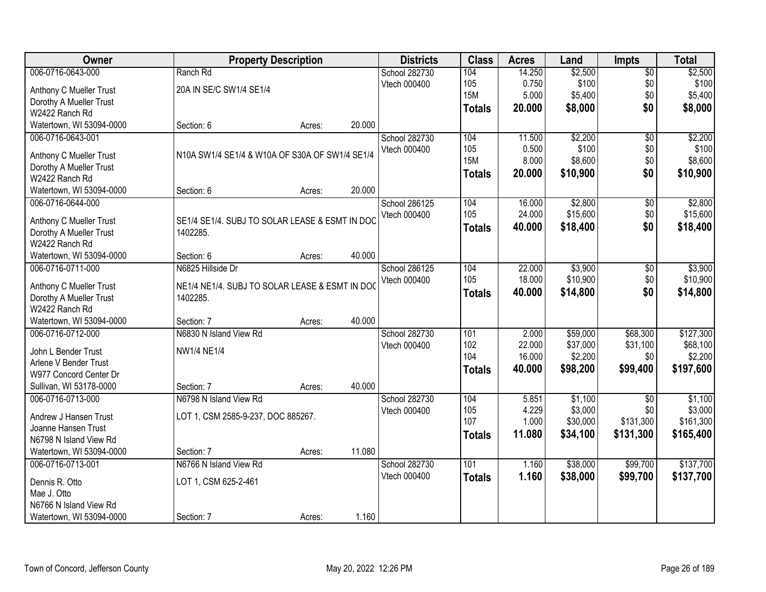| Owner | Property Description | | | Districts | Class | Acres | Land | Impts | Total |
|---|---|---|---|---|---|---|---|---|---|
| 006-0716-0643-000 | Ranch Rd | | | School 282730 | 104 | 14.250 | $2,500 | $0 | $2,500 |
| Anthony C Mueller Trust | 20A IN SE/C SW1/4 SE1/4 | | | Vtech 000400 | 105 | 0.750 | $100 | $0 | $100 |
| Dorothy A Mueller Trust | | | | | 15M | 5.000 | $5,400 | $0 | $5,400 |
| W2422 Ranch Rd | | | | | **Totals** | **20.000** | **$8,000** | **$0** | **$8,000** |
| Watertown, WI 53094-0000 | Section: 6 | Acres: | 20.000 | | | | | | |
| 006-0716-0643-001 | | | | School 282730 | 104 | 11.500 | $2,200 | $0 | $2,200 |
| Anthony C Mueller Trust | N10A SW1/4 SE1/4 & W10A OF S30A OF SW1/4 SE1/4 | | | Vtech 000400 | 105 | 0.500 | $100 | $0 | $100 |
| Dorothy A Mueller Trust | | | | | 15M | 8.000 | $8,600 | $0 | $8,600 |
| W2422 Ranch Rd | | | | | **Totals** | **20.000** | **$10,900** | **$0** | **$10,900** |
| Watertown, WI 53094-0000 | Section: 6 | Acres: | 20.000 | | | | | | |
| 006-0716-0644-000 | | | | School 286125 | 104 | 16.000 | $2,800 | $0 | $2,800 |
| Anthony C Mueller Trust | SE1/4 SE1/4. SUBJ TO SOLAR LEASE & ESMT IN DOC 1402285. | | | Vtech 000400 | 105 | 24.000 | $15,600 | $0 | $15,600 |
| Dorothy A Mueller Trust | | | | | **Totals** | **40.000** | **$18,400** | **$0** | **$18,400** |
| W2422 Ranch Rd | | | | | | | | | |
| Watertown, WI 53094-0000 | Section: 6 | Acres: | 40.000 | | | | | | |
| 006-0716-0711-000 | N6825 Hillside Dr | | | School 286125 | 104 | 22.000 | $3,900 | $0 | $3,900 |
| Anthony C Mueller Trust | NE1/4 NE1/4. SUBJ TO SOLAR LEASE & ESMT IN DOC 1402285. | | | Vtech 000400 | 105 | 18.000 | $10,900 | $0 | $10,900 |
| Dorothy A Mueller Trust | | | | | **Totals** | **40.000** | **$14,800** | **$0** | **$14,800** |
| W2422 Ranch Rd | | | | | | | | | |
| Watertown, WI 53094-0000 | Section: 7 | Acres: | 40.000 | | | | | | |
| 006-0716-0712-000 | N6830 N Island View Rd | | | School 282730 | 101 | 2.000 | $59,000 | $68,300 | $127,300 |
| John L Bender Trust | NW1/4 NE1/4 | | | Vtech 000400 | 102 | 22.000 | $37,000 | $31,100 | $68,100 |
| Arlene V Bender Trust | | | | | 104 | 16.000 | $2,200 | $0 | $2,200 |
| W977 Concord Center Dr | | | | | **Totals** | **40.000** | **$98,200** | **$99,400** | **$197,600** |
| Sullivan, WI 53178-0000 | Section: 7 | Acres: | 40.000 | | | | | | |
| 006-0716-0713-000 | N6798 N Island View Rd | | | School 282730 | 104 | 5.851 | $1,100 | $0 | $1,100 |
| Andrew J Hansen Trust | LOT 1, CSM 2585-9-237, DOC 885267. | | | Vtech 000400 | 105 | 4.229 | $3,000 | $0 | $3,000 |
| Joanne Hansen Trust | | | | | 107 | 1.000 | $30,000 | $131,300 | $161,300 |
| N6798 N Island View Rd | | | | | **Totals** | **11.080** | **$34,100** | **$131,300** | **$165,400** |
| Watertown, WI 53094-0000 | Section: 7 | Acres: | 11.080 | | | | | | |
| 006-0716-0713-001 | N6766 N Island View Rd | | | School 282730 | 101 | 1.160 | $38,000 | $99,700 | $137,700 |
| Dennis R. Otto | LOT 1, CSM 625-2-461 | | | Vtech 000400 | **Totals** | **1.160** | **$38,000** | **$99,700** | **$137,700** |
| Mae J. Otto | | | | | | | | | |
| N6766 N Island View Rd | | | | | | | | | |
| Watertown, WI 53094-0000 | Section: 7 | Acres: | 1.160 | | | | | | |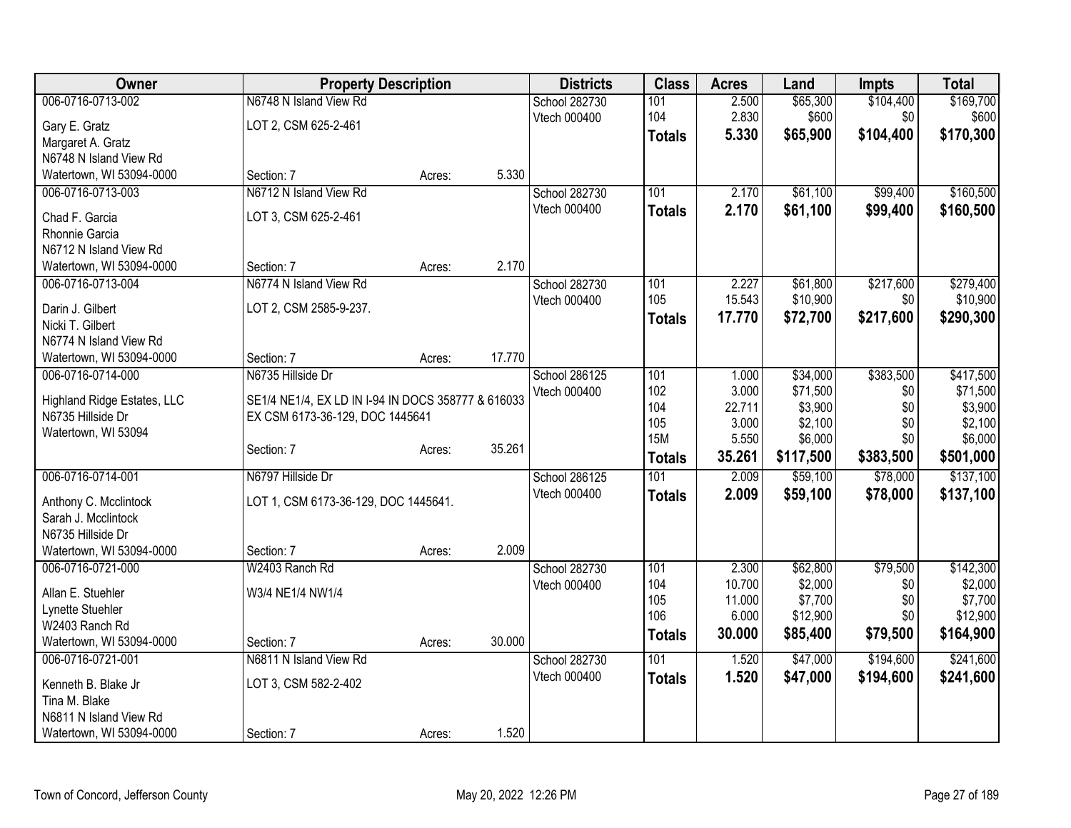| Owner | Property Description | | | Districts | Class | Acres | Land | Impts | Total |
|---|---|---|---|---|---|---|---|---|---|
| 006-0716-0713-002 | N6748 N Island View Rd | | | School 282730 | 101 | 2.500 | $65,300 | $104,400 | $169,700 |
| Gary E. Gratz | LOT 2, CSM 625-2-461 | | | Vtech 000400 | 104 | 2.830 | $600 | $0 | $600 |
| Margaret A. Gratz | | | | | **Totals** | **5.330** | **$65,900** | **$104,400** | **$170,300** |
| N6748 N Island View Rd | | | | | | | | | |
| Watertown, WI 53094-0000 | Section: 7 | Acres: | 5.330 | | | | | | |
| 006-0716-0713-003 | N6712 N Island View Rd | | | School 282730 | 101 | 2.170 | $61,100 | $99,400 | $160,500 |
| Chad F. Garcia | LOT 3, CSM 625-2-461 | | | Vtech 000400 | **Totals** | **2.170** | **$61,100** | **$99,400** | **$160,500** |
| Rhonnie Garcia | | | | | | | | | |
| N6712 N Island View Rd | | | | | | | | | |
| Watertown, WI 53094-0000 | Section: 7 | Acres: | 2.170 | | | | | | |
| 006-0716-0713-004 | N6774 N Island View Rd | | | School 282730 | 101 | 2.227 | $61,800 | $217,600 | $279,400 |
| Darin J. Gilbert | LOT 2, CSM 2585-9-237. | | | Vtech 000400 | 105 | 15.543 | $10,900 | $0 | $10,900 |
| Nicki T. Gilbert | | | | | **Totals** | **17.770** | **$72,700** | **$217,600** | **$290,300** |
| N6774 N Island View Rd | | | | | | | | | |
| Watertown, WI 53094-0000 | Section: 7 | Acres: | 17.770 | | | | | | |
| 006-0716-0714-000 | N6735 Hillside Dr | | | School 286125 | 101 | 1.000 | $34,000 | $383,500 | $417,500 |
| Highland Ridge Estates, LLC | SE1/4 NE1/4, EX LD IN I-94 IN DOCS 358777 & 616033 | | | Vtech 000400 | 102 | 3.000 | $71,500 | $0 | $71,500 |
| N6735 Hillside Dr | EX CSM 6173-36-129, DOC 1445641 | | | | 104 | 22.711 | $3,900 | $0 | $3,900 |
| Watertown, WI 53094 | | | | | 105 | 3.000 | $2,100 | $0 | $2,100 |
| | Section: 7 | Acres: | 35.261 | | 15M | 5.550 | $6,000 | $0 | $6,000 |
| | | | | | **Totals** | **35.261** | **$117,500** | **$383,500** | **$501,000** |
| 006-0716-0714-001 | N6797 Hillside Dr | | | School 286125 | 101 | 2.009 | $59,100 | $78,000 | $137,100 |
| Anthony C. Mcclintock | LOT 1, CSM 6173-36-129, DOC 1445641. | | | Vtech 000400 | **Totals** | **2.009** | **$59,100** | **$78,000** | **$137,100** |
| Sarah J. Mcclintock | | | | | | | | | |
| N6735 Hillside Dr | | | | | | | | | |
| Watertown, WI 53094-0000 | Section: 7 | Acres: | 2.009 | | | | | | |
| 006-0716-0721-000 | W2403 Ranch Rd | | | School 282730 | 101 | 2.300 | $62,800 | $79,500 | $142,300 |
| Allan E. Stuehler | W3/4 NE1/4 NW1/4 | | | Vtech 000400 | 104 | 10.700 | $2,000 | $0 | $2,000 |
| Lynette Stuehler | | | | | 105 | 11.000 | $7,700 | $0 | $7,700 |
| W2403 Ranch Rd | | | | | 106 | 6.000 | $12,900 | $0 | $12,900 |
| Watertown, WI 53094-0000 | Section: 7 | Acres: | 30.000 | | **Totals** | **30.000** | **$85,400** | **$79,500** | **$164,900** |
| 006-0716-0721-001 | N6811 N Island View Rd | | | School 282730 | 101 | 1.520 | $47,000 | $194,600 | $241,600 |
| Kenneth B. Blake Jr | LOT 3, CSM 582-2-402 | | | Vtech 000400 | **Totals** | **1.520** | **$47,000** | **$194,600** | **$241,600** |
| Tina M. Blake | | | | | | | | | |
| N6811 N Island View Rd | | | | | | | | | |
| Watertown, WI 53094-0000 | Section: 7 | Acres: | 1.520 | | | | | | |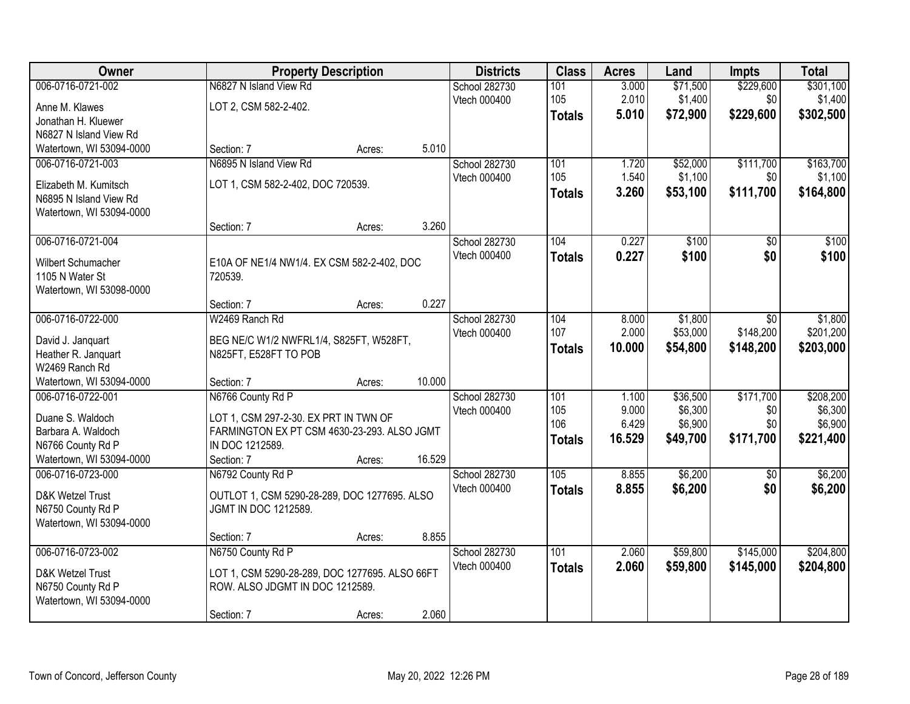| Owner | Property Description | | | Districts | Class | Acres | Land | Impts | Total |
|---|---|---|---|---|---|---|---|---|---|
| 006-0716-0721-002 | N6827 N Island View Rd | | | School 282730 | 101 | 3.000 | $71,500 | $229,600 | $301,100 |
| Anne M. Klawes | LOT 2, CSM 582-2-402. | | | Vtech 000400 | 105 | 2.010 | $1,400 | $0 | $1,400 |
| Jonathan H. Kluewer | | | | | **Totals** | **5.010** | **$72,900** | **$229,600** | **$302,500** |
| N6827 N Island View Rd | | | | | | | | | |
| Watertown, WI 53094-0000 | Section: 7 | Acres: | 5.010 | | | | | | |
| 006-0716-0721-003 | N6895 N Island View Rd | | | School 282730 | 101 | 1.720 | $52,000 | $111,700 | $163,700 |
| Elizabeth M. Kumitsch | LOT 1, CSM 582-2-402, DOC 720539. | | | Vtech 000400 | 105 | 1.540 | $1,100 | $0 | $1,100 |
| N6895 N Island View Rd | | | | | **Totals** | **3.260** | **$53,100** | **$111,700** | **$164,800** |
| Watertown, WI 53094-0000 | | | | | | | | | |
| | Section: 7 | Acres: | 3.260 | | | | | | |
| 006-0716-0721-004 | | | | School 282730 | 104 | 0.227 | $100 | $0 | $100 |
| Wilbert Schumacher | E10A OF NE1/4 NW1/4. EX CSM 582-2-402, DOC 720539. | | | Vtech 000400 | **Totals** | **0.227** | **$100** | **$0** | **$100** |
| 1105 N Water St | | | | | | | | | |
| Watertown, WI 53098-0000 | | | | | | | | | |
| | Section: 7 | Acres: | 0.227 | | | | | | |
| 006-0716-0722-000 | W2469 Ranch Rd | | | School 282730 | 104 | 8.000 | $1,800 | $0 | $1,800 |
| David J. Janquart | BEG NE/C W1/2 NWFRL1/4, S825FT, W528FT, N825FT, E528FT TO POB | | | Vtech 000400 | 107 | 2.000 | $53,000 | $148,200 | $201,200 |
| Heather R. Janquart | | | | | **Totals** | **10.000** | **$54,800** | **$148,200** | **$203,000** |
| W2469 Ranch Rd | | | | | | | | | |
| Watertown, WI 53094-0000 | Section: 7 | Acres: | 10.000 | | | | | | |
| 006-0716-0722-001 | N6766 County Rd P | | | School 282730 | 101 | 1.100 | $36,500 | $171,700 | $208,200 |
| Duane S. Waldoch | LOT 1, CSM 297-2-30. EX PRT IN TWN OF FARMINGTON EX PT CSM 4630-23-293. ALSO JGMT IN DOC 1212589. | | | Vtech 000400 | 105 | 9.000 | $6,300 | $0 | $6,300 |
| Barbara A. Waldoch | | | | | 106 | 6.429 | $6,900 | $0 | $6,900 |
| N6766 County Rd P | | | | | **Totals** | **16.529** | **$49,700** | **$171,700** | **$221,400** |
| Watertown, WI 53094-0000 | Section: 7 | Acres: | 16.529 | | | | | | |
| 006-0716-0723-000 | N6792 County Rd P | | | School 282730 | 105 | 8.855 | $6,200 | $0 | $6,200 |
| D&K Wetzel Trust | OUTLOT 1, CSM 5290-28-289, DOC 1277695. ALSO JGMT IN DOC 1212589. | | | Vtech 000400 | **Totals** | **8.855** | **$6,200** | **$0** | **$6,200** |
| N6750 County Rd P | | | | | | | | | |
| Watertown, WI 53094-0000 | | | | | | | | | |
| | Section: 7 | Acres: | 8.855 | | | | | | |
| 006-0716-0723-002 | N6750 County Rd P | | | School 282730 | 101 | 2.060 | $59,800 | $145,000 | $204,800 |
| D&K Wetzel Trust | LOT 1, CSM 5290-28-289, DOC 1277695. ALSO 66FT ROW. ALSO JDGMT IN DOC 1212589. | | | Vtech 000400 | **Totals** | **2.060** | **$59,800** | **$145,000** | **$204,800** |
| N6750 County Rd P | | | | | | | | | |
| Watertown, WI 53094-0000 | | | | | | | | | |
| | Section: 7 | Acres: | 2.060 | | | | | | |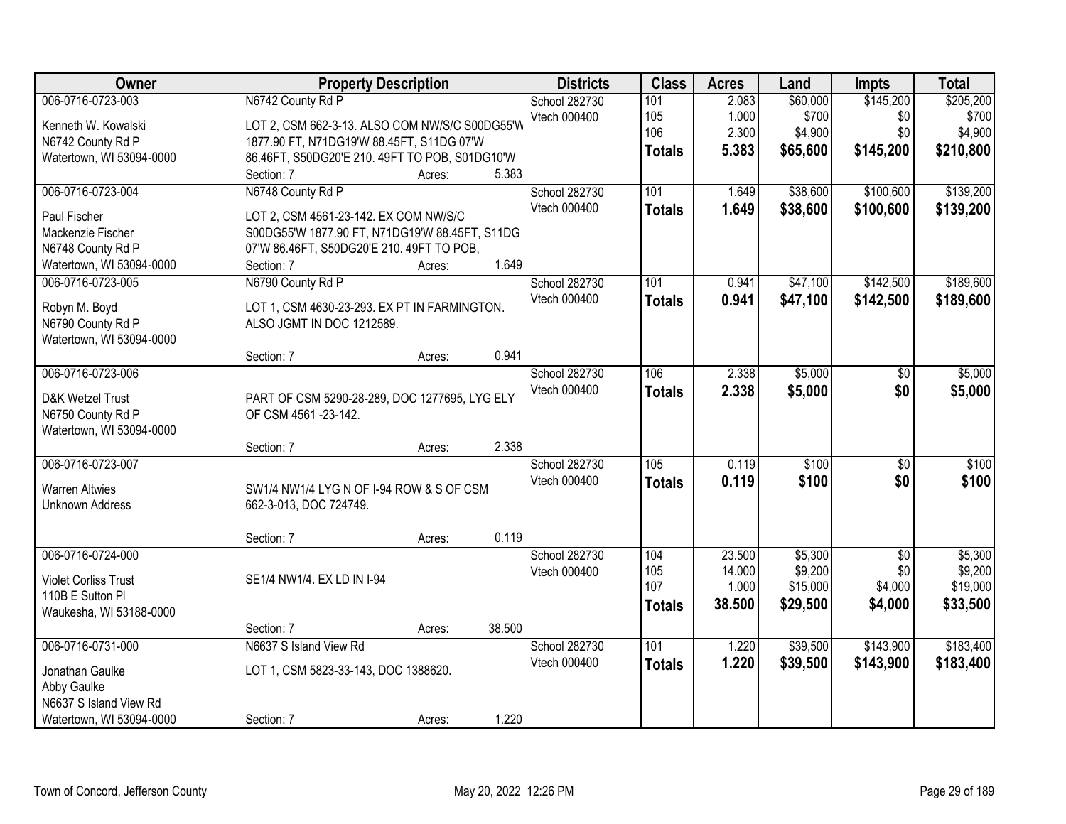| Owner | Property Description | Districts | Class | Acres | Land | Impts | Total |
|---|---|---|---|---|---|---|---|
| 006-0716-0723-003<br><br>Kenneth W. Kowalski<br>N6742 County Rd P<br>Watertown, WI 53094-0000 | N6742 County Rd P<br><br>LOT 2, CSM 662-3-13. ALSO COM NW/S/C S00DG55'W 1877.90 FT, N71DG19'W 88.45FT, S11DG 07'W 86.46FT, S50DG20'E 210. 49FT TO POB, S01DG10'W<br>Section: 7 Acres: 5.383 | School 282730<br>Vtech 000400 | 101<br>105<br>106<br>**Totals** | 2.083<br>1.000<br>2.300<br>**5.383** | $60,000<br>$700<br>$4,900<br>**$65,600** | $145,200<br>$0<br>$0<br>**$145,200** | $205,200<br>$700<br>$4,900<br>**$210,800** |
| 006-0716-0723-004<br><br>Paul Fischer<br>Mackenzie Fischer<br>N6748 County Rd P<br>Watertown, WI 53094-0000 | N6748 County Rd P<br><br>LOT 2, CSM 4561-23-142. EX COM NW/S/C S00DG55'W 1877.90 FT, N71DG19'W 88.45FT, S11DG 07'W 86.46FT, S50DG20'E 210. 49FT TO POB,<br>Section: 7 Acres: 1.649 | School 282730<br>Vtech 000400 | 101<br>**Totals** | 1.649<br>**1.649** | $38,600<br>**$38,600** | $100,600<br>**$100,600** | $139,200<br>**$139,200** |
| 006-0716-0723-005<br><br>Robyn M. Boyd<br>N6790 County Rd P<br>Watertown, WI 53094-0000 | N6790 County Rd P<br><br>LOT 1, CSM 4630-23-293. EX PT IN FARMINGTON. ALSO JGMT IN DOC 1212589.<br><br>Section: 7 Acres: 0.941 | School 282730<br>Vtech 000400 | 101<br>**Totals** | 0.941<br>**0.941** | $47,100<br>**$47,100** | $142,500<br>**$142,500** | $189,600<br>**$189,600** |
| 006-0716-0723-006<br><br>D&K Wetzel Trust<br>N6750 County Rd P<br>Watertown, WI 53094-0000 | PART OF CSM 5290-28-289, DOC 1277695, LYG ELY OF CSM 4561 -23-142.<br><br>Section: 7 Acres: 2.338 | School 282730<br>Vtech 000400 | 106<br>**Totals** | 2.338<br>**2.338** | $5,000<br>**$5,000** | $0<br>**$0** | $5,000<br>**$5,000** |
| 006-0716-0723-007<br><br>Warren Altwies<br>Unknown Address | SW1/4 NW1/4 LYG N OF I-94 ROW & S OF CSM 662-3-013, DOC 724749.<br><br>Section: 7 Acres: 0.119 | School 282730<br>Vtech 000400 | 105<br>**Totals** | 0.119<br>**0.119** | $100<br>**$100** | $0<br>**$0** | $100<br>**$100** |
| 006-0716-0724-000<br><br>Violet Corliss Trust<br>110B E Sutton Pl<br>Waukesha, WI 53188-0000 | SE1/4 NW1/4. EX LD IN I-94<br><br>Section: 7 Acres: 38.500 | School 282730<br>Vtech 000400 | 104<br>105<br>107<br>**Totals** | 23.500<br>14.000<br>1.000<br>**38.500** | $5,300<br>$9,200<br>$15,000<br>**$29,500** | $0<br>$0<br>$4,000<br>**$4,000** | $5,300<br>$9,200<br>$19,000<br>**$33,500** |
| 006-0716-0731-000<br><br>Jonathan Gaulke<br>Abby Gaulke<br>N6637 S Island View Rd<br>Watertown, WI 53094-0000 | N6637 S Island View Rd<br><br>LOT 1, CSM 5823-33-143, DOC 1388620.<br><br>Section: 7 Acres: 1.220 | School 282730<br>Vtech 000400 | 101<br>**Totals** | 1.220<br>**1.220** | $39,500<br>**$39,500** | $143,900<br>**$143,900** | $183,400<br>**$183,400** |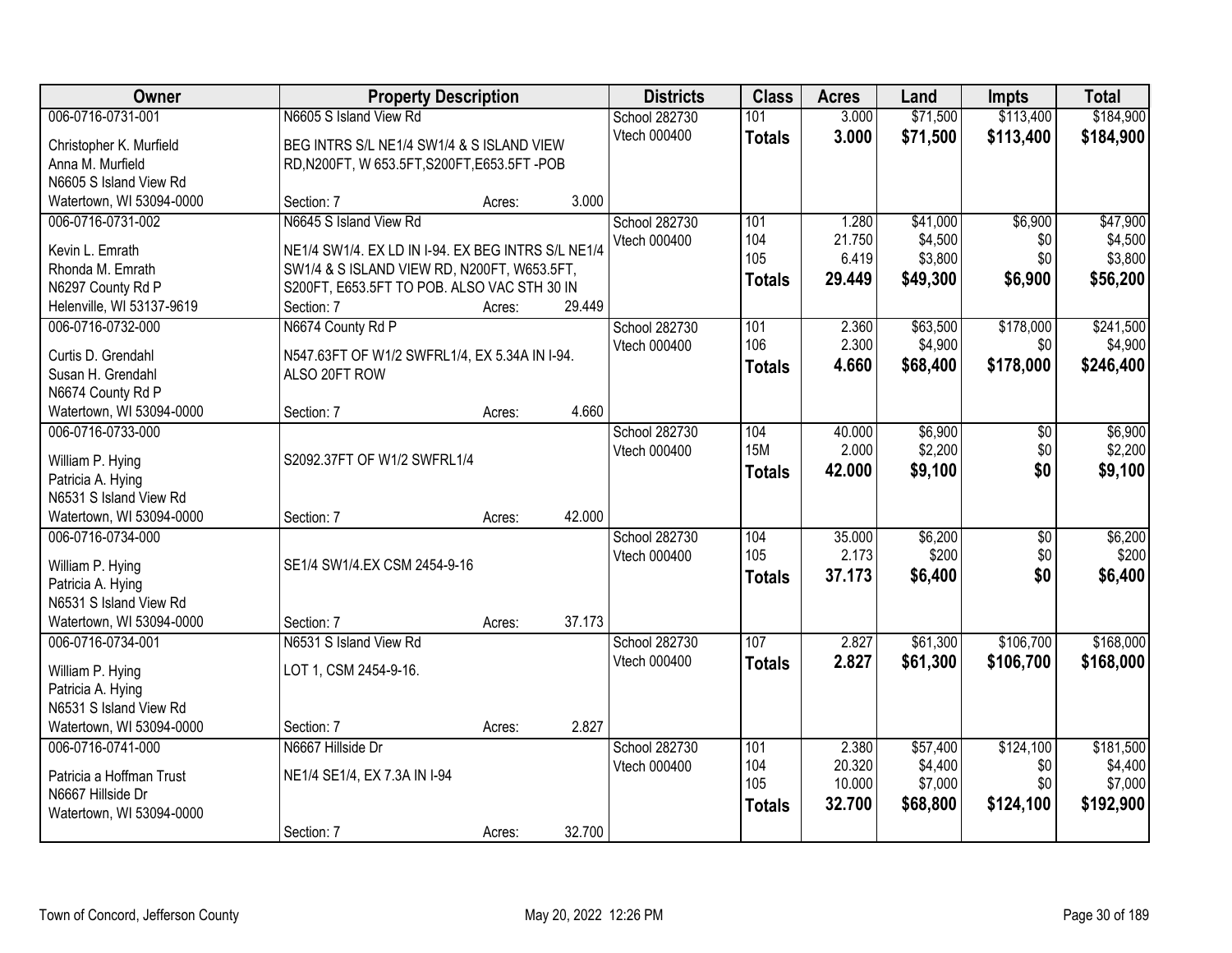| Owner | Property Description | Districts | Class | Acres | Land | Impts | Total |
|---|---|---|---|---|---|---|---|
| 006-0716-0731-001<br>Christopher K. Murfield<br>Anna M. Murfield<br>N6605 S Island View Rd<br>Watertown, WI 53094-0000 | N6605 S Island View Rd<br>BEG INTRS S/L NE1/4 SW1/4 & S ISLAND VIEW RD,N200FT, W 653.5FT,S200FT,E653.5FT -POB<br>Section: 7 Acres: 3.000 | School 282730<br>Vtech 000400 | 101<br>**Totals** | 3.000<br>**3.000** | $71,500<br>**$71,500** | $113,400<br>**$113,400** | $184,900<br>**$184,900** |
| 006-0716-0731-002<br>Kevin L. Emrath<br>Rhonda M. Emrath<br>N6297 County Rd P<br>Helenville, WI 53137-9619 | N6645 S Island View Rd<br>NE1/4 SW1/4. EX LD IN I-94. EX BEG INTRS S/L NE1/4 SW1/4 & S ISLAND VIEW RD, N200FT, W653.5FT, S200FT, E653.5FT TO POB. ALSO VAC STH 30 IN<br>Section: 7 Acres: 29.449 | School 282730<br>Vtech 000400 | 101<br>104<br>105<br>**Totals** | 1.280<br>21.750<br>6.419<br>**29.449** | $41,000<br>$4,500<br>$3,800<br>**$49,300** | $6,900<br>$0<br>$0<br>**$6,900** | $47,900<br>$4,500<br>$3,800<br>**$56,200** |
| 006-0716-0732-000<br>Curtis D. Grendahl<br>Susan H. Grendahl<br>N6674 County Rd P<br>Watertown, WI 53094-0000 | N6674 County Rd P<br>N547.63FT OF W1/2 SWFRL1/4, EX 5.34A IN I-94. ALSO 20FT ROW<br>Section: 7 Acres: 4.660 | School 282730<br>Vtech 000400 | 101<br>106<br>**Totals** | 2.360<br>2.300<br>**4.660** | $63,500<br>$4,900<br>**$68,400** | $178,000<br>$0<br>**$178,000** | $241,500<br>$4,900<br>**$246,400** |
| 006-0716-0733-000<br>William P. Hying<br>Patricia A. Hying<br>N6531 S Island View Rd<br>Watertown, WI 53094-0000 | S2092.37FT OF W1/2 SWFRL1/4<br>Section: 7 Acres: 42.000 | School 282730<br>Vtech 000400 | 104<br>15M<br>**Totals** | 40.000<br>2.000<br>**42.000** | $6,900<br>$2,200<br>**$9,100** | $0<br>$0<br>**$0** | $6,900<br>$2,200<br>**$9,100** |
| 006-0716-0734-000<br>William P. Hying<br>Patricia A. Hying<br>N6531 S Island View Rd<br>Watertown, WI 53094-0000 | SE1/4 SW1/4.EX CSM 2454-9-16<br>Section: 7 Acres: 37.173 | School 282730<br>Vtech 000400 | 104<br>105<br>**Totals** | 35.000<br>2.173<br>**37.173** | $6,200<br>$200<br>**$6,400** | $0<br>$0<br>**$0** | $6,200<br>$200<br>**$6,400** |
| 006-0716-0734-001<br>William P. Hying<br>Patricia A. Hying<br>N6531 S Island View Rd<br>Watertown, WI 53094-0000 | N6531 S Island View Rd<br>LOT 1, CSM 2454-9-16.<br>Section: 7 Acres: 2.827 | School 282730<br>Vtech 000400 | 107<br>**Totals** | 2.827<br>**2.827** | $61,300<br>**$61,300** | $106,700<br>**$106,700** | $168,000<br>**$168,000** |
| 006-0716-0741-000<br>Patricia a Hoffman Trust<br>N6667 Hillside Dr<br>Watertown, WI 53094-0000 | N6667 Hillside Dr<br>NE1/4 SE1/4, EX 7.3A IN I-94<br>Section: 7 Acres: 32.700 | School 282730<br>Vtech 000400 | 101<br>104<br>105<br>**Totals** | 2.380<br>20.320<br>10.000<br>**32.700** | $57,400<br>$4,400<br>$7,000<br>**$68,800** | $124,100<br>$0<br>$0<br>**$124,100** | $181,500<br>$4,400<br>$7,000<br>**$192,900** |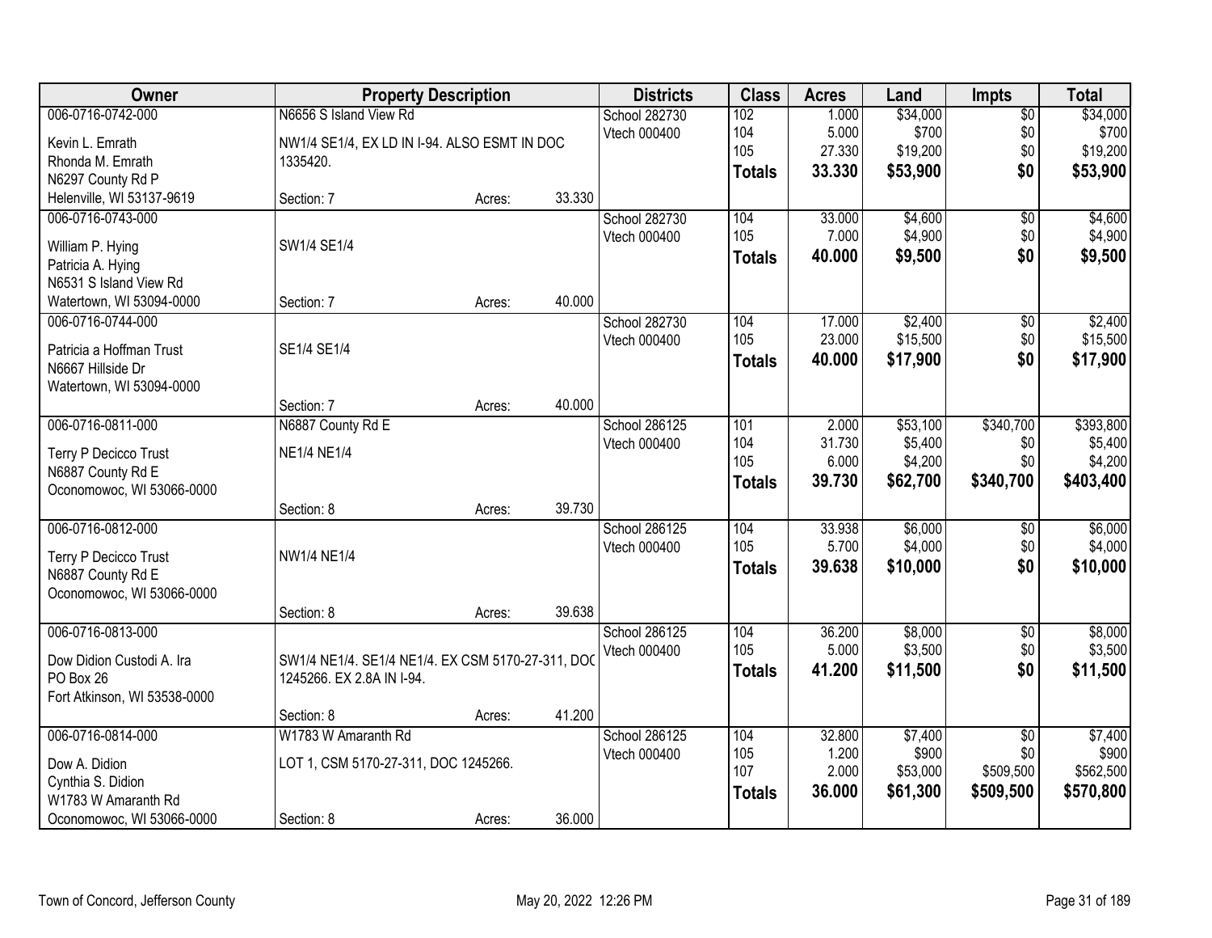| Owner | Property Description | | | Districts | Class | Acres | Land | Impts | Total |
|---|---|---|---|---|---|---|---|---|---|
| 006-0716-0742-000<br>Kevin L. Emrath<br>Rhonda M. Emrath<br>N6297 County Rd P<br>Helenville, WI 53137-9619 | N6656 S Island View Rd<br>NW1/4 SE1/4, EX LD IN I-94. ALSO ESMT IN DOC 1335420.<br>Section: 7 | Acres: | 33.330 | School 282730<br>Vtech 000400 | 102<br>104<br>105<br>**Totals** | 1.000<br>5.000<br>27.330<br>**33.330** | $34,000<br>$700<br>$19,200<br>**$53,900** | $0<br>$0<br>$0<br>**$0** | $34,000<br>$700<br>$19,200<br>**$53,900** |
| 006-0716-0743-000<br>William P. Hying<br>Patricia A. Hying<br>N6531 S Island View Rd<br>Watertown, WI 53094-0000 | SW1/4 SE1/4<br>Section: 7 | Acres: | 40.000 | School 282730<br>Vtech 000400 | 104<br>105<br>**Totals** | 33.000<br>7.000<br>**40.000** | $4,600<br>$4,900<br>**$9,500** | $0<br>$0<br>**$0** | $4,600<br>$4,900<br>**$9,500** |
| 006-0716-0744-000<br>Patricia a Hoffman Trust<br>N6667 Hillside Dr<br>Watertown, WI 53094-0000 | SE1/4 SE1/4<br>Section: 7 | Acres: | 40.000 | School 282730<br>Vtech 000400 | 104<br>105<br>**Totals** | 17.000<br>23.000<br>**40.000** | $2,400<br>$15,500<br>**$17,900** | $0<br>$0<br>**$0** | $2,400<br>$15,500<br>**$17,900** |
| 006-0716-0811-000<br>Terry P Decicco Trust<br>N6887 County Rd E<br>Oconomowoc, WI 53066-0000 | N6887 County Rd E<br>NE1/4 NE1/4<br>Section: 8 | Acres: | 39.730 | School 286125<br>Vtech 000400 | 101<br>104<br>105<br>**Totals** | 2.000<br>31.730<br>6.000<br>**39.730** | $53,100<br>$5,400<br>$4,200<br>**$62,700** | $340,700<br>$0<br>$0<br>**$340,700** | $393,800<br>$5,400<br>$4,200<br>**$403,400** |
| 006-0716-0812-000<br>Terry P Decicco Trust<br>N6887 County Rd E<br>Oconomowoc, WI 53066-0000 | NW1/4 NE1/4<br>Section: 8 | Acres: | 39.638 | School 286125<br>Vtech 000400 | 104<br>105<br>**Totals** | 33.938<br>5.700<br>**39.638** | $6,000<br>$4,000<br>**$10,000** | $0<br>$0<br>**$0** | $6,000<br>$4,000<br>**$10,000** |
| 006-0716-0813-000<br>Dow Didion Custodi A. Ira<br>PO Box 26<br>Fort Atkinson, WI 53538-0000 | SW1/4 NE1/4. SE1/4 NE1/4. EX CSM 5170-27-311, DOC 1245266. EX 2.8A IN I-94.<br>Section: 8 | Acres: | 41.200 | School 286125<br>Vtech 000400 | 104<br>105<br>**Totals** | 36.200<br>5.000<br>**41.200** | $8,000<br>$3,500<br>**$11,500** | $0<br>$0<br>**$0** | $8,000<br>$3,500<br>**$11,500** |
| 006-0716-0814-000<br>Dow A. Didion<br>Cynthia S. Didion<br>W1783 W Amaranth Rd<br>Oconomowoc, WI 53066-0000 | W1783 W Amaranth Rd<br>LOT 1, CSM 5170-27-311, DOC 1245266.<br>Section: 8 | Acres: | 36.000 | School 286125<br>Vtech 000400 | 104<br>105<br>107<br>**Totals** | 32.800<br>1.200<br>2.000<br>**36.000** | $7,400<br>$900<br>$53,000<br>**$61,300** | $0<br>$0<br>$509,500<br>**$509,500** | $7,400<br>$900<br>$562,500<br>**$570,800** |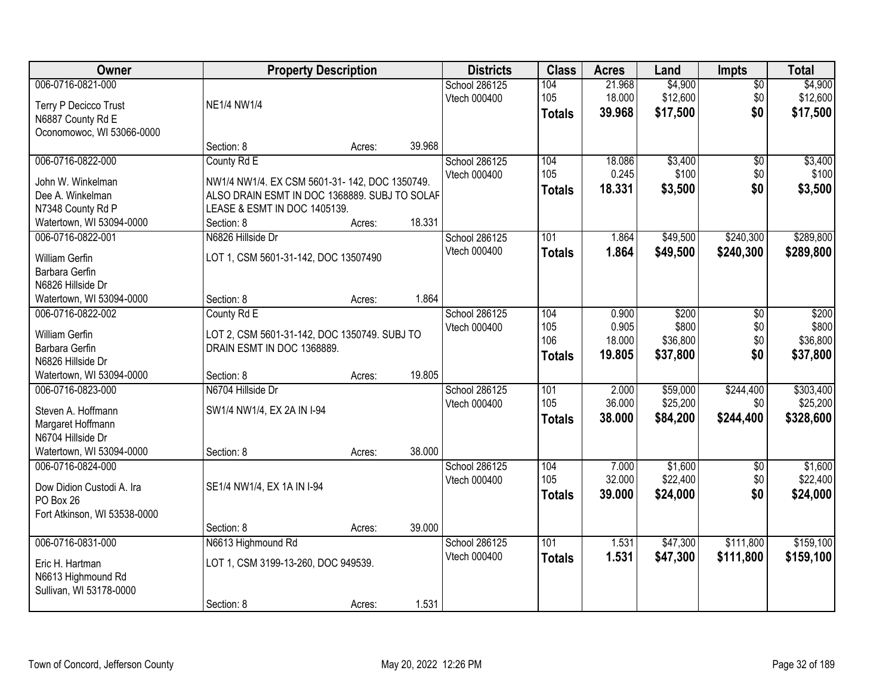| Owner | Property Description | Districts | Class | Acres | Land | Impts | Total |
|---|---|---|---|---|---|---|---|
| 006-0716-0821-000<br>Terry P Decicco Trust<br>N6887 County Rd E<br>Oconomowoc, WI 53066-0000 | NE1/4 NW1/4<br>Section: 8 Acres: 39.968 | School 286125<br>Vtech 000400 | 104<br>105<br>**Totals** | 21.968<br>18.000<br>**39.968** | $4,900<br>$12,600<br>**$17,500** | $0<br>$0<br>**$0** | $4,900<br>$12,600<br>**$17,500** |
| 006-0716-0822-000<br>John W. Winkelman<br>Dee A. Winkelman<br>N7348 County Rd P<br>Watertown, WI 53094-0000 | County Rd E<br>NW1/4 NW1/4. EX CSM 5601-31- 142, DOC 1350749. ALSO DRAIN ESMT IN DOC 1368889. SUBJ TO SOLAF LEASE & ESMT IN DOC 1405139.<br>Section: 8 Acres: 18.331 | School 286125<br>Vtech 000400 | 104<br>105<br>**Totals** | 18.086<br>0.245<br>**18.331** | $3,400<br>$100<br>**$3,500** | $0<br>$0<br>**$0** | $3,400<br>$100<br>**$3,500** |
| 006-0716-0822-001<br>William Gerfin<br>Barbara Gerfin<br>N6826 Hillside Dr<br>Watertown, WI 53094-0000 | N6826 Hillside Dr<br>LOT 1, CSM 5601-31-142, DOC 13507490<br>Section: 8 Acres: 1.864 | School 286125<br>Vtech 000400 | 101<br>**Totals** | 1.864<br>**1.864** | $49,500<br>**$49,500** | $240,300<br>**$240,300** | $289,800<br>**$289,800** |
| 006-0716-0822-002<br>William Gerfin<br>Barbara Gerfin<br>N6826 Hillside Dr<br>Watertown, WI 53094-0000 | County Rd E<br>LOT 2, CSM 5601-31-142, DOC 1350749. SUBJ TO DRAIN ESMT IN DOC 1368889.<br>Section: 8 Acres: 19.805 | School 286125<br>Vtech 000400 | 104<br>105<br>106<br>**Totals** | 0.900<br>0.905<br>18.000<br>**19.805** | $200<br>$800<br>$36,800<br>**$37,800** | $0<br>$0<br>$0<br>**$0** | $200<br>$800<br>$36,800<br>**$37,800** |
| 006-0716-0823-000<br>Steven A. Hoffmann<br>Margaret Hoffmann<br>N6704 Hillside Dr<br>Watertown, WI 53094-0000 | N6704 Hillside Dr<br>SW1/4 NW1/4, EX 2A IN I-94<br>Section: 8 Acres: 38.000 | School 286125<br>Vtech 000400 | 101<br>105<br>**Totals** | 2.000<br>36.000<br>**38.000** | $59,000<br>$25,200<br>**$84,200** | $244,400<br>$0<br>**$244,400** | $303,400<br>$25,200<br>**$328,600** |
| 006-0716-0824-000<br>Dow Didion Custodi A. Ira<br>PO Box 26<br>Fort Atkinson, WI 53538-0000 | SE1/4 NW1/4, EX 1A IN I-94<br>Section: 8 Acres: 39.000 | School 286125<br>Vtech 000400 | 104<br>105<br>**Totals** | 7.000<br>32.000<br>**39.000** | $1,600<br>$22,400<br>**$24,000** | $0<br>$0<br>**$0** | $1,600<br>$22,400<br>**$24,000** |
| 006-0716-0831-000<br>Eric H. Hartman<br>N6613 Highmound Rd<br>Sullivan, WI 53178-0000 | N6613 Highmound Rd<br>LOT 1, CSM 3199-13-260, DOC 949539.<br>Section: 8 Acres: 1.531 | School 286125<br>Vtech 000400 | 101<br>**Totals** | 1.531<br>**1.531** | $47,300<br>**$47,300** | $111,800<br>**$111,800** | $159,100<br>**$159,100** |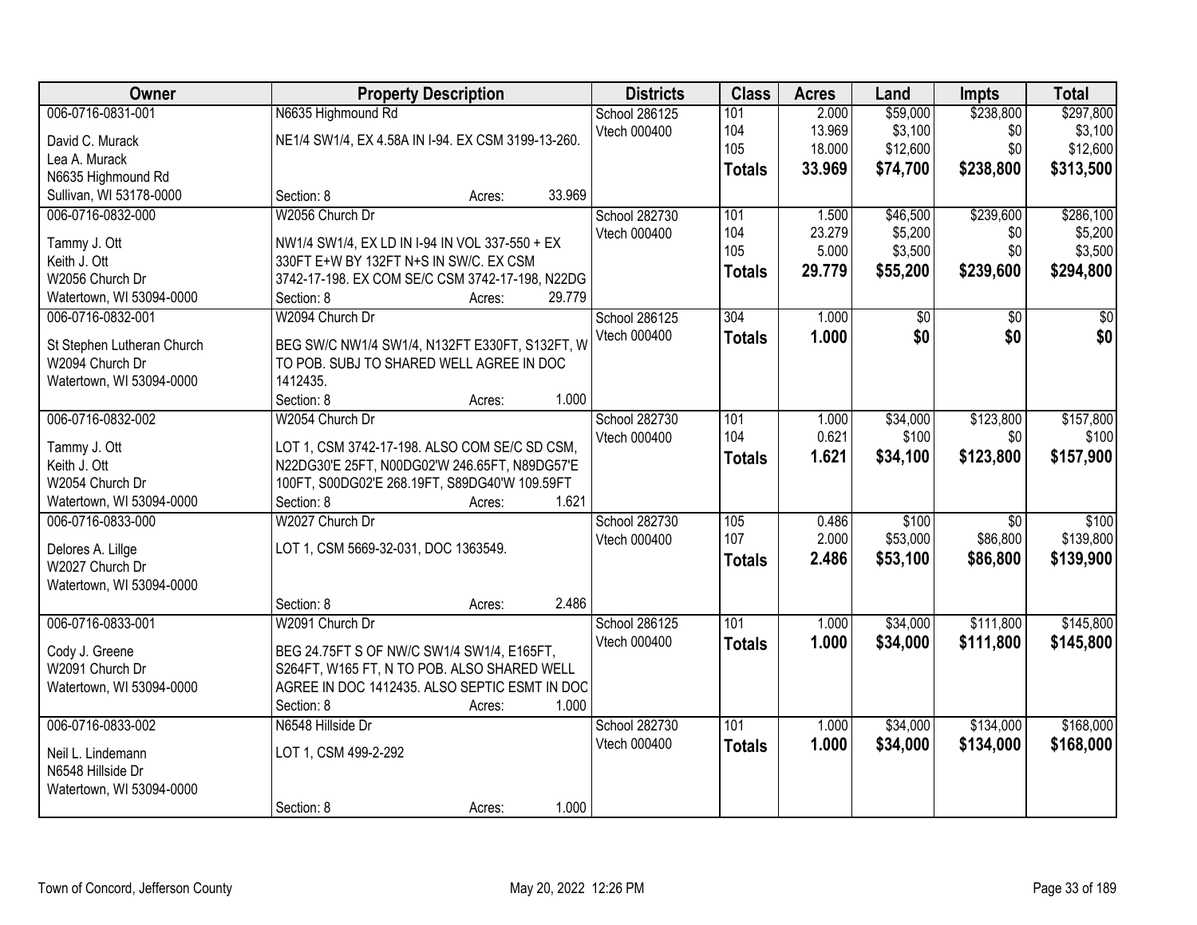| Owner | Property Description | Districts | Class | Acres | Land | Impts | Total |
|---|---|---|---|---|---|---|---|
| 006-0716-0831-001<br>David C. Murack<br>Lea A. Murack<br>N6635 Highmound Rd<br>Sullivan, WI 53178-0000 | N6635 Highmound Rd<br>NE1/4 SW1/4, EX 4.58A IN I-94. EX CSM 3199-13-260.<br>Section: 8 Acres: 33.969 | School 286125<br>Vtech 000400 | 101<br>104<br>105<br>**Totals** | 2.000<br>13.969<br>18.000<br>**33.969** | $59,000<br>$3,100<br>$12,600<br>**$74,700** | $238,800<br>$0<br>$0<br>**$238,800** | $297,800<br>$3,100<br>$12,600<br>**$313,500** |
| 006-0716-0832-000<br>Tammy J. Ott<br>Keith J. Ott<br>W2056 Church Dr<br>Watertown, WI 53094-0000 | W2056 Church Dr<br>NW1/4 SW1/4, EX LD IN I-94 IN VOL 337-550 + EX 330FT E+W BY 132FT N+S IN SW/C. EX CSM 3742-17-198. EX COM SE/C CSM 3742-17-198, N22DG<br>Section: 8 Acres: 29.779 | School 282730<br>Vtech 000400 | 101<br>104<br>105<br>**Totals** | 1.500<br>23.279<br>5.000<br>**29.779** | $46,500<br>$5,200<br>$3,500<br>**$55,200** | $239,600<br>$0<br>$0<br>**$239,600** | $286,100<br>$5,200<br>$3,500<br>**$294,800** |
| 006-0716-0832-001<br>St Stephen Lutheran Church<br>W2094 Church Dr<br>Watertown, WI 53094-0000 | W2094 Church Dr<br>BEG SW/C NW1/4 SW1/4, N132FT E330FT, S132FT, W TO POB. SUBJ TO SHARED WELL AGREE IN DOC 1412435.<br>Section: 8 Acres: 1.000 | School 286125<br>Vtech 000400 | 304<br>**Totals** | 1.000<br>**1.000** | $0<br>**$0** | $0<br>**$0** | $0<br>**$0** |
| 006-0716-0832-002<br>Tammy J. Ott<br>Keith J. Ott<br>W2054 Church Dr<br>Watertown, WI 53094-0000 | W2054 Church Dr<br>LOT 1, CSM 3742-17-198. ALSO COM SE/C SD CSM, N22DG30'E 25FT, N00DG02'W 246.65FT, N89DG57'E 100FT, S00DG02'E 268.19FT, S89DG40'W 109.59FT<br>Section: 8 Acres: 1.621 | School 282730<br>Vtech 000400 | 101<br>104<br>**Totals** | 1.000<br>0.621<br>**1.621** | $34,000<br>$100<br>**$34,100** | $123,800<br>$0<br>**$123,800** | $157,800<br>$100<br>**$157,900** |
| 006-0716-0833-000<br>Delores A. Lillge<br>W2027 Church Dr<br>Watertown, WI 53094-0000 | W2027 Church Dr<br>LOT 1, CSM 5669-32-031, DOC 1363549.<br>Section: 8 Acres: 2.486 | School 282730<br>Vtech 000400 | 105<br>107<br>**Totals** | 0.486<br>2.000<br>**2.486** | $100<br>$53,000<br>**$53,100** | $0<br>$86,800<br>**$86,800** | $100<br>$139,800<br>**$139,900** |
| 006-0716-0833-001<br>Cody J. Greene<br>W2091 Church Dr<br>Watertown, WI 53094-0000 | W2091 Church Dr<br>BEG 24.75FT S OF NW/C SW1/4 SW1/4, E165FT, S264FT, W165 FT, N TO POB. ALSO SHARED WELL AGREE IN DOC 1412435. ALSO SEPTIC ESMT IN DOC<br>Section: 8 Acres: 1.000 | School 286125<br>Vtech 000400 | 101<br>**Totals** | 1.000<br>**1.000** | $34,000<br>**$34,000** | $111,800<br>**$111,800** | $145,800<br>**$145,800** |
| 006-0716-0833-002<br>Neil L. Lindemann<br>N6548 Hillside Dr<br>Watertown, WI 53094-0000 | N6548 Hillside Dr<br>LOT 1, CSM 499-2-292<br>Section: 8 Acres: 1.000 | School 282730<br>Vtech 000400 | 101<br>**Totals** | 1.000<br>**1.000** | $34,000<br>**$34,000** | $134,000<br>**$134,000** | $168,000<br>**$168,000** |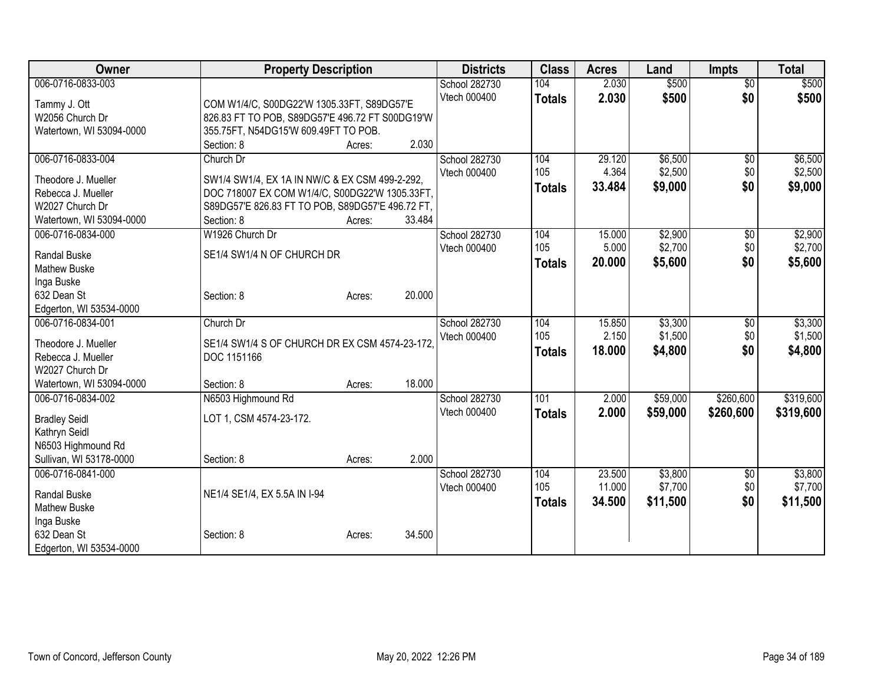| Owner | Property Description | Districts | Class | Acres | Land | Impts | Total |
|---|---|---|---|---|---|---|---|
| 006-0716-0833-003<br>Tammy J. Ott<br>W2056 Church Dr<br>Watertown, WI 53094-0000 | COM W1/4/C, S00DG22'W 1305.33FT, S89DG57'E 826.83 FT TO POB, S89DG57'E 496.72 FT S00DG19'W 355.75FT, N54DG15'W 609.49FT TO POB.<br>Section: 8 Acres: 2.030 | School 282730<br>Vtech 000400 | 104<br>**Totals** | 2.030<br>**2.030** | $500<br>**$500** | $0<br>**$0** | $500<br>**$500** |
| 006-0716-0833-004<br>Theodore J. Mueller<br>Rebecca J. Mueller<br>W2027 Church Dr<br>Watertown, WI 53094-0000 | Church Dr<br>SW1/4 SW1/4, EX 1A IN NW/C & EX CSM 499-2-292, DOC 718007 EX COM W1/4/C, S00DG22'W 1305.33FT, S89DG57'E 826.83 FT TO POB, S89DG57'E 496.72 FT,<br>Section: 8 Acres: 33.484 | School 282730<br>Vtech 000400 | 104<br>105<br>**Totals** | 29.120<br>4.364<br>**33.484** | $6,500<br>$2,500<br>**$9,000** | $0<br>$0<br>**$0** | $6,500<br>$2,500<br>**$9,000** |
| 006-0716-0834-000<br>Randal Buske<br>Mathew Buske<br>Inga Buske<br>632 Dean St<br>Edgerton, WI 53534-0000 | W1926 Church Dr<br>SE1/4 SW1/4 N OF CHURCH DR<br>Section: 8 Acres: 20.000 | School 282730<br>Vtech 000400 | 104<br>105<br>**Totals** | 15.000<br>5.000<br>**20.000** | $2,900<br>$2,700<br>**$5,600** | $0<br>$0<br>**$0** | $2,900<br>$2,700<br>**$5,600** |
| 006-0716-0834-001<br>Theodore J. Mueller<br>Rebecca J. Mueller<br>W2027 Church Dr<br>Watertown, WI 53094-0000 | Church Dr<br>SE1/4 SW1/4 S OF CHURCH DR EX CSM 4574-23-172, DOC 1151166<br>Section: 8 Acres: 18.000 | School 282730<br>Vtech 000400 | 104<br>105<br>**Totals** | 15.850<br>2.150<br>**18.000** | $3,300<br>$1,500<br>**$4,800** | $0<br>$0<br>**$0** | $3,300<br>$1,500<br>**$4,800** |
| 006-0716-0834-002<br>Bradley Seidl<br>Kathryn Seidl<br>N6503 Highmound Rd<br>Sullivan, WI 53178-0000 | N6503 Highmound Rd<br>LOT 1, CSM 4574-23-172.<br>Section: 8 Acres: 2.000 | School 282730<br>Vtech 000400 | 101<br>**Totals** | 2.000<br>**2.000** | $59,000<br>**$59,000** | $260,600<br>**$260,600** | $319,600<br>**$319,600** |
| 006-0716-0841-000<br>Randal Buske<br>Mathew Buske<br>Inga Buske<br>632 Dean St<br>Edgerton, WI 53534-0000 | NE1/4 SE1/4, EX 5.5A IN I-94<br>Section: 8 Acres: 34.500 | School 282730<br>Vtech 000400 | 104<br>105<br>**Totals** | 23.500<br>11.000<br>**34.500** | $3,800<br>$7,700<br>**$11,500** | $0<br>$0<br>**$0** | $3,800<br>$7,700<br>**$11,500** |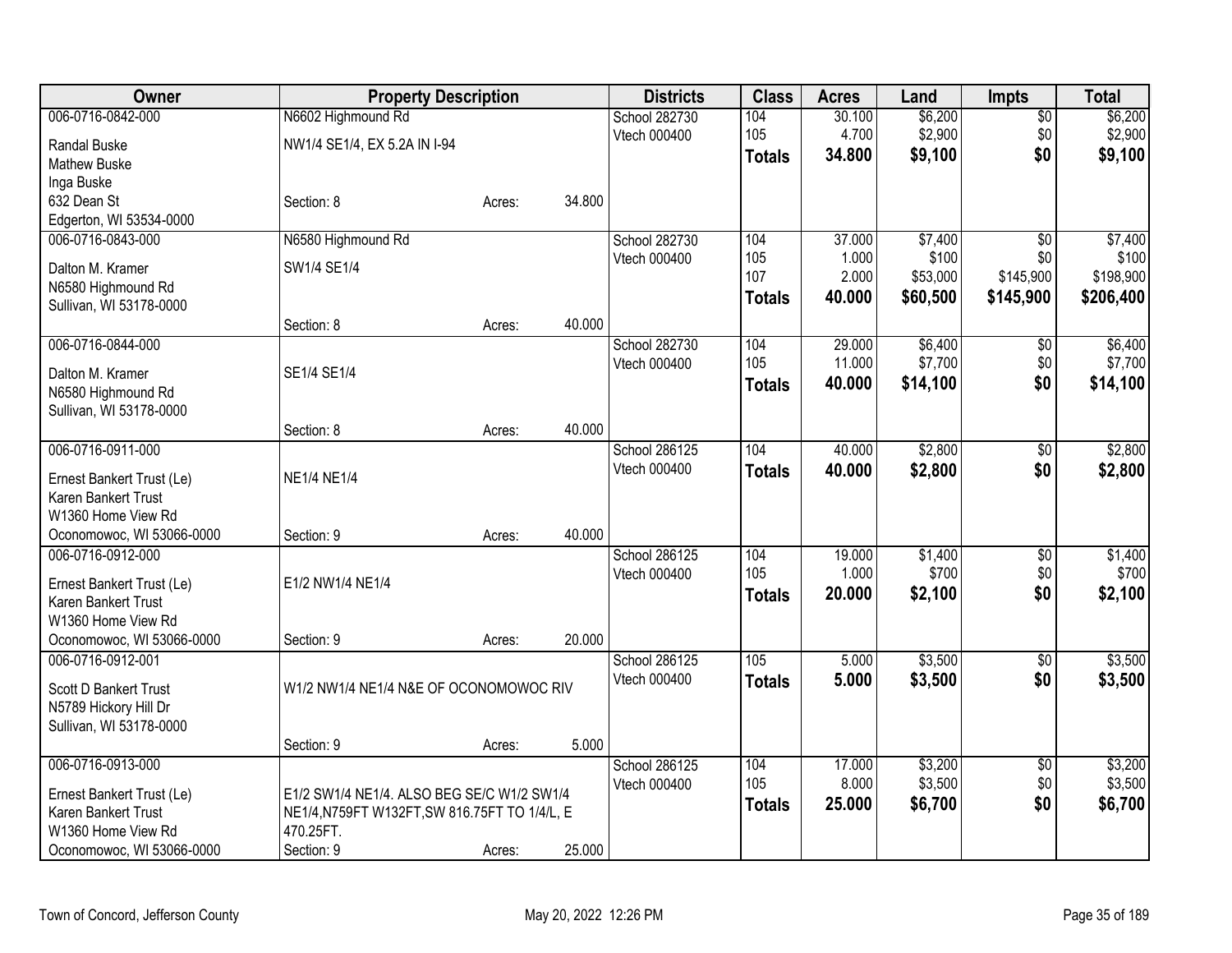| Owner | Property Description | | | Districts | Class | Acres | Land | Impts | Total |
|---|---|---|---|---|---|---|---|---|---|
| 006-0716-0842-000 | N6602 Highmound Rd | | | School 282730 | 104 | 30.100 | $6,200 | $0 | $6,200 |
| Randal Buske | NW1/4 SE1/4, EX 5.2A IN I-94 | | | Vtech 000400 | 105 | 4.700 | $2,900 | $0 | $2,900 |
| Mathew Buske | | | | | **Totals** | **34.800** | **$9,100** | **$0** | **$9,100** |
| Inga Buske | | | | | | | | | |
| 632 Dean St | Section: 8 | Acres: | 34.800 | | | | | | |
| Edgerton, WI 53534-0000 | | | | | | | | | |
| 006-0716-0843-000 | N6580 Highmound Rd | | | School 282730 | 104 | 37.000 | $7,400 | $0 | $7,400 |
| Dalton M. Kramer | SW1/4 SE1/4 | | | Vtech 000400 | 105 | 1.000 | $100 | $0 | $100 |
| N6580 Highmound Rd | | | | | 107 | 2.000 | $53,000 | $145,900 | $198,900 |
| Sullivan, WI 53178-0000 | | | | | **Totals** | **40.000** | **$60,500** | **$145,900** | **$206,400** |
| | Section: 8 | Acres: | 40.000 | | | | | | |
| 006-0716-0844-000 | | | | School 282730 | 104 | 29.000 | $6,400 | $0 | $6,400 |
| Dalton M. Kramer | SE1/4 SE1/4 | | | Vtech 000400 | 105 | 11.000 | $7,700 | $0 | $7,700 |
| N6580 Highmound Rd | | | | | **Totals** | **40.000** | **$14,100** | **$0** | **$14,100** |
| Sullivan, WI 53178-0000 | | | | | | | | | |
| | Section: 8 | Acres: | 40.000 | | | | | | |
| 006-0716-0911-000 | | | | School 286125 | 104 | 40.000 | $2,800 | $0 | $2,800 |
| Ernest Bankert Trust (Le) | NE1/4 NE1/4 | | | Vtech 000400 | **Totals** | **40.000** | **$2,800** | **$0** | **$2,800** |
| Karen Bankert Trust | | | | | | | | | |
| W1360 Home View Rd | | | | | | | | | |
| Oconomowoc, WI 53066-0000 | Section: 9 | Acres: | 40.000 | | | | | | |
| 006-0716-0912-000 | | | | School 286125 | 104 | 19.000 | $1,400 | $0 | $1,400 |
| Ernest Bankert Trust (Le) | E1/2 NW1/4 NE1/4 | | | Vtech 000400 | 105 | 1.000 | $700 | $0 | $700 |
| Karen Bankert Trust | | | | | **Totals** | **20.000** | **$2,100** | **$0** | **$2,100** |
| W1360 Home View Rd | | | | | | | | | |
| Oconomowoc, WI 53066-0000 | Section: 9 | Acres: | 20.000 | | | | | | |
| 006-0716-0912-001 | | | | School 286125 | 105 | 5.000 | $3,500 | $0 | $3,500 |
| Scott D Bankert Trust | W1/2 NW1/4 NE1/4 N&E OF OCONOMOWOC RIV | | | Vtech 000400 | **Totals** | **5.000** | **$3,500** | **$0** | **$3,500** |
| N5789 Hickory Hill Dr | | | | | | | | | |
| Sullivan, WI 53178-0000 | | | | | | | | | |
| | Section: 9 | Acres: | 5.000 | | | | | | |
| 006-0716-0913-000 | | | | School 286125 | 104 | 17.000 | $3,200 | $0 | $3,200 |
| Ernest Bankert Trust (Le) | E1/2 SW1/4 NE1/4. ALSO BEG SE/C W1/2 SW1/4 | | | Vtech 000400 | 105 | 8.000 | $3,500 | $0 | $3,500 |
| Karen Bankert Trust | NE1/4,N759FT W132FT,SW 816.75FT TO 1/4/L, E | | | | **Totals** | **25.000** | **$6,700** | **$0** | **$6,700** |
| W1360 Home View Rd | 470.25FT. | | | | | | | | |
| Oconomowoc, WI 53066-0000 | Section: 9 | Acres: | 25.000 | | | | | | |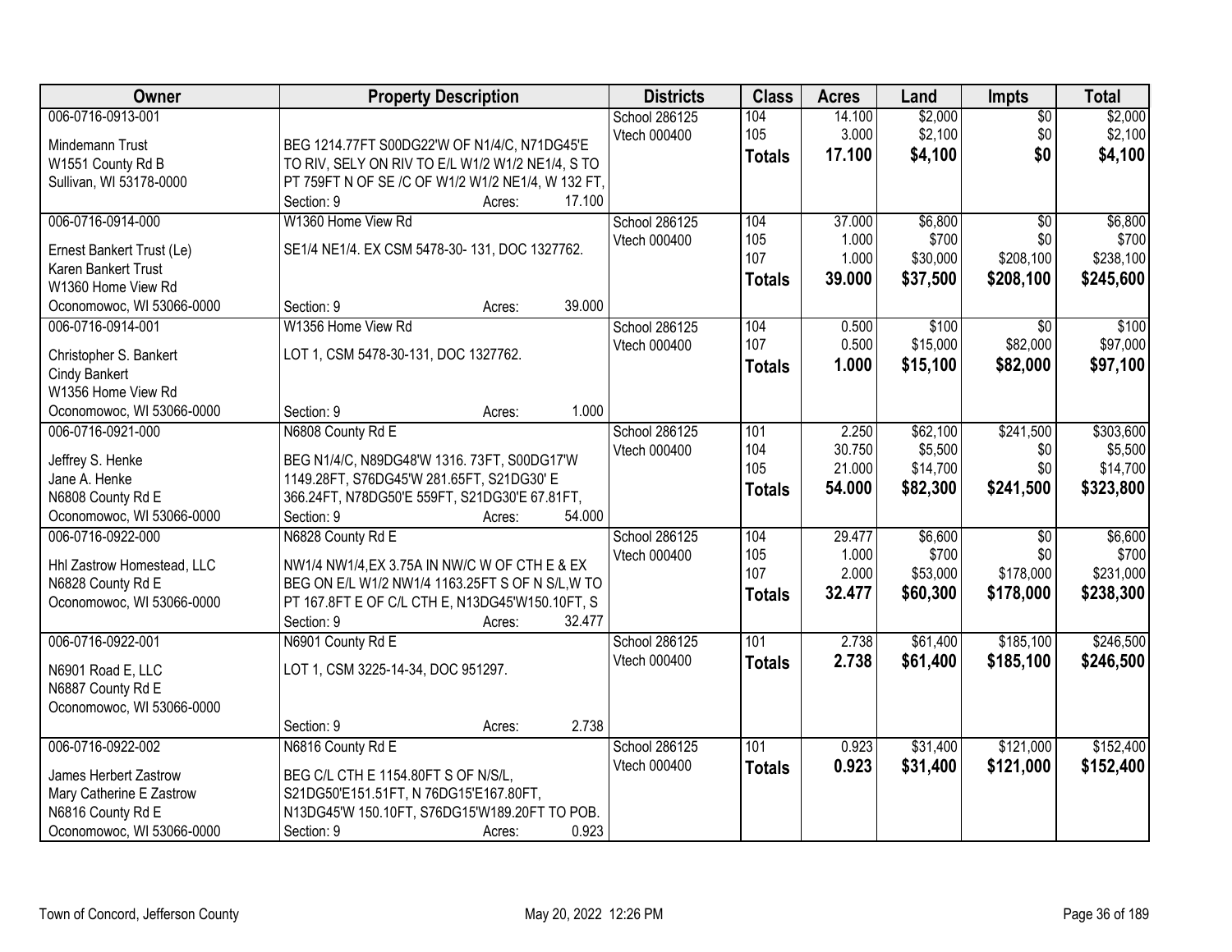| Owner | Property Description | Districts | Class | Acres | Land | Impts | Total |
|---|---|---|---|---|---|---|---|
| 006-0716-0913-001<br><br>Mindemann Trust<br>W1551 County Rd B<br>Sullivan, WI 53178-0000 | <br><br>BEG 1214.77FT S00DG22'W OF N1/4/C, N71DG45'E TO RIV, SELY ON RIV TO E/L W1/2 W1/2 NE1/4, S TO PT 759FT N OF SE /C OF W1/2 W1/2 NE1/4, W 132 FT,<br>Section: 9 Acres: 17.100 | School 286125<br>Vtech 000400 | 104<br>105<br>**Totals** | 14.100<br>3.000<br>**17.100** | $2,000<br>$2,100<br>**$4,100** | $0<br>$0<br>**$0** | $2,000<br>$2,100<br>**$4,100** |
| 006-0716-0914-000<br><br>Ernest Bankert Trust (Le)<br>Karen Bankert Trust<br>W1360 Home View Rd<br>Oconomowoc, WI 53066-0000 | W1360 Home View Rd<br><br>SE1/4 NE1/4. EX CSM 5478-30- 131, DOC 1327762.<br><br>Section: 9 Acres: 39.000 | School 286125<br>Vtech 000400 | 104<br>105<br>107<br>**Totals** | 37.000<br>1.000<br>1.000<br>**39.000** | $6,800<br>$700<br>$30,000<br>**$37,500** | $0<br>$0<br>$208,100<br>**$208,100** | $6,800<br>$700<br>$238,100<br>**$245,600** |
| 006-0716-0914-001<br><br>Christopher S. Bankert<br>Cindy Bankert<br>W1356 Home View Rd<br>Oconomowoc, WI 53066-0000 | W1356 Home View Rd<br><br>LOT 1, CSM 5478-30-131, DOC 1327762.<br><br>Section: 9 Acres: 1.000 | School 286125<br>Vtech 000400 | 104<br>107<br>**Totals** | 0.500<br>0.500<br>**1.000** | $100<br>$15,000<br>**$15,100** | $0<br>$82,000<br>**$82,000** | $100<br>$97,000<br>**$97,100** |
| 006-0716-0921-000<br><br>Jeffrey S. Henke<br>Jane A. Henke<br>N6808 County Rd E<br>Oconomowoc, WI 53066-0000 | N6808 County Rd E<br><br>BEG N1/4/C, N89DG48'W 1316. 73FT, S00DG17'W 1149.28FT, S76DG45'W 281.65FT, S21DG30' E 366.24FT, N78DG50'E 559FT, S21DG30'E 67.81FT,<br>Section: 9 Acres: 54.000 | School 286125<br>Vtech 000400 | 101<br>104<br>105<br>**Totals** | 2.250<br>30.750<br>21.000<br>**54.000** | $62,100<br>$5,500<br>$14,700<br>**$82,300** | $241,500<br>$0<br>$0<br>**$241,500** | $303,600<br>$5,500<br>$14,700<br>**$323,800** |
| 006-0716-0922-000<br><br>Hhl Zastrow Homestead, LLC<br>N6828 County Rd E<br>Oconomowoc, WI 53066-0000 | N6828 County Rd E<br><br>NW1/4 NW1/4,EX 3.75A IN NW/C W OF CTH E & EX BEG ON E/L W1/2 NW1/4 1163.25FT S OF N S/L,W TO PT 167.8FT E OF C/L CTH E, N13DG45'W150.10FT, S<br>Section: 9 Acres: 32.477 | School 286125<br>Vtech 000400 | 104<br>105<br>107<br>**Totals** | 29.477<br>1.000<br>2.000<br>**32.477** | $6,600<br>$700<br>$53,000<br>**$60,300** | $0<br>$0<br>$178,000<br>**$178,000** | $6,600<br>$700<br>$231,000<br>**$238,300** |
| 006-0716-0922-001<br><br>N6901 Road E, LLC<br>N6887 County Rd E<br>Oconomowoc, WI 53066-0000 | N6901 County Rd E<br><br>LOT 1, CSM 3225-14-34, DOC 951297.<br><br>Section: 9 Acres: 2.738 | School 286125<br>Vtech 000400 | 101<br>**Totals** | 2.738<br>**2.738** | $61,400<br>**$61,400** | $185,100<br>**$185,100** | $246,500<br>**$246,500** |
| 006-0716-0922-002<br><br>James Herbert Zastrow<br>Mary Catherine E Zastrow<br>N6816 County Rd E<br>Oconomowoc, WI 53066-0000 | N6816 County Rd E<br><br>BEG C/L CTH E 1154.80FT S OF N/S/L, S21DG50'E151.51FT, N 76DG15'E167.80FT, N13DG45'W 150.10FT, S76DG15'W189.20FT TO POB.<br>Section: 9 Acres: 0.923 | School 286125<br>Vtech 000400 | 101<br>**Totals** | 0.923<br>**0.923** | $31,400<br>**$31,400** | $121,000<br>**$121,000** | $152,400<br>**$152,400** |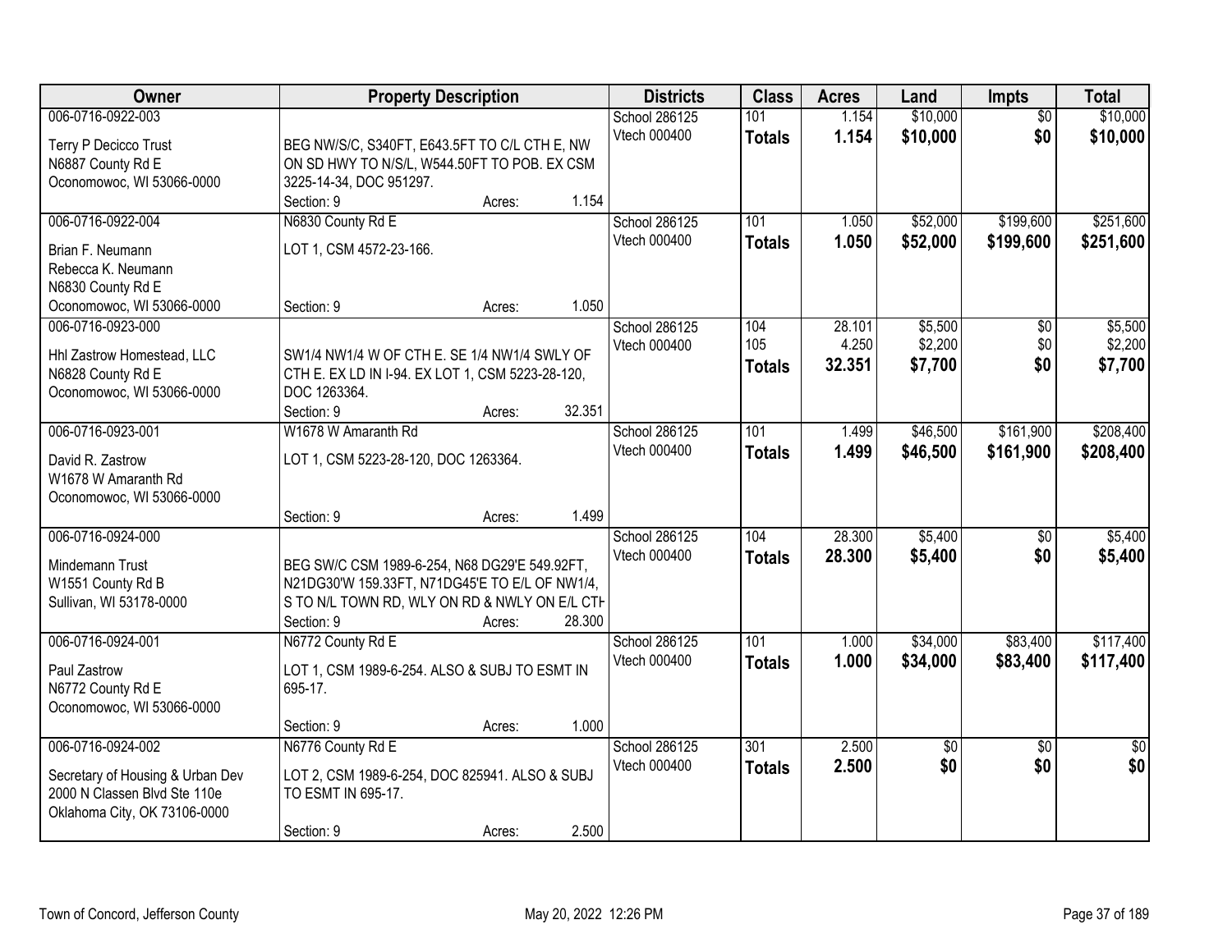| Owner | Property Description | Districts | Class | Acres | Land | Impts | Total |
|---|---|---|---|---|---|---|---|
| 006-0716-0922-003<br>Terry P Decicco Trust<br>N6887 County Rd E<br>Oconomowoc, WI 53066-0000 | BEG NW/S/C, S340FT, E643.5FT TO C/L CTH E, NW ON SD HWY TO N/S/L, W544.50FT TO POB. EX CSM 3225-14-34, DOC 951297.<br>Section: 9 Acres: 1.154 | School 286125<br>Vtech 000400 | 101<br>**Totals** | 1.154<br>**1.154** | $10,000<br>**$10,000** | $0<br>**$0** | $10,000<br>**$10,000** |
| 006-0716-0922-004<br>Brian F. Neumann<br>Rebecca K. Neumann<br>N6830 County Rd E<br>Oconomowoc, WI 53066-0000 | N6830 County Rd E<br>LOT 1, CSM 4572-23-166.<br>Section: 9 Acres: 1.050 | School 286125<br>Vtech 000400 | 101<br>**Totals** | 1.050<br>**1.050** | $52,000<br>**$52,000** | $199,600<br>**$199,600** | $251,600<br>**$251,600** |
| 006-0716-0923-000<br>Hhl Zastrow Homestead, LLC<br>N6828 County Rd E<br>Oconomowoc, WI 53066-0000 | SW1/4 NW1/4 W OF CTH E. SE 1/4 NW1/4 SWLY OF CTH E. EX LD IN I-94. EX LOT 1, CSM 5223-28-120, DOC 1263364.<br>Section: 9 Acres: 32.351 | School 286125<br>Vtech 000400 | 104<br>105<br>**Totals** | 28.101<br>4.250<br>**32.351** | $5,500<br>$2,200<br>**$7,700** | $0<br>$0<br>**$0** | $5,500<br>$2,200<br>**$7,700** |
| 006-0716-0923-001<br>David R. Zastrow<br>W1678 W Amaranth Rd<br>Oconomowoc, WI 53066-0000 | W1678 W Amaranth Rd<br>LOT 1, CSM 5223-28-120, DOC 1263364.<br>Section: 9 Acres: 1.499 | School 286125<br>Vtech 000400 | 101<br>**Totals** | 1.499<br>**1.499** | $46,500<br>**$46,500** | $161,900<br>**$161,900** | $208,400<br>**$208,400** |
| 006-0716-0924-000<br>Mindemann Trust<br>W1551 County Rd B<br>Sullivan, WI 53178-0000 | BEG SW/C CSM 1989-6-254, N68 DG29'E 549.92FT, N21DG30'W 159.33FT, N71DG45'E TO E/L OF NW1/4, S TO N/L TOWN RD, WLY ON RD & NWLY ON E/L CTH<br>Section: 9 Acres: 28.300 | School 286125<br>Vtech 000400 | 104<br>**Totals** | 28.300<br>**28.300** | $5,400<br>**$5,400** | $0<br>**$0** | $5,400<br>**$5,400** |
| 006-0716-0924-001<br>Paul Zastrow<br>N6772 County Rd E<br>Oconomowoc, WI 53066-0000 | N6772 County Rd E<br>LOT 1, CSM 1989-6-254. ALSO & SUBJ TO ESMT IN 695-17.<br>Section: 9 Acres: 1.000 | School 286125<br>Vtech 000400 | 101<br>**Totals** | 1.000<br>**1.000** | $34,000<br>**$34,000** | $83,400<br>**$83,400** | $117,400<br>**$117,400** |
| 006-0716-0924-002<br>Secretary of Housing & Urban Dev<br>2000 N Classen Blvd Ste 110e<br>Oklahoma City, OK 73106-0000 | N6776 County Rd E<br>LOT 2, CSM 1989-6-254, DOC 825941. ALSO & SUBJ TO ESMT IN 695-17.<br>Section: 9 Acres: 2.500 | School 286125<br>Vtech 000400 | 301<br>**Totals** | 2.500<br>**2.500** | $0<br>**$0** | $0<br>**$0** | $0<br>**$0** |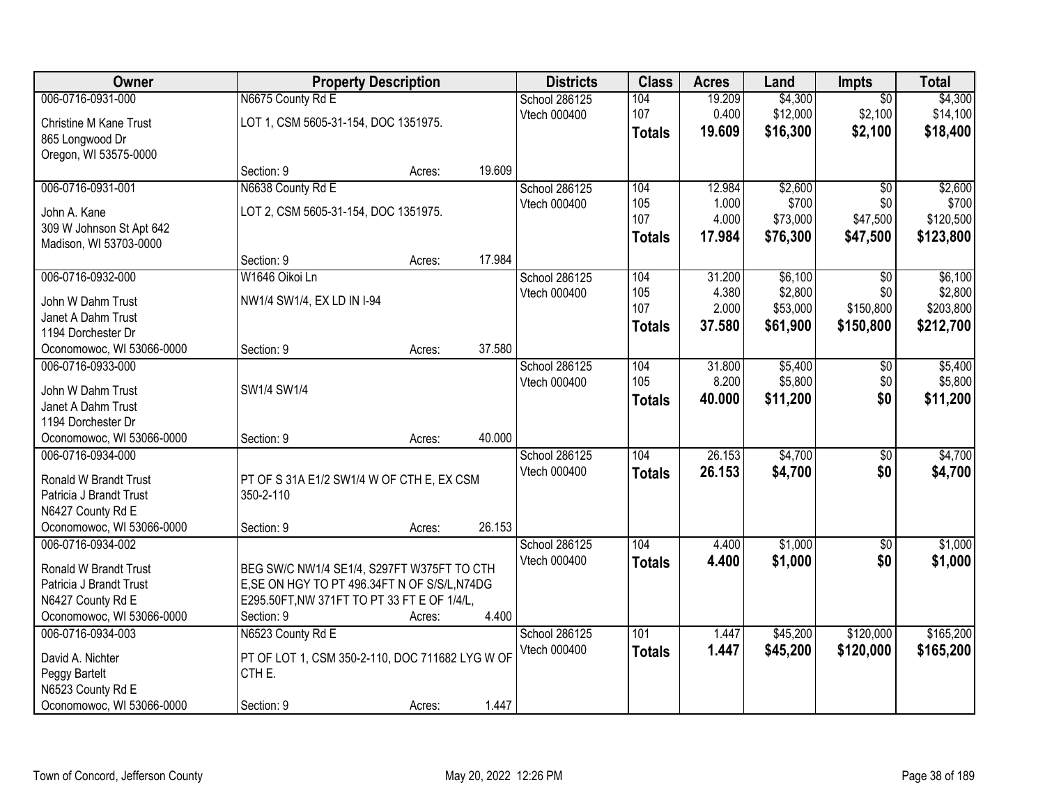| Owner | Property Description | | | Districts | Class | Acres | Land | Impts | Total |
|---|---|---|---|---|---|---|---|---|---|
| 006-0716-0931-000 | N6675 County Rd E | | | School 286125 | 104 | 19.209 | $4,300 | $0 | $4,300 |
| Christine M Kane Trust | LOT 1, CSM 5605-31-154, DOC 1351975. | | | Vtech 000400 | 107 | 0.400 | $12,000 | $2,100 | $14,100 |
| 865 Longwood Dr | | | | | **Totals** | **19.609** | **$16,300** | **$2,100** | **$18,400** |
| Oregon, WI 53575-0000 | Section: 9 | Acres: | 19.609 | | | | | | |
| 006-0716-0931-001 | N6638 County Rd E | | | School 286125 | 104 | 12.984 | $2,600 | $0 | $2,600 |
| John A. Kane | LOT 2, CSM 5605-31-154, DOC 1351975. | | | Vtech 000400 | 105 | 1.000 | $700 | $0 | $700 |
| 309 W Johnson St Apt 642 | | | | | 107 | 4.000 | $73,000 | $47,500 | $120,500 |
| Madison, WI 53703-0000 | | | | | **Totals** | **17.984** | **$76,300** | **$47,500** | **$123,800** |
| | Section: 9 | Acres: | 17.984 | | | | | | |
| 006-0716-0932-000 | W1646 Oikoi Ln | | | School 286125 | 104 | 31.200 | $6,100 | $0 | $6,100 |
| John W Dahm Trust | NW1/4 SW1/4, EX LD IN I-94 | | | Vtech 000400 | 105 | 4.380 | $2,800 | $0 | $2,800 |
| Janet A Dahm Trust | | | | | 107 | 2.000 | $53,000 | $150,800 | $203,800 |
| 1194 Dorchester Dr | | | | | **Totals** | **37.580** | **$61,900** | **$150,800** | **$212,700** |
| Oconomowoc, WI 53066-0000 | Section: 9 | Acres: | 37.580 | | | | | | |
| 006-0716-0933-000 | | | | School 286125 | 104 | 31.800 | $5,400 | $0 | $5,400 |
| John W Dahm Trust | SW1/4 SW1/4 | | | Vtech 000400 | 105 | 8.200 | $5,800 | $0 | $5,800 |
| Janet A Dahm Trust | | | | | **Totals** | **40.000** | **$11,200** | **$0** | **$11,200** |
| 1194 Dorchester Dr | | | | | | | | | |
| Oconomowoc, WI 53066-0000 | Section: 9 | Acres: | 40.000 | | | | | | |
| 006-0716-0934-000 | | | | School 286125 | 104 | 26.153 | $4,700 | $0 | $4,700 |
| Ronald W Brandt Trust | PT OF S 31A E1/2 SW1/4 W OF CTH E, EX CSM 350-2-110 | | | Vtech 000400 | **Totals** | **26.153** | **$4,700** | **$0** | **$4,700** |
| Patricia J Brandt Trust | | | | | | | | | |
| N6427 County Rd E | | | | | | | | | |
| Oconomowoc, WI 53066-0000 | Section: 9 | Acres: | 26.153 | | | | | | |
| 006-0716-0934-002 | | | | School 286125 | 104 | 4.400 | $1,000 | $0 | $1,000 |
| Ronald W Brandt Trust | BEG SW/C NW1/4 SE1/4, S297FT W375FT TO CTH E,SE ON HGY TO PT 496.34FT N OF S/S/L,N74DG E295.50FT,NW 371FT TO PT 33 FT E OF 1/4/L, | | | Vtech 000400 | **Totals** | **4.400** | **$1,000** | **$0** | **$1,000** |
| Patricia J Brandt Trust | | | | | | | | | |
| N6427 County Rd E | | | | | | | | | |
| Oconomowoc, WI 53066-0000 | Section: 9 | Acres: | 4.400 | | | | | | |
| 006-0716-0934-003 | N6523 County Rd E | | | School 286125 | 101 | 1.447 | $45,200 | $120,000 | $165,200 |
| David A. Nichter | PT OF LOT 1, CSM 350-2-110, DOC 711682 LYG W OF CTH E. | | | Vtech 000400 | **Totals** | **1.447** | **$45,200** | **$120,000** | **$165,200** |
| Peggy Bartelt | | | | | | | | | |
| N6523 County Rd E | | | | | | | | | |
| Oconomowoc, WI 53066-0000 | Section: 9 | Acres: | 1.447 | | | | | | |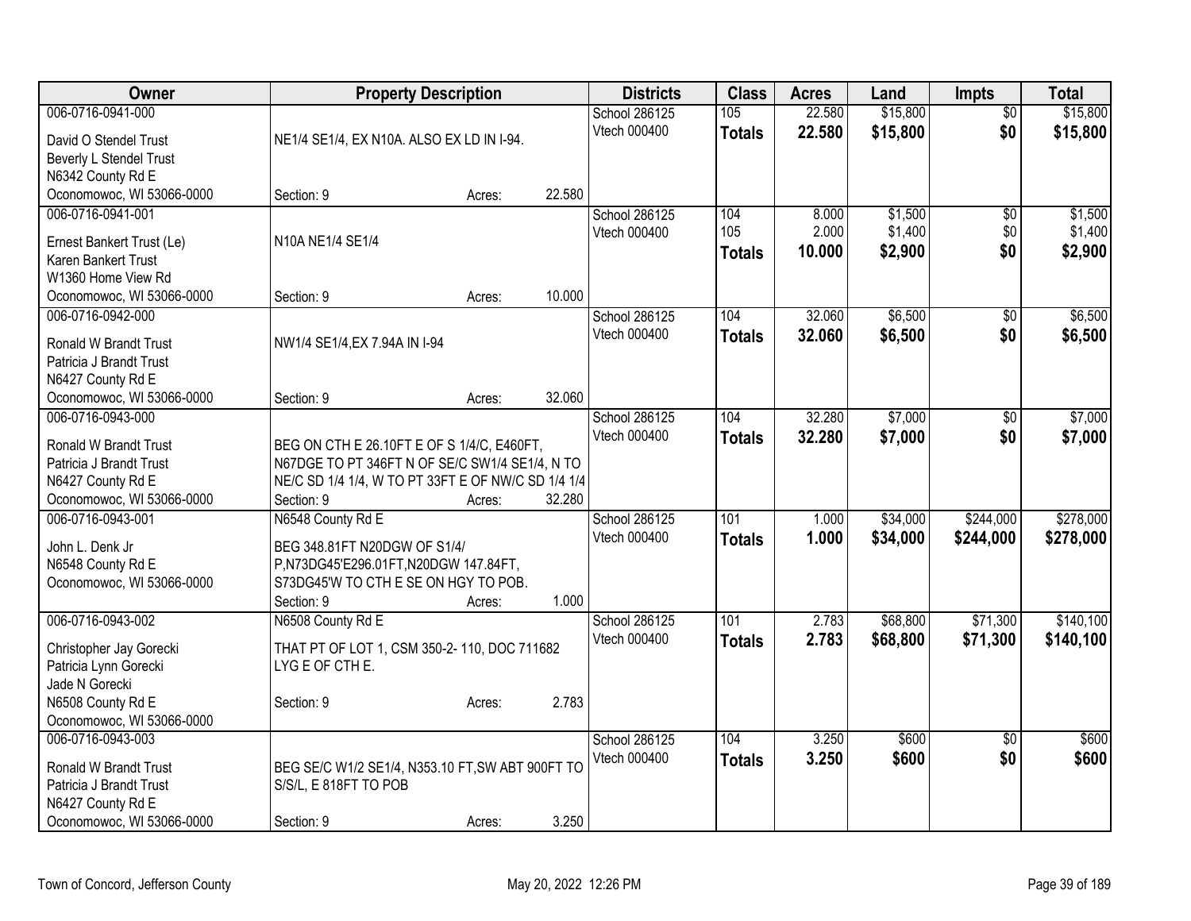| Owner | Property Description | Districts | Class | Acres | Land | Impts | Total |
|---|---|---|---|---|---|---|---|
| 006-0716-0941-000<br>David O Stendel Trust<br>Beverly L Stendel Trust<br>N6342 County Rd E<br>Oconomowoc, WI 53066-0000 | NE1/4 SE1/4, EX N10A. ALSO EX LD IN I-94.<br>Section: 9 Acres: 22.580 | School 286125<br>Vtech 000400 | 105<br>**Totals** | 22.580<br>**22.580** | $15,800<br>**$15,800** | $0<br>**$0** | $15,800<br>**$15,800** |
| 006-0716-0941-001<br>Ernest Bankert Trust (Le)<br>Karen Bankert Trust<br>W1360 Home View Rd<br>Oconomowoc, WI 53066-0000 | N10A NE1/4 SE1/4<br>Section: 9 Acres: 10.000 | School 286125<br>Vtech 000400 | 104<br>105<br>**Totals** | 8.000<br>2.000<br>**10.000** | $1,500<br>$1,400<br>**$2,900** | $0<br>$0<br>**$0** | $1,500<br>$1,400<br>**$2,900** |
| 006-0716-0942-000<br>Ronald W Brandt Trust<br>Patricia J Brandt Trust<br>N6427 County Rd E<br>Oconomowoc, WI 53066-0000 | NW1/4 SE1/4,EX 7.94A IN I-94<br>Section: 9 Acres: 32.060 | School 286125<br>Vtech 000400 | 104<br>**Totals** | 32.060<br>**32.060** | $6,500<br>**$6,500** | $0<br>**$0** | $6,500<br>**$6,500** |
| 006-0716-0943-000<br>Ronald W Brandt Trust<br>Patricia J Brandt Trust<br>N6427 County Rd E<br>Oconomowoc, WI 53066-0000 | BEG ON CTH E 26.10FT E OF S 1/4/C, E460FT, N67DGE TO PT 346FT N OF SE/C SW1/4 SE1/4, N TO NE/C SD 1/4 1/4, W TO PT 33FT E OF NW/C SD 1/4 1/4<br>Section: 9 Acres: 32.280 | School 286125<br>Vtech 000400 | 104<br>**Totals** | 32.280<br>**32.280** | $7,000<br>**$7,000** | $0<br>**$0** | $7,000<br>**$7,000** |
| 006-0716-0943-001<br>John L. Denk Jr<br>N6548 County Rd E<br>Oconomowoc, WI 53066-0000 | N6548 County Rd E<br>BEG 348.81FT N20DGW OF S1/4/ P,N73DG45'E296.01FT,N20DGW 147.84FT, S73DG45'W TO CTH E SE ON HGY TO POB.<br>Section: 9 Acres: 1.000 | School 286125<br>Vtech 000400 | 101<br>**Totals** | 1.000<br>**1.000** | $34,000<br>**$34,000** | $244,000<br>**$244,000** | $278,000<br>**$278,000** |
| 006-0716-0943-002<br>Christopher Jay Gorecki<br>Patricia Lynn Gorecki<br>Jade N Gorecki<br>N6508 County Rd E<br>Oconomowoc, WI 53066-0000 | N6508 County Rd E<br>THAT PT OF LOT 1, CSM 350-2- 110, DOC 711682 LYG E OF CTH E.<br>Section: 9 Acres: 2.783 | School 286125<br>Vtech 000400 | 101<br>**Totals** | 2.783<br>**2.783** | $68,800<br>**$68,800** | $71,300<br>**$71,300** | $140,100<br>**$140,100** |
| 006-0716-0943-003<br>Ronald W Brandt Trust<br>Patricia J Brandt Trust<br>N6427 County Rd E<br>Oconomowoc, WI 53066-0000 | BEG SE/C W1/2 SE1/4, N353.10 FT,SW ABT 900FT TO S/S/L, E 818FT TO POB<br>Section: 9 Acres: 3.250 | School 286125<br>Vtech 000400 | 104<br>**Totals** | 3.250<br>**3.250** | $600<br>**$600** | $0<br>**$0** | $600<br>**$600** |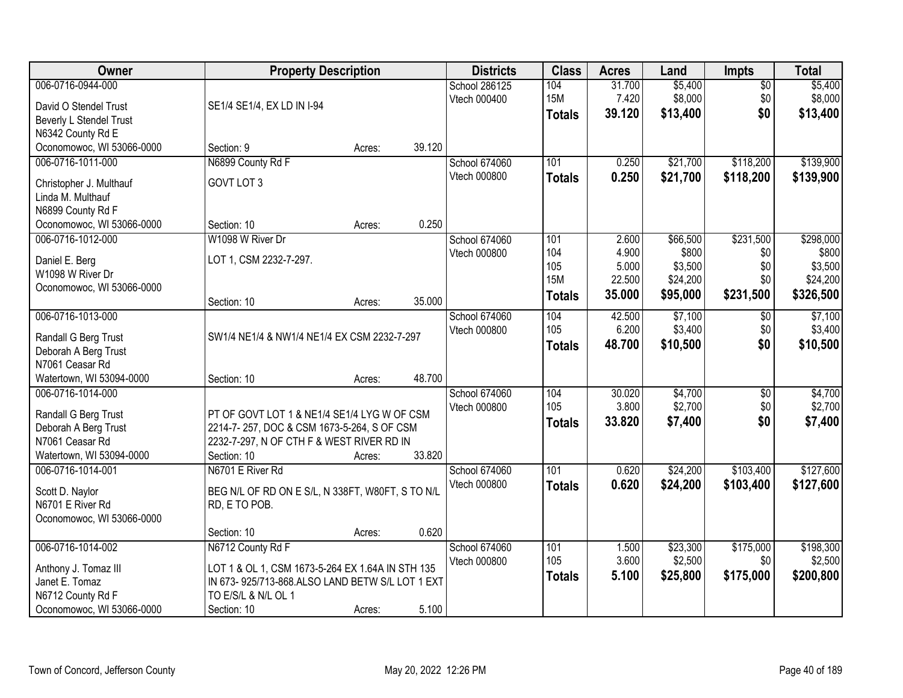| Owner | Property Description | | | Districts | Class | Acres | Land | Impts | Total |
|---|---|---|---|---|---|---|---|---|---|
| 006-0716-0944-000 | | | | School 286125 | 104 | 31.700 | $5,400 | $0 | $5,400 |
| David O Stendel Trust | SE1/4 SE1/4, EX LD IN I-94 | | | Vtech 000400 | 15M | 7.420 | $8,000 | $0 | $8,000 |
| Beverly L Stendel Trust | | | | | **Totals** | **39.120** | **$13,400** | **$0** | **$13,400** |
| N6342 County Rd E | | | | | | | | | |
| Oconomowoc, WI 53066-0000 | Section: 9 | Acres: | 39.120 | | | | | | |
| 006-0716-1011-000 | N6899 County Rd F | | | School 674060 | 101 | 0.250 | $21,700 | $118,200 | $139,900 |
| Christopher J. Multhauf | GOVT LOT 3 | | | Vtech 000800 | **Totals** | **0.250** | **$21,700** | **$118,200** | **$139,900** |
| Linda M. Multhauf | | | | | | | | | |
| N6899 County Rd F | | | | | | | | | |
| Oconomowoc, WI 53066-0000 | Section: 10 | Acres: | 0.250 | | | | | | |
| 006-0716-1012-000 | W1098 W River Dr | | | School 674060 | 101 | 2.600 | $66,500 | $231,500 | $298,000 |
| Daniel E. Berg | LOT 1, CSM 2232-7-297. | | | Vtech 000800 | 104 | 4.900 | $800 | $0 | $800 |
| W1098 W River Dr | | | | | 105 | 5.000 | $3,500 | $0 | $3,500 |
| Oconomowoc, WI 53066-0000 | | | | | 15M | 22.500 | $24,200 | $0 | $24,200 |
| | Section: 10 | Acres: | 35.000 | | **Totals** | **35.000** | **$95,000** | **$231,500** | **$326,500** |
| 006-0716-1013-000 | | | | School 674060 | 104 | 42.500 | $7,100 | $0 | $7,100 |
| Randall G Berg Trust | SW1/4 NE1/4 & NW1/4 NE1/4 EX CSM 2232-7-297 | | | Vtech 000800 | 105 | 6.200 | $3,400 | $0 | $3,400 |
| Deborah A Berg Trust | | | | | **Totals** | **48.700** | **$10,500** | **$0** | **$10,500** |
| N7061 Ceasar Rd | | | | | | | | | |
| Watertown, WI 53094-0000 | Section: 10 | Acres: | 48.700 | | | | | | |
| 006-0716-1014-000 | | | | School 674060 | 104 | 30.020 | $4,700 | $0 | $4,700 |
| Randall G Berg Trust | PT OF GOVT LOT 1 & NE1/4 SE1/4 LYG W OF CSM | | | Vtech 000800 | 105 | 3.800 | $2,700 | $0 | $2,700 |
| Deborah A Berg Trust | 2214-7- 257, DOC & CSM 1673-5-264, S OF CSM | | | | **Totals** | **33.820** | **$7,400** | **$0** | **$7,400** |
| N7061 Ceasar Rd | 2232-7-297, N OF CTH F & WEST RIVER RD IN | | | | | | | | |
| Watertown, WI 53094-0000 | Section: 10 | Acres: | 33.820 | | | | | | |
| 006-0716-1014-001 | N6701 E River Rd | | | School 674060 | 101 | 0.620 | $24,200 | $103,400 | $127,600 |
| Scott D. Naylor | BEG N/L OF RD ON E S/L, N 338FT, W80FT, S TO N/L | | | Vtech 000800 | **Totals** | **0.620** | **$24,200** | **$103,400** | **$127,600** |
| N6701 E River Rd | RD, E TO POB. | | | | | | | | |
| Oconomowoc, WI 53066-0000 | | | | | | | | | |
| | Section: 10 | Acres: | 0.620 | | | | | | |
| 006-0716-1014-002 | N6712 County Rd F | | | School 674060 | 101 | 1.500 | $23,300 | $175,000 | $198,300 |
| Anthony J. Tomaz III | LOT 1 & OL 1, CSM 1673-5-264 EX 1.64A IN STH 135 | | | Vtech 000800 | 105 | 3.600 | $2,500 | $0 | $2,500 |
| Janet E. Tomaz | IN 673- 925/713-868.ALSO LAND BETW S/L LOT 1 EXT | | | | **Totals** | **5.100** | **$25,800** | **$175,000** | **$200,800** |
| N6712 County Rd F | TO E/S/L & N/L OL 1 | | | | | | | | |
| Oconomowoc, WI 53066-0000 | Section: 10 | Acres: | 5.100 | | | | | | |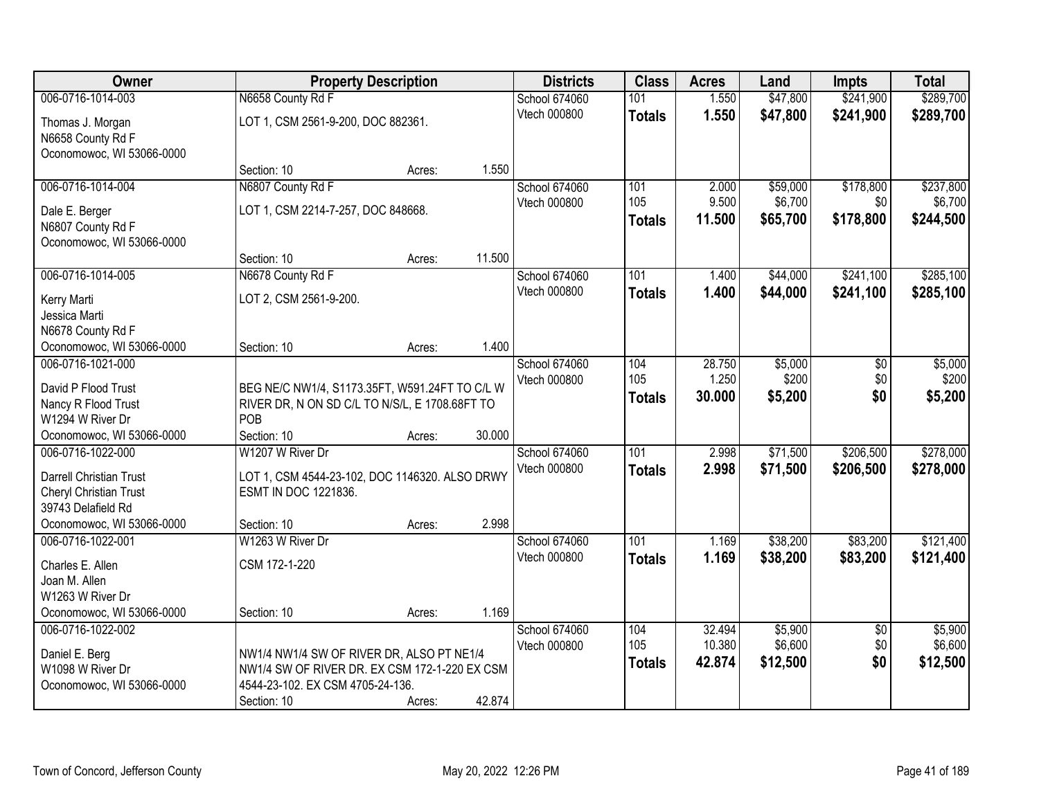| Owner | Property Description | Districts | Class | Acres | Land | Impts | Total |
|---|---|---|---|---|---|---|---|
| 006-0716-1014-003<br>Thomas J. Morgan<br>N6658 County Rd F<br>Oconomowoc, WI 53066-0000 | N6658 County Rd F<br>LOT 1, CSM 2561-9-200, DOC 882361.<br>Section: 10 Acres: 1.550 | School 674060<br>Vtech 000800 | 101<br>**Totals** | 1.550<br>**1.550** | $47,800<br>**$47,800** | $241,900<br>**$241,900** | $289,700<br>**$289,700** |
| 006-0716-1014-004<br>Dale E. Berger<br>N6807 County Rd F<br>Oconomowoc, WI 53066-0000 | N6807 County Rd F<br>LOT 1, CSM 2214-7-257, DOC 848668.<br>Section: 10 Acres: 11.500 | School 674060<br>Vtech 000800 | 101<br>105<br>**Totals** | 2.000<br>9.500<br>**11.500** | $59,000<br>$6,700<br>**$65,700** | $178,800<br>$0<br>**$178,800** | $237,800<br>$6,700<br>**$244,500** |
| 006-0716-1014-005<br>Kerry Marti<br>Jessica Marti<br>N6678 County Rd F<br>Oconomowoc, WI 53066-0000 | N6678 County Rd F<br>LOT 2, CSM 2561-9-200.<br>Section: 10 Acres: 1.400 | School 674060<br>Vtech 000800 | 101<br>**Totals** | 1.400<br>**1.400** | $44,000<br>**$44,000** | $241,100<br>**$241,100** | $285,100<br>**$285,100** |
| 006-0716-1021-000<br>David P Flood Trust<br>Nancy R Flood Trust<br>W1294 W River Dr<br>Oconomowoc, WI 53066-0000 | BEG NE/C NW1/4, S1173.35FT, W591.24FT TO C/L W RIVER DR, N ON SD C/L TO N/S/L, E 1708.68FT TO POB<br>Section: 10 Acres: 30.000 | School 674060<br>Vtech 000800 | 104<br>105<br>**Totals** | 28.750<br>1.250<br>**30.000** | $5,000<br>$200<br>**$5,200** | $0<br>$0<br>**$0** | $5,000<br>$200<br>**$5,200** |
| 006-0716-1022-000<br>Darrell Christian Trust<br>Cheryl Christian Trust<br>39743 Delafield Rd<br>Oconomowoc, WI 53066-0000 | W1207 W River Dr<br>LOT 1, CSM 4544-23-102, DOC 1146320. ALSO DRWY ESMT IN DOC 1221836.<br>Section: 10 Acres: 2.998 | School 674060<br>Vtech 000800 | 101<br>**Totals** | 2.998<br>**2.998** | $71,500<br>**$71,500** | $206,500<br>**$206,500** | $278,000<br>**$278,000** |
| 006-0716-1022-001<br>Charles E. Allen<br>Joan M. Allen<br>W1263 W River Dr<br>Oconomowoc, WI 53066-0000 | W1263 W River Dr<br>CSM 172-1-220<br>Section: 10 Acres: 1.169 | School 674060<br>Vtech 000800 | 101<br>**Totals** | 1.169<br>**1.169** | $38,200<br>**$38,200** | $83,200<br>**$83,200** | $121,400<br>**$121,400** |
| 006-0716-1022-002<br>Daniel E. Berg<br>W1098 W River Dr<br>Oconomowoc, WI 53066-0000 | NW1/4 NW1/4 SW OF RIVER DR, ALSO PT NE1/4 NW1/4 SW OF RIVER DR. EX CSM 172-1-220 EX CSM 4544-23-102. EX CSM 4705-24-136.<br>Section: 10 Acres: 42.874 | School 674060<br>Vtech 000800 | 104<br>105<br>**Totals** | 32.494<br>10.380<br>**42.874** | $5,900<br>$6,600<br>**$12,500** | $0<br>$0<br>**$0** | $5,900<br>$6,600<br>**$12,500** |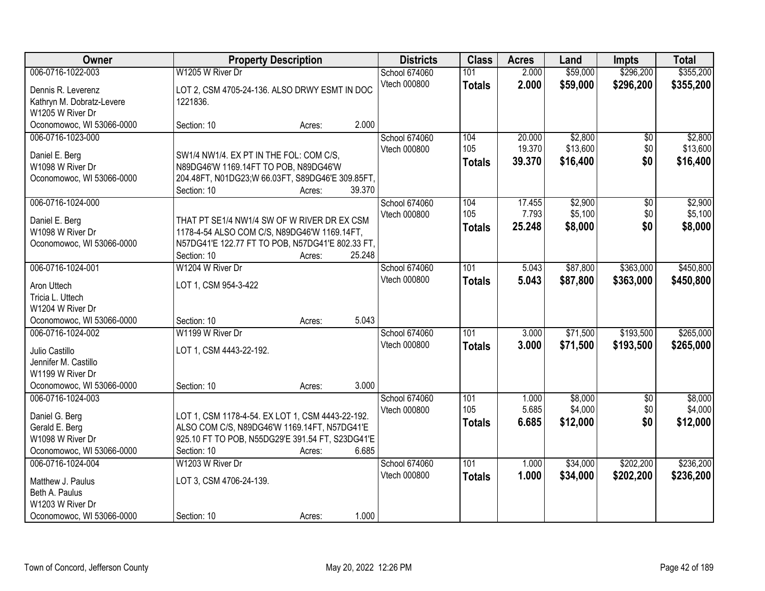| Owner | Property Description | Districts | Class | Acres | Land | Impts | Total |
|---|---|---|---|---|---|---|---|
| 006-0716-1022-003<br>Dennis R. Leverenz<br>Kathryn M. Dobratz-Levere<br>W1205 W River Dr<br>Oconomowoc, WI 53066-0000 | W1205 W River Dr<br>LOT 2, CSM 4705-24-136. ALSO DRWY ESMT IN DOC 1221836.<br>Section: 10 Acres: 2.000 | School 674060<br>Vtech 000800 | 101<br>**Totals** | 2.000<br>**2.000** | $59,000<br>**$59,000** | $296,200<br>**$296,200** | $355,200<br>**$355,200** |
| 006-0716-1023-000<br>Daniel E. Berg<br>W1098 W River Dr<br>Oconomowoc, WI 53066-0000 | SW1/4 NW1/4. EX PT IN THE FOL: COM C/S, N89DG46'W 1169.14FT TO POB, N89DG46'W 204.48FT, N01DG23;W 66.03FT, S89DG46'E 309.85FT,<br>Section: 10 Acres: 39.370 | School 674060<br>Vtech 000800 | 104<br>105<br>**Totals** | 20.000<br>19.370<br>**39.370** | $2,800<br>$13,600<br>**$16,400** | $0<br>$0<br>**$0** | $2,800<br>$13,600<br>**$16,400** |
| 006-0716-1024-000<br>Daniel E. Berg<br>W1098 W River Dr<br>Oconomowoc, WI 53066-0000 | THAT PT SE1/4 NW1/4 SW OF W RIVER DR EX CSM 1178-4-54 ALSO COM C/S, N89DG46'W 1169.14FT, N57DG41'E 122.77 FT TO POB, N57DG41'E 802.33 FT,<br>Section: 10 Acres: 25.248 | School 674060<br>Vtech 000800 | 104<br>105<br>**Totals** | 17.455<br>7.793<br>**25.248** | $2,900<br>$5,100<br>**$8,000** | $0<br>$0<br>**$0** | $2,900<br>$5,100<br>**$8,000** |
| 006-0716-1024-001<br>Aron Uttech<br>Tricia L. Uttech<br>W1204 W River Dr<br>Oconomowoc, WI 53066-0000 | W1204 W River Dr<br>LOT 1, CSM 954-3-422<br>Section: 10 Acres: 5.043 | School 674060<br>Vtech 000800 | 101<br>**Totals** | 5.043<br>**5.043** | $87,800<br>**$87,800** | $363,000<br>**$363,000** | $450,800<br>**$450,800** |
| 006-0716-1024-002<br>Julio Castillo<br>Jennifer M. Castillo<br>W1199 W River Dr<br>Oconomowoc, WI 53066-0000 | W1199 W River Dr<br>LOT 1, CSM 4443-22-192.<br>Section: 10 Acres: 3.000 | School 674060<br>Vtech 000800 | 101<br>**Totals** | 3.000<br>**3.000** | $71,500<br>**$71,500** | $193,500<br>**$193,500** | $265,000<br>**$265,000** |
| 006-0716-1024-003<br>Daniel G. Berg<br>Gerald E. Berg<br>W1098 W River Dr<br>Oconomowoc, WI 53066-0000 | LOT 1, CSM 1178-4-54. EX LOT 1, CSM 4443-22-192. ALSO COM C/S, N89DG46'W 1169.14FT, N57DG41'E 925.10 FT TO POB, N55DG29'E 391.54 FT, S23DG41'E<br>Section: 10 Acres: 6.685 | School 674060<br>Vtech 000800 | 101<br>105<br>**Totals** | 1.000<br>5.685<br>**6.685** | $8,000<br>$4,000<br>**$12,000** | $0<br>$0<br>**$0** | $8,000<br>$4,000<br>**$12,000** |
| 006-0716-1024-004<br>Matthew J. Paulus<br>Beth A. Paulus<br>W1203 W River Dr<br>Oconomowoc, WI 53066-0000 | W1203 W River Dr<br>LOT 3, CSM 4706-24-139.<br>Section: 10 Acres: 1.000 | School 674060<br>Vtech 000800 | 101<br>**Totals** | 1.000<br>**1.000** | $34,000<br>**$34,000** | $202,200<br>**$202,200** | $236,200<br>**$236,200** |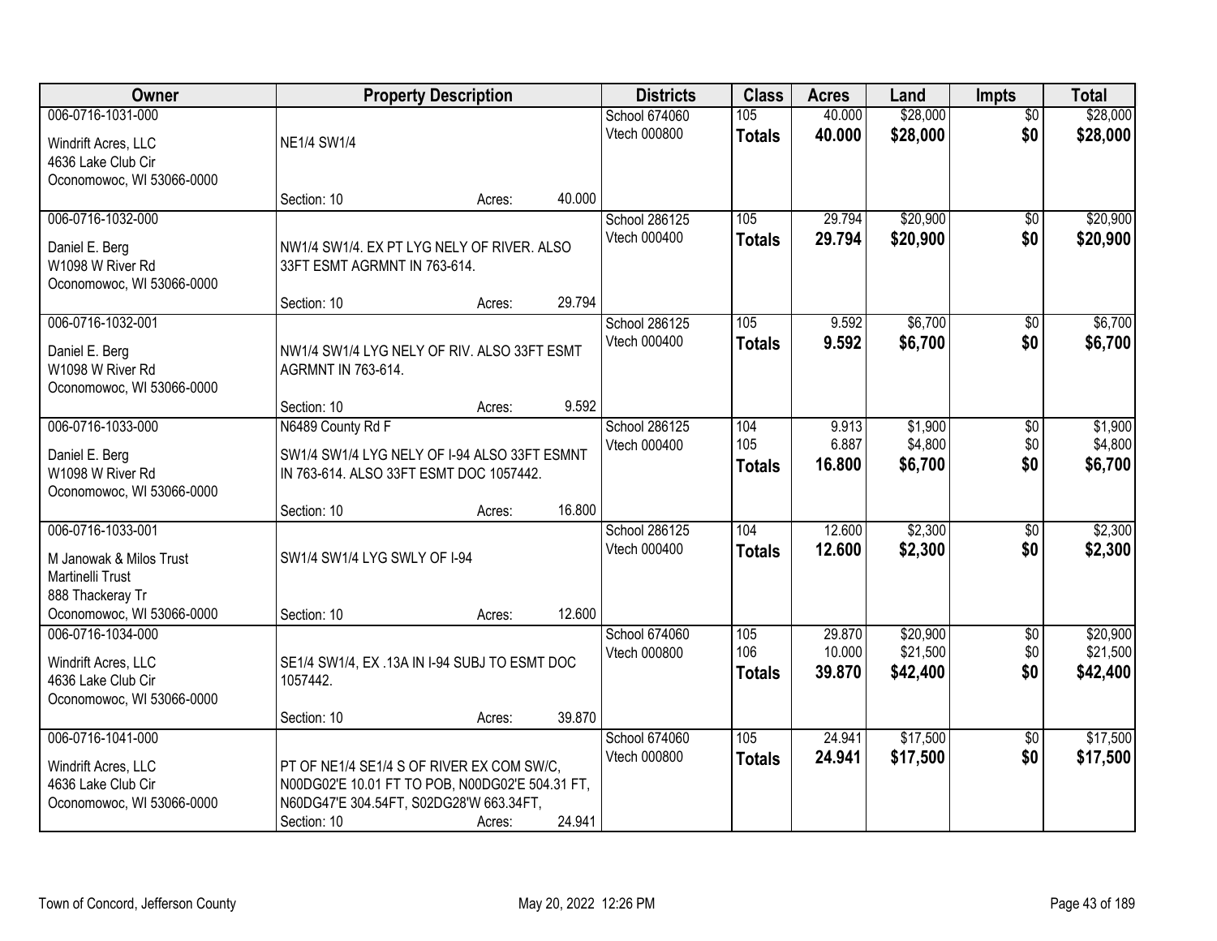| Owner | Property Description | Districts | Class | Acres | Land | Impts | Total |
|---|---|---|---|---|---|---|---|
| 006-0716-1031-000<br>Windrift Acres, LLC<br>4636 Lake Club Cir<br>Oconomowoc, WI 53066-0000 | NE1/4 SW1/4<br>Section: 10 Acres: 40.000 | School 674060<br>Vtech 000800 | 105<br>**Totals** | 40.000<br>**40.000** | $28,000<br>**$28,000** | $0<br>**$0** | $28,000<br>**$28,000** |
| 006-0716-1032-000<br>Daniel E. Berg<br>W1098 W River Rd<br>Oconomowoc, WI 53066-0000 | NW1/4 SW1/4. EX PT LYG NELY OF RIVER. ALSO 33FT ESMT AGRMNT IN 763-614.<br>Section: 10 Acres: 29.794 | School 286125<br>Vtech 000400 | 105<br>**Totals** | 29.794<br>**29.794** | $20,900<br>**$20,900** | $0<br>**$0** | $20,900<br>**$20,900** |
| 006-0716-1032-001<br>Daniel E. Berg<br>W1098 W River Rd<br>Oconomowoc, WI 53066-0000 | NW1/4 SW1/4 LYG NELY OF RIV. ALSO 33FT ESMT AGRMNT IN 763-614.<br>Section: 10 Acres: 9.592 | School 286125<br>Vtech 000400 | 105<br>**Totals** | 9.592<br>**9.592** | $6,700<br>**$6,700** | $0<br>**$0** | $6,700<br>**$6,700** |
| 006-0716-1033-000<br>Daniel E. Berg<br>W1098 W River Rd<br>Oconomowoc, WI 53066-0000 | N6489 County Rd F<br>SW1/4 SW1/4 LYG NELY OF I-94 ALSO 33FT ESMNT IN 763-614. ALSO 33FT ESMT DOC 1057442.<br>Section: 10 Acres: 16.800 | School 286125<br>Vtech 000400 | 104<br>105<br>**Totals** | 9.913<br>6.887<br>**16.800** | $1,900<br>$4,800<br>**$6,700** | $0<br>$0<br>**$0** | $1,900<br>$4,800<br>**$6,700** |
| 006-0716-1033-001<br>M Janowak & Milos Trust<br>Martinelli Trust<br>888 Thackeray Tr<br>Oconomowoc, WI 53066-0000 | SW1/4 SW1/4 LYG SWLY OF I-94<br>Section: 10 Acres: 12.600 | School 286125<br>Vtech 000400 | 104<br>**Totals** | 12.600<br>**12.600** | $2,300<br>**$2,300** | $0<br>**$0** | $2,300<br>**$2,300** |
| 006-0716-1034-000<br>Windrift Acres, LLC<br>4636 Lake Club Cir<br>Oconomowoc, WI 53066-0000 | SE1/4 SW1/4, EX .13A IN I-94 SUBJ TO ESMT DOC 1057442.<br>Section: 10 Acres: 39.870 | School 674060<br>Vtech 000800 | 105<br>106<br>**Totals** | 29.870<br>10.000<br>**39.870** | $20,900<br>$21,500<br>**$42,400** | $0<br>$0<br>**$0** | $20,900<br>$21,500<br>**$42,400** |
| 006-0716-1041-000<br>Windrift Acres, LLC<br>4636 Lake Club Cir<br>Oconomowoc, WI 53066-0000 | PT OF NE1/4 SE1/4 S OF RIVER EX COM SW/C, N00DG02'E 10.01 FT TO POB, N00DG02'E 504.31 FT, N60DG47'E 304.54FT, S02DG28'W 663.34FT,<br>Section: 10 Acres: 24.941 | School 674060<br>Vtech 000800 | 105<br>**Totals** | 24.941<br>**24.941** | $17,500<br>**$17,500** | $0<br>**$0** | $17,500<br>**$17,500** |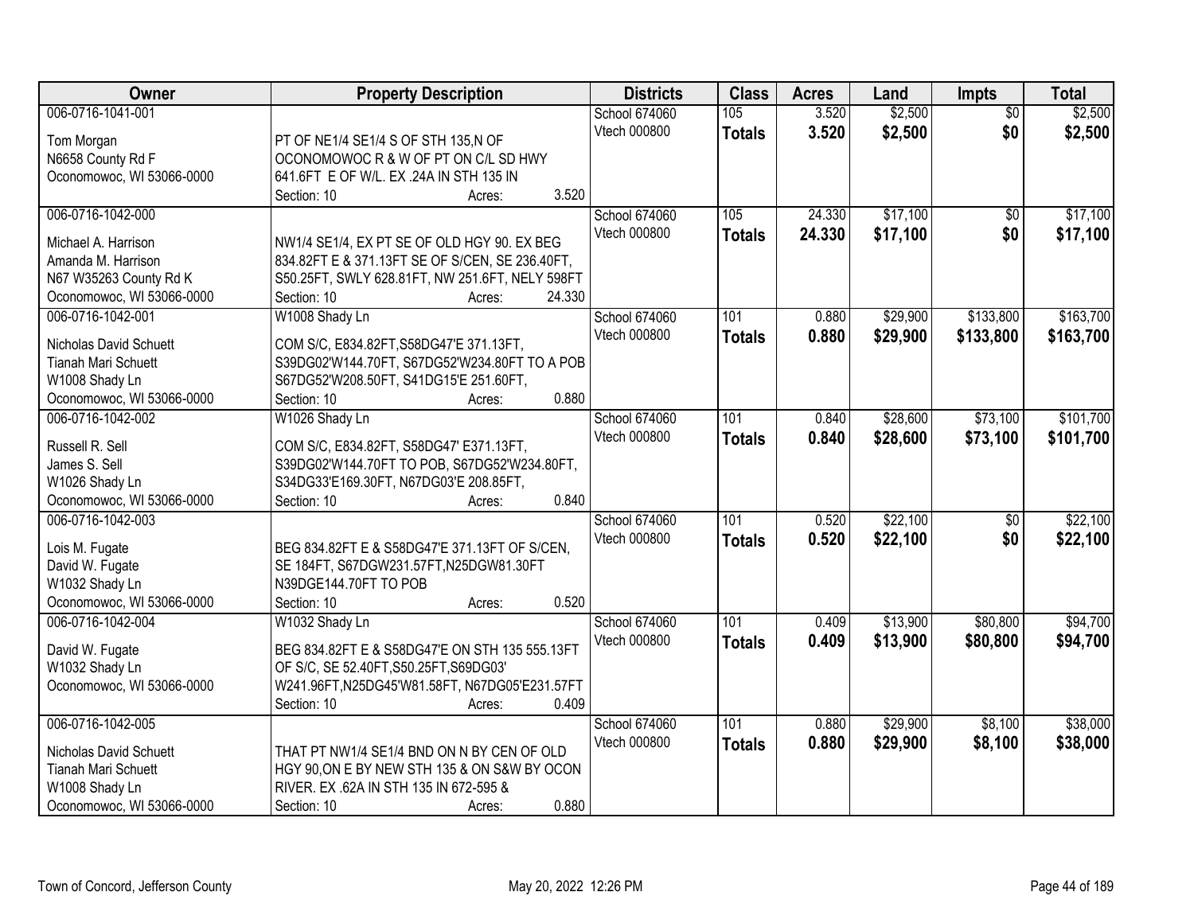| Owner | Property Description | Districts | Class | Acres | Land | Impts | Total |
|---|---|---|---|---|---|---|---|
| 006-0716-1041-001<br><br>Tom Morgan<br>N6658 County Rd F<br>Oconomowoc, WI 53066-0000 | PT OF NE1/4 SE1/4 S OF STH 135,N OF OCONOMOWOC R & W OF PT ON C/L SD HWY 641.6FT E OF W/L. EX .24A IN STH 135 IN<br>Section: 10 Acres: 3.520 | School 674060<br>Vtech 000800 | 105<br>**Totals** | 3.520<br>**3.520** | $2,500<br>**$2,500** | $0<br>**$0** | $2,500<br>**$2,500** |
| 006-0716-1042-000<br><br>Michael A. Harrison<br>Amanda M. Harrison<br>N67 W35263 County Rd K<br>Oconomowoc, WI 53066-0000 | NW1/4 SE1/4, EX PT SE OF OLD HGY 90. EX BEG 834.82FT E & 371.13FT SE OF S/CEN, SE 236.40FT, S50.25FT, SWLY 628.81FT, NW 251.6FT, NELY 598FT<br>Section: 10 Acres: 24.330 | School 674060<br>Vtech 000800 | 105<br>**Totals** | 24.330<br>**24.330** | $17,100<br>**$17,100** | $0<br>**$0** | $17,100<br>**$17,100** |
| 006-0716-1042-001<br><br>Nicholas David Schuett<br>Tianah Mari Schuett<br>W1008 Shady Ln<br>Oconomowoc, WI 53066-0000 | W1008 Shady Ln<br>COM S/C, E834.82FT,S58DG47'E 371.13FT, S39DG02'W144.70FT, S67DG52'W234.80FT TO A POB S67DG52'W208.50FT, S41DG15'E 251.60FT,<br>Section: 10 Acres: 0.880 | School 674060<br>Vtech 000800 | 101<br>**Totals** | 0.880<br>**0.880** | $29,900<br>**$29,900** | $133,800<br>**$133,800** | $163,700<br>**$163,700** |
| 006-0716-1042-002<br><br>Russell R. Sell<br>James S. Sell<br>W1026 Shady Ln<br>Oconomowoc, WI 53066-0000 | W1026 Shady Ln<br>COM S/C, E834.82FT, S58DG47' E371.13FT, S39DG02'W144.70FT TO POB, S67DG52'W234.80FT, S34DG33'E169.30FT, N67DG03'E 208.85FT,<br>Section: 10 Acres: 0.840 | School 674060<br>Vtech 000800 | 101<br>**Totals** | 0.840<br>**0.840** | $28,600<br>**$28,600** | $73,100<br>**$73,100** | $101,700<br>**$101,700** |
| 006-0716-1042-003<br><br>Lois M. Fugate<br>David W. Fugate<br>W1032 Shady Ln<br>Oconomowoc, WI 53066-0000 | BEG 834.82FT E & S58DG47'E 371.13FT OF S/CEN, SE 184FT, S67DGW231.57FT,N25DGW81.30FT N39DGE144.70FT TO POB<br>Section: 10 Acres: 0.520 | School 674060<br>Vtech 000800 | 101<br>**Totals** | 0.520<br>**0.520** | $22,100<br>**$22,100** | $0<br>**$0** | $22,100<br>**$22,100** |
| 006-0716-1042-004<br><br>David W. Fugate<br>W1032 Shady Ln<br>Oconomowoc, WI 53066-0000 | W1032 Shady Ln<br>BEG 834.82FT E & S58DG47'E ON STH 135 555.13FT OF S/C, SE 52.40FT,S50.25FT,S69DG03' W241.96FT,N25DG45'W81.58FT, N67DG05'E231.57FT<br>Section: 10 Acres: 0.409 | School 674060<br>Vtech 000800 | 101<br>**Totals** | 0.409<br>**0.409** | $13,900<br>**$13,900** | $80,800<br>**$80,800** | $94,700<br>**$94,700** |
| 006-0716-1042-005<br><br>Nicholas David Schuett<br>Tianah Mari Schuett<br>W1008 Shady Ln<br>Oconomowoc, WI 53066-0000 | THAT PT NW1/4 SE1/4 BND ON N BY CEN OF OLD HGY 90,ON E BY NEW STH 135 & ON S&W BY OCON RIVER. EX .62A IN STH 135 IN 672-595 &<br>Section: 10 Acres: 0.880 | School 674060<br>Vtech 000800 | 101<br>**Totals** | 0.880<br>**0.880** | $29,900<br>**$29,900** | $8,100<br>**$8,100** | $38,000<br>**$38,000** |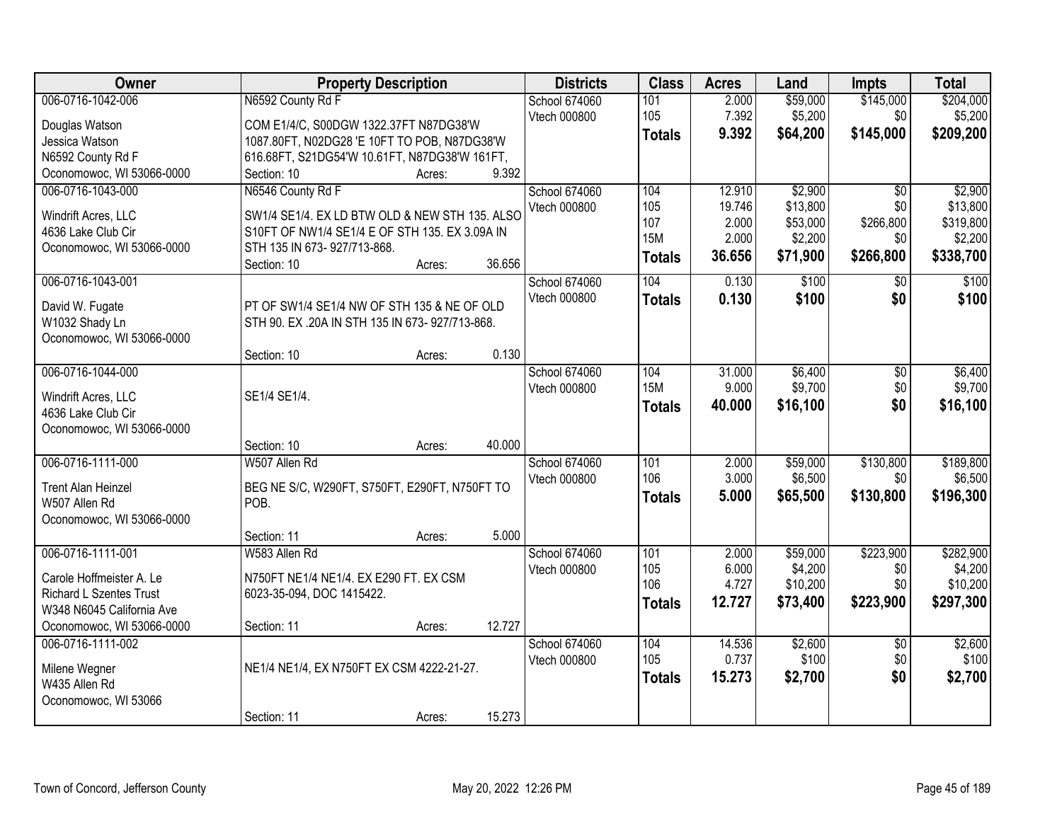| Owner | Property Description | Districts | Class | Acres | Land | Impts | Total |
|---|---|---|---|---|---|---|---|
| 006-0716-1042-006<br>Douglas Watson<br>Jessica Watson<br>N6592 County Rd F<br>Oconomowoc, WI 53066-0000 | N6592 County Rd F<br>COM E1/4/C, S00DGW 1322.37FT N87DG38'W 1087.80FT, N02DG28 'E 10FT TO POB, N87DG38'W 616.68FT, S21DG54'W 10.61FT, N87DG38'W 161FT,<br>Section: 10 Acres: 9.392 | School 674060<br>Vtech 000800 | 101<br>105<br>**Totals** | 2.000<br>7.392<br>**9.392** | $59,000<br>$5,200<br>**$64,200** | $145,000<br>$0<br>**$145,000** | $204,000<br>$5,200<br>**$209,200** |
| 006-0716-1043-000<br>Windrift Acres, LLC<br>4636 Lake Club Cir<br>Oconomowoc, WI 53066-0000 | N6546 County Rd F<br>SW1/4 SE1/4. EX LD BTW OLD & NEW STH 135. ALSO S10FT OF NW1/4 SE1/4 E OF STH 135. EX 3.09A IN STH 135 IN 673- 927/713-868.<br>Section: 10 Acres: 36.656 | School 674060<br>Vtech 000800 | 104<br>105<br>107<br>15M<br>**Totals** | 12.910<br>19.746<br>2.000<br>2.000<br>**36.656** | $2,900<br>$13,800<br>$53,000<br>$2,200<br>**$71,900** | $0<br>$0<br>$266,800<br>$0<br>**$266,800** | $2,900<br>$13,800<br>$319,800<br>$2,200<br>**$338,700** |
| 006-0716-1043-001<br>David W. Fugate<br>W1032 Shady Ln<br>Oconomowoc, WI 53066-0000 | PT OF SW1/4 SE1/4 NW OF STH 135 & NE OF OLD STH 90. EX .20A IN STH 135 IN 673- 927/713-868.<br>Section: 10 Acres: 0.130 | School 674060<br>Vtech 000800 | 104<br>**Totals** | 0.130<br>**0.130** | $100<br>**$100** | $0<br>**$0** | $100<br>**$100** |
| 006-0716-1044-000<br>Windrift Acres, LLC<br>4636 Lake Club Cir<br>Oconomowoc, WI 53066-0000 | SE1/4 SE1/4.<br>Section: 10 Acres: 40.000 | School 674060<br>Vtech 000800 | 104<br>15M<br>**Totals** | 31.000<br>9.000<br>**40.000** | $6,400<br>$9,700<br>**$16,100** | $0<br>$0<br>**$0** | $6,400<br>$9,700<br>**$16,100** |
| 006-0716-1111-000<br>Trent Alan Heinzel<br>W507 Allen Rd<br>Oconomowoc, WI 53066-0000 | W507 Allen Rd<br>BEG NE S/C, W290FT, S750FT, E290FT, N750FT TO POB.<br>Section: 11 Acres: 5.000 | School 674060<br>Vtech 000800 | 101<br>106<br>**Totals** | 2.000<br>3.000<br>**5.000** | $59,000<br>$6,500<br>**$65,500** | $130,800<br>$0<br>**$130,800** | $189,800<br>$6,500<br>**$196,300** |
| 006-0716-1111-001<br>Carole Hoffmeister A. Le<br>Richard L Szentes Trust<br>W348 N6045 California Ave<br>Oconomowoc, WI 53066-0000 | W583 Allen Rd<br>N750FT NE1/4 NE1/4. EX E290 FT. EX CSM 6023-35-094, DOC 1415422.<br>Section: 11 Acres: 12.727 | School 674060<br>Vtech 000800 | 101<br>105<br>106<br>**Totals** | 2.000<br>6.000<br>4.727<br>**12.727** | $59,000<br>$4,200<br>$10,200<br>**$73,400** | $223,900<br>$0<br>$0<br>**$223,900** | $282,900<br>$4,200<br>$10,200<br>**$297,300** |
| 006-0716-1111-002<br>Milene Wegner<br>W435 Allen Rd<br>Oconomowoc, WI 53066 | NE1/4 NE1/4, EX N750FT EX CSM 4222-21-27.<br>Section: 11 Acres: 15.273 | School 674060<br>Vtech 000800 | 104<br>105<br>**Totals** | 14.536<br>0.737<br>**15.273** | $2,600<br>$100<br>**$2,700** | $0<br>$0<br>**$0** | $2,600<br>$100<br>**$2,700** |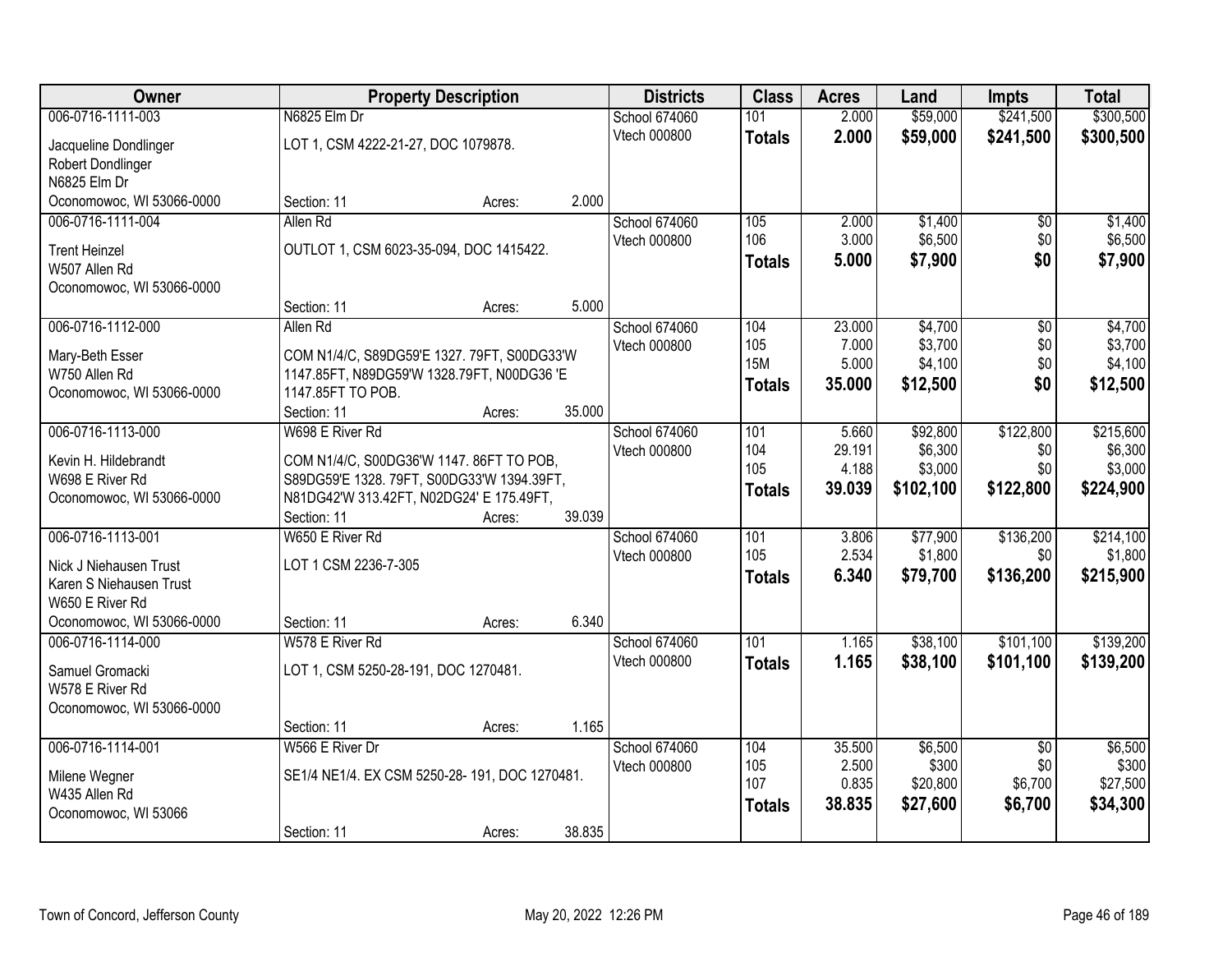| Owner | Property Description | | | Districts | Class | Acres | Land | Impts | Total |
|---|---|---|---|---|---|---|---|---|---|
| 006-0716-1111-003 | N6825 Elm Dr | | | School 674060 | 101 | 2.000 | $59,000 | $241,500 | $300,500 |
| Jacqueline Dondlinger | LOT 1, CSM 4222-21-27, DOC 1079878. | | | Vtech 000800 | **Totals** | **2.000** | **$59,000** | **$241,500** | **$300,500** |
| Robert Dondlinger | | | | | | | | | |
| N6825 Elm Dr | | | | | | | | | |
| Oconomowoc, WI 53066-0000 | Section: 11 | Acres: | 2.000 | | | | | | |
| 006-0716-1111-004 | Allen Rd | | | School 674060 | 105 | 2.000 | $1,400 | $0 | $1,400 |
| Trent Heinzel | OUTLOT 1, CSM 6023-35-094, DOC 1415422. | | | Vtech 000800 | 106 | 3.000 | $6,500 | $0 | $6,500 |
| W507 Allen Rd | | | | | **Totals** | **5.000** | **$7,900** | **$0** | **$7,900** |
| Oconomowoc, WI 53066-0000 | | | | | | | | | |
| | Section: 11 | Acres: | 5.000 | | | | | | |
| 006-0716-1112-000 | Allen Rd | | | School 674060 | 104 | 23.000 | $4,700 | $0 | $4,700 |
| Mary-Beth Esser | COM N1/4/C, S89DG59'E 1327. 79FT, S00DG33'W | | | Vtech 000800 | 105 | 7.000 | $3,700 | $0 | $3,700 |
| W750 Allen Rd | 1147.85FT, N89DG59'W 1328.79FT, N00DG36 'E | | | | 15M | 5.000 | $4,100 | $0 | $4,100 |
| Oconomowoc, WI 53066-0000 | 1147.85FT TO POB. | | | | **Totals** | **35.000** | **$12,500** | **$0** | **$12,500** |
| | Section: 11 | Acres: | 35.000 | | | | | | |
| 006-0716-1113-000 | W698 E River Rd | | | School 674060 | 101 | 5.660 | $92,800 | $122,800 | $215,600 |
| Kevin H. Hildebrandt | COM N1/4/C, S00DG36'W 1147. 86FT TO POB, | | | Vtech 000800 | 104 | 29.191 | $6,300 | $0 | $6,300 |
| W698 E River Rd | S89DG59'E 1328. 79FT, S00DG33'W 1394.39FT, | | | | 105 | 4.188 | $3,000 | $0 | $3,000 |
| Oconomowoc, WI 53066-0000 | N81DG42'W 313.42FT, N02DG24' E 175.49FT, | | | | **Totals** | **39.039** | **$102,100** | **$122,800** | **$224,900** |
| | Section: 11 | Acres: | 39.039 | | | | | | |
| 006-0716-1113-001 | W650 E River Rd | | | School 674060 | 101 | 3.806 | $77,900 | $136,200 | $214,100 |
| Nick J Niehausen Trust | LOT 1 CSM 2236-7-305 | | | Vtech 000800 | 105 | 2.534 | $1,800 | $0 | $1,800 |
| Karen S Niehausen Trust | | | | | **Totals** | **6.340** | **$79,700** | **$136,200** | **$215,900** |
| W650 E River Rd | | | | | | | | | |
| Oconomowoc, WI 53066-0000 | Section: 11 | Acres: | 6.340 | | | | | | |
| 006-0716-1114-000 | W578 E River Rd | | | School 674060 | 101 | 1.165 | $38,100 | $101,100 | $139,200 |
| Samuel Gromacki | LOT 1, CSM 5250-28-191, DOC 1270481. | | | Vtech 000800 | **Totals** | **1.165** | **$38,100** | **$101,100** | **$139,200** |
| W578 E River Rd | | | | | | | | | |
| Oconomowoc, WI 53066-0000 | | | | | | | | | |
| | Section: 11 | Acres: | 1.165 | | | | | | |
| 006-0716-1114-001 | W566 E River Dr | | | School 674060 | 104 | 35.500 | $6,500 | $0 | $6,500 |
| Milene Wegner | SE1/4 NE1/4. EX CSM 5250-28- 191, DOC 1270481. | | | Vtech 000800 | 105 | 2.500 | $300 | $0 | $300 |
| W435 Allen Rd | | | | | 107 | 0.835 | $20,800 | $6,700 | $27,500 |
| Oconomowoc, WI 53066 | | | | | **Totals** | **38.835** | **$27,600** | **$6,700** | **$34,300** |
| | Section: 11 | Acres: | 38.835 | | | | | | |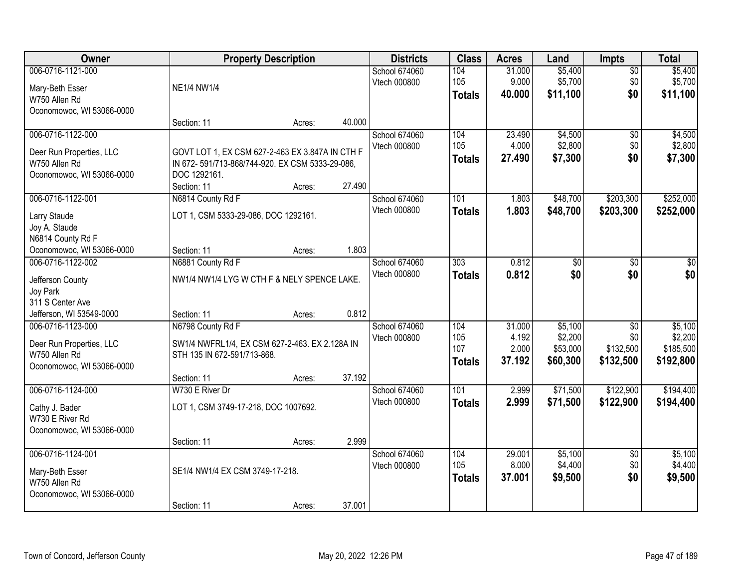| Owner | Property Description | Districts | Class | Acres | Land | Impts | Total |
|---|---|---|---|---|---|---|---|
| 006-0716-1121-000<br>Mary-Beth Esser<br>W750 Allen Rd<br>Oconomowoc, WI 53066-0000 | NE1/4 NW1/4<br>Section: 11 Acres: 40.000 | School 674060<br>Vtech 000800 | 104<br>105<br>**Totals** | 31.000<br>9.000<br>**40.000** | $5,400<br>$5,700<br>**$11,100** | $0<br>$0<br>**$0** | $5,400<br>$5,700<br>**$11,100** |
| 006-0716-1122-000<br>Deer Run Properties, LLC<br>W750 Allen Rd<br>Oconomowoc, WI 53066-0000 | GOVT LOT 1, EX CSM 627-2-463 EX 3.847A IN CTH F IN 672- 591/713-868/744-920. EX CSM 5333-29-086, DOC 1292161.<br>Section: 11 Acres: 27.490 | School 674060<br>Vtech 000800 | 104<br>105<br>**Totals** | 23.490<br>4.000<br>**27.490** | $4,500<br>$2,800<br>**$7,300** | $0<br>$0<br>**$0** | $4,500<br>$2,800<br>**$7,300** |
| 006-0716-1122-001<br>Larry Staude<br>Joy A. Staude<br>N6814 County Rd F<br>Oconomowoc, WI 53066-0000 | N6814 County Rd F<br>LOT 1, CSM 5333-29-086, DOC 1292161.<br>Section: 11 Acres: 1.803 | School 674060<br>Vtech 000800 | 101<br>**Totals** | 1.803<br>**1.803** | $48,700<br>**$48,700** | $203,300<br>**$203,300** | $252,000<br>**$252,000** |
| 006-0716-1122-002<br>Jefferson County<br>Joy Park<br>311 S Center Ave<br>Jefferson, WI 53549-0000 | N6881 County Rd F<br>NW1/4 NW1/4 LYG W CTH F & NELY SPENCE LAKE.<br>Section: 11 Acres: 0.812 | School 674060<br>Vtech 000800 | 303<br>**Totals** | 0.812<br>**0.812** | $0<br>**$0** | $0<br>**$0** | $0<br>**$0** |
| 006-0716-1123-000<br>Deer Run Properties, LLC<br>W750 Allen Rd<br>Oconomowoc, WI 53066-0000 | N6798 County Rd F<br>SW1/4 NWFRL1/4, EX CSM 627-2-463. EX 2.128A IN STH 135 IN 672-591/713-868.<br>Section: 11 Acres: 37.192 | School 674060<br>Vtech 000800 | 104<br>105<br>107<br>**Totals** | 31.000<br>4.192<br>2.000<br>**37.192** | $5,100<br>$2,200<br>$53,000<br>**$60,300** | $0<br>$0<br>$132,500<br>**$132,500** | $5,100<br>$2,200<br>$185,500<br>**$192,800** |
| 006-0716-1124-000<br>Cathy J. Bader<br>W730 E River Rd<br>Oconomowoc, WI 53066-0000 | W730 E River Dr<br>LOT 1, CSM 3749-17-218, DOC 1007692.<br>Section: 11 Acres: 2.999 | School 674060<br>Vtech 000800 | 101<br>**Totals** | 2.999<br>**2.999** | $71,500<br>**$71,500** | $122,900<br>**$122,900** | $194,400<br>**$194,400** |
| 006-0716-1124-001<br>Mary-Beth Esser<br>W750 Allen Rd<br>Oconomowoc, WI 53066-0000 | SE1/4 NW1/4 EX CSM 3749-17-218.<br>Section: 11 Acres: 37.001 | School 674060<br>Vtech 000800 | 104<br>105<br>**Totals** | 29.001<br>8.000<br>**37.001** | $5,100<br>$4,400<br>**$9,500** | $0<br>$0<br>**$0** | $5,100<br>$4,400<br>**$9,500** |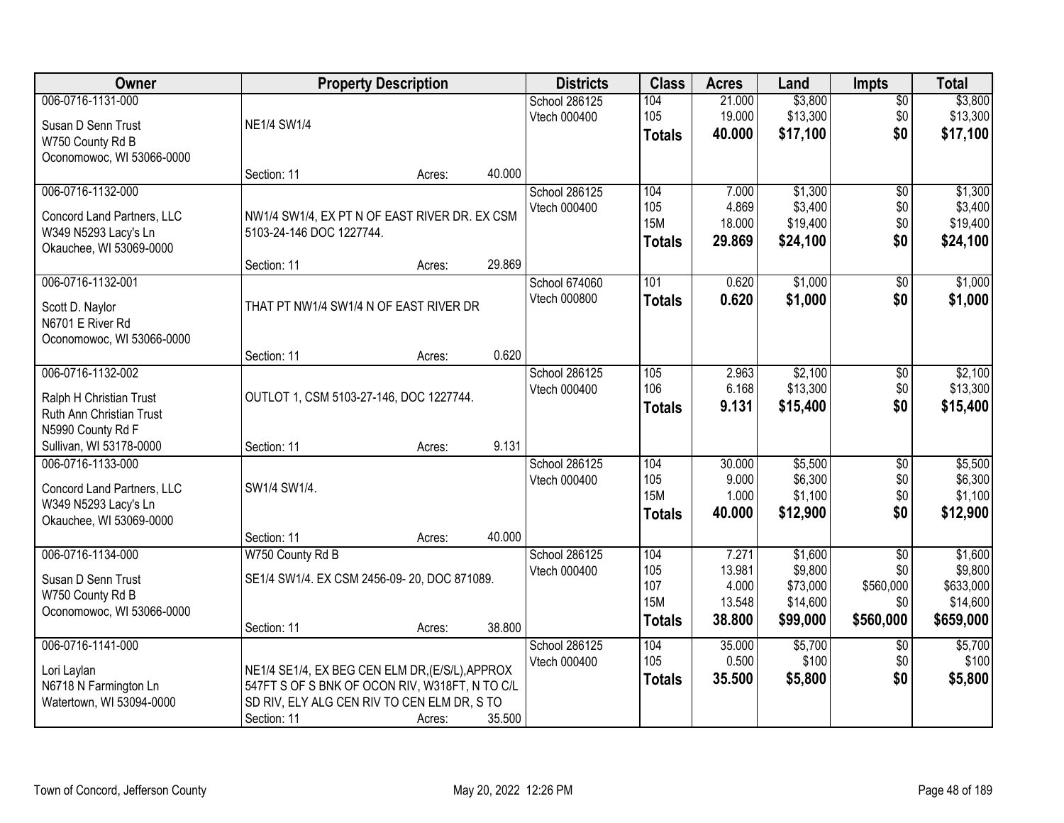| Owner | Property Description | Districts | Class | Acres | Land | Impts | Total |
|---|---|---|---|---|---|---|---|
| 006-0716-1131-000<br>Susan D Senn Trust<br>W750 County Rd B<br>Oconomowoc, WI 53066-0000 | NE1/4 SW1/4<br>Section: 11 Acres: 40.000 | School 286125<br>Vtech 000400 | 104<br>105<br>**Totals** | 21.000<br>19.000<br>**40.000** | $3,800<br>$13,300<br>**$17,100** | $0<br>$0<br>**$0** | $3,800<br>$13,300<br>**$17,100** |
| 006-0716-1132-000<br>Concord Land Partners, LLC<br>W349 N5293 Lacy's Ln<br>Okauchee, WI 53069-0000 | NW1/4 SW1/4, EX PT N OF EAST RIVER DR. EX CSM 5103-24-146 DOC 1227744.<br>Section: 11 Acres: 29.869 | School 286125<br>Vtech 000400 | 104<br>105<br>15M<br>**Totals** | 7.000<br>4.869<br>18.000<br>**29.869** | $1,300<br>$3,400<br>$19,400<br>**$24,100** | $0<br>$0<br>$0<br>**$0** | $1,300<br>$3,400<br>$19,400<br>**$24,100** |
| 006-0716-1132-001<br>Scott D. Naylor<br>N6701 E River Rd<br>Oconomowoc, WI 53066-0000 | THAT PT NW1/4 SW1/4 N OF EAST RIVER DR<br>Section: 11 Acres: 0.620 | School 674060<br>Vtech 000800 | 101<br>**Totals** | 0.620<br>**0.620** | $1,000<br>**$1,000** | $0<br>**$0** | $1,000<br>**$1,000** |
| 006-0716-1132-002<br>Ralph H Christian Trust<br>Ruth Ann Christian Trust<br>N5990 County Rd F<br>Sullivan, WI 53178-0000 | OUTLOT 1, CSM 5103-27-146, DOC 1227744.<br>Section: 11 Acres: 9.131 | School 286125<br>Vtech 000400 | 105<br>106<br>**Totals** | 2.963<br>6.168<br>**9.131** | $2,100<br>$13,300<br>**$15,400** | $0<br>$0<br>**$0** | $2,100<br>$13,300<br>**$15,400** |
| 006-0716-1133-000<br>Concord Land Partners, LLC<br>W349 N5293 Lacy's Ln<br>Okauchee, WI 53069-0000 | SW1/4 SW1/4.<br>Section: 11 Acres: 40.000 | School 286125<br>Vtech 000400 | 104<br>105<br>15M<br>**Totals** | 30.000<br>9.000<br>1.000<br>**40.000** | $5,500<br>$6,300<br>$1,100<br>**$12,900** | $0<br>$0<br>$0<br>**$0** | $5,500<br>$6,300<br>$1,100<br>**$12,900** |
| 006-0716-1134-000<br>Susan D Senn Trust<br>W750 County Rd B<br>Oconomowoc, WI 53066-0000 | W750 County Rd B<br>SE1/4 SW1/4. EX CSM 2456-09- 20, DOC 871089.<br>Section: 11 Acres: 38.800 | School 286125<br>Vtech 000400 | 104<br>105<br>107<br>15M<br>**Totals** | 7.271<br>13.981<br>4.000<br>13.548<br>**38.800** | $1,600<br>$9,800<br>$73,000<br>$14,600<br>**$99,000** | $0<br>$0<br>$560,000<br>$0<br>**$560,000** | $1,600<br>$9,800<br>$633,000<br>$14,600<br>**$659,000** |
| 006-0716-1141-000<br>Lori Laylan<br>N6718 N Farmington Ln<br>Watertown, WI 53094-0000 | NE1/4 SE1/4, EX BEG CEN ELM DR,(E/S/L),APPROX 547FT S OF S BNK OF OCON RIV, W318FT, N TO C/L SD RIV, ELY ALG CEN RIV TO CEN ELM DR, S TO<br>Section: 11 Acres: 35.500 | School 286125<br>Vtech 000400 | 104<br>105<br>**Totals** | 35.000<br>0.500<br>**35.500** | $5,700<br>$100<br>**$5,800** | $0<br>$0<br>**$0** | $5,700<br>$100<br>**$5,800** |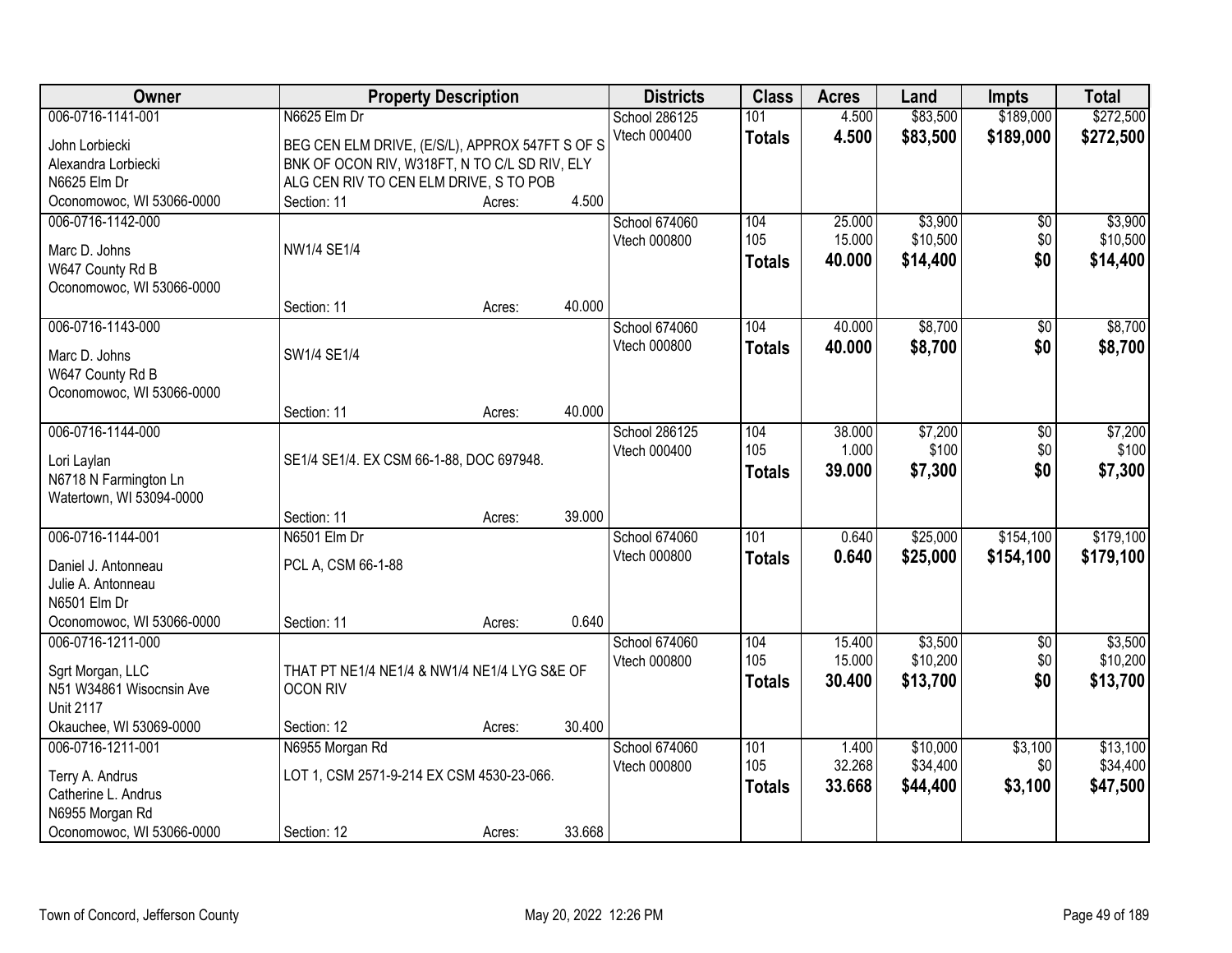| Owner | Property Description | Districts | Class | Acres | Land | Impts | Total |
|---|---|---|---|---|---|---|---|
| 006-0716-1141-001<br>John Lorbiecki<br>Alexandra Lorbiecki<br>N6625 Elm Dr<br>Oconomowoc, WI 53066-0000 | N6625 Elm Dr<br>BEG CEN ELM DRIVE, (E/S/L), APPROX 547FT S OF S BNK OF OCON RIV, W318FT, N TO C/L SD RIV, ELY ALG CEN RIV TO CEN ELM DRIVE, S TO POB<br>Section: 11 Acres: 4.500 | School 286125<br>Vtech 000400 | 101<br>**Totals** | 4.500<br>**4.500** | $83,500<br>**$83,500** | $189,000<br>**$189,000** | $272,500<br>**$272,500** |
| 006-0716-1142-000<br>Marc D. Johns<br>W647 County Rd B<br>Oconomowoc, WI 53066-0000 | NW1/4 SE1/4<br>Section: 11 Acres: 40.000 | School 674060<br>Vtech 000800 | 104<br>105<br>**Totals** | 25.000<br>15.000<br>**40.000** | $3,900<br>$10,500<br>**$14,400** | $0<br>$0<br>**$0** | $3,900<br>$10,500<br>**$14,400** |
| 006-0716-1143-000<br>Marc D. Johns<br>W647 County Rd B<br>Oconomowoc, WI 53066-0000 | SW1/4 SE1/4<br>Section: 11 Acres: 40.000 | School 674060<br>Vtech 000800 | 104<br>**Totals** | 40.000<br>**40.000** | $8,700<br>**$8,700** | $0<br>**$0** | $8,700<br>**$8,700** |
| 006-0716-1144-000<br>Lori Laylan<br>N6718 N Farmington Ln<br>Watertown, WI 53094-0000 | SE1/4 SE1/4. EX CSM 66-1-88, DOC 697948.<br>Section: 11 Acres: 39.000 | School 286125<br>Vtech 000400 | 104<br>105<br>**Totals** | 38.000<br>1.000<br>**39.000** | $7,200<br>$100<br>**$7,300** | $0<br>$0<br>**$0** | $7,200<br>$100<br>**$7,300** |
| 006-0716-1144-001<br>Daniel J. Antonneau<br>Julie A. Antonneau<br>N6501 Elm Dr<br>Oconomowoc, WI 53066-0000 | N6501 Elm Dr<br>PCL A, CSM 66-1-88<br>Section: 11 Acres: 0.640 | School 674060<br>Vtech 000800 | 101<br>**Totals** | 0.640<br>**0.640** | $25,000<br>**$25,000** | $154,100<br>**$154,100** | $179,100<br>**$179,100** |
| 006-0716-1211-000<br>Sgrt Morgan, LLC<br>N51 W34861 Wisocnsin Ave<br>Unit 2117<br>Okauchee, WI 53069-0000 | THAT PT NE1/4 NE1/4 & NW1/4 NE1/4 LYG S&E OF OCON RIV<br>Section: 12 Acres: 30.400 | School 674060<br>Vtech 000800 | 104<br>105<br>**Totals** | 15.400<br>15.000<br>**30.400** | $3,500<br>$10,200<br>**$13,700** | $0<br>$0<br>**$0** | $3,500<br>$10,200<br>**$13,700** |
| 006-0716-1211-001<br>Terry A. Andrus<br>Catherine L. Andrus<br>N6955 Morgan Rd<br>Oconomowoc, WI 53066-0000 | N6955 Morgan Rd<br>LOT 1, CSM 2571-9-214 EX CSM 4530-23-066.<br>Section: 12 Acres: 33.668 | School 674060<br>Vtech 000800 | 101<br>105<br>**Totals** | 1.400<br>32.268<br>**33.668** | $10,000<br>$34,400<br>**$44,400** | $3,100<br>$0<br>**$3,100** | $13,100<br>$34,400<br>**$47,500** |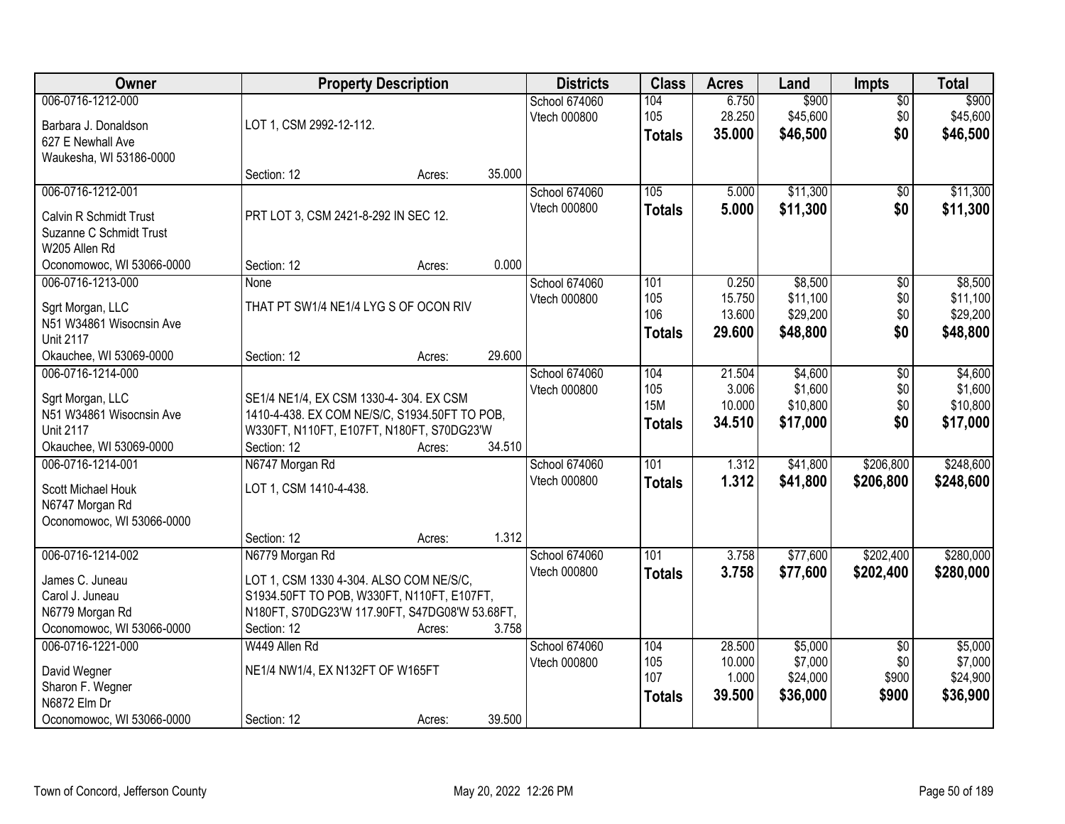| Owner | Property Description | | | Districts | Class | Acres | Land | Impts | Total |
|---|---|---|---|---|---|---|---|---|---|
| 006-0716-1212-000<br>Barbara J. Donaldson<br>627 E Newhall Ave<br>Waukesha, WI 53186-0000 | LOT 1, CSM 2992-12-112.<br>Section: 12 | Acres: | 35.000 | School 674060<br>Vtech 000800 | 104<br>105<br>**Totals** | 6.750<br>28.250<br>**35.000** | $900<br>$45,600<br>**$46,500** | $0<br>$0<br>**$0** | $900<br>$45,600<br>**$46,500** |
| 006-0716-1212-001<br>Calvin R Schmidt Trust<br>Suzanne C Schmidt Trust<br>W205 Allen Rd<br>Oconomowoc, WI 53066-0000 | PRT LOT 3, CSM 2421-8-292 IN SEC 12.<br>Section: 12 | Acres: | 0.000 | School 674060<br>Vtech 000800 | 105<br>**Totals** | 5.000<br>**5.000** | $11,300<br>**$11,300** | $0<br>**$0** | $11,300<br>**$11,300** |
| 006-0716-1213-000<br>Sgrt Morgan, LLC<br>N51 W34861 Wisocnsin Ave<br>Unit 2117<br>Okauchee, WI 53069-0000 | None<br>THAT PT SW1/4 NE1/4 LYG S OF OCON RIV<br>Section: 12 | Acres: | 29.600 | School 674060<br>Vtech 000800 | 101<br>105<br>106<br>**Totals** | 0.250<br>15.750<br>13.600<br>**29.600** | $8,500<br>$11,100<br>$29,200<br>**$48,800** | $0<br>$0<br>$0<br>**$0** | $8,500<br>$11,100<br>$29,200<br>**$48,800** |
| 006-0716-1214-000<br>Sgrt Morgan, LLC<br>N51 W34861 Wisocnsin Ave<br>Unit 2117<br>Okauchee, WI 53069-0000 | SE1/4 NE1/4, EX CSM 1330-4- 304. EX CSM 1410-4-438. EX COM NE/S/C, S1934.50FT TO POB, W330FT, N110FT, E107FT, N180FT, S70DG23'W<br>Section: 12 | Acres: | 34.510 | School 674060<br>Vtech 000800 | 104<br>105<br>15M<br>**Totals** | 21.504<br>3.006<br>10.000<br>**34.510** | $4,600<br>$1,600<br>$10,800<br>**$17,000** | $0<br>$0<br>$0<br>**$0** | $4,600<br>$1,600<br>$10,800<br>**$17,000** |
| 006-0716-1214-001<br>Scott Michael Houk<br>N6747 Morgan Rd<br>Oconomowoc, WI 53066-0000 | N6747 Morgan Rd<br>LOT 1, CSM 1410-4-438.<br>Section: 12 | Acres: | 1.312 | School 674060<br>Vtech 000800 | 101<br>**Totals** | 1.312<br>**1.312** | $41,800<br>**$41,800** | $206,800<br>**$206,800** | $248,600<br>**$248,600** |
| 006-0716-1214-002<br>James C. Juneau<br>Carol J. Juneau<br>N6779 Morgan Rd<br>Oconomowoc, WI 53066-0000 | N6779 Morgan Rd<br>LOT 1, CSM 1330 4-304. ALSO COM NE/S/C, S1934.50FT TO POB, W330FT, N110FT, E107FT, N180FT, S70DG23'W 117.90FT, S47DG08'W 53.68FT,<br>Section: 12 | Acres: | 3.758 | School 674060<br>Vtech 000800 | 101<br>**Totals** | 3.758<br>**3.758** | $77,600<br>**$77,600** | $202,400<br>**$202,400** | $280,000<br>**$280,000** |
| 006-0716-1221-000<br>David Wegner<br>Sharon F. Wegner<br>N6872 Elm Dr<br>Oconomowoc, WI 53066-0000 | W449 Allen Rd<br>NE1/4 NW1/4, EX N132FT OF W165FT<br>Section: 12 | Acres: | 39.500 | School 674060<br>Vtech 000800 | 104<br>105<br>107<br>**Totals** | 28.500<br>10.000<br>1.000<br>**39.500** | $5,000<br>$7,000<br>$24,000<br>**$36,000** | $0<br>$0<br>$900<br>**$900** | $5,000<br>$7,000<br>$24,900<br>**$36,900** |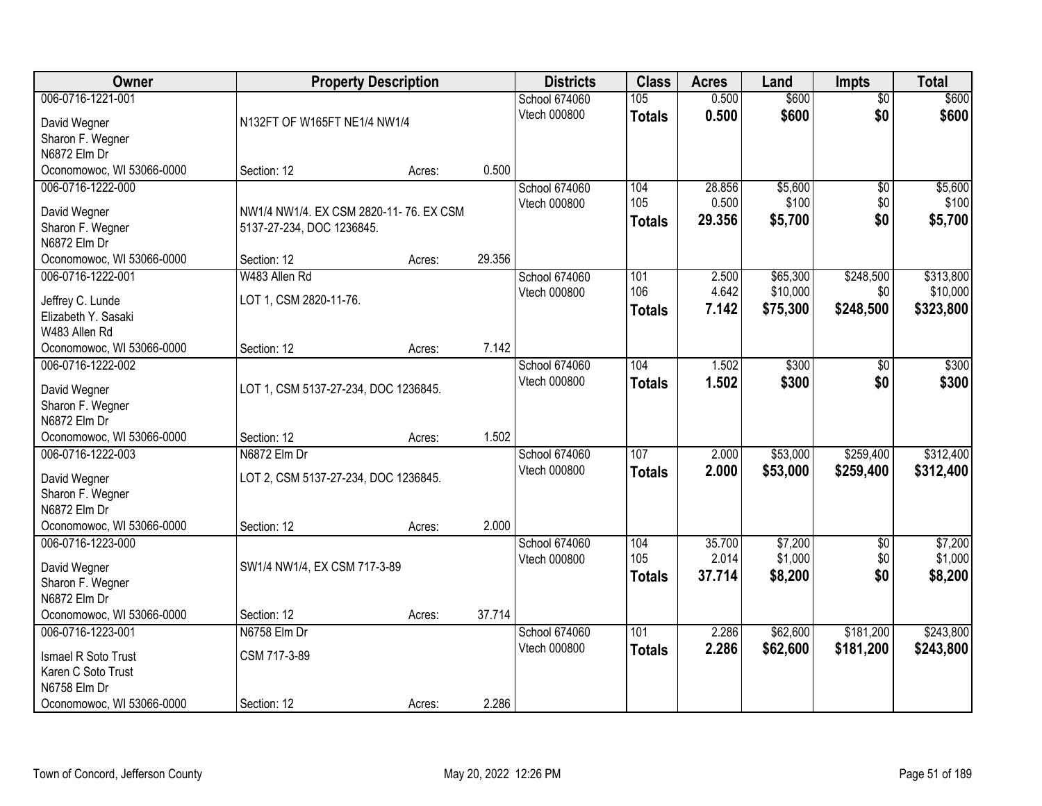| Owner | Property Description | | | Districts | Class | Acres | Land | Impts | Total |
|---|---|---|---|---|---|---|---|---|---|
| 006-0716-1221-001 | | | | School 674060 | 105 | 0.500 | $600 | $0 | $600 |
| David Wegner | N132FT OF W165FT NE1/4 NW1/4 | | | Vtech 000800 | **Totals** | **0.500** | **$600** | **$0** | **$600** |
| Sharon F. Wegner | | | | | | | | | |
| N6872 Elm Dr | | | | | | | | | |
| Oconomowoc, WI 53066-0000 | Section: 12 | Acres: | 0.500 | | | | | | |
| 006-0716-1222-000 | | | | School 674060 | 104 | 28.856 | $5,600 | $0 | $5,600 |
| David Wegner | NW1/4 NW1/4. EX CSM 2820-11- 76. EX CSM 5137-27-234, DOC 1236845. | | | Vtech 000800 | 105 | 0.500 | $100 | $0 | $100 |
| Sharon F. Wegner | | | | | **Totals** | **29.356** | **$5,700** | **$0** | **$5,700** |
| N6872 Elm Dr | | | | | | | | | |
| Oconomowoc, WI 53066-0000 | Section: 12 | Acres: | 29.356 | | | | | | |
| 006-0716-1222-001 | W483 Allen Rd | | | School 674060 | 101 | 2.500 | $65,300 | $248,500 | $313,800 |
| Jeffrey C. Lunde | LOT 1, CSM 2820-11-76. | | | Vtech 000800 | 106 | 4.642 | $10,000 | $0 | $10,000 |
| Elizabeth Y. Sasaki | | | | | **Totals** | **7.142** | **$75,300** | **$248,500** | **$323,800** |
| W483 Allen Rd | | | | | | | | | |
| Oconomowoc, WI 53066-0000 | Section: 12 | Acres: | 7.142 | | | | | | |
| 006-0716-1222-002 | | | | School 674060 | 104 | 1.502 | $300 | $0 | $300 |
| David Wegner | LOT 1, CSM 5137-27-234, DOC 1236845. | | | Vtech 000800 | **Totals** | **1.502** | **$300** | **$0** | **$300** |
| Sharon F. Wegner | | | | | | | | | |
| N6872 Elm Dr | | | | | | | | | |
| Oconomowoc, WI 53066-0000 | Section: 12 | Acres: | 1.502 | | | | | | |
| 006-0716-1222-003 | N6872 Elm Dr | | | School 674060 | 107 | 2.000 | $53,000 | $259,400 | $312,400 |
| David Wegner | LOT 2, CSM 5137-27-234, DOC 1236845. | | | Vtech 000800 | **Totals** | **2.000** | **$53,000** | **$259,400** | **$312,400** |
| Sharon F. Wegner | | | | | | | | | |
| N6872 Elm Dr | | | | | | | | | |
| Oconomowoc, WI 53066-0000 | Section: 12 | Acres: | 2.000 | | | | | | |
| 006-0716-1223-000 | | | | School 674060 | 104 | 35.700 | $7,200 | $0 | $7,200 |
| David Wegner | SW1/4 NW1/4, EX CSM 717-3-89 | | | Vtech 000800 | 105 | 2.014 | $1,000 | $0 | $1,000 |
| Sharon F. Wegner | | | | | **Totals** | **37.714** | **$8,200** | **$0** | **$8,200** |
| N6872 Elm Dr | | | | | | | | | |
| Oconomowoc, WI 53066-0000 | Section: 12 | Acres: | 37.714 | | | | | | |
| 006-0716-1223-001 | N6758 Elm Dr | | | School 674060 | 101 | 2.286 | $62,600 | $181,200 | $243,800 |
| Ismael R Soto Trust | CSM 717-3-89 | | | Vtech 000800 | **Totals** | **2.286** | **$62,600** | **$181,200** | **$243,800** |
| Karen C Soto Trust | | | | | | | | | |
| N6758 Elm Dr | | | | | | | | | |
| Oconomowoc, WI 53066-0000 | Section: 12 | Acres: | 2.286 | | | | | | |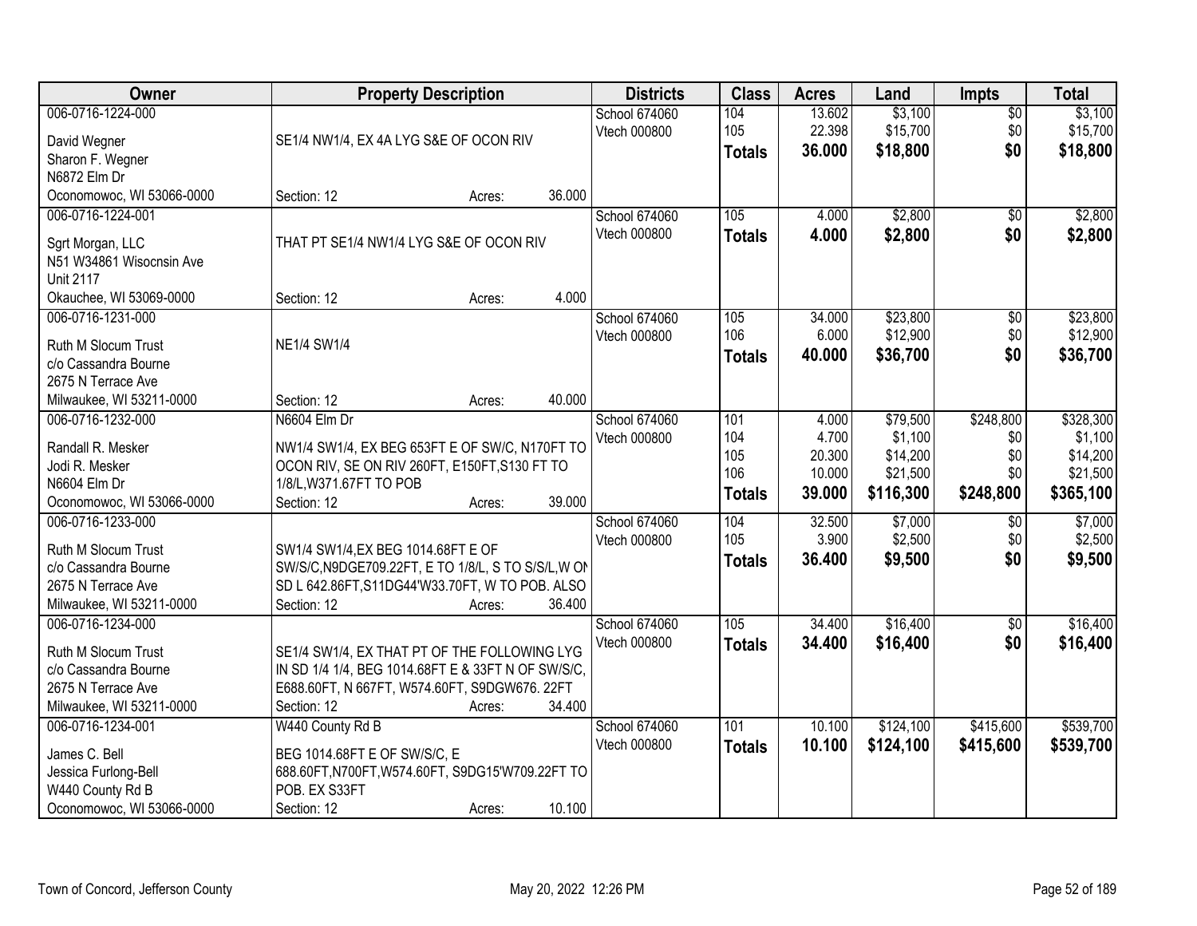| Owner | Property Description | Districts | Class | Acres | Land | Impts | Total |
|---|---|---|---|---|---|---|---|
| 006-0716-1224-000<br>David Wegner<br>Sharon F. Wegner<br>N6872 Elm Dr<br>Oconomowoc, WI 53066-0000 | SE1/4 NW1/4, EX 4A LYG S&E OF OCON RIV<br>Section: 12 Acres: 36.000 | School 674060<br>Vtech 000800 | 104<br>105<br>**Totals** | 13.602<br>22.398<br>**36.000** | $3,100<br>$15,700<br>**$18,800** | $0<br>$0<br>**$0** | $3,100<br>$15,700<br>**$18,800** |
| 006-0716-1224-001<br>Sgrt Morgan, LLC<br>N51 W34861 Wisocnsin Ave<br>Unit 2117<br>Okauchee, WI 53069-0000 | THAT PT SE1/4 NW1/4 LYG S&E OF OCON RIV<br>Section: 12 Acres: 4.000 | School 674060<br>Vtech 000800 | 105<br>**Totals** | 4.000<br>**4.000** | $2,800<br>**$2,800** | $0<br>**$0** | $2,800<br>**$2,800** |
| 006-0716-1231-000<br>Ruth M Slocum Trust<br>c/o Cassandra Bourne<br>2675 N Terrace Ave<br>Milwaukee, WI 53211-0000 | NE1/4 SW1/4<br>Section: 12 Acres: 40.000 | School 674060<br>Vtech 000800 | 105<br>106<br>**Totals** | 34.000<br>6.000<br>**40.000** | $23,800<br>$12,900<br>**$36,700** | $0<br>$0<br>**$0** | $23,800<br>$12,900<br>**$36,700** |
| 006-0716-1232-000<br>Randall R. Mesker<br>Jodi R. Mesker<br>N6604 Elm Dr<br>Oconomowoc, WI 53066-0000 | N6604 Elm Dr<br>NW1/4 SW1/4, EX BEG 653FT E OF SW/C, N170FT TO OCON RIV, SE ON RIV 260FT, E150FT,S130 FT TO 1/8/L,W371.67FT TO POB<br>Section: 12 Acres: 39.000 | School 674060<br>Vtech 000800 | 101<br>104<br>105<br>106<br>**Totals** | 4.000<br>4.700<br>20.300<br>10.000<br>**39.000** | $79,500<br>$1,100<br>$14,200<br>$21,500<br>**$116,300** | $248,800<br>$0<br>$0<br>$0<br>**$248,800** | $328,300<br>$1,100<br>$14,200<br>$21,500<br>**$365,100** |
| 006-0716-1233-000<br>Ruth M Slocum Trust<br>c/o Cassandra Bourne<br>2675 N Terrace Ave<br>Milwaukee, WI 53211-0000 | SW1/4 SW1/4,EX BEG 1014.68FT E OF SW/S/C,N9DGE709.22FT, E TO 1/8/L, S TO S/S/L,W ON SD L 642.86FT,S11DG44'W33.70FT, W TO POB. ALSO<br>Section: 12 Acres: 36.400 | School 674060<br>Vtech 000800 | 104<br>105<br>**Totals** | 32.500<br>3.900<br>**36.400** | $7,000<br>$2,500<br>**$9,500** | $0<br>$0<br>**$0** | $7,000<br>$2,500<br>**$9,500** |
| 006-0716-1234-000<br>Ruth M Slocum Trust<br>c/o Cassandra Bourne<br>2675 N Terrace Ave<br>Milwaukee, WI 53211-0000 | SE1/4 SW1/4, EX THAT PT OF THE FOLLOWING LYG IN SD 1/4 1/4, BEG 1014.68FT E & 33FT N OF SW/S/C, E688.60FT, N 667FT, W574.60FT, S9DGW676. 22FT<br>Section: 12 Acres: 34.400 | School 674060<br>Vtech 000800 | 105<br>**Totals** | 34.400<br>**34.400** | $16,400<br>**$16,400** | $0<br>**$0** | $16,400<br>**$16,400** |
| 006-0716-1234-001<br>James C. Bell<br>Jessica Furlong-Bell<br>W440 County Rd B<br>Oconomowoc, WI 53066-0000 | W440 County Rd B<br>BEG 1014.68FT E OF SW/S/C, E 688.60FT,N700FT,W574.60FT, S9DG15'W709.22FT TO POB. EX S33FT<br>Section: 12 Acres: 10.100 | School 674060<br>Vtech 000800 | 101<br>**Totals** | 10.100<br>**10.100** | $124,100<br>**$124,100** | $415,600<br>**$415,600** | $539,700<br>**$539,700** |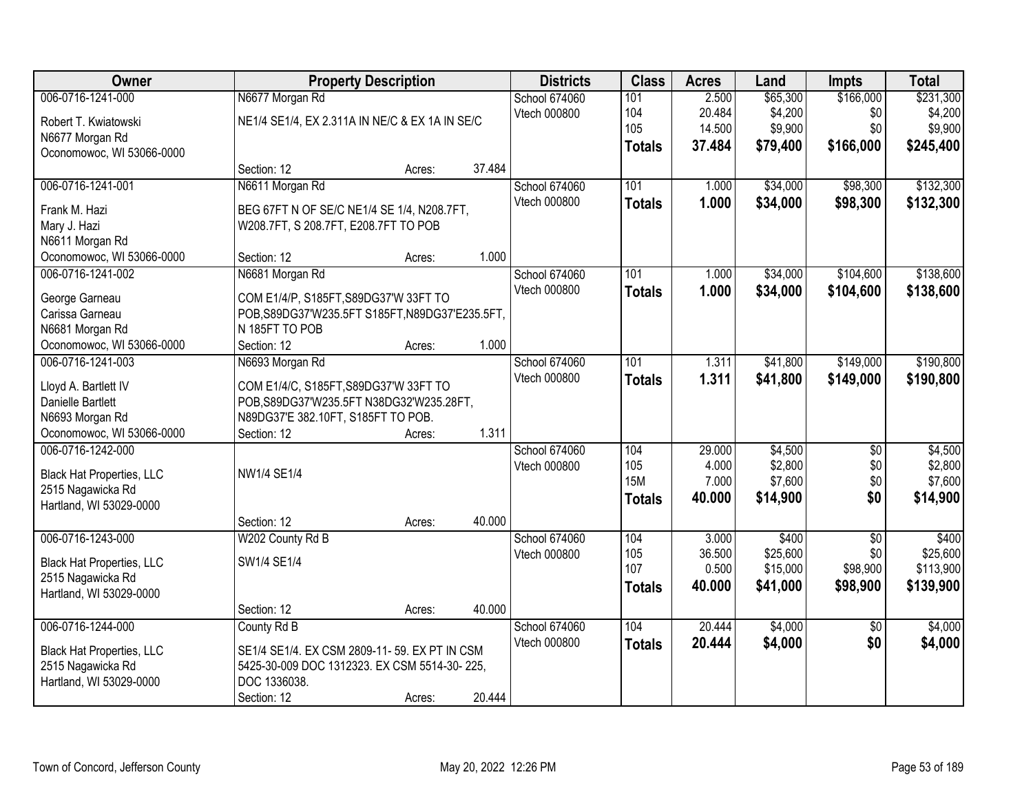| Owner | Property Description | | | Districts | Class | Acres | Land | Impts | Total |
|---|---|---|---|---|---|---|---|---|---|
| 006-0716-1241-000 | N6677 Morgan Rd | | | School 674060 | 101 | 2.500 | $65,300 | $166,000 | $231,300 |
| Robert T. Kwiatowski | NE1/4 SE1/4, EX 2.311A IN NE/C & EX 1A IN SE/C | | | Vtech 000800 | 104 | 20.484 | $4,200 | $0 | $4,200 |
| N6677 Morgan Rd | | | | | 105 | 14.500 | $9,900 | $0 | $9,900 |
| Oconomowoc, WI 53066-0000 | | | | | **Totals** | **37.484** | **$79,400** | **$166,000** | **$245,400** |
| | Section: 12 | Acres: | 37.484 | | | | | | |
| 006-0716-1241-001 | N6611 Morgan Rd | | | School 674060 | 101 | 1.000 | $34,000 | $98,300 | $132,300 |
| Frank M. Hazi | BEG 67FT N OF SE/C NE1/4 SE 1/4, N208.7FT, | | | Vtech 000800 | **Totals** | **1.000** | **$34,000** | **$98,300** | **$132,300** |
| Mary J. Hazi | W208.7FT, S 208.7FT, E208.7FT TO POB | | | | | | | | |
| N6611 Morgan Rd | | | | | | | | | |
| Oconomowoc, WI 53066-0000 | Section: 12 | Acres: | 1.000 | | | | | | |
| 006-0716-1241-002 | N6681 Morgan Rd | | | School 674060 | 101 | 1.000 | $34,000 | $104,600 | $138,600 |
| George Garneau | COM E1/4/P, S185FT,S89DG37'W 33FT TO | | | Vtech 000800 | **Totals** | **1.000** | **$34,000** | **$104,600** | **$138,600** |
| Carissa Garneau | POB,S89DG37'W235.5FT S185FT,N89DG37'E235.5FT, | | | | | | | | |
| N6681 Morgan Rd | N 185FT TO POB | | | | | | | | |
| Oconomowoc, WI 53066-0000 | Section: 12 | Acres: | 1.000 | | | | | | |
| 006-0716-1241-003 | N6693 Morgan Rd | | | School 674060 | 101 | 1.311 | $41,800 | $149,000 | $190,800 |
| Lloyd A. Bartlett IV | COM E1/4/C, S185FT,S89DG37'W 33FT TO | | | Vtech 000800 | **Totals** | **1.311** | **$41,800** | **$149,000** | **$190,800** |
| Danielle Bartlett | POB,S89DG37'W235.5FT N38DG32'W235.28FT, | | | | | | | | |
| N6693 Morgan Rd | N89DG37'E 382.10FT, S185FT TO POB. | | | | | | | | |
| Oconomowoc, WI 53066-0000 | Section: 12 | Acres: | 1.311 | | | | | | |
| 006-0716-1242-000 | | | | School 674060 | 104 | 29.000 | $4,500 | $0 | $4,500 |
| Black Hat Properties, LLC | NW1/4 SE1/4 | | | Vtech 000800 | 105 | 4.000 | $2,800 | $0 | $2,800 |
| 2515 Nagawicka Rd | | | | | 15M | 7.000 | $7,600 | $0 | $7,600 |
| Hartland, WI 53029-0000 | | | | | **Totals** | **40.000** | **$14,900** | **$0** | **$14,900** |
| | Section: 12 | Acres: | 40.000 | | | | | | |
| 006-0716-1243-000 | W202 County Rd B | | | School 674060 | 104 | 3.000 | $400 | $0 | $400 |
| Black Hat Properties, LLC | SW1/4 SE1/4 | | | Vtech 000800 | 105 | 36.500 | $25,600 | $0 | $25,600 |
| 2515 Nagawicka Rd | | | | | 107 | 0.500 | $15,000 | $98,900 | $113,900 |
| Hartland, WI 53029-0000 | | | | | **Totals** | **40.000** | **$41,000** | **$98,900** | **$139,900** |
| | Section: 12 | Acres: | 40.000 | | | | | | |
| 006-0716-1244-000 | County Rd B | | | School 674060 | 104 | 20.444 | $4,000 | $0 | $4,000 |
| Black Hat Properties, LLC | SE1/4 SE1/4. EX CSM 2809-11- 59. EX PT IN CSM | | | Vtech 000800 | **Totals** | **20.444** | **$4,000** | **$0** | **$4,000** |
| 2515 Nagawicka Rd | 5425-30-009 DOC 1312323. EX CSM 5514-30- 225, | | | | | | | | |
| Hartland, WI 53029-0000 | DOC 1336038. | | | | | | | | |
| | Section: 12 | Acres: | 20.444 | | | | | | |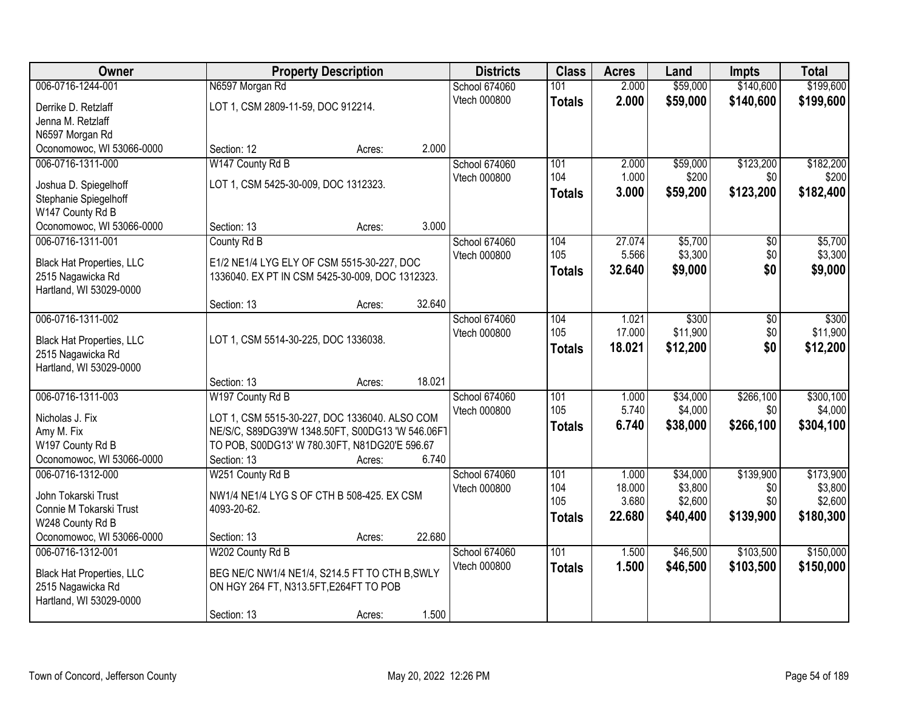| Owner | Property Description | Districts | Class | Acres | Land | Impts | Total |
|---|---|---|---|---|---|---|---|
| 006-0716-1244-001<br>Derrike D. Retzlaff<br>Jenna M. Retzlaff<br>N6597 Morgan Rd<br>Oconomowoc, WI 53066-0000 | N6597 Morgan Rd<br>LOT 1, CSM 2809-11-59, DOC 912214.<br>Section: 12 Acres: 2.000 | School 674060<br>Vtech 000800 | 101<br>**Totals** | 2.000<br>**2.000** | $59,000<br>**$59,000** | $140,600<br>**$140,600** | $199,600<br>**$199,600** |
| 006-0716-1311-000<br>Joshua D. Spiegelhoff<br>Stephanie Spiegelhoff<br>W147 County Rd B<br>Oconomowoc, WI 53066-0000 | W147 County Rd B<br>LOT 1, CSM 5425-30-009, DOC 1312323.<br>Section: 13 Acres: 3.000 | School 674060<br>Vtech 000800 | 101<br>104<br>**Totals** | 2.000<br>1.000<br>**3.000** | $59,000<br>$200<br>**$59,200** | $123,200<br>$0<br>**$123,200** | $182,200<br>$200<br>**$182,400** |
| 006-0716-1311-001<br>Black Hat Properties, LLC<br>2515 Nagawicka Rd<br>Hartland, WI 53029-0000 | County Rd B<br>E1/2 NE1/4 LYG ELY OF CSM 5515-30-227, DOC 1336040. EX PT IN CSM 5425-30-009, DOC 1312323.<br>Section: 13 Acres: 32.640 | School 674060<br>Vtech 000800 | 104<br>105<br>**Totals** | 27.074<br>5.566<br>**32.640** | $5,700<br>$3,300<br>**$9,000** | $0<br>$0<br>**$0** | $5,700<br>$3,300<br>**$9,000** |
| 006-0716-1311-002<br>Black Hat Properties, LLC<br>2515 Nagawicka Rd<br>Hartland, WI 53029-0000 | LOT 1, CSM 5514-30-225, DOC 1336038.<br>Section: 13 Acres: 18.021 | School 674060<br>Vtech 000800 | 104<br>105<br>**Totals** | 1.021<br>17.000<br>**18.021** | $300<br>$11,900<br>**$12,200** | $0<br>$0<br>**$0** | $300<br>$11,900<br>**$12,200** |
| 006-0716-1311-003<br>Nicholas J. Fix<br>Amy M. Fix<br>W197 County Rd B<br>Oconomowoc, WI 53066-0000 | W197 County Rd B<br>LOT 1, CSM 5515-30-227, DOC 1336040. ALSO COM NE/S/C, S89DG39'W 1348.50FT, S00DG13 'W 546.06FT TO POB, S00DG13' W 780.30FT, N81DG20'E 596.67<br>Section: 13 Acres: 6.740 | School 674060<br>Vtech 000800 | 101<br>105<br>**Totals** | 1.000<br>5.740<br>**6.740** | $34,000<br>$4,000<br>**$38,000** | $266,100<br>$0<br>**$266,100** | $300,100<br>$4,000<br>**$304,100** |
| 006-0716-1312-000<br>John Tokarski Trust<br>Connie M Tokarski Trust<br>W248 County Rd B<br>Oconomowoc, WI 53066-0000 | W251 County Rd B<br>NW1/4 NE1/4 LYG S OF CTH B 508-425. EX CSM 4093-20-62.<br>Section: 13 Acres: 22.680 | School 674060<br>Vtech 000800 | 101<br>104<br>105<br>**Totals** | 1.000<br>18.000<br>3.680<br>**22.680** | $34,000<br>$3,800<br>$2,600<br>**$40,400** | $139,900<br>$0<br>$0<br>**$139,900** | $173,900<br>$3,800<br>$2,600<br>**$180,300** |
| 006-0716-1312-001<br>Black Hat Properties, LLC<br>2515 Nagawicka Rd<br>Hartland, WI 53029-0000 | W202 County Rd B<br>BEG NE/C NW1/4 NE1/4, S214.5 FT TO CTH B,SWLY ON HGY 264 FT, N313.5FT,E264FT TO POB<br>Section: 13 Acres: 1.500 | School 674060<br>Vtech 000800 | 101<br>**Totals** | 1.500<br>**1.500** | $46,500<br>**$46,500** | $103,500<br>**$103,500** | $150,000<br>**$150,000** |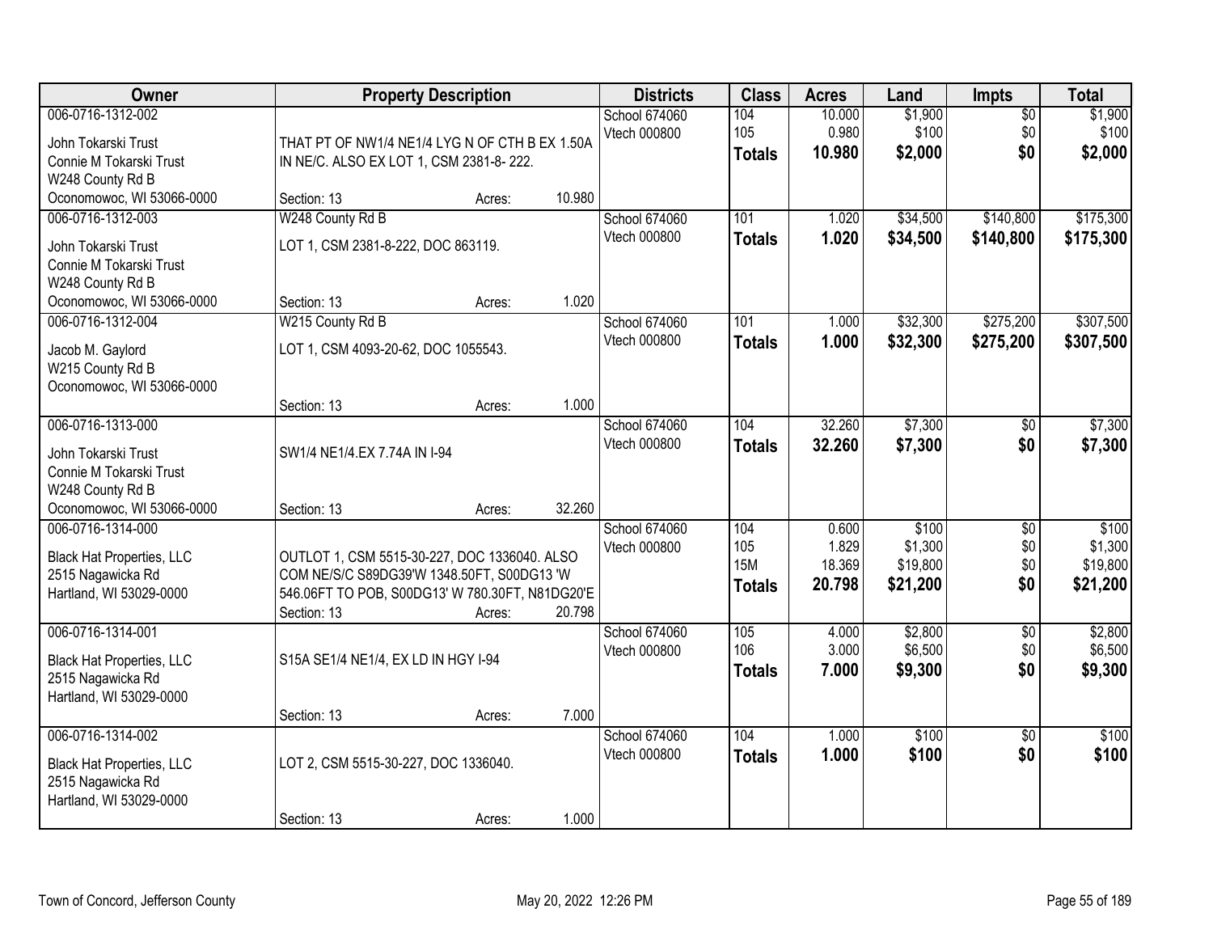| Owner | Property Description | Districts | Class | Acres | Land | Impts | Total |
|---|---|---|---|---|---|---|---|
| 006-0716-1312-002<br>John Tokarski Trust<br>Connie M Tokarski Trust<br>W248 County Rd B<br>Oconomowoc, WI 53066-0000 | THAT PT OF NW1/4 NE1/4 LYG N OF CTH B EX 1.50A IN NE/C. ALSO EX LOT 1, CSM 2381-8- 222.<br>Section: 13 Acres: 10.980 | School 674060<br>Vtech 000800 | 104<br>105<br>**Totals** | 10.000<br>0.980<br>**10.980** | $1,900<br>$100<br>**$2,000** | $0<br>$0<br>**$0** | $1,900<br>$100<br>**$2,000** |
| 006-0716-1312-003<br>John Tokarski Trust<br>Connie M Tokarski Trust<br>W248 County Rd B<br>Oconomowoc, WI 53066-0000 | W248 County Rd B<br>LOT 1, CSM 2381-8-222, DOC 863119.<br>Section: 13 Acres: 1.020 | School 674060<br>Vtech 000800 | 101<br>**Totals** | 1.020<br>**1.020** | $34,500<br>**$34,500** | $140,800<br>**$140,800** | $175,300<br>**$175,300** |
| 006-0716-1312-004<br>Jacob M. Gaylord<br>W215 County Rd B<br>Oconomowoc, WI 53066-0000 | W215 County Rd B<br>LOT 1, CSM 4093-20-62, DOC 1055543.<br>Section: 13 Acres: 1.000 | School 674060<br>Vtech 000800 | 101<br>**Totals** | 1.000<br>**1.000** | $32,300<br>**$32,300** | $275,200<br>**$275,200** | $307,500<br>**$307,500** |
| 006-0716-1313-000<br>John Tokarski Trust<br>Connie M Tokarski Trust<br>W248 County Rd B<br>Oconomowoc, WI 53066-0000 | SW1/4 NE1/4.EX 7.74A IN I-94<br>Section: 13 Acres: 32.260 | School 674060<br>Vtech 000800 | 104<br>**Totals** | 32.260<br>**32.260** | $7,300<br>**$7,300** | $0<br>**$0** | $7,300<br>**$7,300** |
| 006-0716-1314-000<br>Black Hat Properties, LLC<br>2515 Nagawicka Rd<br>Hartland, WI 53029-0000 | OUTLOT 1, CSM 5515-30-227, DOC 1336040. ALSO COM NE/S/C S89DG39'W 1348.50FT, S00DG13 'W 546.06FT TO POB, S00DG13' W 780.30FT, N81DG20'E<br>Section: 13 Acres: 20.798 | School 674060<br>Vtech 000800 | 104<br>105<br>15M<br>**Totals** | 0.600<br>1.829<br>18.369<br>**20.798** | $100<br>$1,300<br>$19,800<br>**$21,200** | $0<br>$0<br>$0<br>**$0** | $100<br>$1,300<br>$19,800<br>**$21,200** |
| 006-0716-1314-001<br>Black Hat Properties, LLC<br>2515 Nagawicka Rd<br>Hartland, WI 53029-0000 | S15A SE1/4 NE1/4, EX LD IN HGY I-94<br>Section: 13 Acres: 7.000 | School 674060<br>Vtech 000800 | 105<br>106<br>**Totals** | 4.000<br>3.000<br>**7.000** | $2,800<br>$6,500<br>**$9,300** | $0<br>$0<br>**$0** | $2,800<br>$6,500<br>**$9,300** |
| 006-0716-1314-002<br>Black Hat Properties, LLC<br>2515 Nagawicka Rd<br>Hartland, WI 53029-0000 | LOT 2, CSM 5515-30-227, DOC 1336040.<br>Section: 13 Acres: 1.000 | School 674060<br>Vtech 000800 | 104<br>**Totals** | 1.000<br>**1.000** | $100<br>**$100** | $0<br>**$0** | $100<br>**$100** |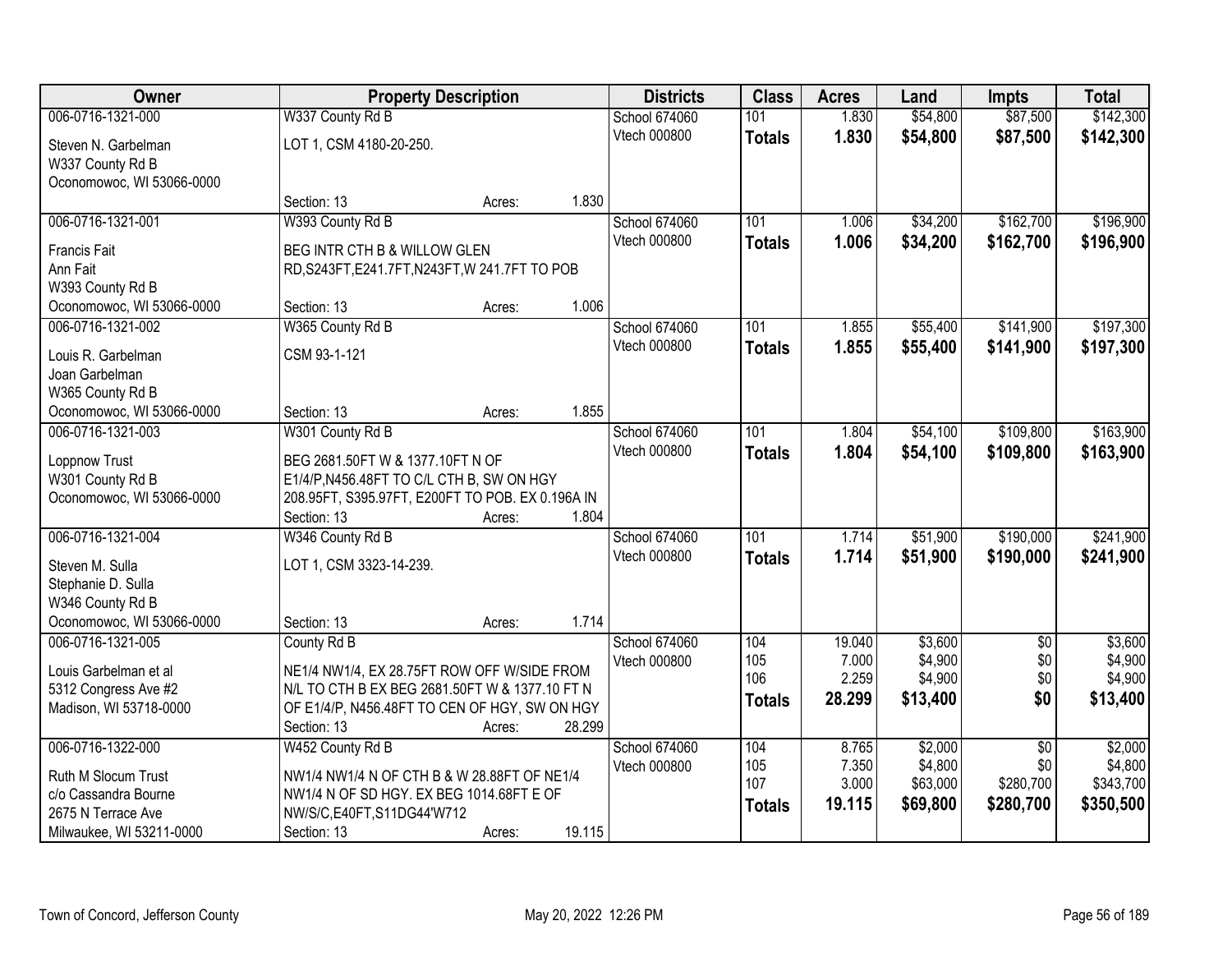| Owner | Property Description | Districts | Class | Acres | Land | Impts | Total |
|---|---|---|---|---|---|---|---|
| 006-0716-1321-000<br>Steven N. Garbelman<br>W337 County Rd B<br>Oconomowoc, WI 53066-0000 | W337 County Rd B<br>LOT 1, CSM 4180-20-250.<br>Section: 13 Acres: 1.830 | School 674060<br>Vtech 000800 | 101<br>**Totals** | 1.830<br>**1.830** | $54,800<br>**$54,800** | $87,500<br>**$87,500** | $142,300<br>**$142,300** |
| 006-0716-1321-001<br>Francis Fait<br>Ann Fait<br>W393 County Rd B<br>Oconomowoc, WI 53066-0000 | W393 County Rd B<br>BEG INTR CTH B & WILLOW GLEN RD,S243FT,E241.7FT,N243FT,W 241.7FT TO POB<br>Section: 13 Acres: 1.006 | School 674060<br>Vtech 000800 | 101<br>**Totals** | 1.006<br>**1.006** | $34,200<br>**$34,200** | $162,700<br>**$162,700** | $196,900<br>**$196,900** |
| 006-0716-1321-002<br>Louis R. Garbelman<br>Joan Garbelman<br>W365 County Rd B<br>Oconomowoc, WI 53066-0000 | W365 County Rd B<br>CSM 93-1-121<br>Section: 13 Acres: 1.855 | School 674060<br>Vtech 000800 | 101<br>**Totals** | 1.855<br>**1.855** | $55,400<br>**$55,400** | $141,900<br>**$141,900** | $197,300<br>**$197,300** |
| 006-0716-1321-003<br>Loppnow Trust<br>W301 County Rd B<br>Oconomowoc, WI 53066-0000 | W301 County Rd B<br>BEG 2681.50FT W & 1377.10FT N OF E1/4/P,N456.48FT TO C/L CTH B, SW ON HGY 208.95FT, S395.97FT, E200FT TO POB. EX 0.196A IN<br>Section: 13 Acres: 1.804 | School 674060<br>Vtech 000800 | 101<br>**Totals** | 1.804<br>**1.804** | $54,100<br>**$54,100** | $109,800<br>**$109,800** | $163,900<br>**$163,900** |
| 006-0716-1321-004<br>Steven M. Sulla<br>Stephanie D. Sulla<br>W346 County Rd B<br>Oconomowoc, WI 53066-0000 | W346 County Rd B<br>LOT 1, CSM 3323-14-239.<br>Section: 13 Acres: 1.714 | School 674060<br>Vtech 000800 | 101<br>**Totals** | 1.714<br>**1.714** | $51,900<br>**$51,900** | $190,000<br>**$190,000** | $241,900<br>**$241,900** |
| 006-0716-1321-005<br>Louis Garbelman et al<br>5312 Congress Ave #2<br>Madison, WI 53718-0000 | County Rd B<br>NE1/4 NW1/4, EX 28.75FT ROW OFF W/SIDE FROM N/L TO CTH B EX BEG 2681.50FT W & 1377.10 FT N OF E1/4/P, N456.48FT TO CEN OF HGY, SW ON HGY<br>Section: 13 Acres: 28.299 | School 674060<br>Vtech 000800 | 104<br>105<br>106<br>**Totals** | 19.040<br>7.000<br>2.259<br>**28.299** | $3,600<br>$4,900<br>$4,900<br>**$13,400** | $0<br>$0<br>$0<br>**$0** | $3,600<br>$4,900<br>$4,900<br>**$13,400** |
| 006-0716-1322-000<br>Ruth M Slocum Trust<br>c/o Cassandra Bourne<br>2675 N Terrace Ave<br>Milwaukee, WI 53211-0000 | W452 County Rd B<br>NW1/4 NW1/4 N OF CTH B & W 28.88FT OF NE1/4 NW1/4 N OF SD HGY. EX BEG 1014.68FT E OF NW/S/C,E40FT,S11DG44'W712<br>Section: 13 Acres: 19.115 | School 674060<br>Vtech 000800 | 104<br>105<br>107<br>**Totals** | 8.765<br>7.350<br>3.000<br>**19.115** | $2,000<br>$4,800<br>$63,000<br>**$69,800** | $0<br>$0<br>$280,700<br>**$280,700** | $2,000<br>$4,800<br>$343,700<br>**$350,500** |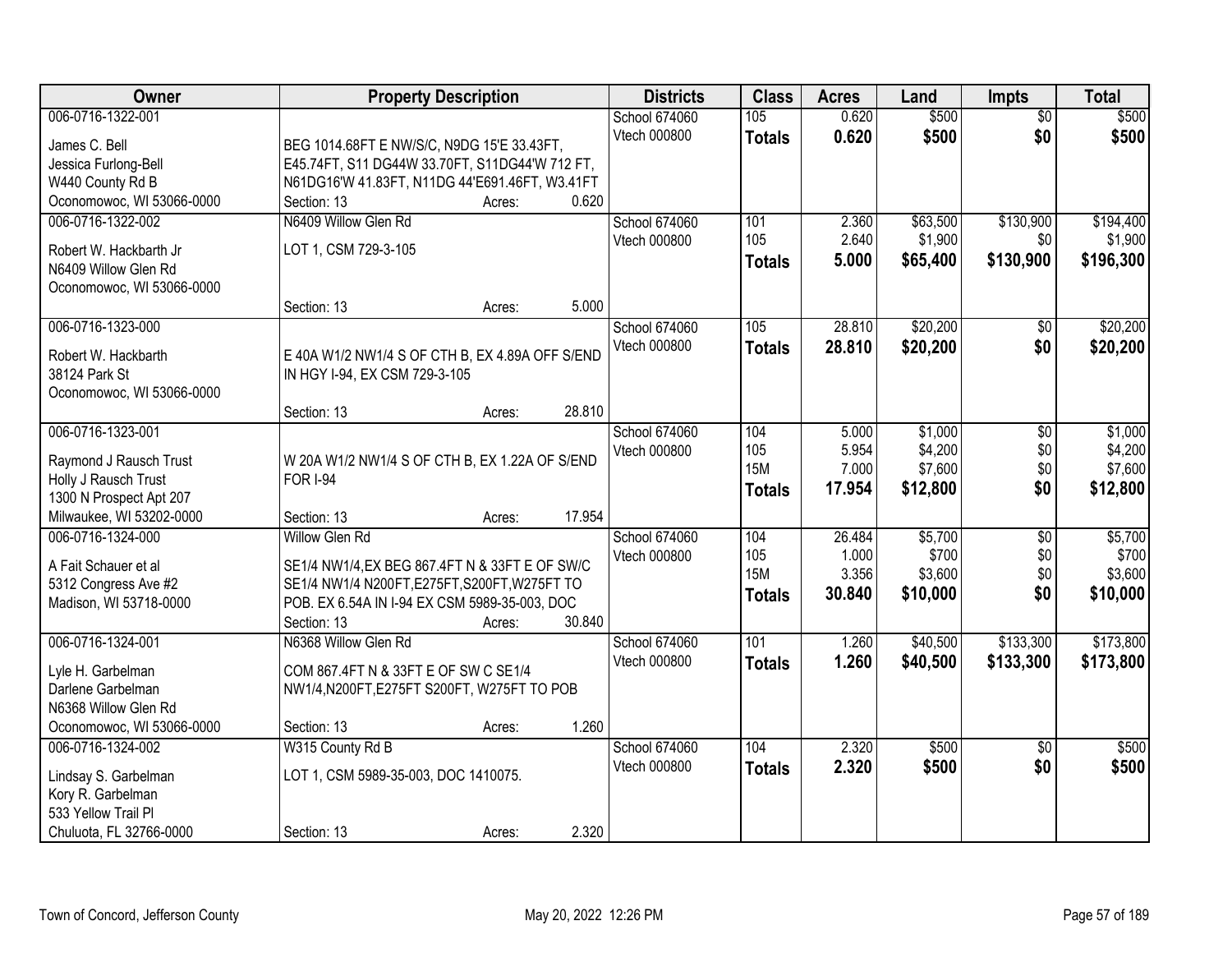| Owner | Property Description | Districts | Class | Acres | Land | Impts | Total |
|---|---|---|---|---|---|---|---|
| 006-0716-1322-001<br>James C. Bell<br>Jessica Furlong-Bell<br>W440 County Rd B<br>Oconomowoc, WI 53066-0000 | BEG 1014.68FT E NW/S/C, N9DG 15'E 33.43FT, E45.74FT, S11 DG44W 33.70FT, S11DG44'W 712 FT, N61DG16'W 41.83FT, N11DG 44'E691.46FT, W3.41FT<br>Section: 13 Acres: 0.620 | School 674060<br>Vtech 000800 | 105<br>**Totals** | 0.620<br>**0.620** | $500<br>**$500** | $0<br>**$0** | $500<br>**$500** |
| 006-0716-1322-002<br>Robert W. Hackbarth Jr<br>N6409 Willow Glen Rd<br>Oconomowoc, WI 53066-0000 | N6409 Willow Glen Rd<br>LOT 1, CSM 729-3-105<br>Section: 13 Acres: 5.000 | School 674060<br>Vtech 000800 | 101<br>105<br>**Totals** | 2.360<br>2.640<br>**5.000** | $63,500<br>$1,900<br>**$65,400** | $130,900<br>$0<br>**$130,900** | $194,400<br>$1,900<br>**$196,300** |
| 006-0716-1323-000<br>Robert W. Hackbarth<br>38124 Park St<br>Oconomowoc, WI 53066-0000 | E 40A W1/2 NW1/4 S OF CTH B, EX 4.89A OFF S/END IN HGY I-94, EX CSM 729-3-105<br>Section: 13 Acres: 28.810 | School 674060<br>Vtech 000800 | 105<br>**Totals** | 28.810<br>**28.810** | $20,200<br>**$20,200** | $0<br>**$0** | $20,200<br>**$20,200** |
| 006-0716-1323-001<br>Raymond J Rausch Trust<br>Holly J Rausch Trust<br>1300 N Prospect Apt 207<br>Milwaukee, WI 53202-0000 | W 20A W1/2 NW1/4 S OF CTH B, EX 1.22A OF S/END FOR I-94<br>Section: 13 Acres: 17.954 | School 674060<br>Vtech 000800 | 104<br>105<br>15M<br>**Totals** | 5.000<br>5.954<br>7.000<br>**17.954** | $1,000<br>$4,200<br>$7,600<br>**$12,800** | $0<br>$0<br>$0<br>**$0** | $1,000<br>$4,200<br>$7,600<br>**$12,800** |
| 006-0716-1324-000<br>A Fait Schauer et al<br>5312 Congress Ave #2<br>Madison, WI 53718-0000 | Willow Glen Rd<br>SE1/4 NW1/4,EX BEG 867.4FT N & 33FT E OF SW/C SE1/4 NW1/4 N200FT,E275FT,S200FT,W275FT TO POB. EX 6.54A IN I-94 EX CSM 5989-35-003, DOC<br>Section: 13 Acres: 30.840 | School 674060<br>Vtech 000800 | 104<br>105<br>15M<br>**Totals** | 26.484<br>1.000<br>3.356<br>**30.840** | $5,700<br>$700<br>$3,600<br>**$10,000** | $0<br>$0<br>$0<br>**$0** | $5,700<br>$700<br>$3,600<br>**$10,000** |
| 006-0716-1324-001<br>Lyle H. Garbelman<br>Darlene Garbelman<br>N6368 Willow Glen Rd<br>Oconomowoc, WI 53066-0000 | N6368 Willow Glen Rd<br>COM 867.4FT N & 33FT E OF SW C SE1/4 NW1/4,N200FT,E275FT S200FT, W275FT TO POB<br>Section: 13 Acres: 1.260 | School 674060<br>Vtech 000800 | 101<br>**Totals** | 1.260<br>**1.260** | $40,500<br>**$40,500** | $133,300<br>**$133,300** | $173,800<br>**$173,800** |
| 006-0716-1324-002<br>Lindsay S. Garbelman<br>Kory R. Garbelman<br>533 Yellow Trail Pl<br>Chuluota, FL 32766-0000 | W315 County Rd B<br>LOT 1, CSM 5989-35-003, DOC 1410075.<br>Section: 13 Acres: 2.320 | School 674060<br>Vtech 000800 | 104<br>**Totals** | 2.320<br>**2.320** | $500<br>**$500** | $0<br>**$0** | $500<br>**$500** |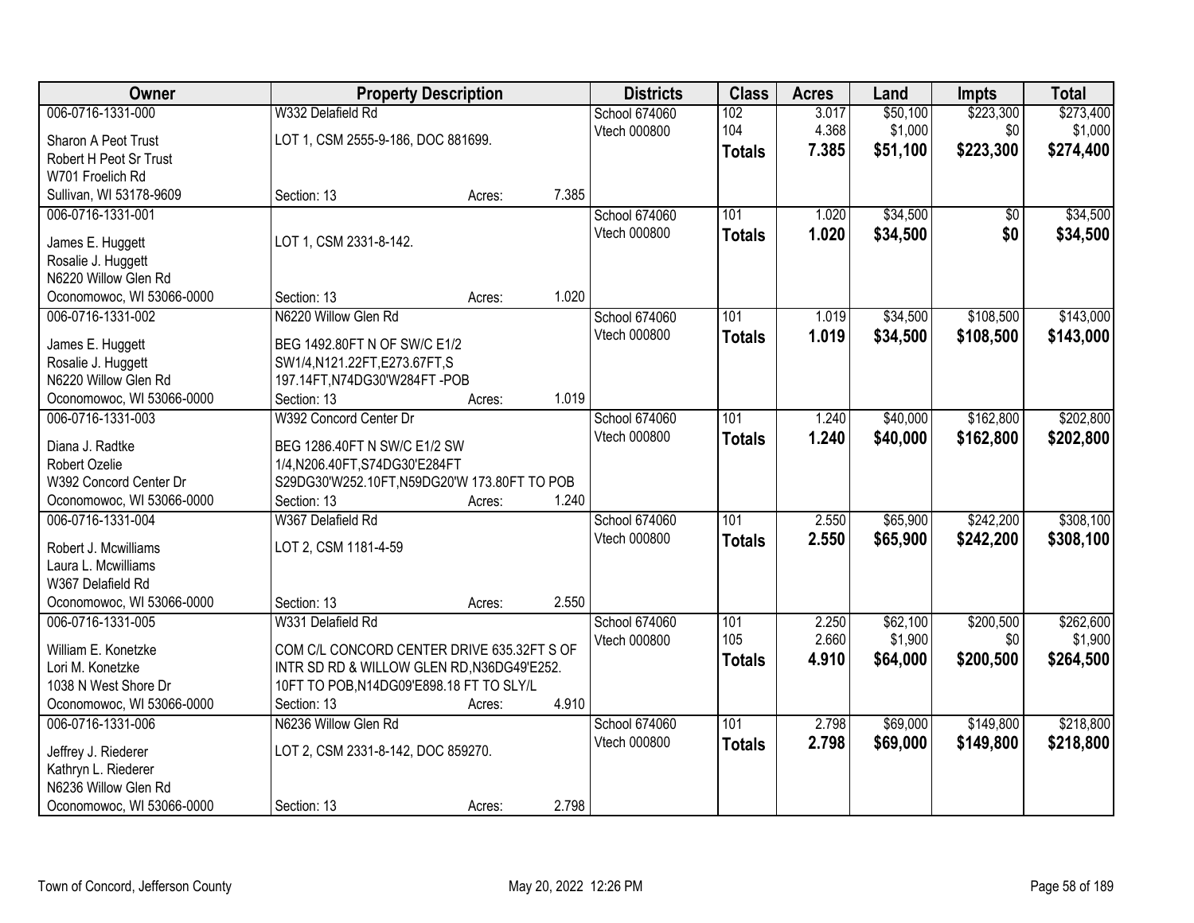| Owner | Property Description | Districts | Class | Acres | Land | Impts | Total |
|---|---|---|---|---|---|---|---|
| 006-0716-1331-000 | W332 Delafield Rd | School 674060 | 102 | 3.017 | $50,100 | $223,300 | $273,400 |
| Sharon A Peot Trust<br>Robert H Peot Sr Trust<br>W701 Froelich Rd<br>Sullivan, WI 53178-9609 | LOT 1, CSM 2555-9-186, DOC 881699.<br>Section: 13 Acres: 7.385 | Vtech 000800 | 104 | 4.368 | $1,000 | $0 | $1,000 |
| | | | **Totals** | **7.385** | **$51,100** | **$223,300** | **$274,400** |
| 006-0716-1331-001 | | School 674060 | 101 | 1.020 | $34,500 | $0 | $34,500 |
| James E. Huggett<br>Rosalie J. Huggett<br>N6220 Willow Glen Rd<br>Oconomowoc, WI 53066-0000 | LOT 1, CSM 2331-8-142.<br>Section: 13 Acres: 1.020 | Vtech 000800 | **Totals** | **1.020** | **$34,500** | **$0** | **$34,500** |
| 006-0716-1331-002 | N6220 Willow Glen Rd | School 674060 | 101 | 1.019 | $34,500 | $108,500 | $143,000 |
| James E. Huggett<br>Rosalie J. Huggett<br>N6220 Willow Glen Rd<br>Oconomowoc, WI 53066-0000 | BEG 1492.80FT N OF SW/C E1/2 SW1/4,N121.22FT,E273.67FT,S 197.14FT,N74DG30'W284FT -POB<br>Section: 13 Acres: 1.019 | Vtech 000800 | **Totals** | **1.019** | **$34,500** | **$108,500** | **$143,000** |
| 006-0716-1331-003 | W392 Concord Center Dr | School 674060 | 101 | 1.240 | $40,000 | $162,800 | $202,800 |
| Diana J. Radtke<br>Robert Ozelie<br>W392 Concord Center Dr<br>Oconomowoc, WI 53066-0000 | BEG 1286.40FT N SW/C E1/2 SW 1/4,N206.40FT,S74DG30'E284FT S29DG30'W252.10FT,N59DG20'W 173.80FT TO POB<br>Section: 13 Acres: 1.240 | Vtech 000800 | **Totals** | **1.240** | **$40,000** | **$162,800** | **$202,800** |
| 006-0716-1331-004 | W367 Delafield Rd | School 674060 | 101 | 2.550 | $65,900 | $242,200 | $308,100 |
| Robert J. Mcwilliams<br>Laura L. Mcwilliams<br>W367 Delafield Rd<br>Oconomowoc, WI 53066-0000 | LOT 2, CSM 1181-4-59<br>Section: 13 Acres: 2.550 | Vtech 000800 | **Totals** | **2.550** | **$65,900** | **$242,200** | **$308,100** |
| 006-0716-1331-005 | W331 Delafield Rd | School 674060 | 101 | 2.250 | $62,100 | $200,500 | $262,600 |
| William E. Konetzke<br>Lori M. Konetzke<br>1038 N West Shore Dr<br>Oconomowoc, WI 53066-0000 | COM C/L CONCORD CENTER DRIVE 635.32FT S OF INTR SD RD & WILLOW GLEN RD,N36DG49'E252. 10FT TO POB,N14DG09'E898.18 FT TO SLY/L<br>Section: 13 Acres: 4.910 | Vtech 000800 | 105 | 2.660 | $1,900 | $0 | $1,900 |
| | | | **Totals** | **4.910** | **$64,000** | **$200,500** | **$264,500** |
| 006-0716-1331-006 | N6236 Willow Glen Rd | School 674060 | 101 | 2.798 | $69,000 | $149,800 | $218,800 |
| Jeffrey J. Riederer<br>Kathryn L. Riederer<br>N6236 Willow Glen Rd<br>Oconomowoc, WI 53066-0000 | LOT 2, CSM 2331-8-142, DOC 859270.<br>Section: 13 Acres: 2.798 | Vtech 000800 | **Totals** | **2.798** | **$69,000** | **$149,800** | **$218,800** |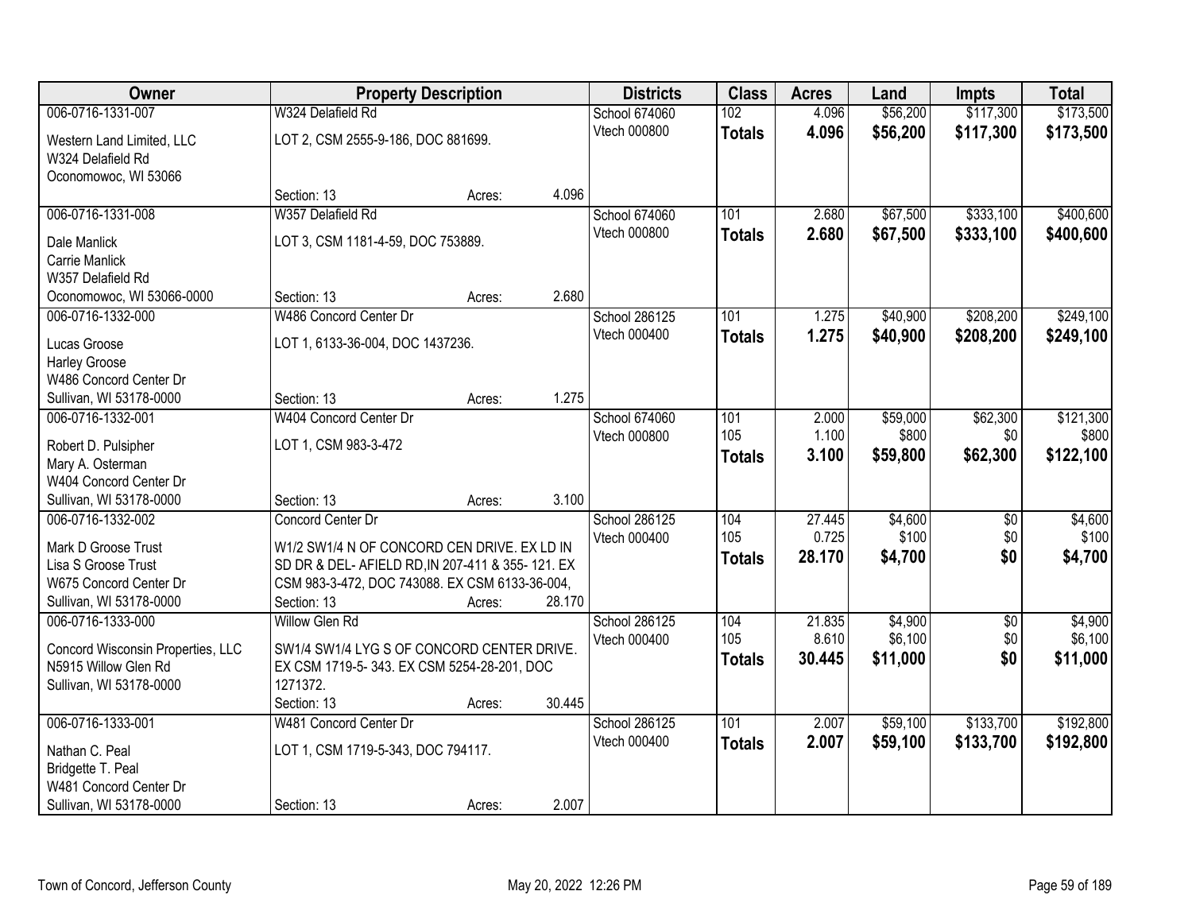| Owner | Property Description | Districts | Class | Acres | Land | Impts | Total |
|---|---|---|---|---|---|---|---|
| 006-0716-1331-007<br>Western Land Limited, LLC<br>W324 Delafield Rd<br>Oconomowoc, WI 53066 | W324 Delafield Rd<br>LOT 2, CSM 2555-9-186, DOC 881699.<br>Section: 13 Acres: 4.096 | School 674060<br>Vtech 000800 | 102<br>**Totals** | 4.096<br>**4.096** | $56,200<br>**$56,200** | $117,300<br>**$117,300** | $173,500<br>**$173,500** |
| 006-0716-1331-008<br>Dale Manlick<br>Carrie Manlick<br>W357 Delafield Rd<br>Oconomowoc, WI 53066-0000 | W357 Delafield Rd<br>LOT 3, CSM 1181-4-59, DOC 753889.<br>Section: 13 Acres: 2.680 | School 674060<br>Vtech 000800 | 101<br>**Totals** | 2.680<br>**2.680** | $67,500<br>**$67,500** | $333,100<br>**$333,100** | $400,600<br>**$400,600** |
| 006-0716-1332-000<br>Lucas Groose<br>Harley Groose<br>W486 Concord Center Dr<br>Sullivan, WI 53178-0000 | W486 Concord Center Dr<br>LOT 1, 6133-36-004, DOC 1437236.<br>Section: 13 Acres: 1.275 | School 286125<br>Vtech 000400 | 101<br>**Totals** | 1.275<br>**1.275** | $40,900<br>**$40,900** | $208,200<br>**$208,200** | $249,100<br>**$249,100** |
| 006-0716-1332-001<br>Robert D. Pulsipher<br>Mary A. Osterman<br>W404 Concord Center Dr<br>Sullivan, WI 53178-0000 | W404 Concord Center Dr<br>LOT 1, CSM 983-3-472<br>Section: 13 Acres: 3.100 | School 674060<br>Vtech 000800 | 101<br>105<br>**Totals** | 2.000<br>1.100<br>**3.100** | $59,000<br>$800<br>**$59,800** | $62,300<br>$0<br>**$62,300** | $121,300<br>$800<br>**$122,100** |
| 006-0716-1332-002<br>Mark D Groose Trust<br>Lisa S Groose Trust<br>W675 Concord Center Dr<br>Sullivan, WI 53178-0000 | Concord Center Dr<br>W1/2 SW1/4 N OF CONCORD CEN DRIVE. EX LD IN SD DR & DEL- AFIELD RD,IN 207-411 & 355- 121. EX CSM 983-3-472, DOC 743088. EX CSM 6133-36-004,<br>Section: 13 Acres: 28.170 | School 286125<br>Vtech 000400 | 104<br>105<br>**Totals** | 27.445<br>0.725<br>**28.170** | $4,600<br>$100<br>**$4,700** | $0<br>$0<br>**$0** | $4,600<br>$100<br>**$4,700** |
| 006-0716-1333-000<br>Concord Wisconsin Properties, LLC<br>N5915 Willow Glen Rd<br>Sullivan, WI 53178-0000 | Willow Glen Rd<br>SW1/4 SW1/4 LYG S OF CONCORD CENTER DRIVE. EX CSM 1719-5- 343. EX CSM 5254-28-201, DOC 1271372.<br>Section: 13 Acres: 30.445 | School 286125<br>Vtech 000400 | 104<br>105<br>**Totals** | 21.835<br>8.610<br>**30.445** | $4,900<br>$6,100<br>**$11,000** | $0<br>$0<br>**$0** | $4,900<br>$6,100<br>**$11,000** |
| 006-0716-1333-001<br>Nathan C. Peal<br>Bridgette T. Peal<br>W481 Concord Center Dr<br>Sullivan, WI 53178-0000 | W481 Concord Center Dr<br>LOT 1, CSM 1719-5-343, DOC 794117.<br>Section: 13 Acres: 2.007 | School 286125<br>Vtech 000400 | 101<br>**Totals** | 2.007<br>**2.007** | $59,100<br>**$59,100** | $133,700<br>**$133,700** | $192,800<br>**$192,800** |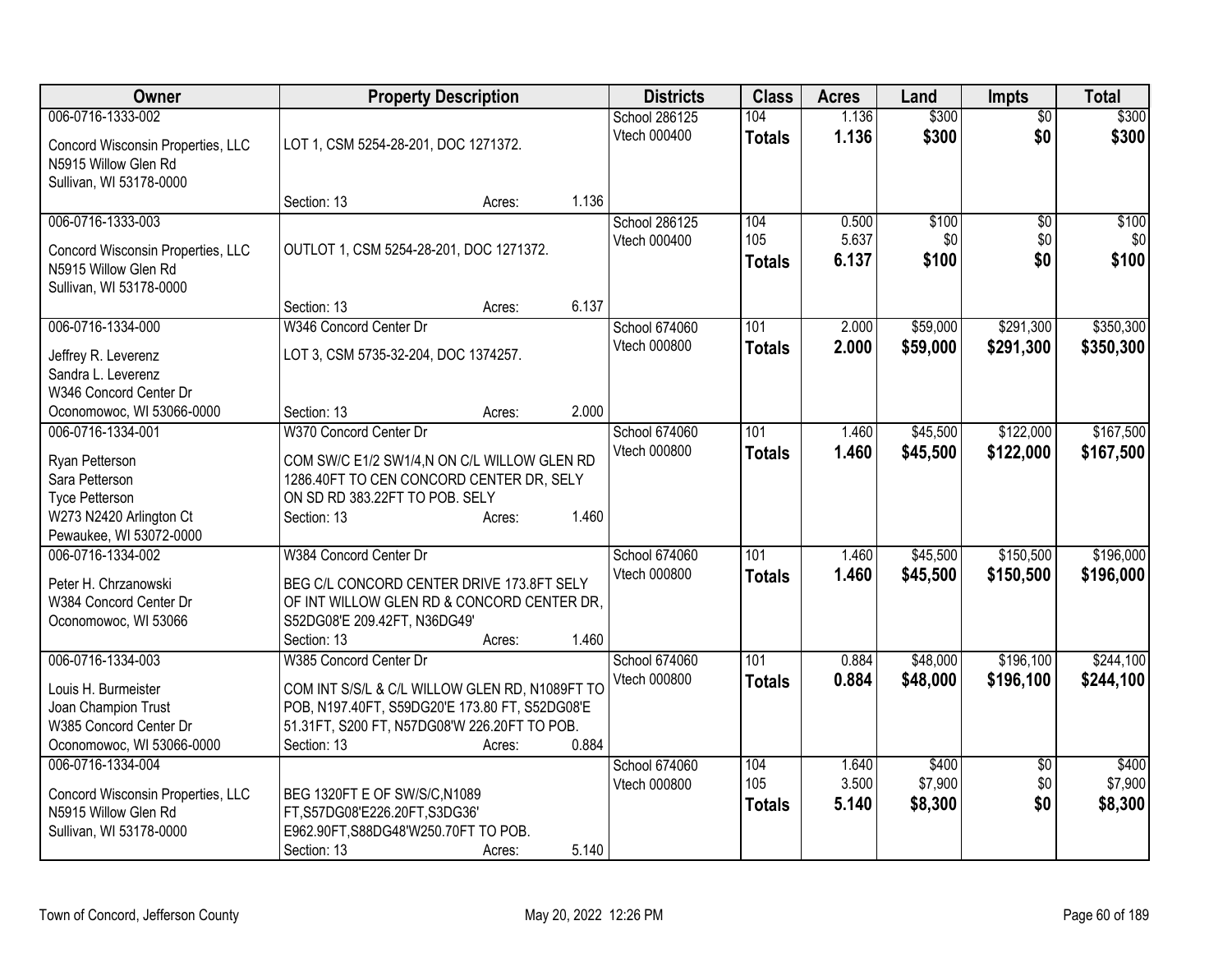| Owner | Property Description | Districts | Class | Acres | Land | Impts | Total |
|---|---|---|---|---|---|---|---|
| 006-0716-1333-002<br>Concord Wisconsin Properties, LLC<br>N5915 Willow Glen Rd<br>Sullivan, WI 53178-0000 | LOT 1, CSM 5254-28-201, DOC 1271372.<br>Section: 13 Acres: 1.136 | School 286125<br>Vtech 000400 | 104<br>**Totals** | 1.136<br>**1.136** | \$300<br>**\$300** | \$0<br>**\$0** | \$300<br>**\$300** |
| 006-0716-1333-003<br>Concord Wisconsin Properties, LLC<br>N5915 Willow Glen Rd<br>Sullivan, WI 53178-0000 | OUTLOT 1, CSM 5254-28-201, DOC 1271372.<br>Section: 13 Acres: 6.137 | School 286125<br>Vtech 000400 | 104<br>105<br>**Totals** | 0.500<br>5.637<br>**6.137** | \$100<br>\$0<br>**\$100** | \$0<br>\$0<br>**\$0** | \$100<br>\$0<br>**\$100** |
| 006-0716-1334-000<br>Jeffrey R. Leverenz<br>Sandra L. Leverenz<br>W346 Concord Center Dr<br>Oconomowoc, WI 53066-0000 | W346 Concord Center Dr<br>LOT 3, CSM 5735-32-204, DOC 1374257.<br>Section: 13 Acres: 2.000 | School 674060<br>Vtech 000800 | 101<br>**Totals** | 2.000<br>**2.000** | \$59,000<br>**\$59,000** | \$291,300<br>**\$291,300** | \$350,300<br>**\$350,300** |
| 006-0716-1334-001<br>Ryan Petterson<br>Sara Petterson<br>Tyce Petterson<br>W273 N2420 Arlington Ct<br>Pewaukee, WI 53072-0000 | W370 Concord Center Dr<br>COM SW/C E1/2 SW1/4,N ON C/L WILLOW GLEN RD 1286.40FT TO CEN CONCORD CENTER DR, SELY ON SD RD 383.22FT TO POB. SELY<br>Section: 13 Acres: 1.460 | School 674060<br>Vtech 000800 | 101<br>**Totals** | 1.460<br>**1.460** | \$45,500<br>**\$45,500** | \$122,000<br>**\$122,000** | \$167,500<br>**\$167,500** |
| 006-0716-1334-002<br>Peter H. Chrzanowski<br>W384 Concord Center Dr<br>Oconomowoc, WI 53066 | W384 Concord Center Dr<br>BEG C/L CONCORD CENTER DRIVE 173.8FT SELY OF INT WILLOW GLEN RD & CONCORD CENTER DR, S52DG08'E 209.42FT, N36DG49'<br>Section: 13 Acres: 1.460 | School 674060<br>Vtech 000800 | 101<br>**Totals** | 1.460<br>**1.460** | \$45,500<br>**\$45,500** | \$150,500<br>**\$150,500** | \$196,000<br>**\$196,000** |
| 006-0716-1334-003<br>Louis H. Burmeister<br>Joan Champion Trust<br>W385 Concord Center Dr<br>Oconomowoc, WI 53066-0000 | W385 Concord Center Dr<br>COM INT S/S/L & C/L WILLOW GLEN RD, N1089FT TO POB, N197.40FT, S59DG20'E 173.80 FT, S52DG08'E 51.31FT, S200 FT, N57DG08'W 226.20FT TO POB.<br>Section: 13 Acres: 0.884 | School 674060<br>Vtech 000800 | 101<br>**Totals** | 0.884<br>**0.884** | \$48,000<br>**\$48,000** | \$196,100<br>**\$196,100** | \$244,100<br>**\$244,100** |
| 006-0716-1334-004<br>Concord Wisconsin Properties, LLC<br>N5915 Willow Glen Rd<br>Sullivan, WI 53178-0000 | BEG 1320FT E OF SW/S/C,N1089 FT,S57DG08'E226.20FT,S3DG36' E962.90FT,S88DG48'W250.70FT TO POB.<br>Section: 13 Acres: 5.140 | School 674060<br>Vtech 000800 | 104<br>105<br>**Totals** | 1.640<br>3.500<br>**5.140** | \$400<br>\$7,900<br>**\$8,300** | \$0<br>\$0<br>**\$0** | \$400<br>\$7,900<br>**\$8,300** |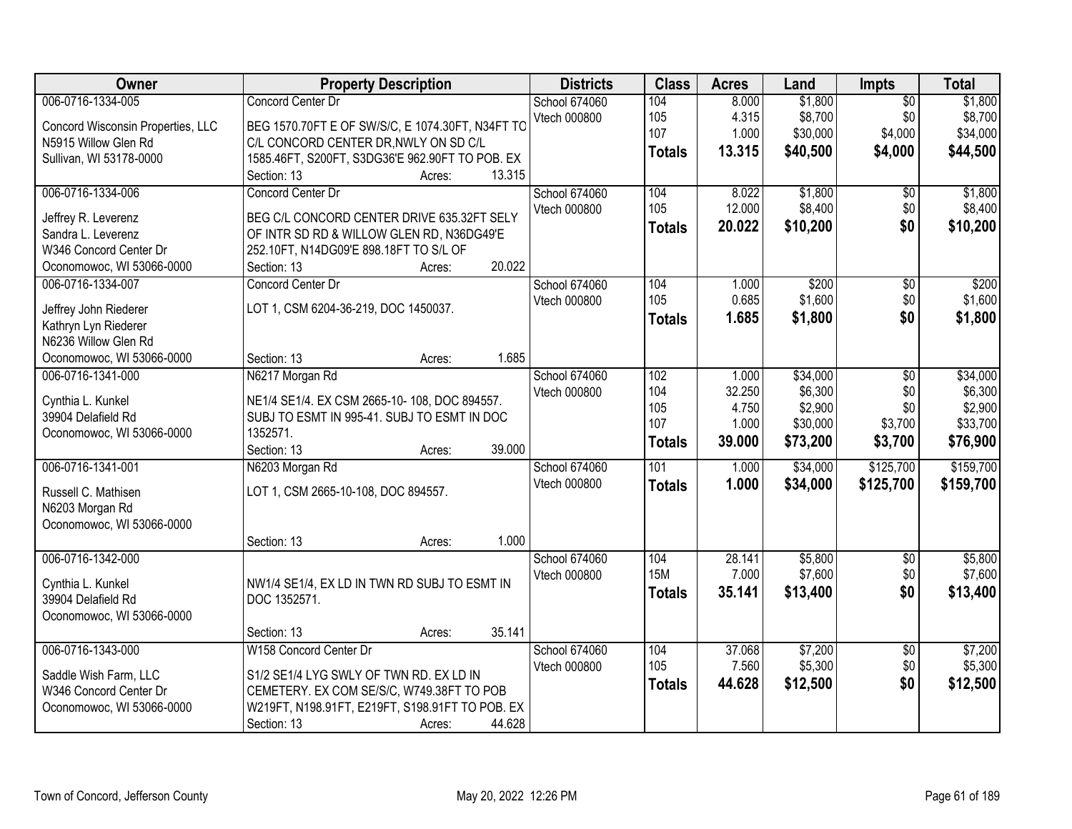| Owner | Property Description | Districts | Class | Acres | Land | Impts | Total |
|---|---|---|---|---|---|---|---|
| 006-0716-1334-005<br><br>Concord Wisconsin Properties, LLC<br>N5915 Willow Glen Rd<br>Sullivan, WI 53178-0000 | Concord Center Dr<br><br>BEG 1570.70FT E OF SW/S/C, E 1074.30FT, N34FT TO C/L CONCORD CENTER DR,NWLY ON SD C/L 1585.46FT, S200FT, S3DG36'E 962.90FT TO POB. EX<br>Section: 13 Acres: 13.315 | School 674060<br>Vtech 000800 | 104<br>105<br>107<br>**Totals** | 8.000<br>4.315<br>1.000<br>**13.315** | $1,800<br>$8,700<br>$30,000<br>**$40,500** | $0<br>$0<br>$4,000<br>**$4,000** | $1,800<br>$8,700<br>$34,000<br>**$44,500** |
| 006-0716-1334-006<br><br>Jeffrey R. Leverenz<br>Sandra L. Leverenz<br>W346 Concord Center Dr<br>Oconomowoc, WI 53066-0000 | Concord Center Dr<br><br>BEG C/L CONCORD CENTER DRIVE 635.32FT SELY OF INTR SD RD & WILLOW GLEN RD, N36DG49'E 252.10FT, N14DG09'E 898.18FT TO S/L OF<br>Section: 13 Acres: 20.022 | School 674060<br>Vtech 000800 | 104<br>105<br>**Totals** | 8.022<br>12.000<br>**20.022** | $1,800<br>$8,400<br>**$10,200** | $0<br>$0<br>**$0** | $1,800<br>$8,400<br>**$10,200** |
| 006-0716-1334-007<br><br>Jeffrey John Riederer<br>Kathryn Lyn Riederer<br>N6236 Willow Glen Rd<br>Oconomowoc, WI 53066-0000 | Concord Center Dr<br><br>LOT 1, CSM 6204-36-219, DOC 1450037.<br><br>Section: 13 Acres: 1.685 | School 674060<br>Vtech 000800 | 104<br>105<br>**Totals** | 1.000<br>0.685<br>**1.685** | $200<br>$1,600<br>**$1,800** | $0<br>$0<br>**$0** | $200<br>$1,600<br>**$1,800** |
| 006-0716-1341-000<br><br>Cynthia L. Kunkel<br>39904 Delafield Rd<br>Oconomowoc, WI 53066-0000 | N6217 Morgan Rd<br><br>NE1/4 SE1/4. EX CSM 2665-10- 108, DOC 894557. SUBJ TO ESMT IN 995-41. SUBJ TO ESMT IN DOC 1352571.<br>Section: 13 Acres: 39.000 | School 674060<br>Vtech 000800 | 102<br>104<br>105<br>107<br>**Totals** | 1.000<br>32.250<br>4.750<br>1.000<br>**39.000** | $34,000<br>$6,300<br>$2,900<br>$30,000<br>**$73,200** | $0<br>$0<br>$0<br>$3,700<br>**$3,700** | $34,000<br>$6,300<br>$2,900<br>$33,700<br>**$76,900** |
| 006-0716-1341-001<br><br>Russell C. Mathisen<br>N6203 Morgan Rd<br>Oconomowoc, WI 53066-0000 | N6203 Morgan Rd<br><br>LOT 1, CSM 2665-10-108, DOC 894557.<br><br>Section: 13 Acres: 1.000 | School 674060<br>Vtech 000800 | 101<br>**Totals** | 1.000<br>**1.000** | $34,000<br>**$34,000** | $125,700<br>**$125,700** | $159,700<br>**$159,700** |
| 006-0716-1342-000<br><br>Cynthia L. Kunkel<br>39904 Delafield Rd<br>Oconomowoc, WI 53066-0000 | <br><br>NW1/4 SE1/4, EX LD IN TWN RD SUBJ TO ESMT IN DOC 1352571.<br><br>Section: 13 Acres: 35.141 | School 674060<br>Vtech 000800 | 104<br>15M<br>**Totals** | 28.141<br>7.000<br>**35.141** | $5,800<br>$7,600<br>**$13,400** | $0<br>$0<br>**$0** | $5,800<br>$7,600<br>**$13,400** |
| 006-0716-1343-000<br><br>Saddle Wish Farm, LLC<br>W346 Concord Center Dr<br>Oconomowoc, WI 53066-0000 | W158 Concord Center Dr<br><br>S1/2 SE1/4 LYG SWLY OF TWN RD. EX LD IN CEMETERY. EX COM SE/S/C, W749.38FT TO POB W219FT, N198.91FT, E219FT, S198.91FT TO POB. EX<br>Section: 13 Acres: 44.628 | School 674060<br>Vtech 000800 | 104<br>105<br>**Totals** | 37.068<br>7.560<br>**44.628** | $7,200<br>$5,300<br>**$12,500** | $0<br>$0<br>**$0** | $7,200<br>$5,300<br>**$12,500** |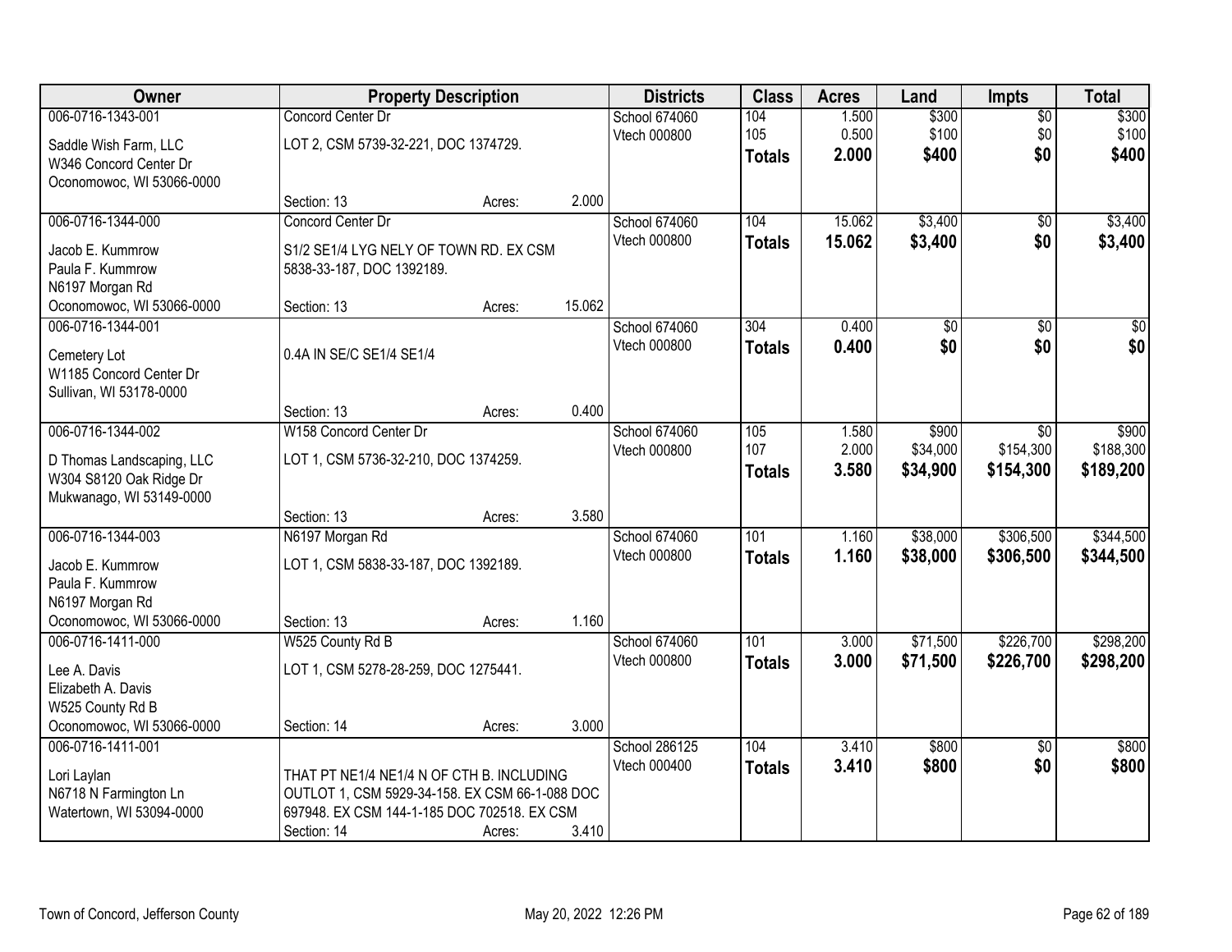| Owner | Property Description | Districts | Class | Acres | Land | Impts | Total |
|---|---|---|---|---|---|---|---|
| 006-0716-1343-001<br>Saddle Wish Farm, LLC<br>W346 Concord Center Dr<br>Oconomowoc, WI 53066-0000 | Concord Center Dr<br>LOT 2, CSM 5739-32-221, DOC 1374729.<br>Section: 13 Acres: 2.000 | School 674060<br>Vtech 000800 | 104<br>105<br>**Totals** | 1.500<br>0.500<br>**2.000** | $300<br>$100<br>**$400** | $0<br>$0<br>**$0** | $300<br>$100<br>**$400** |
| 006-0716-1344-000<br>Jacob E. Kummrow<br>Paula F. Kummrow<br>N6197 Morgan Rd<br>Oconomowoc, WI 53066-0000 | Concord Center Dr<br>S1/2 SE1/4 LYG NELY OF TOWN RD. EX CSM 5838-33-187, DOC 1392189.<br>Section: 13 Acres: 15.062 | School 674060<br>Vtech 000800 | 104<br>**Totals** | 15.062<br>**15.062** | $3,400<br>**$3,400** | $0<br>**$0** | $3,400<br>**$3,400** |
| 006-0716-1344-001<br>Cemetery Lot<br>W1185 Concord Center Dr<br>Sullivan, WI 53178-0000 | 0.4A IN SE/C SE1/4 SE1/4<br>Section: 13 Acres: 0.400 | School 674060<br>Vtech 000800 | 304<br>**Totals** | 0.400<br>**0.400** | $0<br>**$0** | $0<br>**$0** | $0<br>**$0** |
| 006-0716-1344-002<br>D Thomas Landscaping, LLC<br>W304 S8120 Oak Ridge Dr<br>Mukwanago, WI 53149-0000 | W158 Concord Center Dr<br>LOT 1, CSM 5736-32-210, DOC 1374259.<br>Section: 13 Acres: 3.580 | School 674060<br>Vtech 000800 | 105<br>107<br>**Totals** | 1.580<br>2.000<br>**3.580** | $900<br>$34,000<br>**$34,900** | $0<br>$154,300<br>**$154,300** | $900<br>$188,300<br>**$189,200** |
| 006-0716-1344-003<br>Jacob E. Kummrow<br>Paula F. Kummrow<br>N6197 Morgan Rd<br>Oconomowoc, WI 53066-0000 | N6197 Morgan Rd<br>LOT 1, CSM 5838-33-187, DOC 1392189.<br>Section: 13 Acres: 1.160 | School 674060<br>Vtech 000800 | 101<br>**Totals** | 1.160<br>**1.160** | $38,000<br>**$38,000** | $306,500<br>**$306,500** | $344,500<br>**$344,500** |
| 006-0716-1411-000<br>Lee A. Davis<br>Elizabeth A. Davis<br>W525 County Rd B<br>Oconomowoc, WI 53066-0000 | W525 County Rd B<br>LOT 1, CSM 5278-28-259, DOC 1275441.<br>Section: 14 Acres: 3.000 | School 674060<br>Vtech 000800 | 101<br>**Totals** | 3.000<br>**3.000** | $71,500<br>**$71,500** | $226,700<br>**$226,700** | $298,200<br>**$298,200** |
| 006-0716-1411-001<br>Lori Laylan<br>N6718 N Farmington Ln<br>Watertown, WI 53094-0000 | THAT PT NE1/4 NE1/4 N OF CTH B. INCLUDING OUTLOT 1, CSM 5929-34-158. EX CSM 66-1-088 DOC 697948. EX CSM 144-1-185 DOC 702518. EX CSM<br>Section: 14 Acres: 3.410 | School 286125<br>Vtech 000400 | 104<br>**Totals** | 3.410<br>**3.410** | $800<br>**$800** | $0<br>**$0** | $800<br>**$800** |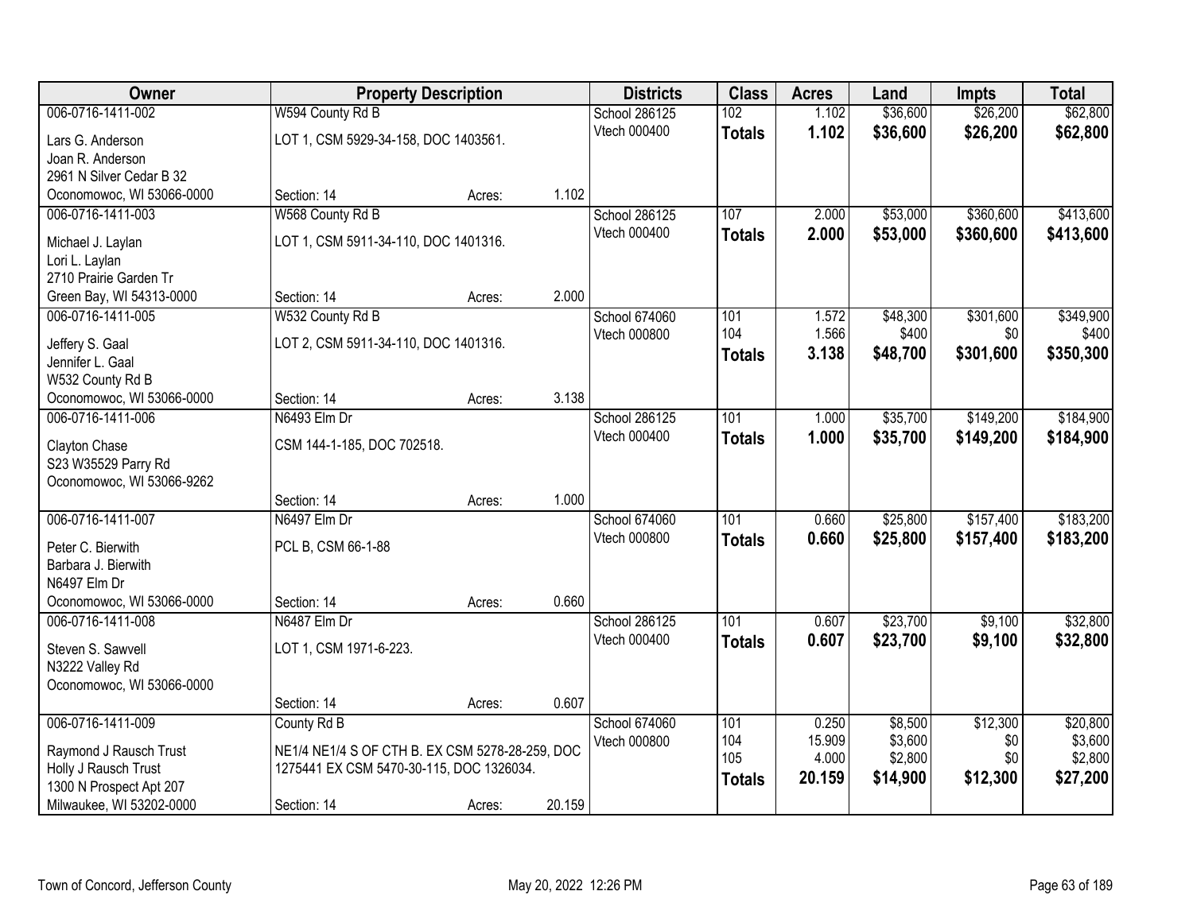| Owner | Property Description | | | Districts | Class | Acres | Land | Impts | Total |
|---|---|---|---|---|---|---|---|---|---|
| 006-0716-1411-002 | W594 County Rd B | | | School 286125 | 102 | 1.102 | $36,600 | $26,200 | $62,800 |
| Lars G. Anderson<br>Joan R. Anderson<br>2961 N Silver Cedar B 32<br>Oconomowoc, WI 53066-0000 | LOT 1, CSM 5929-34-158, DOC 1403561. | | | Vtech 000400 | **Totals** | **1.102** | **$36,600** | **$26,200** | **$62,800** |
| | Section: 14 | Acres: | 1.102 | | | | | | |
| 006-0716-1411-003 | W568 County Rd B | | | School 286125 | 107 | 2.000 | $53,000 | $360,600 | $413,600 |
| Michael J. Laylan<br>Lori L. Laylan<br>2710 Prairie Garden Tr<br>Green Bay, WI 54313-0000 | LOT 1, CSM 5911-34-110, DOC 1401316. | | | Vtech 000400 | **Totals** | **2.000** | **$53,000** | **$360,600** | **$413,600** |
| | Section: 14 | Acres: | 2.000 | | | | | | |
| 006-0716-1411-005 | W532 County Rd B | | | School 674060 | 101 | 1.572 | $48,300 | $301,600 | $349,900 |
| Jeffery S. Gaal<br>Jennifer L. Gaal<br>W532 County Rd B<br>Oconomowoc, WI 53066-0000 | LOT 2, CSM 5911-34-110, DOC 1401316. | | | Vtech 000800 | 104 | 1.566 | $400 | $0 | $400 |
| | | | | | **Totals** | **3.138** | **$48,700** | **$301,600** | **$350,300** |
| | Section: 14 | Acres: | 3.138 | | | | | | |
| 006-0716-1411-006 | N6493 Elm Dr | | | School 286125 | 101 | 1.000 | $35,700 | $149,200 | $184,900 |
| Clayton Chase<br>S23 W35529 Parry Rd<br>Oconomowoc, WI 53066-9262 | CSM 144-1-185, DOC 702518. | | | Vtech 000400 | **Totals** | **1.000** | **$35,700** | **$149,200** | **$184,900** |
| | Section: 14 | Acres: | 1.000 | | | | | | |
| 006-0716-1411-007 | N6497 Elm Dr | | | School 674060 | 101 | 0.660 | $25,800 | $157,400 | $183,200 |
| Peter C. Bierwith<br>Barbara J. Bierwith<br>N6497 Elm Dr<br>Oconomowoc, WI 53066-0000 | PCL B, CSM 66-1-88 | | | Vtech 000800 | **Totals** | **0.660** | **$25,800** | **$157,400** | **$183,200** |
| | Section: 14 | Acres: | 0.660 | | | | | | |
| 006-0716-1411-008 | N6487 Elm Dr | | | School 286125 | 101 | 0.607 | $23,700 | $9,100 | $32,800 |
| Steven S. Sawvell<br>N3222 Valley Rd<br>Oconomowoc, WI 53066-0000 | LOT 1, CSM 1971-6-223. | | | Vtech 000400 | **Totals** | **0.607** | **$23,700** | **$9,100** | **$32,800** |
| | Section: 14 | Acres: | 0.607 | | | | | | |
| 006-0716-1411-009 | County Rd B | | | School 674060 | 101 | 0.250 | $8,500 | $12,300 | $20,800 |
| Raymond J Rausch Trust<br>Holly J Rausch Trust<br>1300 N Prospect Apt 207<br>Milwaukee, WI 53202-0000 | NE1/4 NE1/4 S OF CTH B. EX CSM 5278-28-259, DOC 1275441 EX CSM 5470-30-115, DOC 1326034. | | | Vtech 000800 | 104 | 15.909 | $3,600 | $0 | $3,600 |
| | | | | | 105 | 4.000 | $2,800 | $0 | $2,800 |
| | | | | | **Totals** | **20.159** | **$14,900** | **$12,300** | **$27,200** |
| | Section: 14 | Acres: | 20.159 | | | | | | |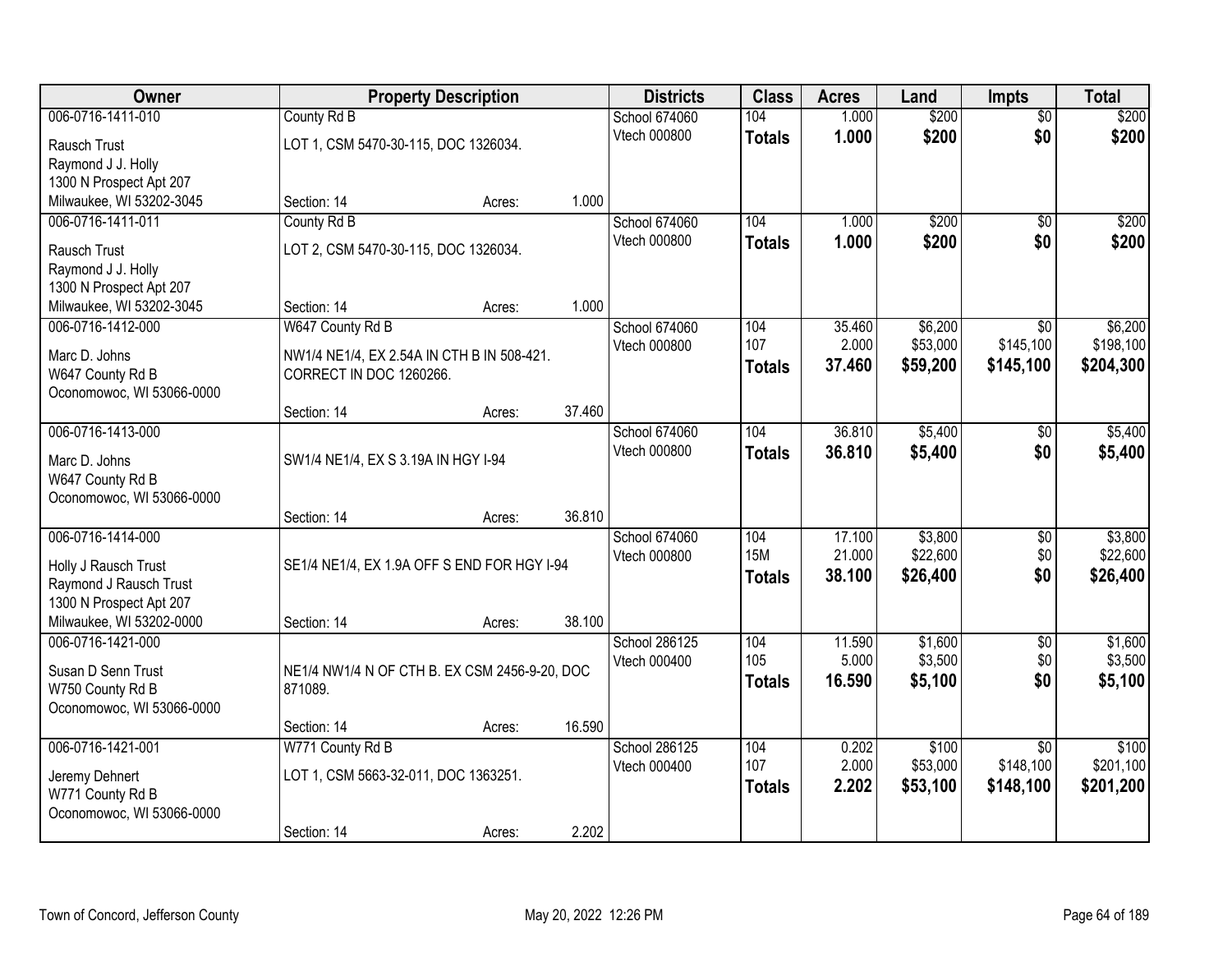| Owner | Property Description | | | Districts | Class | Acres | Land | Impts | Total |
|---|---|---|---|---|---|---|---|---|---|
| 006-0716-1411-010 | County Rd B | | | School 674060 | 104 | 1.000 | $200 | $0 | $200 |
| Rausch Trust<br>Raymond J J. Holly<br>1300 N Prospect Apt 207<br>Milwaukee, WI 53202-3045 | LOT 1, CSM 5470-30-115, DOC 1326034. | | | Vtech 000800 | **Totals** | **1.000** | **$200** | **$0** | **$200** |
| | Section: 14 | Acres: | 1.000 | | | | | | |
| 006-0716-1411-011 | County Rd B | | | School 674060 | 104 | 1.000 | $200 | $0 | $200 |
| Rausch Trust<br>Raymond J J. Holly<br>1300 N Prospect Apt 207<br>Milwaukee, WI 53202-3045 | LOT 2, CSM 5470-30-115, DOC 1326034. | | | Vtech 000800 | **Totals** | **1.000** | **$200** | **$0** | **$200** |
| | Section: 14 | Acres: | 1.000 | | | | | | |
| 006-0716-1412-000 | W647 County Rd B | | | School 674060 | 104 | 35.460 | $6,200 | $0 | $6,200 |
| Marc D. Johns<br>W647 County Rd B<br>Oconomowoc, WI 53066-0000 | NW1/4 NE1/4, EX 2.54A IN CTH B IN 508-421. CORRECT IN DOC 1260266. | | | Vtech 000800 | 107 | 2.000 | $53,000 | $145,100 | $198,100 |
| | | | | | **Totals** | **37.460** | **$59,200** | **$145,100** | **$204,300** |
| | Section: 14 | Acres: | 37.460 | | | | | | |
| 006-0716-1413-000 | | | | School 674060 | 104 | 36.810 | $5,400 | $0 | $5,400 |
| Marc D. Johns<br>W647 County Rd B<br>Oconomowoc, WI 53066-0000 | SW1/4 NE1/4, EX S 3.19A IN HGY I-94 | | | Vtech 000800 | **Totals** | **36.810** | **$5,400** | **$0** | **$5,400** |
| | Section: 14 | Acres: | 36.810 | | | | | | |
| 006-0716-1414-000 | | | | School 674060 | 104 | 17.100 | $3,800 | $0 | $3,800 |
| Holly J Rausch Trust<br>Raymond J Rausch Trust<br>1300 N Prospect Apt 207<br>Milwaukee, WI 53202-0000 | SE1/4 NE1/4, EX 1.9A OFF S END FOR HGY I-94 | | | Vtech 000800 | 15M | 21.000 | $22,600 | $0 | $22,600 |
| | | | | | **Totals** | **38.100** | **$26,400** | **$0** | **$26,400** |
| | Section: 14 | Acres: | 38.100 | | | | | | |
| 006-0716-1421-000 | | | | School 286125 | 104 | 11.590 | $1,600 | $0 | $1,600 |
| Susan D Senn Trust<br>W750 County Rd B<br>Oconomowoc, WI 53066-0000 | NE1/4 NW1/4 N OF CTH B. EX CSM 2456-9-20, DOC 871089. | | | Vtech 000400 | 105 | 5.000 | $3,500 | $0 | $3,500 |
| | | | | | **Totals** | **16.590** | **$5,100** | **$0** | **$5,100** |
| | Section: 14 | Acres: | 16.590 | | | | | | |
| 006-0716-1421-001 | W771 County Rd B | | | School 286125 | 104 | 0.202 | $100 | $0 | $100 |
| Jeremy Dehnert<br>W771 County Rd B<br>Oconomowoc, WI 53066-0000 | LOT 1, CSM 5663-32-011, DOC 1363251. | | | Vtech 000400 | 107 | 2.000 | $53,000 | $148,100 | $201,100 |
| | | | | | **Totals** | **2.202** | **$53,100** | **$148,100** | **$201,200** |
| | Section: 14 | Acres: | 2.202 | | | | | | |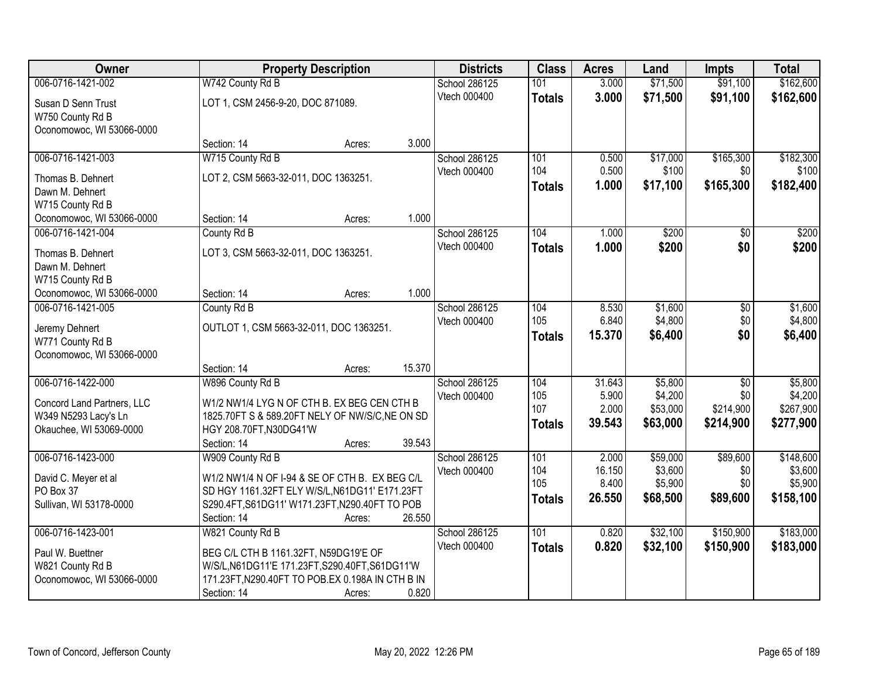| Owner | Property Description | | | Districts | Class | Acres | Land | Impts | Total |
|---|---|---|---|---|---|---|---|---|---|
| 006-0716-1421-002 | W742 County Rd B | | | School 286125 | 101 | 3.000 | $71,500 | $91,100 | $162,600 |
| Susan D Senn Trust | LOT 1, CSM 2456-9-20, DOC 871089. | | | Vtech 000400 | **Totals** | **3.000** | **$71,500** | **$91,100** | **$162,600** |
| W750 County Rd B | | | | | | | | | |
| Oconomowoc, WI 53066-0000 | | | | | | | | | |
| | Section: 14 | Acres: | 3.000 | | | | | | |
| 006-0716-1421-003 | W715 County Rd B | | | School 286125 | 101 | 0.500 | $17,000 | $165,300 | $182,300 |
| Thomas B. Dehnert | LOT 2, CSM 5663-32-011, DOC 1363251. | | | Vtech 000400 | 104 | 0.500 | $100 | $0 | $100 |
| Dawn M. Dehnert | | | | | **Totals** | **1.000** | **$17,100** | **$165,300** | **$182,400** |
| W715 County Rd B | | | | | | | | | |
| Oconomowoc, WI 53066-0000 | Section: 14 | Acres: | 1.000 | | | | | | |
| 006-0716-1421-004 | County Rd B | | | School 286125 | 104 | 1.000 | $200 | $0 | $200 |
| Thomas B. Dehnert | LOT 3, CSM 5663-32-011, DOC 1363251. | | | Vtech 000400 | **Totals** | **1.000** | **$200** | **$0** | **$200** |
| Dawn M. Dehnert | | | | | | | | | |
| W715 County Rd B | | | | | | | | | |
| Oconomowoc, WI 53066-0000 | Section: 14 | Acres: | 1.000 | | | | | | |
| 006-0716-1421-005 | County Rd B | | | School 286125 | 104 | 8.530 | $1,600 | $0 | $1,600 |
| Jeremy Dehnert | OUTLOT 1, CSM 5663-32-011, DOC 1363251. | | | Vtech 000400 | 105 | 6.840 | $4,800 | $0 | $4,800 |
| W771 County Rd B | | | | | **Totals** | **15.370** | **$6,400** | **$0** | **$6,400** |
| Oconomowoc, WI 53066-0000 | | | | | | | | | |
| | Section: 14 | Acres: | 15.370 | | | | | | |
| 006-0716-1422-000 | W896 County Rd B | | | School 286125 | 104 | 31.643 | $5,800 | $0 | $5,800 |
| Concord Land Partners, LLC | W1/2 NW1/4 LYG N OF CTH B. EX BEG CEN CTH B | | | Vtech 000400 | 105 | 5.900 | $4,200 | $0 | $4,200 |
| W349 N5293 Lacy's Ln | 1825.70FT S & 589.20FT NELY OF NW/S/C,NE ON SD | | | | 107 | 2.000 | $53,000 | $214,900 | $267,900 |
| Okauchee, WI 53069-0000 | HGY 208.70FT,N30DG41'W | | | | **Totals** | **39.543** | **$63,000** | **$214,900** | **$277,900** |
| | Section: 14 | Acres: | 39.543 | | | | | | |
| 006-0716-1423-000 | W909 County Rd B | | | School 286125 | 101 | 2.000 | $59,000 | $89,600 | $148,600 |
| David C. Meyer et al | W1/2 NW1/4 N OF I-94 & SE OF CTH B. EX BEG C/L | | | Vtech 000400 | 104 | 16.150 | $3,600 | $0 | $3,600 |
| PO Box 37 | SD HGY 1161.32FT ELY W/S/L,N61DG11' E171.23FT | | | | 105 | 8.400 | $5,900 | $0 | $5,900 |
| Sullivan, WI 53178-0000 | S290.4FT,S61DG11' W171.23FT,N290.40FT TO POB | | | | **Totals** | **26.550** | **$68,500** | **$89,600** | **$158,100** |
| | Section: 14 | Acres: | 26.550 | | | | | | |
| 006-0716-1423-001 | W821 County Rd B | | | School 286125 | 101 | 0.820 | $32,100 | $150,900 | $183,000 |
| Paul W. Buettner | BEG C/L CTH B 1161.32FT, N59DG19'E OF | | | Vtech 000400 | **Totals** | **0.820** | **$32,100** | **$150,900** | **$183,000** |
| W821 County Rd B | W/S/L,N61DG11'E 171.23FT,S290.40FT,S61DG11'W | | | | | | | | |
| Oconomowoc, WI 53066-0000 | 171.23FT,N290.40FT TO POB.EX 0.198A IN CTH B IN | | | | | | | | |
| | Section: 14 | Acres: | 0.820 | | | | | | |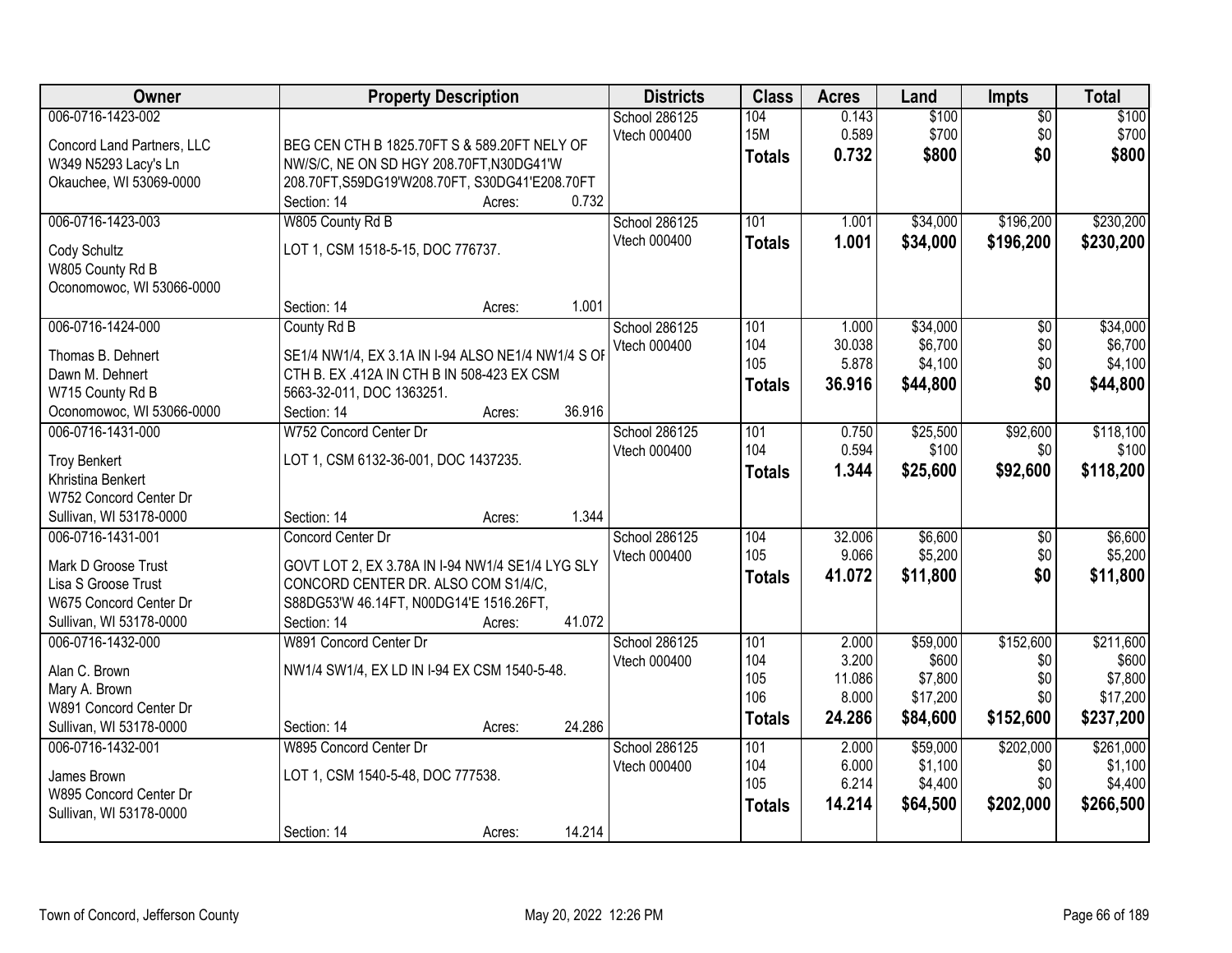| Owner | Property Description | Districts | Class | Acres | Land | Impts | Total |
|---|---|---|---|---|---|---|---|
| 006-0716-1423-002<br>Concord Land Partners, LLC<br>W349 N5293 Lacy's Ln<br>Okauchee, WI 53069-0000 | BEG CEN CTH B 1825.70FT S & 589.20FT NELY OF NW/S/C, NE ON SD HGY 208.70FT,N30DG41'W 208.70FT,S59DG19'W208.70FT, S30DG41'E208.70FT<br>Section: 14 Acres: 0.732 | School 286125<br>Vtech 000400 | 104<br>15M<br>**Totals** | 0.143<br>0.589<br>**0.732** | $100<br>$700<br>**$800** | $0<br>$0<br>**$0** | $100<br>$700<br>**$800** |
| 006-0716-1423-003<br>Cody Schultz<br>W805 County Rd B<br>Oconomowoc, WI 53066-0000 | W805 County Rd B<br>LOT 1, CSM 1518-5-15, DOC 776737.<br>Section: 14 Acres: 1.001 | School 286125<br>Vtech 000400 | 101<br>**Totals** | 1.001<br>**1.001** | $34,000<br>**$34,000** | $196,200<br>**$196,200** | $230,200<br>**$230,200** |
| 006-0716-1424-000<br>Thomas B. Dehnert<br>Dawn M. Dehnert<br>W715 County Rd B<br>Oconomowoc, WI 53066-0000 | County Rd B<br>SE1/4 NW1/4, EX 3.1A IN I-94 ALSO NE1/4 NW1/4 S OF CTH B. EX .412A IN CTH B IN 508-423 EX CSM 5663-32-011, DOC 1363251.<br>Section: 14 Acres: 36.916 | School 286125<br>Vtech 000400 | 101<br>104<br>105<br>**Totals** | 1.000<br>30.038<br>5.878<br>**36.916** | $34,000<br>$6,700<br>$4,100<br>**$44,800** | $0<br>$0<br>$0<br>**$0** | $34,000<br>$6,700<br>$4,100<br>**$44,800** |
| 006-0716-1431-000<br>Troy Benkert<br>Khristina Benkert<br>W752 Concord Center Dr<br>Sullivan, WI 53178-0000 | W752 Concord Center Dr<br>LOT 1, CSM 6132-36-001, DOC 1437235.<br>Section: 14 Acres: 1.344 | School 286125<br>Vtech 000400 | 101<br>104<br>**Totals** | 0.750<br>0.594<br>**1.344** | $25,500<br>$100<br>**$25,600** | $92,600<br>$0<br>**$92,600** | $118,100<br>$100<br>**$118,200** |
| 006-0716-1431-001<br>Mark D Groose Trust<br>Lisa S Groose Trust<br>W675 Concord Center Dr<br>Sullivan, WI 53178-0000 | Concord Center Dr<br>GOVT LOT 2, EX 3.78A IN I-94 NW1/4 SE1/4 LYG SLY CONCORD CENTER DR. ALSO COM S1/4/C, S88DG53'W 46.14FT, N00DG14'E 1516.26FT,<br>Section: 14 Acres: 41.072 | School 286125<br>Vtech 000400 | 104<br>105<br>**Totals** | 32.006<br>9.066<br>**41.072** | $6,600<br>$5,200<br>**$11,800** | $0<br>$0<br>**$0** | $6,600<br>$5,200<br>**$11,800** |
| 006-0716-1432-000<br>Alan C. Brown<br>Mary A. Brown<br>W891 Concord Center Dr<br>Sullivan, WI 53178-0000 | W891 Concord Center Dr<br>NW1/4 SW1/4, EX LD IN I-94 EX CSM 1540-5-48.<br>Section: 14 Acres: 24.286 | School 286125<br>Vtech 000400 | 101<br>104<br>105<br>106<br>**Totals** | 2.000<br>3.200<br>11.086<br>8.000<br>**24.286** | $59,000<br>$600<br>$7,800<br>$17,200<br>**$84,600** | $152,600<br>$0<br>$0<br>$0<br>**$152,600** | $211,600<br>$600<br>$7,800<br>$17,200<br>**$237,200** |
| 006-0716-1432-001<br>James Brown<br>W895 Concord Center Dr<br>Sullivan, WI 53178-0000 | W895 Concord Center Dr<br>LOT 1, CSM 1540-5-48, DOC 777538.<br>Section: 14 Acres: 14.214 | School 286125<br>Vtech 000400 | 101<br>104<br>105<br>**Totals** | 2.000<br>6.000<br>6.214<br>**14.214** | $59,000<br>$1,100<br>$4,400<br>**$64,500** | $202,000<br>$0<br>$0<br>**$202,000** | $261,000<br>$1,100<br>$4,400<br>**$266,500** |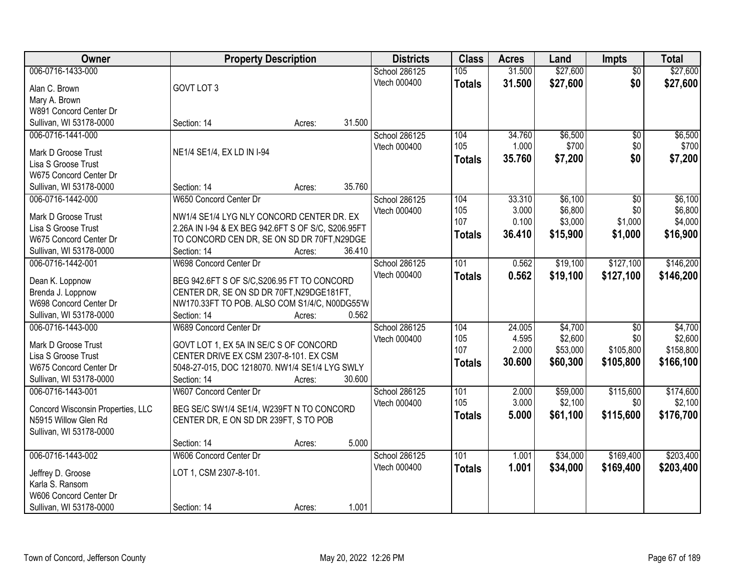| Owner | Property Description | Districts | Class | Acres | Land | Impts | Total |
|---|---|---|---|---|---|---|---|
| 006-0716-1433-000<br>Alan C. Brown<br>Mary A. Brown<br>W891 Concord Center Dr<br>Sullivan, WI 53178-0000 | GOVT LOT 3<br>Section: 14 Acres: 31.500 | School 286125<br>Vtech 000400 | 105<br>**Totals** | 31.500<br>**31.500** | $27,600<br>**$27,600** | $0<br>**$0** | $27,600<br>**$27,600** |
| 006-0716-1441-000<br>Mark D Groose Trust<br>Lisa S Groose Trust<br>W675 Concord Center Dr<br>Sullivan, WI 53178-0000 | NE1/4 SE1/4, EX LD IN I-94<br>Section: 14 Acres: 35.760 | School 286125<br>Vtech 000400 | 104<br>105<br>**Totals** | 34.760<br>1.000<br>**35.760** | $6,500<br>$700<br>**$7,200** | $0<br>$0<br>**$0** | $6,500<br>$700<br>**$7,200** |
| 006-0716-1442-000<br>Mark D Groose Trust<br>Lisa S Groose Trust<br>W675 Concord Center Dr<br>Sullivan, WI 53178-0000 | W650 Concord Center Dr<br>NW1/4 SE1/4 LYG NLY CONCORD CENTER DR. EX 2.26A IN I-94 & EX BEG 942.6FT S OF S/C, S206.95FT TO CONCORD CEN DR, SE ON SD DR 70FT,N29DGE<br>Section: 14 Acres: 36.410 | School 286125<br>Vtech 000400 | 104<br>105<br>107<br>**Totals** | 33.310<br>3.000<br>0.100<br>**36.410** | $6,100<br>$6,800<br>$3,000<br>**$15,900** | $0<br>$0<br>$1,000<br>**$1,000** | $6,100<br>$6,800<br>$4,000<br>**$16,900** |
| 006-0716-1442-001<br>Dean K. Loppnow<br>Brenda J. Loppnow<br>W698 Concord Center Dr<br>Sullivan, WI 53178-0000 | W698 Concord Center Dr<br>BEG 942.6FT S OF S/C,S206.95 FT TO CONCORD CENTER DR, SE ON SD DR 70FT,N29DGE181FT, NW170.33FT TO POB. ALSO COM S1/4/C, N00DG55'W<br>Section: 14 Acres: 0.562 | School 286125<br>Vtech 000400 | 101<br>**Totals** | 0.562<br>**0.562** | $19,100<br>**$19,100** | $127,100<br>**$127,100** | $146,200<br>**$146,200** |
| 006-0716-1443-000<br>Mark D Groose Trust<br>Lisa S Groose Trust<br>W675 Concord Center Dr<br>Sullivan, WI 53178-0000 | W689 Concord Center Dr<br>GOVT LOT 1, EX 5A IN SE/C S OF CONCORD CENTER DRIVE EX CSM 2307-8-101. EX CSM 5048-27-015, DOC 1218070. NW1/4 SE1/4 LYG SWLY<br>Section: 14 Acres: 30.600 | School 286125<br>Vtech 000400 | 104<br>105<br>107<br>**Totals** | 24.005<br>4.595<br>2.000<br>**30.600** | $4,700<br>$2,600<br>$53,000<br>**$60,300** | $0<br>$0<br>$105,800<br>**$105,800** | $4,700<br>$2,600<br>$158,800<br>**$166,100** |
| 006-0716-1443-001<br>Concord Wisconsin Properties, LLC<br>N5915 Willow Glen Rd<br>Sullivan, WI 53178-0000 | W607 Concord Center Dr<br>BEG SE/C SW1/4 SE1/4, W239FT N TO CONCORD CENTER DR, E ON SD DR 239FT, S TO POB<br>Section: 14 Acres: 5.000 | School 286125<br>Vtech 000400 | 101<br>105<br>**Totals** | 2.000<br>3.000<br>**5.000** | $59,000<br>$2,100<br>**$61,100** | $115,600<br>$0<br>**$115,600** | $174,600<br>$2,100<br>**$176,700** |
| 006-0716-1443-002<br>Jeffrey D. Groose<br>Karla S. Ransom<br>W606 Concord Center Dr<br>Sullivan, WI 53178-0000 | W606 Concord Center Dr<br>LOT 1, CSM 2307-8-101.<br>Section: 14 Acres: 1.001 | School 286125<br>Vtech 000400 | 101<br>**Totals** | 1.001<br>**1.001** | $34,000<br>**$34,000** | $169,400<br>**$169,400** | $203,400<br>**$203,400** |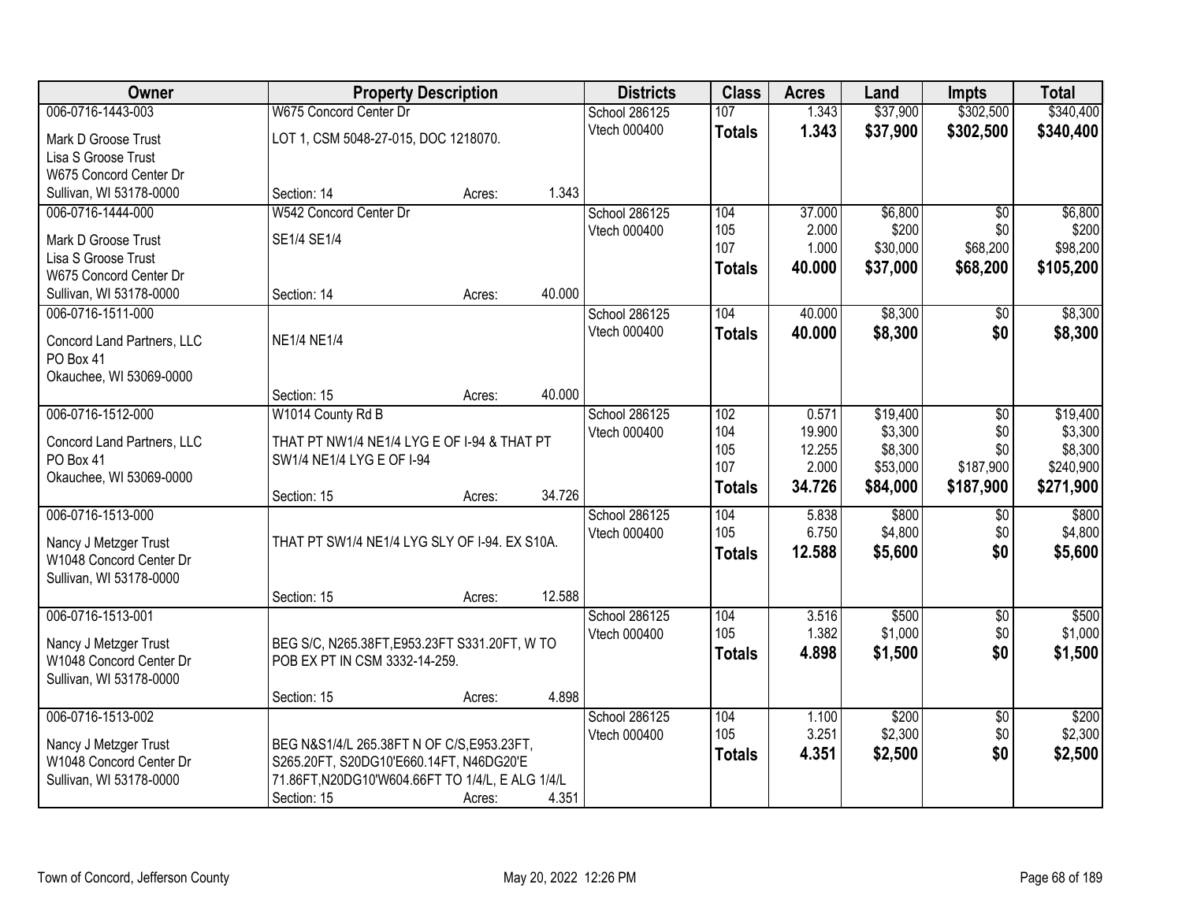| Owner | Property Description | Districts | Class | Acres | Land | Impts | Total |
|---|---|---|---|---|---|---|---|
| 006-0716-1443-003<br>Mark D Groose Trust<br>Lisa S Groose Trust<br>W675 Concord Center Dr<br>Sullivan, WI 53178-0000 | W675 Concord Center Dr<br>LOT 1, CSM 5048-27-015, DOC 1218070.<br>Section: 14 Acres: 1.343 | School 286125<br>Vtech 000400 | 107<br>**Totals** | 1.343<br>**1.343** | $37,900<br>**$37,900** | $302,500<br>**$302,500** | $340,400<br>**$340,400** |
| 006-0716-1444-000<br>Mark D Groose Trust<br>Lisa S Groose Trust<br>W675 Concord Center Dr<br>Sullivan, WI 53178-0000 | W542 Concord Center Dr<br>SE1/4 SE1/4<br>Section: 14 Acres: 40.000 | School 286125<br>Vtech 000400 | 104<br>105<br>107<br>**Totals** | 37.000<br>2.000<br>1.000<br>**40.000** | $6,800<br>$200<br>$30,000<br>**$37,000** | $0<br>$0<br>$68,200<br>**$68,200** | $6,800<br>$200<br>$98,200<br>**$105,200** |
| 006-0716-1511-000<br>Concord Land Partners, LLC<br>PO Box 41<br>Okauchee, WI 53069-0000 | NE1/4 NE1/4<br>Section: 15 Acres: 40.000 | School 286125<br>Vtech 000400 | 104<br>**Totals** | 40.000<br>**40.000** | $8,300<br>**$8,300** | $0<br>**$0** | $8,300<br>**$8,300** |
| 006-0716-1512-000<br>Concord Land Partners, LLC<br>PO Box 41<br>Okauchee, WI 53069-0000 | W1014 County Rd B<br>THAT PT NW1/4 NE1/4 LYG E OF I-94 & THAT PT SW1/4 NE1/4 LYG E OF I-94<br>Section: 15 Acres: 34.726 | School 286125<br>Vtech 000400 | 102<br>104<br>105<br>107<br>**Totals** | 0.571<br>19.900<br>12.255<br>2.000<br>**34.726** | $19,400<br>$3,300<br>$8,300<br>$53,000<br>**$84,000** | $0<br>$0<br>$0<br>$187,900<br>**$187,900** | $19,400<br>$3,300<br>$8,300<br>$240,900<br>**$271,900** |
| 006-0716-1513-000<br>Nancy J Metzger Trust<br>W1048 Concord Center Dr<br>Sullivan, WI 53178-0000 | THAT PT SW1/4 NE1/4 LYG SLY OF I-94. EX S10A.<br>Section: 15 Acres: 12.588 | School 286125<br>Vtech 000400 | 104<br>105<br>**Totals** | 5.838<br>6.750<br>**12.588** | $800<br>$4,800<br>**$5,600** | $0<br>$0<br>**$0** | $800<br>$4,800<br>**$5,600** |
| 006-0716-1513-001<br>Nancy J Metzger Trust<br>W1048 Concord Center Dr<br>Sullivan, WI 53178-0000 | BEG S/C, N265.38FT,E953.23FT S331.20FT, W TO POB EX PT IN CSM 3332-14-259.<br>Section: 15 Acres: 4.898 | School 286125<br>Vtech 000400 | 104<br>105<br>**Totals** | 3.516<br>1.382<br>**4.898** | $500<br>$1,000<br>**$1,500** | $0<br>$0<br>**$0** | $500<br>$1,000<br>**$1,500** |
| 006-0716-1513-002<br>Nancy J Metzger Trust<br>W1048 Concord Center Dr<br>Sullivan, WI 53178-0000 | BEG N&S1/4/L 265.38FT N OF C/S,E953.23FT, S265.20FT, S20DG10'E660.14FT, N46DG20'E 71.86FT,N20DG10'W604.66FT TO 1/4/L, E ALG 1/4/L<br>Section: 15 Acres: 4.351 | School 286125<br>Vtech 000400 | 104<br>105<br>**Totals** | 1.100<br>3.251<br>**4.351** | $200<br>$2,300<br>**$2,500** | $0<br>$0<br>**$0** | $200<br>$2,300<br>**$2,500** |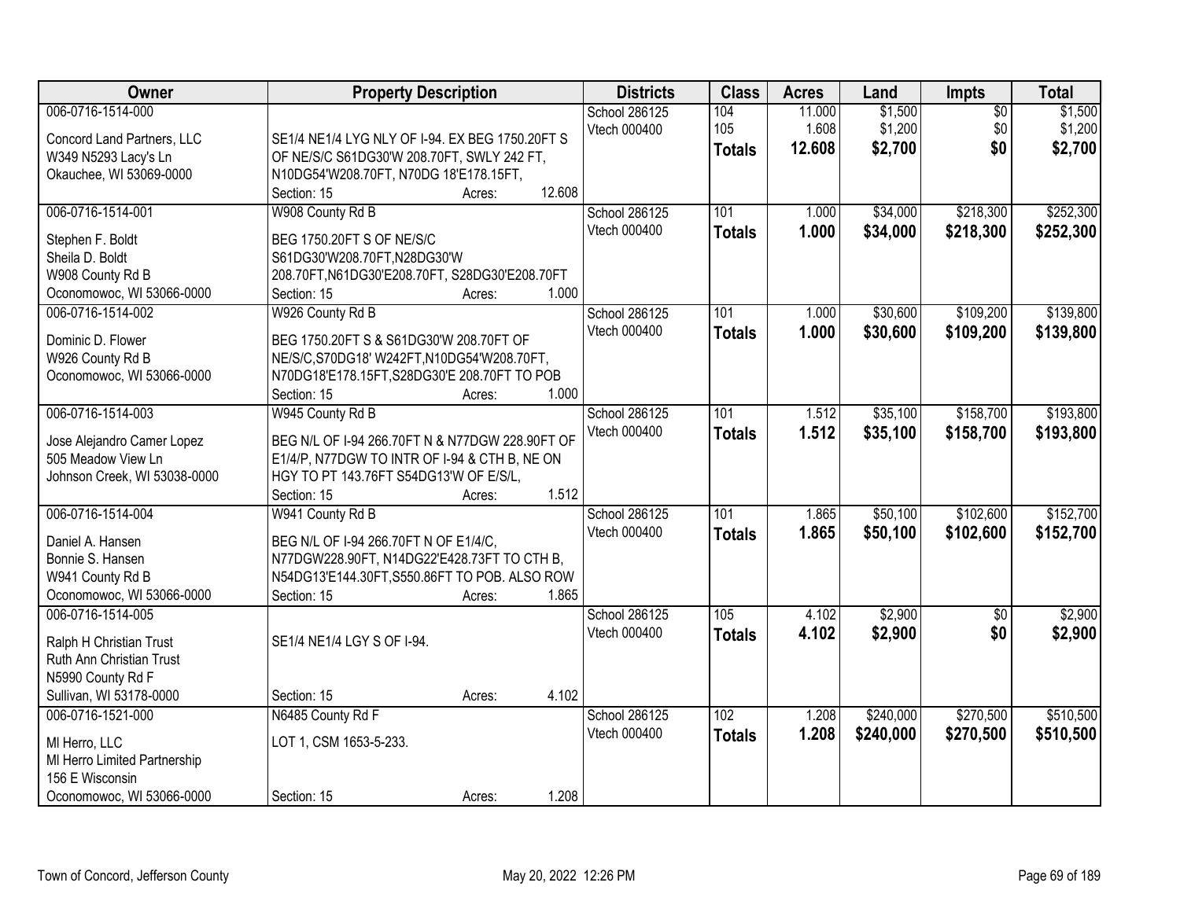| Owner | Property Description | Districts | Class | Acres | Land | Impts | Total |
|---|---|---|---|---|---|---|---|
| 006-0716-1514-000<br>Concord Land Partners, LLC<br>W349 N5293 Lacy's Ln<br>Okauchee, WI 53069-0000 | SE1/4 NE1/4 LYG NLY OF I-94. EX BEG 1750.20FT S OF NE/S/C S61DG30'W 208.70FT, SWLY 242 FT, N10DG54'W208.70FT, N70DG 18'E178.15FT,<br>Section: 15 Acres: 12.608 | School 286125<br>Vtech 000400 | 104<br>105<br>**Totals** | 11.000<br>1.608<br>**12.608** | $1,500<br>$1,200<br>**$2,700** | $0<br>$0<br>**$0** | $1,500<br>$1,200<br>**$2,700** |
| 006-0716-1514-001<br>Stephen F. Boldt<br>Sheila D. Boldt<br>W908 County Rd B<br>Oconomowoc, WI 53066-0000 | W908 County Rd B<br>BEG 1750.20FT S OF NE/S/C S61DG30'W208.70FT,N28DG30'W 208.70FT,N61DG30'E208.70FT, S28DG30'E208.70FT<br>Section: 15 Acres: 1.000 | School 286125<br>Vtech 000400 | 101<br>**Totals** | 1.000<br>**1.000** | $34,000<br>**$34,000** | $218,300<br>**$218,300** | $252,300<br>**$252,300** |
| 006-0716-1514-002<br>Dominic D. Flower<br>W926 County Rd B<br>Oconomowoc, WI 53066-0000 | W926 County Rd B<br>BEG 1750.20FT S & S61DG30'W 208.70FT OF NE/S/C,S70DG18' W242FT,N10DG54'W208.70FT, N70DG18'E178.15FT,S28DG30'E 208.70FT TO POB<br>Section: 15 Acres: 1.000 | School 286125<br>Vtech 000400 | 101<br>**Totals** | 1.000<br>**1.000** | $30,600<br>**$30,600** | $109,200<br>**$109,200** | $139,800<br>**$139,800** |
| 006-0716-1514-003<br>Jose Alejandro Camer Lopez<br>505 Meadow View Ln<br>Johnson Creek, WI 53038-0000 | W945 County Rd B<br>BEG N/L OF I-94 266.70FT N & N77DGW 228.90FT OF E1/4/P, N77DGW TO INTR OF I-94 & CTH B, NE ON HGY TO PT 143.76FT S54DG13'W OF E/S/L,<br>Section: 15 Acres: 1.512 | School 286125<br>Vtech 000400 | 101<br>**Totals** | 1.512<br>**1.512** | $35,100<br>**$35,100** | $158,700<br>**$158,700** | $193,800<br>**$193,800** |
| 006-0716-1514-004<br>Daniel A. Hansen<br>Bonnie S. Hansen<br>W941 County Rd B<br>Oconomowoc, WI 53066-0000 | W941 County Rd B<br>BEG N/L OF I-94 266.70FT N OF E1/4/C, N77DGW228.90FT, N14DG22'E428.73FT TO CTH B, N54DG13'E144.30FT,S550.86FT TO POB. ALSO ROW<br>Section: 15 Acres: 1.865 | School 286125<br>Vtech 000400 | 101<br>**Totals** | 1.865<br>**1.865** | $50,100<br>**$50,100** | $102,600<br>**$102,600** | $152,700<br>**$152,700** |
| 006-0716-1514-005<br>Ralph H Christian Trust<br>Ruth Ann Christian Trust<br>N5990 County Rd F<br>Sullivan, WI 53178-0000 | SE1/4 NE1/4 LGY S OF I-94.<br>Section: 15 Acres: 4.102 | School 286125<br>Vtech 000400 | 105<br>**Totals** | 4.102<br>**4.102** | $2,900<br>**$2,900** | $0<br>**$0** | $2,900<br>**$2,900** |
| 006-0716-1521-000<br>MI Herro, LLC<br>MI Herro Limited Partnership<br>156 E Wisconsin<br>Oconomowoc, WI 53066-0000 | N6485 County Rd F<br>LOT 1, CSM 1653-5-233.<br>Section: 15 Acres: 1.208 | School 286125<br>Vtech 000400 | 102<br>**Totals** | 1.208<br>**1.208** | $240,000<br>**$240,000** | $270,500<br>**$270,500** | $510,500<br>**$510,500** |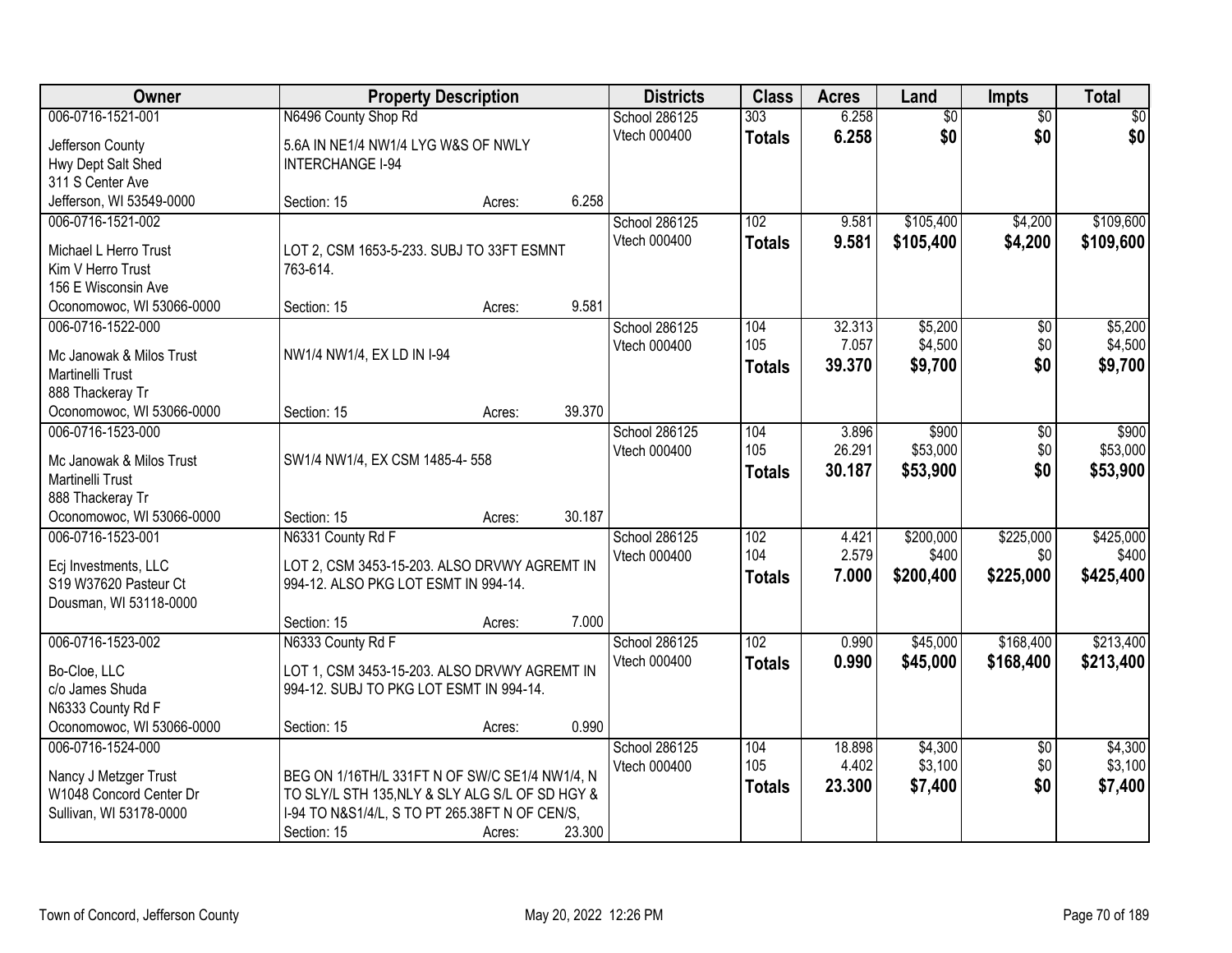| Owner | Property Description | Districts | Class | Acres | Land | Impts | Total |
|---|---|---|---|---|---|---|---|
| 006-0716-1521-001<br>Jefferson County<br>Hwy Dept Salt Shed<br>311 S Center Ave<br>Jefferson, WI 53549-0000 | N6496 County Shop Rd<br>5.6A IN NE1/4 NW1/4 LYG W&S OF NWLY INTERCHANGE I-94<br>Section: 15 Acres: 6.258 | School 286125<br>Vtech 000400 | 303<br>**Totals** | 6.258<br>**6.258** | $0<br>**$0** | $0<br>**$0** | $0<br>**$0** |
| 006-0716-1521-002<br>Michael L Herro Trust<br>Kim V Herro Trust<br>156 E Wisconsin Ave<br>Oconomowoc, WI 53066-0000 | LOT 2, CSM 1653-5-233. SUBJ TO 33FT ESMNT 763-614.<br>Section: 15 Acres: 9.581 | School 286125<br>Vtech 000400 | 102<br>**Totals** | 9.581<br>**9.581** | $105,400<br>**$105,400** | $4,200<br>**$4,200** | $109,600<br>**$109,600** |
| 006-0716-1522-000<br>Mc Janowak & Milos Trust<br>Martinelli Trust<br>888 Thackeray Tr<br>Oconomowoc, WI 53066-0000 | NW1/4 NW1/4, EX LD IN I-94<br>Section: 15 Acres: 39.370 | School 286125<br>Vtech 000400 | 104<br>105<br>**Totals** | 32.313<br>7.057<br>**39.370** | $5,200<br>$4,500<br>**$9,700** | $0<br>$0<br>**$0** | $5,200<br>$4,500<br>**$9,700** |
| 006-0716-1523-000<br>Mc Janowak & Milos Trust<br>Martinelli Trust<br>888 Thackeray Tr<br>Oconomowoc, WI 53066-0000 | SW1/4 NW1/4, EX CSM 1485-4- 558<br>Section: 15 Acres: 30.187 | School 286125<br>Vtech 000400 | 104<br>105<br>**Totals** | 3.896<br>26.291<br>**30.187** | $900<br>$53,000<br>**$53,900** | $0<br>$0<br>**$0** | $900<br>$53,000<br>**$53,900** |
| 006-0716-1523-001<br>Ecj Investments, LLC<br>S19 W37620 Pasteur Ct<br>Dousman, WI 53118-0000 | N6331 County Rd F<br>LOT 2, CSM 3453-15-203. ALSO DRVWY AGREMT IN 994-12. ALSO PKG LOT ESMT IN 994-14.<br>Section: 15 Acres: 7.000 | School 286125<br>Vtech 000400 | 102<br>104<br>**Totals** | 4.421<br>2.579<br>**7.000** | $200,000<br>$400<br>**$200,400** | $225,000<br>$0<br>**$225,000** | $425,000<br>$400<br>**$425,400** |
| 006-0716-1523-002<br>Bo-Cloe, LLC<br>c/o James Shuda<br>N6333 County Rd F<br>Oconomowoc, WI 53066-0000 | N6333 County Rd F<br>LOT 1, CSM 3453-15-203. ALSO DRVWY AGREMT IN 994-12. SUBJ TO PKG LOT ESMT IN 994-14.<br>Section: 15 Acres: 0.990 | School 286125<br>Vtech 000400 | 102<br>**Totals** | 0.990<br>**0.990** | $45,000<br>**$45,000** | $168,400<br>**$168,400** | $213,400<br>**$213,400** |
| 006-0716-1524-000<br>Nancy J Metzger Trust<br>W1048 Concord Center Dr<br>Sullivan, WI 53178-0000 | BEG ON 1/16TH/L 331FT N OF SW/C SE1/4 NW1/4, N TO SLY/L STH 135,NLY & SLY ALG S/L OF SD HGY & I-94 TO N&S1/4/L, S TO PT 265.38FT N OF CEN/S,<br>Section: 15 Acres: 23.300 | School 286125<br>Vtech 000400 | 104<br>105<br>**Totals** | 18.898<br>4.402<br>**23.300** | $4,300<br>$3,100<br>**$7,400** | $0<br>$0<br>**$0** | $4,300<br>$3,100<br>**$7,400** |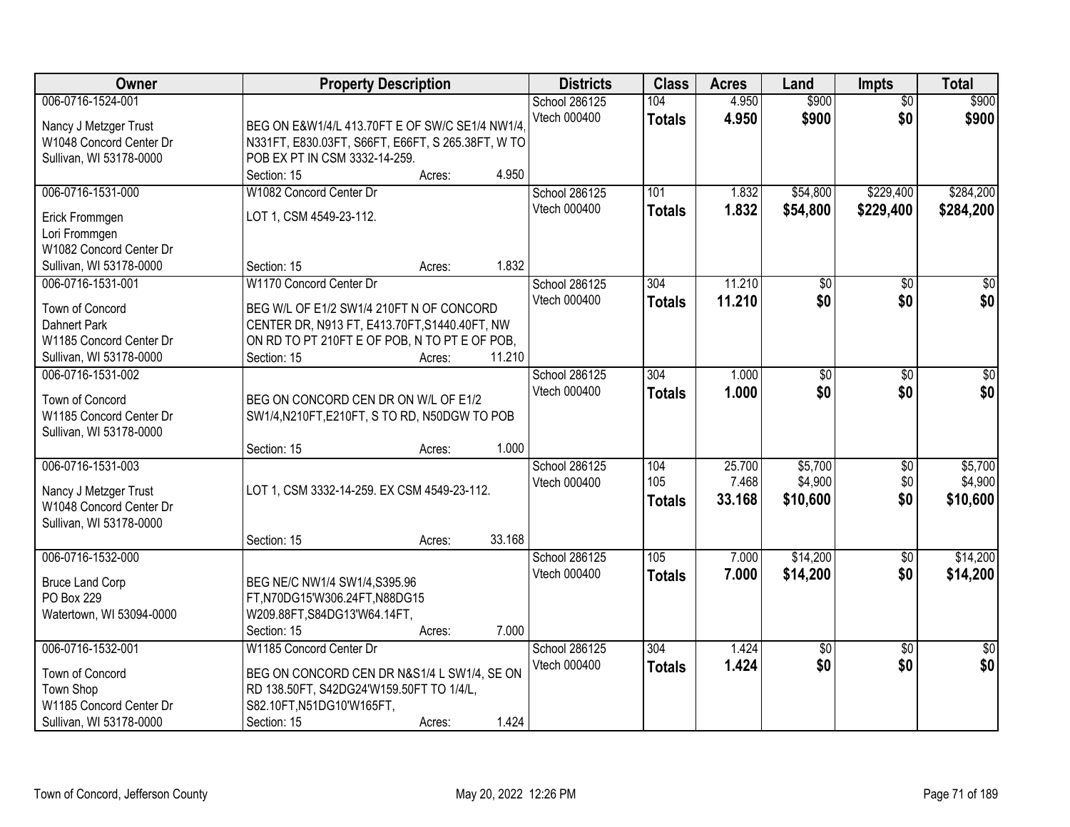| Owner | Property Description | Districts | Class | Acres | Land | Impts | Total |
|---|---|---|---|---|---|---|---|
| 006-0716-1524-001<br>Nancy J Metzger Trust<br>W1048 Concord Center Dr<br>Sullivan, WI 53178-0000 | BEG ON E&W1/4/L 413.70FT E OF SW/C SE1/4 NW1/4, N331FT, E830.03FT, S66FT, E66FT, S 265.38FT, W TO POB EX PT IN CSM 3332-14-259.<br>Section: 15 Acres: 4.950 | School 286125<br>Vtech 000400 | 104<br>**Totals** | 4.950<br>**4.950** | $900<br>**$900** | $0<br>**$0** | $900<br>**$900** |
| 006-0716-1531-000<br>Erick Frommgen<br>Lori Frommgen<br>W1082 Concord Center Dr<br>Sullivan, WI 53178-0000 | W1082 Concord Center Dr<br>LOT 1, CSM 4549-23-112.<br>Section: 15 Acres: 1.832 | School 286125<br>Vtech 000400 | 101<br>**Totals** | 1.832<br>**1.832** | $54,800<br>**$54,800** | $229,400<br>**$229,400** | $284,200<br>**$284,200** |
| 006-0716-1531-001<br>Town of Concord<br>Dahnert Park<br>W1185 Concord Center Dr<br>Sullivan, WI 53178-0000 | W1170 Concord Center Dr<br>BEG W/L OF E1/2 SW1/4 210FT N OF CONCORD CENTER DR, N913 FT, E413.70FT,S1440.40FT, NW ON RD TO PT 210FT E OF POB, N TO PT E OF POB,<br>Section: 15 Acres: 11.210 | School 286125<br>Vtech 000400 | 304<br>**Totals** | 11.210<br>**11.210** | $0<br>**$0** | $0<br>**$0** | $0<br>**$0** |
| 006-0716-1531-002<br>Town of Concord<br>W1185 Concord Center Dr<br>Sullivan, WI 53178-0000 | BEG ON CONCORD CEN DR ON W/L OF E1/2 SW1/4,N210FT,E210FT, S TO RD, N50DGW TO POB<br>Section: 15 Acres: 1.000 | School 286125<br>Vtech 000400 | 304<br>**Totals** | 1.000<br>**1.000** | $0<br>**$0** | $0<br>**$0** | $0<br>**$0** |
| 006-0716-1531-003<br>Nancy J Metzger Trust<br>W1048 Concord Center Dr<br>Sullivan, WI 53178-0000 | LOT 1, CSM 3332-14-259. EX CSM 4549-23-112.<br>Section: 15 Acres: 33.168 | School 286125<br>Vtech 000400 | 104<br>105<br>**Totals** | 25.700<br>7.468<br>**33.168** | $5,700<br>$4,900<br>**$10,600** | $0<br>$0<br>**$0** | $5,700<br>$4,900<br>**$10,600** |
| 006-0716-1532-000<br>Bruce Land Corp<br>PO Box 229<br>Watertown, WI 53094-0000 | BEG NE/C NW1/4 SW1/4,S395.96 FT,N70DG15'W306.24FT,N88DG15 W209.88FT,S84DG13'W64.14FT,<br>Section: 15 Acres: 7.000 | School 286125<br>Vtech 000400 | 105<br>**Totals** | 7.000<br>**7.000** | $14,200<br>**$14,200** | $0<br>**$0** | $14,200<br>**$14,200** |
| 006-0716-1532-001<br>Town of Concord<br>Town Shop<br>W1185 Concord Center Dr<br>Sullivan, WI 53178-0000 | W1185 Concord Center Dr<br>BEG ON CONCORD CEN DR N&S1/4 L SW1/4, SE ON RD 138.50FT, S42DG24'W159.50FT TO 1/4/L, S82.10FT,N51DG10'W165FT,<br>Section: 15 Acres: 1.424 | School 286125<br>Vtech 000400 | 304<br>**Totals** | 1.424<br>**1.424** | $0<br>**$0** | $0<br>**$0** | $0<br>**$0** |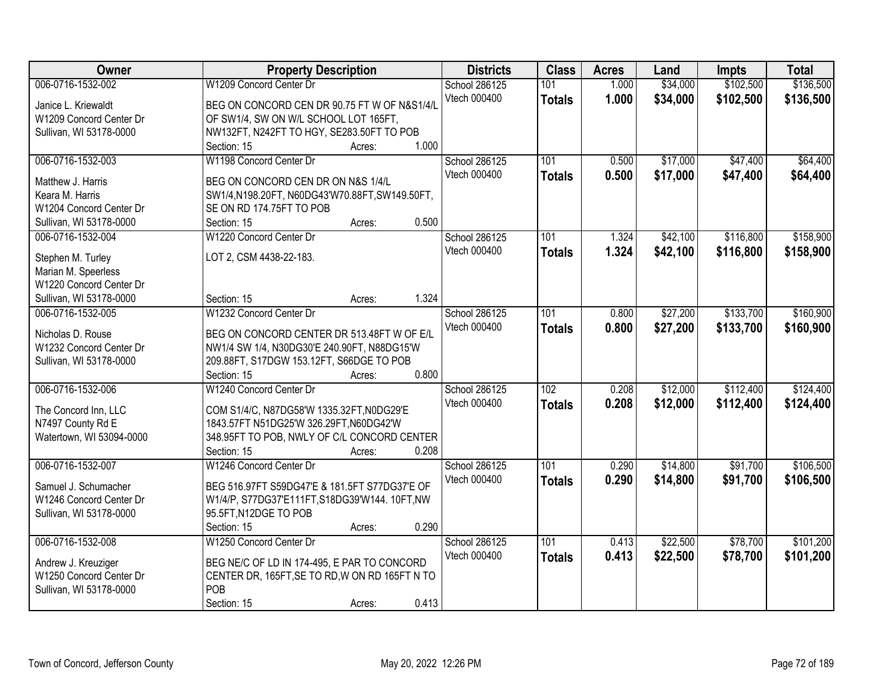| Owner | Property Description | Districts | Class | Acres | Land | Impts | Total |
|---|---|---|---|---|---|---|---|
| 006-0716-1532-002<br>Janice L. Kriewaldt<br>W1209 Concord Center Dr<br>Sullivan, WI 53178-0000 | W1209 Concord Center Dr<br>BEG ON CONCORD CEN DR 90.75 FT W OF N&S1/4/L OF SW1/4, SW ON W/L SCHOOL LOT 165FT, NW132FT, N242FT TO HGY, SE283.50FT TO POB<br>Section: 15 Acres: 1.000 | School 286125<br>Vtech 000400 | 101<br>**Totals** | 1.000<br>**1.000** | $34,000<br>**$34,000** | $102,500<br>**$102,500** | $136,500<br>**$136,500** |
| 006-0716-1532-003<br>Matthew J. Harris<br>Keara M. Harris<br>W1204 Concord Center Dr<br>Sullivan, WI 53178-0000 | W1198 Concord Center Dr<br>BEG ON CONCORD CEN DR ON N&S 1/4/L SW1/4,N198.20FT, N60DG43'W70.88FT,SW149.50FT, SE ON RD 174.75FT TO POB<br>Section: 15 Acres: 0.500 | School 286125<br>Vtech 000400 | 101<br>**Totals** | 0.500<br>**0.500** | $17,000<br>**$17,000** | $47,400<br>**$47,400** | $64,400<br>**$64,400** |
| 006-0716-1532-004<br>Stephen M. Turley<br>Marian M. Speerless<br>W1220 Concord Center Dr<br>Sullivan, WI 53178-0000 | W1220 Concord Center Dr<br>LOT 2, CSM 4438-22-183.<br>Section: 15 Acres: 1.324 | School 286125<br>Vtech 000400 | 101<br>**Totals** | 1.324<br>**1.324** | $42,100<br>**$42,100** | $116,800<br>**$116,800** | $158,900<br>**$158,900** |
| 006-0716-1532-005<br>Nicholas D. Rouse<br>W1232 Concord Center Dr<br>Sullivan, WI 53178-0000 | W1232 Concord Center Dr<br>BEG ON CONCORD CENTER DR 513.48FT W OF E/L NW1/4 SW 1/4, N30DG30'E 240.90FT, N88DG15'W 209.88FT, S17DGW 153.12FT, S66DGE TO POB<br>Section: 15 Acres: 0.800 | School 286125<br>Vtech 000400 | 101<br>**Totals** | 0.800<br>**0.800** | $27,200<br>**$27,200** | $133,700<br>**$133,700** | $160,900<br>**$160,900** |
| 006-0716-1532-006<br>The Concord Inn, LLC<br>N7497 County Rd E<br>Watertown, WI 53094-0000 | W1240 Concord Center Dr<br>COM S1/4/C, N87DG58'W 1335.32FT,N0DG29'E 1843.57FT N51DG25'W 326.29FT,N60DG42'W 348.95FT TO POB, NWLY OF C/L CONCORD CENTER<br>Section: 15 Acres: 0.208 | School 286125<br>Vtech 000400 | 102<br>**Totals** | 0.208<br>**0.208** | $12,000<br>**$12,000** | $112,400<br>**$112,400** | $124,400<br>**$124,400** |
| 006-0716-1532-007<br>Samuel J. Schumacher<br>W1246 Concord Center Dr<br>Sullivan, WI 53178-0000 | W1246 Concord Center Dr<br>BEG 516.97FT S59DG47'E & 181.5FT S77DG37'E OF W1/4/P, S77DG37'E111FT,S18DG39'W144. 10FT,NW 95.5FT,N12DGE TO POB<br>Section: 15 Acres: 0.290 | School 286125<br>Vtech 000400 | 101<br>**Totals** | 0.290<br>**0.290** | $14,800<br>**$14,800** | $91,700<br>**$91,700** | $106,500<br>**$106,500** |
| 006-0716-1532-008<br>Andrew J. Kreuziger<br>W1250 Concord Center Dr<br>Sullivan, WI 53178-0000 | W1250 Concord Center Dr<br>BEG NE/C OF LD IN 174-495, E PAR TO CONCORD CENTER DR, 165FT,SE TO RD,W ON RD 165FT N TO POB<br>Section: 15 Acres: 0.413 | School 286125<br>Vtech 000400 | 101<br>**Totals** | 0.413<br>**0.413** | $22,500<br>**$22,500** | $78,700<br>**$78,700** | $101,200<br>**$101,200** |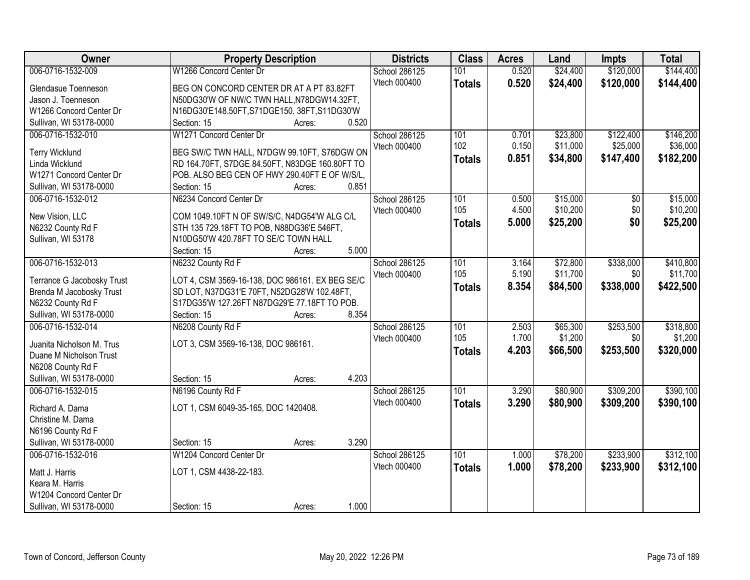| Owner | Property Description | Districts | Class | Acres | Land | Impts | Total |
|---|---|---|---|---|---|---|---|
| 006-0716-1532-009<br>Glendasue Toenneson<br>Jason J. Toenneson<br>W1266 Concord Center Dr<br>Sullivan, WI 53178-0000 | W1266 Concord Center Dr<br>BEG ON CONCORD CENTER DR AT A PT 83.82FT N50DG30'W OF NW/C TWN HALL,N78DGW14.32FT, N16DG30'E148.50FT,S71DGE150. 38FT,S11DG30'W<br>Section: 15 Acres: 0.520 | School 286125<br>Vtech 000400 | 101<br>**Totals** | 0.520<br>**0.520** | \$24,400<br>**\$24,400** | \$120,000<br>**\$120,000** | \$144,400<br>**\$144,400** |
| 006-0716-1532-010<br>Terry Wicklund<br>Linda Wicklund<br>W1271 Concord Center Dr<br>Sullivan, WI 53178-0000 | W1271 Concord Center Dr<br>BEG SW/C TWN HALL, N7DGW 99.10FT, S76DGW ON RD 164.70FT, S7DGE 84.50FT, N83DGE 160.80FT TO POB. ALSO BEG CEN OF HWY 290.40FT E OF W/S/L,<br>Section: 15 Acres: 0.851 | School 286125<br>Vtech 000400 | 101<br>102<br>**Totals** | 0.701<br>0.150<br>**0.851** | \$23,800<br>\$11,000<br>**\$34,800** | \$122,400<br>\$25,000<br>**\$147,400** | \$146,200<br>\$36,000<br>**\$182,200** |
| 006-0716-1532-012<br>New Vision, LLC<br>N6232 County Rd F<br>Sullivan, WI 53178 | N6234 Concord Center Dr<br>COM 1049.10FT N OF SW/S/C, N4DG54'W ALG C/L STH 135 729.18FT TO POB, N88DG36'E 546FT, N10DG50'W 420.78FT TO SE/C TOWN HALL<br>Section: 15 Acres: 5.000 | School 286125<br>Vtech 000400 | 101<br>105<br>**Totals** | 0.500<br>4.500<br>**5.000** | \$15,000<br>\$10,200<br>**\$25,200** | \$0<br>\$0<br>**\$0** | \$15,000<br>\$10,200<br>**\$25,200** |
| 006-0716-1532-013<br>Terrance G Jacobosky Trust<br>Brenda M Jacobosky Trust<br>N6232 County Rd F<br>Sullivan, WI 53178-0000 | N6232 County Rd F<br>LOT 4, CSM 3569-16-138, DOC 986161. EX BEG SE/C SD LOT, N37DG31'E 70FT, N52DG28'W 102.48FT, S17DG35'W 127.26FT N87DG29'E 77.18FT TO POB.<br>Section: 15 Acres: 8.354 | School 286125<br>Vtech 000400 | 101<br>105<br>**Totals** | 3.164<br>5.190<br>**8.354** | \$72,800<br>\$11,700<br>**\$84,500** | \$338,000<br>\$0<br>**\$338,000** | \$410,800<br>\$11,700<br>**\$422,500** |
| 006-0716-1532-014<br>Juanita Nicholson M. Trus<br>Duane M Nicholson Trust<br>N6208 County Rd F<br>Sullivan, WI 53178-0000 | N6208 County Rd F<br>LOT 3, CSM 3569-16-138, DOC 986161.<br>Section: 15 Acres: 4.203 | School 286125<br>Vtech 000400 | 101<br>105<br>**Totals** | 2.503<br>1.700<br>**4.203** | \$65,300<br>\$1,200<br>**\$66,500** | \$253,500<br>\$0<br>**\$253,500** | \$318,800<br>\$1,200<br>**\$320,000** |
| 006-0716-1532-015<br>Richard A. Dama<br>Christine M. Dama<br>N6196 County Rd F<br>Sullivan, WI 53178-0000 | N6196 County Rd F<br>LOT 1, CSM 6049-35-165, DOC 1420408.<br>Section: 15 Acres: 3.290 | School 286125<br>Vtech 000400 | 101<br>**Totals** | 3.290<br>**3.290** | \$80,900<br>**\$80,900** | \$309,200<br>**\$309,200** | \$390,100<br>**\$390,100** |
| 006-0716-1532-016<br>Matt J. Harris<br>Keara M. Harris<br>W1204 Concord Center Dr<br>Sullivan, WI 53178-0000 | W1204 Concord Center Dr<br>LOT 1, CSM 4438-22-183.<br>Section: 15 Acres: 1.000 | School 286125<br>Vtech 000400 | 101<br>**Totals** | 1.000<br>**1.000** | \$78,200<br>**\$78,200** | \$233,900<br>**\$233,900** | \$312,100<br>**\$312,100** |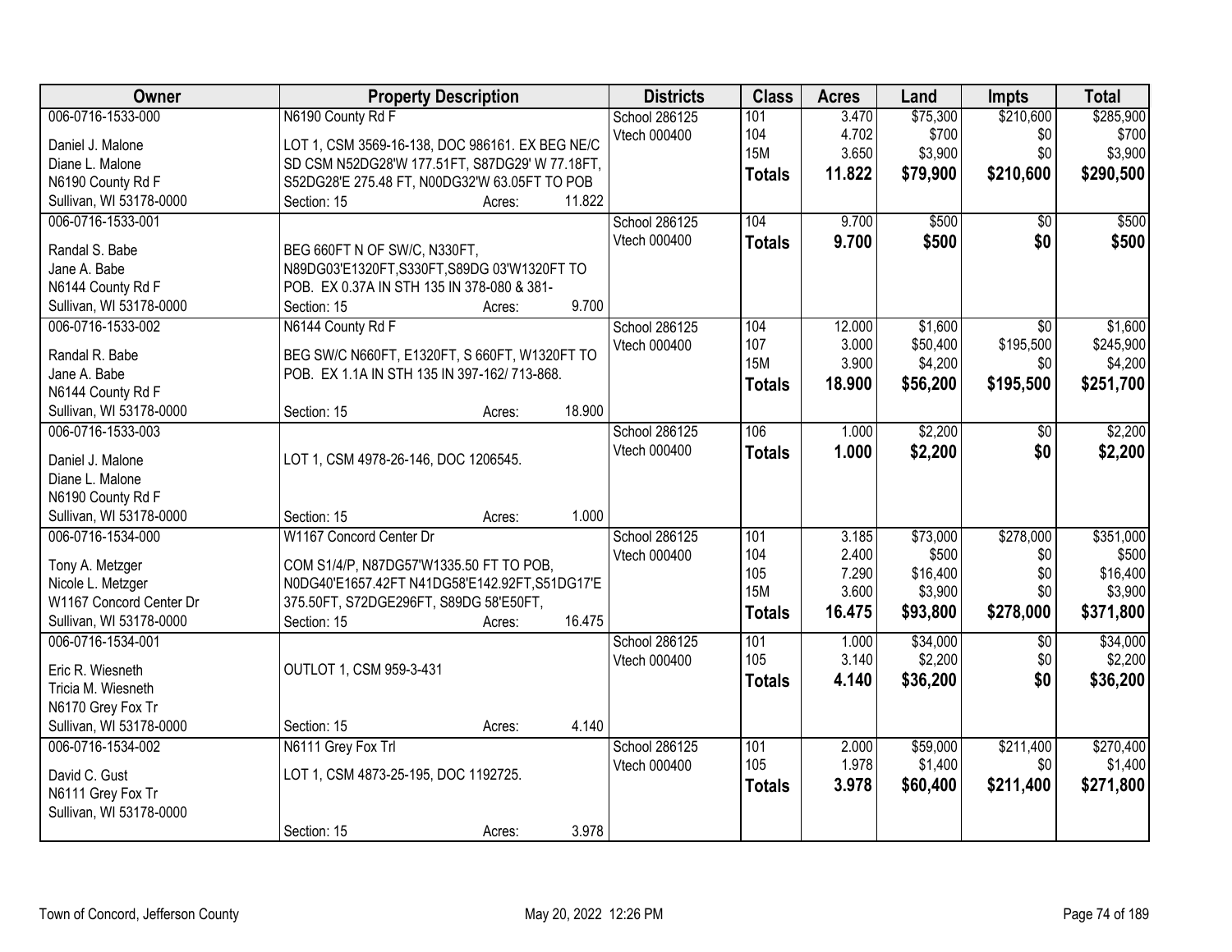| Owner | Property Description | Districts | Class | Acres | Land | Impts | Total |
|---|---|---|---|---|---|---|---|
| 006-0716-1533-000<br>Daniel J. Malone<br>Diane L. Malone<br>N6190 County Rd F<br>Sullivan, WI 53178-0000 | N6190 County Rd F<br>LOT 1, CSM 3569-16-138, DOC 986161. EX BEG NE/C SD CSM N52DG28'W 177.51FT, S87DG29' W 77.18FT, S52DG28'E 275.48 FT, N00DG32'W 63.05FT TO POB<br>Section: 15 Acres: 11.822 | School 286125<br>Vtech 000400 | 101<br>104<br>15M<br>**Totals** | 3.470<br>4.702<br>3.650<br>**11.822** | $75,300<br>$700<br>$3,900<br>**$79,900** | $210,600<br>$0<br>$0<br>**$210,600** | $285,900<br>$700<br>$3,900<br>**$290,500** |
| 006-0716-1533-001<br>Randal S. Babe<br>Jane A. Babe<br>N6144 County Rd F<br>Sullivan, WI 53178-0000 | BEG 660FT N OF SW/C, N330FT, N89DG03'E1320FT,S330FT,S89DG 03'W1320FT TO POB. EX 0.37A IN STH 135 IN 378-080 & 381-<br>Section: 15 Acres: 9.700 | School 286125<br>Vtech 000400 | 104<br>**Totals** | 9.700<br>**9.700** | $500<br>**$500** | $0<br>**$0** | $500<br>**$500** |
| 006-0716-1533-002<br>Randal R. Babe<br>Jane A. Babe<br>N6144 County Rd F<br>Sullivan, WI 53178-0000 | N6144 County Rd F<br>BEG SW/C N660FT, E1320FT, S 660FT, W1320FT TO POB. EX 1.1A IN STH 135 IN 397-162/ 713-868.<br>Section: 15 Acres: 18.900 | School 286125<br>Vtech 000400 | 104<br>107<br>15M<br>**Totals** | 12.000<br>3.000<br>3.900<br>**18.900** | $1,600<br>$50,400<br>$4,200<br>**$56,200** | $0<br>$195,500<br>$0<br>**$195,500** | $1,600<br>$245,900<br>$4,200<br>**$251,700** |
| 006-0716-1533-003<br>Daniel J. Malone<br>Diane L. Malone<br>N6190 County Rd F<br>Sullivan, WI 53178-0000 | LOT 1, CSM 4978-26-146, DOC 1206545.<br>Section: 15 Acres: 1.000 | School 286125<br>Vtech 000400 | 106<br>**Totals** | 1.000<br>**1.000** | $2,200<br>**$2,200** | $0<br>**$0** | $2,200<br>**$2,200** |
| 006-0716-1534-000<br>Tony A. Metzger<br>Nicole L. Metzger<br>W1167 Concord Center Dr<br>Sullivan, WI 53178-0000 | W1167 Concord Center Dr<br>COM S1/4/P, N87DG57'W1335.50 FT TO POB, N0DG40'E1657.42FT N41DG58'E142.92FT,S51DG17'E 375.50FT, S72DGE296FT, S89DG 58'E50FT,<br>Section: 15 Acres: 16.475 | School 286125<br>Vtech 000400 | 101<br>104<br>105<br>15M<br>**Totals** | 3.185<br>2.400<br>7.290<br>3.600<br>**16.475** | $73,000<br>$500<br>$16,400<br>$3,900<br>**$93,800** | $278,000<br>$0<br>$0<br>$0<br>**$278,000** | $351,000<br>$500<br>$16,400<br>$3,900<br>**$371,800** |
| 006-0716-1534-001<br>Eric R. Wiesneth<br>Tricia M. Wiesneth<br>N6170 Grey Fox Tr<br>Sullivan, WI 53178-0000 | OUTLOT 1, CSM 959-3-431<br>Section: 15 Acres: 4.140 | School 286125<br>Vtech 000400 | 101<br>105<br>**Totals** | 1.000<br>3.140<br>**4.140** | $34,000<br>$2,200<br>**$36,200** | $0<br>$0<br>**$0** | $34,000<br>$2,200<br>**$36,200** |
| 006-0716-1534-002<br>David C. Gust<br>N6111 Grey Fox Tr<br>Sullivan, WI 53178-0000 | N6111 Grey Fox Trl<br>LOT 1, CSM 4873-25-195, DOC 1192725.<br>Section: 15 Acres: 3.978 | School 286125<br>Vtech 000400 | 101<br>105<br>**Totals** | 2.000<br>1.978<br>**3.978** | $59,000<br>$1,400<br>**$60,400** | $211,400<br>$0<br>**$211,400** | $270,400<br>$1,400<br>**$271,800** |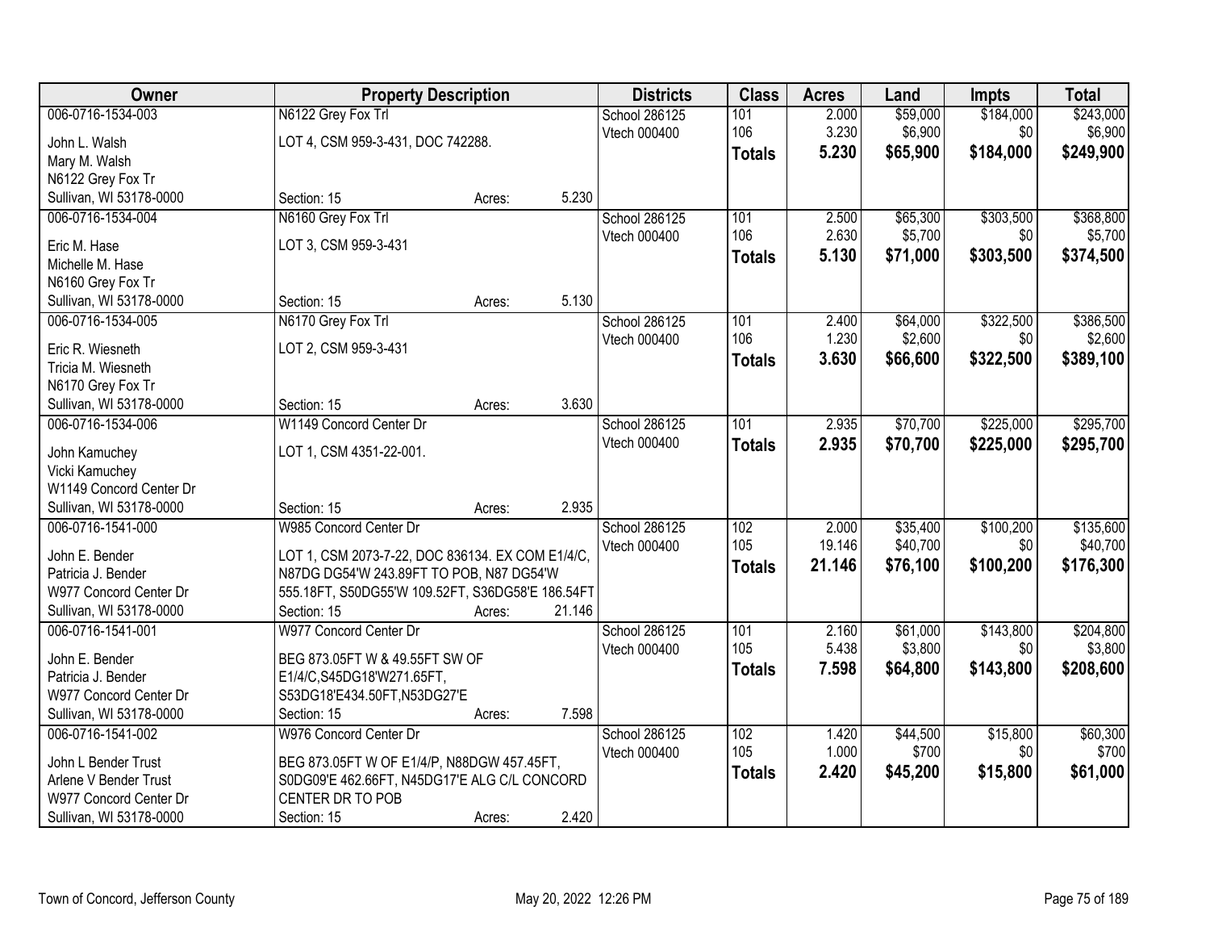| Owner | Property Description | | | Districts | Class | Acres | Land | Impts | Total |
|---|---|---|---|---|---|---|---|---|---|
| 006-0716-1534-003 | N6122 Grey Fox Trl | | | School 286125 | 101 | 2.000 | $59,000 | $184,000 | $243,000 |
| John L. Walsh | LOT 4, CSM 959-3-431, DOC 742288. | | | Vtech 000400 | 106 | 3.230 | $6,900 | $0 | $6,900 |
| Mary M. Walsh | | | | | **Totals** | **5.230** | **$65,900** | **$184,000** | **$249,900** |
| N6122 Grey Fox Tr | | | | | | | | | |
| Sullivan, WI 53178-0000 | Section: 15 | Acres: | 5.230 | | | | | | |
| 006-0716-1534-004 | N6160 Grey Fox Trl | | | School 286125 | 101 | 2.500 | $65,300 | $303,500 | $368,800 |
| Eric M. Hase | LOT 3, CSM 959-3-431 | | | Vtech 000400 | 106 | 2.630 | $5,700 | $0 | $5,700 |
| Michelle M. Hase | | | | | **Totals** | **5.130** | **$71,000** | **$303,500** | **$374,500** |
| N6160 Grey Fox Tr | | | | | | | | | |
| Sullivan, WI 53178-0000 | Section: 15 | Acres: | 5.130 | | | | | | |
| 006-0716-1534-005 | N6170 Grey Fox Trl | | | School 286125 | 101 | 2.400 | $64,000 | $322,500 | $386,500 |
| Eric R. Wiesneth | LOT 2, CSM 959-3-431 | | | Vtech 000400 | 106 | 1.230 | $2,600 | $0 | $2,600 |
| Tricia M. Wiesneth | | | | | **Totals** | **3.630** | **$66,600** | **$322,500** | **$389,100** |
| N6170 Grey Fox Tr | | | | | | | | | |
| Sullivan, WI 53178-0000 | Section: 15 | Acres: | 3.630 | | | | | | |
| 006-0716-1534-006 | W1149 Concord Center Dr | | | School 286125 | 101 | 2.935 | $70,700 | $225,000 | $295,700 |
| John Kamuchey | LOT 1, CSM 4351-22-001. | | | Vtech 000400 | **Totals** | **2.935** | **$70,700** | **$225,000** | **$295,700** |
| Vicki Kamuchey | | | | | | | | | |
| W1149 Concord Center Dr | | | | | | | | | |
| Sullivan, WI 53178-0000 | Section: 15 | Acres: | 2.935 | | | | | | |
| 006-0716-1541-000 | W985 Concord Center Dr | | | School 286125 | 102 | 2.000 | $35,400 | $100,200 | $135,600 |
| John E. Bender | LOT 1, CSM 2073-7-22, DOC 836134. EX COM E1/4/C, | | | Vtech 000400 | 105 | 19.146 | $40,700 | $0 | $40,700 |
| Patricia J. Bender | N87DG DG54'W 243.89FT TO POB, N87 DG54'W | | | | **Totals** | **21.146** | **$76,100** | **$100,200** | **$176,300** |
| W977 Concord Center Dr | 555.18FT, S50DG55'W 109.52FT, S36DG58'E 186.54FT | | | | | | | | |
| Sullivan, WI 53178-0000 | Section: 15 | Acres: | 21.146 | | | | | | |
| 006-0716-1541-001 | W977 Concord Center Dr | | | School 286125 | 101 | 2.160 | $61,000 | $143,800 | $204,800 |
| John E. Bender | BEG 873.05FT W & 49.55FT SW OF | | | Vtech 000400 | 105 | 5.438 | $3,800 | $0 | $3,800 |
| Patricia J. Bender | E1/4/C,S45DG18'W271.65FT, | | | | **Totals** | **7.598** | **$64,800** | **$143,800** | **$208,600** |
| W977 Concord Center Dr | S53DG18'E434.50FT,N53DG27'E | | | | | | | | |
| Sullivan, WI 53178-0000 | Section: 15 | Acres: | 7.598 | | | | | | |
| 006-0716-1541-002 | W976 Concord Center Dr | | | School 286125 | 102 | 1.420 | $44,500 | $15,800 | $60,300 |
| John L Bender Trust | BEG 873.05FT W OF E1/4/P, N88DGW 457.45FT, | | | Vtech 000400 | 105 | 1.000 | $700 | $0 | $700 |
| Arlene V Bender Trust | S0DG09'E 462.66FT, N45DG17'E ALG C/L CONCORD | | | | **Totals** | **2.420** | **$45,200** | **$15,800** | **$61,000** |
| W977 Concord Center Dr | CENTER DR TO POB | | | | | | | | |
| Sullivan, WI 53178-0000 | Section: 15 | Acres: | 2.420 | | | | | | |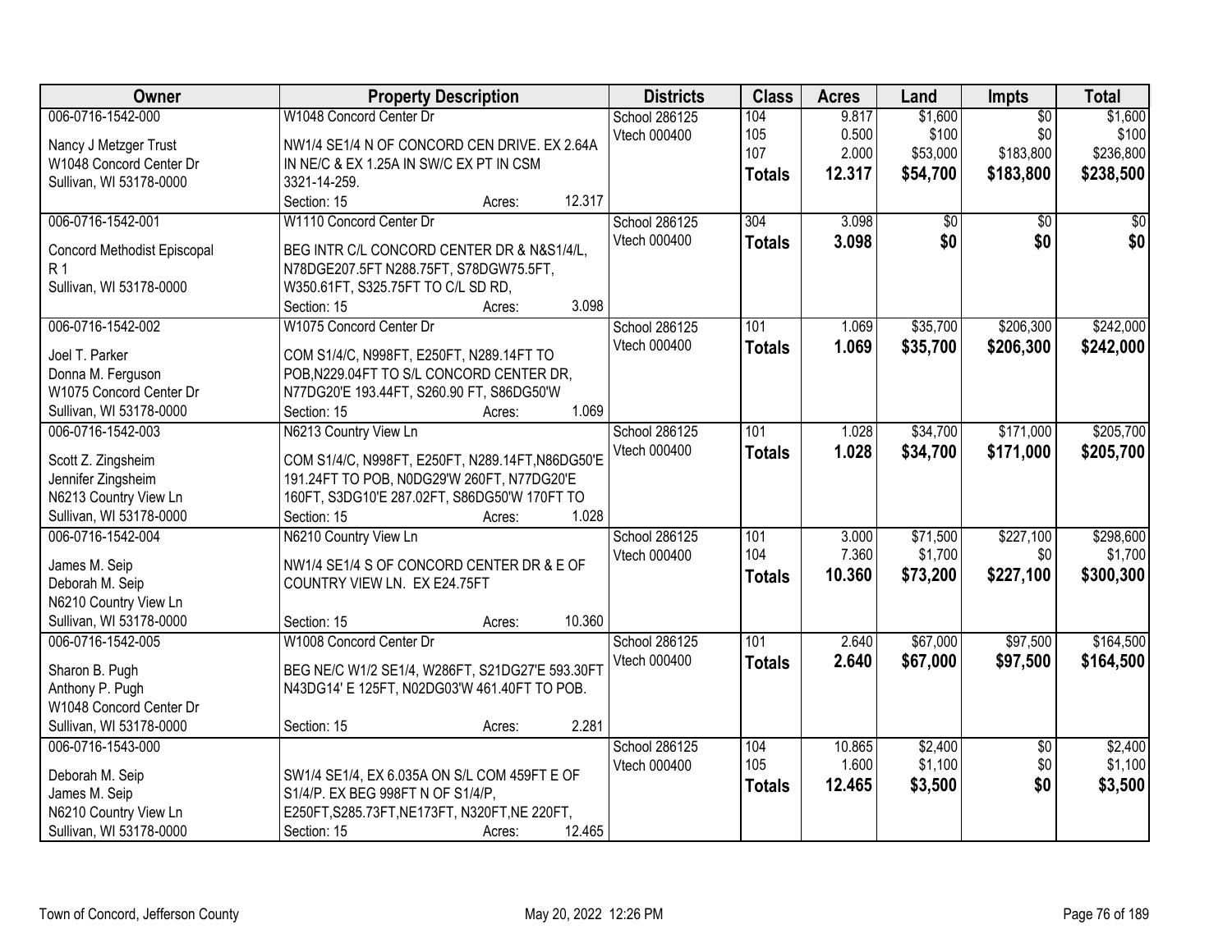| Owner | Property Description | Districts | Class | Acres | Land | Impts | Total |
|---|---|---|---|---|---|---|---|
| 006-0716-1542-000<br><br>Nancy J Metzger Trust<br>W1048 Concord Center Dr<br>Sullivan, WI 53178-0000 | W1048 Concord Center Dr<br><br>NW1/4 SE1/4 N OF CONCORD CEN DRIVE. EX 2.64A IN NE/C & EX 1.25A IN SW/C EX PT IN CSM 3321-14-259.<br>Section: 15 Acres: 12.317 | School 286125<br>Vtech 000400 | 104<br>105<br>107<br>**Totals** | 9.817<br>0.500<br>2.000<br>**12.317** | $1,600<br>$100<br>$53,000<br>**$54,700** | $0<br>$0<br>$183,800<br>**$183,800** | $1,600<br>$100<br>$236,800<br>**$238,500** |
| 006-0716-1542-001<br><br>Concord Methodist Episcopal<br>R 1<br>Sullivan, WI 53178-0000 | W1110 Concord Center Dr<br><br>BEG INTR C/L CONCORD CENTER DR & N&S1/4/L, N78DGE207.5FT N288.75FT, S78DGW75.5FT, W350.61FT, S325.75FT TO C/L SD RD,<br>Section: 15 Acres: 3.098 | School 286125<br>Vtech 000400 | 304<br>**Totals** | 3.098<br>**3.098** | $0<br>**$0** | $0<br>**$0** | $0<br>**$0** |
| 006-0716-1542-002<br><br>Joel T. Parker<br>Donna M. Ferguson<br>W1075 Concord Center Dr<br>Sullivan, WI 53178-0000 | W1075 Concord Center Dr<br><br>COM S1/4/C, N998FT, E250FT, N289.14FT TO POB,N229.04FT TO S/L CONCORD CENTER DR, N77DG20'E 193.44FT, S260.90 FT, S86DG50'W<br>Section: 15 Acres: 1.069 | School 286125<br>Vtech 000400 | 101<br>**Totals** | 1.069<br>**1.069** | $35,700<br>**$35,700** | $206,300<br>**$206,300** | $242,000<br>**$242,000** |
| 006-0716-1542-003<br><br>Scott Z. Zingsheim<br>Jennifer Zingsheim<br>N6213 Country View Ln<br>Sullivan, WI 53178-0000 | N6213 Country View Ln<br><br>COM S1/4/C, N998FT, E250FT, N289.14FT,N86DG50'E 191.24FT TO POB, N0DG29'W 260FT, N77DG20'E 160FT, S3DG10'E 287.02FT, S86DG50'W 170FT TO<br>Section: 15 Acres: 1.028 | School 286125<br>Vtech 000400 | 101<br>**Totals** | 1.028<br>**1.028** | $34,700<br>**$34,700** | $171,000<br>**$171,000** | $205,700<br>**$205,700** |
| 006-0716-1542-004<br><br>James M. Seip<br>Deborah M. Seip<br>N6210 Country View Ln<br>Sullivan, WI 53178-0000 | N6210 Country View Ln<br><br>NW1/4 SE1/4 S OF CONCORD CENTER DR & E OF COUNTRY VIEW LN. EX E24.75FT<br><br>Section: 15 Acres: 10.360 | School 286125<br>Vtech 000400 | 101<br>104<br>**Totals** | 3.000<br>7.360<br>**10.360** | $71,500<br>$1,700<br>**$73,200** | $227,100<br>$0<br>**$227,100** | $298,600<br>$1,700<br>**$300,300** |
| 006-0716-1542-005<br><br>Sharon B. Pugh<br>Anthony P. Pugh<br>W1048 Concord Center Dr<br>Sullivan, WI 53178-0000 | W1008 Concord Center Dr<br><br>BEG NE/C W1/2 SE1/4, W286FT, S21DG27'E 593.30FT N43DG14' E 125FT, N02DG03'W 461.40FT TO POB.<br><br>Section: 15 Acres: 2.281 | School 286125<br>Vtech 000400 | 101<br>**Totals** | 2.640<br>**2.640** | $67,000<br>**$67,000** | $97,500<br>**$97,500** | $164,500<br>**$164,500** |
| 006-0716-1543-000<br><br>Deborah M. Seip<br>James M. Seip<br>N6210 Country View Ln<br>Sullivan, WI 53178-0000 | <br><br>SW1/4 SE1/4, EX 6.035A ON S/L COM 459FT E OF S1/4/P. EX BEG 998FT N OF S1/4/P, E250FT,S285.73FT,NE173FT, N320FT,NE 220FT,<br>Section: 15 Acres: 12.465 | School 286125<br>Vtech 000400 | 104<br>105<br>**Totals** | 10.865<br>1.600<br>**12.465** | $2,400<br>$1,100<br>**$3,500** | $0<br>$0<br>**$0** | $2,400<br>$1,100<br>**$3,500** |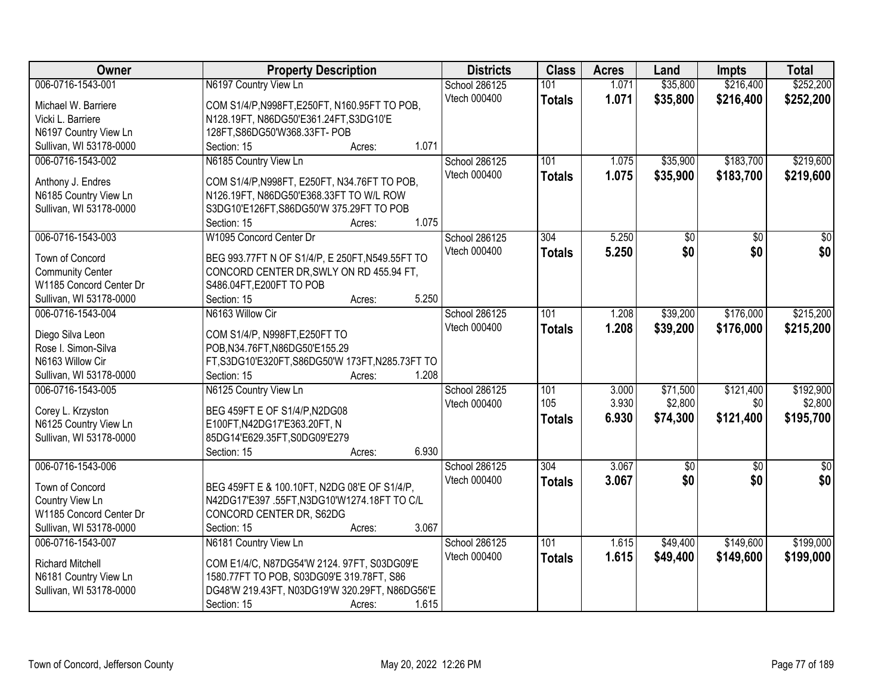| Owner | Property Description | Districts | Class | Acres | Land | Impts | Total |
|---|---|---|---|---|---|---|---|
| 006-0716-1543-001<br>Michael W. Barriere<br>Vicki L. Barriere<br>N6197 Country View Ln<br>Sullivan, WI 53178-0000 | N6197 Country View Ln<br>COM S1/4/P,N998FT,E250FT, N160.95FT TO POB, N128.19FT, N86DG50'E361.24FT,S3DG10'E 128FT,S86DG50'W368.33FT- POB<br>Section: 15 Acres: 1.071 | School 286125<br>Vtech 000400 | 101<br>**Totals** | 1.071<br>**1.071** | $35,800<br>**$35,800** | $216,400<br>**$216,400** | $252,200<br>**$252,200** |
| 006-0716-1543-002<br>Anthony J. Endres<br>N6185 Country View Ln<br>Sullivan, WI 53178-0000 | N6185 Country View Ln<br>COM S1/4/P,N998FT, E250FT, N34.76FT TO POB, N126.19FT, N86DG50'E368.33FT TO W/L ROW S3DG10'E126FT,S86DG50'W 375.29FT TO POB<br>Section: 15 Acres: 1.075 | School 286125<br>Vtech 000400 | 101<br>**Totals** | 1.075<br>**1.075** | $35,900<br>**$35,900** | $183,700<br>**$183,700** | $219,600<br>**$219,600** |
| 006-0716-1543-003<br>Town of Concord<br>Community Center<br>W1185 Concord Center Dr<br>Sullivan, WI 53178-0000 | W1095 Concord Center Dr<br>BEG 993.77FT N OF S1/4/P, E 250FT,N549.55FT TO CONCORD CENTER DR,SWLY ON RD 455.94 FT, S486.04FT,E200FT TO POB<br>Section: 15 Acres: 5.250 | School 286125<br>Vtech 000400 | 304<br>**Totals** | 5.250<br>**5.250** | $0<br>**$0** | $0<br>**$0** | $0<br>**$0** |
| 006-0716-1543-004<br>Diego Silva Leon<br>Rose I. Simon-Silva<br>N6163 Willow Cir<br>Sullivan, WI 53178-0000 | N6163 Willow Cir<br>COM S1/4/P, N998FT,E250FT TO POB,N34.76FT,N86DG50'E155.29 FT,S3DG10'E320FT,S86DG50'W 173FT,N285.73FT TO<br>Section: 15 Acres: 1.208 | School 286125<br>Vtech 000400 | 101<br>**Totals** | 1.208<br>**1.208** | $39,200<br>**$39,200** | $176,000<br>**$176,000** | $215,200<br>**$215,200** |
| 006-0716-1543-005<br>Corey L. Krzyston<br>N6125 Country View Ln<br>Sullivan, WI 53178-0000 | N6125 Country View Ln<br>BEG 459FT E OF S1/4/P,N2DG08 E100FT,N42DG17'E363.20FT, N 85DG14'E629.35FT,S0DG09'E279<br>Section: 15 Acres: 6.930 | School 286125<br>Vtech 000400 | 101<br>105<br>**Totals** | 3.000<br>3.930<br>**6.930** | $71,500<br>$2,800<br>**$74,300** | $121,400<br>$0<br>**$121,400** | $192,900<br>$2,800<br>**$195,700** |
| 006-0716-1543-006<br>Town of Concord<br>Country View Ln<br>W1185 Concord Center Dr<br>Sullivan, WI 53178-0000 | BEG 459FT E & 100.10FT, N2DG 08'E OF S1/4/P, N42DG17'E397 .55FT,N3DG10'W1274.18FT TO C/L CONCORD CENTER DR, S62DG<br>Section: 15 Acres: 3.067 | School 286125<br>Vtech 000400 | 304<br>**Totals** | 3.067<br>**3.067** | $0<br>**$0** | $0<br>**$0** | $0<br>**$0** |
| 006-0716-1543-007<br>Richard Mitchell<br>N6181 Country View Ln<br>Sullivan, WI 53178-0000 | N6181 Country View Ln<br>COM E1/4/C, N87DG54'W 2124. 97FT, S03DG09'E 1580.77FT TO POB, S03DG09'E 319.78FT, S86 DG48'W 219.43FT, N03DG19'W 320.29FT, N86DG56'E<br>Section: 15 Acres: 1.615 | School 286125<br>Vtech 000400 | 101<br>**Totals** | 1.615<br>**1.615** | $49,400<br>**$49,400** | $149,600<br>**$149,600** | $199,000<br>**$199,000** |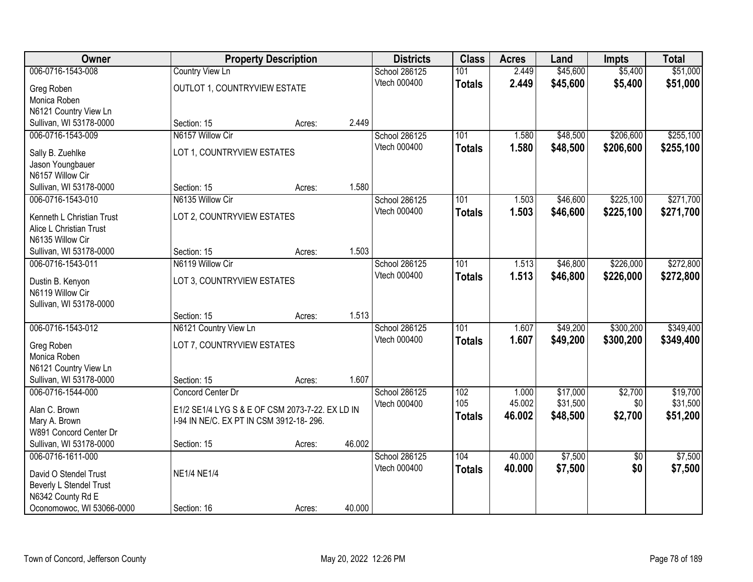| Owner | Property Description | | | Districts | Class | Acres | Land | Impts | Total |
|---|---|---|---|---|---|---|---|---|---|
| 006-0716-1543-008 | Country View Ln | | | School 286125 | 101 | 2.449 | $45,600 | $5,400 | $51,000 |
| Greg Roben<br>Monica Roben<br>N6121 Country View Ln<br>Sullivan, WI 53178-0000 | OUTLOT 1, COUNTRYVIEW ESTATE | | | Vtech 000400 | **Totals** | **2.449** | **$45,600** | **$5,400** | **$51,000** |
| | Section: 15 | Acres: | 2.449 | | | | | | |
| 006-0716-1543-009 | N6157 Willow Cir | | | School 286125 | 101 | 1.580 | $48,500 | $206,600 | $255,100 |
| Sally B. Zuehlke<br>Jason Youngbauer<br>N6157 Willow Cir<br>Sullivan, WI 53178-0000 | LOT 1, COUNTRYVIEW ESTATES | | | Vtech 000400 | **Totals** | **1.580** | **$48,500** | **$206,600** | **$255,100** |
| | Section: 15 | Acres: | 1.580 | | | | | | |
| 006-0716-1543-010 | N6135 Willow Cir | | | School 286125 | 101 | 1.503 | $46,600 | $225,100 | $271,700 |
| Kenneth L Christian Trust<br>Alice L Christian Trust<br>N6135 Willow Cir<br>Sullivan, WI 53178-0000 | LOT 2, COUNTRYVIEW ESTATES | | | Vtech 000400 | **Totals** | **1.503** | **$46,600** | **$225,100** | **$271,700** |
| | Section: 15 | Acres: | 1.503 | | | | | | |
| 006-0716-1543-011 | N6119 Willow Cir | | | School 286125 | 101 | 1.513 | $46,800 | $226,000 | $272,800 |
| Dustin B. Kenyon<br>N6119 Willow Cir<br>Sullivan, WI 53178-0000 | LOT 3, COUNTRYVIEW ESTATES | | | Vtech 000400 | **Totals** | **1.513** | **$46,800** | **$226,000** | **$272,800** |
| | Section: 15 | Acres: | 1.513 | | | | | | |
| 006-0716-1543-012 | N6121 Country View Ln | | | School 286125 | 101 | 1.607 | $49,200 | $300,200 | $349,400 |
| Greg Roben<br>Monica Roben<br>N6121 Country View Ln<br>Sullivan, WI 53178-0000 | LOT 7, COUNTRYVIEW ESTATES | | | Vtech 000400 | **Totals** | **1.607** | **$49,200** | **$300,200** | **$349,400** |
| | Section: 15 | Acres: | 1.607 | | | | | | |
| 006-0716-1544-000 | Concord Center Dr | | | School 286125 | 102 | 1.000 | $17,000 | $2,700 | $19,700 |
| Alan C. Brown<br>Mary A. Brown<br>W891 Concord Center Dr<br>Sullivan, WI 53178-0000 | E1/2 SE1/4 LYG S & E OF CSM 2073-7-22. EX LD IN I-94 IN NE/C. EX PT IN CSM 3912-18- 296. | | | Vtech 000400 | 105 | 45.002 | $31,500 | $0 | $31,500 |
| | | | | | **Totals** | **46.002** | **$48,500** | **$2,700** | **$51,200** |
| | Section: 15 | Acres: | 46.002 | | | | | | |
| 006-0716-1611-000 | | | | School 286125 | 104 | 40.000 | $7,500 | $0 | $7,500 |
| David O Stendel Trust<br>Beverly L Stendel Trust<br>N6342 County Rd E<br>Oconomowoc, WI 53066-0000 | NE1/4 NE1/4 | | | Vtech 000400 | **Totals** | **40.000** | **$7,500** | **$0** | **$7,500** |
| | Section: 16 | Acres: | 40.000 | | | | | | |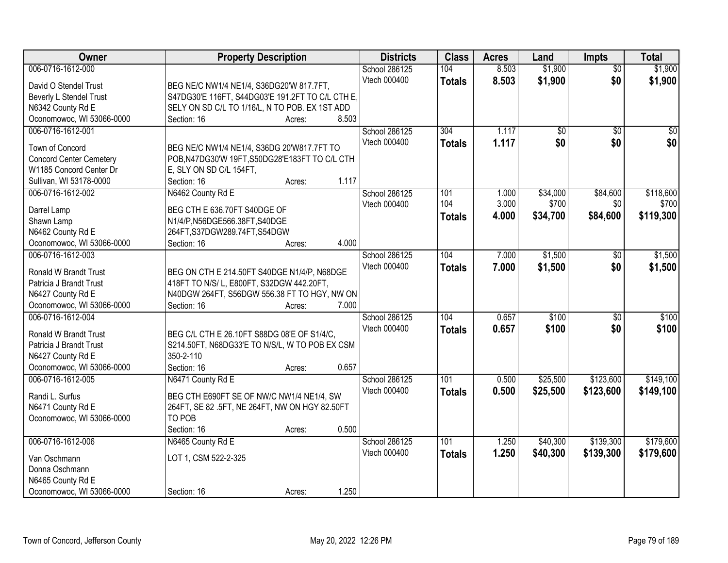| Owner | Property Description | Districts | Class | Acres | Land | Impts | Total |
|---|---|---|---|---|---|---|---|
| 006-0716-1612-000<br>David O Stendel Trust<br>Beverly L Stendel Trust<br>N6342 County Rd E<br>Oconomowoc, WI 53066-0000 | BEG NE/C NW1/4 NE1/4, S36DG20'W 817.7FT, S47DG30'E 116FT, S44DG03'E 191.2FT TO C/L CTH E, SELY ON SD C/L TO 1/16/L, N TO POB. EX 1ST ADD<br>Section: 16 Acres: 8.503 | School 286125<br>Vtech 000400 | 104<br>**Totals** | 8.503<br>**8.503** | $1,900<br>**$1,900** | $0<br>**$0** | $1,900<br>**$1,900** |
| 006-0716-1612-001<br>Town of Concord<br>Concord Center Cemetery<br>W1185 Concord Center Dr<br>Sullivan, WI 53178-0000 | BEG NE/C NW1/4 NE1/4, S36DG 20'W817.7FT TO POB,N47DG30'W 19FT,S50DG28'E183FT TO C/L CTH E, SLY ON SD C/L 154FT,<br>Section: 16 Acres: 1.117 | School 286125<br>Vtech 000400 | 304<br>**Totals** | 1.117<br>**1.117** | $0<br>**$0** | $0<br>**$0** | $0<br>**$0** |
| 006-0716-1612-002<br>Darrel Lamp<br>Shawn Lamp<br>N6462 County Rd E<br>Oconomowoc, WI 53066-0000 | N6462 County Rd E<br>BEG CTH E 636.70FT S40DGE OF N1/4/P,N56DGE566.38FT,S40DGE 264FT,S37DGW289.74FT,S54DGW<br>Section: 16 Acres: 4.000 | School 286125<br>Vtech 000400 | 101<br>104<br>**Totals** | 1.000<br>3.000<br>**4.000** | $34,000<br>$700<br>**$34,700** | $84,600<br>$0<br>**$84,600** | $118,600<br>$700<br>**$119,300** |
| 006-0716-1612-003<br>Ronald W Brandt Trust<br>Patricia J Brandt Trust<br>N6427 County Rd E<br>Oconomowoc, WI 53066-0000 | BEG ON CTH E 214.50FT S40DGE N1/4/P, N68DGE 418FT TO N/S/ L, E800FT, S32DGW 442.20FT, N40DGW 264FT, S56DGW 556.38 FT TO HGY, NW ON<br>Section: 16 Acres: 7.000 | School 286125<br>Vtech 000400 | 104<br>**Totals** | 7.000<br>**7.000** | $1,500<br>**$1,500** | $0<br>**$0** | $1,500<br>**$1,500** |
| 006-0716-1612-004<br>Ronald W Brandt Trust<br>Patricia J Brandt Trust<br>N6427 County Rd E<br>Oconomowoc, WI 53066-0000 | BEG C/L CTH E 26.10FT S88DG 08'E OF S1/4/C, S214.50FT, N68DG33'E TO N/S/L, W TO POB EX CSM 350-2-110<br>Section: 16 Acres: 0.657 | School 286125<br>Vtech 000400 | 104<br>**Totals** | 0.657<br>**0.657** | $100<br>**$100** | $0<br>**$0** | $100<br>**$100** |
| 006-0716-1612-005<br>Randi L. Surfus<br>N6471 County Rd E<br>Oconomowoc, WI 53066-0000 | N6471 County Rd E<br>BEG CTH E690FT SE OF NW/C NW1/4 NE1/4, SW 264FT, SE 82 .5FT, NE 264FT, NW ON HGY 82.50FT TO POB<br>Section: 16 Acres: 0.500 | School 286125<br>Vtech 000400 | 101<br>**Totals** | 0.500<br>**0.500** | $25,500<br>**$25,500** | $123,600<br>**$123,600** | $149,100<br>**$149,100** |
| 006-0716-1612-006<br>Van Oschmann<br>Donna Oschmann<br>N6465 County Rd E<br>Oconomowoc, WI 53066-0000 | N6465 County Rd E<br>LOT 1, CSM 522-2-325<br>Section: 16 Acres: 1.250 | School 286125<br>Vtech 000400 | 101<br>**Totals** | 1.250<br>**1.250** | $40,300<br>**$40,300** | $139,300<br>**$139,300** | $179,600<br>**$179,600** |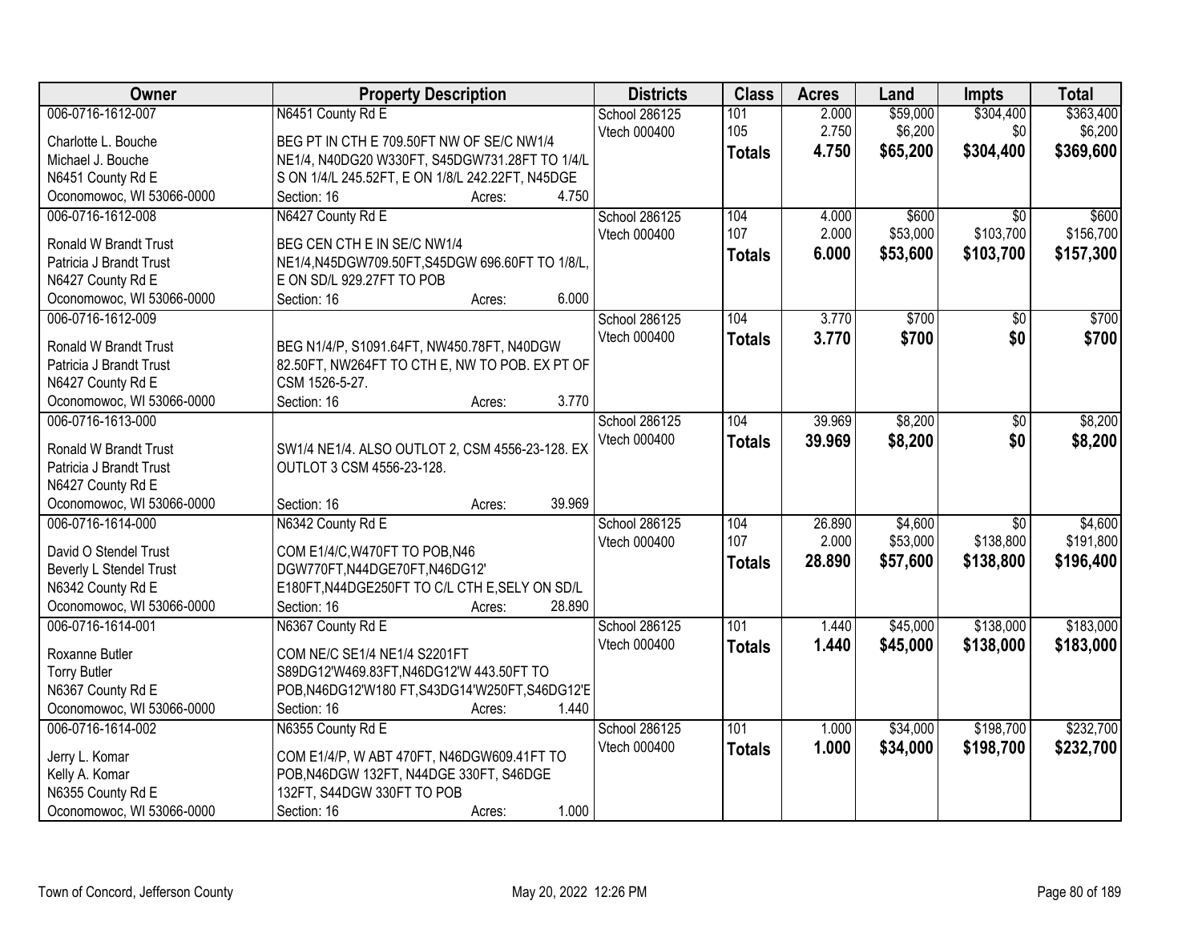| Owner | Property Description | Districts | Class | Acres | Land | Impts | Total |
|---|---|---|---|---|---|---|---|
| 006-0716-1612-007<br>Charlotte L. Bouche<br>Michael J. Bouche<br>N6451 County Rd E<br>Oconomowoc, WI 53066-0000 | N6451 County Rd E<br>BEG PT IN CTH E 709.50FT NW OF SE/C NW1/4 NE1/4, N40DG20 W330FT, S45DGW731.28FT TO 1/4/L S ON 1/4/L 245.52FT, E ON 1/8/L 242.22FT, N45DGE<br>Section: 16 Acres: 4.750 | School 286125<br>Vtech 000400 | 101<br>105<br>**Totals** | 2.000<br>2.750<br>**4.750** | $59,000<br>$6,200<br>**$65,200** | $304,400<br>$0<br>**$304,400** | $363,400<br>$6,200<br>**$369,600** |
| 006-0716-1612-008<br>Ronald W Brandt Trust<br>Patricia J Brandt Trust<br>N6427 County Rd E<br>Oconomowoc, WI 53066-0000 | N6427 County Rd E<br>BEG CEN CTH E IN SE/C NW1/4 NE1/4,N45DGW709.50FT,S45DGW 696.60FT TO 1/8/L, E ON SD/L 929.27FT TO POB<br>Section: 16 Acres: 6.000 | School 286125<br>Vtech 000400 | 104<br>107<br>**Totals** | 4.000<br>2.000<br>**6.000** | $600<br>$53,000<br>**$53,600** | $0<br>$103,700<br>**$103,700** | $600<br>$156,700<br>**$157,300** |
| 006-0716-1612-009<br>Ronald W Brandt Trust<br>Patricia J Brandt Trust<br>N6427 County Rd E<br>Oconomowoc, WI 53066-0000 | BEG N1/4/P, S1091.64FT, NW450.78FT, N40DGW 82.50FT, NW264FT TO CTH E, NW TO POB. EX PT OF CSM 1526-5-27.<br>Section: 16 Acres: 3.770 | School 286125<br>Vtech 000400 | 104<br>**Totals** | 3.770<br>**3.770** | $700<br>**$700** | $0<br>**$0** | $700<br>**$700** |
| 006-0716-1613-000<br>Ronald W Brandt Trust<br>Patricia J Brandt Trust<br>N6427 County Rd E<br>Oconomowoc, WI 53066-0000 | SW1/4 NE1/4. ALSO OUTLOT 2, CSM 4556-23-128. EX OUTLOT 3 CSM 4556-23-128.<br>Section: 16 Acres: 39.969 | School 286125<br>Vtech 000400 | 104<br>**Totals** | 39.969<br>**39.969** | $8,200<br>**$8,200** | $0<br>**$0** | $8,200<br>**$8,200** |
| 006-0716-1614-000<br>David O Stendel Trust<br>Beverly L Stendel Trust<br>N6342 County Rd E<br>Oconomowoc, WI 53066-0000 | N6342 County Rd E<br>COM E1/4/C,W470FT TO POB,N46 DGW770FT,N44DGE70FT,N46DG12' E180FT,N44DGE250FT TO C/L CTH E,SELY ON SD/L<br>Section: 16 Acres: 28.890 | School 286125<br>Vtech 000400 | 104<br>107<br>**Totals** | 26.890<br>2.000<br>**28.890** | $4,600<br>$53,000<br>**$57,600** | $0<br>$138,800<br>**$138,800** | $4,600<br>$191,800<br>**$196,400** |
| 006-0716-1614-001<br>Roxanne Butler<br>Torry Butler<br>N6367 County Rd E<br>Oconomowoc, WI 53066-0000 | N6367 County Rd E<br>COM NE/C SE1/4 NE1/4 S2201FT S89DG12'W469.83FT,N46DG12'W 443.50FT TO POB,N46DG12'W180 FT,S43DG14'W250FT,S46DG12'E<br>Section: 16 Acres: 1.440 | School 286125<br>Vtech 000400 | 101<br>**Totals** | 1.440<br>**1.440** | $45,000<br>**$45,000** | $138,000<br>**$138,000** | $183,000<br>**$183,000** |
| 006-0716-1614-002<br>Jerry L. Komar<br>Kelly A. Komar<br>N6355 County Rd E<br>Oconomowoc, WI 53066-0000 | N6355 County Rd E<br>COM E1/4/P, W ABT 470FT, N46DGW609.41FT TO POB,N46DGW 132FT, N44DGE 330FT, S46DGE 132FT, S44DGW 330FT TO POB<br>Section: 16 Acres: 1.000 | School 286125<br>Vtech 000400 | 101<br>**Totals** | 1.000<br>**1.000** | $34,000<br>**$34,000** | $198,700<br>**$198,700** | $232,700<br>**$232,700** |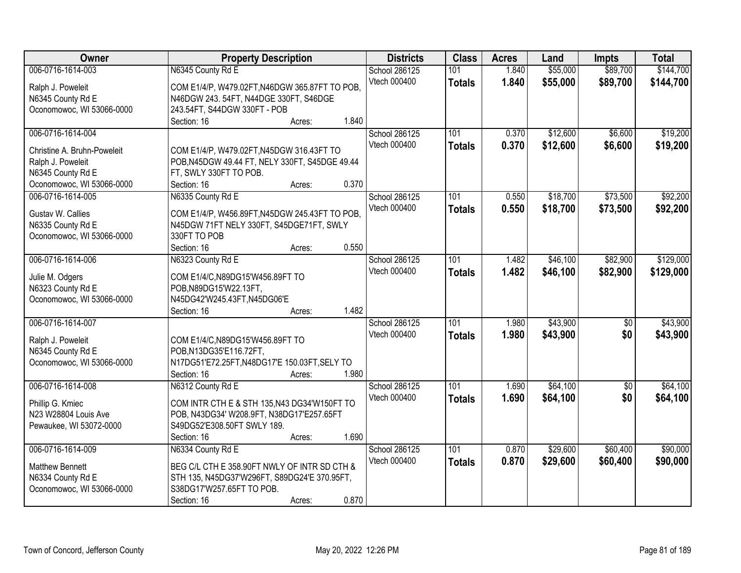| Owner | Property Description | Districts | Class | Acres | Land | Impts | Total |
|---|---|---|---|---|---|---|---|
| 006-0716-1614-003<br>Ralph J. Poweleit<br>N6345 County Rd E<br>Oconomowoc, WI 53066-0000 | N6345 County Rd E<br>COM E1/4/P, W479.02FT,N46DGW 365.87FT TO POB, N46DGW 243. 54FT, N44DGE 330FT, S46DGE 243.54FT, S44DGW 330FT - POB<br>Section: 16 Acres: 1.840 | School 286125<br>Vtech 000400 | 101<br>**Totals** | 1.840<br>**1.840** | $55,000<br>**$55,000** | $89,700<br>**$89,700** | $144,700<br>**$144,700** |
| 006-0716-1614-004<br>Christine A. Bruhn-Poweleit<br>Ralph J. Poweleit<br>N6345 County Rd E<br>Oconomowoc, WI 53066-0000 | COM E1/4/P, W479.02FT,N45DGW 316.43FT TO POB,N45DGW 49.44 FT, NELY 330FT, S45DGE 49.44 FT, SWLY 330FT TO POB.<br>Section: 16 Acres: 0.370 | School 286125<br>Vtech 000400 | 101<br>**Totals** | 0.370<br>**0.370** | $12,600<br>**$12,600** | $6,600<br>**$6,600** | $19,200<br>**$19,200** |
| 006-0716-1614-005<br>Gustav W. Callies<br>N6335 County Rd E<br>Oconomowoc, WI 53066-0000 | N6335 County Rd E<br>COM E1/4/P, W456.89FT,N45DGW 245.43FT TO POB, N45DGW 71FT NELY 330FT, S45DGE71FT, SWLY 330FT TO POB<br>Section: 16 Acres: 0.550 | School 286125<br>Vtech 000400 | 101<br>**Totals** | 0.550<br>**0.550** | $18,700<br>**$18,700** | $73,500<br>**$73,500** | $92,200<br>**$92,200** |
| 006-0716-1614-006<br>Julie M. Odgers<br>N6323 County Rd E<br>Oconomowoc, WI 53066-0000 | N6323 County Rd E<br>COM E1/4/C,N89DG15'W456.89FT TO POB,N89DG15'W22.13FT, N45DG42'W245.43FT,N45DG06'E<br>Section: 16 Acres: 1.482 | School 286125<br>Vtech 000400 | 101<br>**Totals** | 1.482<br>**1.482** | $46,100<br>**$46,100** | $82,900<br>**$82,900** | $129,000<br>**$129,000** |
| 006-0716-1614-007<br>Ralph J. Poweleit<br>N6345 County Rd E<br>Oconomowoc, WI 53066-0000 | COM E1/4/C,N89DG15'W456.89FT TO POB,N13DG35'E116.72FT, N17DG51'E72.25FT,N48DG17'E 150.03FT,SELY TO<br>Section: 16 Acres: 1.980 | School 286125<br>Vtech 000400 | 101<br>**Totals** | 1.980<br>**1.980** | $43,900<br>**$43,900** | $0<br>**$0** | $43,900<br>**$43,900** |
| 006-0716-1614-008<br>Phillip G. Kmiec<br>N23 W28804 Louis Ave<br>Pewaukee, WI 53072-0000 | N6312 County Rd E<br>COM INTR CTH E & STH 135,N43 DG34'W150FT TO POB, N43DG34' W208.9FT, N38DG17'E257.65FT S49DG52'E308.50FT SWLY 189.<br>Section: 16 Acres: 1.690 | School 286125<br>Vtech 000400 | 101<br>**Totals** | 1.690<br>**1.690** | $64,100<br>**$64,100** | $0<br>**$0** | $64,100<br>**$64,100** |
| 006-0716-1614-009<br>Matthew Bennett<br>N6334 County Rd E<br>Oconomowoc, WI 53066-0000 | N6334 County Rd E<br>BEG C/L CTH E 358.90FT NWLY OF INTR SD CTH & STH 135, N45DG37'W296FT, S89DG24'E 370.95FT, S38DG17'W257.65FT TO POB.<br>Section: 16 Acres: 0.870 | School 286125<br>Vtech 000400 | 101<br>**Totals** | 0.870<br>**0.870** | $29,600<br>**$29,600** | $60,400<br>**$60,400** | $90,000<br>**$90,000** |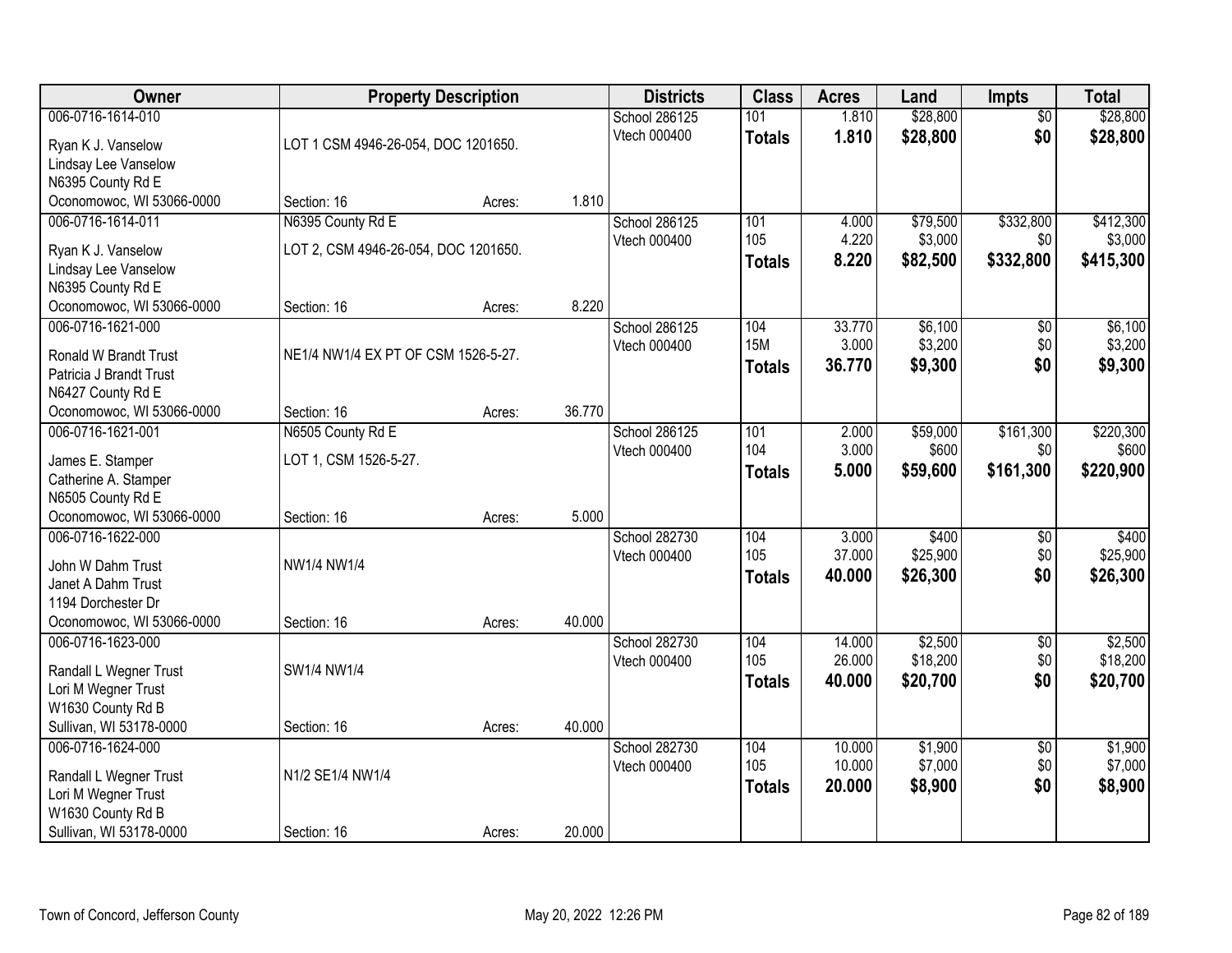| Owner | Property Description | | | Districts | Class | Acres | Land | Impts | Total |
|---|---|---|---|---|---|---|---|---|---|
| 006-0716-1614-010 | | | | School 286125 | 101 | 1.810 | $28,800 | $0 | $28,800 |
| Ryan K J. Vanselow | LOT 1 CSM 4946-26-054, DOC 1201650. | | | Vtech 000400 | **Totals** | **1.810** | **$28,800** | **$0** | **$28,800** |
| Lindsay Lee Vanselow | | | | | | | | | |
| N6395 County Rd E | | | | | | | | | |
| Oconomowoc, WI 53066-0000 | Section: 16 | Acres: | 1.810 | | | | | | |
| 006-0716-1614-011 | N6395 County Rd E | | | School 286125 | 101 | 4.000 | $79,500 | $332,800 | $412,300 |
| Ryan K J. Vanselow | LOT 2, CSM 4946-26-054, DOC 1201650. | | | Vtech 000400 | 105 | 4.220 | $3,000 | $0 | $3,000 |
| Lindsay Lee Vanselow | | | | | **Totals** | **8.220** | **$82,500** | **$332,800** | **$415,300** |
| N6395 County Rd E | | | | | | | | | |
| Oconomowoc, WI 53066-0000 | Section: 16 | Acres: | 8.220 | | | | | | |
| 006-0716-1621-000 | | | | School 286125 | 104 | 33.770 | $6,100 | $0 | $6,100 |
| Ronald W Brandt Trust | NE1/4 NW1/4 EX PT OF CSM 1526-5-27. | | | Vtech 000400 | 15M | 3.000 | $3,200 | $0 | $3,200 |
| Patricia J Brandt Trust | | | | | **Totals** | **36.770** | **$9,300** | **$0** | **$9,300** |
| N6427 County Rd E | | | | | | | | | |
| Oconomowoc, WI 53066-0000 | Section: 16 | Acres: | 36.770 | | | | | | |
| 006-0716-1621-001 | N6505 County Rd E | | | School 286125 | 101 | 2.000 | $59,000 | $161,300 | $220,300 |
| James E. Stamper | LOT 1, CSM 1526-5-27. | | | Vtech 000400 | 104 | 3.000 | $600 | $0 | $600 |
| Catherine A. Stamper | | | | | **Totals** | **5.000** | **$59,600** | **$161,300** | **$220,900** |
| N6505 County Rd E | | | | | | | | | |
| Oconomowoc, WI 53066-0000 | Section: 16 | Acres: | 5.000 | | | | | | |
| 006-0716-1622-000 | | | | School 282730 | 104 | 3.000 | $400 | $0 | $400 |
| John W Dahm Trust | NW1/4 NW1/4 | | | Vtech 000400 | 105 | 37.000 | $25,900 | $0 | $25,900 |
| Janet A Dahm Trust | | | | | **Totals** | **40.000** | **$26,300** | **$0** | **$26,300** |
| 1194 Dorchester Dr | | | | | | | | | |
| Oconomowoc, WI 53066-0000 | Section: 16 | Acres: | 40.000 | | | | | | |
| 006-0716-1623-000 | | | | School 282730 | 104 | 14.000 | $2,500 | $0 | $2,500 |
| Randall L Wegner Trust | SW1/4 NW1/4 | | | Vtech 000400 | 105 | 26.000 | $18,200 | $0 | $18,200 |
| Lori M Wegner Trust | | | | | **Totals** | **40.000** | **$20,700** | **$0** | **$20,700** |
| W1630 County Rd B | | | | | | | | | |
| Sullivan, WI 53178-0000 | Section: 16 | Acres: | 40.000 | | | | | | |
| 006-0716-1624-000 | | | | School 282730 | 104 | 10.000 | $1,900 | $0 | $1,900 |
| Randall L Wegner Trust | N1/2 SE1/4 NW1/4 | | | Vtech 000400 | 105 | 10.000 | $7,000 | $0 | $7,000 |
| Lori M Wegner Trust | | | | | **Totals** | **20.000** | **$8,900** | **$0** | **$8,900** |
| W1630 County Rd B | | | | | | | | | |
| Sullivan, WI 53178-0000 | Section: 16 | Acres: | 20.000 | | | | | | |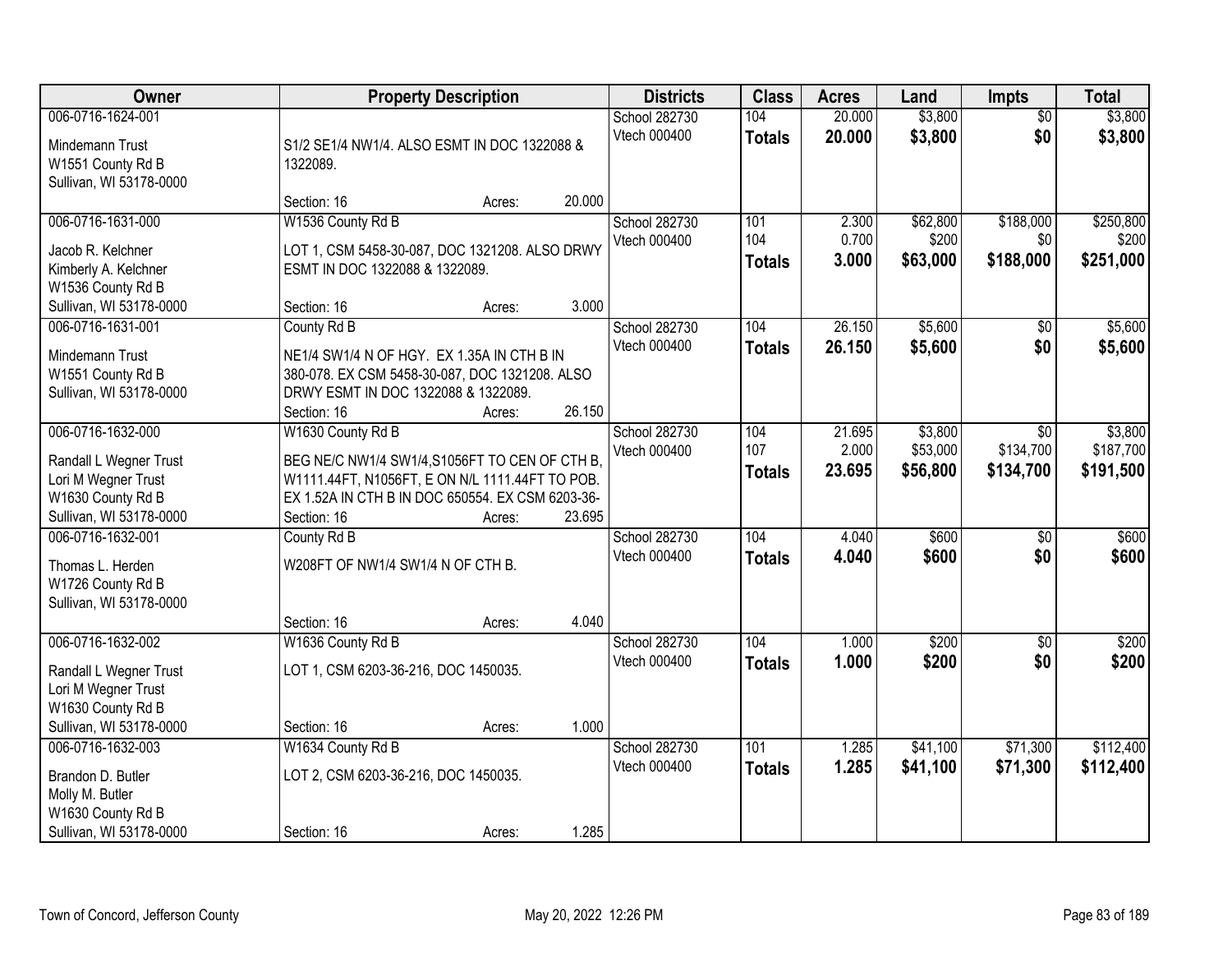| Owner | Property Description | Districts | Class | Acres | Land | Impts | Total |
|---|---|---|---|---|---|---|---|
| 006-0716-1624-001<br><br>Mindemann Trust<br>W1551 County Rd B<br>Sullivan, WI 53178-0000 | S1/2 SE1/4 NW1/4. ALSO ESMT IN DOC 1322088 & 1322089.<br><br>Section: 16 Acres: 20.000 | School 282730<br>Vtech 000400 | 104<br>**Totals** | 20.000<br>**20.000** | $3,800<br>**$3,800** | $0<br>**$0** | $3,800<br>**$3,800** |
| 006-0716-1631-000<br><br>Jacob R. Kelchner<br>Kimberly A. Kelchner<br>W1536 County Rd B<br>Sullivan, WI 53178-0000 | W1536 County Rd B<br><br>LOT 1, CSM 5458-30-087, DOC 1321208. ALSO DRWY ESMT IN DOC 1322088 & 1322089.<br><br>Section: 16 Acres: 3.000 | School 282730<br>Vtech 000400 | 101<br>104<br>**Totals** | 2.300<br>0.700<br>**3.000** | $62,800<br>$200<br>**$63,000** | $188,000<br>$0<br>**$188,000** | $250,800<br>$200<br>**$251,000** |
| 006-0716-1631-001<br><br>Mindemann Trust<br>W1551 County Rd B<br>Sullivan, WI 53178-0000 | County Rd B<br><br>NE1/4 SW1/4 N OF HGY. EX 1.35A IN CTH B IN 380-078. EX CSM 5458-30-087, DOC 1321208. ALSO DRWY ESMT IN DOC 1322088 & 1322089.<br>Section: 16 Acres: 26.150 | School 282730<br>Vtech 000400 | 104<br>**Totals** | 26.150<br>**26.150** | $5,600<br>**$5,600** | $0<br>**$0** | $5,600<br>**$5,600** |
| 006-0716-1632-000<br><br>Randall L Wegner Trust<br>Lori M Wegner Trust<br>W1630 County Rd B<br>Sullivan, WI 53178-0000 | W1630 County Rd B<br><br>BEG NE/C NW1/4 SW1/4,S1056FT TO CEN OF CTH B, W1111.44FT, N1056FT, E ON N/L 1111.44FT TO POB. EX 1.52A IN CTH B IN DOC 650554. EX CSM 6203-36-<br>Section: 16 Acres: 23.695 | School 282730<br>Vtech 000400 | 104<br>107<br>**Totals** | 21.695<br>2.000<br>**23.695** | $3,800<br>$53,000<br>**$56,800** | $0<br>$134,700<br>**$134,700** | $3,800<br>$187,700<br>**$191,500** |
| 006-0716-1632-001<br><br>Thomas L. Herden<br>W1726 County Rd B<br>Sullivan, WI 53178-0000 | County Rd B<br><br>W208FT OF NW1/4 SW1/4 N OF CTH B.<br><br>Section: 16 Acres: 4.040 | School 282730<br>Vtech 000400 | 104<br>**Totals** | 4.040<br>**4.040** | $600<br>**$600** | $0<br>**$0** | $600<br>**$600** |
| 006-0716-1632-002<br><br>Randall L Wegner Trust<br>Lori M Wegner Trust<br>W1630 County Rd B<br>Sullivan, WI 53178-0000 | W1636 County Rd B<br><br>LOT 1, CSM 6203-36-216, DOC 1450035.<br><br>Section: 16 Acres: 1.000 | School 282730<br>Vtech 000400 | 104<br>**Totals** | 1.000<br>**1.000** | $200<br>**$200** | $0<br>**$0** | $200<br>**$200** |
| 006-0716-1632-003<br><br>Brandon D. Butler<br>Molly M. Butler<br>W1630 County Rd B<br>Sullivan, WI 53178-0000 | W1634 County Rd B<br><br>LOT 2, CSM 6203-36-216, DOC 1450035.<br><br>Section: 16 Acres: 1.285 | School 282730<br>Vtech 000400 | 101<br>**Totals** | 1.285<br>**1.285** | $41,100<br>**$41,100** | $71,300<br>**$71,300** | $112,400<br>**$112,400** |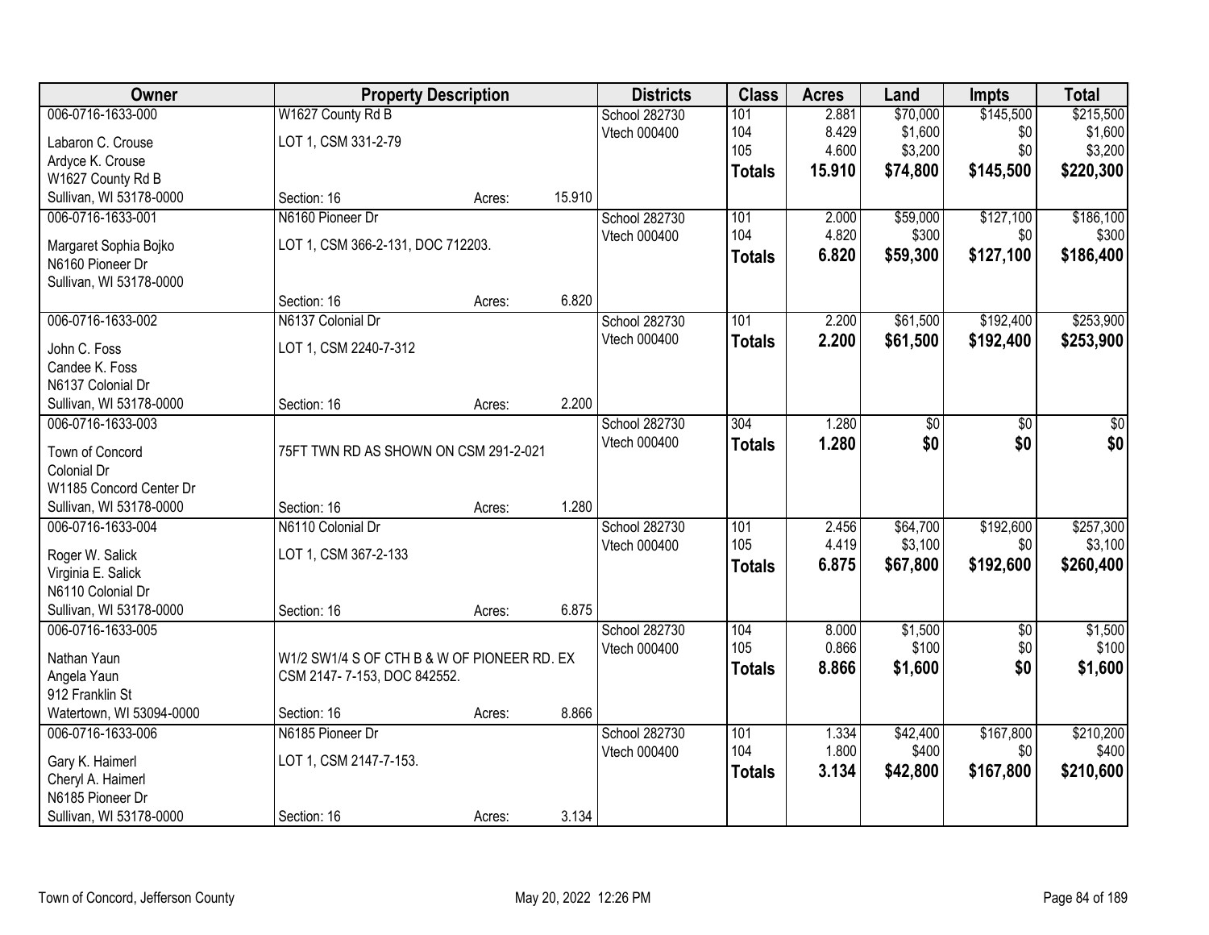| Owner | Property Description | | | Districts | Class | Acres | Land | Impts | Total |
|---|---|---|---|---|---|---|---|---|---|
| 006-0716-1633-000 | W1627 County Rd B | | | School 282730 | 101 | 2.881 | $70,000 | $145,500 | $215,500 |
| Labaron C. Crouse | LOT 1, CSM 331-2-79 | | | Vtech 000400 | 104 | 8.429 | $1,600 | $0 | $1,600 |
| Ardyce K. Crouse | | | | | 105 | 4.600 | $3,200 | $0 | $3,200 |
| W1627 County Rd B | | | | | **Totals** | **15.910** | **$74,800** | **$145,500** | **$220,300** |
| Sullivan, WI 53178-0000 | Section: 16 | Acres: | 15.910 | | | | | | |
| 006-0716-1633-001 | N6160 Pioneer Dr | | | School 282730 | 101 | 2.000 | $59,000 | $127,100 | $186,100 |
| Margaret Sophia Bojko | LOT 1, CSM 366-2-131, DOC 712203. | | | Vtech 000400 | 104 | 4.820 | $300 | $0 | $300 |
| N6160 Pioneer Dr | | | | | **Totals** | **6.820** | **$59,300** | **$127,100** | **$186,400** |
| Sullivan, WI 53178-0000 | | | | | | | | | |
| | Section: 16 | Acres: | 6.820 | | | | | | |
| 006-0716-1633-002 | N6137 Colonial Dr | | | School 282730 | 101 | 2.200 | $61,500 | $192,400 | $253,900 |
| John C. Foss | LOT 1, CSM 2240-7-312 | | | Vtech 000400 | **Totals** | **2.200** | **$61,500** | **$192,400** | **$253,900** |
| Candee K. Foss | | | | | | | | | |
| N6137 Colonial Dr | | | | | | | | | |
| Sullivan, WI 53178-0000 | Section: 16 | Acres: | 2.200 | | | | | | |
| 006-0716-1633-003 | | | | School 282730 | 304 | 1.280 | $0 | $0 | $0 |
| Town of Concord | 75FT TWN RD AS SHOWN ON CSM 291-2-021 | | | Vtech 000400 | **Totals** | **1.280** | **$0** | **$0** | **$0** |
| Colonial Dr | | | | | | | | | |
| W1185 Concord Center Dr | | | | | | | | | |
| Sullivan, WI 53178-0000 | Section: 16 | Acres: | 1.280 | | | | | | |
| 006-0716-1633-004 | N6110 Colonial Dr | | | School 282730 | 101 | 2.456 | $64,700 | $192,600 | $257,300 |
| Roger W. Salick | LOT 1, CSM 367-2-133 | | | Vtech 000400 | 105 | 4.419 | $3,100 | $0 | $3,100 |
| Virginia E. Salick | | | | | **Totals** | **6.875** | **$67,800** | **$192,600** | **$260,400** |
| N6110 Colonial Dr | | | | | | | | | |
| Sullivan, WI 53178-0000 | Section: 16 | Acres: | 6.875 | | | | | | |
| 006-0716-1633-005 | | | | School 282730 | 104 | 8.000 | $1,500 | $0 | $1,500 |
| Nathan Yaun | W1/2 SW1/4 S OF CTH B & W OF PIONEER RD. EX | | | Vtech 000400 | 105 | 0.866 | $100 | $0 | $100 |
| Angela Yaun | CSM 2147- 7-153, DOC 842552. | | | | **Totals** | **8.866** | **$1,600** | **$0** | **$1,600** |
| 912 Franklin St | | | | | | | | | |
| Watertown, WI 53094-0000 | Section: 16 | Acres: | 8.866 | | | | | | |
| 006-0716-1633-006 | N6185 Pioneer Dr | | | School 282730 | 101 | 1.334 | $42,400 | $167,800 | $210,200 |
| Gary K. Haimerl | LOT 1, CSM 2147-7-153. | | | Vtech 000400 | 104 | 1.800 | $400 | $0 | $400 |
| Cheryl A. Haimerl | | | | | **Totals** | **3.134** | **$42,800** | **$167,800** | **$210,600** |
| N6185 Pioneer Dr | | | | | | | | | |
| Sullivan, WI 53178-0000 | Section: 16 | Acres: | 3.134 | | | | | | |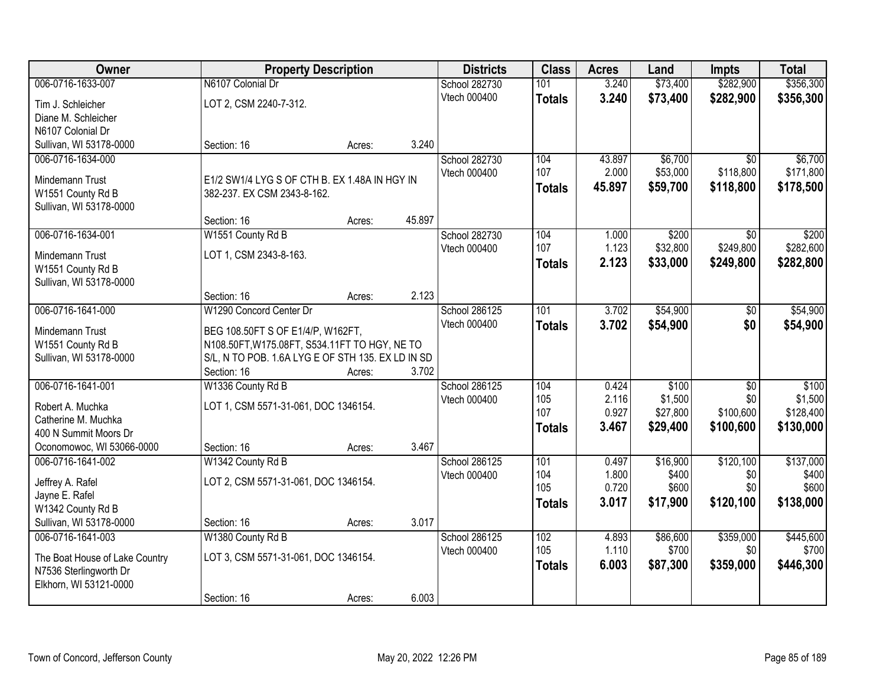| Owner | Property Description | Districts | Class | Acres | Land | Impts | Total |
|---|---|---|---|---|---|---|---|
| 006-0716-1633-007 | N6107 Colonial Dr | School 282730 | 101 | 3.240 | $73,400 | $282,900 | $356,300 |
| Tim J. Schleicher<br>Diane M. Schleicher<br>N6107 Colonial Dr<br>Sullivan, WI 53178-0000 | LOT 2, CSM 2240-7-312.<br>Section: 16 Acres: 3.240 | Vtech 000400 | **Totals** | **3.240** | **$73,400** | **$282,900** | **$356,300** |
| 006-0716-1634-000 | | School 282730 | 104 | 43.897 | $6,700 | $0 | $6,700 |
| Mindemann Trust<br>W1551 County Rd B<br>Sullivan, WI 53178-0000 | E1/2 SW1/4 LYG S OF CTH B. EX 1.48A IN HGY IN 382-237. EX CSM 2343-8-162.<br>Section: 16 Acres: 45.897 | Vtech 000400 | 107 | 2.000 | $53,000 | $118,800 | $171,800 |
| | | | **Totals** | **45.897** | **$59,700** | **$118,800** | **$178,500** |
| 006-0716-1634-001 | W1551 County Rd B | School 282730 | 104 | 1.000 | $200 | $0 | $200 |
| Mindemann Trust<br>W1551 County Rd B<br>Sullivan, WI 53178-0000 | LOT 1, CSM 2343-8-163.<br>Section: 16 Acres: 2.123 | Vtech 000400 | 107 | 1.123 | $32,800 | $249,800 | $282,600 |
| | | | **Totals** | **2.123** | **$33,000** | **$249,800** | **$282,800** |
| 006-0716-1641-000 | W1290 Concord Center Dr | School 286125 | 101 | 3.702 | $54,900 | $0 | $54,900 |
| Mindemann Trust<br>W1551 County Rd B<br>Sullivan, WI 53178-0000 | BEG 108.50FT S OF E1/4/P, W162FT, N108.50FT,W175.08FT, S534.11FT TO HGY, NE TO S/L, N TO POB. 1.6A LYG E OF STH 135. EX LD IN SD<br>Section: 16 Acres: 3.702 | Vtech 000400 | **Totals** | **3.702** | **$54,900** | **$0** | **$54,900** |
| 006-0716-1641-001 | W1336 County Rd B | School 286125 | 104 | 0.424 | $100 | $0 | $100 |
| Robert A. Muchka<br>Catherine M. Muchka<br>400 N Summit Moors Dr<br>Oconomowoc, WI 53066-0000 | LOT 1, CSM 5571-31-061, DOC 1346154.<br>Section: 16 Acres: 3.467 | Vtech 000400 | 105 | 2.116 | $1,500 | $0 | $1,500 |
| | | | 107 | 0.927 | $27,800 | $100,600 | $128,400 |
| | | | **Totals** | **3.467** | **$29,400** | **$100,600** | **$130,000** |
| 006-0716-1641-002 | W1342 County Rd B | School 286125 | 101 | 0.497 | $16,900 | $120,100 | $137,000 |
| Jeffrey A. Rafel<br>Jayne E. Rafel<br>W1342 County Rd B<br>Sullivan, WI 53178-0000 | LOT 2, CSM 5571-31-061, DOC 1346154.<br>Section: 16 Acres: 3.017 | Vtech 000400 | 104 | 1.800 | $400 | $0 | $400 |
| | | | 105 | 0.720 | $600 | $0 | $600 |
| | | | **Totals** | **3.017** | **$17,900** | **$120,100** | **$138,000** |
| 006-0716-1641-003 | W1380 County Rd B | School 286125 | 102 | 4.893 | $86,600 | $359,000 | $445,600 |
| The Boat House of Lake Country<br>N7536 Sterlingworth Dr<br>Elkhorn, WI 53121-0000 | LOT 3, CSM 5571-31-061, DOC 1346154.<br>Section: 16 Acres: 6.003 | Vtech 000400 | 105 | 1.110 | $700 | $0 | $700 |
| | | | **Totals** | **6.003** | **$87,300** | **$359,000** | **$446,300** |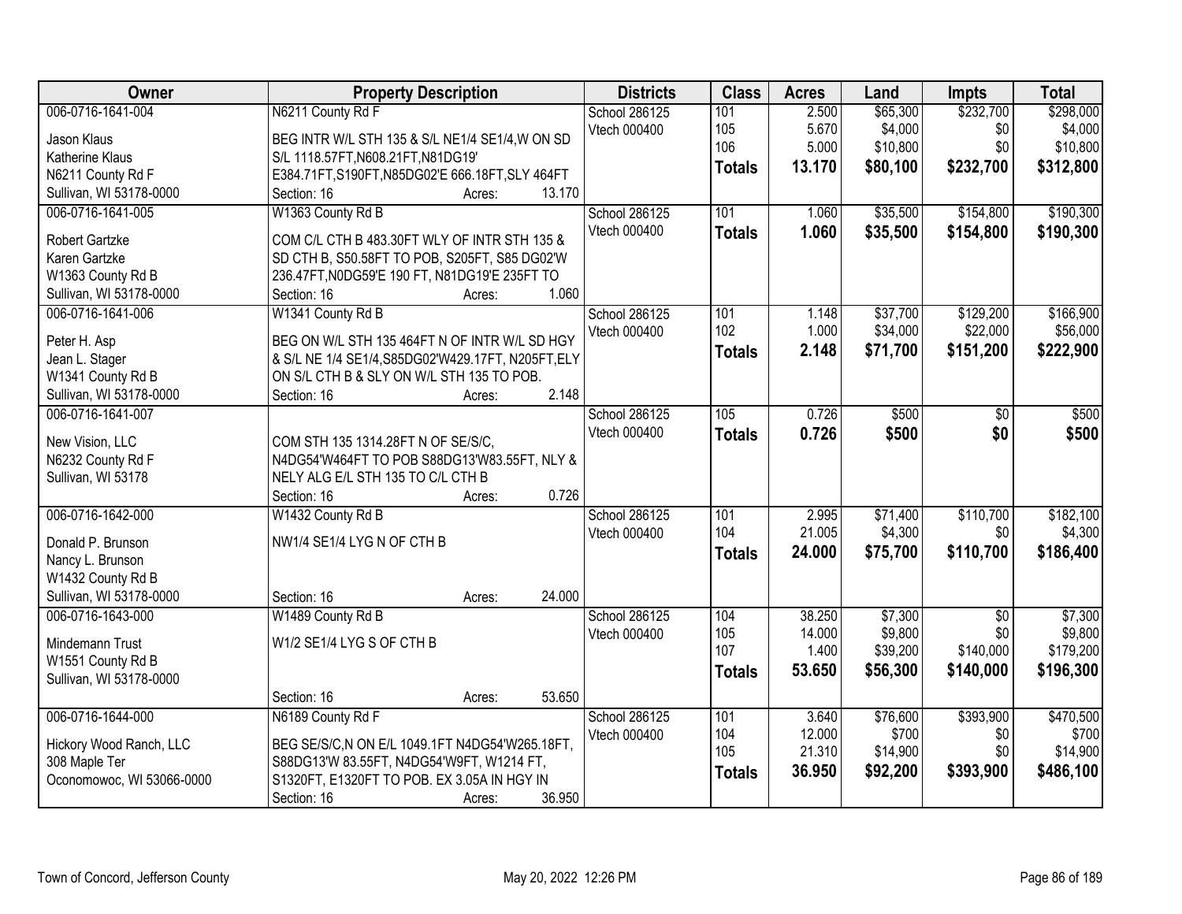| Owner | Property Description | Districts | Class | Acres | Land | Impts | Total |
|---|---|---|---|---|---|---|---|
| 006-0716-1641-004<br>Jason Klaus<br>Katherine Klaus<br>N6211 County Rd F<br>Sullivan, WI 53178-0000 | N6211 County Rd F<br>BEG INTR W/L STH 135 & S/L NE1/4 SE1/4,W ON SD S/L 1118.57FT,N608.21FT,N81DG19' E384.71FT,S190FT,N85DG02'E 666.18FT,SLY 464FT<br>Section: 16 Acres: 13.170 | School 286125<br>Vtech 000400 | 101<br>105<br>106<br>**Totals** | 2.500<br>5.670<br>5.000<br>**13.170** | $65,300<br>$4,000<br>$10,800<br>**$80,100** | $232,700<br>$0<br>$0<br>**$232,700** | $298,000<br>$4,000<br>$10,800<br>**$312,800** |
| 006-0716-1641-005<br>Robert Gartzke<br>Karen Gartzke<br>W1363 County Rd B<br>Sullivan, WI 53178-0000 | W1363 County Rd B<br>COM C/L CTH B 483.30FT WLY OF INTR STH 135 & SD CTH B, S50.58FT TO POB, S205FT, S85 DG02'W 236.47FT,N0DG59'E 190 FT, N81DG19'E 235FT TO<br>Section: 16 Acres: 1.060 | School 286125<br>Vtech 000400 | 101<br>**Totals** | 1.060<br>**1.060** | $35,500<br>**$35,500** | $154,800<br>**$154,800** | $190,300<br>**$190,300** |
| 006-0716-1641-006<br>Peter H. Asp<br>Jean L. Stager<br>W1341 County Rd B<br>Sullivan, WI 53178-0000 | W1341 County Rd B<br>BEG ON W/L STH 135 464FT N OF INTR W/L SD HGY & S/L NE 1/4 SE1/4,S85DG02'W429.17FT, N205FT,ELY ON S/L CTH B & SLY ON W/L STH 135 TO POB.<br>Section: 16 Acres: 2.148 | School 286125<br>Vtech 000400 | 101<br>102<br>**Totals** | 1.148<br>1.000<br>**2.148** | $37,700<br>$34,000<br>**$71,700** | $129,200<br>$22,000<br>**$151,200** | $166,900<br>$56,000<br>**$222,900** |
| 006-0716-1641-007<br>New Vision, LLC<br>N6232 County Rd F<br>Sullivan, WI 53178 | COM STH 135 1314.28FT N OF SE/S/C, N4DG54'W464FT TO POB S88DG13'W83.55FT, NLY & NELY ALG E/L STH 135 TO C/L CTH B<br>Section: 16 Acres: 0.726 | School 286125<br>Vtech 000400 | 105<br>**Totals** | 0.726<br>**0.726** | $500<br>**$500** | $0<br>**$0** | $500<br>**$500** |
| 006-0716-1642-000<br>Donald P. Brunson<br>Nancy L. Brunson<br>W1432 County Rd B<br>Sullivan, WI 53178-0000 | W1432 County Rd B<br>NW1/4 SE1/4 LYG N OF CTH B<br>Section: 16 Acres: 24.000 | School 286125<br>Vtech 000400 | 101<br>104<br>**Totals** | 2.995<br>21.005<br>**24.000** | $71,400<br>$4,300<br>**$75,700** | $110,700<br>$0<br>**$110,700** | $182,100<br>$4,300<br>**$186,400** |
| 006-0716-1643-000<br>Mindemann Trust<br>W1551 County Rd B<br>Sullivan, WI 53178-0000 | W1489 County Rd B<br>W1/2 SE1/4 LYG S OF CTH B<br>Section: 16 Acres: 53.650 | School 286125<br>Vtech 000400 | 104<br>105<br>107<br>**Totals** | 38.250<br>14.000<br>1.400<br>**53.650** | $7,300<br>$9,800<br>$39,200<br>**$56,300** | $0<br>$0<br>$140,000<br>**$140,000** | $7,300<br>$9,800<br>$179,200<br>**$196,300** |
| 006-0716-1644-000<br>Hickory Wood Ranch, LLC<br>308 Maple Ter<br>Oconomowoc, WI 53066-0000 | N6189 County Rd F<br>BEG SE/S/C,N ON E/L 1049.1FT N4DG54'W265.18FT, S88DG13'W 83.55FT, N4DG54'W9FT, W1214 FT, S1320FT, E1320FT TO POB. EX 3.05A IN HGY IN<br>Section: 16 Acres: 36.950 | School 286125<br>Vtech 000400 | 101<br>104<br>105<br>**Totals** | 3.640<br>12.000<br>21.310<br>**36.950** | $76,600<br>$700<br>$14,900<br>**$92,200** | $393,900<br>$0<br>$0<br>**$393,900** | $470,500<br>$700<br>$14,900<br>**$486,100** |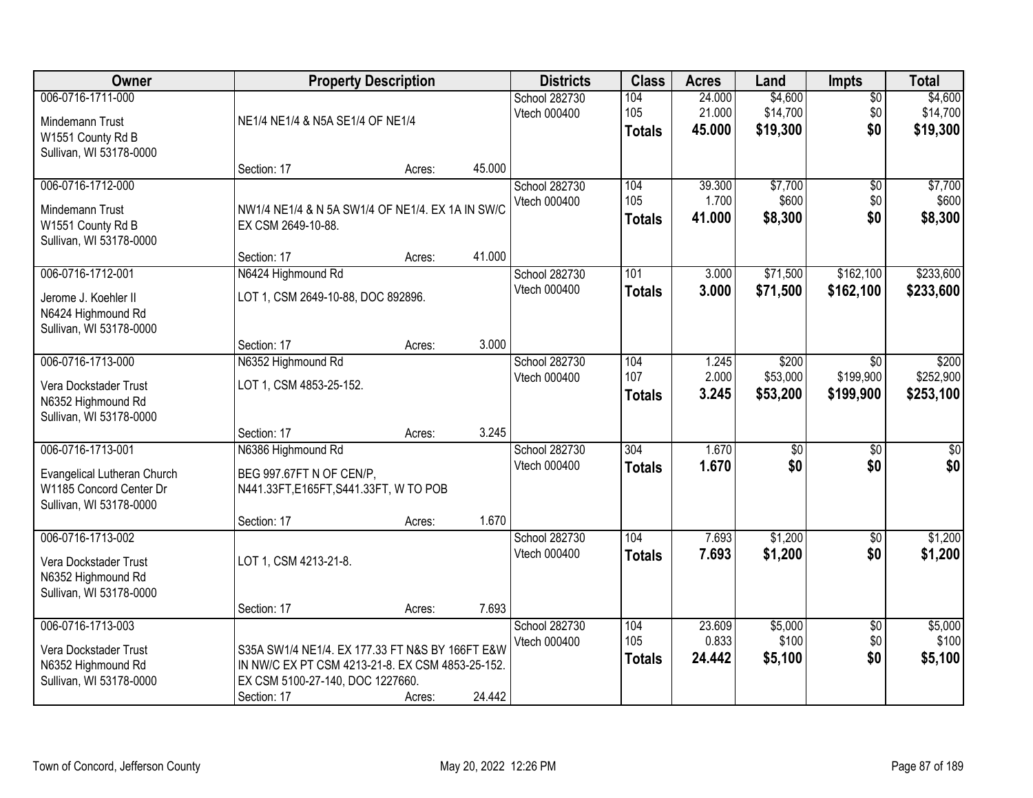| Owner | Property Description | Districts | Class | Acres | Land | Impts | Total |
|---|---|---|---|---|---|---|---|
| 006-0716-1711-000<br>Mindemann Trust<br>W1551 County Rd B<br>Sullivan, WI 53178-0000 | NE1/4 NE1/4 & N5A SE1/4 OF NE1/4<br>Section: 17 Acres: 45.000 | School 282730<br>Vtech 000400 | 104<br>105<br>**Totals** | 24.000<br>21.000<br>**45.000** | $4,600<br>$14,700<br>**$19,300** | $0<br>$0<br>**$0** | $4,600<br>$14,700<br>**$19,300** |
| 006-0716-1712-000<br>Mindemann Trust<br>W1551 County Rd B<br>Sullivan, WI 53178-0000 | NW1/4 NE1/4 & N 5A SW1/4 OF NE1/4. EX 1A IN SW/C EX CSM 2649-10-88.<br>Section: 17 Acres: 41.000 | School 282730<br>Vtech 000400 | 104<br>105<br>**Totals** | 39.300<br>1.700<br>**41.000** | $7,700<br>$600<br>**$8,300** | $0<br>$0<br>**$0** | $7,700<br>$600<br>**$8,300** |
| 006-0716-1712-001<br>Jerome J. Koehler II<br>N6424 Highmound Rd<br>Sullivan, WI 53178-0000 | N6424 Highmound Rd<br>LOT 1, CSM 2649-10-88, DOC 892896.<br>Section: 17 Acres: 3.000 | School 282730<br>Vtech 000400 | 101<br>**Totals** | 3.000<br>**3.000** | $71,500<br>**$71,500** | $162,100<br>**$162,100** | $233,600<br>**$233,600** |
| 006-0716-1713-000<br>Vera Dockstader Trust<br>N6352 Highmound Rd<br>Sullivan, WI 53178-0000 | N6352 Highmound Rd<br>LOT 1, CSM 4853-25-152.<br>Section: 17 Acres: 3.245 | School 282730<br>Vtech 000400 | 104<br>107<br>**Totals** | 1.245<br>2.000<br>**3.245** | $200<br>$53,000<br>**$53,200** | $0<br>$199,900<br>**$199,900** | $200<br>$252,900<br>**$253,100** |
| 006-0716-1713-001<br>Evangelical Lutheran Church<br>W1185 Concord Center Dr<br>Sullivan, WI 53178-0000 | N6386 Highmound Rd<br>BEG 997.67FT N OF CEN/P, N441.33FT,E165FT,S441.33FT, W TO POB<br>Section: 17 Acres: 1.670 | School 282730<br>Vtech 000400 | 304<br>**Totals** | 1.670<br>**1.670** | $0<br>**$0** | $0<br>**$0** | $0<br>**$0** |
| 006-0716-1713-002<br>Vera Dockstader Trust<br>N6352 Highmound Rd<br>Sullivan, WI 53178-0000 | LOT 1, CSM 4213-21-8.<br>Section: 17 Acres: 7.693 | School 282730<br>Vtech 000400 | 104<br>**Totals** | 7.693<br>**7.693** | $1,200<br>**$1,200** | $0<br>**$0** | $1,200<br>**$1,200** |
| 006-0716-1713-003<br>Vera Dockstader Trust<br>N6352 Highmound Rd<br>Sullivan, WI 53178-0000 | S35A SW1/4 NE1/4. EX 177.33 FT N&S BY 166FT E&W IN NW/C EX PT CSM 4213-21-8. EX CSM 4853-25-152. EX CSM 5100-27-140, DOC 1227660.<br>Section: 17 Acres: 24.442 | School 282730<br>Vtech 000400 | 104<br>105<br>**Totals** | 23.609<br>0.833<br>**24.442** | $5,000<br>$100<br>**$5,100** | $0<br>$0<br>**$0** | $5,000<br>$100<br>**$5,100** |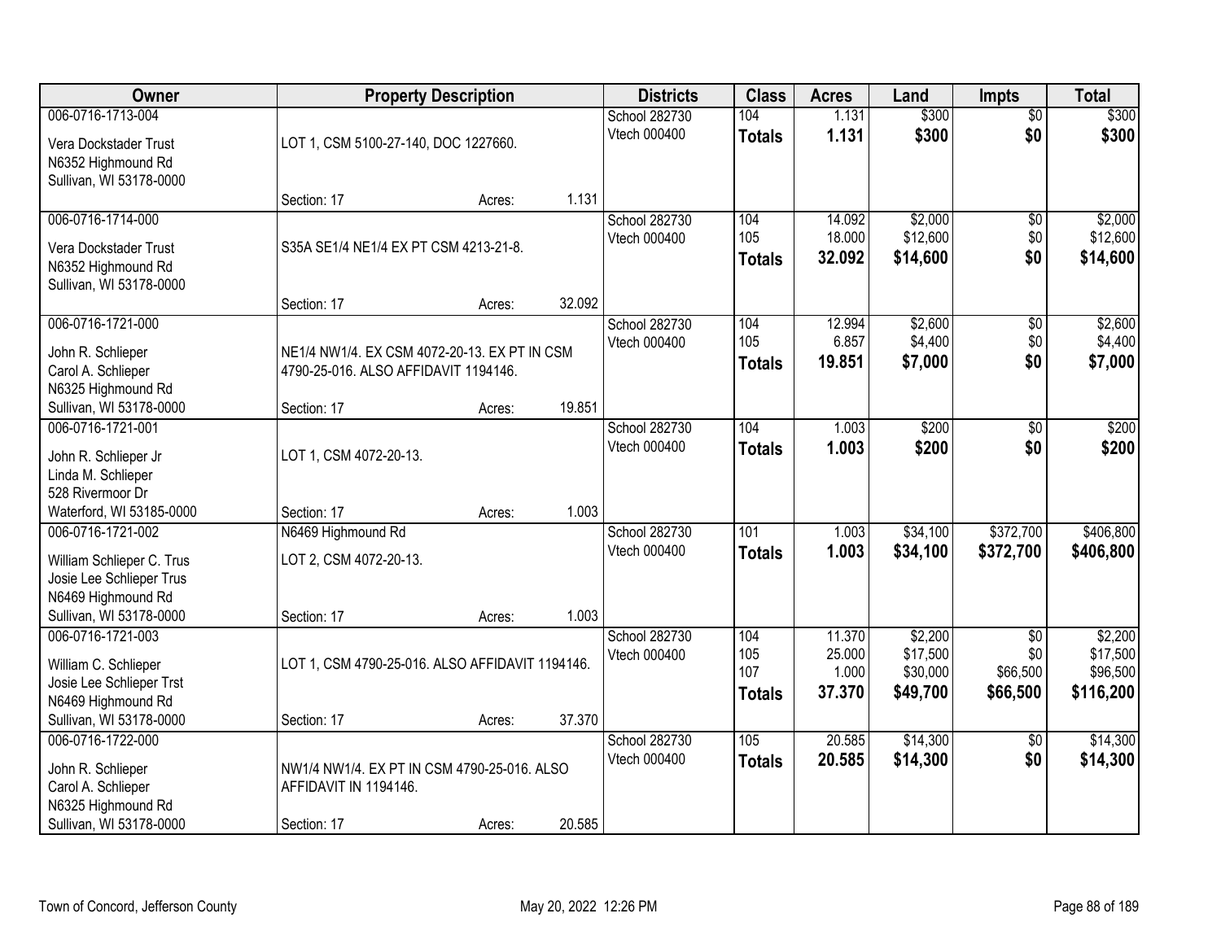| Owner | Property Description | Districts | Class | Acres | Land | Impts | Total |
|---|---|---|---|---|---|---|---|
| 006-0716-1713-004<br>Vera Dockstader Trust<br>N6352 Highmound Rd<br>Sullivan, WI 53178-0000 | LOT 1, CSM 5100-27-140, DOC 1227660.<br>Section: 17 Acres: 1.131 | School 282730<br>Vtech 000400 | 104<br>**Totals** | 1.131<br>**1.131** | $300<br>**$300** | $0<br>**$0** | $300<br>**$300** |
| 006-0716-1714-000<br>Vera Dockstader Trust<br>N6352 Highmound Rd<br>Sullivan, WI 53178-0000 | S35A SE1/4 NE1/4 EX PT CSM 4213-21-8.<br>Section: 17 Acres: 32.092 | School 282730<br>Vtech 000400 | 104<br>105<br>**Totals** | 14.092<br>18.000<br>**32.092** | $2,000<br>$12,600<br>**$14,600** | $0<br>$0<br>**$0** | $2,000<br>$12,600<br>**$14,600** |
| 006-0716-1721-000<br>John R. Schlieper<br>Carol A. Schlieper<br>N6325 Highmound Rd<br>Sullivan, WI 53178-0000 | NE1/4 NW1/4. EX CSM 4072-20-13. EX PT IN CSM 4790-25-016. ALSO AFFIDAVIT 1194146.<br>Section: 17 Acres: 19.851 | School 282730<br>Vtech 000400 | 104<br>105<br>**Totals** | 12.994<br>6.857<br>**19.851** | $2,600<br>$4,400<br>**$7,000** | $0<br>$0<br>**$0** | $2,600<br>$4,400<br>**$7,000** |
| 006-0716-1721-001<br>John R. Schlieper Jr<br>Linda M. Schlieper<br>528 Rivermoor Dr<br>Waterford, WI 53185-0000 | LOT 1, CSM 4072-20-13.<br>Section: 17 Acres: 1.003 | School 282730<br>Vtech 000400 | 104<br>**Totals** | 1.003<br>**1.003** | $200<br>**$200** | $0<br>**$0** | $200<br>**$200** |
| 006-0716-1721-002<br>William Schlieper C. Trus<br>Josie Lee Schlieper Trus<br>N6469 Highmound Rd<br>Sullivan, WI 53178-0000 | N6469 Highmound Rd<br>LOT 2, CSM 4072-20-13.<br>Section: 17 Acres: 1.003 | School 282730<br>Vtech 000400 | 101<br>**Totals** | 1.003<br>**1.003** | $34,100<br>**$34,100** | $372,700<br>**$372,700** | $406,800<br>**$406,800** |
| 006-0716-1721-003<br>William C. Schlieper<br>Josie Lee Schlieper Trst<br>N6469 Highmound Rd<br>Sullivan, WI 53178-0000 | LOT 1, CSM 4790-25-016. ALSO AFFIDAVIT 1194146.<br>Section: 17 Acres: 37.370 | School 282730<br>Vtech 000400 | 104<br>105<br>107<br>**Totals** | 11.370<br>25.000<br>1.000<br>**37.370** | $2,200<br>$17,500<br>$30,000<br>**$49,700** | $0<br>$0<br>$66,500<br>**$66,500** | $2,200<br>$17,500<br>$96,500<br>**$116,200** |
| 006-0716-1722-000<br>John R. Schlieper<br>Carol A. Schlieper<br>N6325 Highmound Rd<br>Sullivan, WI 53178-0000 | NW1/4 NW1/4. EX PT IN CSM 4790-25-016. ALSO AFFIDAVIT IN 1194146.<br>Section: 17 Acres: 20.585 | School 282730<br>Vtech 000400 | 105<br>**Totals** | 20.585<br>**20.585** | $14,300<br>**$14,300** | $0<br>**$0** | $14,300<br>**$14,300** |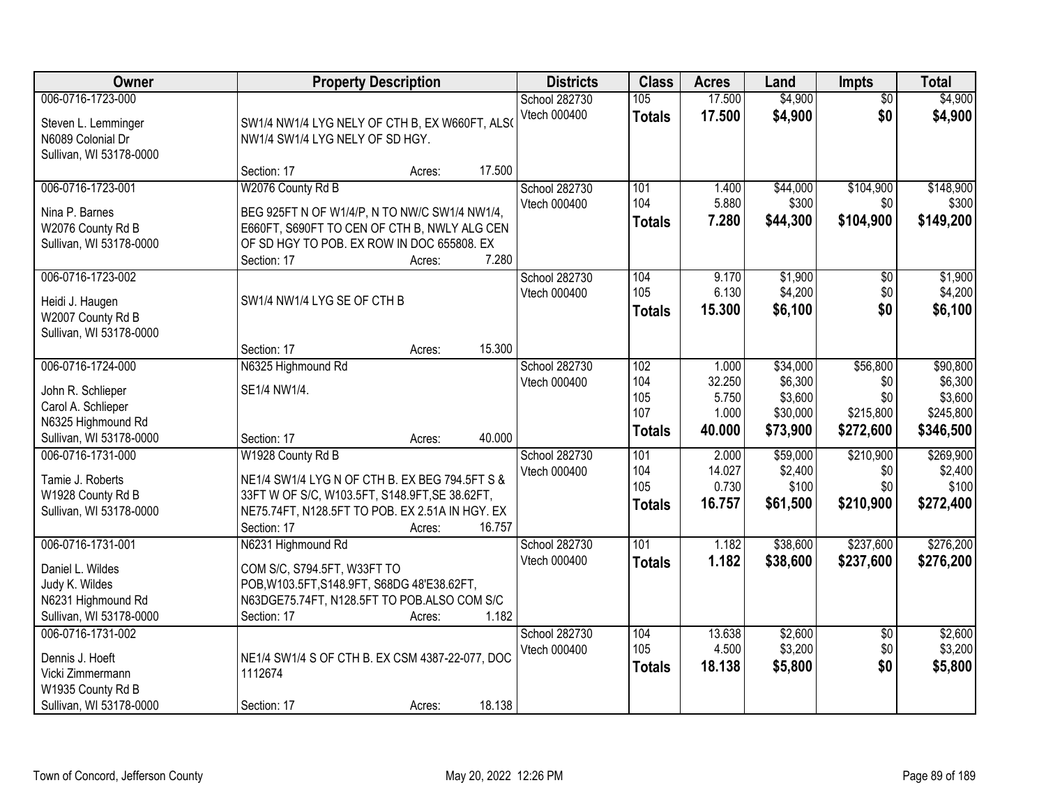| Owner | Property Description | Districts | Class | Acres | Land | Impts | Total |
|---|---|---|---|---|---|---|---|
| 006-0716-1723-000<br><br>Steven L. Lemminger<br>N6089 Colonial Dr<br>Sullivan, WI 53178-0000 | SW1/4 NW1/4 LYG NELY OF CTH B, EX W660FT, ALS(<br>NW1/4 SW1/4 LYG NELY OF SD HGY.<br><br>Section: 17 Acres: 17.500 | School 282730<br>Vtech 000400 | 105<br>**Totals** | 17.500<br>**17.500** | $4,900<br>**$4,900** | $0<br>**$0** | $4,900<br>**$4,900** |
| 006-0716-1723-001<br><br>Nina P. Barnes<br>W2076 County Rd B<br>Sullivan, WI 53178-0000 | W2076 County Rd B<br>BEG 925FT N OF W1/4/P, N TO NW/C SW1/4 NW1/4, E660FT, S690FT TO CEN OF CTH B, NWLY ALG CEN OF SD HGY TO POB. EX ROW IN DOC 655808. EX<br>Section: 17 Acres: 7.280 | School 282730<br>Vtech 000400 | 101<br>104<br>**Totals** | 1.400<br>5.880<br>**7.280** | $44,000<br>$300<br>**$44,300** | $104,900<br>$0<br>**$104,900** | $148,900<br>$300<br>**$149,200** |
| 006-0716-1723-002<br><br>Heidi J. Haugen<br>W2007 County Rd B<br>Sullivan, WI 53178-0000 | SW1/4 NW1/4 LYG SE OF CTH B<br><br>Section: 17 Acres: 15.300 | School 282730<br>Vtech 000400 | 104<br>105<br>**Totals** | 9.170<br>6.130<br>**15.300** | $1,900<br>$4,200<br>**$6,100** | $0<br>$0<br>**$0** | $1,900<br>$4,200<br>**$6,100** |
| 006-0716-1724-000<br><br>John R. Schlieper<br>Carol A. Schlieper<br>N6325 Highmound Rd<br>Sullivan, WI 53178-0000 | N6325 Highmound Rd<br>SE1/4 NW1/4.<br><br>Section: 17 Acres: 40.000 | School 282730<br>Vtech 000400 | 102<br>104<br>105<br>107<br>**Totals** | 1.000<br>32.250<br>5.750<br>1.000<br>**40.000** | $34,000<br>$6,300<br>$3,600<br>$30,000<br>**$73,900** | $56,800<br>$0<br>$0<br>$215,800<br>**$272,600** | $90,800<br>$6,300<br>$3,600<br>$245,800<br>**$346,500** |
| 006-0716-1731-000<br><br>Tamie J. Roberts<br>W1928 County Rd B<br>Sullivan, WI 53178-0000 | W1928 County Rd B<br>NE1/4 SW1/4 LYG N OF CTH B. EX BEG 794.5FT S & 33FT W OF S/C, W103.5FT, S148.9FT,SE 38.62FT, NE75.74FT, N128.5FT TO POB. EX 2.51A IN HGY. EX<br>Section: 17 Acres: 16.757 | School 282730<br>Vtech 000400 | 101<br>104<br>105<br>**Totals** | 2.000<br>14.027<br>0.730<br>**16.757** | $59,000<br>$2,400<br>$100<br>**$61,500** | $210,900<br>$0<br>$0<br>**$210,900** | $269,900<br>$2,400<br>$100<br>**$272,400** |
| 006-0716-1731-001<br><br>Daniel L. Wildes<br>Judy K. Wildes<br>N6231 Highmound Rd<br>Sullivan, WI 53178-0000 | N6231 Highmound Rd<br>COM S/C, S794.5FT, W33FT TO POB,W103.5FT,S148.9FT, S68DG 48'E38.62FT, N63DGE75.74FT, N128.5FT TO POB.ALSO COM S/C<br>Section: 17 Acres: 1.182 | School 282730<br>Vtech 000400 | 101<br>**Totals** | 1.182<br>**1.182** | $38,600<br>**$38,600** | $237,600<br>**$237,600** | $276,200<br>**$276,200** |
| 006-0716-1731-002<br><br>Dennis J. Hoeft<br>Vicki Zimmermann<br>W1935 County Rd B<br>Sullivan, WI 53178-0000 | NE1/4 SW1/4 S OF CTH B. EX CSM 4387-22-077, DOC 1112674<br><br>Section: 17 Acres: 18.138 | School 282730<br>Vtech 000400 | 104<br>105<br>**Totals** | 13.638<br>4.500<br>**18.138** | $2,600<br>$3,200<br>**$5,800** | $0<br>$0<br>**$0** | $2,600<br>$3,200<br>**$5,800** |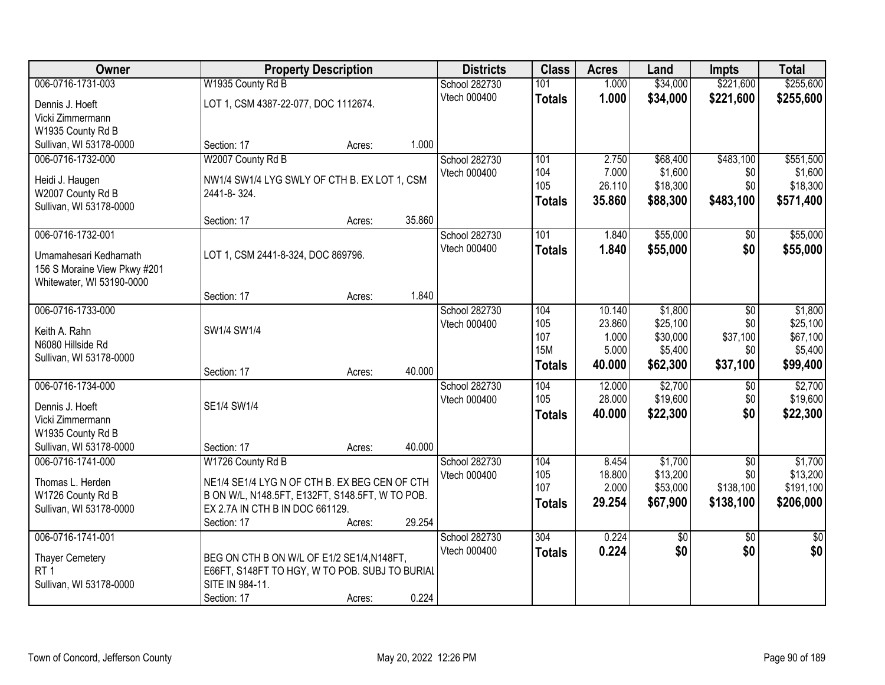| Owner | Property Description | Districts | Class | Acres | Land | Impts | Total |
|---|---|---|---|---|---|---|---|
| 006-0716-1731-003 | W1935 County Rd B | School 282730 | 101 | 1.000 | $34,000 | $221,600 | $255,600 |
| Dennis J. Hoeft<br>Vicki Zimmermann<br>W1935 County Rd B<br>Sullivan, WI 53178-0000 | LOT 1, CSM 4387-22-077, DOC 1112674.<br><br>Section: 17 Acres: 1.000 | Vtech 000400 | **Totals** | **1.000** | **$34,000** | **$221,600** | **$255,600** |
| 006-0716-1732-000 | W2007 County Rd B | School 282730 | 101 | 2.750 | $68,400 | $483,100 | $551,500 |
| Heidi J. Haugen<br>W2007 County Rd B<br>Sullivan, WI 53178-0000 | NW1/4 SW1/4 LYG SWLY OF CTH B. EX LOT 1, CSM 2441-8- 324.<br><br>Section: 17 Acres: 35.860 | Vtech 000400 | 104 | 7.000 | $1,600 | $0 | $1,600 |
| | | | 105 | 26.110 | $18,300 | $0 | $18,300 |
| | | | **Totals** | **35.860** | **$88,300** | **$483,100** | **$571,400** |
| 006-0716-1732-001 | | School 282730 | 101 | 1.840 | $55,000 | $0 | $55,000 |
| Umamahesari Kedharnath<br>156 S Moraine View Pkwy #201<br>Whitewater, WI 53190-0000 | LOT 1, CSM 2441-8-324, DOC 869796.<br><br>Section: 17 Acres: 1.840 | Vtech 000400 | **Totals** | **1.840** | **$55,000** | **$0** | **$55,000** |
| 006-0716-1733-000 | | School 282730 | 104 | 10.140 | $1,800 | $0 | $1,800 |
| Keith A. Rahn<br>N6080 Hillside Rd<br>Sullivan, WI 53178-0000 | SW1/4 SW1/4<br><br>Section: 17 Acres: 40.000 | Vtech 000400 | 105 | 23.860 | $25,100 | $0 | $25,100 |
| | | | 107 | 1.000 | $30,000 | $37,100 | $67,100 |
| | | | 15M | 5.000 | $5,400 | $0 | $5,400 |
| | | | **Totals** | **40.000** | **$62,300** | **$37,100** | **$99,400** |
| 006-0716-1734-000 | | School 282730 | 104 | 12.000 | $2,700 | $0 | $2,700 |
| Dennis J. Hoeft<br>Vicki Zimmermann<br>W1935 County Rd B<br>Sullivan, WI 53178-0000 | SE1/4 SW1/4<br><br>Section: 17 Acres: 40.000 | Vtech 000400 | 105 | 28.000 | $19,600 | $0 | $19,600 |
| | | | **Totals** | **40.000** | **$22,300** | **$0** | **$22,300** |
| 006-0716-1741-000 | W1726 County Rd B | School 282730 | 104 | 8.454 | $1,700 | $0 | $1,700 |
| Thomas L. Herden<br>W1726 County Rd B<br>Sullivan, WI 53178-0000 | NE1/4 SE1/4 LYG N OF CTH B. EX BEG CEN OF CTH B ON W/L, N148.5FT, E132FT, S148.5FT, W TO POB. EX 2.7A IN CTH B IN DOC 661129.<br>Section: 17 Acres: 29.254 | Vtech 000400 | 105 | 18.800 | $13,200 | $0 | $13,200 |
| | | | 107 | 2.000 | $53,000 | $138,100 | $191,100 |
| | | | **Totals** | **29.254** | **$67,900** | **$138,100** | **$206,000** |
| 006-0716-1741-001 | | School 282730 | 304 | 0.224 | $0 | $0 | $0 |
| Thayer Cemetery<br>RT 1<br>Sullivan, WI 53178-0000 | BEG ON CTH B ON W/L OF E1/2 SE1/4,N148FT, E66FT, S148FT TO HGY, W TO POB. SUBJ TO BURIAL SITE IN 984-11.<br>Section: 17 Acres: 0.224 | Vtech 000400 | **Totals** | **0.224** | **$0** | **$0** | **$0** |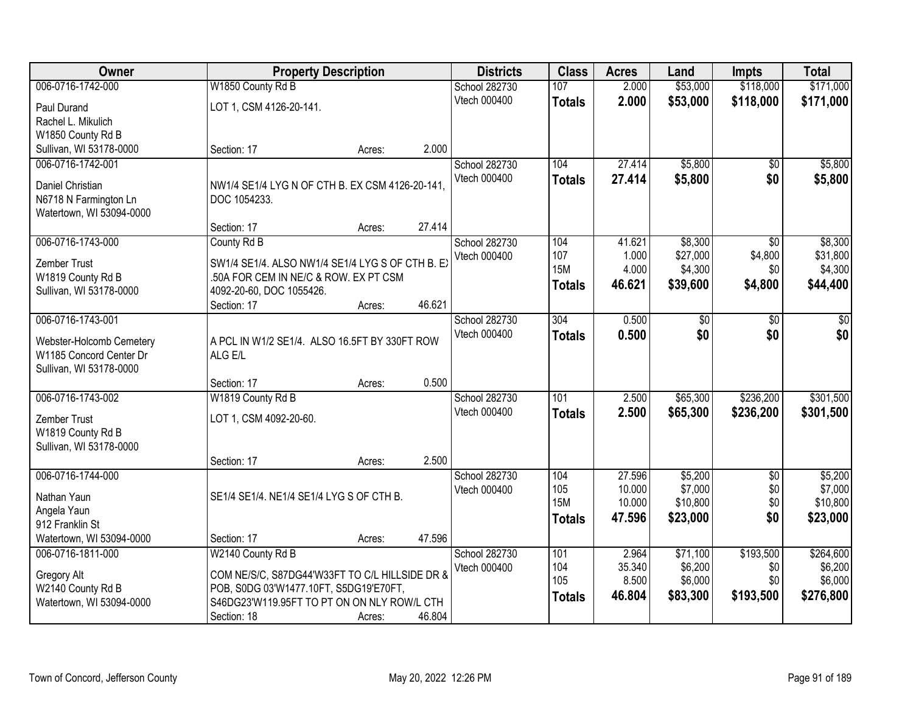| Owner | Property Description | | | Districts | Class | Acres | Land | Impts | Total |
|---|---|---|---|---|---|---|---|---|---|
| 006-0716-1742-000 | W1850 County Rd B | | | School 282730 | 107 | 2.000 | $53,000 | $118,000 | $171,000 |
| Paul Durand<br>Rachel L. Mikulich<br>W1850 County Rd B<br>Sullivan, WI 53178-0000 | LOT 1, CSM 4126-20-141. | | | Vtech 000400 | **Totals** | **2.000** | **$53,000** | **$118,000** | **$171,000** |
| | Section: 17 | Acres: | 2.000 | | | | | | |
| 006-0716-1742-001 | | | | School 282730 | 104 | 27.414 | $5,800 | $0 | $5,800 |
| Daniel Christian<br>N6718 N Farmington Ln<br>Watertown, WI 53094-0000 | NW1/4 SE1/4 LYG N OF CTH B. EX CSM 4126-20-141, DOC 1054233. | | | Vtech 000400 | **Totals** | **27.414** | **$5,800** | **$0** | **$5,800** |
| | Section: 17 | Acres: | 27.414 | | | | | | |
| 006-0716-1743-000 | County Rd B | | | School 282730 | 104 | 41.621 | $8,300 | $0 | $8,300 |
| Zember Trust<br>W1819 County Rd B<br>Sullivan, WI 53178-0000 | SW1/4 SE1/4. ALSO NW1/4 SE1/4 LYG S OF CTH B. EX .50A FOR CEM IN NE/C & ROW. EX PT CSM 4092-20-60, DOC 1055426. | | | Vtech 000400 | 107 | 1.000 | $27,000 | $4,800 | $31,800 |
| | | | | | 15M | 4.000 | $4,300 | $0 | $4,300 |
| | | | | | **Totals** | **46.621** | **$39,600** | **$4,800** | **$44,400** |
| | Section: 17 | Acres: | 46.621 | | | | | | |
| 006-0716-1743-001 | | | | School 282730 | 304 | 0.500 | $0 | $0 | $0 |
| Webster-Holcomb Cemetery<br>W1185 Concord Center Dr<br>Sullivan, WI 53178-0000 | A PCL IN W1/2 SE1/4. ALSO 16.5FT BY 330FT ROW ALG E/L | | | Vtech 000400 | **Totals** | **0.500** | **$0** | **$0** | **$0** |
| | Section: 17 | Acres: | 0.500 | | | | | | |
| 006-0716-1743-002 | W1819 County Rd B | | | School 282730 | 101 | 2.500 | $65,300 | $236,200 | $301,500 |
| Zember Trust<br>W1819 County Rd B<br>Sullivan, WI 53178-0000 | LOT 1, CSM 4092-20-60. | | | Vtech 000400 | **Totals** | **2.500** | **$65,300** | **$236,200** | **$301,500** |
| | Section: 17 | Acres: | 2.500 | | | | | | |
| 006-0716-1744-000 | | | | School 282730 | 104 | 27.596 | $5,200 | $0 | $5,200 |
| Nathan Yaun<br>Angela Yaun<br>912 Franklin St<br>Watertown, WI 53094-0000 | SE1/4 SE1/4. NE1/4 SE1/4 LYG S OF CTH B. | | | Vtech 000400 | 105 | 10.000 | $7,000 | $0 | $7,000 |
| | | | | | 15M | 10.000 | $10,800 | $0 | $10,800 |
| | | | | | **Totals** | **47.596** | **$23,000** | **$0** | **$23,000** |
| | Section: 17 | Acres: | 47.596 | | | | | | |
| 006-0716-1811-000 | W2140 County Rd B | | | School 282730 | 101 | 2.964 | $71,100 | $193,500 | $264,600 |
| Gregory Alt<br>W2140 County Rd B<br>Watertown, WI 53094-0000 | COM NE/S/C, S87DG44'W33FT TO C/L HILLSIDE DR & POB, S0DG 03'W1477.10FT, S5DG19'E70FT, S46DG23'W119.95FT TO PT ON ON NLY ROW/L CTH | | | Vtech 000400 | 104 | 35.340 | $6,200 | $0 | $6,200 |
| | | | | | 105 | 8.500 | $6,000 | $0 | $6,000 |
| | | | | | **Totals** | **46.804** | **$83,300** | **$193,500** | **$276,800** |
| | Section: 18 | Acres: | 46.804 | | | | | | |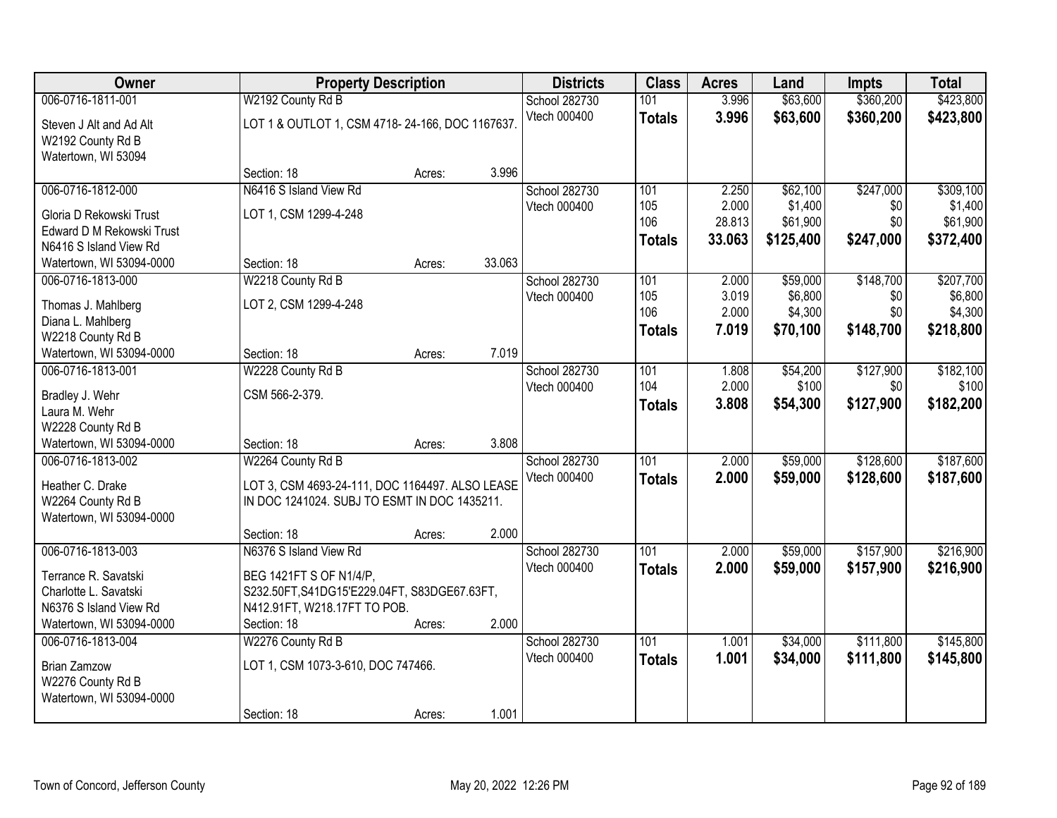| Owner | Property Description | | | Districts | Class | Acres | Land | Impts | Total |
|---|---|---|---|---|---|---|---|---|---|
| 006-0716-1811-001 | W2192 County Rd B | | | School 282730 | 101 | 3.996 | $63,600 | $360,200 | $423,800 |
| Steven J Alt and Ad Alt<br>W2192 County Rd B<br>Watertown, WI 53094 | LOT 1 & OUTLOT 1, CSM 4718- 24-166, DOC 1167637. | | | Vtech 000400 | **Totals** | **3.996** | **$63,600** | **$360,200** | **$423,800** |
| | Section: 18 | Acres: | 3.996 | | | | | | |
| 006-0716-1812-000 | N6416 S Island View Rd | | | School 282730 | 101 | 2.250 | $62,100 | $247,000 | $309,100 |
| Gloria D Rekowski Trust<br>Edward D M Rekowski Trust<br>N6416 S Island View Rd | LOT 1, CSM 1299-4-248 | | | Vtech 000400 | 105 | 2.000 | $1,400 | $0 | $1,400 |
| | | | | | 106 | 28.813 | $61,900 | $0 | $61,900 |
| | | | | | **Totals** | **33.063** | **$125,400** | **$247,000** | **$372,400** |
| Watertown, WI 53094-0000 | Section: 18 | Acres: | 33.063 | | | | | | |
| 006-0716-1813-000 | W2218 County Rd B | | | School 282730 | 101 | 2.000 | $59,000 | $148,700 | $207,700 |
| Thomas J. Mahlberg<br>Diana L. Mahlberg<br>W2218 County Rd B | LOT 2, CSM 1299-4-248 | | | Vtech 000400 | 105 | 3.019 | $6,800 | $0 | $6,800 |
| | | | | | 106 | 2.000 | $4,300 | $0 | $4,300 |
| | | | | | **Totals** | **7.019** | **$70,100** | **$148,700** | **$218,800** |
| Watertown, WI 53094-0000 | Section: 18 | Acres: | 7.019 | | | | | | |
| 006-0716-1813-001 | W2228 County Rd B | | | School 282730 | 101 | 1.808 | $54,200 | $127,900 | $182,100 |
| Bradley J. Wehr<br>Laura M. Wehr<br>W2228 County Rd B | CSM 566-2-379. | | | Vtech 000400 | 104 | 2.000 | $100 | $0 | $100 |
| | | | | | **Totals** | **3.808** | **$54,300** | **$127,900** | **$182,200** |
| Watertown, WI 53094-0000 | Section: 18 | Acres: | 3.808 | | | | | | |
| 006-0716-1813-002 | W2264 County Rd B | | | School 282730 | 101 | 2.000 | $59,000 | $128,600 | $187,600 |
| Heather C. Drake<br>W2264 County Rd B<br>Watertown, WI 53094-0000 | LOT 3, CSM 4693-24-111, DOC 1164497. ALSO LEASE IN DOC 1241024. SUBJ TO ESMT IN DOC 1435211. | | | Vtech 000400 | **Totals** | **2.000** | **$59,000** | **$128,600** | **$187,600** |
| | Section: 18 | Acres: | 2.000 | | | | | | |
| 006-0716-1813-003 | N6376 S Island View Rd | | | School 282730 | 101 | 2.000 | $59,000 | $157,900 | $216,900 |
| Terrance R. Savatski<br>Charlotte L. Savatski<br>N6376 S Island View Rd | BEG 1421FT S OF N1/4/P, S232.50FT,S41DG15'E229.04FT, S83DGE67.63FT, N412.91FT, W218.17FT TO POB. | | | Vtech 000400 | **Totals** | **2.000** | **$59,000** | **$157,900** | **$216,900** |
| Watertown, WI 53094-0000 | Section: 18 | Acres: | 2.000 | | | | | | |
| 006-0716-1813-004 | W2276 County Rd B | | | School 282730 | 101 | 1.001 | $34,000 | $111,800 | $145,800 |
| Brian Zamzow<br>W2276 County Rd B<br>Watertown, WI 53094-0000 | LOT 1, CSM 1073-3-610, DOC 747466. | | | Vtech 000400 | **Totals** | **1.001** | **$34,000** | **$111,800** | **$145,800** |
| | Section: 18 | Acres: | 1.001 | | | | | | |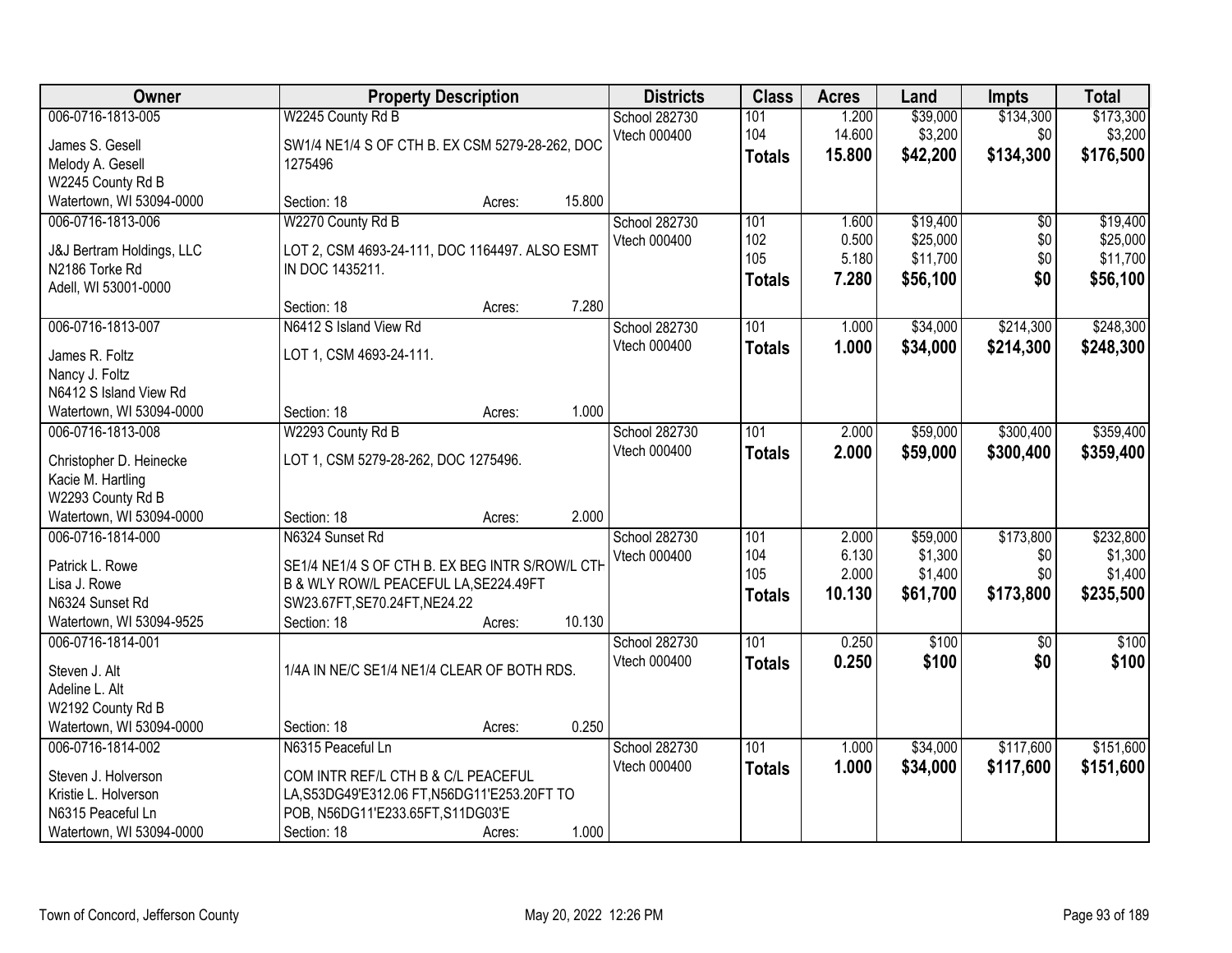| Owner | Property Description | Districts | Class | Acres | Land | Impts | Total |
|---|---|---|---|---|---|---|---|
| 006-0716-1813-005<br>James S. Gesell<br>Melody A. Gesell<br>W2245 County Rd B<br>Watertown, WI 53094-0000 | W2245 County Rd B<br>SW1/4 NE1/4 S OF CTH B. EX CSM 5279-28-262, DOC 1275496<br>Section: 18 Acres: 15.800 | School 282730<br>Vtech 000400 | 101<br>104<br>**Totals** | 1.200<br>14.600<br>**15.800** | $39,000<br>$3,200<br>**$42,200** | $134,300<br>$0<br>**$134,300** | $173,300<br>$3,200<br>**$176,500** |
| 006-0716-1813-006<br>J&J Bertram Holdings, LLC<br>N2186 Torke Rd<br>Adell, WI 53001-0000 | W2270 County Rd B<br>LOT 2, CSM 4693-24-111, DOC 1164497. ALSO ESMT IN DOC 1435211.<br>Section: 18 Acres: 7.280 | School 282730<br>Vtech 000400 | 101<br>102<br>105<br>**Totals** | 1.600<br>0.500<br>5.180<br>**7.280** | $19,400<br>$25,000<br>$11,700<br>**$56,100** | $0<br>$0<br>$0<br>**$0** | $19,400<br>$25,000<br>$11,700<br>**$56,100** |
| 006-0716-1813-007<br>James R. Foltz<br>Nancy J. Foltz<br>N6412 S Island View Rd<br>Watertown, WI 53094-0000 | N6412 S Island View Rd<br>LOT 1, CSM 4693-24-111.<br>Section: 18 Acres: 1.000 | School 282730<br>Vtech 000400 | 101<br>**Totals** | 1.000<br>**1.000** | $34,000<br>**$34,000** | $214,300<br>**$214,300** | $248,300<br>**$248,300** |
| 006-0716-1813-008<br>Christopher D. Heinecke<br>Kacie M. Hartling<br>W2293 County Rd B<br>Watertown, WI 53094-0000 | W2293 County Rd B<br>LOT 1, CSM 5279-28-262, DOC 1275496.<br>Section: 18 Acres: 2.000 | School 282730<br>Vtech 000400 | 101<br>**Totals** | 2.000<br>**2.000** | $59,000<br>**$59,000** | $300,400<br>**$300,400** | $359,400<br>**$359,400** |
| 006-0716-1814-000<br>Patrick L. Rowe<br>Lisa J. Rowe<br>N6324 Sunset Rd<br>Watertown, WI 53094-9525 | N6324 Sunset Rd<br>SE1/4 NE1/4 S OF CTH B. EX BEG INTR S/ROW/L CTH B & WLY ROW/L PEACEFUL LA,SE224.49FT SW23.67FT,SE70.24FT,NE24.22<br>Section: 18 Acres: 10.130 | School 282730<br>Vtech 000400 | 101<br>104<br>105<br>**Totals** | 2.000<br>6.130<br>2.000<br>**10.130** | $59,000<br>$1,300<br>$1,400<br>**$61,700** | $173,800<br>$0<br>$0<br>**$173,800** | $232,800<br>$1,300<br>$1,400<br>**$235,500** |
| 006-0716-1814-001<br>Steven J. Alt<br>Adeline L. Alt<br>W2192 County Rd B<br>Watertown, WI 53094-0000 | 1/4A IN NE/C SE1/4 NE1/4 CLEAR OF BOTH RDS.<br>Section: 18 Acres: 0.250 | School 282730<br>Vtech 000400 | 101<br>**Totals** | 0.250<br>**0.250** | $100<br>**$100** | $0<br>**$0** | $100<br>**$100** |
| 006-0716-1814-002<br>Steven J. Holverson<br>Kristie L. Holverson<br>N6315 Peaceful Ln<br>Watertown, WI 53094-0000 | N6315 Peaceful Ln<br>COM INTR REF/L CTH B & C/L PEACEFUL LA,S53DG49'E312.06 FT,N56DG11'E253.20FT TO POB, N56DG11'E233.65FT,S11DG03'E<br>Section: 18 Acres: 1.000 | School 282730<br>Vtech 000400 | 101<br>**Totals** | 1.000<br>**1.000** | $34,000<br>**$34,000** | $117,600<br>**$117,600** | $151,600<br>**$151,600** |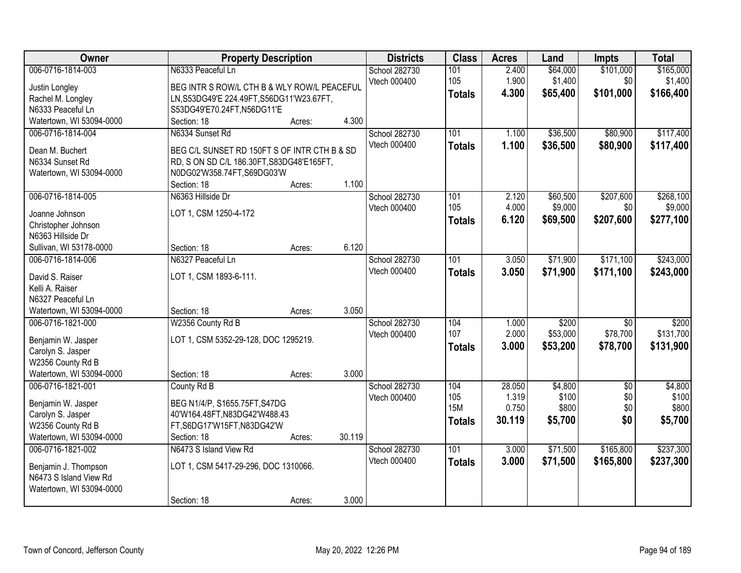| Owner | Property Description | Districts | Class | Acres | Land | Impts | Total |
|---|---|---|---|---|---|---|---|
| 006-0716-1814-003<br>Justin Longley<br>Rachel M. Longley<br>N6333 Peaceful Ln<br>Watertown, WI 53094-0000 | N6333 Peaceful Ln<br>BEG INTR S ROW/L CTH B & WLY ROW/L PEACEFUL LN,S53DG49'E 224.49FT,S56DG11'W23.67FT, S53DG49'E70.24FT,N56DG11'E<br>Section: 18 Acres: 4.300 | School 282730<br>Vtech 000400 | 101<br>105<br>**Totals** | 2.400<br>1.900<br>**4.300** | $64,000<br>$1,400<br>**$65,400** | $101,000<br>$0<br>**$101,000** | $165,000<br>$1,400<br>**$166,400** |
| 006-0716-1814-004<br>Dean M. Buchert<br>N6334 Sunset Rd<br>Watertown, WI 53094-0000 | N6334 Sunset Rd<br>BEG C/L SUNSET RD 150FT S OF INTR CTH B & SD RD, S ON SD C/L 186.30FT,S83DG48'E165FT, N0DG02'W358.74FT,S69DG03'W<br>Section: 18 Acres: 1.100 | School 282730<br>Vtech 000400 | 101<br>**Totals** | 1.100<br>**1.100** | $36,500<br>**$36,500** | $80,900<br>**$80,900** | $117,400<br>**$117,400** |
| 006-0716-1814-005<br>Joanne Johnson<br>Christopher Johnson<br>N6363 Hillside Dr<br>Sullivan, WI 53178-0000 | N6363 Hillside Dr<br>LOT 1, CSM 1250-4-172<br>Section: 18 Acres: 6.120 | School 282730<br>Vtech 000400 | 101<br>105<br>**Totals** | 2.120<br>4.000<br>**6.120** | $60,500<br>$9,000<br>**$69,500** | $207,600<br>$0<br>**$207,600** | $268,100<br>$9,000<br>**$277,100** |
| 006-0716-1814-006<br>David S. Raiser<br>Kelli A. Raiser<br>N6327 Peaceful Ln<br>Watertown, WI 53094-0000 | N6327 Peaceful Ln<br>LOT 1, CSM 1893-6-111.<br>Section: 18 Acres: 3.050 | School 282730<br>Vtech 000400 | 101<br>**Totals** | 3.050<br>**3.050** | $71,900<br>**$71,900** | $171,100<br>**$171,100** | $243,000<br>**$243,000** |
| 006-0716-1821-000<br>Benjamin W. Jasper<br>Carolyn S. Jasper<br>W2356 County Rd B<br>Watertown, WI 53094-0000 | W2356 County Rd B<br>LOT 1, CSM 5352-29-128, DOC 1295219.<br>Section: 18 Acres: 3.000 | School 282730<br>Vtech 000400 | 104<br>107<br>**Totals** | 1.000<br>2.000<br>**3.000** | $200<br>$53,000<br>**$53,200** | $0<br>$78,700<br>**$78,700** | $200<br>$131,700<br>**$131,900** |
| 006-0716-1821-001<br>Benjamin W. Jasper<br>Carolyn S. Jasper<br>W2356 County Rd B<br>Watertown, WI 53094-0000 | County Rd B<br>BEG N1/4/P, S1655.75FT,S47DG 40'W164.48FT,N83DG42'W488.43 FT,S6DG17'W15FT,N83DG42'W<br>Section: 18 Acres: 30.119 | School 282730<br>Vtech 000400 | 104<br>105<br>15M<br>**Totals** | 28.050<br>1.319<br>0.750<br>**30.119** | $4,800<br>$100<br>$800<br>**$5,700** | $0<br>$0<br>$0<br>**$0** | $4,800<br>$100<br>$800<br>**$5,700** |
| 006-0716-1821-002<br>Benjamin J. Thompson<br>N6473 S Island View Rd<br>Watertown, WI 53094-0000 | N6473 S Island View Rd<br>LOT 1, CSM 5417-29-296, DOC 1310066.<br>Section: 18 Acres: 3.000 | School 282730<br>Vtech 000400 | 101<br>**Totals** | 3.000<br>**3.000** | $71,500<br>**$71,500** | $165,800<br>**$165,800** | $237,300<br>**$237,300** |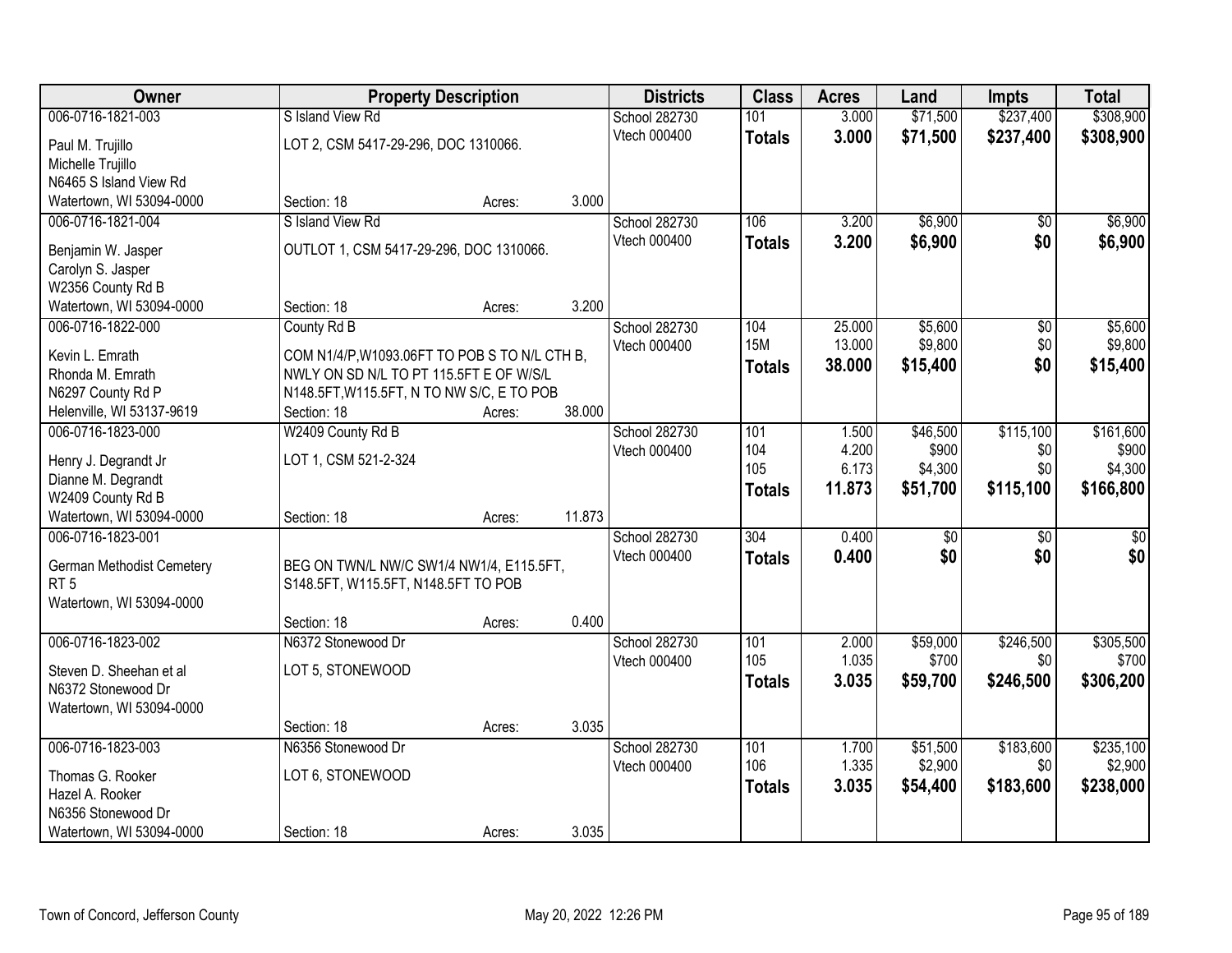| Owner | Property Description | | | Districts | Class | Acres | Land | Impts | Total |
|---|---|---|---|---|---|---|---|---|---|
| 006-0716-1821-003 | S Island View Rd | | | School 282730 | 101 | 3.000 | $71,500 | $237,400 | $308,900 |
| Paul M. Trujillo<br>Michelle Trujillo<br>N6465 S Island View Rd<br>Watertown, WI 53094-0000 | LOT 2, CSM 5417-29-296, DOC 1310066. | | | Vtech 000400 | **Totals** | **3.000** | **$71,500** | **$237,400** | **$308,900** |
| | Section: 18 | Acres: | 3.000 | | | | | | |
| 006-0716-1821-004 | S Island View Rd | | | School 282730 | 106 | 3.200 | $6,900 | $0 | $6,900 |
| Benjamin W. Jasper<br>Carolyn S. Jasper<br>W2356 County Rd B<br>Watertown, WI 53094-0000 | OUTLOT 1, CSM 5417-29-296, DOC 1310066. | | | Vtech 000400 | **Totals** | **3.200** | **$6,900** | **$0** | **$6,900** |
| | Section: 18 | Acres: | 3.200 | | | | | | |
| 006-0716-1822-000 | County Rd B | | | School 282730 | 104 | 25.000 | $5,600 | $0 | $5,600 |
| Kevin L. Emrath<br>Rhonda M. Emrath<br>N6297 County Rd P<br>Helenville, WI 53137-9619 | COM N1/4/P,W1093.06FT TO POB S TO N/L CTH B, NWLY ON SD N/L TO PT 115.5FT E OF W/S/L N148.5FT,W115.5FT, N TO NW S/C, E TO POB | | | Vtech 000400 | 15M | 13.000 | $9,800 | $0 | $9,800 |
| | | | | | **Totals** | **38.000** | **$15,400** | **$0** | **$15,400** |
| | Section: 18 | Acres: | 38.000 | | | | | | |
| 006-0716-1823-000 | W2409 County Rd B | | | School 282730 | 101 | 1.500 | $46,500 | $115,100 | $161,600 |
| Henry J. Degrandt Jr<br>Dianne M. Degrandt<br>W2409 County Rd B<br>Watertown, WI 53094-0000 | LOT 1, CSM 521-2-324 | | | Vtech 000400 | 104 | 4.200 | $900 | $0 | $900 |
| | | | | | 105 | 6.173 | $4,300 | $0 | $4,300 |
| | | | | | **Totals** | **11.873** | **$51,700** | **$115,100** | **$166,800** |
| | Section: 18 | Acres: | 11.873 | | | | | | |
| 006-0716-1823-001 | | | | School 282730 | 304 | 0.400 | $0 | $0 | $0 |
| German Methodist Cemetery<br>RT 5<br>Watertown, WI 53094-0000 | BEG ON TWN/L NW/C SW1/4 NW1/4, E115.5FT, S148.5FT, W115.5FT, N148.5FT TO POB | | | Vtech 000400 | **Totals** | **0.400** | **$0** | **$0** | **$0** |
| | Section: 18 | Acres: | 0.400 | | | | | | |
| 006-0716-1823-002 | N6372 Stonewood Dr | | | School 282730 | 101 | 2.000 | $59,000 | $246,500 | $305,500 |
| Steven D. Sheehan et al<br>N6372 Stonewood Dr<br>Watertown, WI 53094-0000 | LOT 5, STONEWOOD | | | Vtech 000400 | 105 | 1.035 | $700 | $0 | $700 |
| | | | | | **Totals** | **3.035** | **$59,700** | **$246,500** | **$306,200** |
| | Section: 18 | Acres: | 3.035 | | | | | | |
| 006-0716-1823-003 | N6356 Stonewood Dr | | | School 282730 | 101 | 1.700 | $51,500 | $183,600 | $235,100 |
| Thomas G. Rooker<br>Hazel A. Rooker<br>N6356 Stonewood Dr<br>Watertown, WI 53094-0000 | LOT 6, STONEWOOD | | | Vtech 000400 | 106 | 1.335 | $2,900 | $0 | $2,900 |
| | | | | | **Totals** | **3.035** | **$54,400** | **$183,600** | **$238,000** |
| | Section: 18 | Acres: | 3.035 | | | | | | |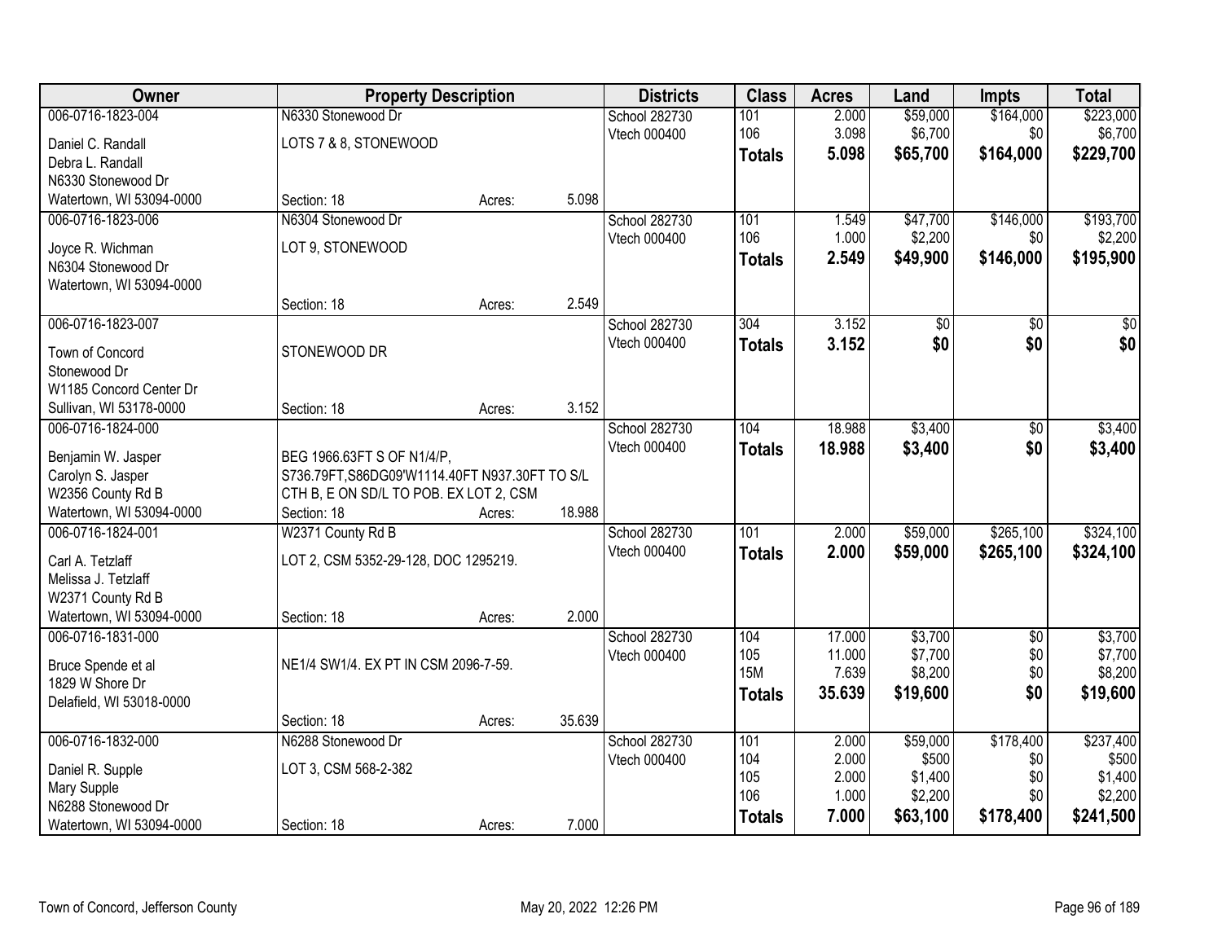| Owner | Property Description | | | Districts | Class | Acres | Land | Impts | Total |
|---|---|---|---|---|---|---|---|---|---|
| 006-0716-1823-004 | N6330 Stonewood Dr | | | School 282730 | 101 | 2.000 | $59,000 | $164,000 | $223,000 |
| Daniel C. Randall | LOTS 7 & 8, STONEWOOD | | | Vtech 000400 | 106 | 3.098 | $6,700 | $0 | $6,700 |
| Debra L. Randall | | | | | **Totals** | **5.098** | **$65,700** | **$164,000** | **$229,700** |
| N6330 Stonewood Dr | | | | | | | | | |
| Watertown, WI 53094-0000 | Section: 18 | Acres: | 5.098 | | | | | | |
| 006-0716-1823-006 | N6304 Stonewood Dr | | | School 282730 | 101 | 1.549 | $47,700 | $146,000 | $193,700 |
| Joyce R. Wichman | LOT 9, STONEWOOD | | | Vtech 000400 | 106 | 1.000 | $2,200 | $0 | $2,200 |
| N6304 Stonewood Dr | | | | | **Totals** | **2.549** | **$49,900** | **$146,000** | **$195,900** |
| Watertown, WI 53094-0000 | | | | | | | | | |
| | Section: 18 | Acres: | 2.549 | | | | | | |
| 006-0716-1823-007 | | | | School 282730 | 304 | 3.152 | $0 | $0 | $0 |
| Town of Concord | STONEWOOD DR | | | Vtech 000400 | **Totals** | **3.152** | **$0** | **$0** | **$0** |
| Stonewood Dr | | | | | | | | | |
| W1185 Concord Center Dr | | | | | | | | | |
| Sullivan, WI 53178-0000 | Section: 18 | Acres: | 3.152 | | | | | | |
| 006-0716-1824-000 | | | | School 282730 | 104 | 18.988 | $3,400 | $0 | $3,400 |
| Benjamin W. Jasper | BEG 1966.63FT S OF N1/4/P, | | | Vtech 000400 | **Totals** | **18.988** | **$3,400** | **$0** | **$3,400** |
| Carolyn S. Jasper | S736.79FT,S86DG09'W1114.40FT N937.30FT TO S/L | | | | | | | | |
| W2356 County Rd B | CTH B, E ON SD/L TO POB. EX LOT 2, CSM | | | | | | | | |
| Watertown, WI 53094-0000 | Section: 18 | Acres: | 18.988 | | | | | | |
| 006-0716-1824-001 | W2371 County Rd B | | | School 282730 | 101 | 2.000 | $59,000 | $265,100 | $324,100 |
| Carl A. Tetzlaff | LOT 2, CSM 5352-29-128, DOC 1295219. | | | Vtech 000400 | **Totals** | **2.000** | **$59,000** | **$265,100** | **$324,100** |
| Melissa J. Tetzlaff | | | | | | | | | |
| W2371 County Rd B | | | | | | | | | |
| Watertown, WI 53094-0000 | Section: 18 | Acres: | 2.000 | | | | | | |
| 006-0716-1831-000 | | | | School 282730 | 104 | 17.000 | $3,700 | $0 | $3,700 |
| Bruce Spende et al | NE1/4 SW1/4. EX PT IN CSM 2096-7-59. | | | Vtech 000400 | 105 | 11.000 | $7,700 | $0 | $7,700 |
| 1829 W Shore Dr | | | | | 15M | 7.639 | $8,200 | $0 | $8,200 |
| Delafield, WI 53018-0000 | | | | | **Totals** | **35.639** | **$19,600** | **$0** | **$19,600** |
| | Section: 18 | Acres: | 35.639 | | | | | | |
| 006-0716-1832-000 | N6288 Stonewood Dr | | | School 282730 | 101 | 2.000 | $59,000 | $178,400 | $237,400 |
| Daniel R. Supple | LOT 3, CSM 568-2-382 | | | Vtech 000400 | 104 | 2.000 | $500 | $0 | $500 |
| Mary Supple | | | | | 105 | 2.000 | $1,400 | $0 | $1,400 |
| N6288 Stonewood Dr | | | | | 106 | 1.000 | $2,200 | $0 | $2,200 |
| Watertown, WI 53094-0000 | Section: 18 | Acres: | 7.000 | | **Totals** | **7.000** | **$63,100** | **$178,400** | **$241,500** |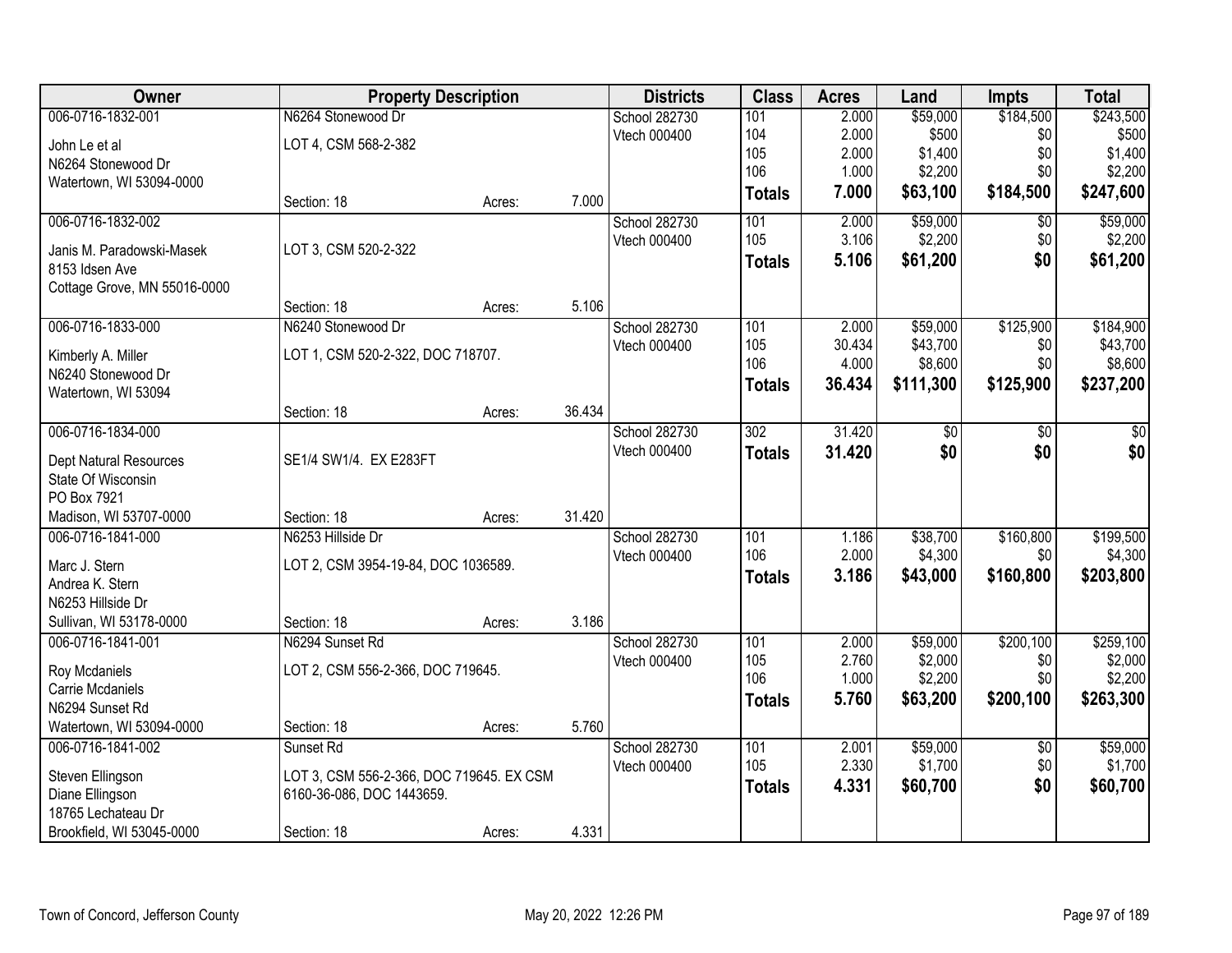| Owner | Property Description | | | Districts | Class | Acres | Land | Impts | Total |
|---|---|---|---|---|---|---|---|---|---|
| 006-0716-1832-001 | N6264 Stonewood Dr | | | School 282730 | 101 | 2.000 | $59,000 | $184,500 | $243,500 |
| John Le et al | LOT 4, CSM 568-2-382 | | | Vtech 000400 | 104 | 2.000 | $500 | $0 | $500 |
| N6264 Stonewood Dr | | | | | 105 | 2.000 | $1,400 | $0 | $1,400 |
| Watertown, WI 53094-0000 | | | | | 106 | 1.000 | $2,200 | $0 | $2,200 |
| | Section: 18 | Acres: | 7.000 | | **Totals** | **7.000** | **$63,100** | **$184,500** | **$247,600** |
| 006-0716-1832-002 | | | | School 282730 | 101 | 2.000 | $59,000 | $0 | $59,000 |
| Janis M. Paradowski-Masek | LOT 3, CSM 520-2-322 | | | Vtech 000400 | 105 | 3.106 | $2,200 | $0 | $2,200 |
| 8153 Idsen Ave | | | | | **Totals** | **5.106** | **$61,200** | **$0** | **$61,200** |
| Cottage Grove, MN 55016-0000 | | | | | | | | | |
| | Section: 18 | Acres: | 5.106 | | | | | | |
| 006-0716-1833-000 | N6240 Stonewood Dr | | | School 282730 | 101 | 2.000 | $59,000 | $125,900 | $184,900 |
| Kimberly A. Miller | LOT 1, CSM 520-2-322, DOC 718707. | | | Vtech 000400 | 105 | 30.434 | $43,700 | $0 | $43,700 |
| N6240 Stonewood Dr | | | | | 106 | 4.000 | $8,600 | $0 | $8,600 |
| Watertown, WI 53094 | | | | | **Totals** | **36.434** | **$111,300** | **$125,900** | **$237,200** |
| | Section: 18 | Acres: | 36.434 | | | | | | |
| 006-0716-1834-000 | | | | School 282730 | 302 | 31.420 | $0 | $0 | $0 |
| Dept Natural Resources | SE1/4 SW1/4. EX E283FT | | | Vtech 000400 | **Totals** | **31.420** | **$0** | **$0** | **$0** |
| State Of Wisconsin | | | | | | | | | |
| PO Box 7921 | | | | | | | | | |
| Madison, WI 53707-0000 | Section: 18 | Acres: | 31.420 | | | | | | |
| 006-0716-1841-000 | N6253 Hillside Dr | | | School 282730 | 101 | 1.186 | $38,700 | $160,800 | $199,500 |
| Marc J. Stern | LOT 2, CSM 3954-19-84, DOC 1036589. | | | Vtech 000400 | 106 | 2.000 | $4,300 | $0 | $4,300 |
| Andrea K. Stern | | | | | **Totals** | **3.186** | **$43,000** | **$160,800** | **$203,800** |
| N6253 Hillside Dr | | | | | | | | | |
| Sullivan, WI 53178-0000 | Section: 18 | Acres: | 3.186 | | | | | | |
| 006-0716-1841-001 | N6294 Sunset Rd | | | School 282730 | 101 | 2.000 | $59,000 | $200,100 | $259,100 |
| Roy Mcdaniels | LOT 2, CSM 556-2-366, DOC 719645. | | | Vtech 000400 | 105 | 2.760 | $2,000 | $0 | $2,000 |
| Carrie Mcdaniels | | | | | 106 | 1.000 | $2,200 | $0 | $2,200 |
| N6294 Sunset Rd | | | | | **Totals** | **5.760** | **$63,200** | **$200,100** | **$263,300** |
| Watertown, WI 53094-0000 | Section: 18 | Acres: | 5.760 | | | | | | |
| 006-0716-1841-002 | Sunset Rd | | | School 282730 | 101 | 2.001 | $59,000 | $0 | $59,000 |
| Steven Ellingson | LOT 3, CSM 556-2-366, DOC 719645. EX CSM 6160-36-086, DOC 1443659. | | | Vtech 000400 | 105 | 2.330 | $1,700 | $0 | $1,700 |
| Diane Ellingson | | | | | **Totals** | **4.331** | **$60,700** | **$0** | **$60,700** |
| 18765 Lechateau Dr | | | | | | | | | |
| Brookfield, WI 53045-0000 | Section: 18 | Acres: | 4.331 | | | | | | |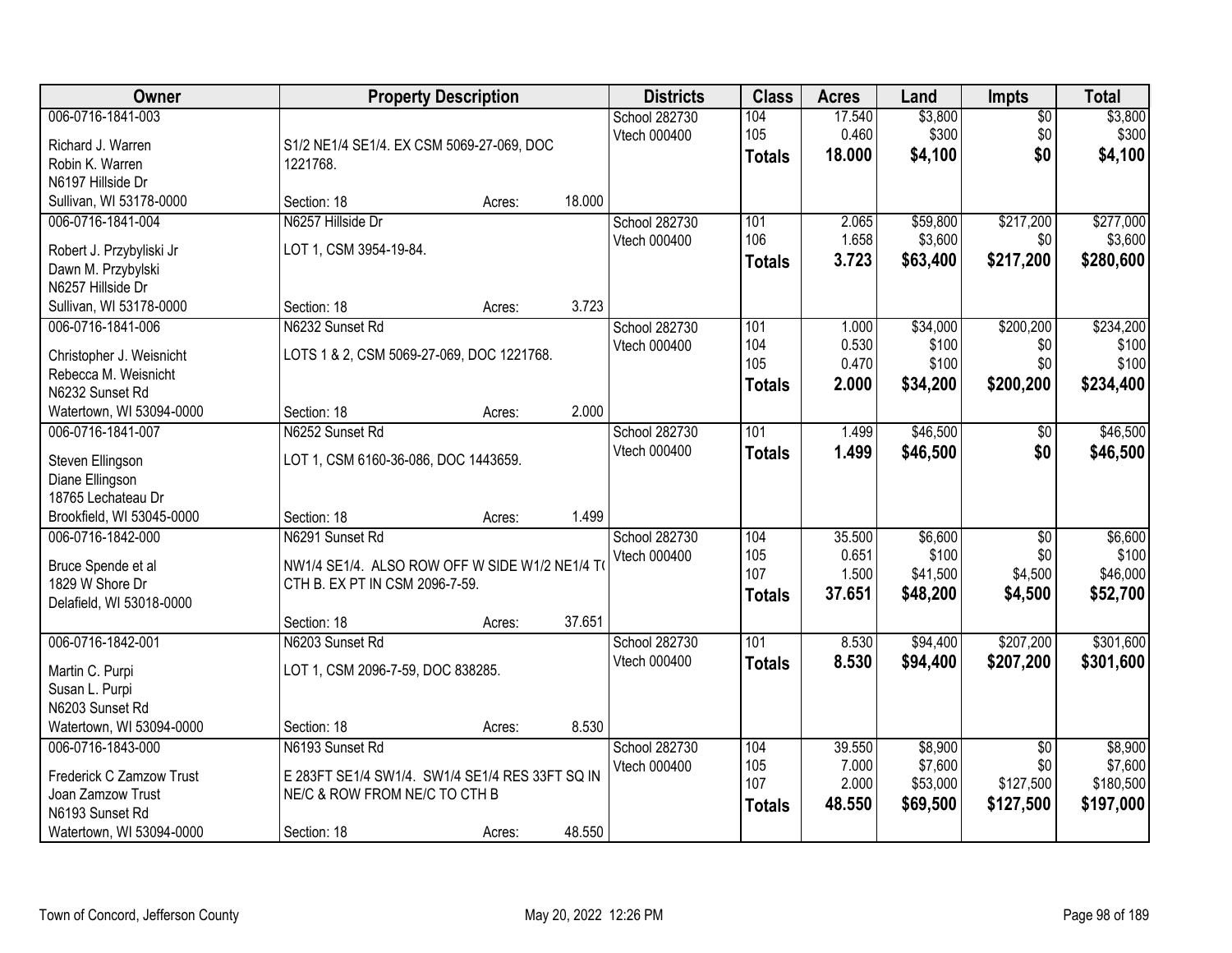| Owner | Property Description | Districts | Class | Acres | Land | Impts | Total |
|---|---|---|---|---|---|---|---|
| 006-0716-1841-003<br><br>Richard J. Warren<br>Robin K. Warren<br>N6197 Hillside Dr<br>Sullivan, WI 53178-0000 | S1/2 NE1/4 SE1/4. EX CSM 5069-27-069, DOC 1221768.<br><br>Section: 18 Acres: 18.000 | School 282730<br>Vtech 000400 | 104<br>105<br>**Totals** | 17.540<br>0.460<br>**18.000** | $3,800<br>$300<br>**$4,100** | $0<br>$0<br>**$0** | $3,800<br>$300<br>**$4,100** |
| 006-0716-1841-004<br><br>Robert J. Przybyliski Jr<br>Dawn M. Przybylski<br>N6257 Hillside Dr<br>Sullivan, WI 53178-0000 | N6257 Hillside Dr<br>LOT 1, CSM 3954-19-84.<br><br>Section: 18 Acres: 3.723 | School 282730<br>Vtech 000400 | 101<br>106<br>**Totals** | 2.065<br>1.658<br>**3.723** | $59,800<br>$3,600<br>**$63,400** | $217,200<br>$0<br>**$217,200** | $277,000<br>$3,600<br>**$280,600** |
| 006-0716-1841-006<br><br>Christopher J. Weisnicht<br>Rebecca M. Weisnicht<br>N6232 Sunset Rd<br>Watertown, WI 53094-0000 | N6232 Sunset Rd<br>LOTS 1 & 2, CSM 5069-27-069, DOC 1221768.<br><br>Section: 18 Acres: 2.000 | School 282730<br>Vtech 000400 | 101<br>104<br>105<br>**Totals** | 1.000<br>0.530<br>0.470<br>**2.000** | $34,000<br>$100<br>$100<br>**$34,200** | $200,200<br>$0<br>$0<br>**$200,200** | $234,200<br>$100<br>$100<br>**$234,400** |
| 006-0716-1841-007<br><br>Steven Ellingson<br>Diane Ellingson<br>18765 Lechateau Dr<br>Brookfield, WI 53045-0000 | N6252 Sunset Rd<br>LOT 1, CSM 6160-36-086, DOC 1443659.<br><br>Section: 18 Acres: 1.499 | School 282730<br>Vtech 000400 | 101<br>**Totals** | 1.499<br>**1.499** | $46,500<br>**$46,500** | $0<br>**$0** | $46,500<br>**$46,500** |
| 006-0716-1842-000<br><br>Bruce Spende et al<br>1829 W Shore Dr<br>Delafield, WI 53018-0000 | N6291 Sunset Rd<br>NW1/4 SE1/4. ALSO ROW OFF W SIDE W1/2 NE1/4 T( CTH B. EX PT IN CSM 2096-7-59.<br><br>Section: 18 Acres: 37.651 | School 282730<br>Vtech 000400 | 104<br>105<br>107<br>**Totals** | 35.500<br>0.651<br>1.500<br>**37.651** | $6,600<br>$100<br>$41,500<br>**$48,200** | $0<br>$0<br>$4,500<br>**$4,500** | $6,600<br>$100<br>$46,000<br>**$52,700** |
| 006-0716-1842-001<br><br>Martin C. Purpi<br>Susan L. Purpi<br>N6203 Sunset Rd<br>Watertown, WI 53094-0000 | N6203 Sunset Rd<br>LOT 1, CSM 2096-7-59, DOC 838285.<br><br>Section: 18 Acres: 8.530 | School 282730<br>Vtech 000400 | 101<br>**Totals** | 8.530<br>**8.530** | $94,400<br>**$94,400** | $207,200<br>**$207,200** | $301,600<br>**$301,600** |
| 006-0716-1843-000<br><br>Frederick C Zamzow Trust<br>Joan Zamzow Trust<br>N6193 Sunset Rd<br>Watertown, WI 53094-0000 | N6193 Sunset Rd<br>E 283FT SE1/4 SW1/4. SW1/4 SE1/4 RES 33FT SQ IN NE/C & ROW FROM NE/C TO CTH B<br><br>Section: 18 Acres: 48.550 | School 282730<br>Vtech 000400 | 104<br>105<br>107<br>**Totals** | 39.550<br>7.000<br>2.000<br>**48.550** | $8,900<br>$7,600<br>$53,000<br>**$69,500** | $0<br>$0<br>$127,500<br>**$127,500** | $8,900<br>$7,600<br>$180,500<br>**$197,000** |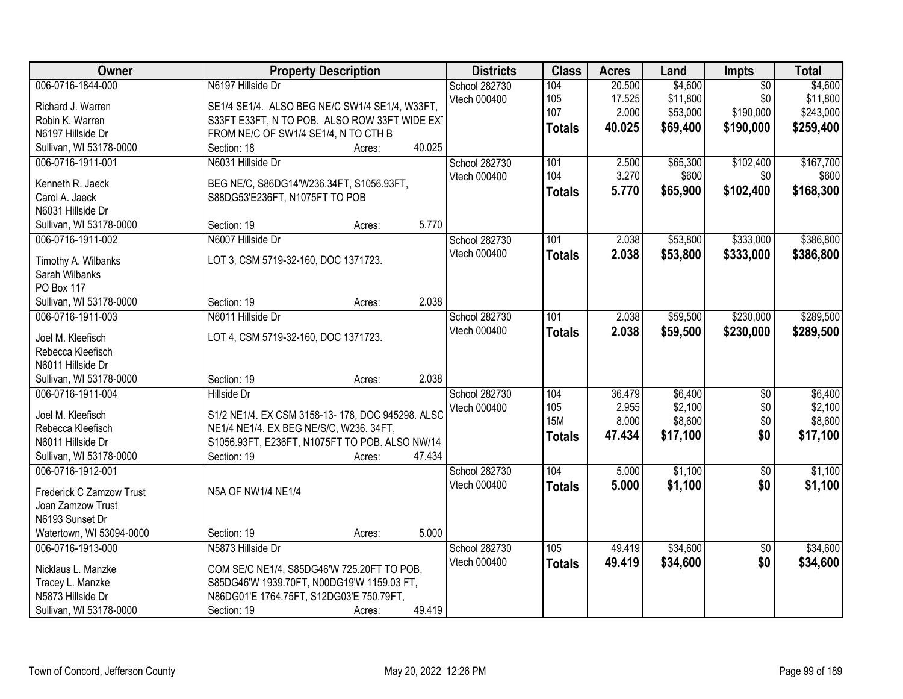| Owner | Property Description | Districts | Class | Acres | Land | Impts | Total |
|---|---|---|---|---|---|---|---|
| 006-0716-1844-000<br>Richard J. Warren<br>Robin K. Warren<br>N6197 Hillside Dr<br>Sullivan, WI 53178-0000 | N6197 Hillside Dr<br>SE1/4 SE1/4. ALSO BEG NE/C SW1/4 SE1/4, W33FT, S33FT E33FT, N TO POB. ALSO ROW 33FT WIDE EXT FROM NE/C OF SW1/4 SE1/4, N TO CTH B<br>Section: 18 Acres: 40.025 | School 282730<br>Vtech 000400 | 104<br>105<br>107<br>**Totals** | 20.500<br>17.525<br>2.000<br>**40.025** | $4,600<br>$11,800<br>$53,000<br>**$69,400** | $0<br>$0<br>$190,000<br>**$190,000** | $4,600<br>$11,800<br>$243,000<br>**$259,400** |
| 006-0716-1911-001<br>Kenneth R. Jaeck<br>Carol A. Jaeck<br>N6031 Hillside Dr<br>Sullivan, WI 53178-0000 | N6031 Hillside Dr<br>BEG NE/C, S86DG14'W236.34FT, S1056.93FT, S88DG53'E236FT, N1075FT TO POB<br>Section: 19 Acres: 5.770 | School 282730<br>Vtech 000400 | 101<br>104<br>**Totals** | 2.500<br>3.270<br>**5.770** | $65,300<br>$600<br>**$65,900** | $102,400<br>$0<br>**$102,400** | $167,700<br>$600<br>**$168,300** |
| 006-0716-1911-002<br>Timothy A. Wilbanks<br>Sarah Wilbanks<br>PO Box 117<br>Sullivan, WI 53178-0000 | N6007 Hillside Dr<br>LOT 3, CSM 5719-32-160, DOC 1371723.<br>Section: 19 Acres: 2.038 | School 282730<br>Vtech 000400 | 101<br>**Totals** | 2.038<br>**2.038** | $53,800<br>**$53,800** | $333,000<br>**$333,000** | $386,800<br>**$386,800** |
| 006-0716-1911-003<br>Joel M. Kleefisch<br>Rebecca Kleefisch<br>N6011 Hillside Dr<br>Sullivan, WI 53178-0000 | N6011 Hillside Dr<br>LOT 4, CSM 5719-32-160, DOC 1371723.<br>Section: 19 Acres: 2.038 | School 282730<br>Vtech 000400 | 101<br>**Totals** | 2.038<br>**2.038** | $59,500<br>**$59,500** | $230,000<br>**$230,000** | $289,500<br>**$289,500** |
| 006-0716-1911-004<br>Joel M. Kleefisch<br>Rebecca Kleefisch<br>N6011 Hillside Dr<br>Sullivan, WI 53178-0000 | Hillside Dr<br>S1/2 NE1/4. EX CSM 3158-13- 178, DOC 945298. ALSO NE1/4 NE1/4. EX BEG NE/S/C, W236. 34FT, S1056.93FT, E236FT, N1075FT TO POB. ALSO NW/14<br>Section: 19 Acres: 47.434 | School 282730<br>Vtech 000400 | 104<br>105<br>15M<br>**Totals** | 36.479<br>2.955<br>8.000<br>**47.434** | $6,400<br>$2,100<br>$8,600<br>**$17,100** | $0<br>$0<br>$0<br>**$0** | $6,400<br>$2,100<br>$8,600<br>**$17,100** |
| 006-0716-1912-001<br>Frederick C Zamzow Trust<br>Joan Zamzow Trust<br>N6193 Sunset Dr<br>Watertown, WI 53094-0000 | N5A OF NW1/4 NE1/4<br>Section: 19 Acres: 5.000 | School 282730<br>Vtech 000400 | 104<br>**Totals** | 5.000<br>**5.000** | $1,100<br>**$1,100** | $0<br>**$0** | $1,100<br>**$1,100** |
| 006-0716-1913-000<br>Nicklaus L. Manzke<br>Tracey L. Manzke<br>N5873 Hillside Dr<br>Sullivan, WI 53178-0000 | N5873 Hillside Dr<br>COM SE/C NE1/4, S85DG46'W 725.20FT TO POB, S85DG46'W 1939.70FT, N00DG19'W 1159.03 FT, N86DG01'E 1764.75FT, S12DG03'E 750.79FT,<br>Section: 19 Acres: 49.419 | School 282730<br>Vtech 000400 | 105<br>**Totals** | 49.419<br>**49.419** | $34,600<br>**$34,600** | $0<br>**$0** | $34,600<br>**$34,600** |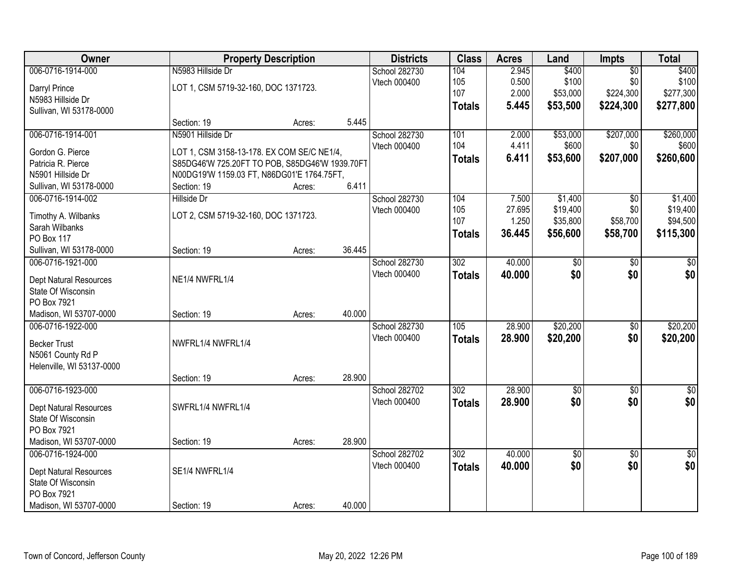| Owner | Property Description | | | Districts | Class | Acres | Land | Impts | Total |
|---|---|---|---|---|---|---|---|---|---|
| 006-0716-1914-000 | N5983 Hillside Dr | | | School 282730 | 104 | 2.945 | $400 | $0 | $400 |
| Darryl Prince | LOT 1, CSM 5719-32-160, DOC 1371723. | | | Vtech 000400 | 105 | 0.500 | $100 | $0 | $100 |
| N5983 Hillside Dr | | | | | 107 | 2.000 | $53,000 | $224,300 | $277,300 |
| Sullivan, WI 53178-0000 | | | | | **Totals** | **5.445** | **$53,500** | **$224,300** | **$277,800** |
| | Section: 19 | Acres: | 5.445 | | | | | | |
| 006-0716-1914-001 | N5901 Hillside Dr | | | School 282730 | 101 | 2.000 | $53,000 | $207,000 | $260,000 |
| Gordon G. Pierce | LOT 1, CSM 3158-13-178. EX COM SE/C NE1/4, | | | Vtech 000400 | 104 | 4.411 | $600 | $0 | $600 |
| Patricia R. Pierce | S85DG46'W 725.20FT TO POB, S85DG46'W 1939.70FT | | | | **Totals** | **6.411** | **$53,600** | **$207,000** | **$260,600** |
| N5901 Hillside Dr | N00DG19'W 1159.03 FT, N86DG01'E 1764.75FT, | | | | | | | | |
| Sullivan, WI 53178-0000 | Section: 19 | Acres: | 6.411 | | | | | | |
| 006-0716-1914-002 | Hillside Dr | | | School 282730 | 104 | 7.500 | $1,400 | $0 | $1,400 |
| Timothy A. Wilbanks | LOT 2, CSM 5719-32-160, DOC 1371723. | | | Vtech 000400 | 105 | 27.695 | $19,400 | $0 | $19,400 |
| Sarah Wilbanks | | | | | 107 | 1.250 | $35,800 | $58,700 | $94,500 |
| PO Box 117 | | | | | **Totals** | **36.445** | **$56,600** | **$58,700** | **$115,300** |
| Sullivan, WI 53178-0000 | Section: 19 | Acres: | 36.445 | | | | | | |
| 006-0716-1921-000 | | | | School 282730 | 302 | 40.000 | $0 | $0 | $0 |
| Dept Natural Resources | NE1/4 NWFRL1/4 | | | Vtech 000400 | **Totals** | **40.000** | **$0** | **$0** | **$0** |
| State Of Wisconsin | | | | | | | | | |
| PO Box 7921 | | | | | | | | | |
| Madison, WI 53707-0000 | Section: 19 | Acres: | 40.000 | | | | | | |
| 006-0716-1922-000 | | | | School 282730 | 105 | 28.900 | $20,200 | $0 | $20,200 |
| Becker Trust | NWFRL1/4 NWFRL1/4 | | | Vtech 000400 | **Totals** | **28.900** | **$20,200** | **$0** | **$20,200** |
| N5061 County Rd P | | | | | | | | | |
| Helenville, WI 53137-0000 | | | | | | | | | |
| | Section: 19 | Acres: | 28.900 | | | | | | |
| 006-0716-1923-000 | | | | School 282702 | 302 | 28.900 | $0 | $0 | $0 |
| Dept Natural Resources | SWFRL1/4 NWFRL1/4 | | | Vtech 000400 | **Totals** | **28.900** | **$0** | **$0** | **$0** |
| State Of Wisconsin | | | | | | | | | |
| PO Box 7921 | | | | | | | | | |
| Madison, WI 53707-0000 | Section: 19 | Acres: | 28.900 | | | | | | |
| 006-0716-1924-000 | | | | School 282702 | 302 | 40.000 | $0 | $0 | $0 |
| Dept Natural Resources | SE1/4 NWFRL1/4 | | | Vtech 000400 | **Totals** | **40.000** | **$0** | **$0** | **$0** |
| State Of Wisconsin | | | | | | | | | |
| PO Box 7921 | | | | | | | | | |
| Madison, WI 53707-0000 | Section: 19 | Acres: | 40.000 | | | | | | |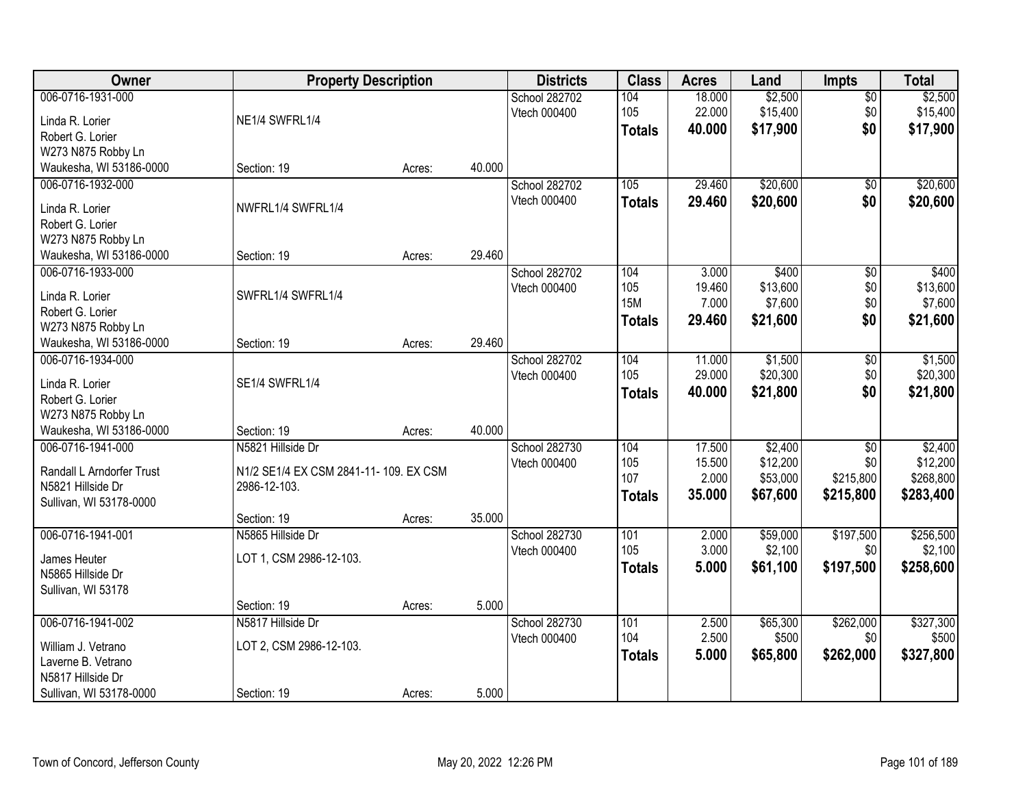| Owner | Property Description | | | Districts | Class | Acres | Land | Impts | Total |
|---|---|---|---|---|---|---|---|---|---|
| 006-0716-1931-000 | | | | School 282702 | 104 | 18.000 | $2,500 | $0 | $2,500 |
| Linda R. Lorier | NE1/4 SWFRL1/4 | | | Vtech 000400 | 105 | 22.000 | $15,400 | $0 | $15,400 |
| Robert G. Lorier | | | | | **Totals** | **40.000** | **$17,900** | **$0** | **$17,900** |
| W273 N875 Robby Ln | | | | | | | | | |
| Waukesha, WI 53186-0000 | Section: 19 | Acres: | 40.000 | | | | | | |
| 006-0716-1932-000 | | | | School 282702 | 105 | 29.460 | $20,600 | $0 | $20,600 |
| Linda R. Lorier | NWFRL1/4 SWFRL1/4 | | | Vtech 000400 | **Totals** | **29.460** | **$20,600** | **$0** | **$20,600** |
| Robert G. Lorier | | | | | | | | | |
| W273 N875 Robby Ln | | | | | | | | | |
| Waukesha, WI 53186-0000 | Section: 19 | Acres: | 29.460 | | | | | | |
| 006-0716-1933-000 | | | | School 282702 | 104 | 3.000 | $400 | $0 | $400 |
| Linda R. Lorier | SWFRL1/4 SWFRL1/4 | | | Vtech 000400 | 105 | 19.460 | $13,600 | $0 | $13,600 |
| Robert G. Lorier | | | | | 15M | 7.000 | $7,600 | $0 | $7,600 |
| W273 N875 Robby Ln | | | | | **Totals** | **29.460** | **$21,600** | **$0** | **$21,600** |
| Waukesha, WI 53186-0000 | Section: 19 | Acres: | 29.460 | | | | | | |
| 006-0716-1934-000 | | | | School 282702 | 104 | 11.000 | $1,500 | $0 | $1,500 |
| Linda R. Lorier | SE1/4 SWFRL1/4 | | | Vtech 000400 | 105 | 29.000 | $20,300 | $0 | $20,300 |
| Robert G. Lorier | | | | | **Totals** | **40.000** | **$21,800** | **$0** | **$21,800** |
| W273 N875 Robby Ln | | | | | | | | | |
| Waukesha, WI 53186-0000 | Section: 19 | Acres: | 40.000 | | | | | | |
| 006-0716-1941-000 | N5821 Hillside Dr | | | School 282730 | 104 | 17.500 | $2,400 | $0 | $2,400 |
| Randall L Arndorfer Trust | N1/2 SE1/4 EX CSM 2841-11- 109. EX CSM | | | Vtech 000400 | 105 | 15.500 | $12,200 | $0 | $12,200 |
| N5821 Hillside Dr | 2986-12-103. | | | | 107 | 2.000 | $53,000 | $215,800 | $268,800 |
| Sullivan, WI 53178-0000 | | | | | **Totals** | **35.000** | **$67,600** | **$215,800** | **$283,400** |
| | Section: 19 | Acres: | 35.000 | | | | | | |
| 006-0716-1941-001 | N5865 Hillside Dr | | | School 282730 | 101 | 2.000 | $59,000 | $197,500 | $256,500 |
| James Heuter | LOT 1, CSM 2986-12-103. | | | Vtech 000400 | 105 | 3.000 | $2,100 | $0 | $2,100 |
| N5865 Hillside Dr | | | | | **Totals** | **5.000** | **$61,100** | **$197,500** | **$258,600** |
| Sullivan, WI 53178 | | | | | | | | | |
| | Section: 19 | Acres: | 5.000 | | | | | | |
| 006-0716-1941-002 | N5817 Hillside Dr | | | School 282730 | 101 | 2.500 | $65,300 | $262,000 | $327,300 |
| William J. Vetrano | LOT 2, CSM 2986-12-103. | | | Vtech 000400 | 104 | 2.500 | $500 | $0 | $500 |
| Laverne B. Vetrano | | | | | **Totals** | **5.000** | **$65,800** | **$262,000** | **$327,800** |
| N5817 Hillside Dr | | | | | | | | | |
| Sullivan, WI 53178-0000 | Section: 19 | Acres: | 5.000 | | | | | | |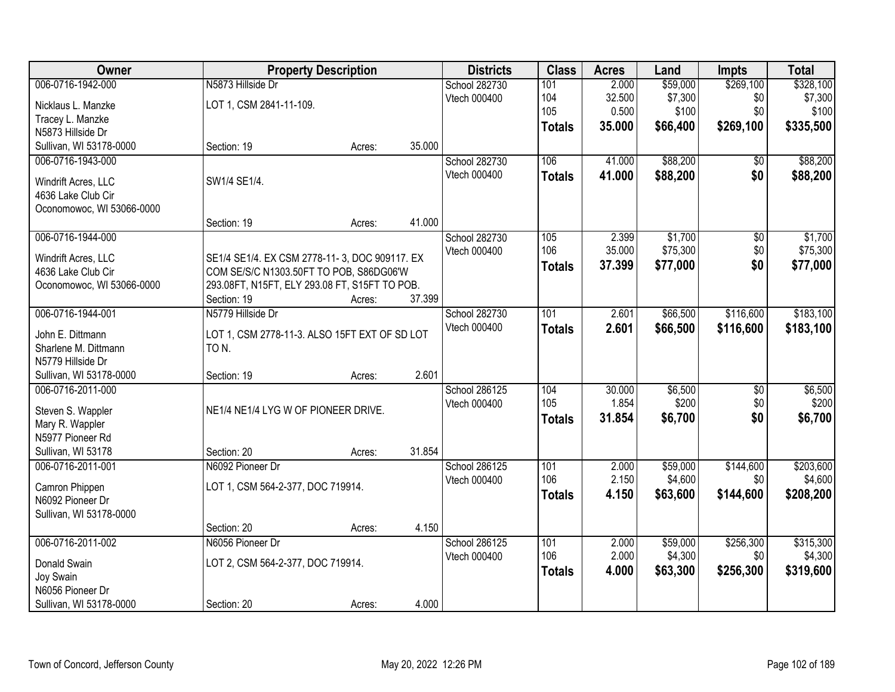| Owner | Property Description | Districts | Class | Acres | Land | Impts | Total |
|---|---|---|---|---|---|---|---|
| 006-0716-1942-000<br>Nicklaus L. Manzke<br>Tracey L. Manzke<br>N5873 Hillside Dr<br>Sullivan, WI 53178-0000 | N5873 Hillside Dr<br>LOT 1, CSM 2841-11-109.<br>Section: 19 Acres: 35.000 | School 282730<br>Vtech 000400 | 101<br>104<br>105<br>**Totals** | 2.000<br>32.500<br>0.500<br>**35.000** | $59,000<br>$7,300<br>$100<br>**$66,400** | $269,100<br>$0<br>$0<br>**$269,100** | $328,100<br>$7,300<br>$100<br>**$335,500** |
| 006-0716-1943-000<br>Windrift Acres, LLC<br>4636 Lake Club Cir<br>Oconomowoc, WI 53066-0000 | SW1/4 SE1/4.<br>Section: 19 Acres: 41.000 | School 282730<br>Vtech 000400 | 106<br>**Totals** | 41.000<br>**41.000** | $88,200<br>**$88,200** | $0<br>**$0** | $88,200<br>**$88,200** |
| 006-0716-1944-000<br>Windrift Acres, LLC<br>4636 Lake Club Cir<br>Oconomowoc, WI 53066-0000 | SE1/4 SE1/4. EX CSM 2778-11- 3, DOC 909117. EX COM SE/S/C N1303.50FT TO POB, S86DG06'W 293.08FT, N15FT, ELY 293.08 FT, S15FT TO POB.<br>Section: 19 Acres: 37.399 | School 282730<br>Vtech 000400 | 105<br>106<br>**Totals** | 2.399<br>35.000<br>**37.399** | $1,700<br>$75,300<br>**$77,000** | $0<br>$0<br>**$0** | $1,700<br>$75,300<br>**$77,000** |
| 006-0716-1944-001<br>John E. Dittmann<br>Sharlene M. Dittmann<br>N5779 Hillside Dr<br>Sullivan, WI 53178-0000 | N5779 Hillside Dr<br>LOT 1, CSM 2778-11-3. ALSO 15FT EXT OF SD LOT TO N.<br>Section: 19 Acres: 2.601 | School 282730<br>Vtech 000400 | 101<br>**Totals** | 2.601<br>**2.601** | $66,500<br>**$66,500** | $116,600<br>**$116,600** | $183,100<br>**$183,100** |
| 006-0716-2011-000<br>Steven S. Wappler<br>Mary R. Wappler<br>N5977 Pioneer Rd<br>Sullivan, WI 53178 | NE1/4 NE1/4 LYG W OF PIONEER DRIVE.<br>Section: 20 Acres: 31.854 | School 286125<br>Vtech 000400 | 104<br>105<br>**Totals** | 30.000<br>1.854<br>**31.854** | $6,500<br>$200<br>**$6,700** | $0<br>$0<br>**$0** | $6,500<br>$200<br>**$6,700** |
| 006-0716-2011-001<br>Camron Phippen<br>N6092 Pioneer Dr<br>Sullivan, WI 53178-0000 | N6092 Pioneer Dr<br>LOT 1, CSM 564-2-377, DOC 719914.<br>Section: 20 Acres: 4.150 | School 286125<br>Vtech 000400 | 101<br>106<br>**Totals** | 2.000<br>2.150<br>**4.150** | $59,000<br>$4,600<br>**$63,600** | $144,600<br>$0<br>**$144,600** | $203,600<br>$4,600<br>**$208,200** |
| 006-0716-2011-002<br>Donald Swain<br>Joy Swain<br>N6056 Pioneer Dr<br>Sullivan, WI 53178-0000 | N6056 Pioneer Dr<br>LOT 2, CSM 564-2-377, DOC 719914.<br>Section: 20 Acres: 4.000 | School 286125<br>Vtech 000400 | 101<br>106<br>**Totals** | 2.000<br>2.000<br>**4.000** | $59,000<br>$4,300<br>**$63,300** | $256,300<br>$0<br>**$256,300** | $315,300<br>$4,300<br>**$319,600** |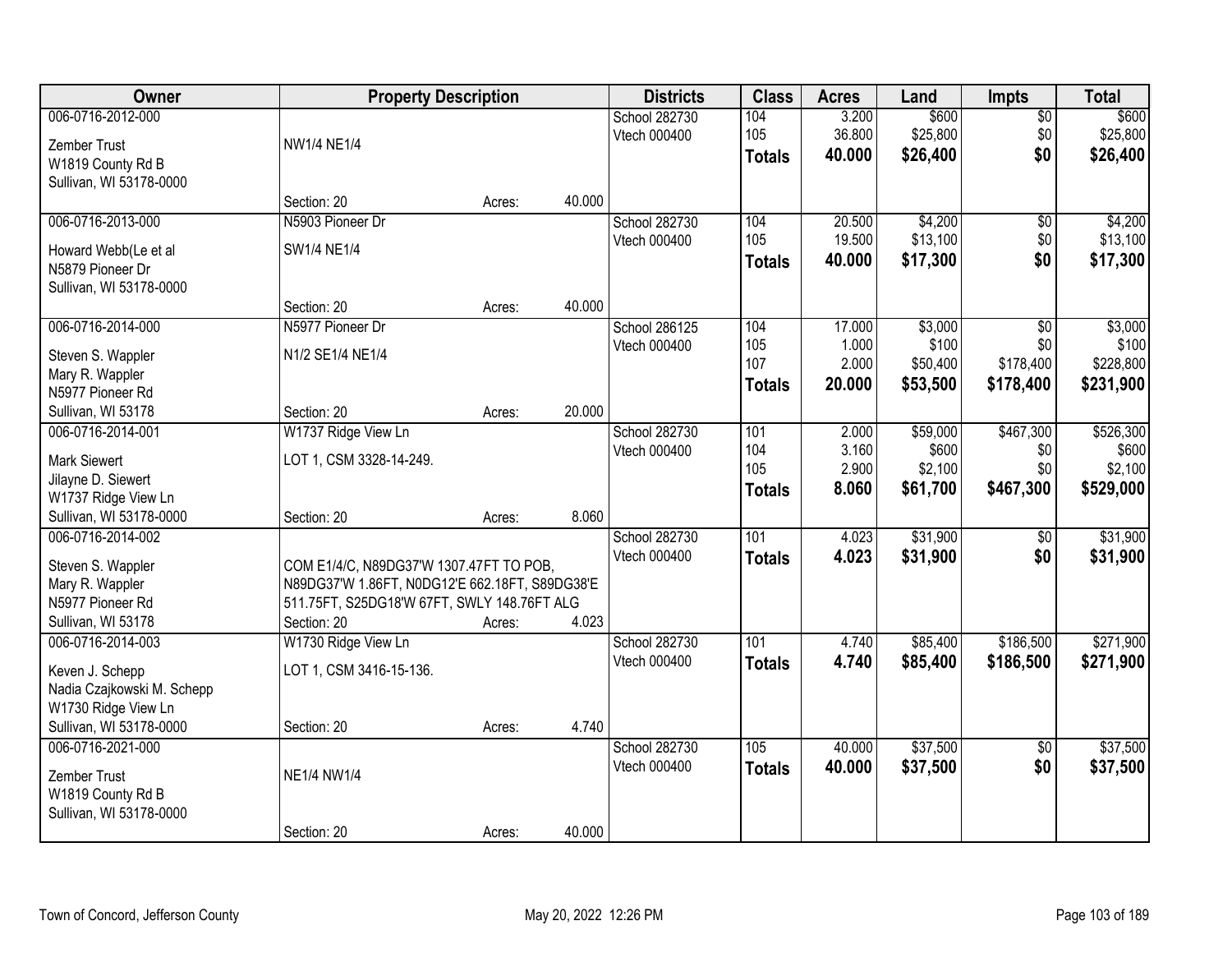| Owner | Property Description | Districts | Class | Acres | Land | Impts | Total |
|---|---|---|---|---|---|---|---|
| 006-0716-2012-000<br>Zember Trust<br>W1819 County Rd B<br>Sullivan, WI 53178-0000 | NW1/4 NE1/4<br>Section: 20 Acres: 40.000 | School 282730<br>Vtech 000400 | 104<br>105<br>**Totals** | 3.200<br>36.800<br>**40.000** | $600<br>$25,800<br>**$26,400** | $0<br>$0<br>**$0** | $600<br>$25,800<br>**$26,400** |
| 006-0716-2013-000<br>Howard Webb(Le et al<br>N5879 Pioneer Dr<br>Sullivan, WI 53178-0000 | N5903 Pioneer Dr<br>SW1/4 NE1/4<br>Section: 20 Acres: 40.000 | School 282730<br>Vtech 000400 | 104<br>105<br>**Totals** | 20.500<br>19.500<br>**40.000** | $4,200<br>$13,100<br>**$17,300** | $0<br>$0<br>**$0** | $4,200<br>$13,100<br>**$17,300** |
| 006-0716-2014-000<br>Steven S. Wappler<br>Mary R. Wappler<br>N5977 Pioneer Rd<br>Sullivan, WI 53178 | N5977 Pioneer Dr<br>N1/2 SE1/4 NE1/4<br>Section: 20 Acres: 20.000 | School 286125<br>Vtech 000400 | 104<br>105<br>107<br>**Totals** | 17.000<br>1.000<br>2.000<br>**20.000** | $3,000<br>$100<br>$50,400<br>**$53,500** | $0<br>$0<br>$178,400<br>**$178,400** | $3,000<br>$100<br>$228,800<br>**$231,900** |
| 006-0716-2014-001<br>Mark Siewert<br>Jilayne D. Siewert<br>W1737 Ridge View Ln<br>Sullivan, WI 53178-0000 | W1737 Ridge View Ln<br>LOT 1, CSM 3328-14-249.<br>Section: 20 Acres: 8.060 | School 282730<br>Vtech 000400 | 101<br>104<br>105<br>**Totals** | 2.000<br>3.160<br>2.900<br>**8.060** | $59,000<br>$600<br>$2,100<br>**$61,700** | $467,300<br>$0<br>$0<br>**$467,300** | $526,300<br>$600<br>$2,100<br>**$529,000** |
| 006-0716-2014-002<br>Steven S. Wappler<br>Mary R. Wappler<br>N5977 Pioneer Rd<br>Sullivan, WI 53178 | COM E1/4/C, N89DG37'W 1307.47FT TO POB, N89DG37'W 1.86FT, N0DG12'E 662.18FT, S89DG38'E 511.75FT, S25DG18'W 67FT, SWLY 148.76FT ALG<br>Section: 20 Acres: 4.023 | School 282730<br>Vtech 000400 | 101<br>**Totals** | 4.023<br>**4.023** | $31,900<br>**$31,900** | $0<br>**$0** | $31,900<br>**$31,900** |
| 006-0716-2014-003<br>Keven J. Schepp<br>Nadia Czajkowski M. Schepp<br>W1730 Ridge View Ln<br>Sullivan, WI 53178-0000 | W1730 Ridge View Ln<br>LOT 1, CSM 3416-15-136.<br>Section: 20 Acres: 4.740 | School 282730<br>Vtech 000400 | 101<br>**Totals** | 4.740<br>**4.740** | $85,400<br>**$85,400** | $186,500<br>**$186,500** | $271,900<br>**$271,900** |
| 006-0716-2021-000<br>Zember Trust<br>W1819 County Rd B<br>Sullivan, WI 53178-0000 | NE1/4 NW1/4<br>Section: 20 Acres: 40.000 | School 282730<br>Vtech 000400 | 105<br>**Totals** | 40.000<br>**40.000** | $37,500<br>**$37,500** | $0<br>**$0** | $37,500<br>**$37,500** |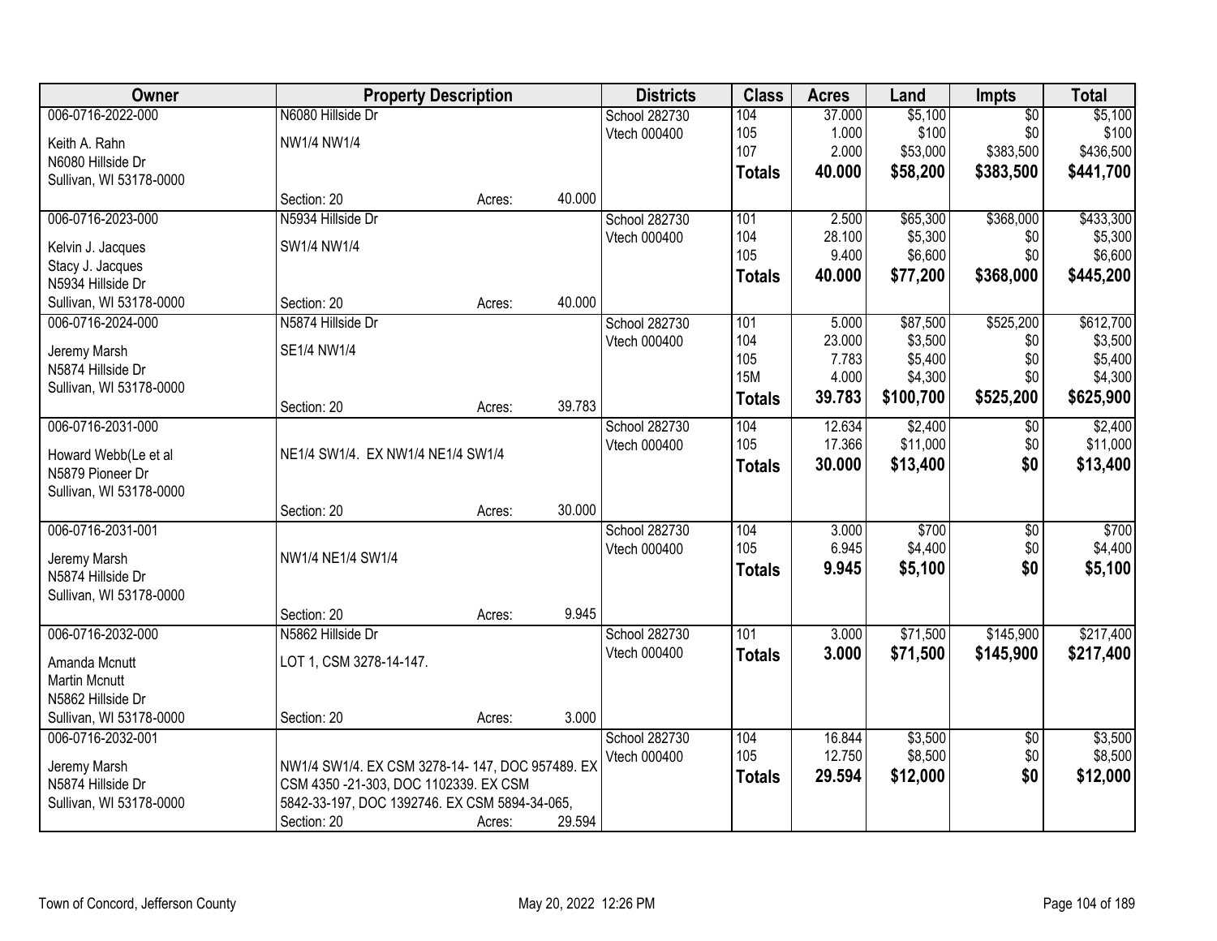| Owner | Property Description | | | Districts | Class | Acres | Land | Impts | Total |
|---|---|---|---|---|---|---|---|---|---|
| 006-0716-2022-000 | N6080 Hillside Dr | | | School 282730 | 104 | 37.000 | $5,100 | $0 | $5,100 |
| Keith A. Rahn | NW1/4 NW1/4 | | | Vtech 000400 | 105 | 1.000 | $100 | $0 | $100 |
| N6080 Hillside Dr | | | | | 107 | 2.000 | $53,000 | $383,500 | $436,500 |
| Sullivan, WI 53178-0000 | | | | | **Totals** | **40.000** | **$58,200** | **$383,500** | **$441,700** |
| | Section: 20 | Acres: | 40.000 | | | | | | |
| 006-0716-2023-000 | N5934 Hillside Dr | | | School 282730 | 101 | 2.500 | $65,300 | $368,000 | $433,300 |
| Kelvin J. Jacques | SW1/4 NW1/4 | | | Vtech 000400 | 104 | 28.100 | $5,300 | $0 | $5,300 |
| Stacy J. Jacques | | | | | 105 | 9.400 | $6,600 | $0 | $6,600 |
| N5934 Hillside Dr | | | | | **Totals** | **40.000** | **$77,200** | **$368,000** | **$445,200** |
| Sullivan, WI 53178-0000 | Section: 20 | Acres: | 40.000 | | | | | | |
| 006-0716-2024-000 | N5874 Hillside Dr | | | School 282730 | 101 | 5.000 | $87,500 | $525,200 | $612,700 |
| Jeremy Marsh | SE1/4 NW1/4 | | | Vtech 000400 | 104 | 23.000 | $3,500 | $0 | $3,500 |
| N5874 Hillside Dr | | | | | 105 | 7.783 | $5,400 | $0 | $5,400 |
| Sullivan, WI 53178-0000 | | | | | 15M | 4.000 | $4,300 | $0 | $4,300 |
| | Section: 20 | Acres: | 39.783 | | **Totals** | **39.783** | **$100,700** | **$525,200** | **$625,900** |
| 006-0716-2031-000 | | | | School 282730 | 104 | 12.634 | $2,400 | $0 | $2,400 |
| Howard Webb(Le et al | NE1/4 SW1/4. EX NW1/4 NE1/4 SW1/4 | | | Vtech 000400 | 105 | 17.366 | $11,000 | $0 | $11,000 |
| N5879 Pioneer Dr | | | | | **Totals** | **30.000** | **$13,400** | **$0** | **$13,400** |
| Sullivan, WI 53178-0000 | | | | | | | | | |
| | Section: 20 | Acres: | 30.000 | | | | | | |
| 006-0716-2031-001 | | | | School 282730 | 104 | 3.000 | $700 | $0 | $700 |
| Jeremy Marsh | NW1/4 NE1/4 SW1/4 | | | Vtech 000400 | 105 | 6.945 | $4,400 | $0 | $4,400 |
| N5874 Hillside Dr | | | | | **Totals** | **9.945** | **$5,100** | **$0** | **$5,100** |
| Sullivan, WI 53178-0000 | | | | | | | | | |
| | Section: 20 | Acres: | 9.945 | | | | | | |
| 006-0716-2032-000 | N5862 Hillside Dr | | | School 282730 | 101 | 3.000 | $71,500 | $145,900 | $217,400 |
| Amanda Mcnutt | LOT 1, CSM 3278-14-147. | | | Vtech 000400 | **Totals** | **3.000** | **$71,500** | **$145,900** | **$217,400** |
| Martin Mcnutt | | | | | | | | | |
| N5862 Hillside Dr | | | | | | | | | |
| Sullivan, WI 53178-0000 | Section: 20 | Acres: | 3.000 | | | | | | |
| 006-0716-2032-001 | | | | School 282730 | 104 | 16.844 | $3,500 | $0 | $3,500 |
| Jeremy Marsh | NW1/4 SW1/4. EX CSM 3278-14- 147, DOC 957489. EX | | | Vtech 000400 | 105 | 12.750 | $8,500 | $0 | $8,500 |
| N5874 Hillside Dr | CSM 4350 -21-303, DOC 1102339. EX CSM | | | | **Totals** | **29.594** | **$12,000** | **$0** | **$12,000** |
| Sullivan, WI 53178-0000 | 5842-33-197, DOC 1392746. EX CSM 5894-34-065, | | | | | | | | |
| | Section: 20 | Acres: | 29.594 | | | | | | |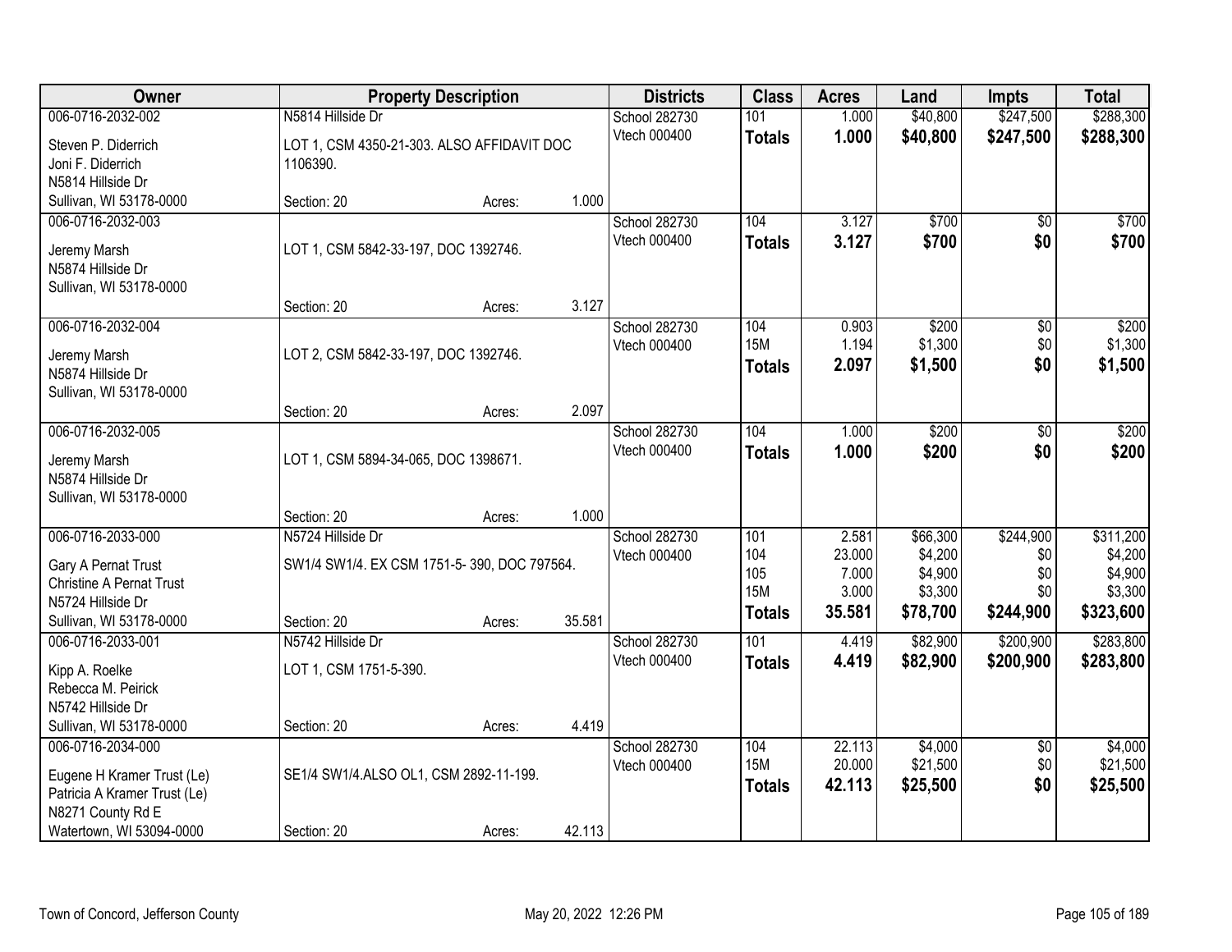| Owner | Property Description | Districts | Class | Acres | Land | Impts | Total |
|---|---|---|---|---|---|---|---|
| 006-0716-2032-002<br>Steven P. Diderrich<br>Joni F. Diderrich<br>N5814 Hillside Dr<br>Sullivan, WI 53178-0000 | N5814 Hillside Dr<br>LOT 1, CSM 4350-21-303. ALSO AFFIDAVIT DOC 1106390.<br>Section: 20 Acres: 1.000 | School 282730<br>Vtech 000400 | 101<br>**Totals** | 1.000<br>**1.000** | $40,800<br>**$40,800** | $247,500<br>**$247,500** | $288,300<br>**$288,300** |
| 006-0716-2032-003<br>Jeremy Marsh<br>N5874 Hillside Dr<br>Sullivan, WI 53178-0000 | LOT 1, CSM 5842-33-197, DOC 1392746.<br>Section: 20 Acres: 3.127 | School 282730<br>Vtech 000400 | 104<br>**Totals** | 3.127<br>**3.127** | $700<br>**$700** | $0<br>**$0** | $700<br>**$700** |
| 006-0716-2032-004<br>Jeremy Marsh<br>N5874 Hillside Dr<br>Sullivan, WI 53178-0000 | LOT 2, CSM 5842-33-197, DOC 1392746.<br>Section: 20 Acres: 2.097 | School 282730<br>Vtech 000400 | 104<br>15M<br>**Totals** | 0.903<br>1.194<br>**2.097** | $200<br>$1,300<br>**$1,500** | $0<br>$0<br>**$0** | $200<br>$1,300<br>**$1,500** |
| 006-0716-2032-005<br>Jeremy Marsh<br>N5874 Hillside Dr<br>Sullivan, WI 53178-0000 | LOT 1, CSM 5894-34-065, DOC 1398671.<br>Section: 20 Acres: 1.000 | School 282730<br>Vtech 000400 | 104<br>**Totals** | 1.000<br>**1.000** | $200<br>**$200** | $0<br>**$0** | $200<br>**$200** |
| 006-0716-2033-000<br>Gary A Pernat Trust<br>Christine A Pernat Trust<br>N5724 Hillside Dr<br>Sullivan, WI 53178-0000 | N5724 Hillside Dr<br>SW1/4 SW1/4. EX CSM 1751-5- 390, DOC 797564.<br>Section: 20 Acres: 35.581 | School 282730<br>Vtech 000400 | 101<br>104<br>105<br>15M<br>**Totals** | 2.581<br>23.000<br>7.000<br>3.000<br>**35.581** | $66,300<br>$4,200<br>$4,900<br>$3,300<br>**$78,700** | $244,900<br>$0<br>$0<br>$0<br>**$244,900** | $311,200<br>$4,200<br>$4,900<br>$3,300<br>**$323,600** |
| 006-0716-2033-001<br>Kipp A. Roelke<br>Rebecca M. Peirick<br>N5742 Hillside Dr<br>Sullivan, WI 53178-0000 | N5742 Hillside Dr<br>LOT 1, CSM 1751-5-390.<br>Section: 20 Acres: 4.419 | School 282730<br>Vtech 000400 | 101<br>**Totals** | 4.419<br>**4.419** | $82,900<br>**$82,900** | $200,900<br>**$200,900** | $283,800<br>**$283,800** |
| 006-0716-2034-000<br>Eugene H Kramer Trust (Le)<br>Patricia A Kramer Trust (Le)<br>N8271 County Rd E<br>Watertown, WI 53094-0000 | SE1/4 SW1/4.ALSO OL1, CSM 2892-11-199.<br>Section: 20 Acres: 42.113 | School 282730<br>Vtech 000400 | 104<br>15M<br>**Totals** | 22.113<br>20.000<br>**42.113** | $4,000<br>$21,500<br>**$25,500** | $0<br>$0<br>**$0** | $4,000<br>$21,500<br>**$25,500** |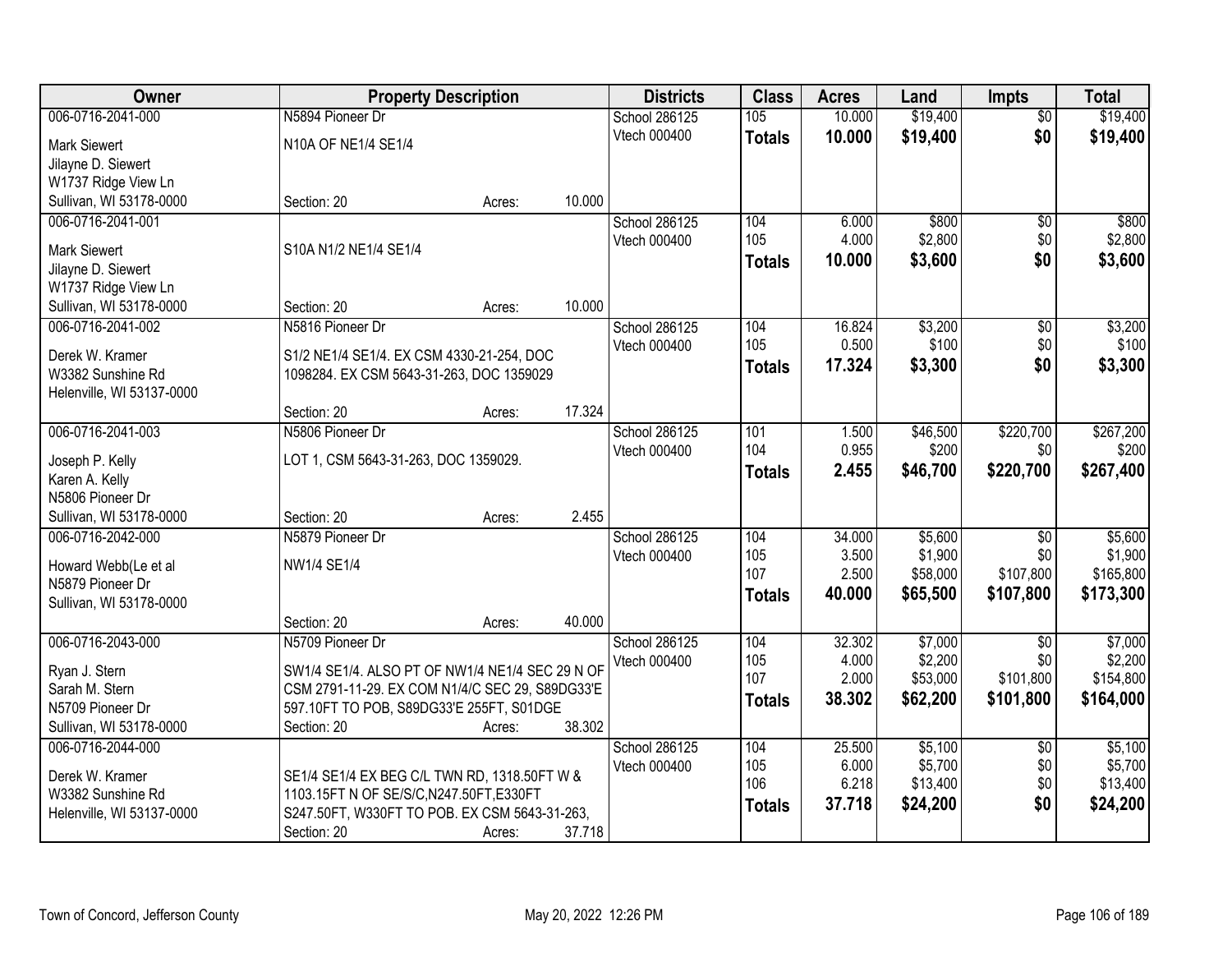| Owner | Property Description | | | Districts | Class | Acres | Land | Impts | Total |
|---|---|---|---|---|---|---|---|---|---|
| 006-0716-2041-000 | N5894 Pioneer Dr | | | School 286125 | 105 | 10.000 | $19,400 | $0 | $19,400 |
| Mark Siewert | N10A OF NE1/4 SE1/4 | | | Vtech 000400 | **Totals** | **10.000** | **$19,400** | **$0** | **$19,400** |
| Jilayne D. Siewert | | | | | | | | | |
| W1737 Ridge View Ln | | | | | | | | | |
| Sullivan, WI 53178-0000 | Section: 20 | Acres: | 10.000 | | | | | | |
| 006-0716-2041-001 | | | | School 286125 | 104 | 6.000 | $800 | $0 | $800 |
| Mark Siewert | S10A N1/2 NE1/4 SE1/4 | | | Vtech 000400 | 105 | 4.000 | $2,800 | $0 | $2,800 |
| Jilayne D. Siewert | | | | | **Totals** | **10.000** | **$3,600** | **$0** | **$3,600** |
| W1737 Ridge View Ln | | | | | | | | | |
| Sullivan, WI 53178-0000 | Section: 20 | Acres: | 10.000 | | | | | | |
| 006-0716-2041-002 | N5816 Pioneer Dr | | | School 286125 | 104 | 16.824 | $3,200 | $0 | $3,200 |
| Derek W. Kramer | S1/2 NE1/4 SE1/4. EX CSM 4330-21-254, DOC | | | Vtech 000400 | 105 | 0.500 | $100 | $0 | $100 |
| W3382 Sunshine Rd | 1098284. EX CSM 5643-31-263, DOC 1359029 | | | | **Totals** | **17.324** | **$3,300** | **$0** | **$3,300** |
| Helenville, WI 53137-0000 | | | | | | | | | |
| | Section: 20 | Acres: | 17.324 | | | | | | |
| 006-0716-2041-003 | N5806 Pioneer Dr | | | School 286125 | 101 | 1.500 | $46,500 | $220,700 | $267,200 |
| Joseph P. Kelly | LOT 1, CSM 5643-31-263, DOC 1359029. | | | Vtech 000400 | 104 | 0.955 | $200 | $0 | $200 |
| Karen A. Kelly | | | | | **Totals** | **2.455** | **$46,700** | **$220,700** | **$267,400** |
| N5806 Pioneer Dr | | | | | | | | | |
| Sullivan, WI 53178-0000 | Section: 20 | Acres: | 2.455 | | | | | | |
| 006-0716-2042-000 | N5879 Pioneer Dr | | | School 286125 | 104 | 34.000 | $5,600 | $0 | $5,600 |
| Howard Webb(Le et al | NW1/4 SE1/4 | | | Vtech 000400 | 105 | 3.500 | $1,900 | $0 | $1,900 |
| N5879 Pioneer Dr | | | | | 107 | 2.500 | $58,000 | $107,800 | $165,800 |
| Sullivan, WI 53178-0000 | | | | | **Totals** | **40.000** | **$65,500** | **$107,800** | **$173,300** |
| | Section: 20 | Acres: | 40.000 | | | | | | |
| 006-0716-2043-000 | N5709 Pioneer Dr | | | School 286125 | 104 | 32.302 | $7,000 | $0 | $7,000 |
| Ryan J. Stern | SW1/4 SE1/4. ALSO PT OF NW1/4 NE1/4 SEC 29 N OF | | | Vtech 000400 | 105 | 4.000 | $2,200 | $0 | $2,200 |
| Sarah M. Stern | CSM 2791-11-29. EX COM N1/4/C SEC 29, S89DG33'E | | | | 107 | 2.000 | $53,000 | $101,800 | $154,800 |
| N5709 Pioneer Dr | 597.10FT TO POB, S89DG33'E 255FT, S01DGE | | | | **Totals** | **38.302** | **$62,200** | **$101,800** | **$164,000** |
| Sullivan, WI 53178-0000 | Section: 20 | Acres: | 38.302 | | | | | | |
| 006-0716-2044-000 | | | | School 286125 | 104 | 25.500 | $5,100 | $0 | $5,100 |
| Derek W. Kramer | SE1/4 SE1/4 EX BEG C/L TWN RD, 1318.50FT W & | | | Vtech 000400 | 105 | 6.000 | $5,700 | $0 | $5,700 |
| W3382 Sunshine Rd | 1103.15FT N OF SE/S/C,N247.50FT,E330FT | | | | 106 | 6.218 | $13,400 | $0 | $13,400 |
| Helenville, WI 53137-0000 | S247.50FT, W330FT TO POB. EX CSM 5643-31-263, | | | | **Totals** | **37.718** | **$24,200** | **$0** | **$24,200** |
| | Section: 20 | Acres: | 37.718 | | | | | | |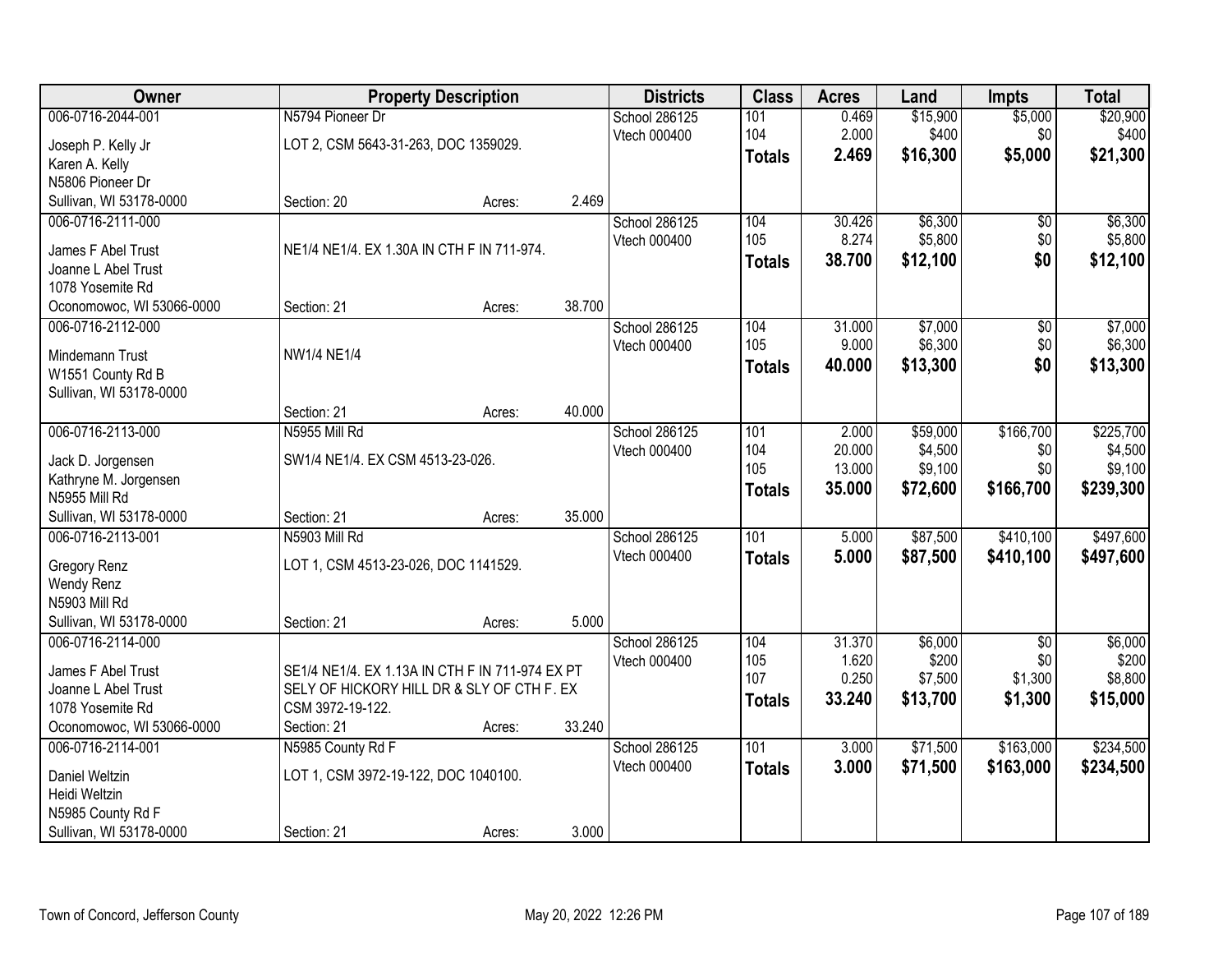| Owner | Property Description | | | Districts | Class | Acres | Land | Impts | Total |
|---|---|---|---|---|---|---|---|---|---|
| 006-0716-2044-001 | N5794 Pioneer Dr | | | School 286125 | 101 | 0.469 | $15,900 | $5,000 | $20,900 |
| Joseph P. Kelly Jr | LOT 2, CSM 5643-31-263, DOC 1359029. | | | Vtech 000400 | 104 | 2.000 | $400 | $0 | $400 |
| Karen A. Kelly | | | | | **Totals** | **2.469** | **$16,300** | **$5,000** | **$21,300** |
| N5806 Pioneer Dr | | | | | | | | | |
| Sullivan, WI 53178-0000 | Section: 20 | Acres: | 2.469 | | | | | | |
| 006-0716-2111-000 | | | | School 286125 | 104 | 30.426 | $6,300 | $0 | $6,300 |
| James F Abel Trust | NE1/4 NE1/4. EX 1.30A IN CTH F IN 711-974. | | | Vtech 000400 | 105 | 8.274 | $5,800 | $0 | $5,800 |
| Joanne L Abel Trust | | | | | **Totals** | **38.700** | **$12,100** | **$0** | **$12,100** |
| 1078 Yosemite Rd | | | | | | | | | |
| Oconomowoc, WI 53066-0000 | Section: 21 | Acres: | 38.700 | | | | | | |
| 006-0716-2112-000 | | | | School 286125 | 104 | 31.000 | $7,000 | $0 | $7,000 |
| Mindemann Trust | NW1/4 NE1/4 | | | Vtech 000400 | 105 | 9.000 | $6,300 | $0 | $6,300 |
| W1551 County Rd B | | | | | **Totals** | **40.000** | **$13,300** | **$0** | **$13,300** |
| Sullivan, WI 53178-0000 | | | | | | | | | |
| | Section: 21 | Acres: | 40.000 | | | | | | |
| 006-0716-2113-000 | N5955 Mill Rd | | | School 286125 | 101 | 2.000 | $59,000 | $166,700 | $225,700 |
| Jack D. Jorgensen | SW1/4 NE1/4. EX CSM 4513-23-026. | | | Vtech 000400 | 104 | 20.000 | $4,500 | $0 | $4,500 |
| Kathryne M. Jorgensen | | | | | 105 | 13.000 | $9,100 | $0 | $9,100 |
| N5955 Mill Rd | | | | | **Totals** | **35.000** | **$72,600** | **$166,700** | **$239,300** |
| Sullivan, WI 53178-0000 | Section: 21 | Acres: | 35.000 | | | | | | |
| 006-0716-2113-001 | N5903 Mill Rd | | | School 286125 | 101 | 5.000 | $87,500 | $410,100 | $497,600 |
| Gregory Renz | LOT 1, CSM 4513-23-026, DOC 1141529. | | | Vtech 000400 | **Totals** | **5.000** | **$87,500** | **$410,100** | **$497,600** |
| Wendy Renz | | | | | | | | | |
| N5903 Mill Rd | | | | | | | | | |
| Sullivan, WI 53178-0000 | Section: 21 | Acres: | 5.000 | | | | | | |
| 006-0716-2114-000 | | | | School 286125 | 104 | 31.370 | $6,000 | $0 | $6,000 |
| James F Abel Trust | SE1/4 NE1/4. EX 1.13A IN CTH F IN 711-974 EX PT | | | Vtech 000400 | 105 | 1.620 | $200 | $0 | $200 |
| Joanne L Abel Trust | SELY OF HICKORY HILL DR & SLY OF CTH F. EX | | | | 107 | 0.250 | $7,500 | $1,300 | $8,800 |
| 1078 Yosemite Rd | CSM 3972-19-122. | | | | **Totals** | **33.240** | **$13,700** | **$1,300** | **$15,000** |
| Oconomowoc, WI 53066-0000 | Section: 21 | Acres: | 33.240 | | | | | | |
| 006-0716-2114-001 | N5985 County Rd F | | | School 286125 | 101 | 3.000 | $71,500 | $163,000 | $234,500 |
| Daniel Weltzin | LOT 1, CSM 3972-19-122, DOC 1040100. | | | Vtech 000400 | **Totals** | **3.000** | **$71,500** | **$163,000** | **$234,500** |
| Heidi Weltzin | | | | | | | | | |
| N5985 County Rd F | | | | | | | | | |
| Sullivan, WI 53178-0000 | Section: 21 | Acres: | 3.000 | | | | | | |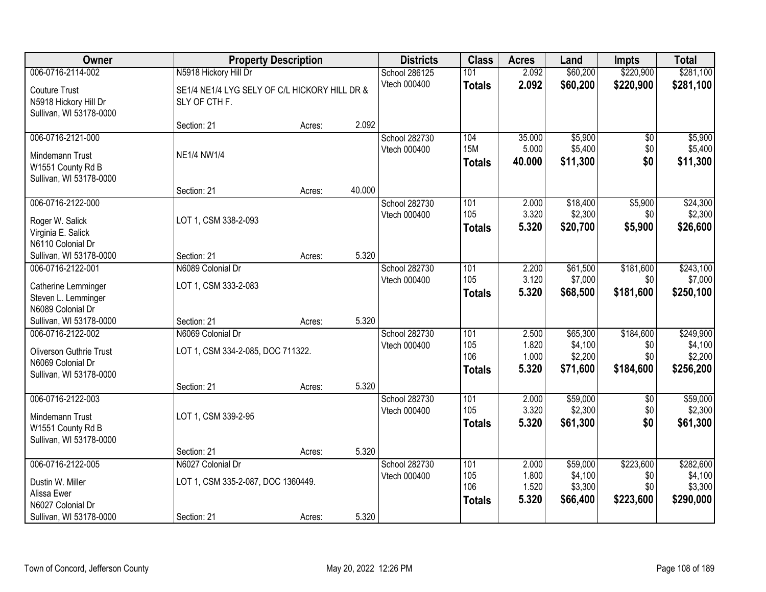| Owner | Property Description | | | Districts | Class | Acres | Land | Impts | Total |
|---|---|---|---|---|---|---|---|---|---|
| 006-0716-2114-002 | N5918 Hickory Hill Dr | | | School 286125 | 101 | 2.092 | $60,200 | $220,900 | $281,100 |
| Couture Trust<br>N5918 Hickory Hill Dr<br>Sullivan, WI 53178-0000 | SE1/4 NE1/4 LYG SELY OF C/L HICKORY HILL DR & SLY OF CTH F. | | | Vtech 000400 | **Totals** | **2.092** | **$60,200** | **$220,900** | **$281,100** |
| | Section: 21 | Acres: | 2.092 | | | | | | |
| 006-0716-2121-000 | | | | School 282730 | 104 | 35.000 | $5,900 | $0 | $5,900 |
| Mindemann Trust<br>W1551 County Rd B<br>Sullivan, WI 53178-0000 | NE1/4 NW1/4 | | | Vtech 000400 | 15M | 5.000 | $5,400 | $0 | $5,400 |
| | | | | | **Totals** | **40.000** | **$11,300** | **$0** | **$11,300** |
| | Section: 21 | Acres: | 40.000 | | | | | | |
| 006-0716-2122-000 | | | | School 282730 | 101 | 2.000 | $18,400 | $5,900 | $24,300 |
| Roger W. Salick<br>Virginia E. Salick<br>N6110 Colonial Dr<br>Sullivan, WI 53178-0000 | LOT 1, CSM 338-2-093 | | | Vtech 000400 | 105 | 3.320 | $2,300 | $0 | $2,300 |
| | | | | | **Totals** | **5.320** | **$20,700** | **$5,900** | **$26,600** |
| | Section: 21 | Acres: | 5.320 | | | | | | |
| 006-0716-2122-001 | N6089 Colonial Dr | | | School 282730 | 101 | 2.200 | $61,500 | $181,600 | $243,100 |
| Catherine Lemminger<br>Steven L. Lemminger<br>N6089 Colonial Dr<br>Sullivan, WI 53178-0000 | LOT 1, CSM 333-2-083 | | | Vtech 000400 | 105 | 3.120 | $7,000 | $0 | $7,000 |
| | | | | | **Totals** | **5.320** | **$68,500** | **$181,600** | **$250,100** |
| | Section: 21 | Acres: | 5.320 | | | | | | |
| 006-0716-2122-002 | N6069 Colonial Dr | | | School 282730 | 101 | 2.500 | $65,300 | $184,600 | $249,900 |
| Oliverson Guthrie Trust<br>N6069 Colonial Dr<br>Sullivan, WI 53178-0000 | LOT 1, CSM 334-2-085, DOC 711322. | | | Vtech 000400 | 105 | 1.820 | $4,100 | $0 | $4,100 |
| | | | | | 106 | 1.000 | $2,200 | $0 | $2,200 |
| | | | | | **Totals** | **5.320** | **$71,600** | **$184,600** | **$256,200** |
| | Section: 21 | Acres: | 5.320 | | | | | | |
| 006-0716-2122-003 | | | | School 282730 | 101 | 2.000 | $59,000 | $0 | $59,000 |
| Mindemann Trust<br>W1551 County Rd B<br>Sullivan, WI 53178-0000 | LOT 1, CSM 339-2-95 | | | Vtech 000400 | 105 | 3.320 | $2,300 | $0 | $2,300 |
| | | | | | **Totals** | **5.320** | **$61,300** | **$0** | **$61,300** |
| | Section: 21 | Acres: | 5.320 | | | | | | |
| 006-0716-2122-005 | N6027 Colonial Dr | | | School 282730 | 101 | 2.000 | $59,000 | $223,600 | $282,600 |
| Dustin W. Miller<br>Alissa Ewer<br>N6027 Colonial Dr<br>Sullivan, WI 53178-0000 | LOT 1, CSM 335-2-087, DOC 1360449. | | | Vtech 000400 | 105 | 1.800 | $4,100 | $0 | $4,100 |
| | | | | | 106 | 1.520 | $3,300 | $0 | $3,300 |
| | | | | | **Totals** | **5.320** | **$66,400** | **$223,600** | **$290,000** |
| | Section: 21 | Acres: | 5.320 | | | | | | |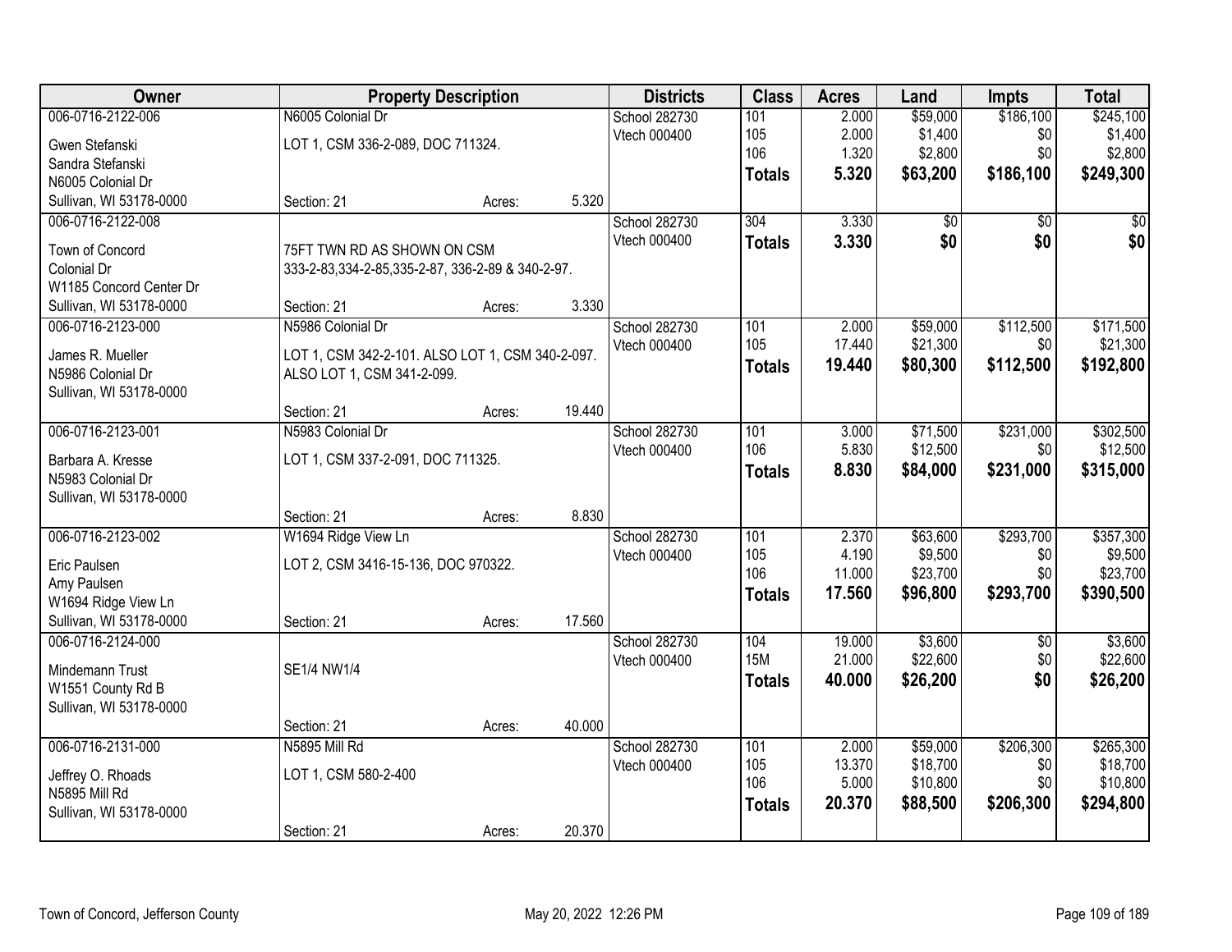| Owner | Property Description | | | Districts | Class | Acres | Land | Impts | Total |
|---|---|---|---|---|---|---|---|---|---|
| 006-0716-2122-006 | N6005 Colonial Dr | | | School 282730 | 101 | 2.000 | $59,000 | $186,100 | $245,100 |
| Gwen Stefanski | LOT 1, CSM 336-2-089, DOC 711324. | | | Vtech 000400 | 105 | 2.000 | $1,400 | $0 | $1,400 |
| Sandra Stefanski | | | | | 106 | 1.320 | $2,800 | $0 | $2,800 |
| N6005 Colonial Dr | | | | | **Totals** | **5.320** | **$63,200** | **$186,100** | **$249,300** |
| Sullivan, WI 53178-0000 | Section: 21 | Acres: | 5.320 | | | | | | |
| 006-0716-2122-008 | | | | School 282730 | 304 | 3.330 | $0 | $0 | $0 |
| Town of Concord | 75FT TWN RD AS SHOWN ON CSM | | | Vtech 000400 | **Totals** | **3.330** | **$0** | **$0** | **$0** |
| Colonial Dr | 333-2-83,334-2-85,335-2-87, 336-2-89 & 340-2-97. | | | | | | | | |
| W1185 Concord Center Dr | | | | | | | | | |
| Sullivan, WI 53178-0000 | Section: 21 | Acres: | 3.330 | | | | | | |
| 006-0716-2123-000 | N5986 Colonial Dr | | | School 282730 | 101 | 2.000 | $59,000 | $112,500 | $171,500 |
| James R. Mueller | LOT 1, CSM 342-2-101. ALSO LOT 1, CSM 340-2-097. | | | Vtech 000400 | 105 | 17.440 | $21,300 | $0 | $21,300 |
| N5986 Colonial Dr | ALSO LOT 1, CSM 341-2-099. | | | | **Totals** | **19.440** | **$80,300** | **$112,500** | **$192,800** |
| Sullivan, WI 53178-0000 | | | | | | | | | |
| | Section: 21 | Acres: | 19.440 | | | | | | |
| 006-0716-2123-001 | N5983 Colonial Dr | | | School 282730 | 101 | 3.000 | $71,500 | $231,000 | $302,500 |
| Barbara A. Kresse | LOT 1, CSM 337-2-091, DOC 711325. | | | Vtech 000400 | 106 | 5.830 | $12,500 | $0 | $12,500 |
| N5983 Colonial Dr | | | | | **Totals** | **8.830** | **$84,000** | **$231,000** | **$315,000** |
| Sullivan, WI 53178-0000 | | | | | | | | | |
| | Section: 21 | Acres: | 8.830 | | | | | | |
| 006-0716-2123-002 | W1694 Ridge View Ln | | | School 282730 | 101 | 2.370 | $63,600 | $293,700 | $357,300 |
| Eric Paulsen | LOT 2, CSM 3416-15-136, DOC 970322. | | | Vtech 000400 | 105 | 4.190 | $9,500 | $0 | $9,500 |
| Amy Paulsen | | | | | 106 | 11.000 | $23,700 | $0 | $23,700 |
| W1694 Ridge View Ln | | | | | **Totals** | **17.560** | **$96,800** | **$293,700** | **$390,500** |
| Sullivan, WI 53178-0000 | Section: 21 | Acres: | 17.560 | | | | | | |
| 006-0716-2124-000 | | | | School 282730 | 104 | 19.000 | $3,600 | $0 | $3,600 |
| Mindemann Trust | SE1/4 NW1/4 | | | Vtech 000400 | 15M | 21.000 | $22,600 | $0 | $22,600 |
| W1551 County Rd B | | | | | **Totals** | **40.000** | **$26,200** | **$0** | **$26,200** |
| Sullivan, WI 53178-0000 | | | | | | | | | |
| | Section: 21 | Acres: | 40.000 | | | | | | |
| 006-0716-2131-000 | N5895 Mill Rd | | | School 282730 | 101 | 2.000 | $59,000 | $206,300 | $265,300 |
| Jeffrey O. Rhoads | LOT 1, CSM 580-2-400 | | | Vtech 000400 | 105 | 13.370 | $18,700 | $0 | $18,700 |
| N5895 Mill Rd | | | | | 106 | 5.000 | $10,800 | $0 | $10,800 |
| Sullivan, WI 53178-0000 | | | | | **Totals** | **20.370** | **$88,500** | **$206,300** | **$294,800** |
| | Section: 21 | Acres: | 20.370 | | | | | | |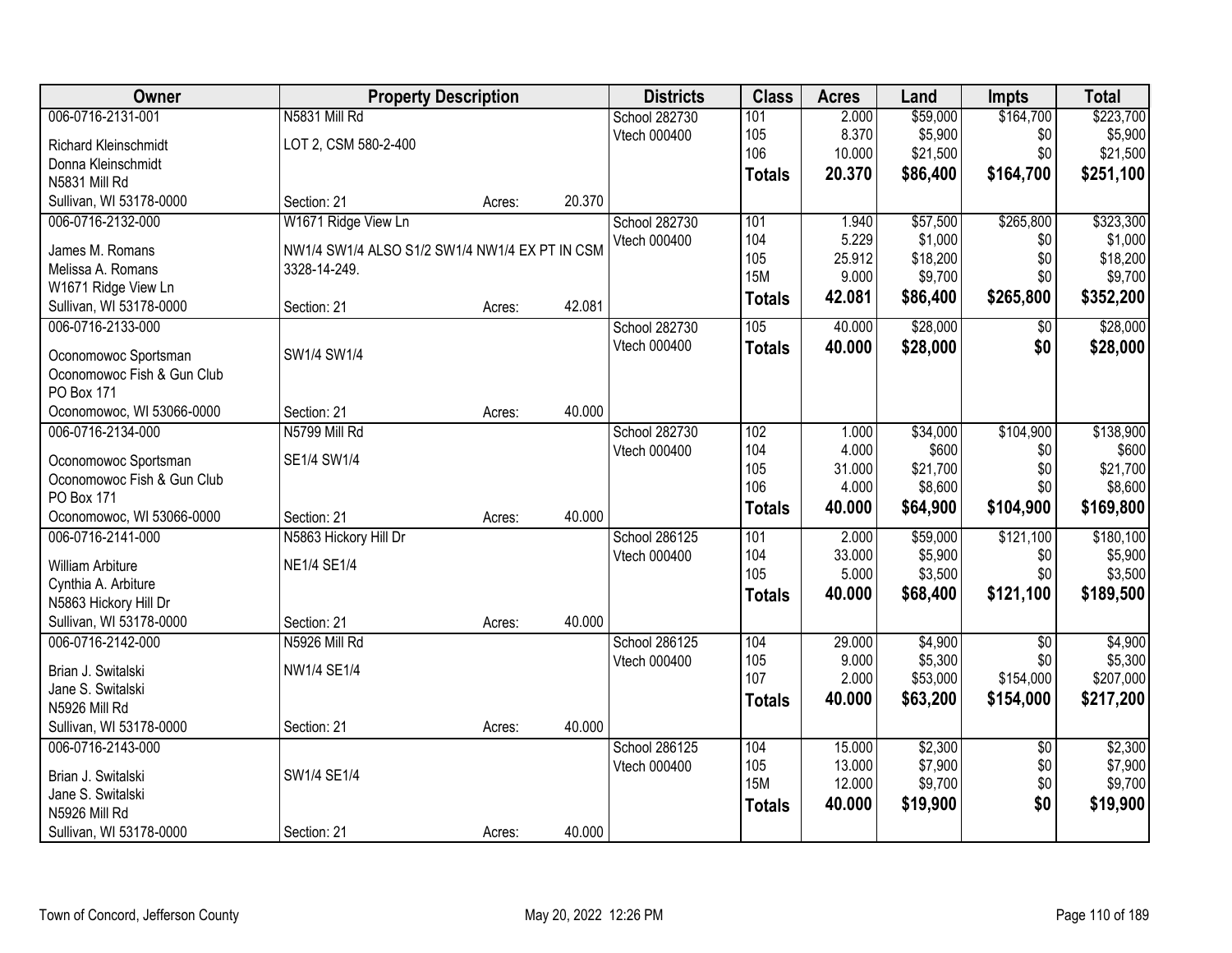| Owner | Property Description | | | Districts | Class | Acres | Land | Impts | Total |
|---|---|---|---|---|---|---|---|---|---|
| 006-0716-2131-001 | N5831 Mill Rd | | | School 282730 | 101 | 2.000 | $59,000 | $164,700 | $223,700 |
| Richard Kleinschmidt | LOT 2, CSM 580-2-400 | | | Vtech 000400 | 105 | 8.370 | $5,900 | $0 | $5,900 |
| Donna Kleinschmidt | | | | | 106 | 10.000 | $21,500 | $0 | $21,500 |
| N5831 Mill Rd | | | | | **Totals** | **20.370** | **$86,400** | **$164,700** | **$251,100** |
| Sullivan, WI 53178-0000 | Section: 21 | Acres: | 20.370 | | | | | | |
| 006-0716-2132-000 | W1671 Ridge View Ln | | | School 282730 | 101 | 1.940 | $57,500 | $265,800 | $323,300 |
| James M. Romans | NW1/4 SW1/4 ALSO S1/2 SW1/4 NW1/4 EX PT IN CSM | | | Vtech 000400 | 104 | 5.229 | $1,000 | $0 | $1,000 |
| Melissa A. Romans | 3328-14-249. | | | | 105 | 25.912 | $18,200 | $0 | $18,200 |
| W1671 Ridge View Ln | | | | | 15M | 9.000 | $9,700 | $0 | $9,700 |
| Sullivan, WI 53178-0000 | Section: 21 | Acres: | 42.081 | | **Totals** | **42.081** | **$86,400** | **$265,800** | **$352,200** |
| 006-0716-2133-000 | | | | School 282730 | 105 | 40.000 | $28,000 | $0 | $28,000 |
| Oconomowoc Sportsman | SW1/4 SW1/4 | | | Vtech 000400 | **Totals** | **40.000** | **$28,000** | **$0** | **$28,000** |
| Oconomowoc Fish & Gun Club | | | | | | | | | |
| PO Box 171 | | | | | | | | | |
| Oconomowoc, WI 53066-0000 | Section: 21 | Acres: | 40.000 | | | | | | |
| 006-0716-2134-000 | N5799 Mill Rd | | | School 282730 | 102 | 1.000 | $34,000 | $104,900 | $138,900 |
| Oconomowoc Sportsman | SE1/4 SW1/4 | | | Vtech 000400 | 104 | 4.000 | $600 | $0 | $600 |
| Oconomowoc Fish & Gun Club | | | | | 105 | 31.000 | $21,700 | $0 | $21,700 |
| PO Box 171 | | | | | 106 | 4.000 | $8,600 | $0 | $8,600 |
| Oconomowoc, WI 53066-0000 | Section: 21 | Acres: | 40.000 | | **Totals** | **40.000** | **$64,900** | **$104,900** | **$169,800** |
| 006-0716-2141-000 | N5863 Hickory Hill Dr | | | School 286125 | 101 | 2.000 | $59,000 | $121,100 | $180,100 |
| William Arbiture | NE1/4 SE1/4 | | | Vtech 000400 | 104 | 33.000 | $5,900 | $0 | $5,900 |
| Cynthia A. Arbiture | | | | | 105 | 5.000 | $3,500 | $0 | $3,500 |
| N5863 Hickory Hill Dr | | | | | **Totals** | **40.000** | **$68,400** | **$121,100** | **$189,500** |
| Sullivan, WI 53178-0000 | Section: 21 | Acres: | 40.000 | | | | | | |
| 006-0716-2142-000 | N5926 Mill Rd | | | School 286125 | 104 | 29.000 | $4,900 | $0 | $4,900 |
| Brian J. Switalski | NW1/4 SE1/4 | | | Vtech 000400 | 105 | 9.000 | $5,300 | $0 | $5,300 |
| Jane S. Switalski | | | | | 107 | 2.000 | $53,000 | $154,000 | $207,000 |
| N5926 Mill Rd | | | | | **Totals** | **40.000** | **$63,200** | **$154,000** | **$217,200** |
| Sullivan, WI 53178-0000 | Section: 21 | Acres: | 40.000 | | | | | | |
| 006-0716-2143-000 | | | | School 286125 | 104 | 15.000 | $2,300 | $0 | $2,300 |
| Brian J. Switalski | SW1/4 SE1/4 | | | Vtech 000400 | 105 | 13.000 | $7,900 | $0 | $7,900 |
| Jane S. Switalski | | | | | 15M | 12.000 | $9,700 | $0 | $9,700 |
| N5926 Mill Rd | | | | | **Totals** | **40.000** | **$19,900** | **$0** | **$19,900** |
| Sullivan, WI 53178-0000 | Section: 21 | Acres: | 40.000 | | | | | | |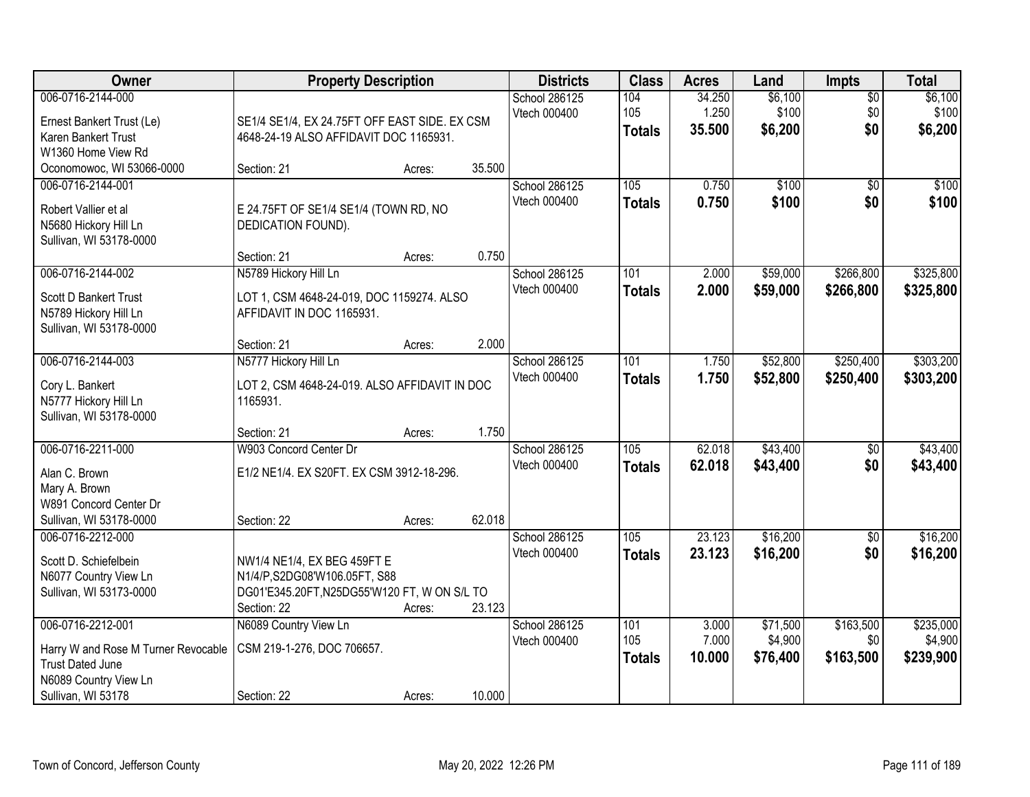| Owner | Property Description | Districts | Class | Acres | Land | Impts | Total |
|---|---|---|---|---|---|---|---|
| 006-0716-2144-000<br>Ernest Bankert Trust (Le)<br>Karen Bankert Trust<br>W1360 Home View Rd<br>Oconomowoc, WI 53066-0000 | SE1/4 SE1/4, EX 24.75FT OFF EAST SIDE. EX CSM 4648-24-19 ALSO AFFIDAVIT DOC 1165931.<br>Section: 21 Acres: 35.500 | School 286125<br>Vtech 000400 | 104<br>105<br>**Totals** | 34.250<br>1.250<br>**35.500** | $6,100<br>$100<br>**$6,200** | $0<br>$0<br>**$0** | $6,100<br>$100<br>**$6,200** |
| 006-0716-2144-001<br>Robert Vallier et al<br>N5680 Hickory Hill Ln<br>Sullivan, WI 53178-0000 | E 24.75FT OF SE1/4 SE1/4 (TOWN RD, NO DEDICATION FOUND).<br>Section: 21 Acres: 0.750 | School 286125<br>Vtech 000400 | 105<br>**Totals** | 0.750<br>**0.750** | $100<br>**$100** | $0<br>**$0** | $100<br>**$100** |
| 006-0716-2144-002<br>Scott D Bankert Trust<br>N5789 Hickory Hill Ln<br>Sullivan, WI 53178-0000 | N5789 Hickory Hill Ln<br>LOT 1, CSM 4648-24-019, DOC 1159274. ALSO AFFIDAVIT IN DOC 1165931.<br>Section: 21 Acres: 2.000 | School 286125<br>Vtech 000400 | 101<br>**Totals** | 2.000<br>**2.000** | $59,000<br>**$59,000** | $266,800<br>**$266,800** | $325,800<br>**$325,800** |
| 006-0716-2144-003<br>Cory L. Bankert<br>N5777 Hickory Hill Ln<br>Sullivan, WI 53178-0000 | N5777 Hickory Hill Ln<br>LOT 2, CSM 4648-24-019. ALSO AFFIDAVIT IN DOC 1165931.<br>Section: 21 Acres: 1.750 | School 286125<br>Vtech 000400 | 101<br>**Totals** | 1.750<br>**1.750** | $52,800<br>**$52,800** | $250,400<br>**$250,400** | $303,200<br>**$303,200** |
| 006-0716-2211-000<br>Alan C. Brown<br>Mary A. Brown<br>W891 Concord Center Dr<br>Sullivan, WI 53178-0000 | W903 Concord Center Dr<br>E1/2 NE1/4. EX S20FT. EX CSM 3912-18-296.<br>Section: 22 Acres: 62.018 | School 286125<br>Vtech 000400 | 105<br>**Totals** | 62.018<br>**62.018** | $43,400<br>**$43,400** | $0<br>**$0** | $43,400<br>**$43,400** |
| 006-0716-2212-000<br>Scott D. Schiefelbein<br>N6077 Country View Ln<br>Sullivan, WI 53173-0000 | NW1/4 NE1/4, EX BEG 459FT E N1/4/P,S2DG08'W106.05FT, S88 DG01'E345.20FT,N25DG55'W120 FT, W ON S/L TO<br>Section: 22 Acres: 23.123 | School 286125<br>Vtech 000400 | 105<br>**Totals** | 23.123<br>**23.123** | $16,200<br>**$16,200** | $0<br>**$0** | $16,200<br>**$16,200** |
| 006-0716-2212-001<br>Harry W and Rose M Turner Revocable Trust Dated June<br>N6089 Country View Ln<br>Sullivan, WI 53178 | N6089 Country View Ln<br>CSM 219-1-276, DOC 706657.<br>Section: 22 Acres: 10.000 | School 286125<br>Vtech 000400 | 101<br>105<br>**Totals** | 3.000<br>7.000<br>**10.000** | $71,500<br>$4,900<br>**$76,400** | $163,500<br>$0<br>**$163,500** | $235,000<br>$4,900<br>**$239,900** |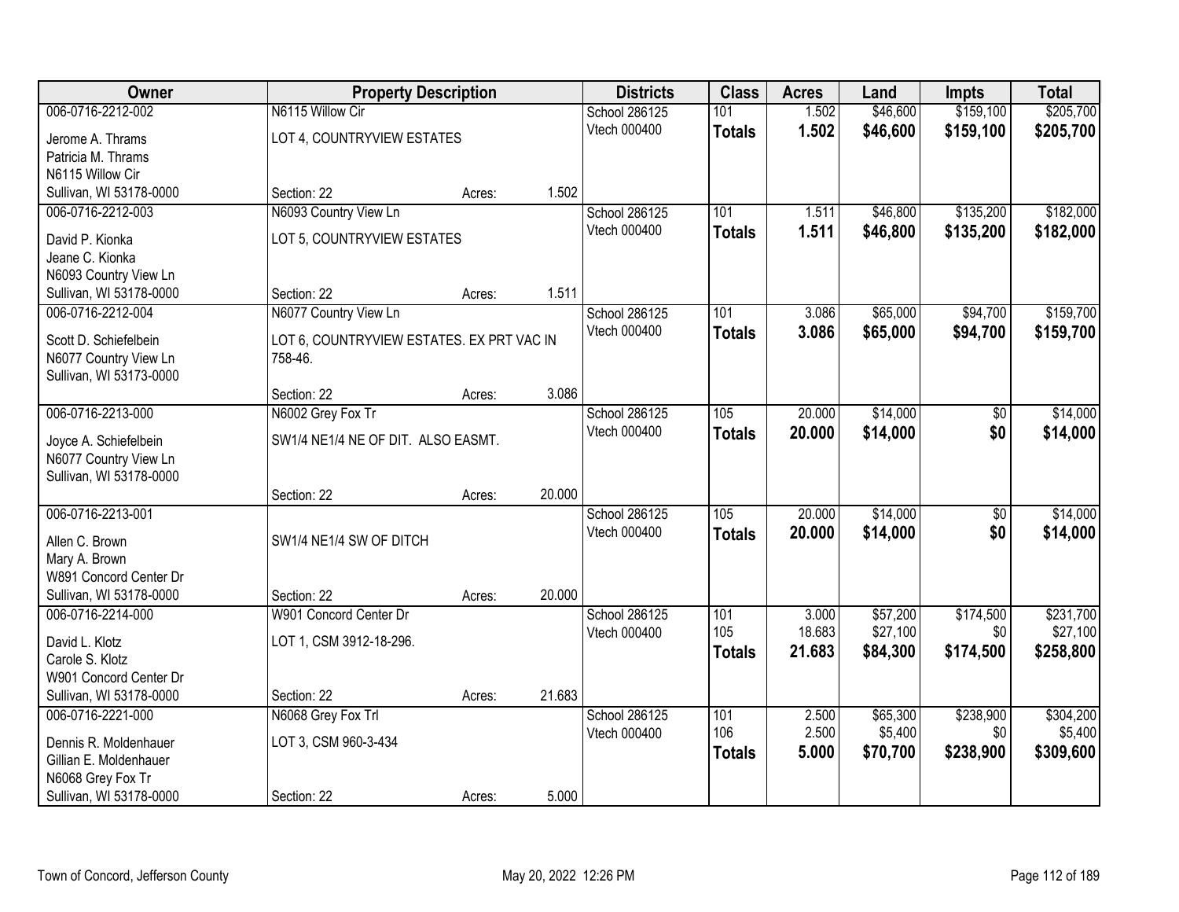| Owner | Property Description | | | Districts | Class | Acres | Land | Impts | Total |
|---|---|---|---|---|---|---|---|---|---|
| 006-0716-2212-002 | N6115 Willow Cir | | | School 286125 | 101 | 1.502 | $46,600 | $159,100 | $205,700 |
| Jerome A. Thrams | LOT 4, COUNTRYVIEW ESTATES | | | Vtech 000400 | **Totals** | **1.502** | **$46,600** | **$159,100** | **$205,700** |
| Patricia M. Thrams | | | | | | | | | |
| N6115 Willow Cir | | | | | | | | | |
| Sullivan, WI 53178-0000 | Section: 22 | Acres: | 1.502 | | | | | | |
| 006-0716-2212-003 | N6093 Country View Ln | | | School 286125 | 101 | 1.511 | $46,800 | $135,200 | $182,000 |
| David P. Kionka | LOT 5, COUNTRYVIEW ESTATES | | | Vtech 000400 | **Totals** | **1.511** | **$46,800** | **$135,200** | **$182,000** |
| Jeane C. Kionka | | | | | | | | | |
| N6093 Country View Ln | | | | | | | | | |
| Sullivan, WI 53178-0000 | Section: 22 | Acres: | 1.511 | | | | | | |
| 006-0716-2212-004 | N6077 Country View Ln | | | School 286125 | 101 | 3.086 | $65,000 | $94,700 | $159,700 |
| Scott D. Schiefelbein | LOT 6, COUNTRYVIEW ESTATES. EX PRT VAC IN 758-46. | | | Vtech 000400 | **Totals** | **3.086** | **$65,000** | **$94,700** | **$159,700** |
| N6077 Country View Ln | | | | | | | | | |
| Sullivan, WI 53173-0000 | | | | | | | | | |
| | Section: 22 | Acres: | 3.086 | | | | | | |
| 006-0716-2213-000 | N6002 Grey Fox Tr | | | School 286125 | 105 | 20.000 | $14,000 | $0 | $14,000 |
| Joyce A. Schiefelbein | SW1/4 NE1/4 NE OF DIT. ALSO EASMT. | | | Vtech 000400 | **Totals** | **20.000** | **$14,000** | **$0** | **$14,000** |
| N6077 Country View Ln | | | | | | | | | |
| Sullivan, WI 53178-0000 | | | | | | | | | |
| | Section: 22 | Acres: | 20.000 | | | | | | |
| 006-0716-2213-001 | | | | School 286125 | 105 | 20.000 | $14,000 | $0 | $14,000 |
| Allen C. Brown | SW1/4 NE1/4 SW OF DITCH | | | Vtech 000400 | **Totals** | **20.000** | **$14,000** | **$0** | **$14,000** |
| Mary A. Brown | | | | | | | | | |
| W891 Concord Center Dr | | | | | | | | | |
| Sullivan, WI 53178-0000 | Section: 22 | Acres: | 20.000 | | | | | | |
| 006-0716-2214-000 | W901 Concord Center Dr | | | School 286125 | 101 | 3.000 | $57,200 | $174,500 | $231,700 |
| David L. Klotz | LOT 1, CSM 3912-18-296. | | | Vtech 000400 | 105 | 18.683 | $27,100 | $0 | $27,100 |
| Carole S. Klotz | | | | | **Totals** | **21.683** | **$84,300** | **$174,500** | **$258,800** |
| W901 Concord Center Dr | | | | | | | | | |
| Sullivan, WI 53178-0000 | Section: 22 | Acres: | 21.683 | | | | | | |
| 006-0716-2221-000 | N6068 Grey Fox Trl | | | School 286125 | 101 | 2.500 | $65,300 | $238,900 | $304,200 |
| Dennis R. Moldenhauer | LOT 3, CSM 960-3-434 | | | Vtech 000400 | 106 | 2.500 | $5,400 | $0 | $5,400 |
| Gillian E. Moldenhauer | | | | | **Totals** | **5.000** | **$70,700** | **$238,900** | **$309,600** |
| N6068 Grey Fox Tr | | | | | | | | | |
| Sullivan, WI 53178-0000 | Section: 22 | Acres: | 5.000 | | | | | | |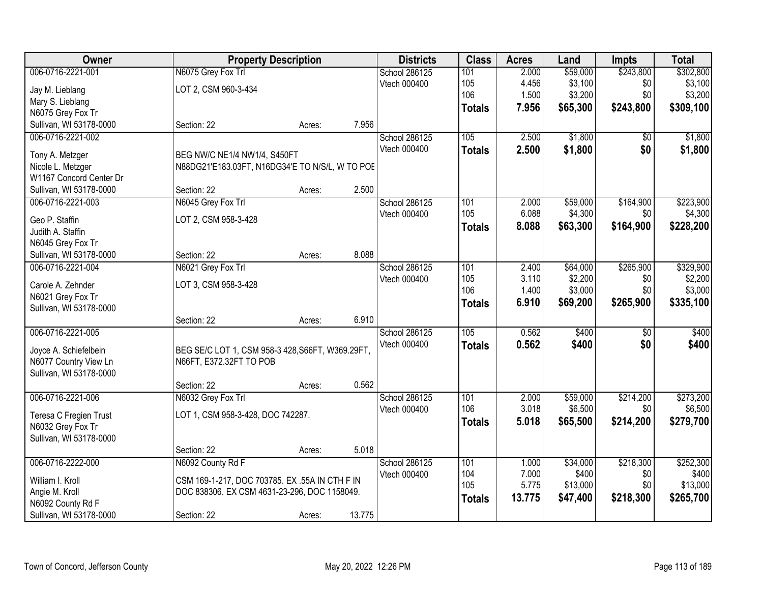| Owner | Property Description | Districts | Class | Acres | Land | Impts | Total |
|---|---|---|---|---|---|---|---|
| 006-0716-2221-001 | N6075 Grey Fox Trl | School 286125 | 101 | 2.000 | $59,000 | $243,800 | $302,800 |
| Jay M. Lieblang | LOT 2, CSM 960-3-434 | Vtech 000400 | 105 | 4.456 | $3,100 | $0 | $3,100 |
| Mary S. Lieblang | | | 106 | 1.500 | $3,200 | $0 | $3,200 |
| N6075 Grey Fox Tr | | | **Totals** | **7.956** | **$65,300** | **$243,800** | **$309,100** |
| Sullivan, WI 53178-0000 | Section: 22 Acres: 7.956 | | | | | | |
| 006-0716-2221-002 | | School 286125 | 105 | 2.500 | $1,800 | $0 | $1,800 |
| Tony A. Metzger | BEG NW/C NE1/4 NW1/4, S450FT | Vtech 000400 | **Totals** | **2.500** | **$1,800** | **$0** | **$1,800** |
| Nicole L. Metzger | N88DG21'E183.03FT, N16DG34'E TO N/S/L, W TO POE | | | | | | |
| W1167 Concord Center Dr | | | | | | | |
| Sullivan, WI 53178-0000 | Section: 22 Acres: 2.500 | | | | | | |
| 006-0716-2221-003 | N6045 Grey Fox Trl | School 286125 | 101 | 2.000 | $59,000 | $164,900 | $223,900 |
| Geo P. Staffin | LOT 2, CSM 958-3-428 | Vtech 000400 | 105 | 6.088 | $4,300 | $0 | $4,300 |
| Judith A. Staffin | | | **Totals** | **8.088** | **$63,300** | **$164,900** | **$228,200** |
| N6045 Grey Fox Tr | | | | | | | |
| Sullivan, WI 53178-0000 | Section: 22 Acres: 8.088 | | | | | | |
| 006-0716-2221-004 | N6021 Grey Fox Trl | School 286125 | 101 | 2.400 | $64,000 | $265,900 | $329,900 |
| Carole A. Zehnder | LOT 3, CSM 958-3-428 | Vtech 000400 | 105 | 3.110 | $2,200 | $0 | $2,200 |
| N6021 Grey Fox Tr | | | 106 | 1.400 | $3,000 | $0 | $3,000 |
| Sullivan, WI 53178-0000 | | | **Totals** | **6.910** | **$69,200** | **$265,900** | **$335,100** |
| | Section: 22 Acres: 6.910 | | | | | | |
| 006-0716-2221-005 | | School 286125 | 105 | 0.562 | $400 | $0 | $400 |
| Joyce A. Schiefelbein | BEG SE/C LOT 1, CSM 958-3 428,S66FT, W369.29FT, | Vtech 000400 | **Totals** | **0.562** | **$400** | **$0** | **$400** |
| N6077 Country View Ln | N66FT, E372.32FT TO POB | | | | | | |
| Sullivan, WI 53178-0000 | | | | | | | |
| | Section: 22 Acres: 0.562 | | | | | | |
| 006-0716-2221-006 | N6032 Grey Fox Trl | School 286125 | 101 | 2.000 | $59,000 | $214,200 | $273,200 |
| Teresa C Fregien Trust | LOT 1, CSM 958-3-428, DOC 742287. | Vtech 000400 | 106 | 3.018 | $6,500 | $0 | $6,500 |
| N6032 Grey Fox Tr | | | **Totals** | **5.018** | **$65,500** | **$214,200** | **$279,700** |
| Sullivan, WI 53178-0000 | | | | | | | |
| | Section: 22 Acres: 5.018 | | | | | | |
| 006-0716-2222-000 | N6092 County Rd F | School 286125 | 101 | 1.000 | $34,000 | $218,300 | $252,300 |
| William I. Kroll | CSM 169-1-217, DOC 703785. EX .55A IN CTH F IN | Vtech 000400 | 104 | 7.000 | $400 | $0 | $400 |
| Angie M. Kroll | DOC 838306. EX CSM 4631-23-296, DOC 1158049. | | 105 | 5.775 | $13,000 | $0 | $13,000 |
| N6092 County Rd F | | | **Totals** | **13.775** | **$47,400** | **$218,300** | **$265,700** |
| Sullivan, WI 53178-0000 | Section: 22 Acres: 13.775 | | | | | | |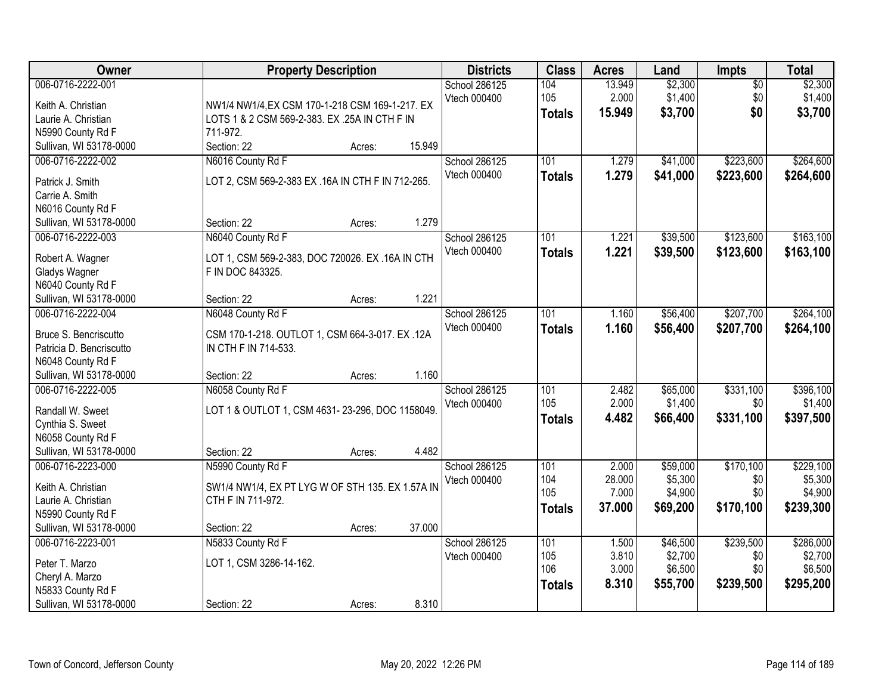| Owner | Property Description | Districts | Class | Acres | Land | Impts | Total |
|---|---|---|---|---|---|---|---|
| 006-0716-2222-001<br>Keith A. Christian<br>Laurie A. Christian<br>N5990 County Rd F<br>Sullivan, WI 53178-0000 | NW1/4 NW1/4,EX CSM 170-1-218 CSM 169-1-217. EX LOTS 1 & 2 CSM 569-2-383. EX .25A IN CTH F IN 711-972.<br>Section: 22 Acres: 15.949 | School 286125<br>Vtech 000400 | 104<br>105<br>**Totals** | 13.949<br>2.000<br>**15.949** | $2,300<br>$1,400<br>**$3,700** | $0<br>$0<br>**$0** | $2,300<br>$1,400<br>**$3,700** |
| 006-0716-2222-002<br>Patrick J. Smith<br>Carrie A. Smith<br>N6016 County Rd F<br>Sullivan, WI 53178-0000 | N6016 County Rd F<br>LOT 2, CSM 569-2-383 EX .16A IN CTH F IN 712-265.<br>Section: 22 Acres: 1.279 | School 286125<br>Vtech 000400 | 101<br>**Totals** | 1.279<br>**1.279** | $41,000<br>**$41,000** | $223,600<br>**$223,600** | $264,600<br>**$264,600** |
| 006-0716-2222-003<br>Robert A. Wagner<br>Gladys Wagner<br>N6040 County Rd F<br>Sullivan, WI 53178-0000 | N6040 County Rd F<br>LOT 1, CSM 569-2-383, DOC 720026. EX .16A IN CTH F IN DOC 843325.<br>Section: 22 Acres: 1.221 | School 286125<br>Vtech 000400 | 101<br>**Totals** | 1.221<br>**1.221** | $39,500<br>**$39,500** | $123,600<br>**$123,600** | $163,100<br>**$163,100** |
| 006-0716-2222-004<br>Bruce S. Bencriscutto<br>Patricia D. Bencriscutto<br>N6048 County Rd F<br>Sullivan, WI 53178-0000 | N6048 County Rd F<br>CSM 170-1-218. OUTLOT 1, CSM 664-3-017. EX .12A IN CTH F IN 714-533.<br>Section: 22 Acres: 1.160 | School 286125<br>Vtech 000400 | 101<br>**Totals** | 1.160<br>**1.160** | $56,400<br>**$56,400** | $207,700<br>**$207,700** | $264,100<br>**$264,100** |
| 006-0716-2222-005<br>Randall W. Sweet<br>Cynthia S. Sweet<br>N6058 County Rd F<br>Sullivan, WI 53178-0000 | N6058 County Rd F<br>LOT 1 & OUTLOT 1, CSM 4631- 23-296, DOC 1158049.<br>Section: 22 Acres: 4.482 | School 286125<br>Vtech 000400 | 101<br>105<br>**Totals** | 2.482<br>2.000<br>**4.482** | $65,000<br>$1,400<br>**$66,400** | $331,100<br>$0<br>**$331,100** | $396,100<br>$1,400<br>**$397,500** |
| 006-0716-2223-000<br>Keith A. Christian<br>Laurie A. Christian<br>N5990 County Rd F<br>Sullivan, WI 53178-0000 | N5990 County Rd F<br>SW1/4 NW1/4, EX PT LYG W OF STH 135. EX 1.57A IN CTH F IN 711-972.<br>Section: 22 Acres: 37.000 | School 286125<br>Vtech 000400 | 101<br>104<br>105<br>**Totals** | 2.000<br>28.000<br>7.000<br>**37.000** | $59,000<br>$5,300<br>$4,900<br>**$69,200** | $170,100<br>$0<br>$0<br>**$170,100** | $229,100<br>$5,300<br>$4,900<br>**$239,300** |
| 006-0716-2223-001<br>Peter T. Marzo<br>Cheryl A. Marzo<br>N5833 County Rd F<br>Sullivan, WI 53178-0000 | N5833 County Rd F<br>LOT 1, CSM 3286-14-162.<br>Section: 22 Acres: 8.310 | School 286125<br>Vtech 000400 | 101<br>105<br>106<br>**Totals** | 1.500<br>3.810<br>3.000<br>**8.310** | $46,500<br>$2,700<br>$6,500<br>**$55,700** | $239,500<br>$0<br>$0<br>**$239,500** | $286,000<br>$2,700<br>$6,500<br>**$295,200** |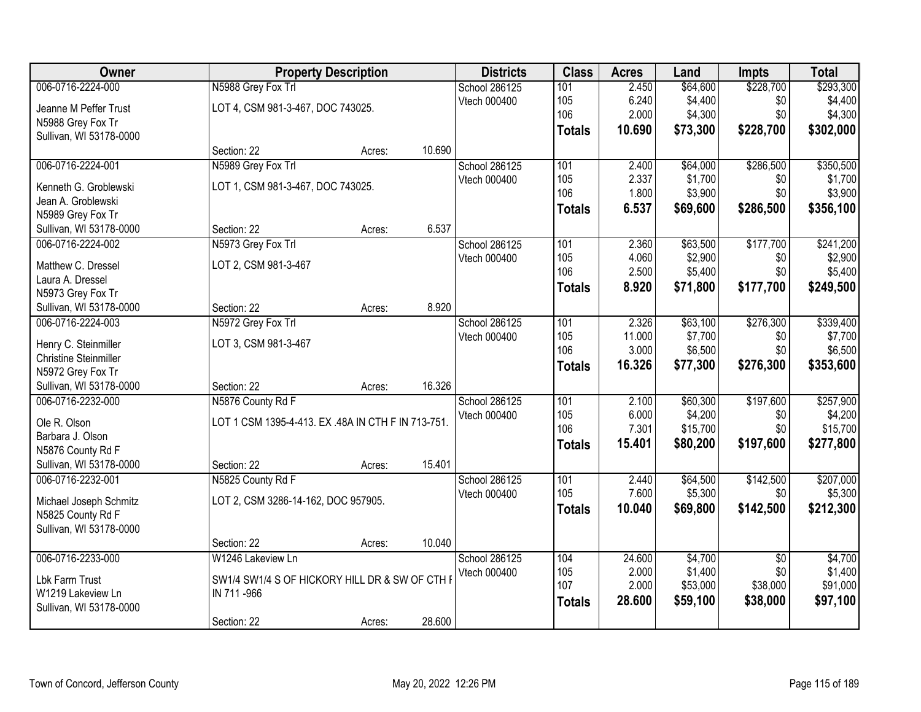| Owner | Property Description | | | Districts | Class | Acres | Land | Impts | Total |
|---|---|---|---|---|---|---|---|---|---|
| 006-0716-2224-000 | N5988 Grey Fox Trl | | | School 286125 | 101 | 2.450 | $64,600 | $228,700 | $293,300 |
| Jeanne M Peffer Trust | LOT 4, CSM 981-3-467, DOC 743025. | | | Vtech 000400 | 105 | 6.240 | $4,400 | $0 | $4,400 |
| N5988 Grey Fox Tr | | | | | 106 | 2.000 | $4,300 | $0 | $4,300 |
| Sullivan, WI 53178-0000 | | | | | **Totals** | **10.690** | **$73,300** | **$228,700** | **$302,000** |
| | Section: 22 | Acres: | 10.690 | | | | | | |
| 006-0716-2224-001 | N5989 Grey Fox Trl | | | School 286125 | 101 | 2.400 | $64,000 | $286,500 | $350,500 |
| Kenneth G. Groblewski | LOT 1, CSM 981-3-467, DOC 743025. | | | Vtech 000400 | 105 | 2.337 | $1,700 | $0 | $1,700 |
| Jean A. Groblewski | | | | | 106 | 1.800 | $3,900 | $0 | $3,900 |
| N5989 Grey Fox Tr | | | | | **Totals** | **6.537** | **$69,600** | **$286,500** | **$356,100** |
| Sullivan, WI 53178-0000 | Section: 22 | Acres: | 6.537 | | | | | | |
| 006-0716-2224-002 | N5973 Grey Fox Trl | | | School 286125 | 101 | 2.360 | $63,500 | $177,700 | $241,200 |
| Matthew C. Dressel | LOT 2, CSM 981-3-467 | | | Vtech 000400 | 105 | 4.060 | $2,900 | $0 | $2,900 |
| Laura A. Dressel | | | | | 106 | 2.500 | $5,400 | $0 | $5,400 |
| N5973 Grey Fox Tr | | | | | **Totals** | **8.920** | **$71,800** | **$177,700** | **$249,500** |
| Sullivan, WI 53178-0000 | Section: 22 | Acres: | 8.920 | | | | | | |
| 006-0716-2224-003 | N5972 Grey Fox Trl | | | School 286125 | 101 | 2.326 | $63,100 | $276,300 | $339,400 |
| Henry C. Steinmiller | LOT 3, CSM 981-3-467 | | | Vtech 000400 | 105 | 11.000 | $7,700 | $0 | $7,700 |
| Christine Steinmiller | | | | | 106 | 3.000 | $6,500 | $0 | $6,500 |
| N5972 Grey Fox Tr | | | | | **Totals** | **16.326** | **$77,300** | **$276,300** | **$353,600** |
| Sullivan, WI 53178-0000 | Section: 22 | Acres: | 16.326 | | | | | | |
| 006-0716-2232-000 | N5876 County Rd F | | | School 286125 | 101 | 2.100 | $60,300 | $197,600 | $257,900 |
| Ole R. Olson | LOT 1 CSM 1395-4-413. EX .48A IN CTH F IN 713-751. | | | Vtech 000400 | 105 | 6.000 | $4,200 | $0 | $4,200 |
| Barbara J. Olson | | | | | 106 | 7.301 | $15,700 | $0 | $15,700 |
| N5876 County Rd F | | | | | **Totals** | **15.401** | **$80,200** | **$197,600** | **$277,800** |
| Sullivan, WI 53178-0000 | Section: 22 | Acres: | 15.401 | | | | | | |
| 006-0716-2232-001 | N5825 County Rd F | | | School 286125 | 101 | 2.440 | $64,500 | $142,500 | $207,000 |
| Michael Joseph Schmitz | LOT 2, CSM 3286-14-162, DOC 957905. | | | Vtech 000400 | 105 | 7.600 | $5,300 | $0 | $5,300 |
| N5825 County Rd F | | | | | **Totals** | **10.040** | **$69,800** | **$142,500** | **$212,300** |
| Sullivan, WI 53178-0000 | | | | | | | | | |
| | Section: 22 | Acres: | 10.040 | | | | | | |
| 006-0716-2233-000 | W1246 Lakeview Ln | | | School 286125 | 104 | 24.600 | $4,700 | $0 | $4,700 |
| Lbk Farm Trust | SW1/4 SW1/4 S OF HICKORY HILL DR & SW OF CTH F | | | Vtech 000400 | 105 | 2.000 | $1,400 | $0 | $1,400 |
| W1219 Lakeview Ln | IN 711 -966 | | | | 107 | 2.000 | $53,000 | $38,000 | $91,000 |
| Sullivan, WI 53178-0000 | | | | | **Totals** | **28.600** | **$59,100** | **$38,000** | **$97,100** |
| | Section: 22 | Acres: | 28.600 | | | | | | |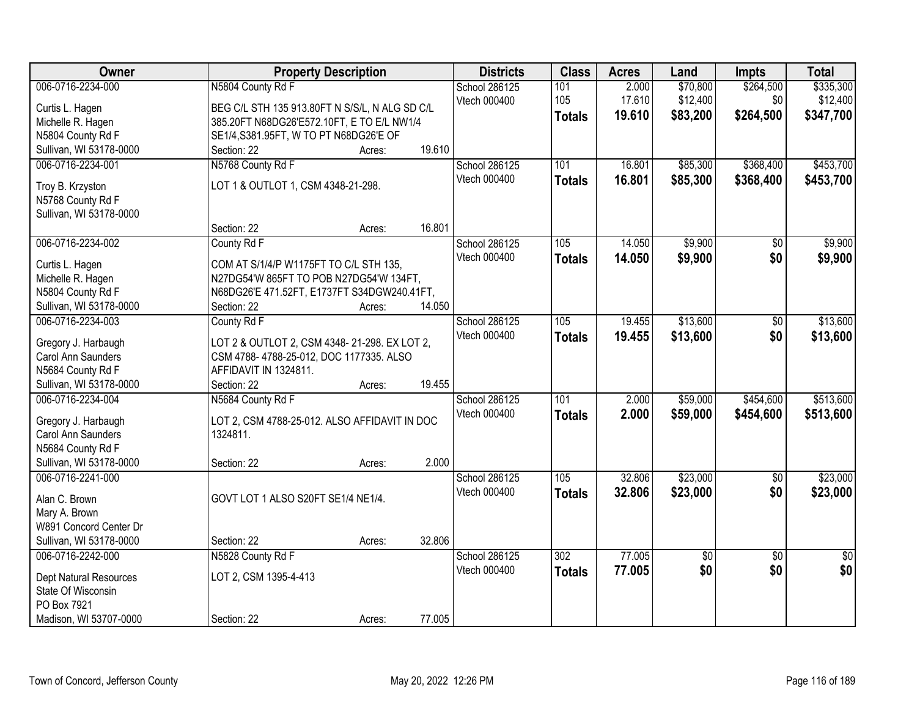| Owner | Property Description | Districts | Class | Acres | Land | Impts | Total |
|---|---|---|---|---|---|---|---|
| 006-0716-2234-000<br>Curtis L. Hagen<br>Michelle R. Hagen<br>N5804 County Rd F<br>Sullivan, WI 53178-0000 | N5804 County Rd F<br>BEG C/L STH 135 913.80FT N S/S/L, N ALG SD C/L 385.20FT N68DG26'E572.10FT, E TO E/L NW1/4 SE1/4,S381.95FT, W TO PT N68DG26'E OF<br>Section: 22 Acres: 19.610 | School 286125<br>Vtech 000400 | 101<br>105<br>**Totals** | 2.000<br>17.610<br>**19.610** | $70,800<br>$12,400<br>**$83,200** | $264,500<br>$0<br>**$264,500** | $335,300<br>$12,400<br>**$347,700** |
| 006-0716-2234-001<br>Troy B. Krzyston<br>N5768 County Rd F<br>Sullivan, WI 53178-0000 | N5768 County Rd F<br>LOT 1 & OUTLOT 1, CSM 4348-21-298.<br>Section: 22 Acres: 16.801 | School 286125<br>Vtech 000400 | 101<br>**Totals** | 16.801<br>**16.801** | $85,300<br>**$85,300** | $368,400<br>**$368,400** | $453,700<br>**$453,700** |
| 006-0716-2234-002<br>Curtis L. Hagen<br>Michelle R. Hagen<br>N5804 County Rd F<br>Sullivan, WI 53178-0000 | County Rd F<br>COM AT S/1/4/P W1175FT TO C/L STH 135, N27DG54'W 865FT TO POB N27DG54'W 134FT, N68DG26'E 471.52FT, E1737FT S34DGW240.41FT,<br>Section: 22 Acres: 14.050 | School 286125<br>Vtech 000400 | 105<br>**Totals** | 14.050<br>**14.050** | $9,900<br>**$9,900** | $0<br>**$0** | $9,900<br>**$9,900** |
| 006-0716-2234-003<br>Gregory J. Harbaugh<br>Carol Ann Saunders<br>N5684 County Rd F<br>Sullivan, WI 53178-0000 | County Rd F<br>LOT 2 & OUTLOT 2, CSM 4348- 21-298. EX LOT 2, CSM 4788- 4788-25-012, DOC 1177335. ALSO AFFIDAVIT IN 1324811.<br>Section: 22 Acres: 19.455 | School 286125<br>Vtech 000400 | 105<br>**Totals** | 19.455<br>**19.455** | $13,600<br>**$13,600** | $0<br>**$0** | $13,600<br>**$13,600** |
| 006-0716-2234-004<br>Gregory J. Harbaugh<br>Carol Ann Saunders<br>N5684 County Rd F<br>Sullivan, WI 53178-0000 | N5684 County Rd F<br>LOT 2, CSM 4788-25-012. ALSO AFFIDAVIT IN DOC 1324811.<br>Section: 22 Acres: 2.000 | School 286125<br>Vtech 000400 | 101<br>**Totals** | 2.000<br>**2.000** | $59,000<br>**$59,000** | $454,600<br>**$454,600** | $513,600<br>**$513,600** |
| 006-0716-2241-000<br>Alan C. Brown<br>Mary A. Brown<br>W891 Concord Center Dr<br>Sullivan, WI 53178-0000 | GOVT LOT 1 ALSO S20FT SE1/4 NE1/4.<br>Section: 22 Acres: 32.806 | School 286125<br>Vtech 000400 | 105<br>**Totals** | 32.806<br>**32.806** | $23,000<br>**$23,000** | $0<br>**$0** | $23,000<br>**$23,000** |
| 006-0716-2242-000<br>Dept Natural Resources<br>State Of Wisconsin<br>PO Box 7921<br>Madison, WI 53707-0000 | N5828 County Rd F<br>LOT 2, CSM 1395-4-413<br>Section: 22 Acres: 77.005 | School 286125<br>Vtech 000400 | 302<br>**Totals** | 77.005<br>**77.005** | $0<br>**$0** | $0<br>**$0** | $0<br>**$0** |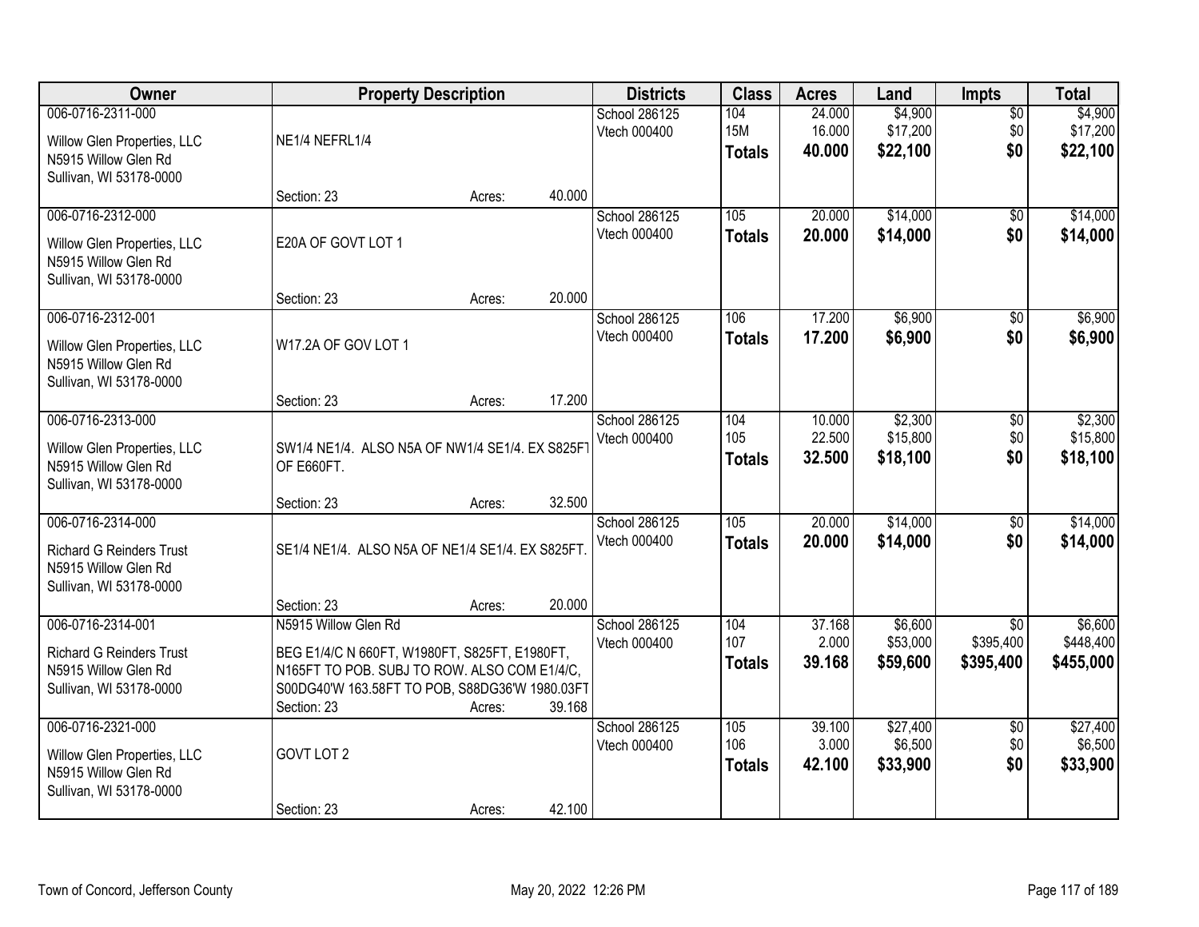| Owner | Property Description | Districts | Class | Acres | Land | Impts | Total |
|---|---|---|---|---|---|---|---|
| 006-0716-2311-000<br>Willow Glen Properties, LLC<br>N5915 Willow Glen Rd<br>Sullivan, WI 53178-0000 | NE1/4 NEFRL1/4<br>Section: 23 Acres: 40.000 | School 286125<br>Vtech 000400 | 104<br>15M<br>**Totals** | 24.000<br>16.000<br>**40.000** | $4,900<br>$17,200<br>**$22,100** | $0<br>$0<br>**$0** | $4,900<br>$17,200<br>**$22,100** |
| 006-0716-2312-000<br>Willow Glen Properties, LLC<br>N5915 Willow Glen Rd<br>Sullivan, WI 53178-0000 | E20A OF GOVT LOT 1<br>Section: 23 Acres: 20.000 | School 286125<br>Vtech 000400 | 105<br>**Totals** | 20.000<br>**20.000** | $14,000<br>**$14,000** | $0<br>**$0** | $14,000<br>**$14,000** |
| 006-0716-2312-001<br>Willow Glen Properties, LLC<br>N5915 Willow Glen Rd<br>Sullivan, WI 53178-0000 | W17.2A OF GOV LOT 1<br>Section: 23 Acres: 17.200 | School 286125<br>Vtech 000400 | 106<br>**Totals** | 17.200<br>**17.200** | $6,900<br>**$6,900** | $0<br>**$0** | $6,900<br>**$6,900** |
| 006-0716-2313-000<br>Willow Glen Properties, LLC<br>N5915 Willow Glen Rd<br>Sullivan, WI 53178-0000 | SW1/4 NE1/4. ALSO N5A OF NW1/4 SE1/4. EX S825FT OF E660FT.<br>Section: 23 Acres: 32.500 | School 286125<br>Vtech 000400 | 104<br>105<br>**Totals** | 10.000<br>22.500<br>**32.500** | $2,300<br>$15,800<br>**$18,100** | $0<br>$0<br>**$0** | $2,300<br>$15,800<br>**$18,100** |
| 006-0716-2314-000<br>Richard G Reinders Trust<br>N5915 Willow Glen Rd<br>Sullivan, WI 53178-0000 | SE1/4 NE1/4. ALSO N5A OF NE1/4 SE1/4. EX S825FT.<br>Section: 23 Acres: 20.000 | School 286125<br>Vtech 000400 | 105<br>**Totals** | 20.000<br>**20.000** | $14,000<br>**$14,000** | $0<br>**$0** | $14,000<br>**$14,000** |
| 006-0716-2314-001<br>Richard G Reinders Trust<br>N5915 Willow Glen Rd<br>Sullivan, WI 53178-0000 | N5915 Willow Glen Rd<br>BEG E1/4/C N 660FT, W1980FT, S825FT, E1980FT, N165FT TO POB. SUBJ TO ROW. ALSO COM E1/4/C, S00DG40'W 163.58FT TO POB, S88DG36'W 1980.03FT<br>Section: 23 Acres: 39.168 | School 286125<br>Vtech 000400 | 104<br>107<br>**Totals** | 37.168<br>2.000<br>**39.168** | $6,600<br>$53,000<br>**$59,600** | $0<br>$395,400<br>**$395,400** | $6,600<br>$448,400<br>**$455,000** |
| 006-0716-2321-000<br>Willow Glen Properties, LLC<br>N5915 Willow Glen Rd<br>Sullivan, WI 53178-0000 | GOVT LOT 2<br>Section: 23 Acres: 42.100 | School 286125<br>Vtech 000400 | 105<br>106<br>**Totals** | 39.100<br>3.000<br>**42.100** | $27,400<br>$6,500<br>**$33,900** | $0<br>$0<br>**$0** | $27,400<br>$6,500<br>**$33,900** |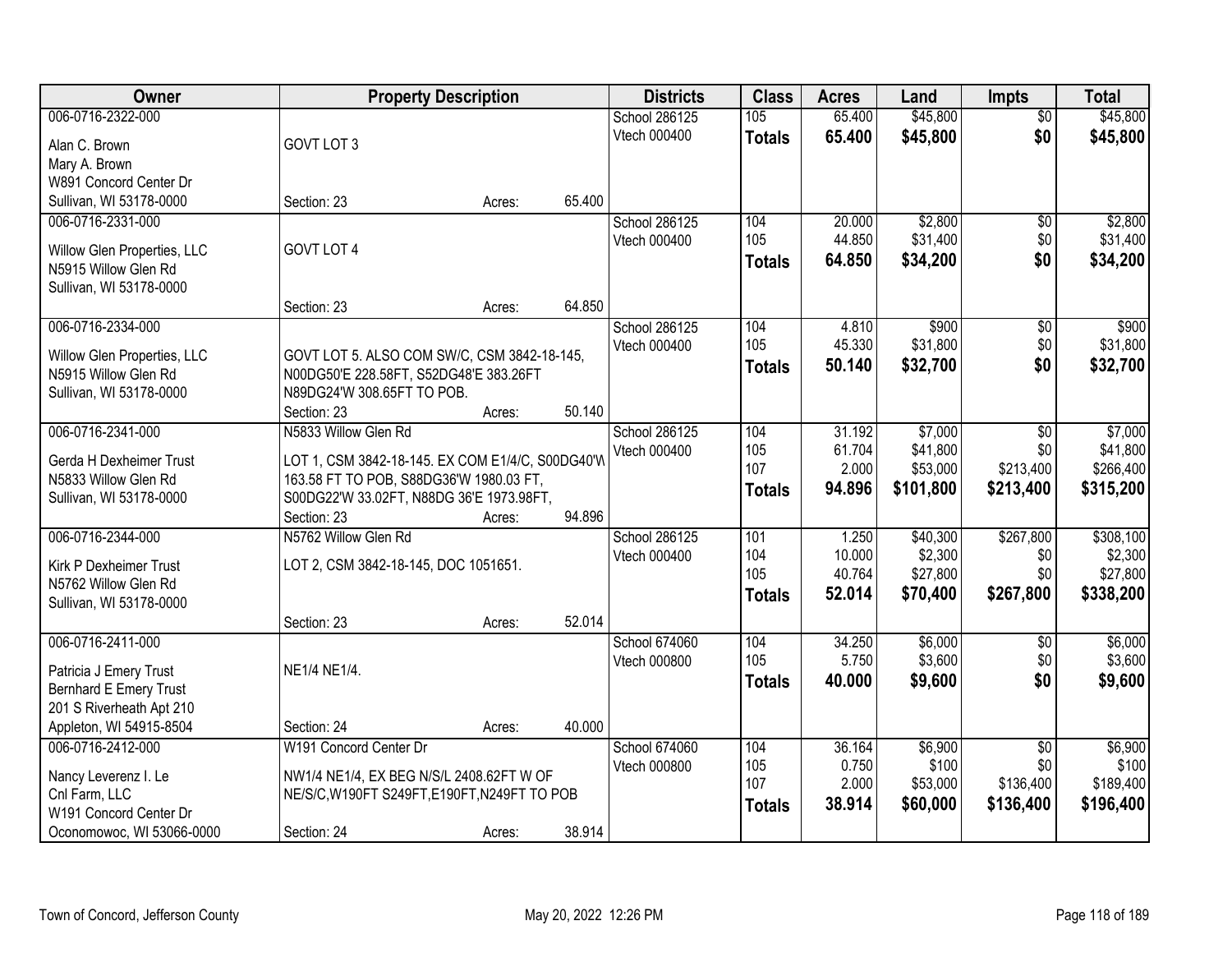| Owner | Property Description | | Districts | Class | Acres | Land | Impts | Total |
|---|---|---|---|---|---|---|---|---|
| 006-0716-2322-000<br>Alan C. Brown<br>Mary A. Brown<br>W891 Concord Center Dr<br>Sullivan, WI 53178-0000 | GOVT LOT 3<br>Section: 23 | Acres: 65.400 | School 286125<br>Vtech 000400 | 105<br>**Totals** | 65.400<br>**65.400** | $45,800<br>**$45,800** | $0<br>**$0** | $45,800<br>**$45,800** |
| 006-0716-2331-000<br>Willow Glen Properties, LLC<br>N5915 Willow Glen Rd<br>Sullivan, WI 53178-0000 | GOVT LOT 4<br>Section: 23 | Acres: 64.850 | School 286125<br>Vtech 000400 | 104<br>105<br>**Totals** | 20.000<br>44.850<br>**64.850** | $2,800<br>$31,400<br>**$34,200** | $0<br>$0<br>**$0** | $2,800<br>$31,400<br>**$34,200** |
| 006-0716-2334-000<br>Willow Glen Properties, LLC<br>N5915 Willow Glen Rd<br>Sullivan, WI 53178-0000 | GOVT LOT 5. ALSO COM SW/C, CSM 3842-18-145, N00DG50'E 228.58FT, S52DG48'E 383.26FT N89DG24'W 308.65FT TO POB.<br>Section: 23 | Acres: 50.140 | School 286125<br>Vtech 000400 | 104<br>105<br>**Totals** | 4.810<br>45.330<br>**50.140** | $900<br>$31,800<br>**$32,700** | $0<br>$0<br>**$0** | $900<br>$31,800<br>**$32,700** |
| 006-0716-2341-000<br>Gerda H Dexheimer Trust<br>N5833 Willow Glen Rd<br>Sullivan, WI 53178-0000 | N5833 Willow Glen Rd<br>LOT 1, CSM 3842-18-145. EX COM E1/4/C, S00DG40'W 163.58 FT TO POB, S88DG36'W 1980.03 FT, S00DG22'W 33.02FT, N88DG 36'E 1973.98FT,<br>Section: 23 | Acres: 94.896 | School 286125<br>Vtech 000400 | 104<br>105<br>107<br>**Totals** | 31.192<br>61.704<br>2.000<br>**94.896** | $7,000<br>$41,800<br>$53,000<br>**$101,800** | $0<br>$0<br>$213,400<br>**$213,400** | $7,000<br>$41,800<br>$266,400<br>**$315,200** |
| 006-0716-2344-000<br>Kirk P Dexheimer Trust<br>N5762 Willow Glen Rd<br>Sullivan, WI 53178-0000 | N5762 Willow Glen Rd<br>LOT 2, CSM 3842-18-145, DOC 1051651.<br>Section: 23 | Acres: 52.014 | School 286125<br>Vtech 000400 | 101<br>104<br>105<br>**Totals** | 1.250<br>10.000<br>40.764<br>**52.014** | $40,300<br>$2,300<br>$27,800<br>**$70,400** | $267,800<br>$0<br>$0<br>**$267,800** | $308,100<br>$2,300<br>$27,800<br>**$338,200** |
| 006-0716-2411-000<br>Patricia J Emery Trust<br>Bernhard E Emery Trust<br>201 S Riverheath Apt 210<br>Appleton, WI 54915-8504 | NE1/4 NE1/4.<br>Section: 24 | Acres: 40.000 | School 674060<br>Vtech 000800 | 104<br>105<br>**Totals** | 34.250<br>5.750<br>**40.000** | $6,000<br>$3,600<br>**$9,600** | $0<br>$0<br>**$0** | $6,000<br>$3,600<br>**$9,600** |
| 006-0716-2412-000<br>Nancy Leverenz I. Le<br>Cnl Farm, LLC<br>W191 Concord Center Dr<br>Oconomowoc, WI 53066-0000 | W191 Concord Center Dr<br>NW1/4 NE1/4, EX BEG N/S/L 2408.62FT W OF NE/S/C,W190FT S249FT,E190FT,N249FT TO POB<br>Section: 24 | Acres: 38.914 | School 674060<br>Vtech 000800 | 104<br>105<br>107<br>**Totals** | 36.164<br>0.750<br>2.000<br>**38.914** | $6,900<br>$100<br>$53,000<br>**$60,000** | $0<br>$0<br>$136,400<br>**$136,400** | $6,900<br>$100<br>$189,400<br>**$196,400** |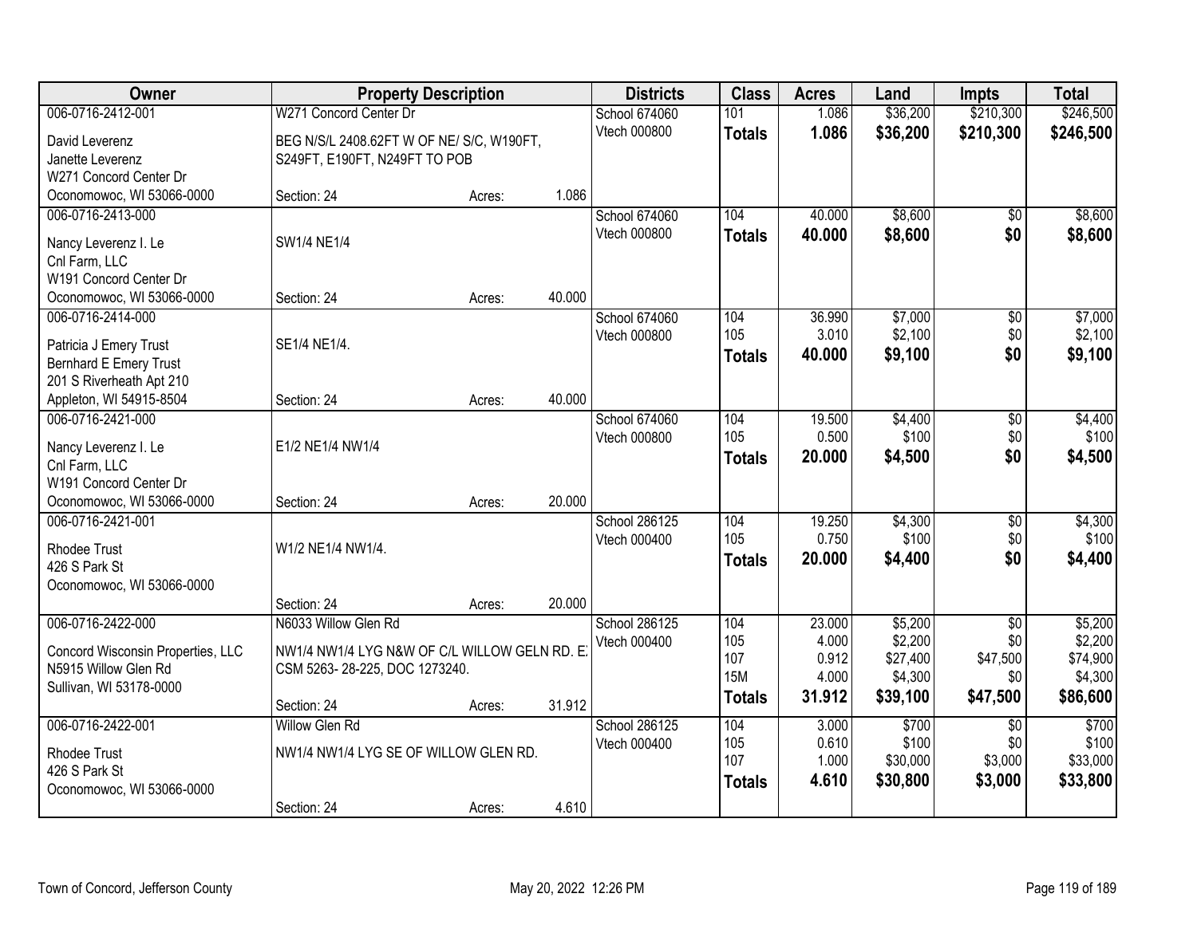| Owner | Property Description | Districts | Class | Acres | Land | Impts | Total |
|---|---|---|---|---|---|---|---|
| 006-0716-2412-001<br>David Leverenz<br>Janette Leverenz<br>W271 Concord Center Dr<br>Oconomowoc, WI 53066-0000 | W271 Concord Center Dr<br>BEG N/S/L 2408.62FT W OF NE/ S/C, W190FT, S249FT, E190FT, N249FT TO POB<br>Section: 24 Acres: 1.086 | School 674060<br>Vtech 000800 | 101<br>**Totals** | 1.086<br>**1.086** | $36,200<br>**$36,200** | $210,300<br>**$210,300** | $246,500<br>**$246,500** |
| 006-0716-2413-000<br>Nancy Leverenz I. Le<br>Cnl Farm, LLC<br>W191 Concord Center Dr<br>Oconomowoc, WI 53066-0000 | SW1/4 NE1/4<br>Section: 24 Acres: 40.000 | School 674060<br>Vtech 000800 | 104<br>**Totals** | 40.000<br>**40.000** | $8,600<br>**$8,600** | $0<br>**$0** | $8,600<br>**$8,600** |
| 006-0716-2414-000<br>Patricia J Emery Trust<br>Bernhard E Emery Trust<br>201 S Riverheath Apt 210<br>Appleton, WI 54915-8504 | SE1/4 NE1/4.<br>Section: 24 Acres: 40.000 | School 674060<br>Vtech 000800 | 104<br>105<br>**Totals** | 36.990<br>3.010<br>**40.000** | $7,000<br>$2,100<br>**$9,100** | $0<br>$0<br>**$0** | $7,000<br>$2,100<br>**$9,100** |
| 006-0716-2421-000<br>Nancy Leverenz I. Le<br>Cnl Farm, LLC<br>W191 Concord Center Dr<br>Oconomowoc, WI 53066-0000 | E1/2 NE1/4 NW1/4<br>Section: 24 Acres: 20.000 | School 674060<br>Vtech 000800 | 104<br>105<br>**Totals** | 19.500<br>0.500<br>**20.000** | $4,400<br>$100<br>**$4,500** | $0<br>$0<br>**$0** | $4,400<br>$100<br>**$4,500** |
| 006-0716-2421-001<br>Rhodee Trust<br>426 S Park St<br>Oconomowoc, WI 53066-0000 | W1/2 NE1/4 NW1/4.<br>Section: 24 Acres: 20.000 | School 286125<br>Vtech 000400 | 104<br>105<br>**Totals** | 19.250<br>0.750<br>**20.000** | $4,300<br>$100<br>**$4,400** | $0<br>$0<br>**$0** | $4,300<br>$100<br>**$4,400** |
| 006-0716-2422-000<br>Concord Wisconsin Properties, LLC<br>N5915 Willow Glen Rd<br>Sullivan, WI 53178-0000 | N6033 Willow Glen Rd<br>NW1/4 NW1/4 LYG N&W OF C/L WILLOW GELN RD. E CSM 5263- 28-225, DOC 1273240.<br>Section: 24 Acres: 31.912 | School 286125<br>Vtech 000400 | 104<br>105<br>107<br>15M<br>**Totals** | 23.000<br>4.000<br>0.912<br>4.000<br>**31.912** | $5,200<br>$2,200<br>$27,400<br>$4,300<br>**$39,100** | $0<br>$0<br>$47,500<br>$0<br>**$47,500** | $5,200<br>$2,200<br>$74,900<br>$4,300<br>**$86,600** |
| 006-0716-2422-001<br>Rhodee Trust<br>426 S Park St<br>Oconomowoc, WI 53066-0000 | Willow Glen Rd<br>NW1/4 NW1/4 LYG SE OF WILLOW GLEN RD.<br>Section: 24 Acres: 4.610 | School 286125<br>Vtech 000400 | 104<br>105<br>107<br>**Totals** | 3.000<br>0.610<br>1.000<br>**4.610** | $700<br>$100<br>$30,000<br>**$30,800** | $0<br>$0<br>$3,000<br>**$3,000** | $700<br>$100<br>$33,000<br>**$33,800** |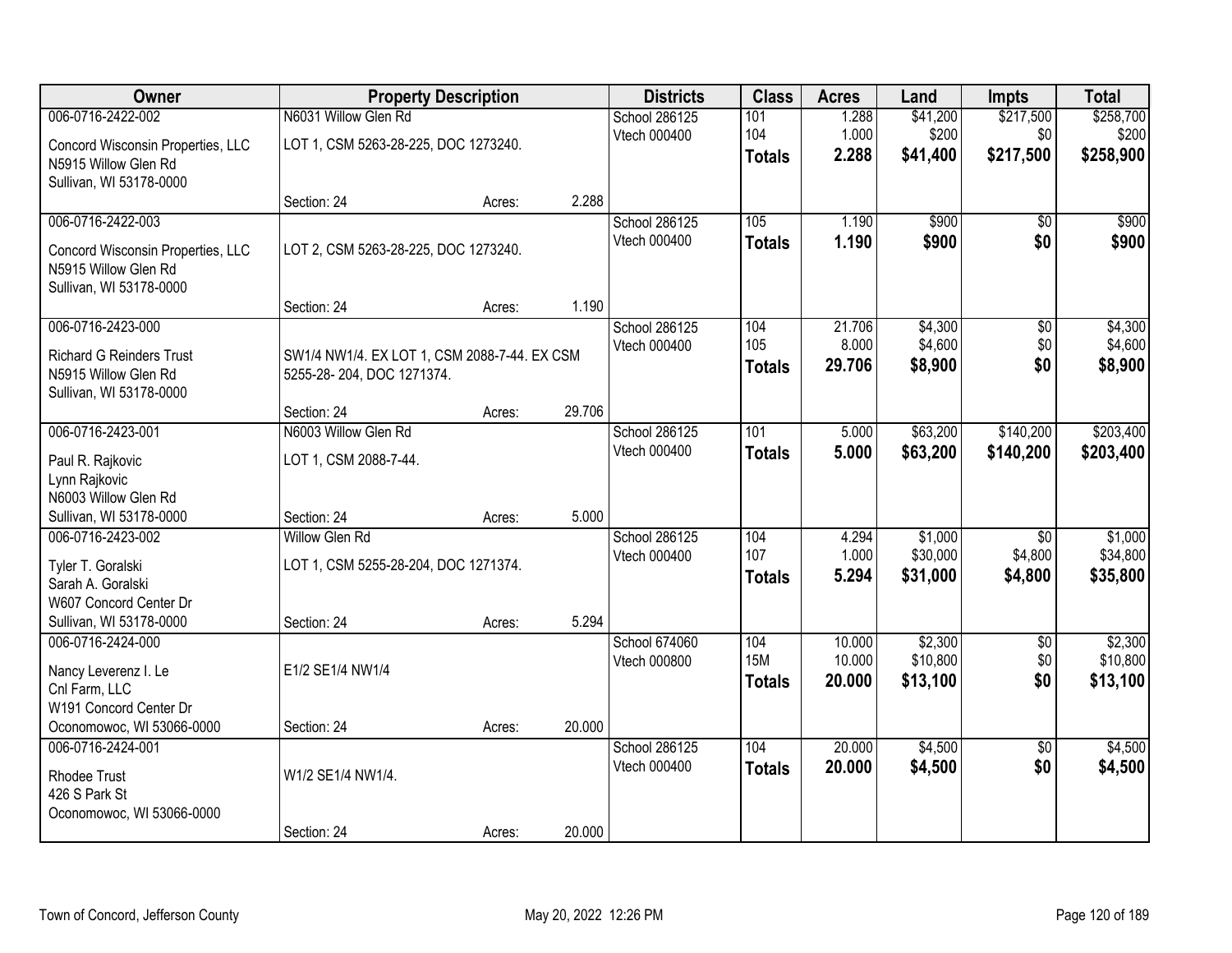| Owner | Property Description | | | Districts | Class | Acres | Land | Impts | Total |
|---|---|---|---|---|---|---|---|---|---|
| 006-0716-2422-002 | N6031 Willow Glen Rd | | | School 286125 | 101 | 1.288 | $41,200 | $217,500 | $258,700 |
| Concord Wisconsin Properties, LLC<br>N5915 Willow Glen Rd<br>Sullivan, WI 53178-0000 | LOT 1, CSM 5263-28-225, DOC 1273240. | | | Vtech 000400 | 104 | 1.000 | $200 | $0 | $200 |
| | | | | | **Totals** | **2.288** | **$41,400** | **$217,500** | **$258,900** |
| | Section: 24 | Acres: | 2.288 | | | | | | |
| 006-0716-2422-003 | | | | School 286125 | 105 | 1.190 | $900 | $0 | $900 |
| Concord Wisconsin Properties, LLC<br>N5915 Willow Glen Rd<br>Sullivan, WI 53178-0000 | LOT 2, CSM 5263-28-225, DOC 1273240. | | | Vtech 000400 | **Totals** | **1.190** | **$900** | **$0** | **$900** |
| | Section: 24 | Acres: | 1.190 | | | | | | |
| 006-0716-2423-000 | | | | School 286125 | 104 | 21.706 | $4,300 | $0 | $4,300 |
| Richard G Reinders Trust<br>N5915 Willow Glen Rd<br>Sullivan, WI 53178-0000 | SW1/4 NW1/4. EX LOT 1, CSM 2088-7-44. EX CSM 5255-28- 204, DOC 1271374. | | | Vtech 000400 | 105 | 8.000 | $4,600 | $0 | $4,600 |
| | | | | | **Totals** | **29.706** | **$8,900** | **$0** | **$8,900** |
| | Section: 24 | Acres: | 29.706 | | | | | | |
| 006-0716-2423-001 | N6003 Willow Glen Rd | | | School 286125 | 101 | 5.000 | $63,200 | $140,200 | $203,400 |
| Paul R. Rajkovic<br>Lynn Rajkovic<br>N6003 Willow Glen Rd<br>Sullivan, WI 53178-0000 | LOT 1, CSM 2088-7-44. | | | Vtech 000400 | **Totals** | **5.000** | **$63,200** | **$140,200** | **$203,400** |
| | Section: 24 | Acres: | 5.000 | | | | | | |
| 006-0716-2423-002 | Willow Glen Rd | | | School 286125 | 104 | 4.294 | $1,000 | $0 | $1,000 |
| Tyler T. Goralski<br>Sarah A. Goralski<br>W607 Concord Center Dr<br>Sullivan, WI 53178-0000 | LOT 1, CSM 5255-28-204, DOC 1271374. | | | Vtech 000400 | 107 | 1.000 | $30,000 | $4,800 | $34,800 |
| | | | | | **Totals** | **5.294** | **$31,000** | **$4,800** | **$35,800** |
| | Section: 24 | Acres: | 5.294 | | | | | | |
| 006-0716-2424-000 | | | | School 674060 | 104 | 10.000 | $2,300 | $0 | $2,300 |
| Nancy Leverenz I. Le<br>Cnl Farm, LLC<br>W191 Concord Center Dr<br>Oconomowoc, WI 53066-0000 | E1/2 SE1/4 NW1/4 | | | Vtech 000800 | 15M | 10.000 | $10,800 | $0 | $10,800 |
| | | | | | **Totals** | **20.000** | **$13,100** | **$0** | **$13,100** |
| | Section: 24 | Acres: | 20.000 | | | | | | |
| 006-0716-2424-001 | | | | School 286125 | 104 | 20.000 | $4,500 | $0 | $4,500 |
| Rhodee Trust<br>426 S Park St<br>Oconomowoc, WI 53066-0000 | W1/2 SE1/4 NW1/4. | | | Vtech 000400 | **Totals** | **20.000** | **$4,500** | **$0** | **$4,500** |
| | Section: 24 | Acres: | 20.000 | | | | | | |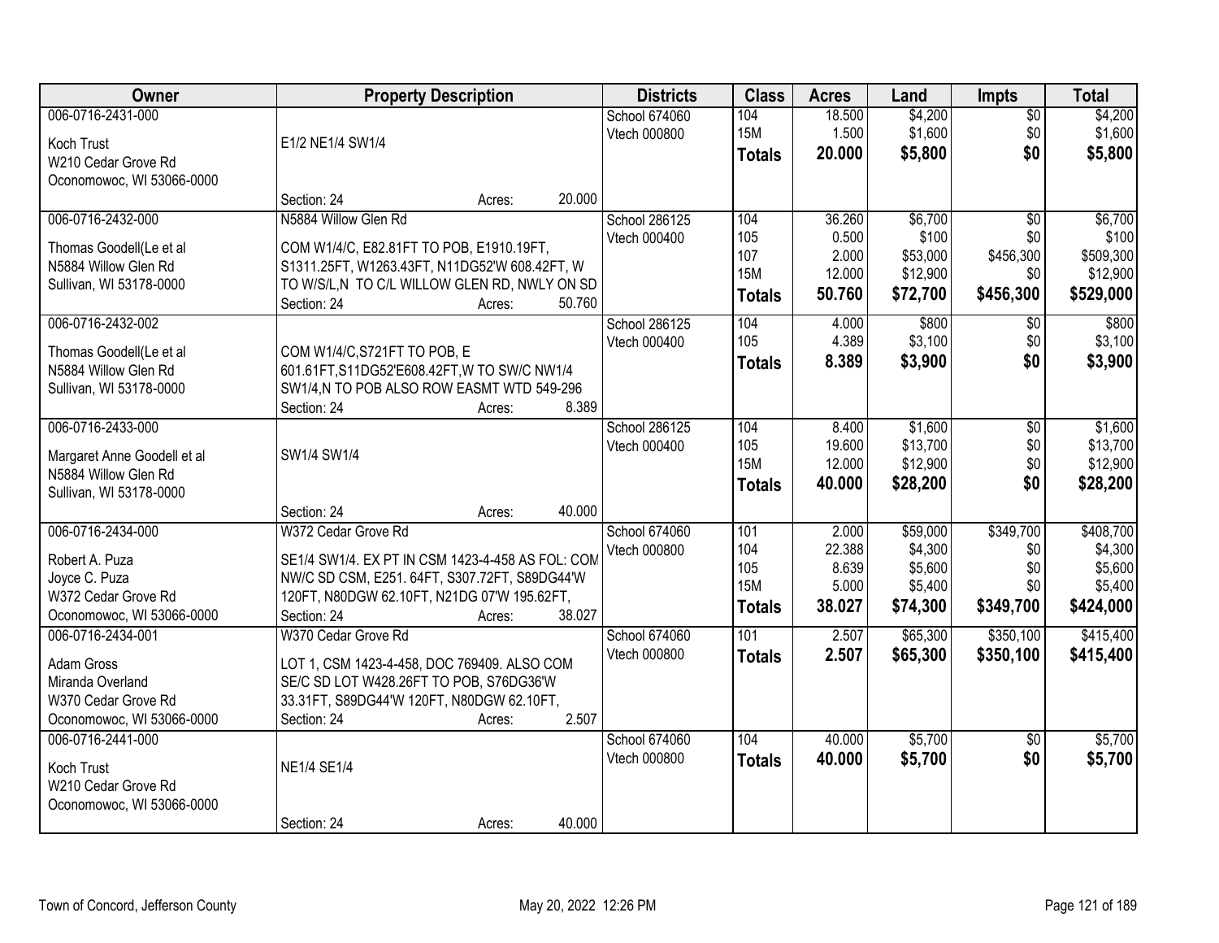| Owner | Property Description | Districts | Class | Acres | Land | Impts | Total |
|---|---|---|---|---|---|---|---|
| 006-0716-2431-000<br>Koch Trust<br>W210 Cedar Grove Rd<br>Oconomowoc, WI 53066-0000 | E1/2 NE1/4 SW1/4<br>Section: 24 Acres: 20.000 | School 674060<br>Vtech 000800 | 104<br>15M<br>**Totals** | 18.500<br>1.500<br>**20.000** | $4,200<br>$1,600<br>**$5,800** | $0<br>$0<br>**$0** | $4,200<br>$1,600<br>**$5,800** |
| 006-0716-2432-000<br>Thomas Goodell(Le et al<br>N5884 Willow Glen Rd<br>Sullivan, WI 53178-0000 | N5884 Willow Glen Rd<br>COM W1/4/C, E82.81FT TO POB, E1910.19FT, S1311.25FT, W1263.43FT, N11DG52'W 608.42FT, W TO W/S/L,N TO C/L WILLOW GLEN RD, NWLY ON SD<br>Section: 24 Acres: 50.760 | School 286125<br>Vtech 000400 | 104<br>105<br>107<br>15M<br>**Totals** | 36.260<br>0.500<br>2.000<br>12.000<br>**50.760** | $6,700<br>$100<br>$53,000<br>$12,900<br>**$72,700** | $0<br>$0<br>$456,300<br>$0<br>**$456,300** | $6,700<br>$100<br>$509,300<br>$12,900<br>**$529,000** |
| 006-0716-2432-002<br>Thomas Goodell(Le et al<br>N5884 Willow Glen Rd<br>Sullivan, WI 53178-0000 | COM W1/4/C,S721FT TO POB, E 601.61FT,S11DG52'E608.42FT,W TO SW/C NW1/4 SW1/4,N TO POB ALSO ROW EASMT WTD 549-296<br>Section: 24 Acres: 8.389 | School 286125<br>Vtech 000400 | 104<br>105<br>**Totals** | 4.000<br>4.389<br>**8.389** | $800<br>$3,100<br>**$3,900** | $0<br>$0<br>**$0** | $800<br>$3,100<br>**$3,900** |
| 006-0716-2433-000<br>Margaret Anne Goodell et al<br>N5884 Willow Glen Rd<br>Sullivan, WI 53178-0000 | SW1/4 SW1/4<br>Section: 24 Acres: 40.000 | School 286125<br>Vtech 000400 | 104<br>105<br>15M<br>**Totals** | 8.400<br>19.600<br>12.000<br>**40.000** | $1,600<br>$13,700<br>$12,900<br>**$28,200** | $0<br>$0<br>$0<br>**$0** | $1,600<br>$13,700<br>$12,900<br>**$28,200** |
| 006-0716-2434-000<br>Robert A. Puza<br>Joyce C. Puza<br>W372 Cedar Grove Rd<br>Oconomowoc, WI 53066-0000 | W372 Cedar Grove Rd<br>SE1/4 SW1/4. EX PT IN CSM 1423-4-458 AS FOL: COM NW/C SD CSM, E251. 64FT, S307.72FT, S89DG44'W 120FT, N80DGW 62.10FT, N21DG 07'W 195.62FT,<br>Section: 24 Acres: 38.027 | School 674060<br>Vtech 000800 | 101<br>104<br>105<br>15M<br>**Totals** | 2.000<br>22.388<br>8.639<br>5.000<br>**38.027** | $59,000<br>$4,300<br>$5,600<br>$5,400<br>**$74,300** | $349,700<br>$0<br>$0<br>$0<br>**$349,700** | $408,700<br>$4,300<br>$5,600<br>$5,400<br>**$424,000** |
| 006-0716-2434-001<br>Adam Gross<br>Miranda Overland<br>W370 Cedar Grove Rd<br>Oconomowoc, WI 53066-0000 | W370 Cedar Grove Rd<br>LOT 1, CSM 1423-4-458, DOC 769409. ALSO COM SE/C SD LOT W428.26FT TO POB, S76DG36'W 33.31FT, S89DG44'W 120FT, N80DGW 62.10FT,<br>Section: 24 Acres: 2.507 | School 674060<br>Vtech 000800 | 101<br>**Totals** | 2.507<br>**2.507** | $65,300<br>**$65,300** | $350,100<br>**$350,100** | $415,400<br>**$415,400** |
| 006-0716-2441-000<br>Koch Trust<br>W210 Cedar Grove Rd<br>Oconomowoc, WI 53066-0000 | NE1/4 SE1/4<br>Section: 24 Acres: 40.000 | School 674060<br>Vtech 000800 | 104<br>**Totals** | 40.000<br>**40.000** | $5,700<br>**$5,700** | $0<br>**$0** | $5,700<br>**$5,700** |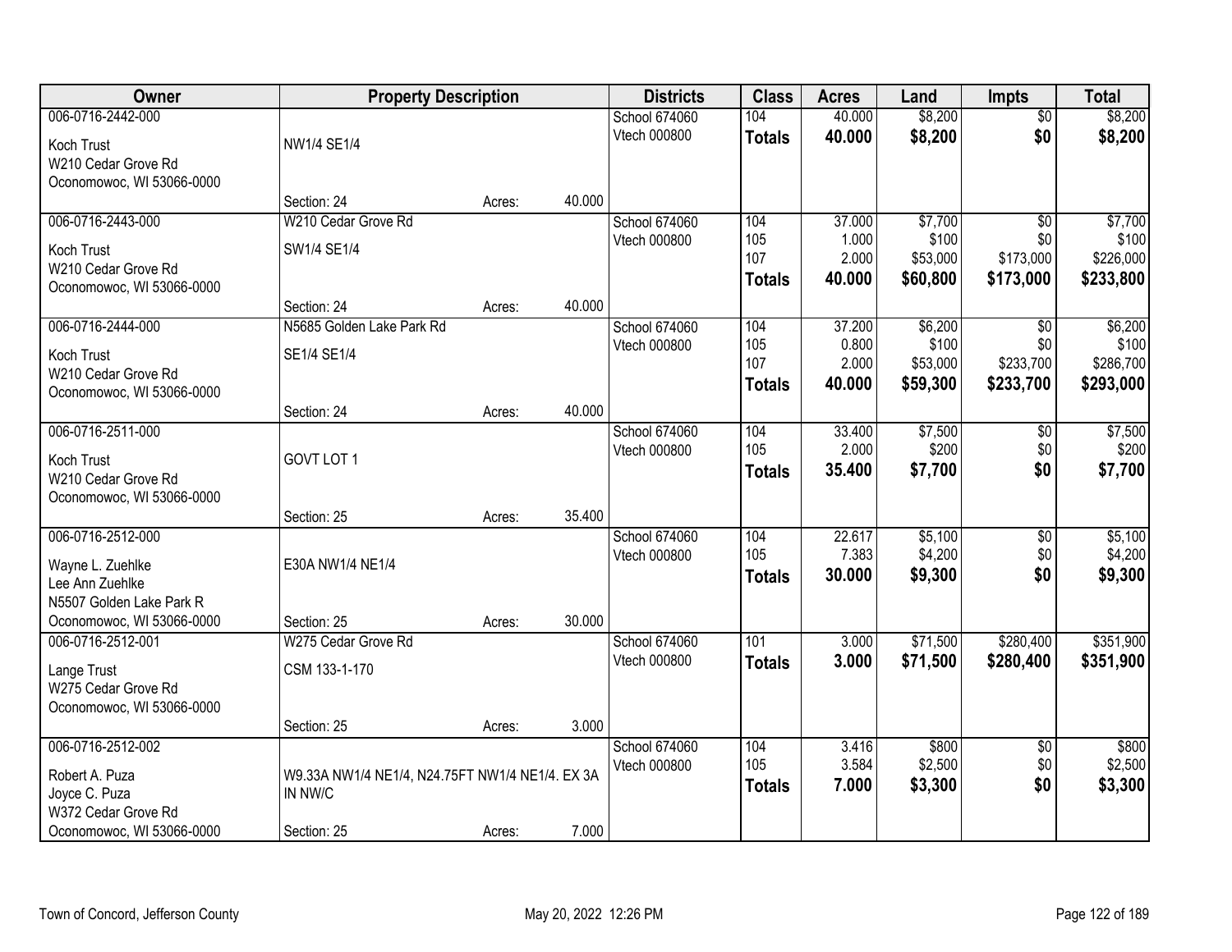| Owner | Property Description | | | Districts | Class | Acres | Land | Impts | Total |
|---|---|---|---|---|---|---|---|---|---|
| 006-0716-2442-000 | | | | School 674060 | 104 | 40.000 | $8,200 | $0 | $8,200 |
| Koch Trust | NW1/4 SE1/4 | | | Vtech 000800 | **Totals** | **40.000** | **$8,200** | **$0** | **$8,200** |
| W210 Cedar Grove Rd | | | | | | | | | |
| Oconomowoc, WI 53066-0000 | | | | | | | | | |
| | Section: 24 | Acres: | 40.000 | | | | | | |
| 006-0716-2443-000 | W210 Cedar Grove Rd | | | School 674060 | 104 | 37.000 | $7,700 | $0 | $7,700 |
| Koch Trust | SW1/4 SE1/4 | | | Vtech 000800 | 105 | 1.000 | $100 | $0 | $100 |
| W210 Cedar Grove Rd | | | | | 107 | 2.000 | $53,000 | $173,000 | $226,000 |
| Oconomowoc, WI 53066-0000 | | | | | **Totals** | **40.000** | **$60,800** | **$173,000** | **$233,800** |
| | Section: 24 | Acres: | 40.000 | | | | | | |
| 006-0716-2444-000 | N5685 Golden Lake Park Rd | | | School 674060 | 104 | 37.200 | $6,200 | $0 | $6,200 |
| Koch Trust | SE1/4 SE1/4 | | | Vtech 000800 | 105 | 0.800 | $100 | $0 | $100 |
| W210 Cedar Grove Rd | | | | | 107 | 2.000 | $53,000 | $233,700 | $286,700 |
| Oconomowoc, WI 53066-0000 | | | | | **Totals** | **40.000** | **$59,300** | **$233,700** | **$293,000** |
| | Section: 24 | Acres: | 40.000 | | | | | | |
| 006-0716-2511-000 | | | | School 674060 | 104 | 33.400 | $7,500 | $0 | $7,500 |
| Koch Trust | GOVT LOT 1 | | | Vtech 000800 | 105 | 2.000 | $200 | $0 | $200 |
| W210 Cedar Grove Rd | | | | | **Totals** | **35.400** | **$7,700** | **$0** | **$7,700** |
| Oconomowoc, WI 53066-0000 | | | | | | | | | |
| | Section: 25 | Acres: | 35.400 | | | | | | |
| 006-0716-2512-000 | | | | School 674060 | 104 | 22.617 | $5,100 | $0 | $5,100 |
| Wayne L. Zuehlke | E30A NW1/4 NE1/4 | | | Vtech 000800 | 105 | 7.383 | $4,200 | $0 | $4,200 |
| Lee Ann Zuehlke | | | | | **Totals** | **30.000** | **$9,300** | **$0** | **$9,300** |
| N5507 Golden Lake Park R | | | | | | | | | |
| Oconomowoc, WI 53066-0000 | Section: 25 | Acres: | 30.000 | | | | | | |
| 006-0716-2512-001 | W275 Cedar Grove Rd | | | School 674060 | 101 | 3.000 | $71,500 | $280,400 | $351,900 |
| Lange Trust | CSM 133-1-170 | | | Vtech 000800 | **Totals** | **3.000** | **$71,500** | **$280,400** | **$351,900** |
| W275 Cedar Grove Rd | | | | | | | | | |
| Oconomowoc, WI 53066-0000 | | | | | | | | | |
| | Section: 25 | Acres: | 3.000 | | | | | | |
| 006-0716-2512-002 | | | | School 674060 | 104 | 3.416 | $800 | $0 | $800 |
| Robert A. Puza | W9.33A NW1/4 NE1/4, N24.75FT NW1/4 NE1/4. EX 3A IN NW/C | | | Vtech 000800 | 105 | 3.584 | $2,500 | $0 | $2,500 |
| Joyce C. Puza | | | | | **Totals** | **7.000** | **$3,300** | **$0** | **$3,300** |
| W372 Cedar Grove Rd | | | | | | | | | |
| Oconomowoc, WI 53066-0000 | Section: 25 | Acres: | 7.000 | | | | | | |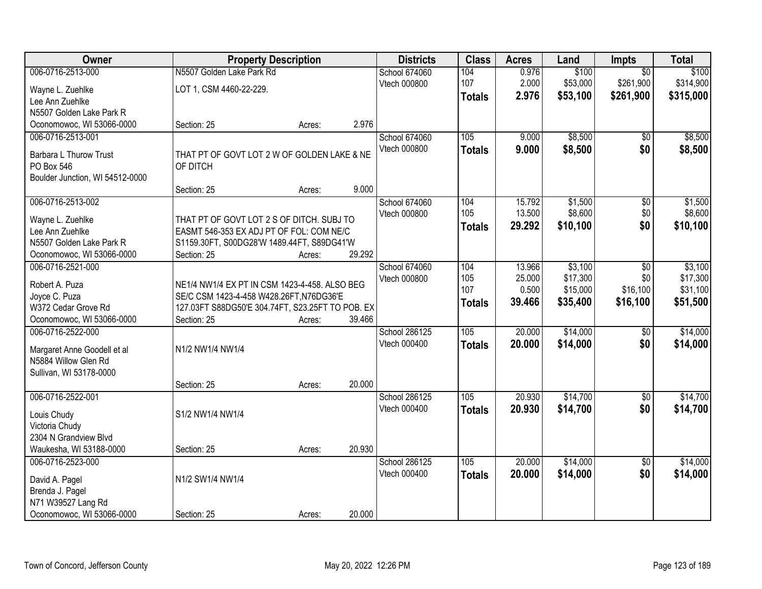| Owner | Property Description | Districts | Class | Acres | Land | Impts | Total |
|---|---|---|---|---|---|---|---|
| 006-0716-2513-000<br>Wayne L. Zuehlke<br>Lee Ann Zuehlke<br>N5507 Golden Lake Park R<br>Oconomowoc, WI 53066-0000 | N5507 Golden Lake Park Rd<br>LOT 1, CSM 4460-22-229.<br>Section: 25 Acres: 2.976 | School 674060<br>Vtech 000800 | 104<br>107<br>**Totals** | 0.976<br>2.000<br>**2.976** | $100<br>$53,000<br>**$53,100** | $0<br>$261,900<br>**$261,900** | $100<br>$314,900<br>**$315,000** |
| 006-0716-2513-001<br>Barbara L Thurow Trust<br>PO Box 546<br>Boulder Junction, WI 54512-0000 | THAT PT OF GOVT LOT 2 W OF GOLDEN LAKE & NE OF DITCH<br>Section: 25 Acres: 9.000 | School 674060<br>Vtech 000800 | 105<br>**Totals** | 9.000<br>**9.000** | $8,500<br>**$8,500** | $0<br>**$0** | $8,500<br>**$8,500** |
| 006-0716-2513-002<br>Wayne L. Zuehlke<br>Lee Ann Zuehlke<br>N5507 Golden Lake Park R<br>Oconomowoc, WI 53066-0000 | THAT PT OF GOVT LOT 2 S OF DITCH. SUBJ TO EASMT 546-353 EX ADJ PT OF FOL: COM NE/C S1159.30FT, S00DG28'W 1489.44FT, S89DG41'W<br>Section: 25 Acres: 29.292 | School 674060<br>Vtech 000800 | 104<br>105<br>**Totals** | 15.792<br>13.500<br>**29.292** | $1,500<br>$8,600<br>**$10,100** | $0<br>$0<br>**$0** | $1,500<br>$8,600<br>**$10,100** |
| 006-0716-2521-000<br>Robert A. Puza<br>Joyce C. Puza<br>W372 Cedar Grove Rd<br>Oconomowoc, WI 53066-0000 | NE1/4 NW1/4 EX PT IN CSM 1423-4-458. ALSO BEG SE/C CSM 1423-4-458 W428.26FT,N76DG36'E 127.03FT S88DG50'E 304.74FT, S23.25FT TO POB. EX<br>Section: 25 Acres: 39.466 | School 674060<br>Vtech 000800 | 104<br>105<br>107<br>**Totals** | 13.966<br>25.000<br>0.500<br>**39.466** | $3,100<br>$17,300<br>$15,000<br>**$35,400** | $0<br>$0<br>$16,100<br>**$16,100** | $3,100<br>$17,300<br>$31,100<br>**$51,500** |
| 006-0716-2522-000<br>Margaret Anne Goodell et al<br>N5884 Willow Glen Rd<br>Sullivan, WI 53178-0000 | N1/2 NW1/4 NW1/4<br>Section: 25 Acres: 20.000 | School 286125<br>Vtech 000400 | 105<br>**Totals** | 20.000<br>**20.000** | $14,000<br>**$14,000** | $0<br>**$0** | $14,000<br>**$14,000** |
| 006-0716-2522-001<br>Louis Chudy<br>Victoria Chudy<br>2304 N Grandview Blvd<br>Waukesha, WI 53188-0000 | S1/2 NW1/4 NW1/4<br>Section: 25 Acres: 20.930 | School 286125<br>Vtech 000400 | 105<br>**Totals** | 20.930<br>**20.930** | $14,700<br>**$14,700** | $0<br>**$0** | $14,700<br>**$14,700** |
| 006-0716-2523-000<br>David A. Pagel<br>Brenda J. Pagel<br>N71 W39527 Lang Rd<br>Oconomowoc, WI 53066-0000 | N1/2 SW1/4 NW1/4<br>Section: 25 Acres: 20.000 | School 286125<br>Vtech 000400 | 105<br>**Totals** | 20.000<br>**20.000** | $14,000<br>**$14,000** | $0<br>**$0** | $14,000<br>**$14,000** |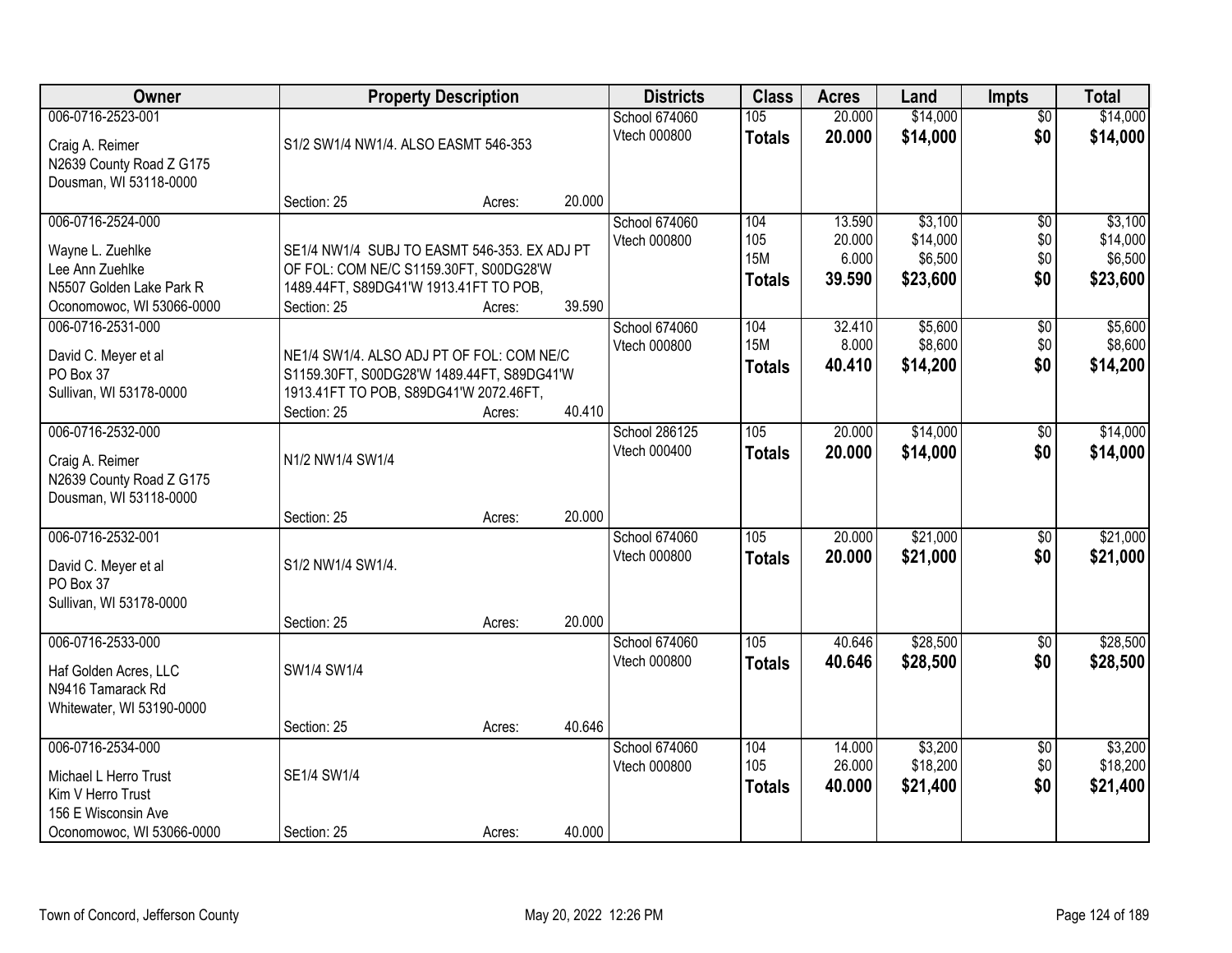| Owner | Property Description | Districts | Class | Acres | Land | Impts | Total |
|---|---|---|---|---|---|---|---|
| 006-0716-2523-001<br>Craig A. Reimer<br>N2639 County Road Z G175<br>Dousman, WI 53118-0000 | S1/2 SW1/4 NW1/4. ALSO EASMT 546-353<br>Section: 25 Acres: 20.000 | School 674060<br>Vtech 000800 | 105<br>**Totals** | 20.000<br>**20.000** | $14,000<br>**$14,000** | $0<br>**$0** | $14,000<br>**$14,000** |
| 006-0716-2524-000<br>Wayne L. Zuehlke<br>Lee Ann Zuehlke<br>N5507 Golden Lake Park R<br>Oconomowoc, WI 53066-0000 | SE1/4 NW1/4 SUBJ TO EASMT 546-353. EX ADJ PT OF FOL: COM NE/C S1159.30FT, S00DG28'W 1489.44FT, S89DG41'W 1913.41FT TO POB,<br>Section: 25 Acres: 39.590 | School 674060<br>Vtech 000800 | 104<br>105<br>15M<br>**Totals** | 13.590<br>20.000<br>6.000<br>**39.590** | $3,100<br>$14,000<br>$6,500<br>**$23,600** | $0<br>$0<br>$0<br>**$0** | $3,100<br>$14,000<br>$6,500<br>**$23,600** |
| 006-0716-2531-000<br>David C. Meyer et al<br>PO Box 37<br>Sullivan, WI 53178-0000 | NE1/4 SW1/4. ALSO ADJ PT OF FOL: COM NE/C S1159.30FT, S00DG28'W 1489.44FT, S89DG41'W 1913.41FT TO POB, S89DG41'W 2072.46FT,<br>Section: 25 Acres: 40.410 | School 674060<br>Vtech 000800 | 104<br>15M<br>**Totals** | 32.410<br>8.000<br>**40.410** | $5,600<br>$8,600<br>**$14,200** | $0<br>$0<br>**$0** | $5,600<br>$8,600<br>**$14,200** |
| 006-0716-2532-000<br>Craig A. Reimer<br>N2639 County Road Z G175<br>Dousman, WI 53118-0000 | N1/2 NW1/4 SW1/4<br>Section: 25 Acres: 20.000 | School 286125<br>Vtech 000400 | 105<br>**Totals** | 20.000<br>**20.000** | $14,000<br>**$14,000** | $0<br>**$0** | $14,000<br>**$14,000** |
| 006-0716-2532-001<br>David C. Meyer et al<br>PO Box 37<br>Sullivan, WI 53178-0000 | S1/2 NW1/4 SW1/4.<br>Section: 25 Acres: 20.000 | School 674060<br>Vtech 000800 | 105<br>**Totals** | 20.000<br>**20.000** | $21,000<br>**$21,000** | $0<br>**$0** | $21,000<br>**$21,000** |
| 006-0716-2533-000<br>Haf Golden Acres, LLC<br>N9416 Tamarack Rd<br>Whitewater, WI 53190-0000 | SW1/4 SW1/4<br>Section: 25 Acres: 40.646 | School 674060<br>Vtech 000800 | 105<br>**Totals** | 40.646<br>**40.646** | $28,500<br>**$28,500** | $0<br>**$0** | $28,500<br>**$28,500** |
| 006-0716-2534-000<br>Michael L Herro Trust<br>Kim V Herro Trust<br>156 E Wisconsin Ave<br>Oconomowoc, WI 53066-0000 | SE1/4 SW1/4<br>Section: 25 Acres: 40.000 | School 674060<br>Vtech 000800 | 104<br>105<br>**Totals** | 14.000<br>26.000<br>**40.000** | $3,200<br>$18,200<br>**$21,400** | $0<br>$0<br>**$0** | $3,200<br>$18,200<br>**$21,400** |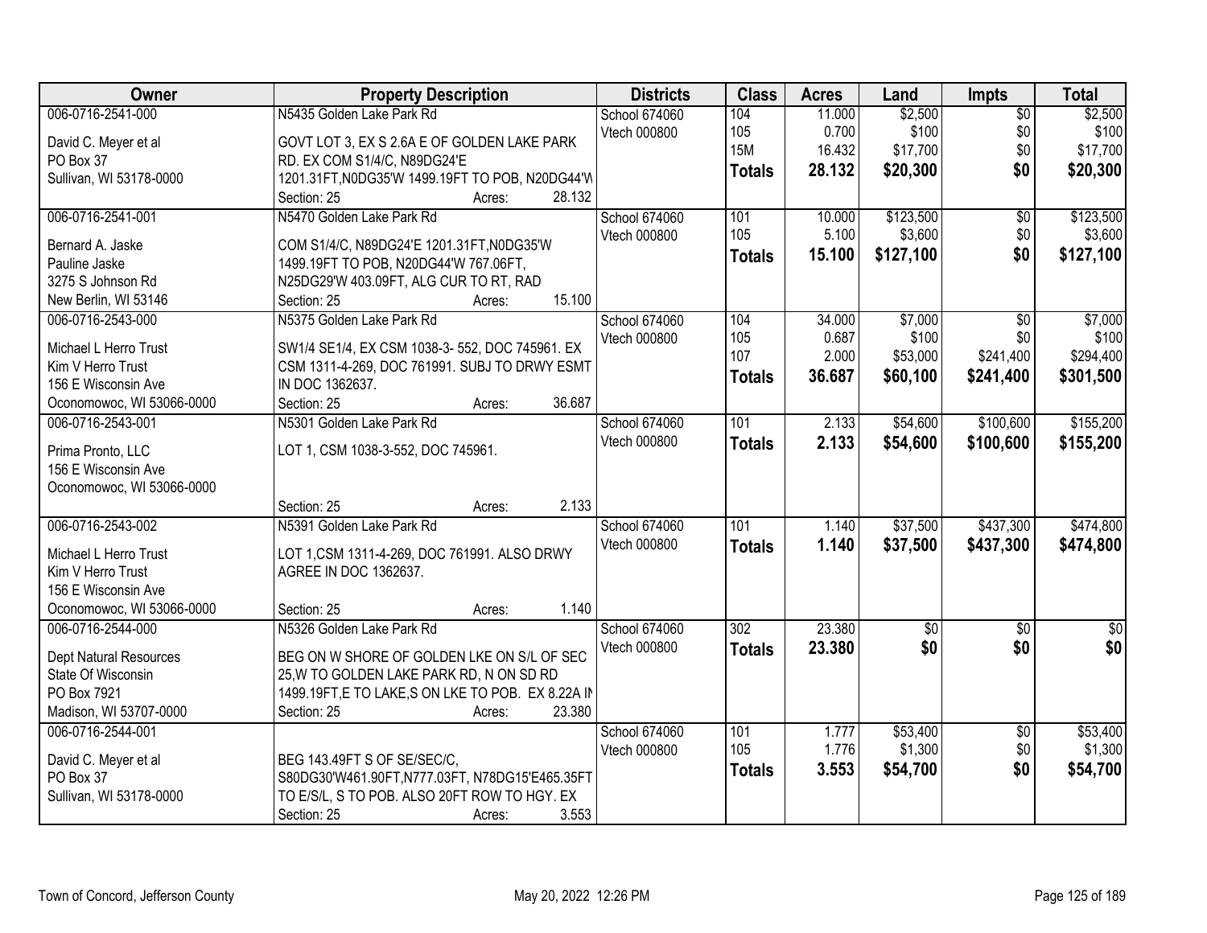| Owner | Property Description | Districts | Class | Acres | Land | Impts | Total |
|---|---|---|---|---|---|---|---|
| 006-0716-2541-000<br>David C. Meyer et al<br>PO Box 37<br>Sullivan, WI 53178-0000 | N5435 Golden Lake Park Rd<br>GOVT LOT 3, EX S 2.6A E OF GOLDEN LAKE PARK RD. EX COM S1/4/C, N89DG24'E 1201.31FT,N0DG35'W 1499.19FT TO POB, N20DG44'W<br>Section: 25 Acres: 28.132 | School 674060<br>Vtech 000800 | 104<br>105<br>15M<br>**Totals** | 11.000<br>0.700<br>16.432<br>**28.132** | $2,500<br>$100<br>$17,700<br>**$20,300** | $0<br>$0<br>$0<br>**$0** | $2,500<br>$100<br>$17,700<br>**$20,300** |
| 006-0716-2541-001<br>Bernard A. Jaske<br>Pauline Jaske<br>3275 S Johnson Rd<br>New Berlin, WI 53146 | N5470 Golden Lake Park Rd<br>COM S1/4/C, N89DG24'E 1201.31FT,N0DG35'W 1499.19FT TO POB, N20DG44'W 767.06FT, N25DG29'W 403.09FT, ALG CUR TO RT, RAD<br>Section: 25 Acres: 15.100 | School 674060<br>Vtech 000800 | 101<br>105<br>**Totals** | 10.000<br>5.100<br>**15.100** | $123,500<br>$3,600<br>**$127,100** | $0<br>$0<br>**$0** | $123,500<br>$3,600<br>**$127,100** |
| 006-0716-2543-000<br>Michael L Herro Trust<br>Kim V Herro Trust<br>156 E Wisconsin Ave<br>Oconomowoc, WI 53066-0000 | N5375 Golden Lake Park Rd<br>SW1/4 SE1/4, EX CSM 1038-3- 552, DOC 745961. EX CSM 1311-4-269, DOC 761991. SUBJ TO DRWY ESMT IN DOC 1362637.<br>Section: 25 Acres: 36.687 | School 674060<br>Vtech 000800 | 104<br>105<br>107<br>**Totals** | 34.000<br>0.687<br>2.000<br>**36.687** | $7,000<br>$100<br>$53,000<br>**$60,100** | $0<br>$0<br>$241,400<br>**$241,400** | $7,000<br>$100<br>$294,400<br>**$301,500** |
| 006-0716-2543-001<br>Prima Pronto, LLC<br>156 E Wisconsin Ave<br>Oconomowoc, WI 53066-0000 | N5301 Golden Lake Park Rd<br>LOT 1, CSM 1038-3-552, DOC 745961.<br>Section: 25 Acres: 2.133 | School 674060<br>Vtech 000800 | 101<br>**Totals** | 2.133<br>**2.133** | $54,600<br>**$54,600** | $100,600<br>**$100,600** | $155,200<br>**$155,200** |
| 006-0716-2543-002<br>Michael L Herro Trust<br>Kim V Herro Trust<br>156 E Wisconsin Ave<br>Oconomowoc, WI 53066-0000 | N5391 Golden Lake Park Rd<br>LOT 1,CSM 1311-4-269, DOC 761991. ALSO DRWY AGREE IN DOC 1362637.<br>Section: 25 Acres: 1.140 | School 674060<br>Vtech 000800 | 101<br>**Totals** | 1.140<br>**1.140** | $37,500<br>**$37,500** | $437,300<br>**$437,300** | $474,800<br>**$474,800** |
| 006-0716-2544-000<br>Dept Natural Resources<br>State Of Wisconsin<br>PO Box 7921<br>Madison, WI 53707-0000 | N5326 Golden Lake Park Rd<br>BEG ON W SHORE OF GOLDEN LKE ON S/L OF SEC 25,W TO GOLDEN LAKE PARK RD, N ON SD RD 1499.19FT,E TO LAKE,S ON LKE TO POB. EX 8.22A IN<br>Section: 25 Acres: 23.380 | School 674060<br>Vtech 000800 | 302<br>**Totals** | 23.380<br>**23.380** | $0<br>**$0** | $0<br>**$0** | $0<br>**$0** |
| 006-0716-2544-001<br>David C. Meyer et al<br>PO Box 37<br>Sullivan, WI 53178-0000 | BEG 143.49FT S OF SE/SEC/C, S80DG30'W461.90FT,N777.03FT, N78DG15'E465.35FT TO E/S/L, S TO POB. ALSO 20FT ROW TO HGY. EX<br>Section: 25 Acres: 3.553 | School 674060<br>Vtech 000800 | 101<br>105<br>**Totals** | 1.777<br>1.776<br>**3.553** | $53,400<br>$1,300<br>**$54,700** | $0<br>$0<br>**$0** | $53,400<br>$1,300<br>**$54,700** |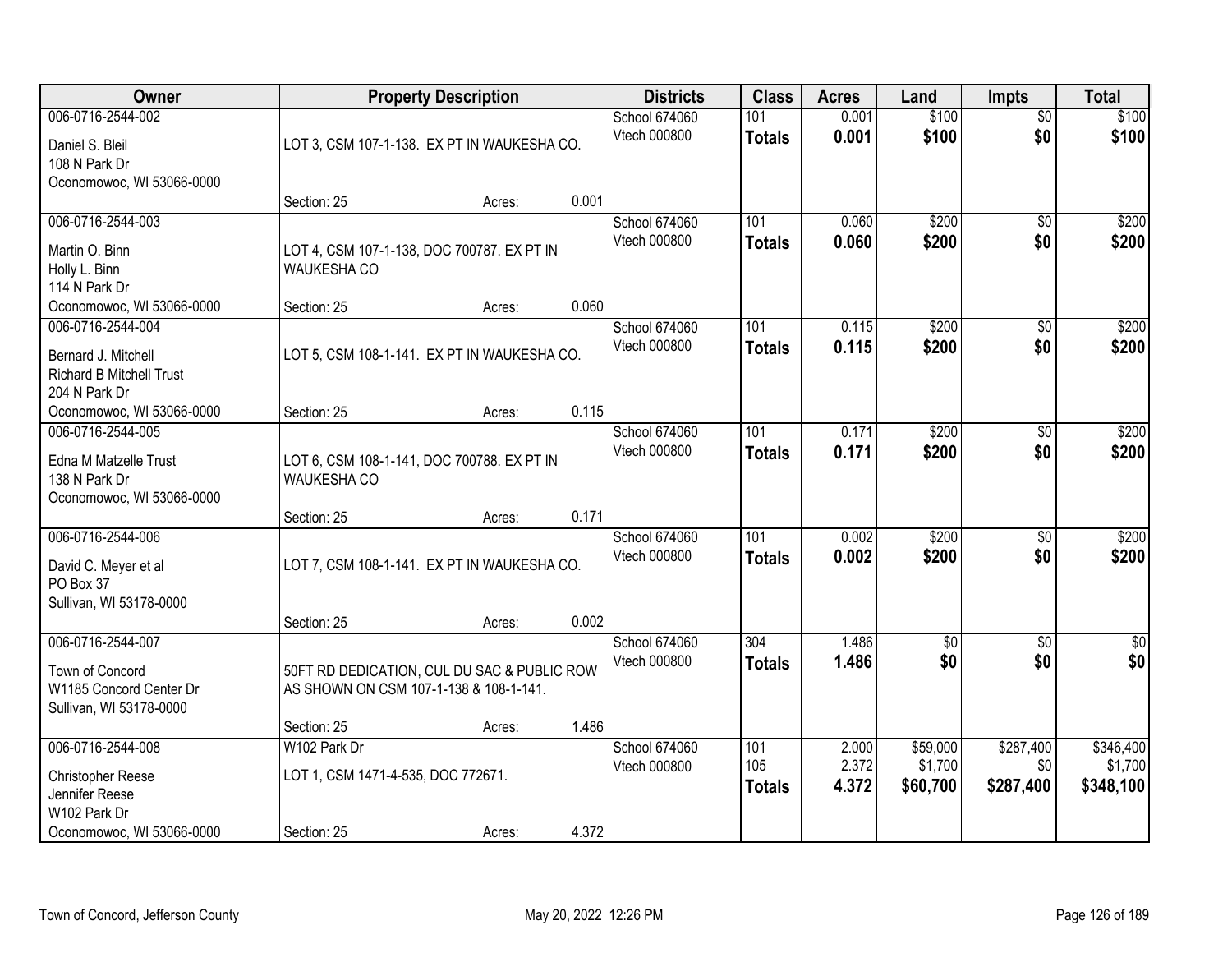| Owner | Property Description | | | Districts | Class | Acres | Land | Impts | Total |
|---|---|---|---|---|---|---|---|---|---|
| 006-0716-2544-002<br>Daniel S. Bleil<br>108 N Park Dr<br>Oconomowoc, WI 53066-0000 | LOT 3, CSM 107-1-138. EX PT IN WAUKESHA CO.<br>Section: 25 | Acres: | 0.001 | School 674060<br>Vtech 000800 | 101<br>**Totals** | 0.001<br>**0.001** | $100<br>**$100** | $0<br>**$0** | $100<br>**$100** |
| 006-0716-2544-003<br>Martin O. Binn<br>Holly L. Binn<br>114 N Park Dr<br>Oconomowoc, WI 53066-0000 | LOT 4, CSM 107-1-138, DOC 700787. EX PT IN WAUKESHA CO<br>Section: 25 | Acres: | 0.060 | School 674060<br>Vtech 000800 | 101<br>**Totals** | 0.060<br>**0.060** | $200<br>**$200** | $0<br>**$0** | $200<br>**$200** |
| 006-0716-2544-004<br>Bernard J. Mitchell<br>Richard B Mitchell Trust<br>204 N Park Dr<br>Oconomowoc, WI 53066-0000 | LOT 5, CSM 108-1-141. EX PT IN WAUKESHA CO.<br>Section: 25 | Acres: | 0.115 | School 674060<br>Vtech 000800 | 101<br>**Totals** | 0.115<br>**0.115** | $200<br>**$200** | $0<br>**$0** | $200<br>**$200** |
| 006-0716-2544-005<br>Edna M Matzelle Trust<br>138 N Park Dr<br>Oconomowoc, WI 53066-0000 | LOT 6, CSM 108-1-141, DOC 700788. EX PT IN WAUKESHA CO<br>Section: 25 | Acres: | 0.171 | School 674060<br>Vtech 000800 | 101<br>**Totals** | 0.171<br>**0.171** | $200<br>**$200** | $0<br>**$0** | $200<br>**$200** |
| 006-0716-2544-006<br>David C. Meyer et al<br>PO Box 37<br>Sullivan, WI 53178-0000 | LOT 7, CSM 108-1-141. EX PT IN WAUKESHA CO.<br>Section: 25 | Acres: | 0.002 | School 674060<br>Vtech 000800 | 101<br>**Totals** | 0.002<br>**0.002** | $200<br>**$200** | $0<br>**$0** | $200<br>**$200** |
| 006-0716-2544-007<br>Town of Concord<br>W1185 Concord Center Dr<br>Sullivan, WI 53178-0000 | 50FT RD DEDICATION, CUL DU SAC & PUBLIC ROW AS SHOWN ON CSM 107-1-138 & 108-1-141.<br>Section: 25 | Acres: | 1.486 | School 674060<br>Vtech 000800 | 304<br>**Totals** | 1.486<br>**1.486** | $0<br>**$0** | $0<br>**$0** | $0<br>**$0** |
| 006-0716-2544-008<br>Christopher Reese<br>Jennifer Reese<br>W102 Park Dr<br>Oconomowoc, WI 53066-0000 | W102 Park Dr<br>LOT 1, CSM 1471-4-535, DOC 772671.<br>Section: 25 | Acres: | 4.372 | School 674060<br>Vtech 000800 | 101<br>105<br>**Totals** | 2.000<br>2.372<br>**4.372** | $59,000<br>$1,700<br>**$60,700** | $287,400<br>$0<br>**$287,400** | $346,400<br>$1,700<br>**$348,100** |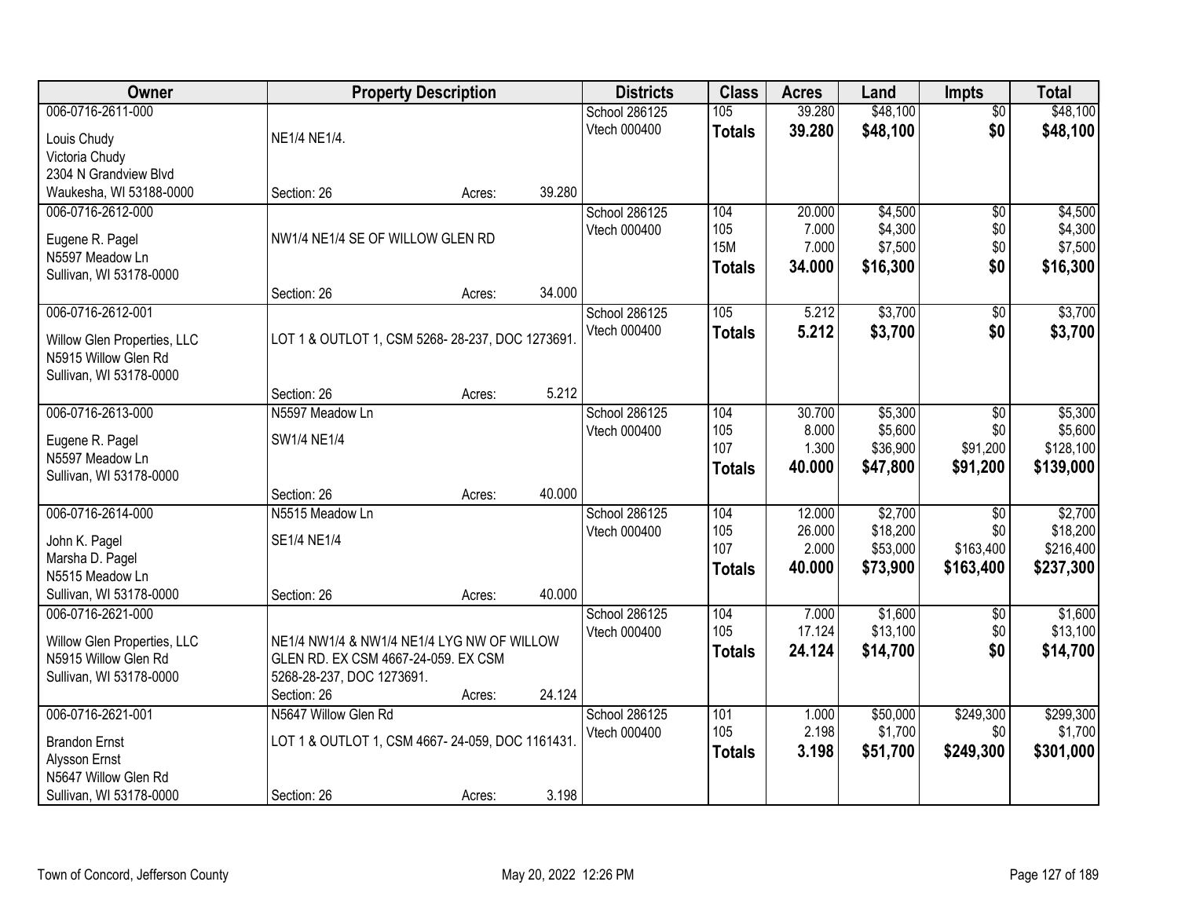| Owner | Property Description | Districts | Class | Acres | Land | Impts | Total |
|---|---|---|---|---|---|---|---|
| 006-0716-2611-000<br>Louis Chudy<br>Victoria Chudy<br>2304 N Grandview Blvd<br>Waukesha, WI 53188-0000 | NE1/4 NE1/4.<br>Section: 26 Acres: 39.280 | School 286125<br>Vtech 000400 | 105<br>**Totals** | 39.280<br>**39.280** | $48,100<br>**$48,100** | $0<br>**$0** | $48,100<br>**$48,100** |
| 006-0716-2612-000<br>Eugene R. Pagel<br>N5597 Meadow Ln<br>Sullivan, WI 53178-0000 | NW1/4 NE1/4 SE OF WILLOW GLEN RD<br>Section: 26 Acres: 34.000 | School 286125<br>Vtech 000400 | 104<br>105<br>15M<br>**Totals** | 20.000<br>7.000<br>7.000<br>**34.000** | $4,500<br>$4,300<br>$7,500<br>**$16,300** | $0<br>$0<br>$0<br>**$0** | $4,500<br>$4,300<br>$7,500<br>**$16,300** |
| 006-0716-2612-001<br>Willow Glen Properties, LLC<br>N5915 Willow Glen Rd<br>Sullivan, WI 53178-0000 | LOT 1 & OUTLOT 1, CSM 5268- 28-237, DOC 1273691.<br>Section: 26 Acres: 5.212 | School 286125<br>Vtech 000400 | 105<br>**Totals** | 5.212<br>**5.212** | $3,700<br>**$3,700** | $0<br>**$0** | $3,700<br>**$3,700** |
| 006-0716-2613-000<br>Eugene R. Pagel<br>N5597 Meadow Ln<br>Sullivan, WI 53178-0000 | N5597 Meadow Ln<br>SW1/4 NE1/4<br>Section: 26 Acres: 40.000 | School 286125<br>Vtech 000400 | 104<br>105<br>107<br>**Totals** | 30.700<br>8.000<br>1.300<br>**40.000** | $5,300<br>$5,600<br>$36,900<br>**$47,800** | $0<br>$0<br>$91,200<br>**$91,200** | $5,300<br>$5,600<br>$128,100<br>**$139,000** |
| 006-0716-2614-000<br>John K. Pagel<br>Marsha D. Pagel<br>N5515 Meadow Ln<br>Sullivan, WI 53178-0000 | N5515 Meadow Ln<br>SE1/4 NE1/4<br>Section: 26 Acres: 40.000 | School 286125<br>Vtech 000400 | 104<br>105<br>107<br>**Totals** | 12.000<br>26.000<br>2.000<br>**40.000** | $2,700<br>$18,200<br>$53,000<br>**$73,900** | $0<br>$0<br>$163,400<br>**$163,400** | $2,700<br>$18,200<br>$216,400<br>**$237,300** |
| 006-0716-2621-000<br>Willow Glen Properties, LLC<br>N5915 Willow Glen Rd<br>Sullivan, WI 53178-0000 | NE1/4 NW1/4 & NW1/4 NE1/4 LYG NW OF WILLOW GLEN RD. EX CSM 4667-24-059. EX CSM 5268-28-237, DOC 1273691.<br>Section: 26 Acres: 24.124 | School 286125<br>Vtech 000400 | 104<br>105<br>**Totals** | 7.000<br>17.124<br>**24.124** | $1,600<br>$13,100<br>**$14,700** | $0<br>$0<br>**$0** | $1,600<br>$13,100<br>**$14,700** |
| 006-0716-2621-001<br>Brandon Ernst<br>Alysson Ernst<br>N5647 Willow Glen Rd<br>Sullivan, WI 53178-0000 | N5647 Willow Glen Rd<br>LOT 1 & OUTLOT 1, CSM 4667- 24-059, DOC 1161431.<br>Section: 26 Acres: 3.198 | School 286125<br>Vtech 000400 | 101<br>105<br>**Totals** | 1.000<br>2.198<br>**3.198** | $50,000<br>$1,700<br>**$51,700** | $249,300<br>$0<br>**$249,300** | $299,300<br>$1,700<br>**$301,000** |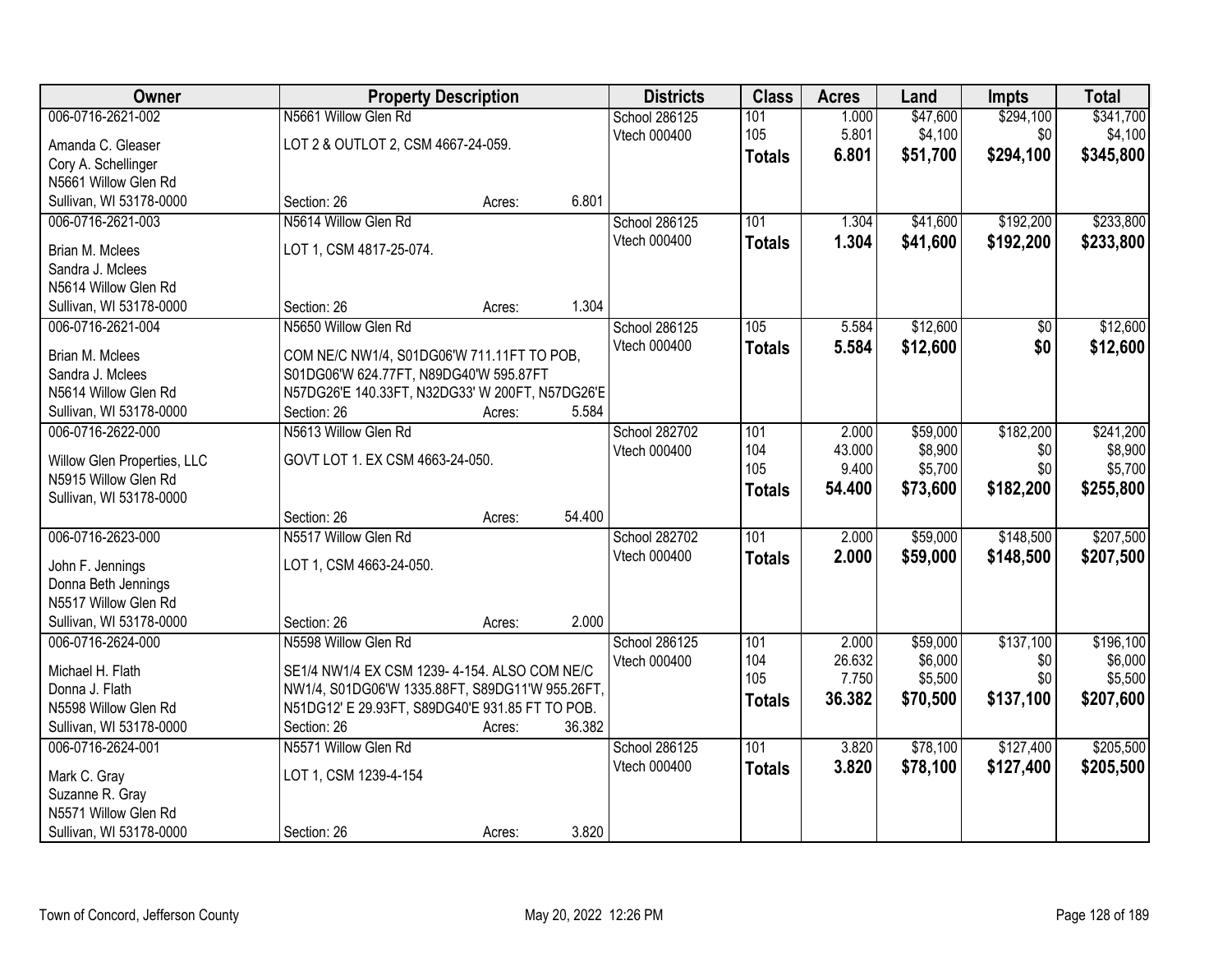| Owner | Property Description | Districts | Class | Acres | Land | Impts | Total |
|---|---|---|---|---|---|---|---|
| 006-0716-2621-002<br>Amanda C. Gleaser<br>Cory A. Schellinger<br>N5661 Willow Glen Rd<br>Sullivan, WI 53178-0000 | N5661 Willow Glen Rd<br>LOT 2 & OUTLOT 2, CSM 4667-24-059.<br>Section: 26 Acres: 6.801 | School 286125<br>Vtech 000400 | 101<br>105<br>**Totals** | 1.000<br>5.801<br>**6.801** | $47,600<br>$4,100<br>**$51,700** | $294,100<br>$0<br>**$294,100** | $341,700<br>$4,100<br>**$345,800** |
| 006-0716-2621-003<br>Brian M. Mclees<br>Sandra J. Mclees<br>N5614 Willow Glen Rd<br>Sullivan, WI 53178-0000 | N5614 Willow Glen Rd<br>LOT 1, CSM 4817-25-074.<br>Section: 26 Acres: 1.304 | School 286125<br>Vtech 000400 | 101<br>**Totals** | 1.304<br>**1.304** | $41,600<br>**$41,600** | $192,200<br>**$192,200** | $233,800<br>**$233,800** |
| 006-0716-2621-004<br>Brian M. Mclees<br>Sandra J. Mclees<br>N5614 Willow Glen Rd<br>Sullivan, WI 53178-0000 | N5650 Willow Glen Rd<br>COM NE/C NW1/4, S01DG06'W 711.11FT TO POB, S01DG06'W 624.77FT, N89DG40'W 595.87FT N57DG26'E 140.33FT, N32DG33' W 200FT, N57DG26'E<br>Section: 26 Acres: 5.584 | School 286125<br>Vtech 000400 | 105<br>**Totals** | 5.584<br>**5.584** | $12,600<br>**$12,600** | $0<br>**$0** | $12,600<br>**$12,600** |
| 006-0716-2622-000<br>Willow Glen Properties, LLC<br>N5915 Willow Glen Rd<br>Sullivan, WI 53178-0000 | N5613 Willow Glen Rd<br>GOVT LOT 1. EX CSM 4663-24-050.<br>Section: 26 Acres: 54.400 | School 282702<br>Vtech 000400 | 101<br>104<br>105<br>**Totals** | 2.000<br>43.000<br>9.400<br>**54.400** | $59,000<br>$8,900<br>$5,700<br>**$73,600** | $182,200<br>$0<br>$0<br>**$182,200** | $241,200<br>$8,900<br>$5,700<br>**$255,800** |
| 006-0716-2623-000<br>John F. Jennings<br>Donna Beth Jennings<br>N5517 Willow Glen Rd<br>Sullivan, WI 53178-0000 | N5517 Willow Glen Rd<br>LOT 1, CSM 4663-24-050.<br>Section: 26 Acres: 2.000 | School 282702<br>Vtech 000400 | 101<br>**Totals** | 2.000<br>**2.000** | $59,000<br>**$59,000** | $148,500<br>**$148,500** | $207,500<br>**$207,500** |
| 006-0716-2624-000<br>Michael H. Flath<br>Donna J. Flath<br>N5598 Willow Glen Rd<br>Sullivan, WI 53178-0000 | N5598 Willow Glen Rd<br>SE1/4 NW1/4 EX CSM 1239- 4-154. ALSO COM NE/C NW1/4, S01DG06'W 1335.88FT, S89DG11'W 955.26FT, N51DG12' E 29.93FT, S89DG40'E 931.85 FT TO POB.<br>Section: 26 Acres: 36.382 | School 286125<br>Vtech 000400 | 101<br>104<br>105<br>**Totals** | 2.000<br>26.632<br>7.750<br>**36.382** | $59,000<br>$6,000<br>$5,500<br>**$70,500** | $137,100<br>$0<br>$0<br>**$137,100** | $196,100<br>$6,000<br>$5,500<br>**$207,600** |
| 006-0716-2624-001<br>Mark C. Gray<br>Suzanne R. Gray<br>N5571 Willow Glen Rd<br>Sullivan, WI 53178-0000 | N5571 Willow Glen Rd<br>LOT 1, CSM 1239-4-154<br>Section: 26 Acres: 3.820 | School 286125<br>Vtech 000400 | 101<br>**Totals** | 3.820<br>**3.820** | $78,100<br>**$78,100** | $127,400<br>**$127,400** | $205,500<br>**$205,500** |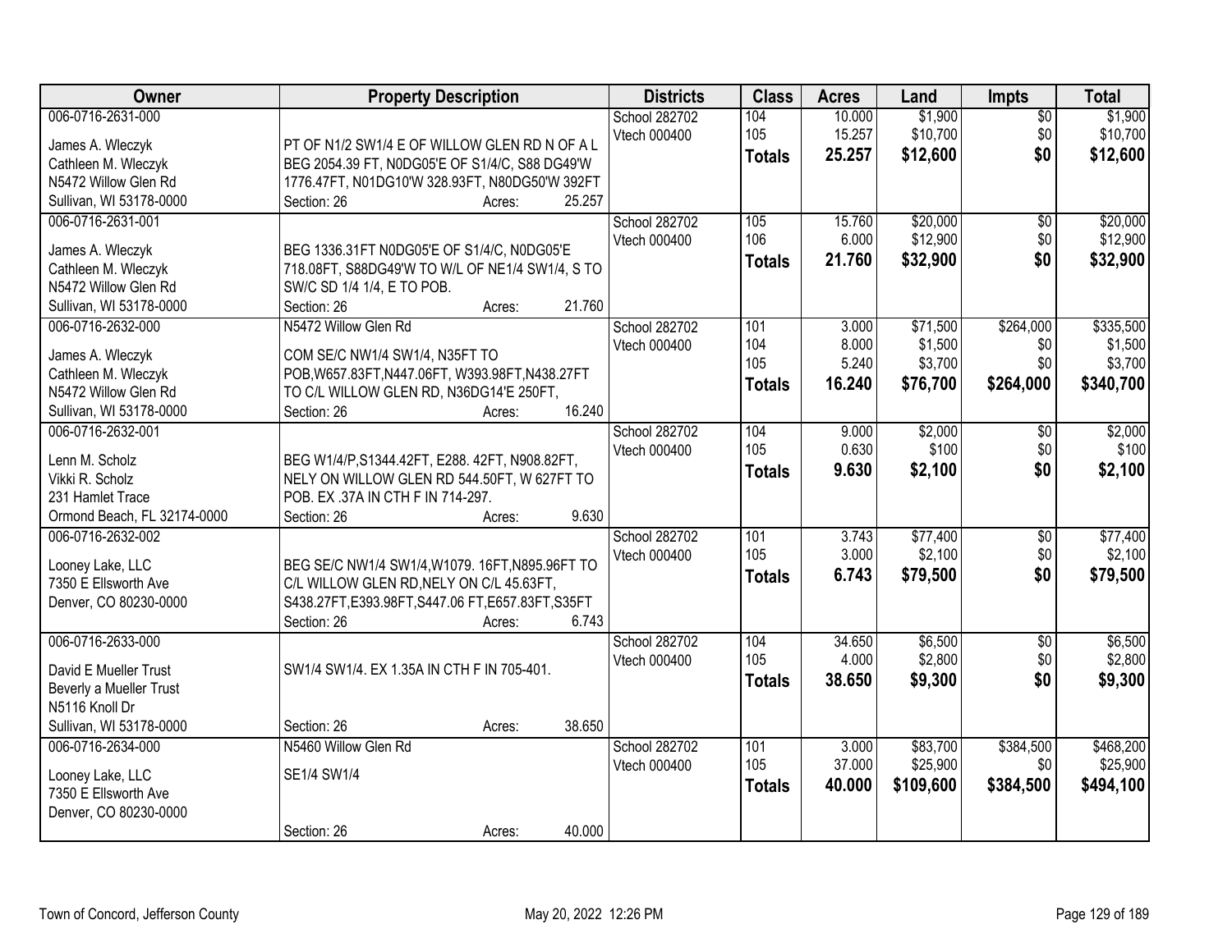| Owner | Property Description | Districts | Class | Acres | Land | Impts | Total |
|---|---|---|---|---|---|---|---|
| 006-0716-2631-000<br><br>James A. Wleczyk<br>Cathleen M. Wleczyk<br>N5472 Willow Glen Rd<br>Sullivan, WI 53178-0000 | PT OF N1/2 SW1/4 E OF WILLOW GLEN RD N OF A L BEG 2054.39 FT, N0DG05'E OF S1/4/C, S88 DG49'W 1776.47FT, N01DG10'W 328.93FT, N80DG50'W 392FT<br>Section: 26 Acres: 25.257 | School 282702<br>Vtech 000400 | 104<br>105<br>**Totals** | 10.000<br>15.257<br>**25.257** | $1,900<br>$10,700<br>**$12,600** | $0<br>$0<br>**$0** | $1,900<br>$10,700<br>**$12,600** |
| 006-0716-2631-001<br><br>James A. Wleczyk<br>Cathleen M. Wleczyk<br>N5472 Willow Glen Rd<br>Sullivan, WI 53178-0000 | BEG 1336.31FT N0DG05'E OF S1/4/C, N0DG05'E 718.08FT, S88DG49'W TO W/L OF NE1/4 SW1/4, S TO SW/C SD 1/4 1/4, E TO POB.<br>Section: 26 Acres: 21.760 | School 282702<br>Vtech 000400 | 105<br>106<br>**Totals** | 15.760<br>6.000<br>**21.760** | $20,000<br>$12,900<br>**$32,900** | $0<br>$0<br>**$0** | $20,000<br>$12,900<br>**$32,900** |
| 006-0716-2632-000<br><br>James A. Wleczyk<br>Cathleen M. Wleczyk<br>N5472 Willow Glen Rd<br>Sullivan, WI 53178-0000 | N5472 Willow Glen Rd<br><br>COM SE/C NW1/4 SW1/4, N35FT TO POB,W657.83FT,N447.06FT, W393.98FT,N438.27FT TO C/L WILLOW GLEN RD, N36DG14'E 250FT,<br>Section: 26 Acres: 16.240 | School 282702<br>Vtech 000400 | 101<br>104<br>105<br>**Totals** | 3.000<br>8.000<br>5.240<br>**16.240** | $71,500<br>$1,500<br>$3,700<br>**$76,700** | $264,000<br>$0<br>$0<br>**$264,000** | $335,500<br>$1,500<br>$3,700<br>**$340,700** |
| 006-0716-2632-001<br><br>Lenn M. Scholz<br>Vikki R. Scholz<br>231 Hamlet Trace<br>Ormond Beach, FL 32174-0000 | BEG W1/4/P,S1344.42FT, E288. 42FT, N908.82FT, NELY ON WILLOW GLEN RD 544.50FT, W 627FT TO POB. EX .37A IN CTH F IN 714-297.<br>Section: 26 Acres: 9.630 | School 282702<br>Vtech 000400 | 104<br>105<br>**Totals** | 9.000<br>0.630<br>**9.630** | $2,000<br>$100<br>**$2,100** | $0<br>$0<br>**$0** | $2,000<br>$100<br>**$2,100** |
| 006-0716-2632-002<br><br>Looney Lake, LLC<br>7350 E Ellsworth Ave<br>Denver, CO 80230-0000 | BEG SE/C NW1/4 SW1/4,W1079. 16FT,N895.96FT TO C/L WILLOW GLEN RD,NELY ON C/L 45.63FT, S438.27FT,E393.98FT,S447.06 FT,E657.83FT,S35FT<br>Section: 26 Acres: 6.743 | School 282702<br>Vtech 000400 | 101<br>105<br>**Totals** | 3.743<br>3.000<br>**6.743** | $77,400<br>$2,100<br>**$79,500** | $0<br>$0<br>**$0** | $77,400<br>$2,100<br>**$79,500** |
| 006-0716-2633-000<br><br>David E Mueller Trust<br>Beverly a Mueller Trust<br>N5116 Knoll Dr<br>Sullivan, WI 53178-0000 | SW1/4 SW1/4. EX 1.35A IN CTH F IN 705-401.<br><br>Section: 26 Acres: 38.650 | School 282702<br>Vtech 000400 | 104<br>105<br>**Totals** | 34.650<br>4.000<br>**38.650** | $6,500<br>$2,800<br>**$9,300** | $0<br>$0<br>**$0** | $6,500<br>$2,800<br>**$9,300** |
| 006-0716-2634-000<br><br>Looney Lake, LLC<br>7350 E Ellsworth Ave<br>Denver, CO 80230-0000 | N5460 Willow Glen Rd<br><br>SE1/4 SW1/4<br><br>Section: 26 Acres: 40.000 | School 282702<br>Vtech 000400 | 101<br>105<br>**Totals** | 3.000<br>37.000<br>**40.000** | $83,700<br>$25,900<br>**$109,600** | $384,500<br>$0<br>**$384,500** | $468,200<br>$25,900<br>**$494,100** |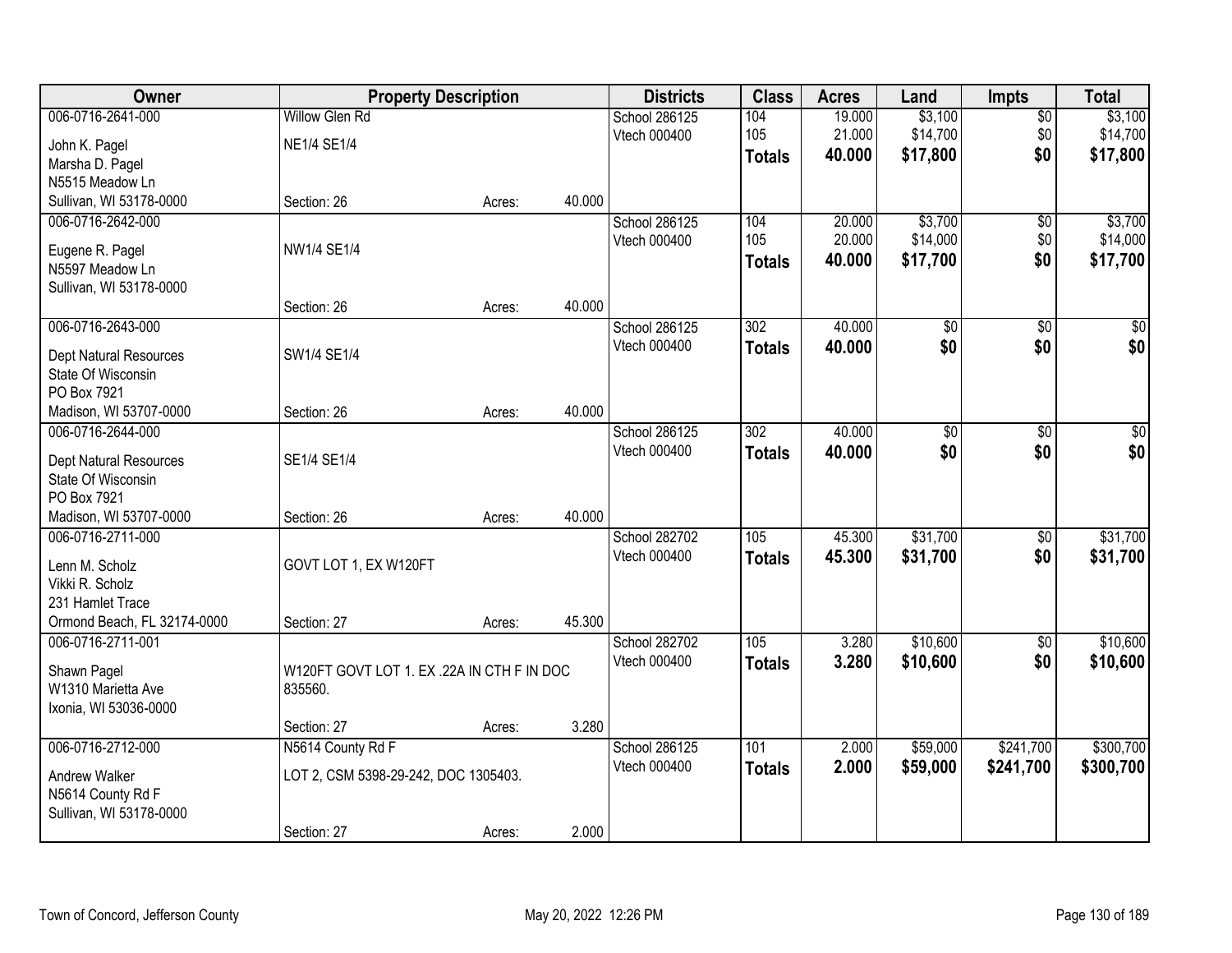| Owner | Property Description | | | Districts | Class | Acres | Land | Impts | Total |
|---|---|---|---|---|---|---|---|---|---|
| 006-0716-2641-000 | Willow Glen Rd | | | School 286125 | 104 | 19.000 | $3,100 | $0 | $3,100 |
| John K. Pagel | NE1/4 SE1/4 | | | Vtech 000400 | 105 | 21.000 | $14,700 | $0 | $14,700 |
| Marsha D. Pagel | | | | | **Totals** | **40.000** | **$17,800** | **$0** | **$17,800** |
| N5515 Meadow Ln | | | | | | | | | |
| Sullivan, WI 53178-0000 | Section: 26 | Acres: | 40.000 | | | | | | |
| 006-0716-2642-000 | | | | School 286125 | 104 | 20.000 | $3,700 | $0 | $3,700 |
| Eugene R. Pagel | NW1/4 SE1/4 | | | Vtech 000400 | 105 | 20.000 | $14,000 | $0 | $14,000 |
| N5597 Meadow Ln | | | | | **Totals** | **40.000** | **$17,700** | **$0** | **$17,700** |
| Sullivan, WI 53178-0000 | | | | | | | | | |
| | Section: 26 | Acres: | 40.000 | | | | | | |
| 006-0716-2643-000 | | | | School 286125 | 302 | 40.000 | $0 | $0 | $0 |
| Dept Natural Resources | SW1/4 SE1/4 | | | Vtech 000400 | **Totals** | **40.000** | **$0** | **$0** | **$0** |
| State Of Wisconsin | | | | | | | | | |
| PO Box 7921 | | | | | | | | | |
| Madison, WI 53707-0000 | Section: 26 | Acres: | 40.000 | | | | | | |
| 006-0716-2644-000 | | | | School 286125 | 302 | 40.000 | $0 | $0 | $0 |
| Dept Natural Resources | SE1/4 SE1/4 | | | Vtech 000400 | **Totals** | **40.000** | **$0** | **$0** | **$0** |
| State Of Wisconsin | | | | | | | | | |
| PO Box 7921 | | | | | | | | | |
| Madison, WI 53707-0000 | Section: 26 | Acres: | 40.000 | | | | | | |
| 006-0716-2711-000 | | | | School 282702 | 105 | 45.300 | $31,700 | $0 | $31,700 |
| Lenn M. Scholz | GOVT LOT 1, EX W120FT | | | Vtech 000400 | **Totals** | **45.300** | **$31,700** | **$0** | **$31,700** |
| Vikki R. Scholz | | | | | | | | | |
| 231 Hamlet Trace | | | | | | | | | |
| Ormond Beach, FL 32174-0000 | Section: 27 | Acres: | 45.300 | | | | | | |
| 006-0716-2711-001 | | | | School 282702 | 105 | 3.280 | $10,600 | $0 | $10,600 |
| Shawn Pagel | W120FT GOVT LOT 1. EX .22A IN CTH F IN DOC 835560. | | | Vtech 000400 | **Totals** | **3.280** | **$10,600** | **$0** | **$10,600** |
| W1310 Marietta Ave | | | | | | | | | |
| Ixonia, WI 53036-0000 | | | | | | | | | |
| | Section: 27 | Acres: | 3.280 | | | | | | |
| 006-0716-2712-000 | N5614 County Rd F | | | School 286125 | 101 | 2.000 | $59,000 | $241,700 | $300,700 |
| Andrew Walker | LOT 2, CSM 5398-29-242, DOC 1305403. | | | Vtech 000400 | **Totals** | **2.000** | **$59,000** | **$241,700** | **$300,700** |
| N5614 County Rd F | | | | | | | | | |
| Sullivan, WI 53178-0000 | | | | | | | | | |
| | Section: 27 | Acres: | 2.000 | | | | | | |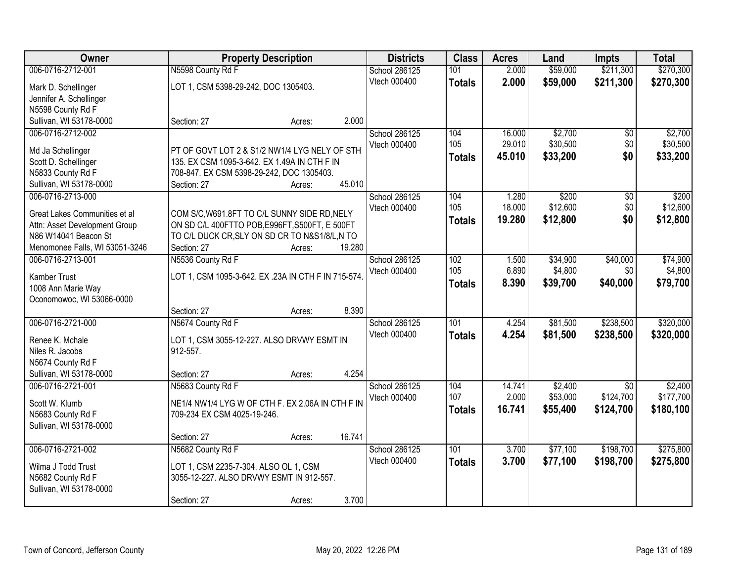| Owner | Property Description | Districts | Class | Acres | Land | Impts | Total |
|---|---|---|---|---|---|---|---|
| 006-0716-2712-001<br>Mark D. Schellinger<br>Jennifer A. Schellinger<br>N5598 County Rd F<br>Sullivan, WI 53178-0000 | N5598 County Rd F<br>LOT 1, CSM 5398-29-242, DOC 1305403.<br>Section: 27 Acres: 2.000 | School 286125<br>Vtech 000400 | 101<br>**Totals** | 2.000<br>**2.000** | $59,000<br>**$59,000** | $211,300<br>**$211,300** | $270,300<br>**$270,300** |
| 006-0716-2712-002<br>Md Ja Schellinger<br>Scott D. Schellinger<br>N5833 County Rd F<br>Sullivan, WI 53178-0000 | PT OF GOVT LOT 2 & S1/2 NW1/4 LYG NELY OF STH 135. EX CSM 1095-3-642. EX 1.49A IN CTH F IN 708-847. EX CSM 5398-29-242, DOC 1305403.<br>Section: 27 Acres: 45.010 | School 286125<br>Vtech 000400 | 104<br>105<br>**Totals** | 16.000<br>29.010<br>**45.010** | $2,700<br>$30,500<br>**$33,200** | $0<br>$0<br>**$0** | $2,700<br>$30,500<br>**$33,200** |
| 006-0716-2713-000<br>Great Lakes Communities et al<br>Attn: Asset Development Group<br>N86 W14041 Beacon St<br>Menomonee Falls, WI 53051-3246 | COM S/C,W691.8FT TO C/L SUNNY SIDE RD,NELY ON SD C/L 400FTTO POB,E996FT,S500FT, E 500FT TO C/L DUCK CR,SLY ON SD CR TO N&S1/8/L,N TO<br>Section: 27 Acres: 19.280 | School 286125<br>Vtech 000400 | 104<br>105<br>**Totals** | 1.280<br>18.000<br>**19.280** | $200<br>$12,600<br>**$12,800** | $0<br>$0<br>**$0** | $200<br>$12,600<br>**$12,800** |
| 006-0716-2713-001<br>Kamber Trust<br>1008 Ann Marie Way<br>Oconomowoc, WI 53066-0000 | N5536 County Rd F<br>LOT 1, CSM 1095-3-642. EX .23A IN CTH F IN 715-574.<br>Section: 27 Acres: 8.390 | School 286125<br>Vtech 000400 | 102<br>105<br>**Totals** | 1.500<br>6.890<br>**8.390** | $34,900<br>$4,800<br>**$39,700** | $40,000<br>$0<br>**$40,000** | $74,900<br>$4,800<br>**$79,700** |
| 006-0716-2721-000<br>Renee K. Mchale<br>Niles R. Jacobs<br>N5674 County Rd F<br>Sullivan, WI 53178-0000 | N5674 County Rd F<br>LOT 1, CSM 3055-12-227. ALSO DRVWY ESMT IN 912-557.<br>Section: 27 Acres: 4.254 | School 286125<br>Vtech 000400 | 101<br>**Totals** | 4.254<br>**4.254** | $81,500<br>**$81,500** | $238,500<br>**$238,500** | $320,000<br>**$320,000** |
| 006-0716-2721-001<br>Scott W. Klumb<br>N5683 County Rd F<br>Sullivan, WI 53178-0000 | N5683 County Rd F<br>NE1/4 NW1/4 LYG W OF CTH F. EX 2.06A IN CTH F IN 709-234 EX CSM 4025-19-246.<br>Section: 27 Acres: 16.741 | School 286125<br>Vtech 000400 | 104<br>107<br>**Totals** | 14.741<br>2.000<br>**16.741** | $2,400<br>$53,000<br>**$55,400** | $0<br>$124,700<br>**$124,700** | $2,400<br>$177,700<br>**$180,100** |
| 006-0716-2721-002<br>Wilma J Todd Trust<br>N5682 County Rd F<br>Sullivan, WI 53178-0000 | N5682 County Rd F<br>LOT 1, CSM 2235-7-304. ALSO OL 1, CSM 3055-12-227. ALSO DRVWY ESMT IN 912-557.<br>Section: 27 Acres: 3.700 | School 286125<br>Vtech 000400 | 101<br>**Totals** | 3.700<br>**3.700** | $77,100<br>**$77,100** | $198,700<br>**$198,700** | $275,800<br>**$275,800** |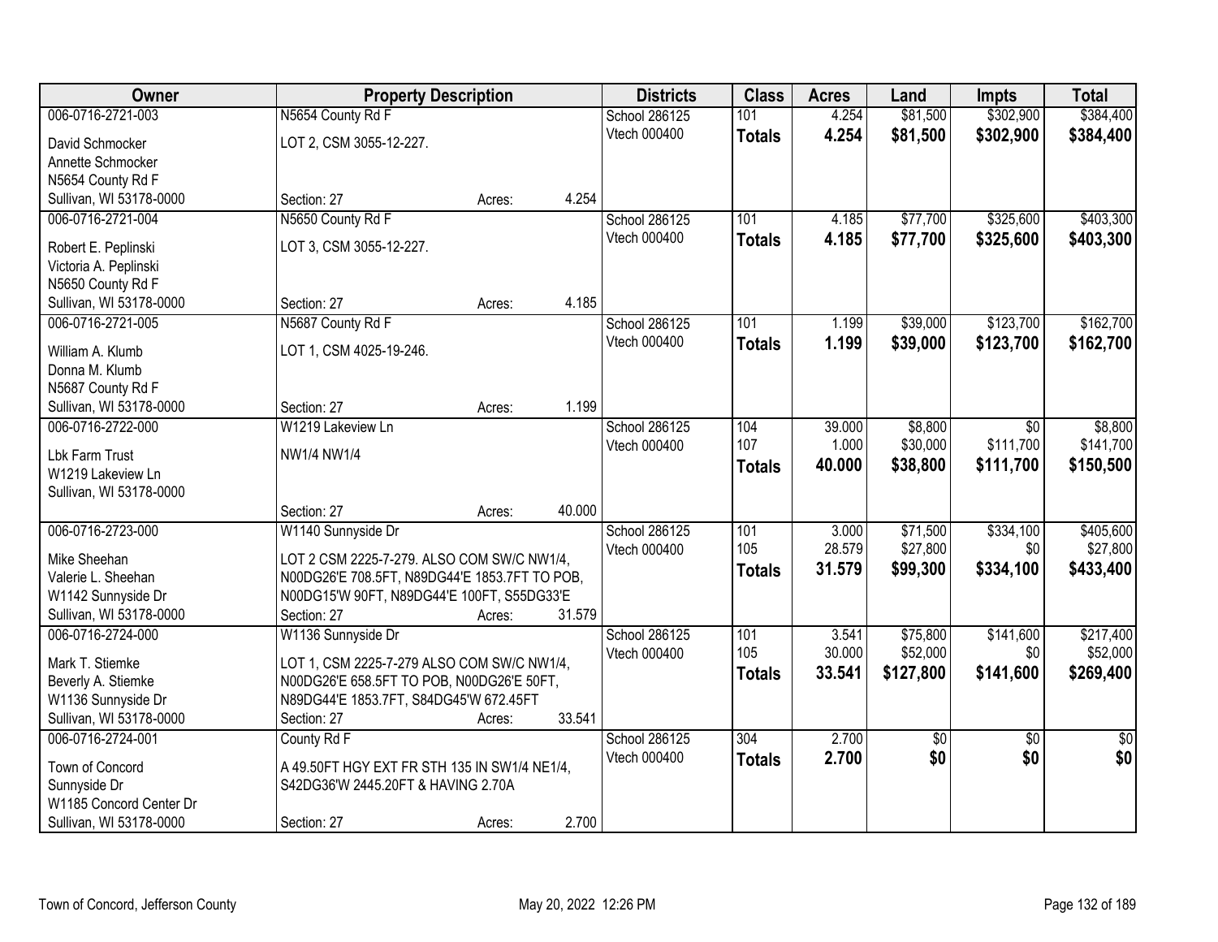| Owner | Property Description | Districts | Class | Acres | Land | Impts | Total |
|---|---|---|---|---|---|---|---|
| 006-0716-2721-003 | N5654 County Rd F | School 286125 | 101 | 4.254 | $81,500 | $302,900 | $384,400 |
| David Schmocker<br>Annette Schmocker<br>N5654 County Rd F<br>Sullivan, WI 53178-0000 | LOT 2, CSM 3055-12-227.<br><br>Section: 27 Acres: 4.254 | Vtech 000400 | **Totals** | **4.254** | **$81,500** | **$302,900** | **$384,400** |
| 006-0716-2721-004 | N5650 County Rd F | School 286125 | 101 | 4.185 | $77,700 | $325,600 | $403,300 |
| Robert E. Peplinski<br>Victoria A. Peplinski<br>N5650 County Rd F<br>Sullivan, WI 53178-0000 | LOT 3, CSM 3055-12-227.<br><br>Section: 27 Acres: 4.185 | Vtech 000400 | **Totals** | **4.185** | **$77,700** | **$325,600** | **$403,300** |
| 006-0716-2721-005 | N5687 County Rd F | School 286125 | 101 | 1.199 | $39,000 | $123,700 | $162,700 |
| William A. Klumb<br>Donna M. Klumb<br>N5687 County Rd F<br>Sullivan, WI 53178-0000 | LOT 1, CSM 4025-19-246.<br><br>Section: 27 Acres: 1.199 | Vtech 000400 | **Totals** | **1.199** | **$39,000** | **$123,700** | **$162,700** |
| 006-0716-2722-000 | W1219 Lakeview Ln | School 286125 | 104 | 39.000 | $8,800 | $0 | $8,800 |
| Lbk Farm Trust<br>W1219 Lakeview Ln<br>Sullivan, WI 53178-0000 | NW1/4 NW1/4<br><br>Section: 27 Acres: 40.000 | Vtech 000400 | 107 | 1.000 | $30,000 | $111,700 | $141,700 |
| | | | **Totals** | **40.000** | **$38,800** | **$111,700** | **$150,500** |
| 006-0716-2723-000 | W1140 Sunnyside Dr | School 286125 | 101 | 3.000 | $71,500 | $334,100 | $405,600 |
| Mike Sheehan<br>Valerie L. Sheehan<br>W1142 Sunnyside Dr<br>Sullivan, WI 53178-0000 | LOT 2 CSM 2225-7-279. ALSO COM SW/C NW1/4, N00DG26'E 708.5FT, N89DG44'E 1853.7FT TO POB, N00DG15'W 90FT, N89DG44'E 100FT, S55DG33'E<br>Section: 27 Acres: 31.579 | Vtech 000400 | 105 | 28.579 | $27,800 | $0 | $27,800 |
| | | | **Totals** | **31.579** | **$99,300** | **$334,100** | **$433,400** |
| 006-0716-2724-000 | W1136 Sunnyside Dr | School 286125 | 101 | 3.541 | $75,800 | $141,600 | $217,400 |
| Mark T. Stiemke<br>Beverly A. Stiemke<br>W1136 Sunnyside Dr<br>Sullivan, WI 53178-0000 | LOT 1, CSM 2225-7-279 ALSO COM SW/C NW1/4, N00DG26'E 658.5FT TO POB, N00DG26'E 50FT, N89DG44'E 1853.7FT, S84DG45'W 672.45FT<br>Section: 27 Acres: 33.541 | Vtech 000400 | 105 | 30.000 | $52,000 | $0 | $52,000 |
| | | | **Totals** | **33.541** | **$127,800** | **$141,600** | **$269,400** |
| 006-0716-2724-001 | County Rd F | School 286125 | 304 | 2.700 | $0 | $0 | $0 |
| Town of Concord<br>Sunnyside Dr<br>W1185 Concord Center Dr<br>Sullivan, WI 53178-0000 | A 49.50FT HGY EXT FR STH 135 IN SW1/4 NE1/4, S42DG36'W 2445.20FT & HAVING 2.70A<br><br>Section: 27 Acres: 2.700 | Vtech 000400 | **Totals** | **2.700** | **$0** | **$0** | **$0** |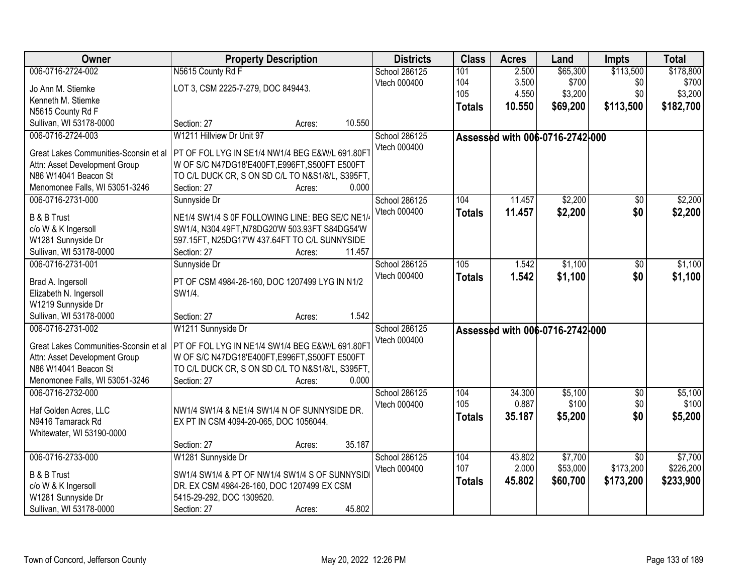| Owner | Property Description | Districts | Class | Acres | Land | Impts | Total |
|---|---|---|---|---|---|---|---|
| 006-0716-2724-002<br>Jo Ann M. Stiemke<br>Kenneth M. Stiemke<br>N5615 County Rd F<br>Sullivan, WI 53178-0000 | N5615 County Rd F<br>LOT 3, CSM 2225-7-279, DOC 849443.<br>Section: 27 Acres: 10.550 | School 286125<br>Vtech 000400 | 101<br>104<br>105<br>**Totals** | 2.500<br>3.500<br>4.550<br>**10.550** | $65,300<br>$700<br>$3,200<br>**$69,200** | $113,500<br>$0<br>$0<br>**$113,500** | $178,800<br>$700<br>$3,200<br>**$182,700** |
| 006-0716-2724-003<br>Great Lakes Communities-Sconsin et al<br>Attn: Asset Development Group<br>N86 W14041 Beacon St<br>Menomonee Falls, WI 53051-3246 | W1211 Hillview Dr Unit 97<br>PT OF FOL LYG IN SE1/4 NW1/4 BEG E&W/L 691.80FT W OF S/C N47DG18'E400FT,E996FT,S500FT E500FT TO C/L DUCK CR, S ON SD C/L TO N&S1/8/L, S395FT,<br>Section: 27 Acres: 0.000 | School 286125<br>Vtech 000400 | Assessed with 006-0716-2742-000 | | | | |
| 006-0716-2731-000<br>B & B Trust<br>c/o W & K Ingersoll<br>W1281 Sunnyside Dr<br>Sullivan, WI 53178-0000 | Sunnyside Dr<br>NE1/4 SW1/4 S 0F FOLLOWING LINE: BEG SE/C NE1/4 SW1/4, N304.49FT,N78DG20'W 503.93FT S84DG54'W 597.15FT, N25DG17'W 437.64FT TO C/L SUNNYSIDE<br>Section: 27 Acres: 11.457 | School 286125<br>Vtech 000400 | 104<br>**Totals** | 11.457<br>**11.457** | $2,200<br>**$2,200** | $0<br>**$0** | $2,200<br>**$2,200** |
| 006-0716-2731-001<br>Brad A. Ingersoll<br>Elizabeth N. Ingersoll<br>W1219 Sunnyside Dr<br>Sullivan, WI 53178-0000 | Sunnyside Dr<br>PT OF CSM 4984-26-160, DOC 1207499 LYG IN N1/2 SW1/4.<br>Section: 27 Acres: 1.542 | School 286125<br>Vtech 000400 | 105<br>**Totals** | 1.542<br>**1.542** | $1,100<br>**$1,100** | $0<br>**$0** | $1,100<br>**$1,100** |
| 006-0716-2731-002<br>Great Lakes Communities-Sconsin et al<br>Attn: Asset Development Group<br>N86 W14041 Beacon St<br>Menomonee Falls, WI 53051-3246 | W1211 Sunnyside Dr<br>PT OF FOL LYG IN NE1/4 SW1/4 BEG E&W/L 691.80FT W OF S/C N47DG18'E400FT,E996FT,S500FT E500FT TO C/L DUCK CR, S ON SD C/L TO N&S1/8/L, S395FT,<br>Section: 27 Acres: 0.000 | School 286125<br>Vtech 000400 | Assessed with 006-0716-2742-000 | | | | |
| 006-0716-2732-000<br>Haf Golden Acres, LLC<br>N9416 Tamarack Rd<br>Whitewater, WI 53190-0000 | NW1/4 SW1/4 & NE1/4 SW1/4 N OF SUNNYSIDE DR. EX PT IN CSM 4094-20-065, DOC 1056044.<br>Section: 27 Acres: 35.187 | School 286125<br>Vtech 000400 | 104<br>105<br>**Totals** | 34.300<br>0.887<br>**35.187** | $5,100<br>$100<br>**$5,200** | $0<br>$0<br>**$0** | $5,100<br>$100<br>**$5,200** |
| 006-0716-2733-000<br>B & B Trust<br>c/o W & K Ingersoll<br>W1281 Sunnyside Dr<br>Sullivan, WI 53178-0000 | W1281 Sunnyside Dr<br>SW1/4 SW1/4 & PT OF NW1/4 SW1/4 S OF SUNNYSIDE DR. EX CSM 4984-26-160, DOC 1207499 EX CSM 5415-29-292, DOC 1309520.<br>Section: 27 Acres: 45.802 | School 286125<br>Vtech 000400 | 104<br>107<br>**Totals** | 43.802<br>2.000<br>**45.802** | $7,700<br>$53,000<br>**$60,700** | $0<br>$173,200<br>**$173,200** | $7,700<br>$226,200<br>**$233,900** |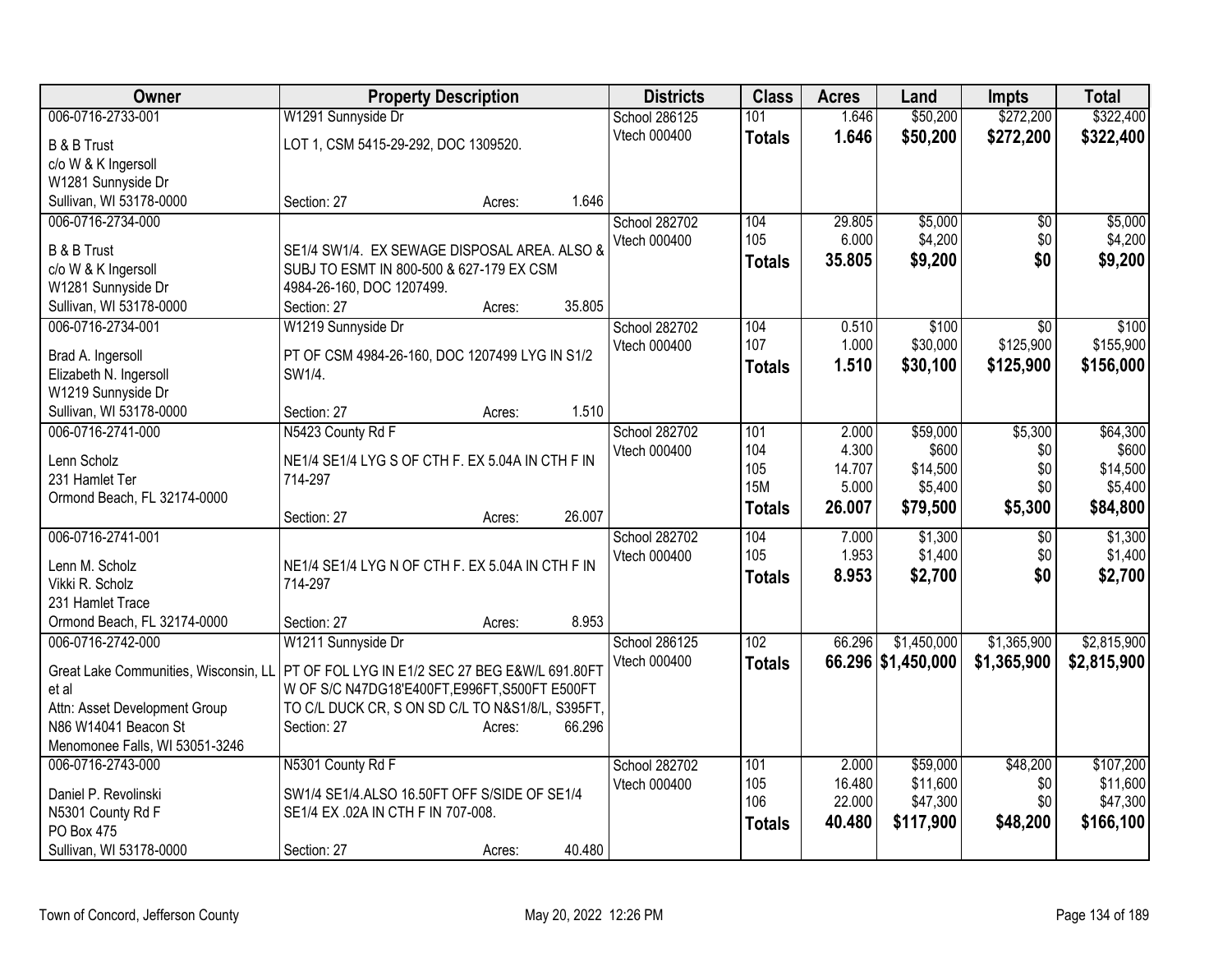| Owner | Property Description | Districts | Class | Acres | Land | Impts | Total |
|---|---|---|---|---|---|---|---|
| 006-0716-2733-001<br>B & B Trust<br>c/o W & K Ingersoll<br>W1281 Sunnyside Dr<br>Sullivan, WI 53178-0000 | W1291 Sunnyside Dr<br>LOT 1, CSM 5415-29-292, DOC 1309520.<br>Section: 27 Acres: 1.646 | School 286125<br>Vtech 000400 | 101<br>**Totals** | 1.646<br>**1.646** | $50,200<br>**$50,200** | $272,200<br>**$272,200** | $322,400<br>**$322,400** |
| 006-0716-2734-000<br>B & B Trust<br>c/o W & K Ingersoll<br>W1281 Sunnyside Dr<br>Sullivan, WI 53178-0000 | SE1/4 SW1/4. EX SEWAGE DISPOSAL AREA. ALSO & SUBJ TO ESMT IN 800-500 & 627-179 EX CSM 4984-26-160, DOC 1207499.<br>Section: 27 Acres: 35.805 | School 282702<br>Vtech 000400 | 104<br>105<br>**Totals** | 29.805<br>6.000<br>**35.805** | $5,000<br>$4,200<br>**$9,200** | $0<br>$0<br>**$0** | $5,000<br>$4,200<br>**$9,200** |
| 006-0716-2734-001<br>Brad A. Ingersoll<br>Elizabeth N. Ingersoll<br>W1219 Sunnyside Dr<br>Sullivan, WI 53178-0000 | W1219 Sunnyside Dr<br>PT OF CSM 4984-26-160, DOC 1207499 LYG IN S1/2 SW1/4.<br>Section: 27 Acres: 1.510 | School 282702<br>Vtech 000400 | 104<br>107<br>**Totals** | 0.510<br>1.000<br>**1.510** | $100<br>$30,000<br>**$30,100** | $0<br>$125,900<br>**$125,900** | $100<br>$155,900<br>**$156,000** |
| 006-0716-2741-000<br>Lenn Scholz<br>231 Hamlet Ter<br>Ormond Beach, FL 32174-0000 | N5423 County Rd F<br>NE1/4 SE1/4 LYG S OF CTH F. EX 5.04A IN CTH F IN 714-297<br>Section: 27 Acres: 26.007 | School 282702<br>Vtech 000400 | 101<br>104<br>105<br>15M<br>**Totals** | 2.000<br>4.300<br>14.707<br>5.000<br>**26.007** | $59,000<br>$600<br>$14,500<br>$5,400<br>**$79,500** | $5,300<br>$0<br>$0<br>$0<br>**$5,300** | $64,300<br>$600<br>$14,500<br>$5,400<br>**$84,800** |
| 006-0716-2741-001<br>Lenn M. Scholz<br>Vikki R. Scholz<br>231 Hamlet Trace<br>Ormond Beach, FL 32174-0000 | NE1/4 SE1/4 LYG N OF CTH F. EX 5.04A IN CTH F IN 714-297<br>Section: 27 Acres: 8.953 | School 282702<br>Vtech 000400 | 104<br>105<br>**Totals** | 7.000<br>1.953<br>**8.953** | $1,300<br>$1,400<br>**$2,700** | $0<br>$0<br>**$0** | $1,300<br>$1,400<br>**$2,700** |
| 006-0716-2742-000<br>Great Lake Communities, Wisconsin, LL et al<br>Attn: Asset Development Group<br>N86 W14041 Beacon St<br>Menomonee Falls, WI 53051-3246 | W1211 Sunnyside Dr<br>PT OF FOL LYG IN E1/2 SEC 27 BEG E&W/L 691.80FT W OF S/C N47DG18'E400FT,E996FT,S500FT E500FT TO C/L DUCK CR, S ON SD C/L TO N&S1/8/L, S395FT,<br>Section: 27 Acres: 66.296 | School 286125<br>Vtech 000400 | 102<br>**Totals** | 66.296<br>**66.296** | $1,450,000<br>**$1,450,000** | $1,365,900<br>**$1,365,900** | $2,815,900<br>**$2,815,900** |
| 006-0716-2743-000<br>Daniel P. Revolinski<br>N5301 County Rd F<br>PO Box 475<br>Sullivan, WI 53178-0000 | N5301 County Rd F<br>SW1/4 SE1/4.ALSO 16.50FT OFF S/SIDE OF SE1/4 SE1/4 EX .02A IN CTH F IN 707-008.<br>Section: 27 Acres: 40.480 | School 282702<br>Vtech 000400 | 101<br>105<br>106<br>**Totals** | 2.000<br>16.480<br>22.000<br>**40.480** | $59,000<br>$11,600<br>$47,300<br>**$117,900** | $48,200<br>$0<br>$0<br>**$48,200** | $107,200<br>$11,600<br>$47,300<br>**$166,100** |

Town of Concord, Jefferson County May 20, 2022 12:26 PM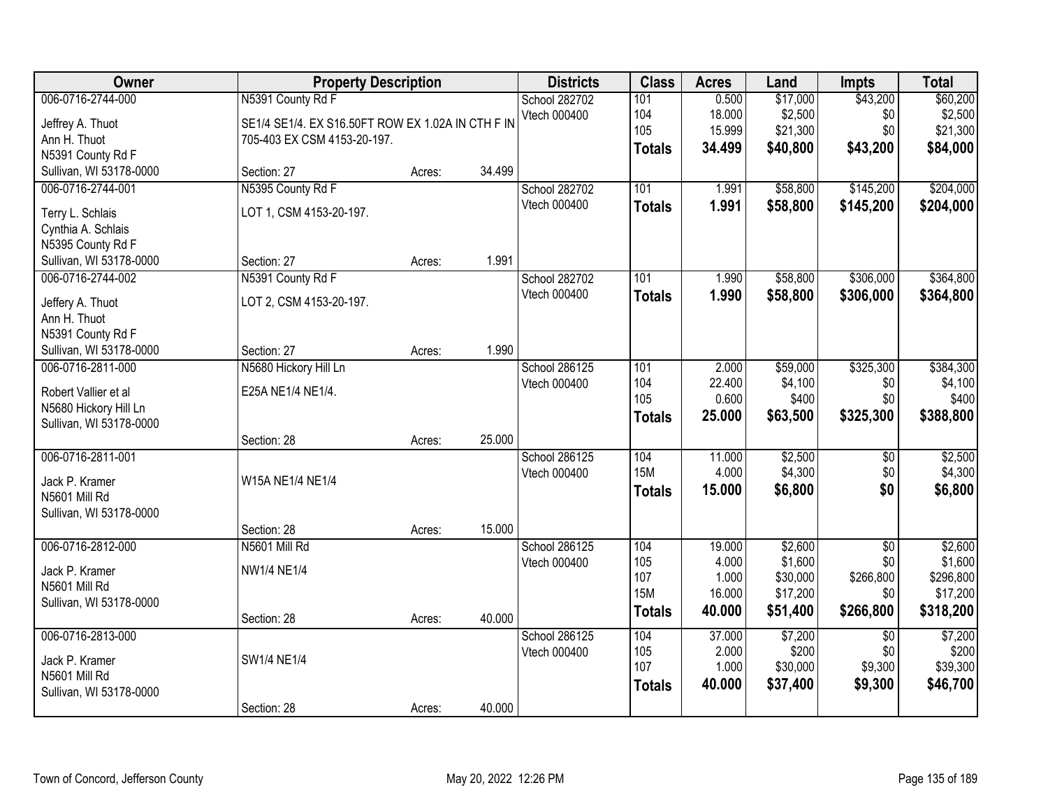| Owner | Property Description | | | Districts | Class | Acres | Land | Impts | Total |
|---|---|---|---|---|---|---|---|---|---|
| 006-0716-2744-000 | N5391 County Rd F | | | School 282702 | 101 | 0.500 | $17,000 | $43,200 | $60,200 |
| Jeffrey A. Thuot | SE1/4 SE1/4. EX S16.50FT ROW EX 1.02A IN CTH F IN | | | Vtech 000400 | 104 | 18.000 | $2,500 | $0 | $2,500 |
| Ann H. Thuot | 705-403 EX CSM 4153-20-197. | | | | 105 | 15.999 | $21,300 | $0 | $21,300 |
| N5391 County Rd F | | | | | **Totals** | **34.499** | **$40,800** | **$43,200** | **$84,000** |
| Sullivan, WI 53178-0000 | Section: 27 | Acres: | 34.499 | | | | | | |
| 006-0716-2744-001 | N5395 County Rd F | | | School 282702 | 101 | 1.991 | $58,800 | $145,200 | $204,000 |
| Terry L. Schlais | LOT 1, CSM 4153-20-197. | | | Vtech 000400 | **Totals** | **1.991** | **$58,800** | **$145,200** | **$204,000** |
| Cynthia A. Schlais | | | | | | | | | |
| N5395 County Rd F | | | | | | | | | |
| Sullivan, WI 53178-0000 | Section: 27 | Acres: | 1.991 | | | | | | |
| 006-0716-2744-002 | N5391 County Rd F | | | School 282702 | 101 | 1.990 | $58,800 | $306,000 | $364,800 |
| Jeffery A. Thuot | LOT 2, CSM 4153-20-197. | | | Vtech 000400 | **Totals** | **1.990** | **$58,800** | **$306,000** | **$364,800** |
| Ann H. Thuot | | | | | | | | | |
| N5391 County Rd F | | | | | | | | | |
| Sullivan, WI 53178-0000 | Section: 27 | Acres: | 1.990 | | | | | | |
| 006-0716-2811-000 | N5680 Hickory Hill Ln | | | School 286125 | 101 | 2.000 | $59,000 | $325,300 | $384,300 |
| Robert Vallier et al | E25A NE1/4 NE1/4. | | | Vtech 000400 | 104 | 22.400 | $4,100 | $0 | $4,100 |
| N5680 Hickory Hill Ln | | | | | 105 | 0.600 | $400 | $0 | $400 |
| Sullivan, WI 53178-0000 | | | | | **Totals** | **25.000** | **$63,500** | **$325,300** | **$388,800** |
| | Section: 28 | Acres: | 25.000 | | | | | | |
| 006-0716-2811-001 | | | | School 286125 | 104 | 11.000 | $2,500 | $0 | $2,500 |
| Jack P. Kramer | W15A NE1/4 NE1/4 | | | Vtech 000400 | 15M | 4.000 | $4,300 | $0 | $4,300 |
| N5601 Mill Rd | | | | | **Totals** | **15.000** | **$6,800** | **$0** | **$6,800** |
| Sullivan, WI 53178-0000 | | | | | | | | | |
| | Section: 28 | Acres: | 15.000 | | | | | | |
| 006-0716-2812-000 | N5601 Mill Rd | | | School 286125 | 104 | 19.000 | $2,600 | $0 | $2,600 |
| Jack P. Kramer | NW1/4 NE1/4 | | | Vtech 000400 | 105 | 4.000 | $1,600 | $0 | $1,600 |
| N5601 Mill Rd | | | | | 107 | 1.000 | $30,000 | $266,800 | $296,800 |
| Sullivan, WI 53178-0000 | | | | | 15M | 16.000 | $17,200 | $0 | $17,200 |
| | Section: 28 | Acres: | 40.000 | | **Totals** | **40.000** | **$51,400** | **$266,800** | **$318,200** |
| 006-0716-2813-000 | | | | School 286125 | 104 | 37.000 | $7,200 | $0 | $7,200 |
| Jack P. Kramer | SW1/4 NE1/4 | | | Vtech 000400 | 105 | 2.000 | $200 | $0 | $200 |
| N5601 Mill Rd | | | | | 107 | 1.000 | $30,000 | $9,300 | $39,300 |
| Sullivan, WI 53178-0000 | | | | | **Totals** | **40.000** | **$37,400** | **$9,300** | **$46,700** |
| | Section: 28 | Acres: | 40.000 | | | | | | |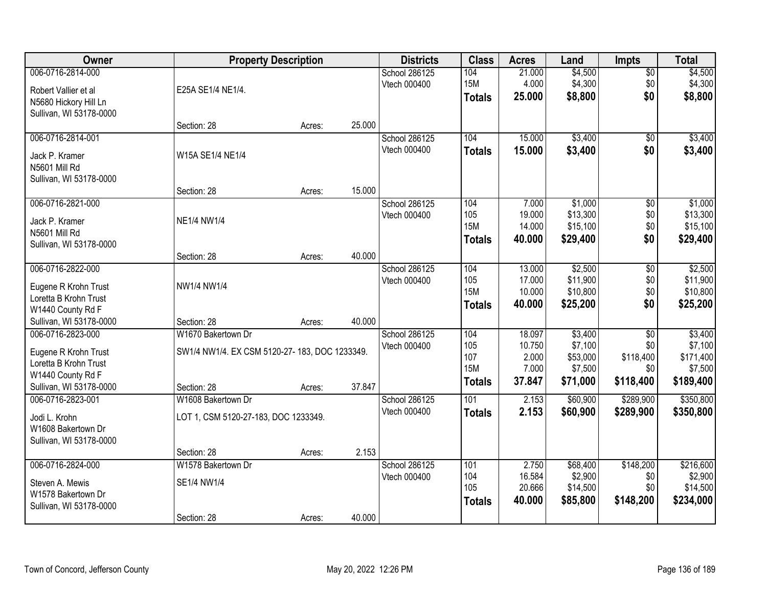| Owner | Property Description | Districts | Class | Acres | Land | Impts | Total |
|---|---|---|---|---|---|---|---|
| 006-0716-2814-000<br>Robert Vallier et al<br>N5680 Hickory Hill Ln<br>Sullivan, WI 53178-0000 | E25A SE1/4 NE1/4.<br>Section: 28 Acres: 25.000 | School 286125<br>Vtech 000400 | 104<br>15M<br>**Totals** | 21.000<br>4.000<br>**25.000** | $4,500<br>$4,300<br>**$8,800** | $0<br>$0<br>**$0** | $4,500<br>$4,300<br>**$8,800** |
| 006-0716-2814-001<br>Jack P. Kramer<br>N5601 Mill Rd<br>Sullivan, WI 53178-0000 | W15A SE1/4 NE1/4<br>Section: 28 Acres: 15.000 | School 286125<br>Vtech 000400 | 104<br>**Totals** | 15.000<br>**15.000** | $3,400<br>**$3,400** | $0<br>**$0** | $3,400<br>**$3,400** |
| 006-0716-2821-000<br>Jack P. Kramer<br>N5601 Mill Rd<br>Sullivan, WI 53178-0000 | NE1/4 NW1/4<br>Section: 28 Acres: 40.000 | School 286125<br>Vtech 000400 | 104<br>105<br>15M<br>**Totals** | 7.000<br>19.000<br>14.000<br>**40.000** | $1,000<br>$13,300<br>$15,100<br>**$29,400** | $0<br>$0<br>$0<br>**$0** | $1,000<br>$13,300<br>$15,100<br>**$29,400** |
| 006-0716-2822-000<br>Eugene R Krohn Trust<br>Loretta B Krohn Trust<br>W1440 County Rd F<br>Sullivan, WI 53178-0000 | NW1/4 NW1/4<br>Section: 28 Acres: 40.000 | School 286125<br>Vtech 000400 | 104<br>105<br>15M<br>**Totals** | 13.000<br>17.000<br>10.000<br>**40.000** | $2,500<br>$11,900<br>$10,800<br>**$25,200** | $0<br>$0<br>$0<br>**$0** | $2,500<br>$11,900<br>$10,800<br>**$25,200** |
| 006-0716-2823-000<br>Eugene R Krohn Trust<br>Loretta B Krohn Trust<br>W1440 County Rd F<br>Sullivan, WI 53178-0000 | W1670 Bakertown Dr<br>SW1/4 NW1/4. EX CSM 5120-27- 183, DOC 1233349.<br>Section: 28 Acres: 37.847 | School 286125<br>Vtech 000400 | 104<br>105<br>107<br>15M<br>**Totals** | 18.097<br>10.750<br>2.000<br>7.000<br>**37.847** | $3,400<br>$7,100<br>$53,000<br>$7,500<br>**$71,000** | $0<br>$0<br>$118,400<br>$0<br>**$118,400** | $3,400<br>$7,100<br>$171,400<br>$7,500<br>**$189,400** |
| 006-0716-2823-001<br>Jodi L. Krohn<br>W1608 Bakertown Dr<br>Sullivan, WI 53178-0000 | W1608 Bakertown Dr<br>LOT 1, CSM 5120-27-183, DOC 1233349.<br>Section: 28 Acres: 2.153 | School 286125<br>Vtech 000400 | 101<br>**Totals** | 2.153<br>**2.153** | $60,900<br>**$60,900** | $289,900<br>**$289,900** | $350,800<br>**$350,800** |
| 006-0716-2824-000<br>Steven A. Mewis<br>W1578 Bakertown Dr<br>Sullivan, WI 53178-0000 | W1578 Bakertown Dr<br>SE1/4 NW1/4<br>Section: 28 Acres: 40.000 | School 286125<br>Vtech 000400 | 101<br>104<br>105<br>**Totals** | 2.750<br>16.584<br>20.666<br>**40.000** | $68,400<br>$2,900<br>$14,500<br>**$85,800** | $148,200<br>$0<br>$0<br>**$148,200** | $216,600<br>$2,900<br>$14,500<br>**$234,000** |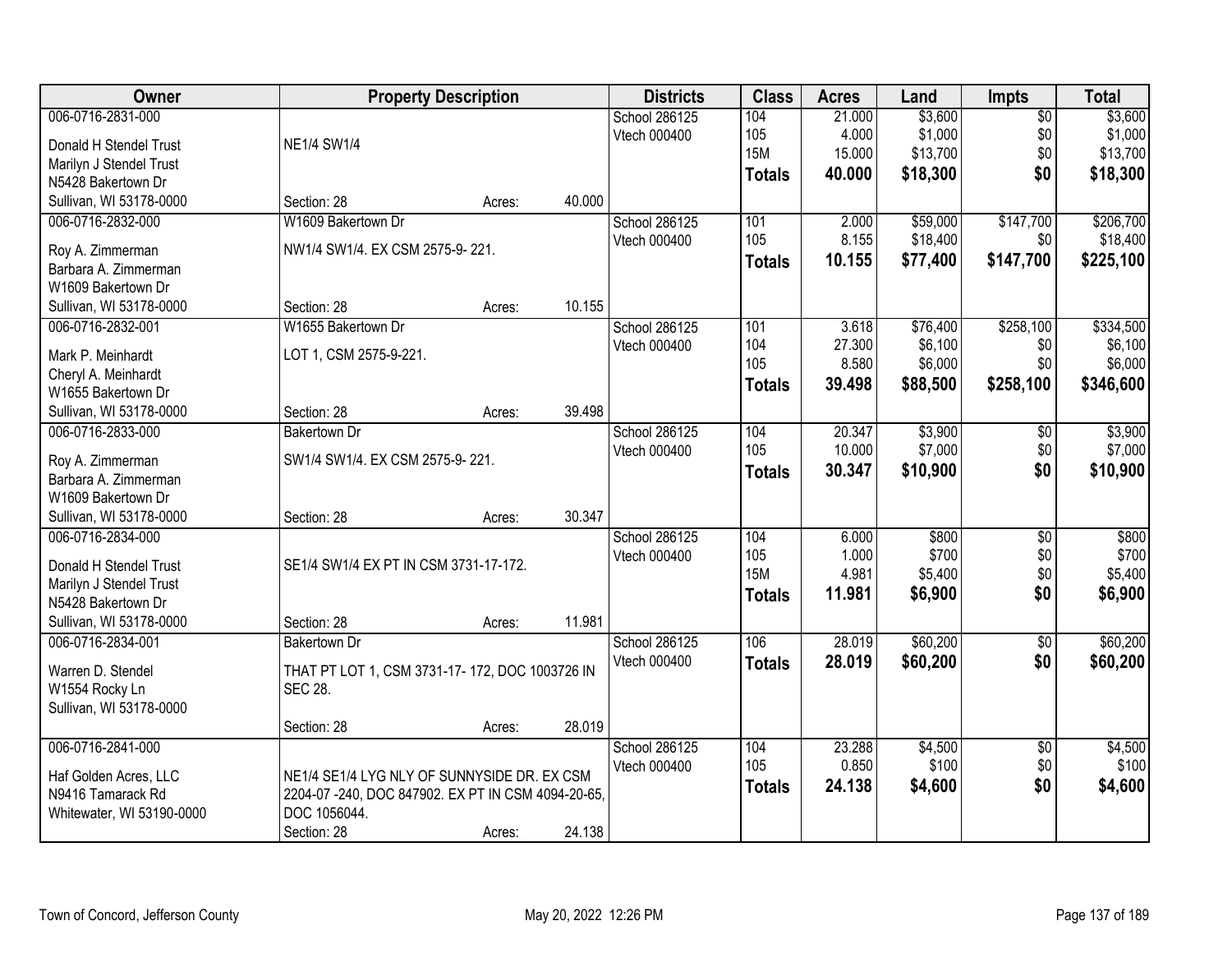| Owner | Property Description | Districts | Class | Acres | Land | Impts | Total |
|---|---|---|---|---|---|---|---|
| 006-0716-2831-000<br>Donald H Stendel Trust<br>Marilyn J Stendel Trust<br>N5428 Bakertown Dr<br>Sullivan, WI 53178-0000 | NE1/4 SW1/4<br>Section: 28 Acres: 40.000 | School 286125<br>Vtech 000400 | 104<br>105<br>15M<br>**Totals** | 21.000<br>4.000<br>15.000<br>**40.000** | $3,600<br>$1,000<br>$13,700<br>**$18,300** | $0<br>$0<br>$0<br>**$0** | $3,600<br>$1,000<br>$13,700<br>**$18,300** |
| 006-0716-2832-000<br>Roy A. Zimmerman<br>Barbara A. Zimmerman<br>W1609 Bakertown Dr<br>Sullivan, WI 53178-0000 | W1609 Bakertown Dr<br>NW1/4 SW1/4. EX CSM 2575-9- 221.<br>Section: 28 Acres: 10.155 | School 286125<br>Vtech 000400 | 101<br>105<br>**Totals** | 2.000<br>8.155<br>**10.155** | $59,000<br>$18,400<br>**$77,400** | $147,700<br>$0<br>**$147,700** | $206,700<br>$18,400<br>**$225,100** |
| 006-0716-2832-001<br>Mark P. Meinhardt<br>Cheryl A. Meinhardt<br>W1655 Bakertown Dr<br>Sullivan, WI 53178-0000 | W1655 Bakertown Dr<br>LOT 1, CSM 2575-9-221.<br>Section: 28 Acres: 39.498 | School 286125<br>Vtech 000400 | 101<br>104<br>105<br>**Totals** | 3.618<br>27.300<br>8.580<br>**39.498** | $76,400<br>$6,100<br>$6,000<br>**$88,500** | $258,100<br>$0<br>$0<br>**$258,100** | $334,500<br>$6,100<br>$6,000<br>**$346,600** |
| 006-0716-2833-000<br>Roy A. Zimmerman<br>Barbara A. Zimmerman<br>W1609 Bakertown Dr<br>Sullivan, WI 53178-0000 | Bakertown Dr<br>SW1/4 SW1/4. EX CSM 2575-9- 221.<br>Section: 28 Acres: 30.347 | School 286125<br>Vtech 000400 | 104<br>105<br>**Totals** | 20.347<br>10.000<br>**30.347** | $3,900<br>$7,000<br>**$10,900** | $0<br>$0<br>**$0** | $3,900<br>$7,000<br>**$10,900** |
| 006-0716-2834-000<br>Donald H Stendel Trust<br>Marilyn J Stendel Trust<br>N5428 Bakertown Dr<br>Sullivan, WI 53178-0000 | SE1/4 SW1/4 EX PT IN CSM 3731-17-172.<br>Section: 28 Acres: 11.981 | School 286125<br>Vtech 000400 | 104<br>105<br>15M<br>**Totals** | 6.000<br>1.000<br>4.981<br>**11.981** | $800<br>$700<br>$5,400<br>**$6,900** | $0<br>$0<br>$0<br>**$0** | $800<br>$700<br>$5,400<br>**$6,900** |
| 006-0716-2834-001<br>Warren D. Stendel<br>W1554 Rocky Ln<br>Sullivan, WI 53178-0000 | Bakertown Dr<br>THAT PT LOT 1, CSM 3731-17- 172, DOC 1003726 IN SEC 28.<br>Section: 28 Acres: 28.019 | School 286125<br>Vtech 000400 | 106<br>**Totals** | 28.019<br>**28.019** | $60,200<br>**$60,200** | $0<br>**$0** | $60,200<br>**$60,200** |
| 006-0716-2841-000<br>Haf Golden Acres, LLC<br>N9416 Tamarack Rd<br>Whitewater, WI 53190-0000 | NE1/4 SE1/4 LYG NLY OF SUNNYSIDE DR. EX CSM 2204-07 -240, DOC 847902. EX PT IN CSM 4094-20-65, DOC 1056044.<br>Section: 28 Acres: 24.138 | School 286125<br>Vtech 000400 | 104<br>105<br>**Totals** | 23.288<br>0.850<br>**24.138** | $4,500<br>$100<br>**$4,600** | $0<br>$0<br>**$0** | $4,500<br>$100<br>**$4,600** |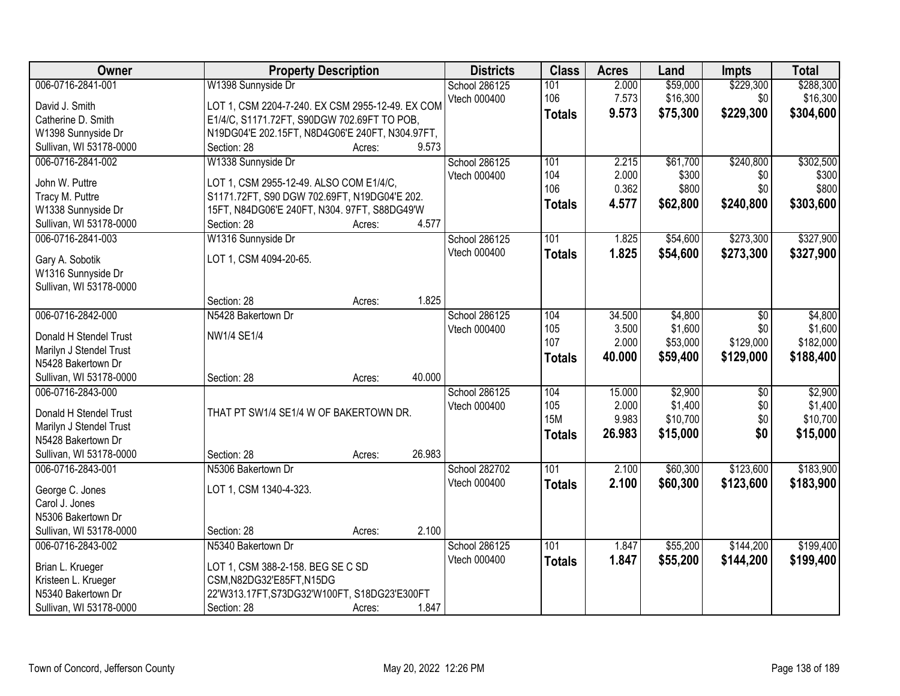| Owner | Property Description | Districts | Class | Acres | Land | Impts | Total |
|---|---|---|---|---|---|---|---|
| 006-0716-2841-001<br>David J. Smith<br>Catherine D. Smith<br>W1398 Sunnyside Dr<br>Sullivan, WI 53178-0000 | W1398 Sunnyside Dr<br>LOT 1, CSM 2204-7-240. EX CSM 2955-12-49. EX COM E1/4/C, S1171.72FT, S90DGW 702.69FT TO POB, N19DG04'E 202.15FT, N8D4G06'E 240FT, N304.97FT,<br>Section: 28 Acres: 9.573 | School 286125<br>Vtech 000400 | 101<br>106<br>**Totals** | 2.000<br>7.573<br>**9.573** | $59,000<br>$16,300<br>**$75,300** | $229,300<br>$0<br>**$229,300** | $288,300<br>$16,300<br>**$304,600** |
| 006-0716-2841-002<br>John W. Puttre<br>Tracy M. Puttre<br>W1338 Sunnyside Dr<br>Sullivan, WI 53178-0000 | W1338 Sunnyside Dr<br>LOT 1, CSM 2955-12-49. ALSO COM E1/4/C, S1171.72FT, S90 DGW 702.69FT, N19DG04'E 202. 15FT, N84DG06'E 240FT, N304. 97FT, S88DG49'W<br>Section: 28 Acres: 4.577 | School 286125<br>Vtech 000400 | 101<br>104<br>106<br>**Totals** | 2.215<br>2.000<br>0.362<br>**4.577** | $61,700<br>$300<br>$800<br>**$62,800** | $240,800<br>$0<br>$0<br>**$240,800** | $302,500<br>$300<br>$800<br>**$303,600** |
| 006-0716-2841-003<br>Gary A. Sobotik<br>W1316 Sunnyside Dr<br>Sullivan, WI 53178-0000 | W1316 Sunnyside Dr<br>LOT 1, CSM 4094-20-65.<br>Section: 28 Acres: 1.825 | School 286125<br>Vtech 000400 | 101<br>**Totals** | 1.825<br>**1.825** | $54,600<br>**$54,600** | $273,300<br>**$273,300** | $327,900<br>**$327,900** |
| 006-0716-2842-000<br>Donald H Stendel Trust<br>Marilyn J Stendel Trust<br>N5428 Bakertown Dr<br>Sullivan, WI 53178-0000 | N5428 Bakertown Dr<br>NW1/4 SE1/4<br>Section: 28 Acres: 40.000 | School 286125<br>Vtech 000400 | 104<br>105<br>107<br>**Totals** | 34.500<br>3.500<br>2.000<br>**40.000** | $4,800<br>$1,600<br>$53,000<br>**$59,400** | $0<br>$0<br>$129,000<br>**$129,000** | $4,800<br>$1,600<br>$182,000<br>**$188,400** |
| 006-0716-2843-000<br>Donald H Stendel Trust<br>Marilyn J Stendel Trust<br>N5428 Bakertown Dr<br>Sullivan, WI 53178-0000 | THAT PT SW1/4 SE1/4 W OF BAKERTOWN DR.<br>Section: 28 Acres: 26.983 | School 286125<br>Vtech 000400 | 104<br>105<br>15M<br>**Totals** | 15.000<br>2.000<br>9.983<br>**26.983** | $2,900<br>$1,400<br>$10,700<br>**$15,000** | $0<br>$0<br>$0<br>**$0** | $2,900<br>$1,400<br>$10,700<br>**$15,000** |
| 006-0716-2843-001<br>George C. Jones<br>Carol J. Jones<br>N5306 Bakertown Dr<br>Sullivan, WI 53178-0000 | N5306 Bakertown Dr<br>LOT 1, CSM 1340-4-323.<br>Section: 28 Acres: 2.100 | School 282702<br>Vtech 000400 | 101<br>**Totals** | 2.100<br>**2.100** | $60,300<br>**$60,300** | $123,600<br>**$123,600** | $183,900<br>**$183,900** |
| 006-0716-2843-002<br>Brian L. Krueger<br>Kristeen L. Krueger<br>N5340 Bakertown Dr<br>Sullivan, WI 53178-0000 | N5340 Bakertown Dr<br>LOT 1, CSM 388-2-158. BEG SE C SD CSM,N82DG32'E85FT,N15DG 22'W313.17FT,S73DG32'W100FT, S18DG23'E300FT<br>Section: 28 Acres: 1.847 | School 286125<br>Vtech 000400 | 101<br>**Totals** | 1.847<br>**1.847** | $55,200<br>**$55,200** | $144,200<br>**$144,200** | $199,400<br>**$199,400** |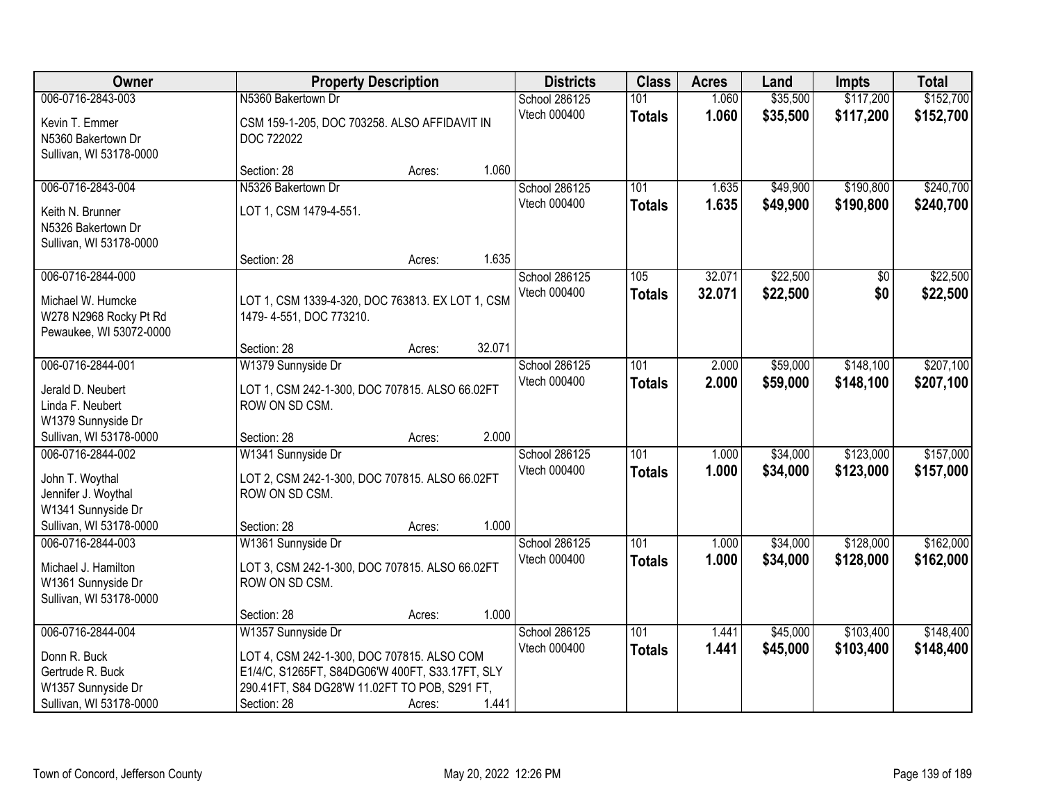| Owner | Property Description | Districts | Class | Acres | Land | Impts | Total |
|---|---|---|---|---|---|---|---|
| 006-0716-2843-003<br>Kevin T. Emmer<br>N5360 Bakertown Dr<br>Sullivan, WI 53178-0000 | N5360 Bakertown Dr<br>CSM 159-1-205, DOC 703258. ALSO AFFIDAVIT IN DOC 722022<br>Section: 28 Acres: 1.060 | School 286125<br>Vtech 000400 | 101<br>**Totals** | 1.060<br>**1.060** | $35,500<br>**$35,500** | $117,200<br>**$117,200** | $152,700<br>**$152,700** |
| 006-0716-2843-004<br>Keith N. Brunner<br>N5326 Bakertown Dr<br>Sullivan, WI 53178-0000 | N5326 Bakertown Dr<br>LOT 1, CSM 1479-4-551.<br>Section: 28 Acres: 1.635 | School 286125<br>Vtech 000400 | 101<br>**Totals** | 1.635<br>**1.635** | $49,900<br>**$49,900** | $190,800<br>**$190,800** | $240,700<br>**$240,700** |
| 006-0716-2844-000<br>Michael W. Humcke<br>W278 N2968 Rocky Pt Rd<br>Pewaukee, WI 53072-0000 | LOT 1, CSM 1339-4-320, DOC 763813. EX LOT 1, CSM 1479- 4-551, DOC 773210.<br>Section: 28 Acres: 32.071 | School 286125<br>Vtech 000400 | 105<br>**Totals** | 32.071<br>**32.071** | $22,500<br>**$22,500** | $0<br>**$0** | $22,500<br>**$22,500** |
| 006-0716-2844-001<br>Jerald D. Neubert<br>Linda F. Neubert<br>W1379 Sunnyside Dr<br>Sullivan, WI 53178-0000 | W1379 Sunnyside Dr<br>LOT 1, CSM 242-1-300, DOC 707815. ALSO 66.02FT ROW ON SD CSM.<br>Section: 28 Acres: 2.000 | School 286125<br>Vtech 000400 | 101<br>**Totals** | 2.000<br>**2.000** | $59,000<br>**$59,000** | $148,100<br>**$148,100** | $207,100<br>**$207,100** |
| 006-0716-2844-002<br>John T. Woythal<br>Jennifer J. Woythal<br>W1341 Sunnyside Dr<br>Sullivan, WI 53178-0000 | W1341 Sunnyside Dr<br>LOT 2, CSM 242-1-300, DOC 707815. ALSO 66.02FT ROW ON SD CSM.<br>Section: 28 Acres: 1.000 | School 286125<br>Vtech 000400 | 101<br>**Totals** | 1.000<br>**1.000** | $34,000<br>**$34,000** | $123,000<br>**$123,000** | $157,000<br>**$157,000** |
| 006-0716-2844-003<br>Michael J. Hamilton<br>W1361 Sunnyside Dr<br>Sullivan, WI 53178-0000 | W1361 Sunnyside Dr<br>LOT 3, CSM 242-1-300, DOC 707815. ALSO 66.02FT ROW ON SD CSM.<br>Section: 28 Acres: 1.000 | School 286125<br>Vtech 000400 | 101<br>**Totals** | 1.000<br>**1.000** | $34,000<br>**$34,000** | $128,000<br>**$128,000** | $162,000<br>**$162,000** |
| 006-0716-2844-004<br>Donn R. Buck<br>Gertrude R. Buck<br>W1357 Sunnyside Dr<br>Sullivan, WI 53178-0000 | W1357 Sunnyside Dr<br>LOT 4, CSM 242-1-300, DOC 707815. ALSO COM E1/4/C, S1265FT, S84DG06'W 400FT, S33.17FT, SLY 290.41FT, S84 DG28'W 11.02FT TO POB, S291 FT,<br>Section: 28 Acres: 1.441 | School 286125<br>Vtech 000400 | 101<br>**Totals** | 1.441<br>**1.441** | $45,000<br>**$45,000** | $103,400<br>**$103,400** | $148,400<br>**$148,400** |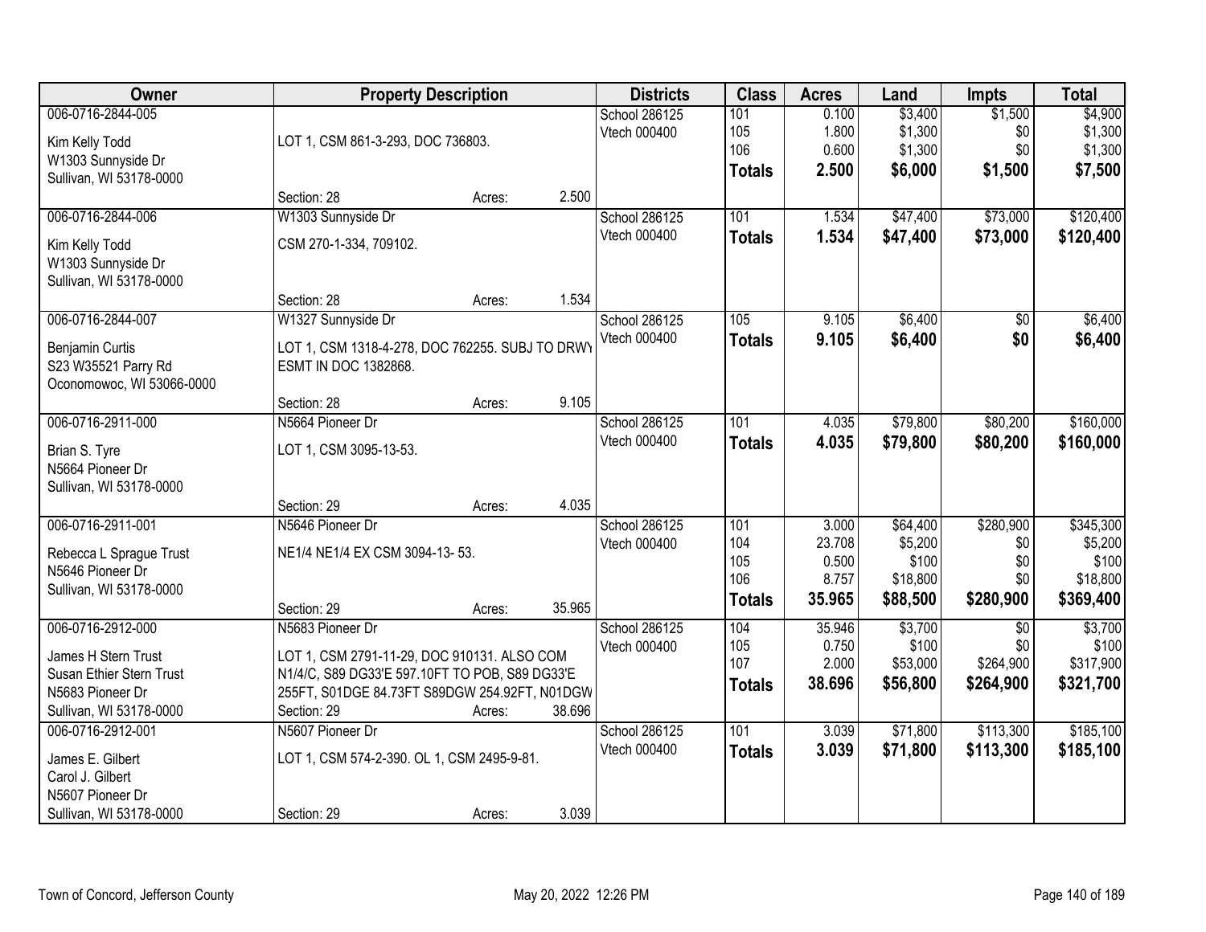| Owner | Property Description | Districts | Class | Acres | Land | Impts | Total |
|---|---|---|---|---|---|---|---|
| 006-0716-2844-005<br>Kim Kelly Todd<br>W1303 Sunnyside Dr<br>Sullivan, WI 53178-0000 | LOT 1, CSM 861-3-293, DOC 736803.<br>Section: 28 Acres: 2.500 | School 286125<br>Vtech 000400 | 101<br>105<br>106<br>**Totals** | 0.100<br>1.800<br>0.600<br>**2.500** | $3,400<br>$1,300<br>$1,300<br>**$6,000** | $1,500<br>$0<br>$0<br>**$1,500** | $4,900<br>$1,300<br>$1,300<br>**$7,500** |
| 006-0716-2844-006<br>Kim Kelly Todd<br>W1303 Sunnyside Dr<br>Sullivan, WI 53178-0000 | W1303 Sunnyside Dr<br>CSM 270-1-334, 709102.<br>Section: 28 Acres: 1.534 | School 286125<br>Vtech 000400 | 101<br>**Totals** | 1.534<br>**1.534** | $47,400<br>**$47,400** | $73,000<br>**$73,000** | $120,400<br>**$120,400** |
| 006-0716-2844-007<br>Benjamin Curtis<br>S23 W35521 Parry Rd<br>Oconomowoc, WI 53066-0000 | W1327 Sunnyside Dr<br>LOT 1, CSM 1318-4-278, DOC 762255. SUBJ TO DRWY ESMT IN DOC 1382868.<br>Section: 28 Acres: 9.105 | School 286125<br>Vtech 000400 | 105<br>**Totals** | 9.105<br>**9.105** | $6,400<br>**$6,400** | $0<br>**$0** | $6,400<br>**$6,400** |
| 006-0716-2911-000<br>Brian S. Tyre<br>N5664 Pioneer Dr<br>Sullivan, WI 53178-0000 | N5664 Pioneer Dr<br>LOT 1, CSM 3095-13-53.<br>Section: 29 Acres: 4.035 | School 286125<br>Vtech 000400 | 101<br>**Totals** | 4.035<br>**4.035** | $79,800<br>**$79,800** | $80,200<br>**$80,200** | $160,000<br>**$160,000** |
| 006-0716-2911-001<br>Rebecca L Sprague Trust<br>N5646 Pioneer Dr<br>Sullivan, WI 53178-0000 | N5646 Pioneer Dr<br>NE1/4 NE1/4 EX CSM 3094-13- 53.<br>Section: 29 Acres: 35.965 | School 286125<br>Vtech 000400 | 101<br>104<br>105<br>106<br>**Totals** | 3.000<br>23.708<br>0.500<br>8.757<br>**35.965** | $64,400<br>$5,200<br>$100<br>$18,800<br>**$88,500** | $280,900<br>$0<br>$0<br>$0<br>**$280,900** | $345,300<br>$5,200<br>$100<br>$18,800<br>**$369,400** |
| 006-0716-2912-000<br>James H Stern Trust<br>Susan Ethier Stern Trust<br>N5683 Pioneer Dr<br>Sullivan, WI 53178-0000 | N5683 Pioneer Dr<br>LOT 1, CSM 2791-11-29, DOC 910131. ALSO COM N1/4/C, S89 DG33'E 597.10FT TO POB, S89 DG33'E 255FT, S01DGE 84.73FT S89DGW 254.92FT, N01DGW<br>Section: 29 Acres: 38.696 | School 286125<br>Vtech 000400 | 104<br>105<br>107<br>**Totals** | 35.946<br>0.750<br>2.000<br>**38.696** | $3,700<br>$100<br>$53,000<br>**$56,800** | $0<br>$0<br>$264,900<br>**$264,900** | $3,700<br>$100<br>$317,900<br>**$321,700** |
| 006-0716-2912-001<br>James E. Gilbert<br>Carol J. Gilbert<br>N5607 Pioneer Dr<br>Sullivan, WI 53178-0000 | N5607 Pioneer Dr<br>LOT 1, CSM 574-2-390. OL 1, CSM 2495-9-81.<br>Section: 29 Acres: 3.039 | School 286125<br>Vtech 000400 | 101<br>**Totals** | 3.039<br>**3.039** | $71,800<br>**$71,800** | $113,300<br>**$113,300** | $185,100<br>**$185,100** |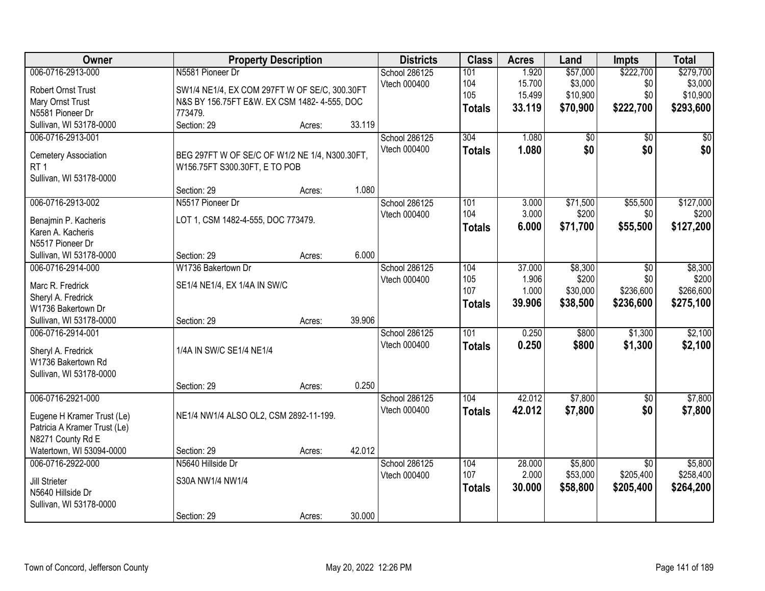| Owner | Property Description | | | Districts | Class | Acres | Land | Impts | Total |
|---|---|---|---|---|---|---|---|---|---|
| 006-0716-2913-000 | N5581 Pioneer Dr | | | School 286125 | 101 | 1.920 | $57,000 | $222,700 | $279,700 |
| Robert Ornst Trust | SW1/4 NE1/4, EX COM 297FT W OF SE/C, 300.30FT | | | Vtech 000400 | 104 | 15.700 | $3,000 | $0 | $3,000 |
| Mary Ornst Trust | N&S BY 156.75FT E&W. EX CSM 1482- 4-555, DOC | | | | 105 | 15.499 | $10,900 | $0 | $10,900 |
| N5581 Pioneer Dr | 773479. | | | | **Totals** | **33.119** | **$70,900** | **$222,700** | **$293,600** |
| Sullivan, WI 53178-0000 | Section: 29 | Acres: | 33.119 | | | | | | |
| 006-0716-2913-001 | | | | School 286125 | 304 | 1.080 | $0 | $0 | $0 |
| Cemetery Association | BEG 297FT W OF SE/C OF W1/2 NE 1/4, N300.30FT, | | | Vtech 000400 | **Totals** | **1.080** | **$0** | **$0** | **$0** |
| RT 1 | W156.75FT S300.30FT, E TO POB | | | | | | | | |
| Sullivan, WI 53178-0000 | | | | | | | | | |
| | Section: 29 | Acres: | 1.080 | | | | | | |
| 006-0716-2913-002 | N5517 Pioneer Dr | | | School 286125 | 101 | 3.000 | $71,500 | $55,500 | $127,000 |
| Benajmin P. Kacheris | LOT 1, CSM 1482-4-555, DOC 773479. | | | Vtech 000400 | 104 | 3.000 | $200 | $0 | $200 |
| Karen A. Kacheris | | | | | **Totals** | **6.000** | **$71,700** | **$55,500** | **$127,200** |
| N5517 Pioneer Dr | | | | | | | | | |
| Sullivan, WI 53178-0000 | Section: 29 | Acres: | 6.000 | | | | | | |
| 006-0716-2914-000 | W1736 Bakertown Dr | | | School 286125 | 104 | 37.000 | $8,300 | $0 | $8,300 |
| Marc R. Fredrick | SE1/4 NE1/4, EX 1/4A IN SW/C | | | Vtech 000400 | 105 | 1.906 | $200 | $0 | $200 |
| Sheryl A. Fredrick | | | | | 107 | 1.000 | $30,000 | $236,600 | $266,600 |
| W1736 Bakertown Dr | | | | | **Totals** | **39.906** | **$38,500** | **$236,600** | **$275,100** |
| Sullivan, WI 53178-0000 | Section: 29 | Acres: | 39.906 | | | | | | |
| 006-0716-2914-001 | | | | School 286125 | 101 | 0.250 | $800 | $1,300 | $2,100 |
| Sheryl A. Fredrick | 1/4A IN SW/C SE1/4 NE1/4 | | | Vtech 000400 | **Totals** | **0.250** | **$800** | **$1,300** | **$2,100** |
| W1736 Bakertown Rd | | | | | | | | | |
| Sullivan, WI 53178-0000 | | | | | | | | | |
| | Section: 29 | Acres: | 0.250 | | | | | | |
| 006-0716-2921-000 | | | | School 286125 | 104 | 42.012 | $7,800 | $0 | $7,800 |
| Eugene H Kramer Trust (Le) | NE1/4 NW1/4 ALSO OL2, CSM 2892-11-199. | | | Vtech 000400 | **Totals** | **42.012** | **$7,800** | **$0** | **$7,800** |
| Patricia A Kramer Trust (Le) | | | | | | | | | |
| N8271 County Rd E | | | | | | | | | |
| Watertown, WI 53094-0000 | Section: 29 | Acres: | 42.012 | | | | | | |
| 006-0716-2922-000 | N5640 Hillside Dr | | | School 286125 | 104 | 28.000 | $5,800 | $0 | $5,800 |
| Jill Strieter | S30A NW1/4 NW1/4 | | | Vtech 000400 | 107 | 2.000 | $53,000 | $205,400 | $258,400 |
| N5640 Hillside Dr | | | | | **Totals** | **30.000** | **$58,800** | **$205,400** | **$264,200** |
| Sullivan, WI 53178-0000 | | | | | | | | | |
| | Section: 29 | Acres: | 30.000 | | | | | | |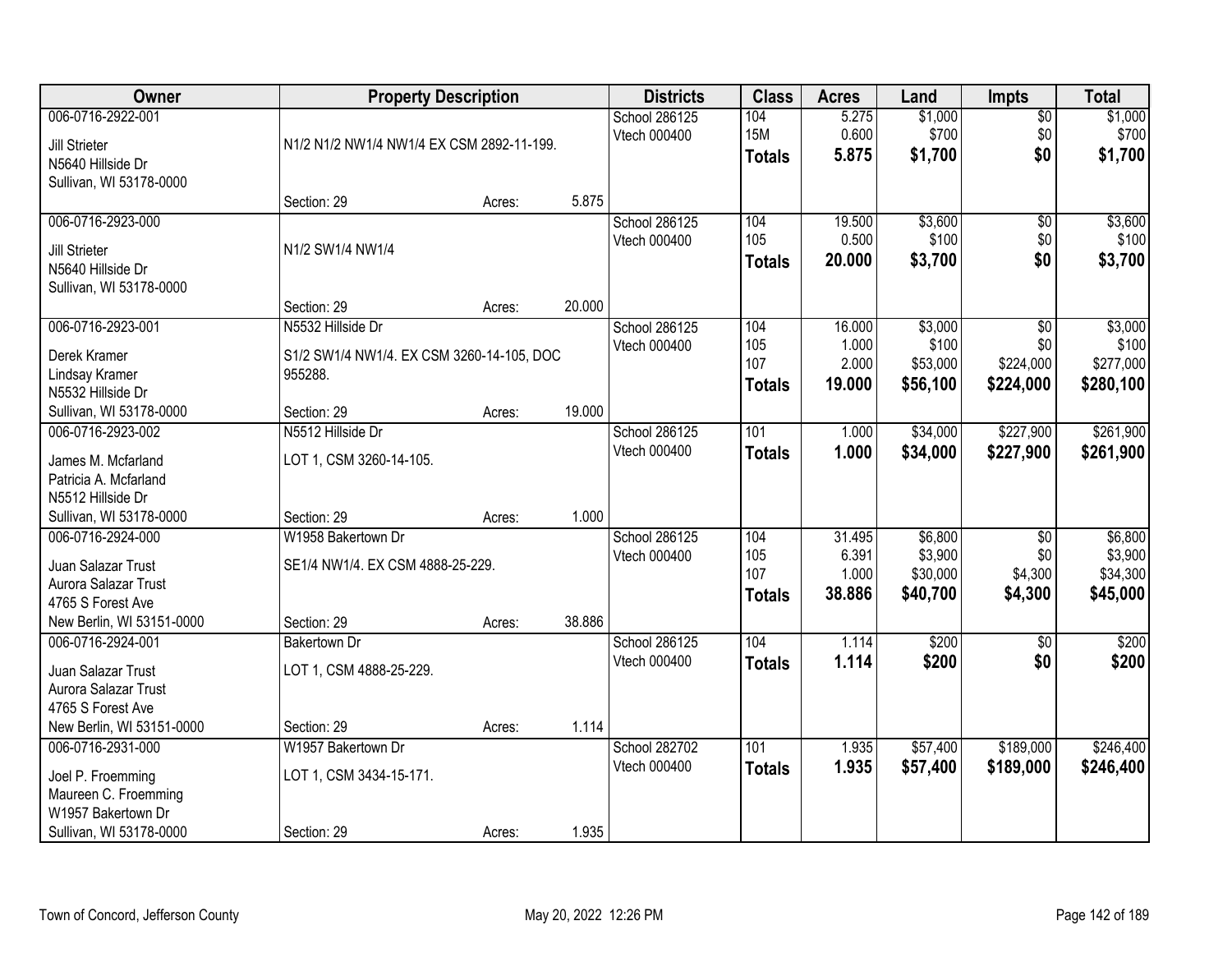| Owner | Property Description | Districts | Class | Acres | Land | Impts | Total |
|---|---|---|---|---|---|---|---|
| 006-0716-2922-001<br>Jill Strieter<br>N5640 Hillside Dr<br>Sullivan, WI 53178-0000 | N1/2 N1/2 NW1/4 NW1/4 EX CSM 2892-11-199.<br>Section: 29 Acres: 5.875 | School 286125<br>Vtech 000400 | 104<br>15M<br>**Totals** | 5.275<br>0.600<br>**5.875** | $1,000<br>$700<br>**$1,700** | $0<br>$0<br>**$0** | $1,000<br>$700<br>**$1,700** |
| 006-0716-2923-000<br>Jill Strieter<br>N5640 Hillside Dr<br>Sullivan, WI 53178-0000 | N1/2 SW1/4 NW1/4<br>Section: 29 Acres: 20.000 | School 286125<br>Vtech 000400 | 104<br>105<br>**Totals** | 19.500<br>0.500<br>**20.000** | $3,600<br>$100<br>**$3,700** | $0<br>$0<br>**$0** | $3,600<br>$100<br>**$3,700** |
| 006-0716-2923-001<br>Derek Kramer<br>Lindsay Kramer<br>N5532 Hillside Dr<br>Sullivan, WI 53178-0000 | N5532 Hillside Dr<br>S1/2 SW1/4 NW1/4. EX CSM 3260-14-105, DOC 955288.<br>Section: 29 Acres: 19.000 | School 286125<br>Vtech 000400 | 104<br>105<br>107<br>**Totals** | 16.000<br>1.000<br>2.000<br>**19.000** | $3,000<br>$100<br>$53,000<br>**$56,100** | $0<br>$0<br>$224,000<br>**$224,000** | $3,000<br>$100<br>$277,000<br>**$280,100** |
| 006-0716-2923-002<br>James M. Mcfarland<br>Patricia A. Mcfarland<br>N5512 Hillside Dr<br>Sullivan, WI 53178-0000 | N5512 Hillside Dr<br>LOT 1, CSM 3260-14-105.<br>Section: 29 Acres: 1.000 | School 286125<br>Vtech 000400 | 101<br>**Totals** | 1.000<br>**1.000** | $34,000<br>**$34,000** | $227,900<br>**$227,900** | $261,900<br>**$261,900** |
| 006-0716-2924-000<br>Juan Salazar Trust<br>Aurora Salazar Trust<br>4765 S Forest Ave<br>New Berlin, WI 53151-0000 | W1958 Bakertown Dr<br>SE1/4 NW1/4. EX CSM 4888-25-229.<br>Section: 29 Acres: 38.886 | School 286125<br>Vtech 000400 | 104<br>105<br>107<br>**Totals** | 31.495<br>6.391<br>1.000<br>**38.886** | $6,800<br>$3,900<br>$30,000<br>**$40,700** | $0<br>$0<br>$4,300<br>**$4,300** | $6,800<br>$3,900<br>$34,300<br>**$45,000** |
| 006-0716-2924-001<br>Juan Salazar Trust<br>Aurora Salazar Trust<br>4765 S Forest Ave<br>New Berlin, WI 53151-0000 | Bakertown Dr<br>LOT 1, CSM 4888-25-229.<br>Section: 29 Acres: 1.114 | School 286125<br>Vtech 000400 | 104<br>**Totals** | 1.114<br>**1.114** | $200<br>**$200** | $0<br>**$0** | $200<br>**$200** |
| 006-0716-2931-000<br>Joel P. Froemming<br>Maureen C. Froemming<br>W1957 Bakertown Dr<br>Sullivan, WI 53178-0000 | W1957 Bakertown Dr<br>LOT 1, CSM 3434-15-171.<br>Section: 29 Acres: 1.935 | School 282702<br>Vtech 000400 | 101<br>**Totals** | 1.935<br>**1.935** | $57,400<br>**$57,400** | $189,000<br>**$189,000** | $246,400<br>**$246,400** |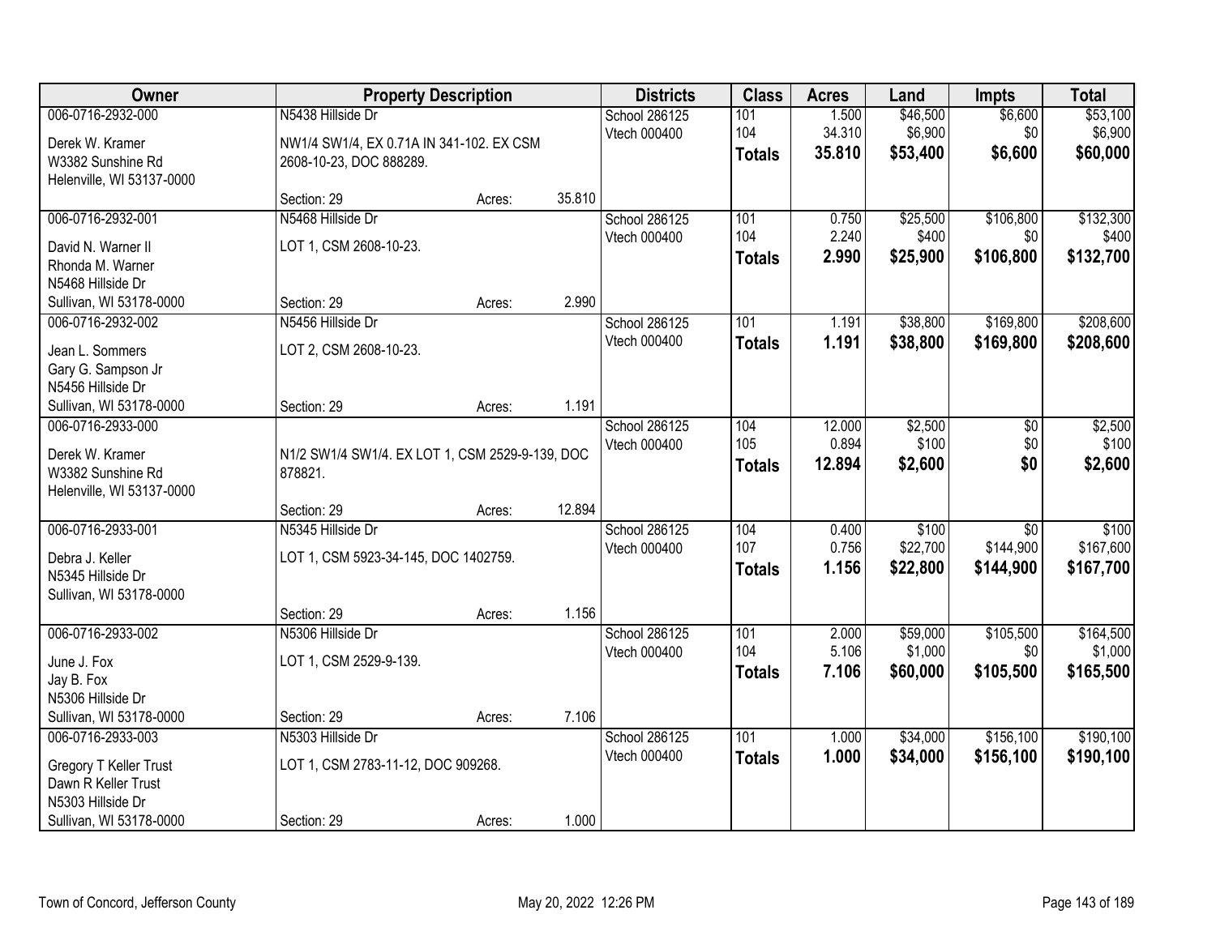| Owner | Property Description | Districts | Class | Acres | Land | Impts | Total |
|---|---|---|---|---|---|---|---|
| 006-0716-2932-000<br>Derek W. Kramer<br>W3382 Sunshine Rd<br>Helenville, WI 53137-0000 | N5438 Hillside Dr<br>NW1/4 SW1/4, EX 0.71A IN 341-102. EX CSM 2608-10-23, DOC 888289.<br>Section: 29 Acres: 35.810 | School 286125<br>Vtech 000400 | 101<br>104<br>**Totals** | 1.500<br>34.310<br>**35.810** | $46,500<br>$6,900<br>**$53,400** | $6,600<br>$0<br>**$6,600** | $53,100<br>$6,900<br>**$60,000** |
| 006-0716-2932-001<br>David N. Warner II<br>Rhonda M. Warner<br>N5468 Hillside Dr<br>Sullivan, WI 53178-0000 | N5468 Hillside Dr<br>LOT 1, CSM 2608-10-23.<br>Section: 29 Acres: 2.990 | School 286125<br>Vtech 000400 | 101<br>104<br>**Totals** | 0.750<br>2.240<br>**2.990** | $25,500<br>$400<br>**$25,900** | $106,800<br>$0<br>**$106,800** | $132,300<br>$400<br>**$132,700** |
| 006-0716-2932-002<br>Jean L. Sommers<br>Gary G. Sampson Jr<br>N5456 Hillside Dr<br>Sullivan, WI 53178-0000 | N5456 Hillside Dr<br>LOT 2, CSM 2608-10-23.<br>Section: 29 Acres: 1.191 | School 286125<br>Vtech 000400 | 101<br>**Totals** | 1.191<br>**1.191** | $38,800<br>**$38,800** | $169,800<br>**$169,800** | $208,600<br>**$208,600** |
| 006-0716-2933-000<br>Derek W. Kramer<br>W3382 Sunshine Rd<br>Helenville, WI 53137-0000 | N1/2 SW1/4 SW1/4. EX LOT 1, CSM 2529-9-139, DOC 878821.<br>Section: 29 Acres: 12.894 | School 286125<br>Vtech 000400 | 104<br>105<br>**Totals** | 12.000<br>0.894<br>**12.894** | $2,500<br>$100<br>**$2,600** | $0<br>$0<br>**$0** | $2,500<br>$100<br>**$2,600** |
| 006-0716-2933-001<br>Debra J. Keller<br>N5345 Hillside Dr<br>Sullivan, WI 53178-0000 | N5345 Hillside Dr<br>LOT 1, CSM 5923-34-145, DOC 1402759.<br>Section: 29 Acres: 1.156 | School 286125<br>Vtech 000400 | 104<br>107<br>**Totals** | 0.400<br>0.756<br>**1.156** | $100<br>$22,700<br>**$22,800** | $0<br>$144,900<br>**$144,900** | $100<br>$167,600<br>**$167,700** |
| 006-0716-2933-002<br>June J. Fox<br>Jay B. Fox<br>N5306 Hillside Dr<br>Sullivan, WI 53178-0000 | N5306 Hillside Dr<br>LOT 1, CSM 2529-9-139.<br>Section: 29 Acres: 7.106 | School 286125<br>Vtech 000400 | 101<br>104<br>**Totals** | 2.000<br>5.106<br>**7.106** | $59,000<br>$1,000<br>**$60,000** | $105,500<br>$0<br>**$105,500** | $164,500<br>$1,000<br>**$165,500** |
| 006-0716-2933-003<br>Gregory T Keller Trust<br>Dawn R Keller Trust<br>N5303 Hillside Dr<br>Sullivan, WI 53178-0000 | N5303 Hillside Dr<br>LOT 1, CSM 2783-11-12, DOC 909268.<br>Section: 29 Acres: 1.000 | School 286125<br>Vtech 000400 | 101<br>**Totals** | 1.000<br>**1.000** | $34,000<br>**$34,000** | $156,100<br>**$156,100** | $190,100<br>**$190,100** |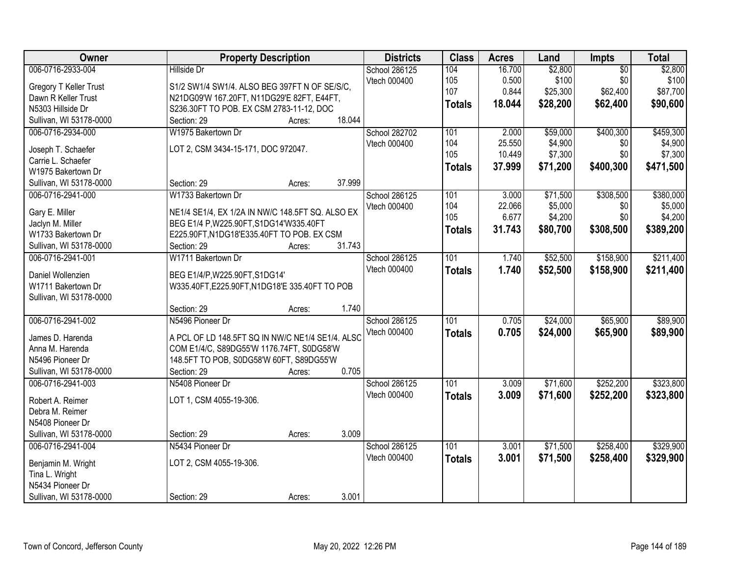| Owner | Property Description | Districts | Class | Acres | Land | Impts | Total |
|---|---|---|---|---|---|---|---|
| 006-0716-2933-004<br>Gregory T Keller Trust<br>Dawn R Keller Trust<br>N5303 Hillside Dr<br>Sullivan, WI 53178-0000 | Hillside Dr<br>S1/2 SW1/4 SW1/4. ALSO BEG 397FT N OF SE/S/C, N21DG09'W 167.20FT, N11DG29'E 82FT, E44FT, S236.30FT TO POB. EX CSM 2783-11-12, DOC<br>Section: 29 Acres: 18.044 | School 286125<br>Vtech 000400 | 104<br>105<br>107<br>**Totals** | 16.700<br>0.500<br>0.844<br>**18.044** | $2,800<br>$100<br>$25,300<br>**$28,200** | $0<br>$0<br>$62,400<br>**$62,400** | $2,800<br>$100<br>$87,700<br>**$90,600** |
| 006-0716-2934-000<br>Joseph T. Schaefer<br>Carrie L. Schaefer<br>W1975 Bakertown Dr<br>Sullivan, WI 53178-0000 | W1975 Bakertown Dr<br>LOT 2, CSM 3434-15-171, DOC 972047.<br>Section: 29 Acres: 37.999 | School 282702<br>Vtech 000400 | 101<br>104<br>105<br>**Totals** | 2.000<br>25.550<br>10.449<br>**37.999** | $59,000<br>$4,900<br>$7,300<br>**$71,200** | $400,300<br>$0<br>$0<br>**$400,300** | $459,300<br>$4,900<br>$7,300<br>**$471,500** |
| 006-0716-2941-000<br>Gary E. Miller<br>Jaclyn M. Miller<br>W1733 Bakertown Dr<br>Sullivan, WI 53178-0000 | W1733 Bakertown Dr<br>NE1/4 SE1/4, EX 1/2A IN NW/C 148.5FT SQ. ALSO EX BEG E1/4 P,W225.90FT,S1DG14'W335.40FT E225.90FT,N1DG18'E335.40FT TO POB. EX CSM<br>Section: 29 Acres: 31.743 | School 286125<br>Vtech 000400 | 101<br>104<br>105<br>**Totals** | 3.000<br>22.066<br>6.677<br>**31.743** | $71,500<br>$5,000<br>$4,200<br>**$80,700** | $308,500<br>$0<br>$0<br>**$308,500** | $380,000<br>$5,000<br>$4,200<br>**$389,200** |
| 006-0716-2941-001<br>Daniel Wollenzien<br>W1711 Bakertown Dr<br>Sullivan, WI 53178-0000 | W1711 Bakertown Dr<br>BEG E1/4/P,W225.90FT,S1DG14' W335.40FT,E225.90FT,N1DG18'E 335.40FT TO POB<br>Section: 29 Acres: 1.740 | School 286125<br>Vtech 000400 | 101<br>**Totals** | 1.740<br>**1.740** | $52,500<br>**$52,500** | $158,900<br>**$158,900** | $211,400<br>**$211,400** |
| 006-0716-2941-002<br>James D. Harenda<br>Anna M. Harenda<br>N5496 Pioneer Dr<br>Sullivan, WI 53178-0000 | N5496 Pioneer Dr<br>A PCL OF LD 148.5FT SQ IN NW/C NE1/4 SE1/4. ALSC COM E1/4/C, S89DG55'W 1176.74FT, S0DG58'W 148.5FT TO POB, S0DG58'W 60FT, S89DG55'W<br>Section: 29 Acres: 0.705 | School 286125<br>Vtech 000400 | 101<br>**Totals** | 0.705<br>**0.705** | $24,000<br>**$24,000** | $65,900<br>**$65,900** | $89,900<br>**$89,900** |
| 006-0716-2941-003<br>Robert A. Reimer<br>Debra M. Reimer<br>N5408 Pioneer Dr<br>Sullivan, WI 53178-0000 | N5408 Pioneer Dr<br>LOT 1, CSM 4055-19-306.<br>Section: 29 Acres: 3.009 | School 286125<br>Vtech 000400 | 101<br>**Totals** | 3.009<br>**3.009** | $71,600<br>**$71,600** | $252,200<br>**$252,200** | $323,800<br>**$323,800** |
| 006-0716-2941-004<br>Benjamin M. Wright<br>Tina L. Wright<br>N5434 Pioneer Dr<br>Sullivan, WI 53178-0000 | N5434 Pioneer Dr<br>LOT 2, CSM 4055-19-306.<br>Section: 29 Acres: 3.001 | School 286125<br>Vtech 000400 | 101<br>**Totals** | 3.001<br>**3.001** | $71,500<br>**$71,500** | $258,400<br>**$258,400** | $329,900<br>**$329,900** |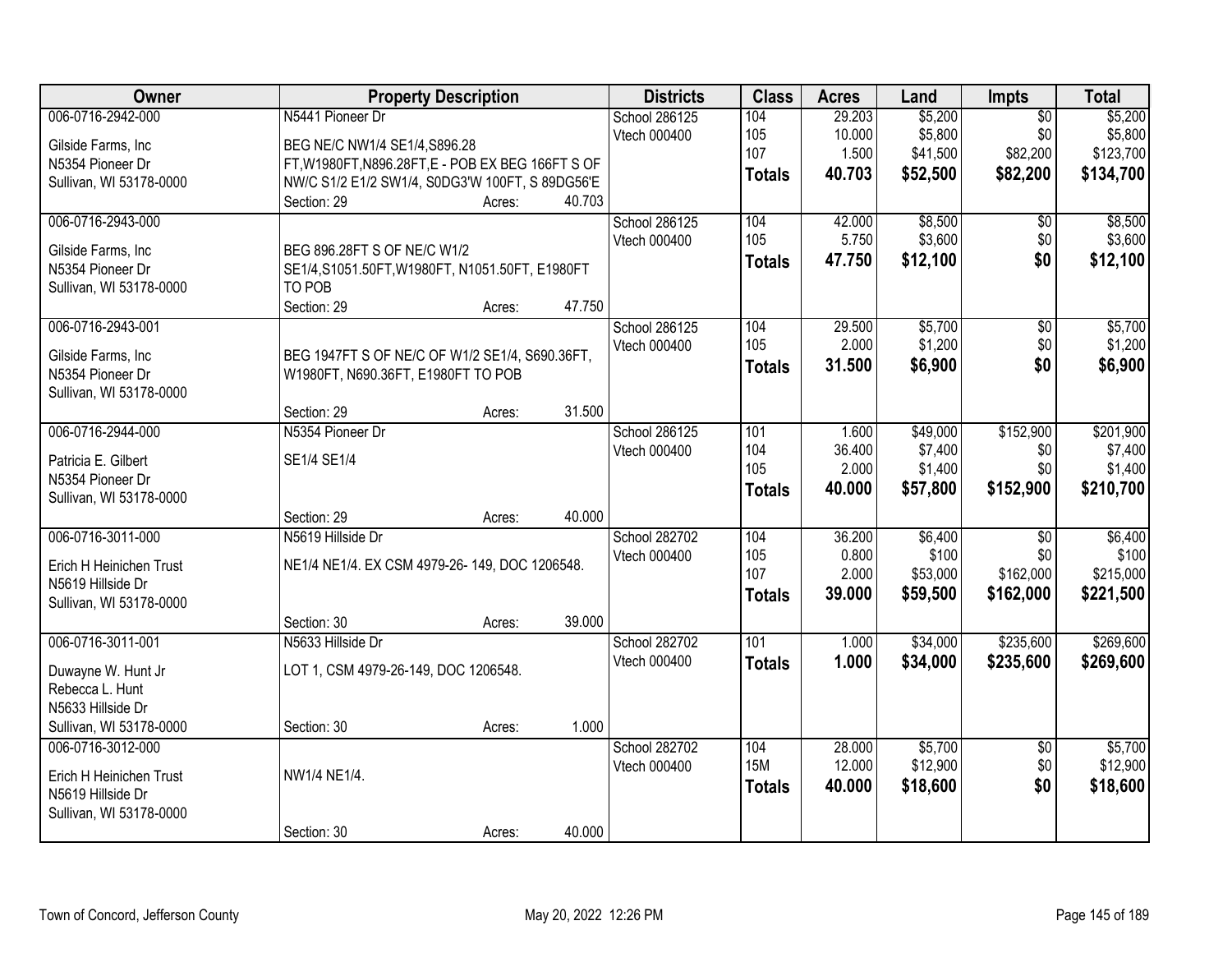| Owner | Property Description | Districts | Class | Acres | Land | Impts | Total |
|---|---|---|---|---|---|---|---|
| 006-0716-2942-000<br>Gilside Farms, Inc<br>N5354 Pioneer Dr<br>Sullivan, WI 53178-0000 | N5441 Pioneer Dr<br>BEG NE/C NW1/4 SE1/4,S896.28 FT,W1980FT,N896.28FT,E - POB EX BEG 166FT S OF NW/C S1/2 E1/2 SW1/4, S0DG3'W 100FT, S 89DG56'E<br>Section: 29 Acres: 40.703 | School 286125<br>Vtech 000400 | 104<br>105<br>107<br>**Totals** | 29.203<br>10.000<br>1.500<br>**40.703** | $5,200<br>$5,800<br>$41,500<br>**$52,500** | $0<br>$0<br>$82,200<br>**$82,200** | $5,200<br>$5,800<br>$123,700<br>**$134,700** |
| 006-0716-2943-000<br>Gilside Farms, Inc<br>N5354 Pioneer Dr<br>Sullivan, WI 53178-0000 | BEG 896.28FT S OF NE/C W1/2 SE1/4,S1051.50FT,W1980FT, N1051.50FT, E1980FT TO POB<br>Section: 29 Acres: 47.750 | School 286125<br>Vtech 000400 | 104<br>105<br>**Totals** | 42.000<br>5.750<br>**47.750** | $8,500<br>$3,600<br>**$12,100** | $0<br>$0<br>**$0** | $8,500<br>$3,600<br>**$12,100** |
| 006-0716-2943-001<br>Gilside Farms, Inc<br>N5354 Pioneer Dr<br>Sullivan, WI 53178-0000 | BEG 1947FT S OF NE/C OF W1/2 SE1/4, S690.36FT, W1980FT, N690.36FT, E1980FT TO POB<br>Section: 29 Acres: 31.500 | School 286125<br>Vtech 000400 | 104<br>105<br>**Totals** | 29.500<br>2.000<br>**31.500** | $5,700<br>$1,200<br>**$6,900** | $0<br>$0<br>**$0** | $5,700<br>$1,200<br>**$6,900** |
| 006-0716-2944-000<br>Patricia E. Gilbert<br>N5354 Pioneer Dr<br>Sullivan, WI 53178-0000 | N5354 Pioneer Dr<br>SE1/4 SE1/4<br>Section: 29 Acres: 40.000 | School 286125<br>Vtech 000400 | 101<br>104<br>105<br>**Totals** | 1.600<br>36.400<br>2.000<br>**40.000** | $49,000<br>$7,400<br>$1,400<br>**$57,800** | $152,900<br>$0<br>$0<br>**$152,900** | $201,900<br>$7,400<br>$1,400<br>**$210,700** |
| 006-0716-3011-000<br>Erich H Heinichen Trust<br>N5619 Hillside Dr<br>Sullivan, WI 53178-0000 | N5619 Hillside Dr<br>NE1/4 NE1/4. EX CSM 4979-26- 149, DOC 1206548.<br>Section: 30 Acres: 39.000 | School 282702<br>Vtech 000400 | 104<br>105<br>107<br>**Totals** | 36.200<br>0.800<br>2.000<br>**39.000** | $6,400<br>$100<br>$53,000<br>**$59,500** | $0<br>$0<br>$162,000<br>**$162,000** | $6,400<br>$100<br>$215,000<br>**$221,500** |
| 006-0716-3011-001<br>Duwayne W. Hunt Jr<br>Rebecca L. Hunt<br>N5633 Hillside Dr<br>Sullivan, WI 53178-0000 | N5633 Hillside Dr<br>LOT 1, CSM 4979-26-149, DOC 1206548.<br>Section: 30 Acres: 1.000 | School 282702<br>Vtech 000400 | 101<br>**Totals** | 1.000<br>**1.000** | $34,000<br>**$34,000** | $235,600<br>**$235,600** | $269,600<br>**$269,600** |
| 006-0716-3012-000<br>Erich H Heinichen Trust<br>N5619 Hillside Dr<br>Sullivan, WI 53178-0000 | NW1/4 NE1/4.<br>Section: 30 Acres: 40.000 | School 282702<br>Vtech 000400 | 104<br>15M<br>**Totals** | 28.000<br>12.000<br>**40.000** | $5,700<br>$12,900<br>**$18,600** | $0<br>$0<br>**$0** | $5,700<br>$12,900<br>**$18,600** |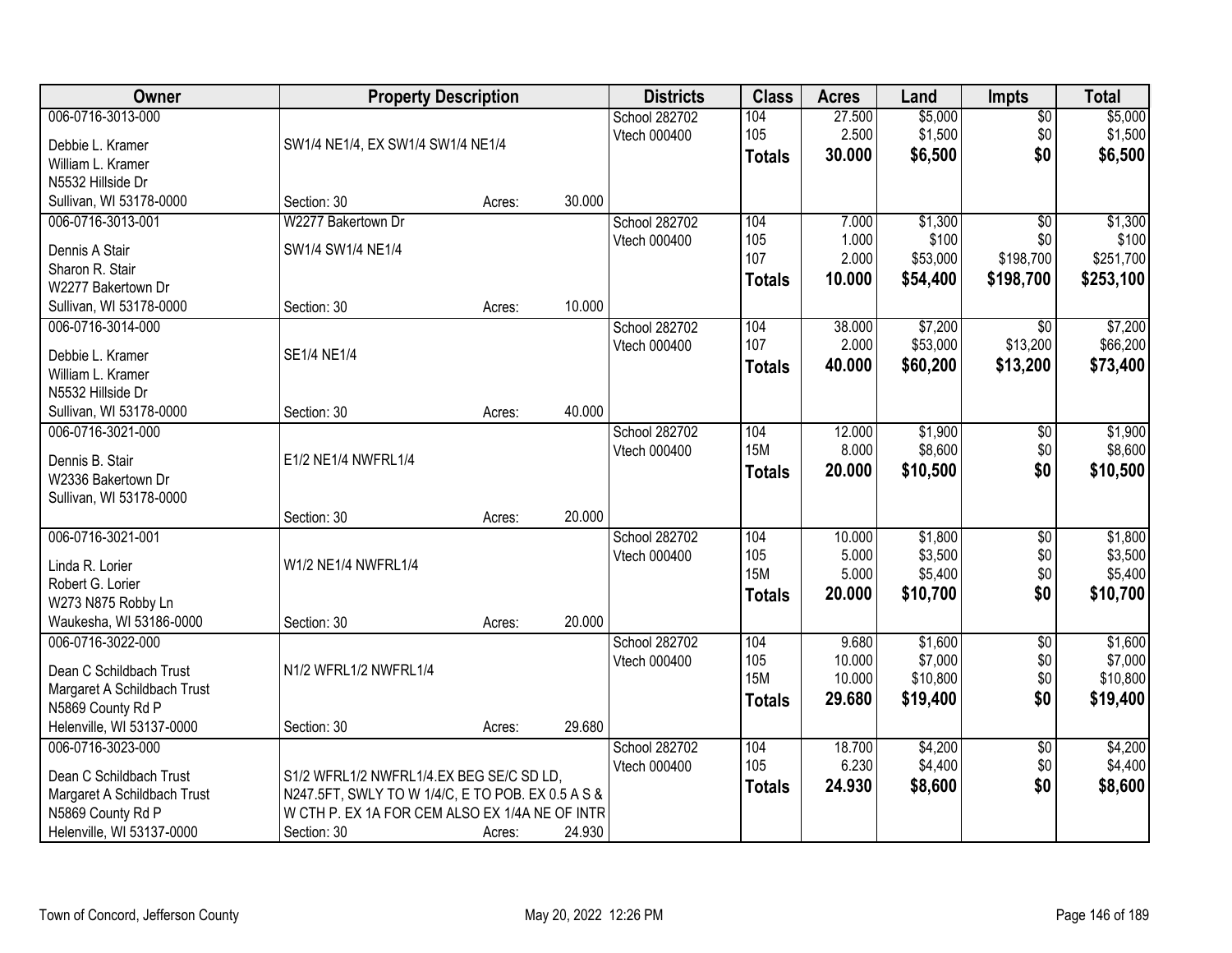| Owner | Property Description | Districts | Class | Acres | Land | Impts | Total |
|---|---|---|---|---|---|---|---|
| 006-0716-3013-000<br>Debbie L. Kramer<br>William L. Kramer<br>N5532 Hillside Dr<br>Sullivan, WI 53178-0000 | SW1/4 NE1/4, EX SW1/4 SW1/4 NE1/4<br>Section: 30 Acres: 30.000 | School 282702<br>Vtech 000400 | 104<br>105<br>**Totals** | 27.500<br>2.500<br>**30.000** | $5,000<br>$1,500<br>**$6,500** | $0<br>$0<br>**$0** | $5,000<br>$1,500<br>**$6,500** |
| 006-0716-3013-001<br>Dennis A Stair<br>Sharon R. Stair<br>W2277 Bakertown Dr<br>Sullivan, WI 53178-0000 | W2277 Bakertown Dr<br>SW1/4 SW1/4 NE1/4<br>Section: 30 Acres: 10.000 | School 282702<br>Vtech 000400 | 104<br>105<br>107<br>**Totals** | 7.000<br>1.000<br>2.000<br>**10.000** | $1,300<br>$100<br>$53,000<br>**$54,400** | $0<br>$0<br>$198,700<br>**$198,700** | $1,300<br>$100<br>$251,700<br>**$253,100** |
| 006-0716-3014-000<br>Debbie L. Kramer<br>William L. Kramer<br>N5532 Hillside Dr<br>Sullivan, WI 53178-0000 | SE1/4 NE1/4<br>Section: 30 Acres: 40.000 | School 282702<br>Vtech 000400 | 104<br>107<br>**Totals** | 38.000<br>2.000<br>**40.000** | $7,200<br>$53,000<br>**$60,200** | $0<br>$13,200<br>**$13,200** | $7,200<br>$66,200<br>**$73,400** |
| 006-0716-3021-000<br>Dennis B. Stair<br>W2336 Bakertown Dr<br>Sullivan, WI 53178-0000 | E1/2 NE1/4 NWFRL1/4<br>Section: 30 Acres: 20.000 | School 282702<br>Vtech 000400 | 104<br>15M<br>**Totals** | 12.000<br>8.000<br>**20.000** | $1,900<br>$8,600<br>**$10,500** | $0<br>$0<br>**$0** | $1,900<br>$8,600<br>**$10,500** |
| 006-0716-3021-001<br>Linda R. Lorier<br>Robert G. Lorier<br>W273 N875 Robby Ln<br>Waukesha, WI 53186-0000 | W1/2 NE1/4 NWFRL1/4<br>Section: 30 Acres: 20.000 | School 282702<br>Vtech 000400 | 104<br>105<br>15M<br>**Totals** | 10.000<br>5.000<br>5.000<br>**20.000** | $1,800<br>$3,500<br>$5,400<br>**$10,700** | $0<br>$0<br>$0<br>**$0** | $1,800<br>$3,500<br>$5,400<br>**$10,700** |
| 006-0716-3022-000<br>Dean C Schildbach Trust<br>Margaret A Schildbach Trust<br>N5869 County Rd P<br>Helenville, WI 53137-0000 | N1/2 WFRL1/2 NWFRL1/4<br>Section: 30 Acres: 29.680 | School 282702<br>Vtech 000400 | 104<br>105<br>15M<br>**Totals** | 9.680<br>10.000<br>10.000<br>**29.680** | $1,600<br>$7,000<br>$10,800<br>**$19,400** | $0<br>$0<br>$0<br>**$0** | $1,600<br>$7,000<br>$10,800<br>**$19,400** |
| 006-0716-3023-000<br>Dean C Schildbach Trust<br>Margaret A Schildbach Trust<br>N5869 County Rd P<br>Helenville, WI 53137-0000 | S1/2 WFRL1/2 NWFRL1/4.EX BEG SE/C SD LD, N247.5FT, SWLY TO W 1/4/C, E TO POB. EX 0.5 A S & W CTH P. EX 1A FOR CEM ALSO EX 1/4A NE OF INTR<br>Section: 30 Acres: 24.930 | School 282702<br>Vtech 000400 | 104<br>105<br>**Totals** | 18.700<br>6.230<br>**24.930** | $4,200<br>$4,400<br>**$8,600** | $0<br>$0<br>**$0** | $4,200<br>$4,400<br>**$8,600** |

Town of Concord, Jefferson County — May 20, 2022 12:26 PM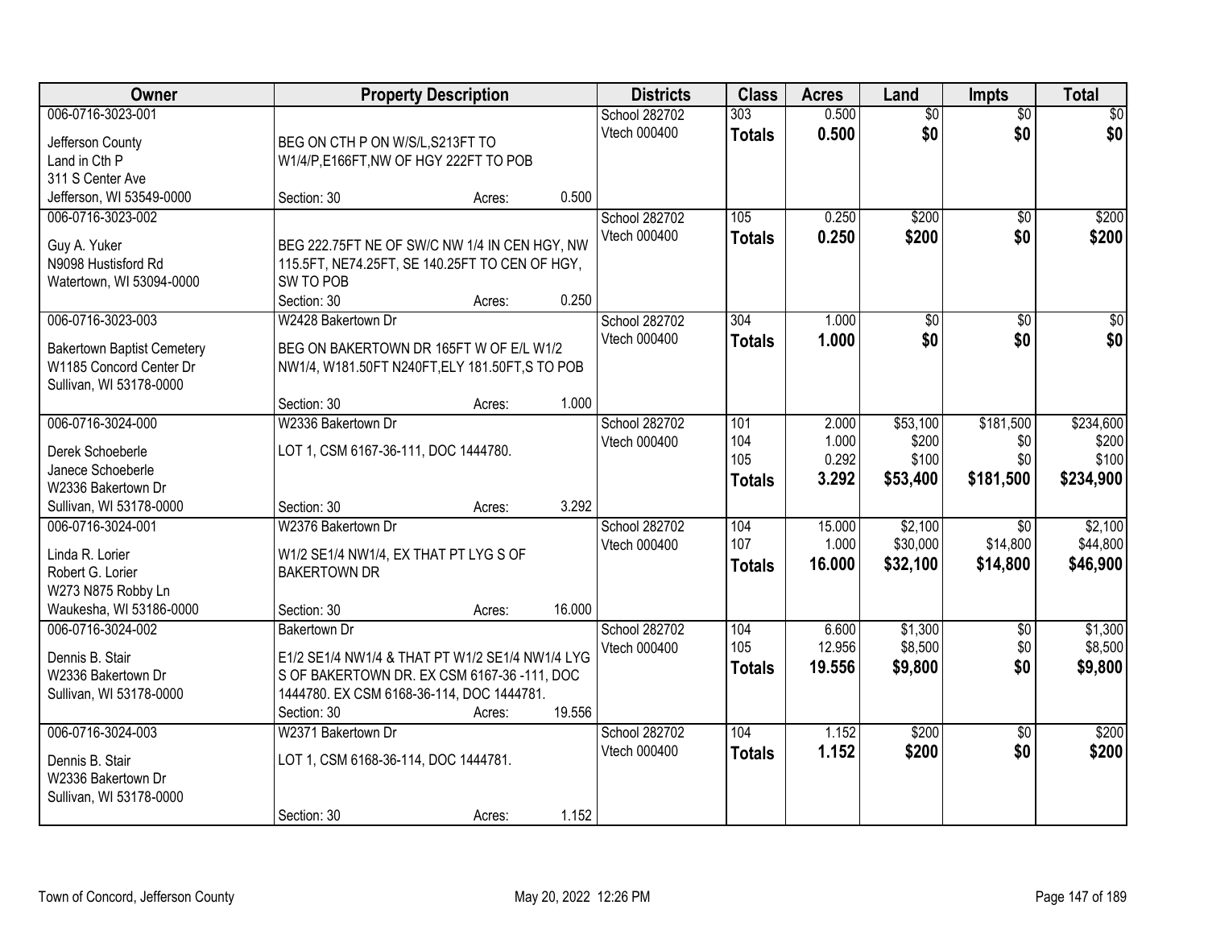| Owner | Property Description | | | Districts | Class | Acres | Land | Impts | Total |
|---|---|---|---|---|---|---|---|---|---|
| 006-0716-3023-001<br>Jefferson County<br>Land in Cth P<br>311 S Center Ave<br>Jefferson, WI 53549-0000 | BEG ON CTH P ON W/S/L,S213FT TO W1/4/P,E166FT,NW OF HGY 222FT TO POB<br>Section: 30 | Acres: | 0.500 | School 282702<br>Vtech 000400 | 303<br>**Totals** | 0.500<br>**0.500** | $0<br>**$0** | $0<br>**$0** | $0<br>**$0** |
| 006-0716-3023-002<br>Guy A. Yuker<br>N9098 Hustisford Rd<br>Watertown, WI 53094-0000 | BEG 222.75FT NE OF SW/C NW 1/4 IN CEN HGY, NW 115.5FT, NE74.25FT, SE 140.25FT TO CEN OF HGY, SW TO POB<br>Section: 30 | Acres: | 0.250 | School 282702<br>Vtech 000400 | 105<br>**Totals** | 0.250<br>**0.250** | $200<br>**$200** | $0<br>**$0** | $200<br>**$200** |
| 006-0716-3023-003<br>Bakertown Baptist Cemetery<br>W1185 Concord Center Dr<br>Sullivan, WI 53178-0000 | W2428 Bakertown Dr<br>BEG ON BAKERTOWN DR 165FT W OF E/L W1/2 NW1/4, W181.50FT N240FT,ELY 181.50FT,S TO POB<br>Section: 30 | Acres: | 1.000 | School 282702<br>Vtech 000400 | 304<br>**Totals** | 1.000<br>**1.000** | $0<br>**$0** | $0<br>**$0** | $0<br>**$0** |
| 006-0716-3024-000<br>Derek Schoeberle<br>Janece Schoeberle<br>W2336 Bakertown Dr<br>Sullivan, WI 53178-0000 | W2336 Bakertown Dr<br>LOT 1, CSM 6167-36-111, DOC 1444780.<br>Section: 30 | Acres: | 3.292 | School 282702<br>Vtech 000400 | 101<br>104<br>105<br>**Totals** | 2.000<br>1.000<br>0.292<br>**3.292** | $53,100<br>$200<br>$100<br>**$53,400** | $181,500<br>$0<br>$0<br>**$181,500** | $234,600<br>$200<br>$100<br>**$234,900** |
| 006-0716-3024-001<br>Linda R. Lorier<br>Robert G. Lorier<br>W273 N875 Robby Ln<br>Waukesha, WI 53186-0000 | W2376 Bakertown Dr<br>W1/2 SE1/4 NW1/4, EX THAT PT LYG S OF BAKERTOWN DR<br>Section: 30 | Acres: | 16.000 | School 282702<br>Vtech 000400 | 104<br>107<br>**Totals** | 15.000<br>1.000<br>**16.000** | $2,100<br>$30,000<br>**$32,100** | $0<br>$14,800<br>**$14,800** | $2,100<br>$44,800<br>**$46,900** |
| 006-0716-3024-002<br>Dennis B. Stair<br>W2336 Bakertown Dr<br>Sullivan, WI 53178-0000 | Bakertown Dr<br>E1/2 SE1/4 NW1/4 & THAT PT W1/2 SE1/4 NW1/4 LYG S OF BAKERTOWN DR. EX CSM 6167-36 -111, DOC 1444780. EX CSM 6168-36-114, DOC 1444781.<br>Section: 30 | Acres: | 19.556 | School 282702<br>Vtech 000400 | 104<br>105<br>**Totals** | 6.600<br>12.956<br>**19.556** | $1,300<br>$8,500<br>**$9,800** | $0<br>$0<br>**$0** | $1,300<br>$8,500<br>**$9,800** |
| 006-0716-3024-003<br>Dennis B. Stair<br>W2336 Bakertown Dr<br>Sullivan, WI 53178-0000 | W2371 Bakertown Dr<br>LOT 1, CSM 6168-36-114, DOC 1444781.<br>Section: 30 | Acres: | 1.152 | School 282702<br>Vtech 000400 | 104<br>**Totals** | 1.152<br>**1.152** | $200<br>**$200** | $0<br>**$0** | $200<br>**$200** |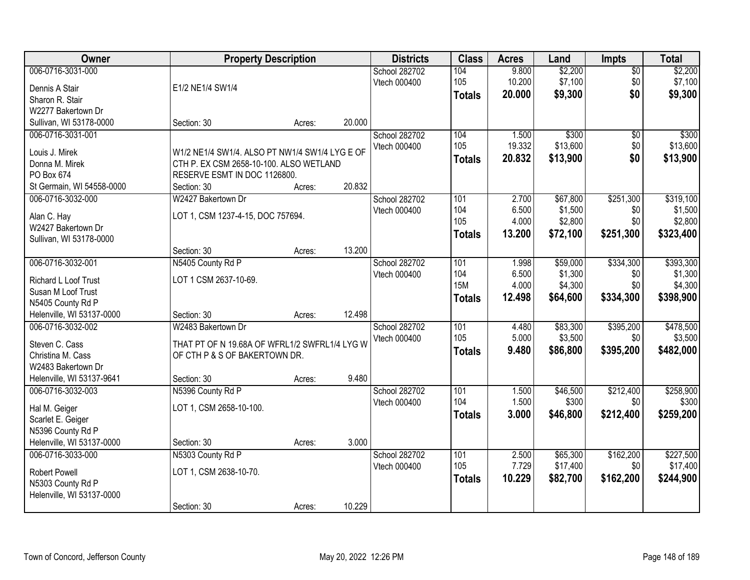| Owner | Property Description | Districts | Class | Acres | Land | Impts | Total |
|---|---|---|---|---|---|---|---|
| 006-0716-3031-000<br>Dennis A Stair<br>Sharon R. Stair<br>W2277 Bakertown Dr<br>Sullivan, WI 53178-0000 | E1/2 NE1/4 SW1/4<br>Section: 30 Acres: 20.000 | School 282702<br>Vtech 000400 | 104<br>105<br>**Totals** | 9.800<br>10.200<br>**20.000** | $2,200<br>$7,100<br>**$9,300** | $0<br>$0<br>**$0** | $2,200<br>$7,100<br>**$9,300** |
| 006-0716-3031-001<br>Louis J. Mirek<br>Donna M. Mirek<br>PO Box 674<br>St Germain, WI 54558-0000 | W1/2 NE1/4 SW1/4. ALSO PT NW1/4 SW1/4 LYG E OF CTH P. EX CSM 2658-10-100. ALSO WETLAND RESERVE ESMT IN DOC 1126800.<br>Section: 30 Acres: 20.832 | School 282702<br>Vtech 000400 | 104<br>105<br>**Totals** | 1.500<br>19.332<br>**20.832** | $300<br>$13,600<br>**$13,900** | $0<br>$0<br>**$0** | $300<br>$13,600<br>**$13,900** |
| 006-0716-3032-000<br>Alan C. Hay<br>W2427 Bakertown Dr<br>Sullivan, WI 53178-0000 | W2427 Bakertown Dr<br>LOT 1, CSM 1237-4-15, DOC 757694.<br>Section: 30 Acres: 13.200 | School 282702<br>Vtech 000400 | 101<br>104<br>105<br>**Totals** | 2.700<br>6.500<br>4.000<br>**13.200** | $67,800<br>$1,500<br>$2,800<br>**$72,100** | $251,300<br>$0<br>$0<br>**$251,300** | $319,100<br>$1,500<br>$2,800<br>**$323,400** |
| 006-0716-3032-001<br>Richard L Loof Trust<br>Susan M Loof Trust<br>N5405 County Rd P<br>Helenville, WI 53137-0000 | N5405 County Rd P<br>LOT 1 CSM 2637-10-69.<br>Section: 30 Acres: 12.498 | School 282702<br>Vtech 000400 | 101<br>104<br>15M<br>**Totals** | 1.998<br>6.500<br>4.000<br>**12.498** | $59,000<br>$1,300<br>$4,300<br>**$64,600** | $334,300<br>$0<br>$0<br>**$334,300** | $393,300<br>$1,300<br>$4,300<br>**$398,900** |
| 006-0716-3032-002<br>Steven C. Cass<br>Christina M. Cass<br>W2483 Bakertown Dr<br>Helenville, WI 53137-9641 | W2483 Bakertown Dr<br>THAT PT OF N 19.68A OF WFRL1/2 SWFRL1/4 LYG W OF CTH P & S OF BAKERTOWN DR.<br>Section: 30 Acres: 9.480 | School 282702<br>Vtech 000400 | 101<br>105<br>**Totals** | 4.480<br>5.000<br>**9.480** | $83,300<br>$3,500<br>**$86,800** | $395,200<br>$0<br>**$395,200** | $478,500<br>$3,500<br>**$482,000** |
| 006-0716-3032-003<br>Hal M. Geiger<br>Scarlet E. Geiger<br>N5396 County Rd P<br>Helenville, WI 53137-0000 | N5396 County Rd P<br>LOT 1, CSM 2658-10-100.<br>Section: 30 Acres: 3.000 | School 282702<br>Vtech 000400 | 101<br>104<br>**Totals** | 1.500<br>1.500<br>**3.000** | $46,500<br>$300<br>**$46,800** | $212,400<br>$0<br>**$212,400** | $258,900<br>$300<br>**$259,200** |
| 006-0716-3033-000<br>Robert Powell<br>N5303 County Rd P<br>Helenville, WI 53137-0000 | N5303 County Rd P<br>LOT 1, CSM 2638-10-70.<br>Section: 30 Acres: 10.229 | School 282702<br>Vtech 000400 | 101<br>105<br>**Totals** | 2.500<br>7.729<br>**10.229** | $65,300<br>$17,400<br>**$82,700** | $162,200<br>$0<br>**$162,200** | $227,500<br>$17,400<br>**$244,900** |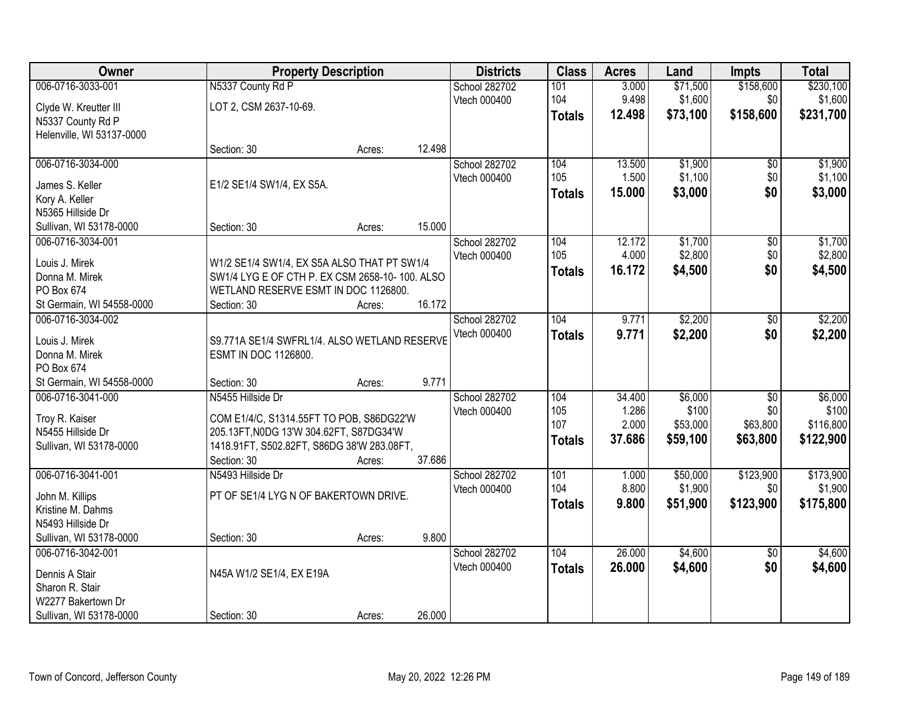| Owner | Property Description | Districts | Class | Acres | Land | Impts | Total |
|---|---|---|---|---|---|---|---|
| 006-0716-3033-001<br>Clyde W. Kreutter III<br>N5337 County Rd P<br>Helenville, WI 53137-0000 | N5337 County Rd P<br>LOT 2, CSM 2637-10-69.<br>Section: 30 Acres: 12.498 | School 282702<br>Vtech 000400 | 101<br>104<br>**Totals** | 3.000<br>9.498<br>**12.498** | $71,500<br>$1,600<br>**$73,100** | $158,600<br>$0<br>**$158,600** | $230,100<br>$1,600<br>**$231,700** |
| 006-0716-3034-000<br>James S. Keller<br>Kory A. Keller<br>N5365 Hillside Dr<br>Sullivan, WI 53178-0000 | E1/2 SE1/4 SW1/4, EX S5A.<br>Section: 30 Acres: 15.000 | School 282702<br>Vtech 000400 | 104<br>105<br>**Totals** | 13.500<br>1.500<br>**15.000** | $1,900<br>$1,100<br>**$3,000** | $0<br>$0<br>**$0** | $1,900<br>$1,100<br>**$3,000** |
| 006-0716-3034-001<br>Louis J. Mirek<br>Donna M. Mirek<br>PO Box 674<br>St Germain, WI 54558-0000 | W1/2 SE1/4 SW1/4, EX S5A ALSO THAT PT SW1/4 SW1/4 LYG E OF CTH P. EX CSM 2658-10- 100. ALSO WETLAND RESERVE ESMT IN DOC 1126800.<br>Section: 30 Acres: 16.172 | School 282702<br>Vtech 000400 | 104<br>105<br>**Totals** | 12.172<br>4.000<br>**16.172** | $1,700<br>$2,800<br>**$4,500** | $0<br>$0<br>**$0** | $1,700<br>$2,800<br>**$4,500** |
| 006-0716-3034-002<br>Louis J. Mirek<br>Donna M. Mirek<br>PO Box 674<br>St Germain, WI 54558-0000 | S9.771A SE1/4 SWFRL1/4. ALSO WETLAND RESERVE ESMT IN DOC 1126800.<br>Section: 30 Acres: 9.771 | School 282702<br>Vtech 000400 | 104<br>**Totals** | 9.771<br>**9.771** | $2,200<br>**$2,200** | $0<br>**$0** | $2,200<br>**$2,200** |
| 006-0716-3041-000<br>Troy R. Kaiser<br>N5455 Hillside Dr<br>Sullivan, WI 53178-0000 | N5455 Hillside Dr<br>COM E1/4/C, S1314.55FT TO POB, S86DG22'W 205.13FT,N0DG 13'W 304.62FT, S87DG34'W 1418.91FT, S502.82FT, S86DG 38'W 283.08FT,<br>Section: 30 Acres: 37.686 | School 282702<br>Vtech 000400 | 104<br>105<br>107<br>**Totals** | 34.400<br>1.286<br>2.000<br>**37.686** | $6,000<br>$100<br>$53,000<br>**$59,100** | $0<br>$0<br>$63,800<br>**$63,800** | $6,000<br>$100<br>$116,800<br>**$122,900** |
| 006-0716-3041-001<br>John M. Killips<br>Kristine M. Dahms<br>N5493 Hillside Dr<br>Sullivan, WI 53178-0000 | N5493 Hillside Dr<br>PT OF SE1/4 LYG N OF BAKERTOWN DRIVE.<br>Section: 30 Acres: 9.800 | School 282702<br>Vtech 000400 | 101<br>104<br>**Totals** | 1.000<br>8.800<br>**9.800** | $50,000<br>$1,900<br>**$51,900** | $123,900<br>$0<br>**$123,900** | $173,900<br>$1,900<br>**$175,800** |
| 006-0716-3042-001<br>Dennis A Stair<br>Sharon R. Stair<br>W2277 Bakertown Dr<br>Sullivan, WI 53178-0000 | N45A W1/2 SE1/4, EX E19A<br>Section: 30 Acres: 26.000 | School 282702<br>Vtech 000400 | 104<br>**Totals** | 26.000<br>**26.000** | $4,600<br>**$4,600** | $0<br>**$0** | $4,600<br>**$4,600** |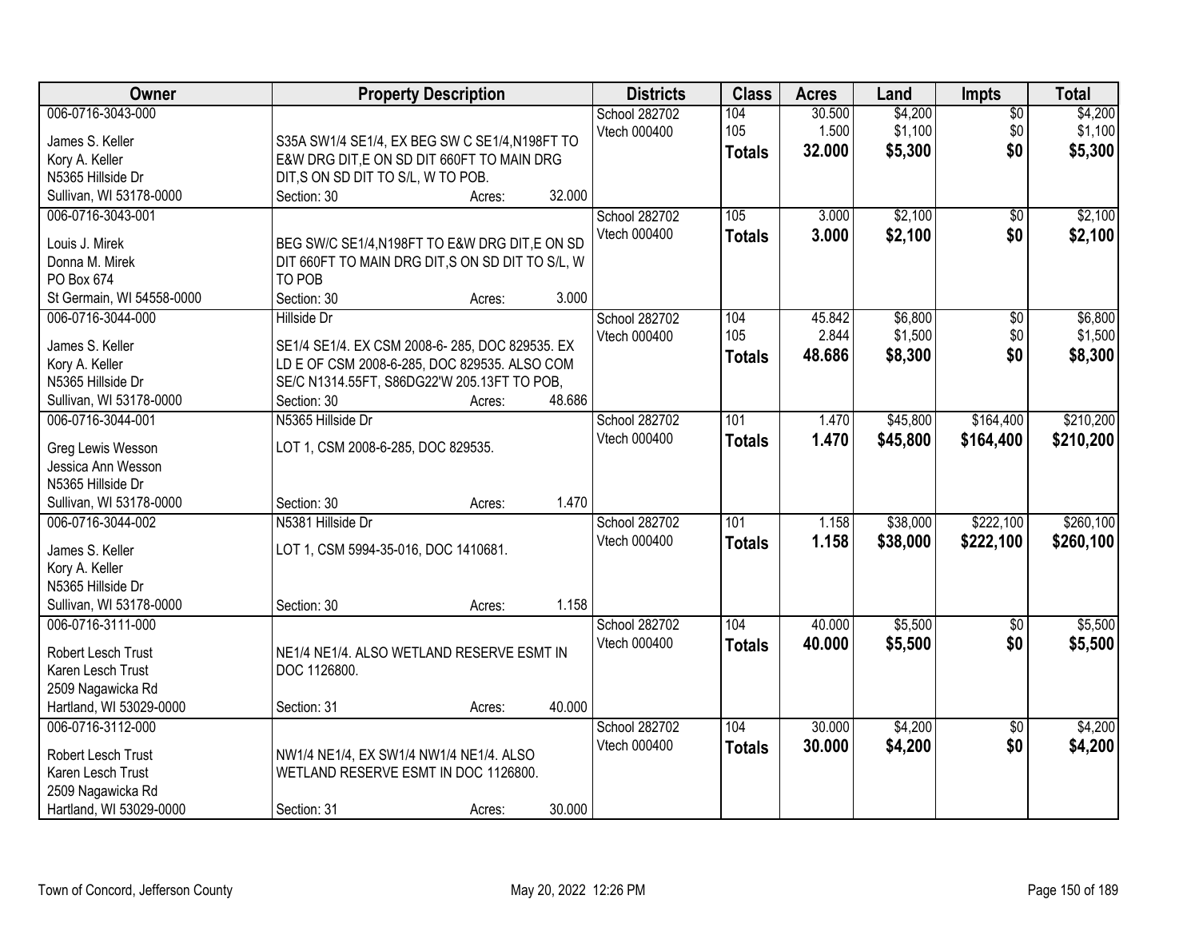| Owner | Property Description | Districts | Class | Acres | Land | Impts | Total |
|---|---|---|---|---|---|---|---|
| 006-0716-3043-000<br>James S. Keller<br>Kory A. Keller<br>N5365 Hillside Dr<br>Sullivan, WI 53178-0000 | S35A SW1/4 SE1/4, EX BEG SW C SE1/4,N198FT TO E&W DRG DIT,E ON SD DIT 660FT TO MAIN DRG DIT,S ON SD DIT TO S/L, W TO POB.<br>Section: 30 Acres: 32.000 | School 282702<br>Vtech 000400 | 104<br>105<br>**Totals** | 30.500<br>1.500<br>**32.000** | $4,200<br>$1,100<br>**$5,300** | $0<br>$0<br>**$0** | $4,200<br>$1,100<br>**$5,300** |
| 006-0716-3043-001<br>Louis J. Mirek<br>Donna M. Mirek<br>PO Box 674<br>St Germain, WI 54558-0000 | BEG SW/C SE1/4,N198FT TO E&W DRG DIT,E ON SD DIT 660FT TO MAIN DRG DIT,S ON SD DIT TO S/L, W TO POB<br>Section: 30 Acres: 3.000 | School 282702<br>Vtech 000400 | 105<br>**Totals** | 3.000<br>**3.000** | $2,100<br>**$2,100** | $0<br>**$0** | $2,100<br>**$2,100** |
| 006-0716-3044-000<br>James S. Keller<br>Kory A. Keller<br>N5365 Hillside Dr<br>Sullivan, WI 53178-0000 | Hillside Dr<br>SE1/4 SE1/4. EX CSM 2008-6- 285, DOC 829535. EX LD E OF CSM 2008-6-285, DOC 829535. ALSO COM SE/C N1314.55FT, S86DG22'W 205.13FT TO POB,<br>Section: 30 Acres: 48.686 | School 282702<br>Vtech 000400 | 104<br>105<br>**Totals** | 45.842<br>2.844<br>**48.686** | $6,800<br>$1,500<br>**$8,300** | $0<br>$0<br>**$0** | $6,800<br>$1,500<br>**$8,300** |
| 006-0716-3044-001<br>Greg Lewis Wesson<br>Jessica Ann Wesson<br>N5365 Hillside Dr<br>Sullivan, WI 53178-0000 | N5365 Hillside Dr<br>LOT 1, CSM 2008-6-285, DOC 829535.<br>Section: 30 Acres: 1.470 | School 282702<br>Vtech 000400 | 101<br>**Totals** | 1.470<br>**1.470** | $45,800<br>**$45,800** | $164,400<br>**$164,400** | $210,200<br>**$210,200** |
| 006-0716-3044-002<br>James S. Keller<br>Kory A. Keller<br>N5365 Hillside Dr<br>Sullivan, WI 53178-0000 | N5381 Hillside Dr<br>LOT 1, CSM 5994-35-016, DOC 1410681.<br>Section: 30 Acres: 1.158 | School 282702<br>Vtech 000400 | 101<br>**Totals** | 1.158<br>**1.158** | $38,000<br>**$38,000** | $222,100<br>**$222,100** | $260,100<br>**$260,100** |
| 006-0716-3111-000<br>Robert Lesch Trust<br>Karen Lesch Trust<br>2509 Nagawicka Rd<br>Hartland, WI 53029-0000 | NE1/4 NE1/4. ALSO WETLAND RESERVE ESMT IN DOC 1126800.<br>Section: 31 Acres: 40.000 | School 282702<br>Vtech 000400 | 104<br>**Totals** | 40.000<br>**40.000** | $5,500<br>**$5,500** | $0<br>**$0** | $5,500<br>**$5,500** |
| 006-0716-3112-000<br>Robert Lesch Trust<br>Karen Lesch Trust<br>2509 Nagawicka Rd<br>Hartland, WI 53029-0000 | NW1/4 NE1/4, EX SW1/4 NW1/4 NE1/4. ALSO WETLAND RESERVE ESMT IN DOC 1126800.<br>Section: 31 Acres: 30.000 | School 282702<br>Vtech 000400 | 104<br>**Totals** | 30.000<br>**30.000** | $4,200<br>**$4,200** | $0<br>**$0** | $4,200<br>**$4,200** |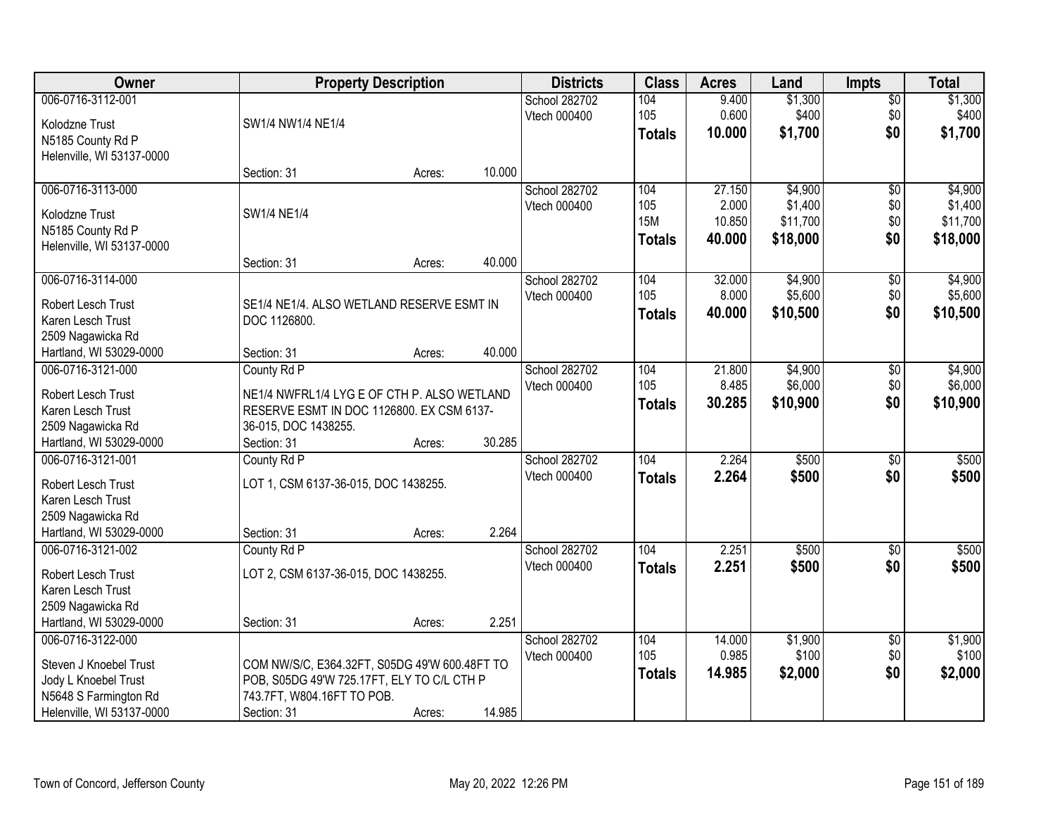| Owner | Property Description | Districts | Class | Acres | Land | Impts | Total |
|---|---|---|---|---|---|---|---|
| 006-0716-3112-001<br>Kolodzne Trust<br>N5185 County Rd P<br>Helenville, WI 53137-0000 | SW1/4 NW1/4 NE1/4<br>Section: 31 Acres: 10.000 | School 282702<br>Vtech 000400 | 104<br>105<br>**Totals** | 9.400<br>0.600<br>**10.000** | $1,300<br>$400<br>**$1,700** | $0<br>$0<br>**$0** | $1,300<br>$400<br>**$1,700** |
| 006-0716-3113-000<br>Kolodzne Trust<br>N5185 County Rd P<br>Helenville, WI 53137-0000 | SW1/4 NE1/4<br>Section: 31 Acres: 40.000 | School 282702<br>Vtech 000400 | 104<br>105<br>15M<br>**Totals** | 27.150<br>2.000<br>10.850<br>**40.000** | $4,900<br>$1,400<br>$11,700<br>**$18,000** | $0<br>$0<br>$0<br>**$0** | $4,900<br>$1,400<br>$11,700<br>**$18,000** |
| 006-0716-3114-000<br>Robert Lesch Trust<br>Karen Lesch Trust<br>2509 Nagawicka Rd<br>Hartland, WI 53029-0000 | SE1/4 NE1/4. ALSO WETLAND RESERVE ESMT IN DOC 1126800.<br>Section: 31 Acres: 40.000 | School 282702<br>Vtech 000400 | 104<br>105<br>**Totals** | 32.000<br>8.000<br>**40.000** | $4,900<br>$5,600<br>**$10,500** | $0<br>$0<br>**$0** | $4,900<br>$5,600<br>**$10,500** |
| 006-0716-3121-000<br>Robert Lesch Trust<br>Karen Lesch Trust<br>2509 Nagawicka Rd<br>Hartland, WI 53029-0000 | County Rd P<br>NE1/4 NWFRL1/4 LYG E OF CTH P. ALSO WETLAND RESERVE ESMT IN DOC 1126800. EX CSM 6137-36-015, DOC 1438255.<br>Section: 31 Acres: 30.285 | School 282702<br>Vtech 000400 | 104<br>105<br>**Totals** | 21.800<br>8.485<br>**30.285** | $4,900<br>$6,000<br>**$10,900** | $0<br>$0<br>**$0** | $4,900<br>$6,000<br>**$10,900** |
| 006-0716-3121-001<br>Robert Lesch Trust<br>Karen Lesch Trust<br>2509 Nagawicka Rd<br>Hartland, WI 53029-0000 | County Rd P<br>LOT 1, CSM 6137-36-015, DOC 1438255.<br>Section: 31 Acres: 2.264 | School 282702<br>Vtech 000400 | 104<br>**Totals** | 2.264<br>**2.264** | $500<br>**$500** | $0<br>**$0** | $500<br>**$500** |
| 006-0716-3121-002<br>Robert Lesch Trust<br>Karen Lesch Trust<br>2509 Nagawicka Rd<br>Hartland, WI 53029-0000 | County Rd P<br>LOT 2, CSM 6137-36-015, DOC 1438255.<br>Section: 31 Acres: 2.251 | School 282702<br>Vtech 000400 | 104<br>**Totals** | 2.251<br>**2.251** | $500<br>**$500** | $0<br>**$0** | $500<br>**$500** |
| 006-0716-3122-000<br>Steven J Knoebel Trust<br>Jody L Knoebel Trust<br>N5648 S Farmington Rd<br>Helenville, WI 53137-0000 | COM NW/S/C, E364.32FT, S05DG 49'W 600.48FT TO POB, S05DG 49'W 725.17FT, ELY TO C/L CTH P 743.7FT, W804.16FT TO POB.<br>Section: 31 Acres: 14.985 | School 282702<br>Vtech 000400 | 104<br>105<br>**Totals** | 14.000<br>0.985<br>**14.985** | $1,900<br>$100<br>**$2,000** | $0<br>$0<br>**$0** | $1,900<br>$100<br>**$2,000** |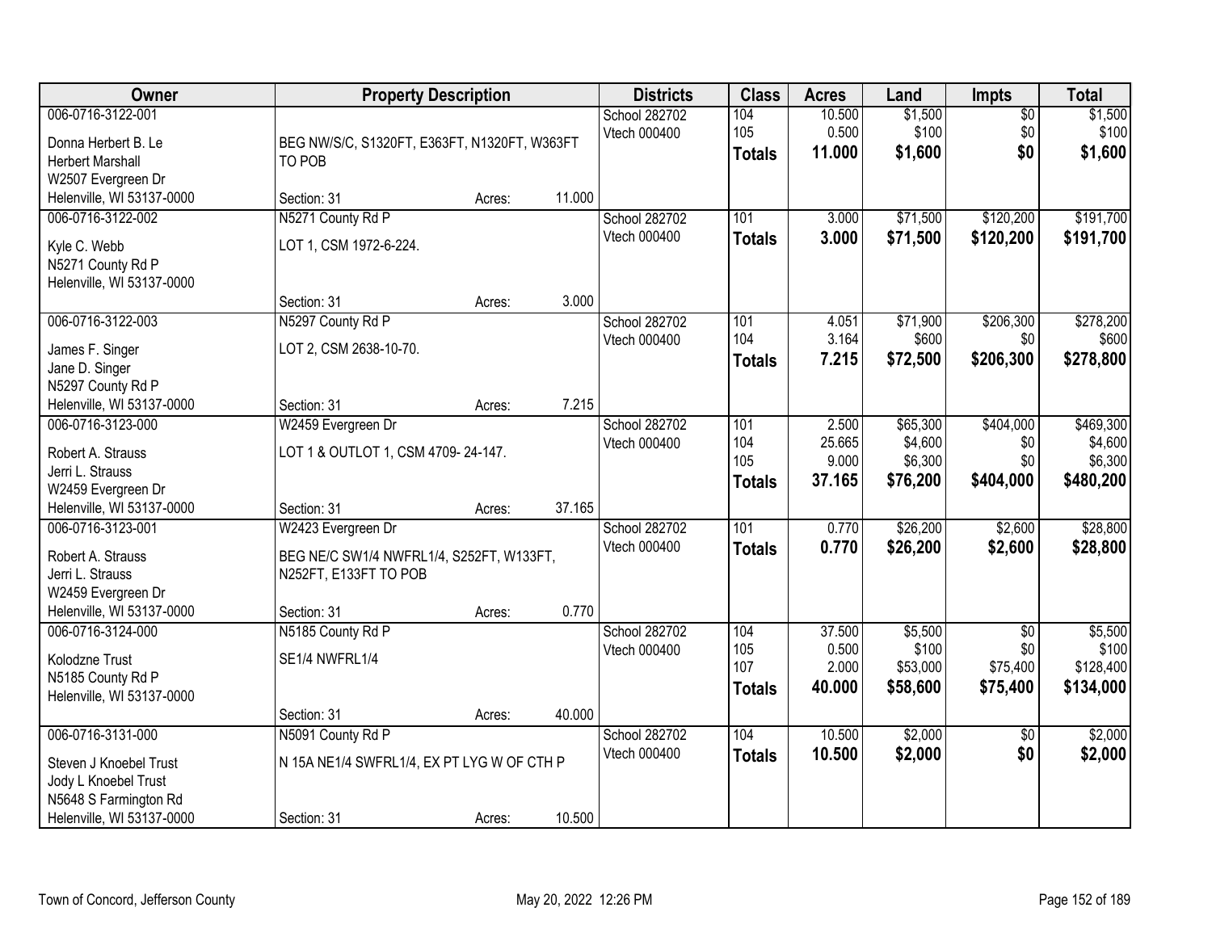| Owner | Property Description | Districts | Class | Acres | Land | Impts | Total |
|---|---|---|---|---|---|---|---|
| 006-0716-3122-001<br>Donna Herbert B. Le<br>Herbert Marshall<br>W2507 Evergreen Dr<br>Helenville, WI 53137-0000 | BEG NW/S/C, S1320FT, E363FT, N1320FT, W363FT TO POB<br>Section: 31 Acres: 11.000 | School 282702<br>Vtech 000400 | 104<br>105<br>**Totals** | 10.500<br>0.500<br>**11.000** | $1,500<br>$100<br>**$1,600** | $0<br>$0<br>**$0** | $1,500<br>$100<br>**$1,600** |
| 006-0716-3122-002<br>Kyle C. Webb<br>N5271 County Rd P<br>Helenville, WI 53137-0000 | N5271 County Rd P<br>LOT 1, CSM 1972-6-224.<br>Section: 31 Acres: 3.000 | School 282702<br>Vtech 000400 | 101<br>**Totals** | 3.000<br>**3.000** | $71,500<br>**$71,500** | $120,200<br>**$120,200** | $191,700<br>**$191,700** |
| 006-0716-3122-003<br>James F. Singer<br>Jane D. Singer<br>N5297 County Rd P<br>Helenville, WI 53137-0000 | N5297 County Rd P<br>LOT 2, CSM 2638-10-70.<br>Section: 31 Acres: 7.215 | School 282702<br>Vtech 000400 | 101<br>104<br>**Totals** | 4.051<br>3.164<br>**7.215** | $71,900<br>$600<br>**$72,500** | $206,300<br>$0<br>**$206,300** | $278,200<br>$600<br>**$278,800** |
| 006-0716-3123-000<br>Robert A. Strauss<br>Jerri L. Strauss<br>W2459 Evergreen Dr<br>Helenville, WI 53137-0000 | W2459 Evergreen Dr<br>LOT 1 & OUTLOT 1, CSM 4709- 24-147.<br>Section: 31 Acres: 37.165 | School 282702<br>Vtech 000400 | 101<br>104<br>105<br>**Totals** | 2.500<br>25.665<br>9.000<br>**37.165** | $65,300<br>$4,600<br>$6,300<br>**$76,200** | $404,000<br>$0<br>$0<br>**$404,000** | $469,300<br>$4,600<br>$6,300<br>**$480,200** |
| 006-0716-3123-001<br>Robert A. Strauss<br>Jerri L. Strauss<br>W2459 Evergreen Dr<br>Helenville, WI 53137-0000 | W2423 Evergreen Dr<br>BEG NE/C SW1/4 NWFRL1/4, S252FT, W133FT, N252FT, E133FT TO POB<br>Section: 31 Acres: 0.770 | School 282702<br>Vtech 000400 | 101<br>**Totals** | 0.770<br>**0.770** | $26,200<br>**$26,200** | $2,600<br>**$2,600** | $28,800<br>**$28,800** |
| 006-0716-3124-000<br>Kolodzne Trust<br>N5185 County Rd P<br>Helenville, WI 53137-0000 | N5185 County Rd P<br>SE1/4 NWFRL1/4<br>Section: 31 Acres: 40.000 | School 282702<br>Vtech 000400 | 104<br>105<br>107<br>**Totals** | 37.500<br>0.500<br>2.000<br>**40.000** | $5,500<br>$100<br>$53,000<br>**$58,600** | $0<br>$0<br>$75,400<br>**$75,400** | $5,500<br>$100<br>$128,400<br>**$134,000** |
| 006-0716-3131-000<br>Steven J Knoebel Trust<br>Jody L Knoebel Trust<br>N5648 S Farmington Rd<br>Helenville, WI 53137-0000 | N5091 County Rd P<br>N 15A NE1/4 SWFRL1/4, EX PT LYG W OF CTH P<br>Section: 31 Acres: 10.500 | School 282702<br>Vtech 000400 | 104<br>**Totals** | 10.500<br>**10.500** | $2,000<br>**$2,000** | $0<br>**$0** | $2,000<br>**$2,000** |

Town of Concord, Jefferson County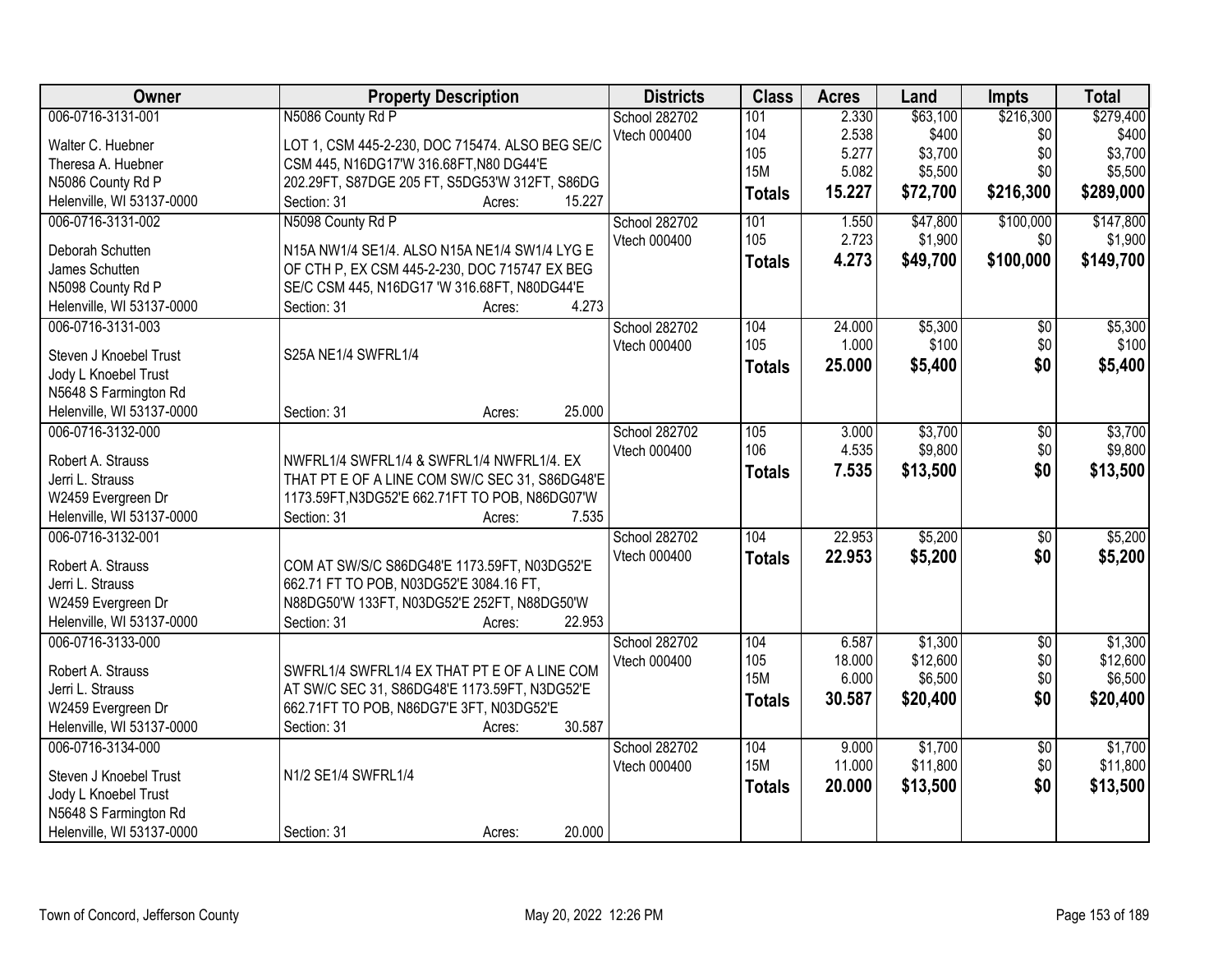| Owner | Property Description | Districts | Class | Acres | Land | Impts | Total |
|---|---|---|---|---|---|---|---|
| 006-0716-3131-001<br>Walter C. Huebner<br>Theresa A. Huebner<br>N5086 County Rd P<br>Helenville, WI 53137-0000 | N5086 County Rd P<br>LOT 1, CSM 445-2-230, DOC 715474. ALSO BEG SE/C CSM 445, N16DG17'W 316.68FT,N80 DG44'E 202.29FT, S87DGE 205 FT, S5DG53'W 312FT, S86DG<br>Section: 31 Acres: 15.227 | School 282702<br>Vtech 000400 | 101<br>104<br>105<br>15M<br>**Totals** | 2.330<br>2.538<br>5.277<br>5.082<br>**15.227** | $63,100<br>$400<br>$3,700<br>$5,500<br>**$72,700** | $216,300<br>$0<br>$0<br>$0<br>**$216,300** | $279,400<br>$400<br>$3,700<br>$5,500<br>**$289,000** |
| 006-0716-3131-002<br>Deborah Schutten<br>James Schutten<br>N5098 County Rd P<br>Helenville, WI 53137-0000 | N5098 County Rd P<br>N15A NW1/4 SE1/4. ALSO N15A NE1/4 SW1/4 LYG E OF CTH P, EX CSM 445-2-230, DOC 715747 EX BEG SE/C CSM 445, N16DG17 'W 316.68FT, N80DG44'E<br>Section: 31 Acres: 4.273 | School 282702<br>Vtech 000400 | 101<br>105<br>**Totals** | 1.550<br>2.723<br>**4.273** | $47,800<br>$1,900<br>**$49,700** | $100,000<br>$0<br>**$100,000** | $147,800<br>$1,900<br>**$149,700** |
| 006-0716-3131-003<br>Steven J Knoebel Trust<br>Jody L Knoebel Trust<br>N5648 S Farmington Rd<br>Helenville, WI 53137-0000 | S25A NE1/4 SWFRL1/4<br>Section: 31 Acres: 25.000 | School 282702<br>Vtech 000400 | 104<br>105<br>**Totals** | 24.000<br>1.000<br>**25.000** | $5,300<br>$100<br>**$5,400** | $0<br>$0<br>**$0** | $5,300<br>$100<br>**$5,400** |
| 006-0716-3132-000<br>Robert A. Strauss<br>Jerri L. Strauss<br>W2459 Evergreen Dr<br>Helenville, WI 53137-0000 | NWFRL1/4 SWFRL1/4 & SWFRL1/4 NWFRL1/4. EX THAT PT E OF A LINE COM SW/C SEC 31, S86DG48'E 1173.59FT,N3DG52'E 662.71FT TO POB, N86DG07'W<br>Section: 31 Acres: 7.535 | School 282702<br>Vtech 000400 | 105<br>106<br>**Totals** | 3.000<br>4.535<br>**7.535** | $3,700<br>$9,800<br>**$13,500** | $0<br>$0<br>**$0** | $3,700<br>$9,800<br>**$13,500** |
| 006-0716-3132-001<br>Robert A. Strauss<br>Jerri L. Strauss<br>W2459 Evergreen Dr<br>Helenville, WI 53137-0000 | COM AT SW/S/C S86DG48'E 1173.59FT, N03DG52'E 662.71 FT TO POB, N03DG52'E 3084.16 FT, N88DG50'W 133FT, N03DG52'E 252FT, N88DG50'W<br>Section: 31 Acres: 22.953 | School 282702<br>Vtech 000400 | 104<br>**Totals** | 22.953<br>**22.953** | $5,200<br>**$5,200** | $0<br>**$0** | $5,200<br>**$5,200** |
| 006-0716-3133-000<br>Robert A. Strauss<br>Jerri L. Strauss<br>W2459 Evergreen Dr<br>Helenville, WI 53137-0000 | SWFRL1/4 SWFRL1/4 EX THAT PT E OF A LINE COM AT SW/C SEC 31, S86DG48'E 1173.59FT, N3DG52'E 662.71FT TO POB, N86DG7'E 3FT, N03DG52'E<br>Section: 31 Acres: 30.587 | School 282702<br>Vtech 000400 | 104<br>105<br>15M<br>**Totals** | 6.587<br>18.000<br>6.000<br>**30.587** | $1,300<br>$12,600<br>$6,500<br>**$20,400** | $0<br>$0<br>$0<br>**$0** | $1,300<br>$12,600<br>$6,500<br>**$20,400** |
| 006-0716-3134-000<br>Steven J Knoebel Trust<br>Jody L Knoebel Trust<br>N5648 S Farmington Rd<br>Helenville, WI 53137-0000 | N1/2 SE1/4 SWFRL1/4<br>Section: 31 Acres: 20.000 | School 282702<br>Vtech 000400 | 104<br>15M<br>**Totals** | 9.000<br>11.000<br>**20.000** | $1,700<br>$11,800<br>**$13,500** | $0<br>$0<br>**$0** | $1,700<br>$11,800<br>**$13,500** |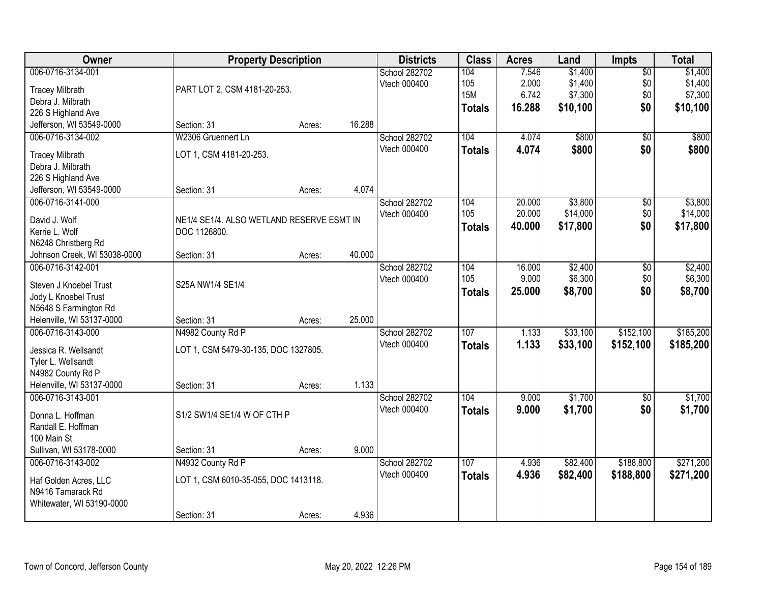| Owner | Property Description | | | Districts | Class | Acres | Land | Impts | Total |
|---|---|---|---|---|---|---|---|---|---|
| 006-0716-3134-001 | | | | School 282702 | 104 | 7.546 | $1,400 | $0 | $1,400 |
| Tracey Milbrath | PART LOT 2, CSM 4181-20-253. | | | Vtech 000400 | 105 | 2.000 | $1,400 | $0 | $1,400 |
| Debra J. Milbrath | | | | | 15M | 6.742 | $7,300 | $0 | $7,300 |
| 226 S Highland Ave | | | | | **Totals** | **16.288** | **$10,100** | **$0** | **$10,100** |
| Jefferson, WI 53549-0000 | Section: 31 | Acres: | 16.288 | | | | | | |
| 006-0716-3134-002 | W2306 Gruennert Ln | | | School 282702 | 104 | 4.074 | $800 | $0 | $800 |
| Tracey Milbrath | LOT 1, CSM 4181-20-253. | | | Vtech 000400 | **Totals** | **4.074** | **$800** | **$0** | **$800** |
| Debra J. Milbrath | | | | | | | | | |
| 226 S Highland Ave | | | | | | | | | |
| Jefferson, WI 53549-0000 | Section: 31 | Acres: | 4.074 | | | | | | |
| 006-0716-3141-000 | | | | School 282702 | 104 | 20.000 | $3,800 | $0 | $3,800 |
| David J. Wolf | NE1/4 SE1/4. ALSO WETLAND RESERVE ESMT IN | | | Vtech 000400 | 105 | 20.000 | $14,000 | $0 | $14,000 |
| Kerrie L. Wolf | DOC 1126800. | | | | **Totals** | **40.000** | **$17,800** | **$0** | **$17,800** |
| N6248 Christberg Rd | | | | | | | | | |
| Johnson Creek, WI 53038-0000 | Section: 31 | Acres: | 40.000 | | | | | | |
| 006-0716-3142-001 | | | | School 282702 | 104 | 16.000 | $2,400 | $0 | $2,400 |
| Steven J Knoebel Trust | S25A NW1/4 SE1/4 | | | Vtech 000400 | 105 | 9.000 | $6,300 | $0 | $6,300 |
| Jody L Knoebel Trust | | | | | **Totals** | **25.000** | **$8,700** | **$0** | **$8,700** |
| N5648 S Farmington Rd | | | | | | | | | |
| Helenville, WI 53137-0000 | Section: 31 | Acres: | 25.000 | | | | | | |
| 006-0716-3143-000 | N4982 County Rd P | | | School 282702 | 107 | 1.133 | $33,100 | $152,100 | $185,200 |
| Jessica R. Wellsandt | LOT 1, CSM 5479-30-135, DOC 1327805. | | | Vtech 000400 | **Totals** | **1.133** | **$33,100** | **$152,100** | **$185,200** |
| Tyler L. Wellsandt | | | | | | | | | |
| N4982 County Rd P | | | | | | | | | |
| Helenville, WI 53137-0000 | Section: 31 | Acres: | 1.133 | | | | | | |
| 006-0716-3143-001 | | | | School 282702 | 104 | 9.000 | $1,700 | $0 | $1,700 |
| Donna L. Hoffman | S1/2 SW1/4 SE1/4 W OF CTH P | | | Vtech 000400 | **Totals** | **9.000** | **$1,700** | **$0** | **$1,700** |
| Randall E. Hoffman | | | | | | | | | |
| 100 Main St | | | | | | | | | |
| Sullivan, WI 53178-0000 | Section: 31 | Acres: | 9.000 | | | | | | |
| 006-0716-3143-002 | N4932 County Rd P | | | School 282702 | 107 | 4.936 | $82,400 | $188,800 | $271,200 |
| Haf Golden Acres, LLC | LOT 1, CSM 6010-35-055, DOC 1413118. | | | Vtech 000400 | **Totals** | **4.936** | **$82,400** | **$188,800** | **$271,200** |
| N9416 Tamarack Rd | | | | | | | | | |
| Whitewater, WI 53190-0000 | | | | | | | | | |
| | Section: 31 | Acres: | 4.936 | | | | | | |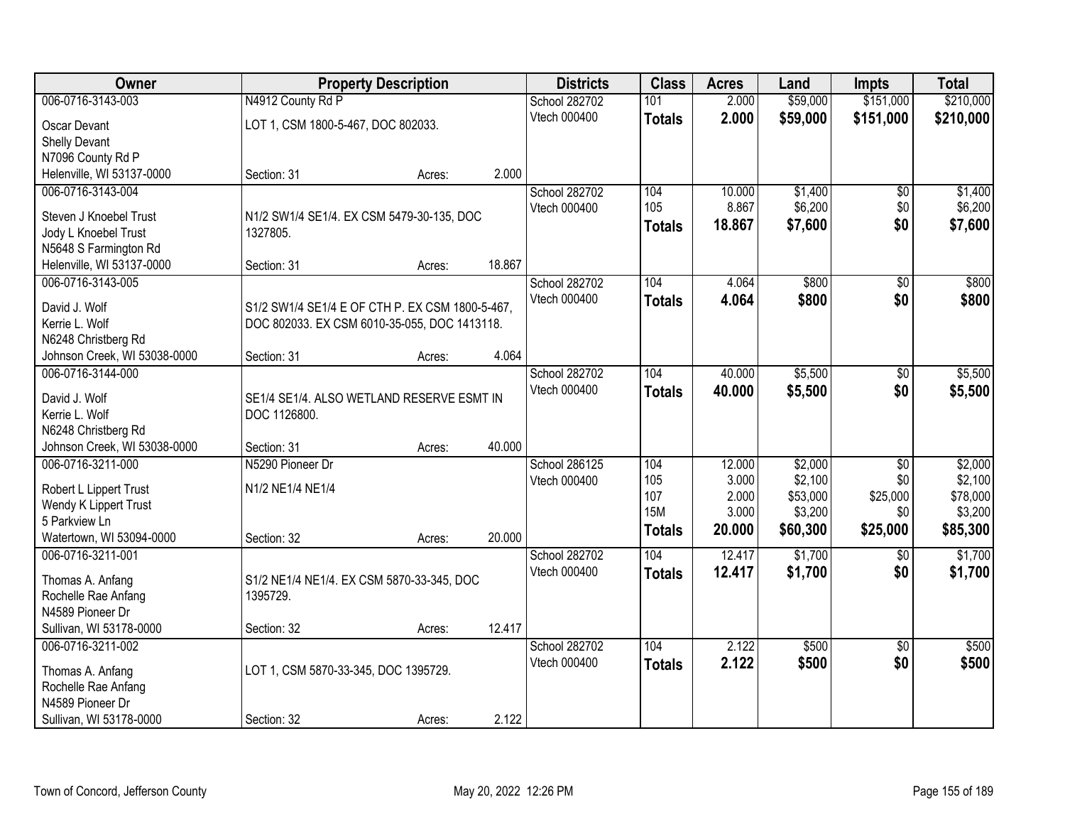| Owner | Property Description | | | Districts | Class | Acres | Land | Impts | Total |
|---|---|---|---|---|---|---|---|---|---|
| 006-0716-3143-003 | N4912 County Rd P | | | School 282702 | 101 | 2.000 | $59,000 | $151,000 | $210,000 |
| Oscar Devant | LOT 1, CSM 1800-5-467, DOC 802033. | | | Vtech 000400 | **Totals** | **2.000** | **$59,000** | **$151,000** | **$210,000** |
| Shelly Devant | | | | | | | | | |
| N7096 County Rd P | | | | | | | | | |
| Helenville, WI 53137-0000 | Section: 31 | Acres: | 2.000 | | | | | | |
| 006-0716-3143-004 | | | | School 282702 | 104 | 10.000 | $1,400 | $0 | $1,400 |
| Steven J Knoebel Trust | N1/2 SW1/4 SE1/4. EX CSM 5479-30-135, DOC 1327805. | | | Vtech 000400 | 105 | 8.867 | $6,200 | $0 | $6,200 |
| Jody L Knoebel Trust | | | | | **Totals** | **18.867** | **$7,600** | **$0** | **$7,600** |
| N5648 S Farmington Rd | | | | | | | | | |
| Helenville, WI 53137-0000 | Section: 31 | Acres: | 18.867 | | | | | | |
| 006-0716-3143-005 | | | | School 282702 | 104 | 4.064 | $800 | $0 | $800 |
| David J. Wolf | S1/2 SW1/4 SE1/4 E OF CTH P. EX CSM 1800-5-467, DOC 802033. EX CSM 6010-35-055, DOC 1413118. | | | Vtech 000400 | **Totals** | **4.064** | **$800** | **$0** | **$800** |
| Kerrie L. Wolf | | | | | | | | | |
| N6248 Christberg Rd | | | | | | | | | |
| Johnson Creek, WI 53038-0000 | Section: 31 | Acres: | 4.064 | | | | | | |
| 006-0716-3144-000 | | | | School 282702 | 104 | 40.000 | $5,500 | $0 | $5,500 |
| David J. Wolf | SE1/4 SE1/4. ALSO WETLAND RESERVE ESMT IN DOC 1126800. | | | Vtech 000400 | **Totals** | **40.000** | **$5,500** | **$0** | **$5,500** |
| Kerrie L. Wolf | | | | | | | | | |
| N6248 Christberg Rd | | | | | | | | | |
| Johnson Creek, WI 53038-0000 | Section: 31 | Acres: | 40.000 | | | | | | |
| 006-0716-3211-000 | N5290 Pioneer Dr | | | School 286125 | 104 | 12.000 | $2,000 | $0 | $2,000 |
| Robert L Lippert Trust | N1/2 NE1/4 NE1/4 | | | Vtech 000400 | 105 | 3.000 | $2,100 | $0 | $2,100 |
| Wendy K Lippert Trust | | | | | 107 | 2.000 | $53,000 | $25,000 | $78,000 |
| 5 Parkview Ln | | | | | 15M | 3.000 | $3,200 | $0 | $3,200 |
| Watertown, WI 53094-0000 | Section: 32 | Acres: | 20.000 | | **Totals** | **20.000** | **$60,300** | **$25,000** | **$85,300** |
| 006-0716-3211-001 | | | | School 282702 | 104 | 12.417 | $1,700 | $0 | $1,700 |
| Thomas A. Anfang | S1/2 NE1/4 NE1/4. EX CSM 5870-33-345, DOC 1395729. | | | Vtech 000400 | **Totals** | **12.417** | **$1,700** | **$0** | **$1,700** |
| Rochelle Rae Anfang | | | | | | | | | |
| N4589 Pioneer Dr | | | | | | | | | |
| Sullivan, WI 53178-0000 | Section: 32 | Acres: | 12.417 | | | | | | |
| 006-0716-3211-002 | | | | School 282702 | 104 | 2.122 | $500 | $0 | $500 |
| Thomas A. Anfang | LOT 1, CSM 5870-33-345, DOC 1395729. | | | Vtech 000400 | **Totals** | **2.122** | **$500** | **$0** | **$500** |
| Rochelle Rae Anfang | | | | | | | | | |
| N4589 Pioneer Dr | | | | | | | | | |
| Sullivan, WI 53178-0000 | Section: 32 | Acres: | 2.122 | | | | | | |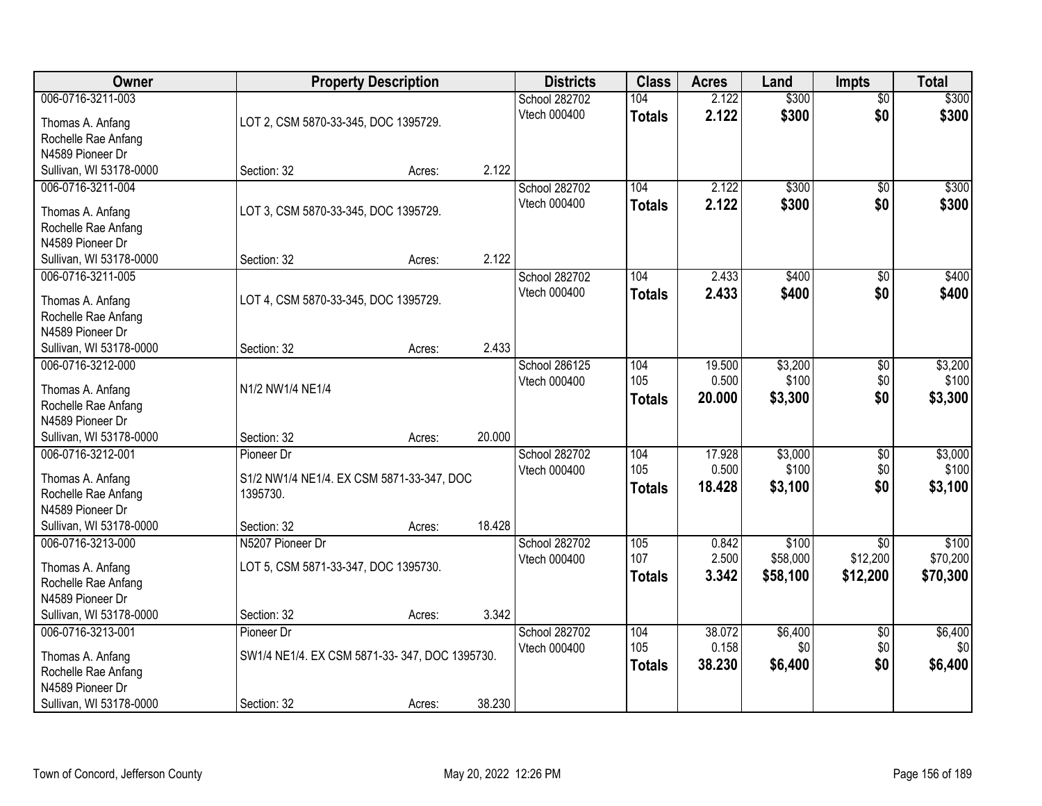| Owner | Property Description | | | Districts | Class | Acres | Land | Impts | Total |
|---|---|---|---|---|---|---|---|---|---|
| 006-0716-3211-003<br>Thomas A. Anfang<br>Rochelle Rae Anfang<br>N4589 Pioneer Dr<br>Sullivan, WI 53178-0000 | LOT 2, CSM 5870-33-345, DOC 1395729.<br>Section: 32 | Acres: | 2.122 | School 282702<br>Vtech 000400 | 104<br>**Totals** | 2.122<br>**2.122** | $300<br>**$300** | $0<br>**$0** | $300<br>**$300** |
| 006-0716-3211-004<br>Thomas A. Anfang<br>Rochelle Rae Anfang<br>N4589 Pioneer Dr<br>Sullivan, WI 53178-0000 | LOT 3, CSM 5870-33-345, DOC 1395729.<br>Section: 32 | Acres: | 2.122 | School 282702<br>Vtech 000400 | 104<br>**Totals** | 2.122<br>**2.122** | $300<br>**$300** | $0<br>**$0** | $300<br>**$300** |
| 006-0716-3211-005<br>Thomas A. Anfang<br>Rochelle Rae Anfang<br>N4589 Pioneer Dr<br>Sullivan, WI 53178-0000 | LOT 4, CSM 5870-33-345, DOC 1395729.<br>Section: 32 | Acres: | 2.433 | School 282702<br>Vtech 000400 | 104<br>**Totals** | 2.433<br>**2.433** | $400<br>**$400** | $0<br>**$0** | $400<br>**$400** |
| 006-0716-3212-000<br>Thomas A. Anfang<br>Rochelle Rae Anfang<br>N4589 Pioneer Dr<br>Sullivan, WI 53178-0000 | N1/2 NW1/4 NE1/4<br>Section: 32 | Acres: | 20.000 | School 286125<br>Vtech 000400 | 104<br>105<br>**Totals** | 19.500<br>0.500<br>**20.000** | $3,200<br>$100<br>**$3,300** | $0<br>$0<br>**$0** | $3,200<br>$100<br>**$3,300** |
| 006-0716-3212-001<br>Thomas A. Anfang<br>Rochelle Rae Anfang<br>N4589 Pioneer Dr<br>Sullivan, WI 53178-0000 | Pioneer Dr<br>S1/2 NW1/4 NE1/4. EX CSM 5871-33-347, DOC 1395730.<br>Section: 32 | Acres: | 18.428 | School 282702<br>Vtech 000400 | 104<br>105<br>**Totals** | 17.928<br>0.500<br>**18.428** | $3,000<br>$100<br>**$3,100** | $0<br>$0<br>**$0** | $3,000<br>$100<br>**$3,100** |
| 006-0716-3213-000<br>Thomas A. Anfang<br>Rochelle Rae Anfang<br>N4589 Pioneer Dr<br>Sullivan, WI 53178-0000 | N5207 Pioneer Dr<br>LOT 5, CSM 5871-33-347, DOC 1395730.<br>Section: 32 | Acres: | 3.342 | School 282702<br>Vtech 000400 | 105<br>107<br>**Totals** | 0.842<br>2.500<br>**3.342** | $100<br>$58,000<br>**$58,100** | $0<br>$12,200<br>**$12,200** | $100<br>$70,200<br>**$70,300** |
| 006-0716-3213-001<br>Thomas A. Anfang<br>Rochelle Rae Anfang<br>N4589 Pioneer Dr<br>Sullivan, WI 53178-0000 | Pioneer Dr<br>SW1/4 NE1/4. EX CSM 5871-33- 347, DOC 1395730.<br>Section: 32 | Acres: | 38.230 | School 282702<br>Vtech 000400 | 104<br>105<br>**Totals** | 38.072<br>0.158<br>**38.230** | $6,400<br>$0<br>**$6,400** | $0<br>$0<br>**$0** | $6,400<br>$0<br>**$6,400** |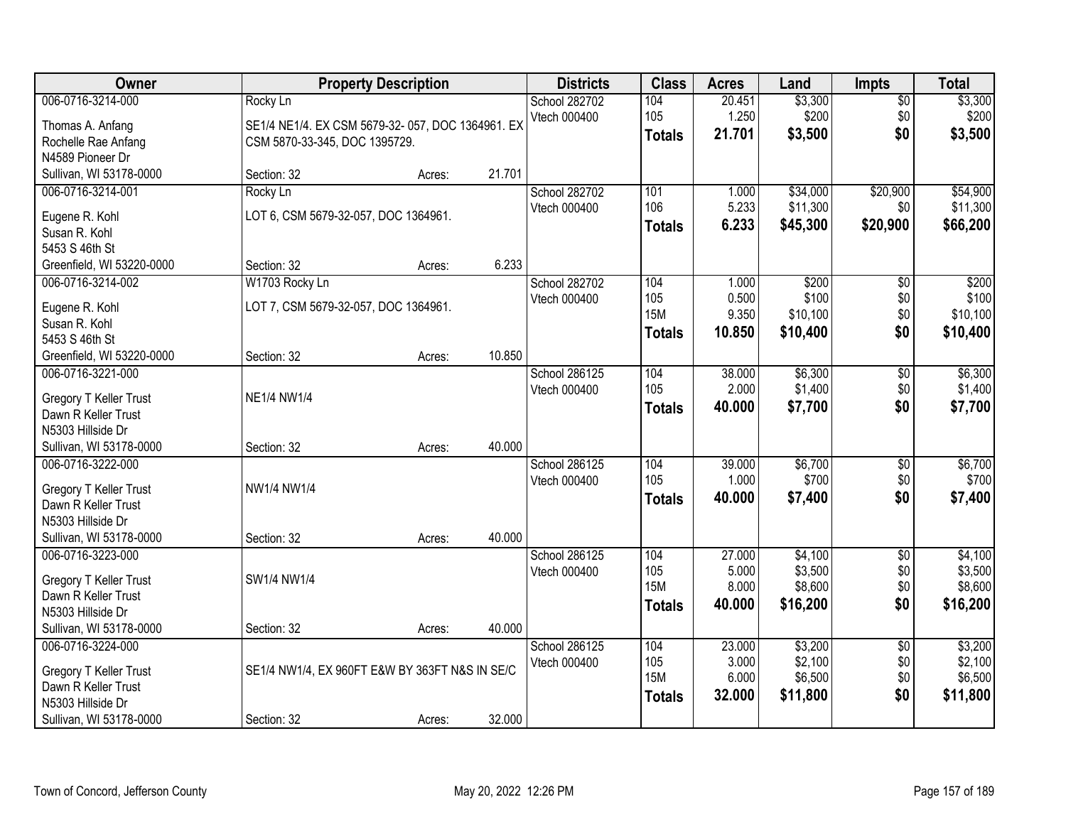| Owner | Property Description | Districts | Class | Acres | Land | Impts | Total |
|---|---|---|---|---|---|---|---|
| 006-0716-3214-000<br>Thomas A. Anfang<br>Rochelle Rae Anfang<br>N4589 Pioneer Dr<br>Sullivan, WI 53178-0000 | Rocky Ln<br>SE1/4 NE1/4. EX CSM 5679-32- 057, DOC 1364961. EX CSM 5870-33-345, DOC 1395729.<br>Section: 32 Acres: 21.701 | School 282702<br>Vtech 000400 | 104<br>105<br>**Totals** | 20.451<br>1.250<br>**21.701** | $3,300<br>$200<br>**$3,500** | $0<br>$0<br>**$0** | $3,300<br>$200<br>**$3,500** |
| 006-0716-3214-001<br>Eugene R. Kohl<br>Susan R. Kohl<br>5453 S 46th St<br>Greenfield, WI 53220-0000 | Rocky Ln<br>LOT 6, CSM 5679-32-057, DOC 1364961.<br>Section: 32 Acres: 6.233 | School 282702<br>Vtech 000400 | 101<br>106<br>**Totals** | 1.000<br>5.233<br>**6.233** | $34,000<br>$11,300<br>**$45,300** | $20,900<br>$0<br>**$20,900** | $54,900<br>$11,300<br>**$66,200** |
| 006-0716-3214-002<br>Eugene R. Kohl<br>Susan R. Kohl<br>5453 S 46th St<br>Greenfield, WI 53220-0000 | W1703 Rocky Ln<br>LOT 7, CSM 5679-32-057, DOC 1364961.<br>Section: 32 Acres: 10.850 | School 282702<br>Vtech 000400 | 104<br>105<br>15M<br>**Totals** | 1.000<br>0.500<br>9.350<br>**10.850** | $200<br>$100<br>$10,100<br>**$10,400** | $0<br>$0<br>$0<br>**$0** | $200<br>$100<br>$10,100<br>**$10,400** |
| 006-0716-3221-000<br>Gregory T Keller Trust<br>Dawn R Keller Trust<br>N5303 Hillside Dr<br>Sullivan, WI 53178-0000 | NE1/4 NW1/4<br>Section: 32 Acres: 40.000 | School 286125<br>Vtech 000400 | 104<br>105<br>**Totals** | 38.000<br>2.000<br>**40.000** | $6,300<br>$1,400<br>**$7,700** | $0<br>$0<br>**$0** | $6,300<br>$1,400<br>**$7,700** |
| 006-0716-3222-000<br>Gregory T Keller Trust<br>Dawn R Keller Trust<br>N5303 Hillside Dr<br>Sullivan, WI 53178-0000 | NW1/4 NW1/4<br>Section: 32 Acres: 40.000 | School 286125<br>Vtech 000400 | 104<br>105<br>**Totals** | 39.000<br>1.000<br>**40.000** | $6,700<br>$700<br>**$7,400** | $0<br>$0<br>**$0** | $6,700<br>$700<br>**$7,400** |
| 006-0716-3223-000<br>Gregory T Keller Trust<br>Dawn R Keller Trust<br>N5303 Hillside Dr<br>Sullivan, WI 53178-0000 | SW1/4 NW1/4<br>Section: 32 Acres: 40.000 | School 286125<br>Vtech 000400 | 104<br>105<br>15M<br>**Totals** | 27.000<br>5.000<br>8.000<br>**40.000** | $4,100<br>$3,500<br>$8,600<br>**$16,200** | $0<br>$0<br>$0<br>**$0** | $4,100<br>$3,500<br>$8,600<br>**$16,200** |
| 006-0716-3224-000<br>Gregory T Keller Trust<br>Dawn R Keller Trust<br>N5303 Hillside Dr<br>Sullivan, WI 53178-0000 | SE1/4 NW1/4, EX 960FT E&W BY 363FT N&S IN SE/C<br>Section: 32 Acres: 32.000 | School 286125<br>Vtech 000400 | 104<br>105<br>15M<br>**Totals** | 23.000<br>3.000<br>6.000<br>**32.000** | $3,200<br>$2,100<br>$6,500<br>**$11,800** | $0<br>$0<br>$0<br>**$0** | $3,200<br>$2,100<br>$6,500<br>**$11,800** |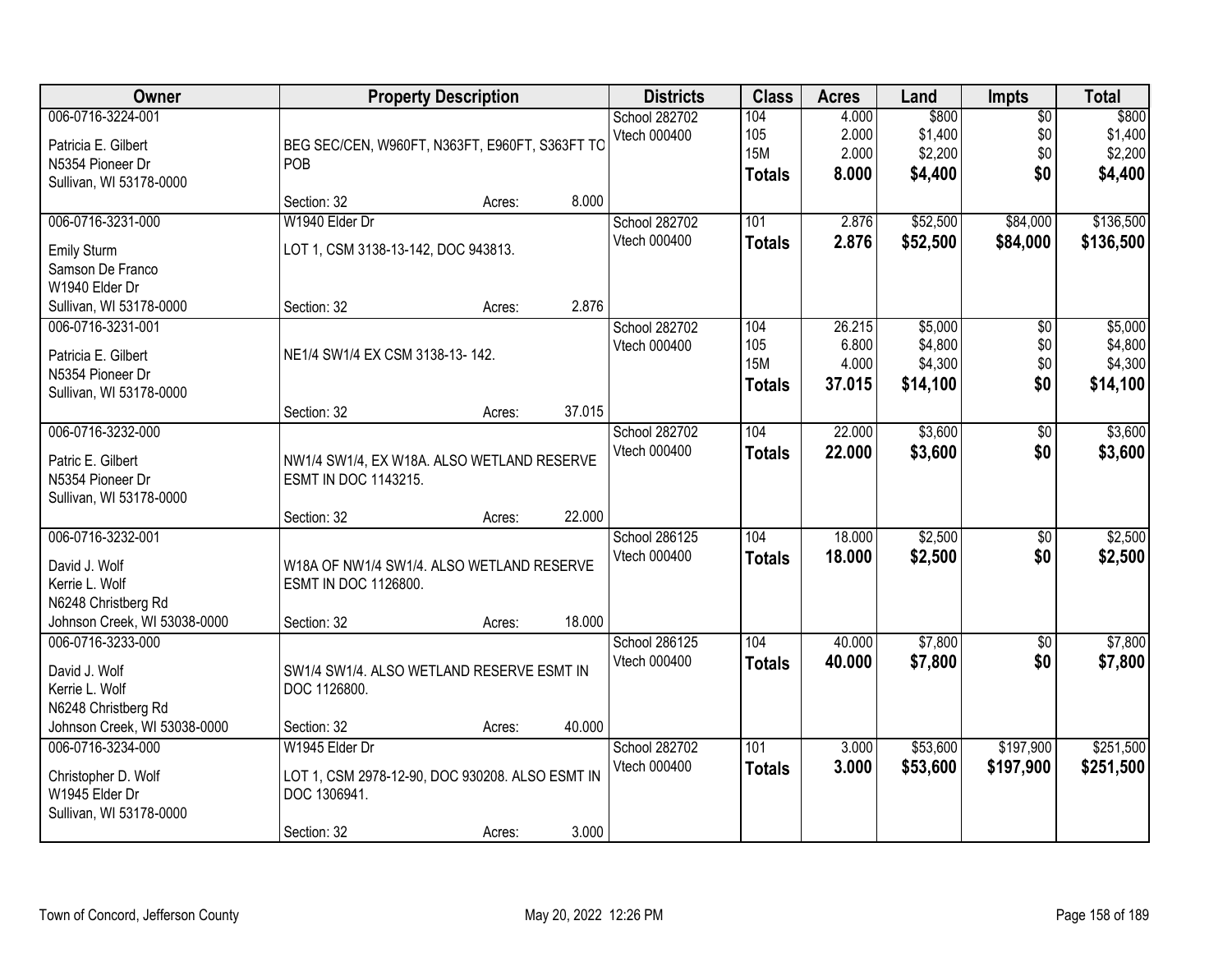| Owner | Property Description | Districts | Class | Acres | Land | Impts | Total |
|---|---|---|---|---|---|---|---|
| 006-0716-3224-001<br>Patricia E. Gilbert<br>N5354 Pioneer Dr<br>Sullivan, WI 53178-0000 | BEG SEC/CEN, W960FT, N363FT, E960FT, S363FT TO POB<br>Section: 32 Acres: 8.000 | School 282702<br>Vtech 000400 | 104<br>105<br>15M<br>**Totals** | 4.000<br>2.000<br>2.000<br>**8.000** | $800<br>$1,400<br>$2,200<br>**$4,400** | $0<br>$0<br>$0<br>**$0** | $800<br>$1,400<br>$2,200<br>**$4,400** |
| 006-0716-3231-000<br>Emily Sturm<br>Samson De Franco<br>W1940 Elder Dr<br>Sullivan, WI 53178-0000 | W1940 Elder Dr<br>LOT 1, CSM 3138-13-142, DOC 943813.<br>Section: 32 Acres: 2.876 | School 282702<br>Vtech 000400 | 101<br>**Totals** | 2.876<br>**2.876** | $52,500<br>**$52,500** | $84,000<br>**$84,000** | $136,500<br>**$136,500** |
| 006-0716-3231-001<br>Patricia E. Gilbert<br>N5354 Pioneer Dr<br>Sullivan, WI 53178-0000 | NE1/4 SW1/4 EX CSM 3138-13- 142.<br>Section: 32 Acres: 37.015 | School 282702<br>Vtech 000400 | 104<br>105<br>15M<br>**Totals** | 26.215<br>6.800<br>4.000<br>**37.015** | $5,000<br>$4,800<br>$4,300<br>**$14,100** | $0<br>$0<br>$0<br>**$0** | $5,000<br>$4,800<br>$4,300<br>**$14,100** |
| 006-0716-3232-000<br>Patric E. Gilbert<br>N5354 Pioneer Dr<br>Sullivan, WI 53178-0000 | NW1/4 SW1/4, EX W18A. ALSO WETLAND RESERVE ESMT IN DOC 1143215.<br>Section: 32 Acres: 22.000 | School 282702<br>Vtech 000400 | 104<br>**Totals** | 22.000<br>**22.000** | $3,600<br>**$3,600** | $0<br>**$0** | $3,600<br>**$3,600** |
| 006-0716-3232-001<br>David J. Wolf<br>Kerrie L. Wolf<br>N6248 Christberg Rd<br>Johnson Creek, WI 53038-0000 | W18A OF NW1/4 SW1/4. ALSO WETLAND RESERVE ESMT IN DOC 1126800.<br>Section: 32 Acres: 18.000 | School 286125<br>Vtech 000400 | 104<br>**Totals** | 18.000<br>**18.000** | $2,500<br>**$2,500** | $0<br>**$0** | $2,500<br>**$2,500** |
| 006-0716-3233-000<br>David J. Wolf<br>Kerrie L. Wolf<br>N6248 Christberg Rd<br>Johnson Creek, WI 53038-0000 | SW1/4 SW1/4. ALSO WETLAND RESERVE ESMT IN DOC 1126800.<br>Section: 32 Acres: 40.000 | School 286125<br>Vtech 000400 | 104<br>**Totals** | 40.000<br>**40.000** | $7,800<br>**$7,800** | $0<br>**$0** | $7,800<br>**$7,800** |
| 006-0716-3234-000<br>Christopher D. Wolf<br>W1945 Elder Dr<br>Sullivan, WI 53178-0000 | W1945 Elder Dr<br>LOT 1, CSM 2978-12-90, DOC 930208. ALSO ESMT IN DOC 1306941.<br>Section: 32 Acres: 3.000 | School 282702<br>Vtech 000400 | 101<br>**Totals** | 3.000<br>**3.000** | $53,600<br>**$53,600** | $197,900<br>**$197,900** | $251,500<br>**$251,500** |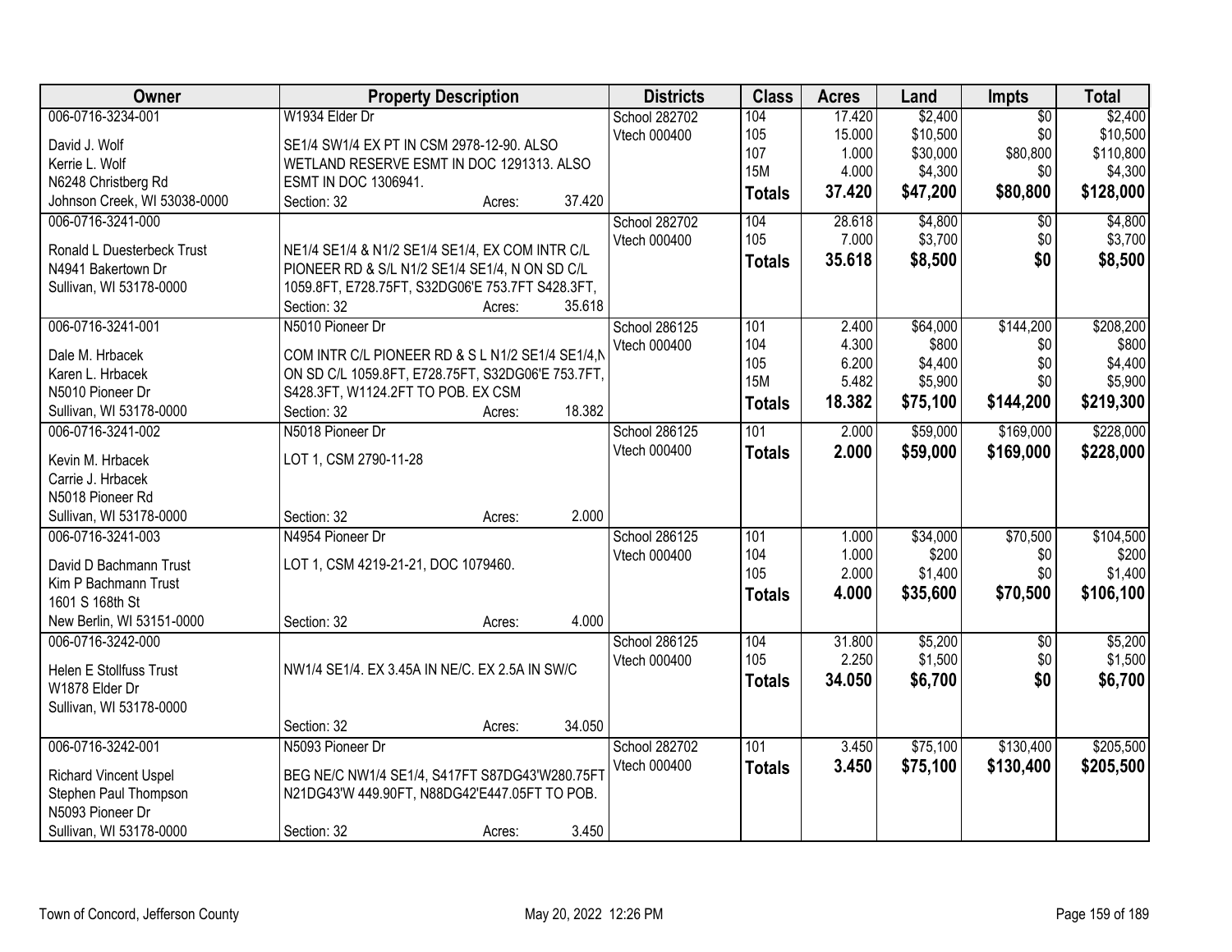| Owner | Property Description | Districts | Class | Acres | Land | Impts | Total |
|---|---|---|---|---|---|---|---|
| 006-0716-3234-001<br>David J. Wolf<br>Kerrie L. Wolf<br>N6248 Christberg Rd<br>Johnson Creek, WI 53038-0000 | W1934 Elder Dr<br>SE1/4 SW1/4 EX PT IN CSM 2978-12-90. ALSO WETLAND RESERVE ESMT IN DOC 1291313. ALSO ESMT IN DOC 1306941.<br>Section: 32 Acres: 37.420 | School 282702<br>Vtech 000400 | 104<br>105<br>107<br>15M<br>**Totals** | 17.420<br>15.000<br>1.000<br>4.000<br>**37.420** | $2,400<br>$10,500<br>$30,000<br>$4,300<br>**$47,200** | $0<br>$0<br>$80,800<br>$0<br>**$80,800** | $2,400<br>$10,500<br>$110,800<br>$4,300<br>**$128,000** |
| 006-0716-3241-000<br>Ronald L Duesterbeck Trust<br>N4941 Bakertown Dr<br>Sullivan, WI 53178-0000 | NE1/4 SE1/4 & N1/2 SE1/4 SE1/4, EX COM INTR C/L PIONEER RD & S/L N1/2 SE1/4 SE1/4, N ON SD C/L 1059.8FT, E728.75FT, S32DG06'E 753.7FT S428.3FT,<br>Section: 32 Acres: 35.618 | School 282702<br>Vtech 000400 | 104<br>105<br>**Totals** | 28.618<br>7.000<br>**35.618** | $4,800<br>$3,700<br>**$8,500** | $0<br>$0<br>**$0** | $4,800<br>$3,700<br>**$8,500** |
| 006-0716-3241-001<br>Dale M. Hrbacek<br>Karen L. Hrbacek<br>N5010 Pioneer Dr<br>Sullivan, WI 53178-0000 | N5010 Pioneer Dr<br>COM INTR C/L PIONEER RD & S L N1/2 SE1/4 SE1/4,N ON SD C/L 1059.8FT, E728.75FT, S32DG06'E 753.7FT, S428.3FT, W1124.2FT TO POB. EX CSM<br>Section: 32 Acres: 18.382 | School 286125<br>Vtech 000400 | 101<br>104<br>105<br>15M<br>**Totals** | 2.400<br>4.300<br>6.200<br>5.482<br>**18.382** | $64,000<br>$800<br>$4,400<br>$5,900<br>**$75,100** | $144,200<br>$0<br>$0<br>$0<br>**$144,200** | $208,200<br>$800<br>$4,400<br>$5,900<br>**$219,300** |
| 006-0716-3241-002<br>Kevin M. Hrbacek<br>Carrie J. Hrbacek<br>N5018 Pioneer Rd<br>Sullivan, WI 53178-0000 | N5018 Pioneer Dr<br>LOT 1, CSM 2790-11-28<br>Section: 32 Acres: 2.000 | School 286125<br>Vtech 000400 | 101<br>**Totals** | 2.000<br>**2.000** | $59,000<br>**$59,000** | $169,000<br>**$169,000** | $228,000<br>**$228,000** |
| 006-0716-3241-003<br>David D Bachmann Trust<br>Kim P Bachmann Trust<br>1601 S 168th St<br>New Berlin, WI 53151-0000 | N4954 Pioneer Dr<br>LOT 1, CSM 4219-21-21, DOC 1079460.<br>Section: 32 Acres: 4.000 | School 286125<br>Vtech 000400 | 101<br>104<br>105<br>**Totals** | 1.000<br>1.000<br>2.000<br>**4.000** | $34,000<br>$200<br>$1,400<br>**$35,600** | $70,500<br>$0<br>$0<br>**$70,500** | $104,500<br>$200<br>$1,400<br>**$106,100** |
| 006-0716-3242-000<br>Helen E Stollfuss Trust<br>W1878 Elder Dr<br>Sullivan, WI 53178-0000 | NW1/4 SE1/4. EX 3.45A IN NE/C. EX 2.5A IN SW/C<br>Section: 32 Acres: 34.050 | School 286125<br>Vtech 000400 | 104<br>105<br>**Totals** | 31.800<br>2.250<br>**34.050** | $5,200<br>$1,500<br>**$6,700** | $0<br>$0<br>**$0** | $5,200<br>$1,500<br>**$6,700** |
| 006-0716-3242-001<br>Richard Vincent Uspel<br>Stephen Paul Thompson<br>N5093 Pioneer Dr<br>Sullivan, WI 53178-0000 | N5093 Pioneer Dr<br>BEG NE/C NW1/4 SE1/4, S417FT S87DG43'W280.75FT N21DG43'W 449.90FT, N88DG42'E447.05FT TO POB.<br>Section: 32 Acres: 3.450 | School 282702<br>Vtech 000400 | 101<br>**Totals** | 3.450<br>**3.450** | $75,100<br>**$75,100** | $130,400<br>**$130,400** | $205,500<br>**$205,500** |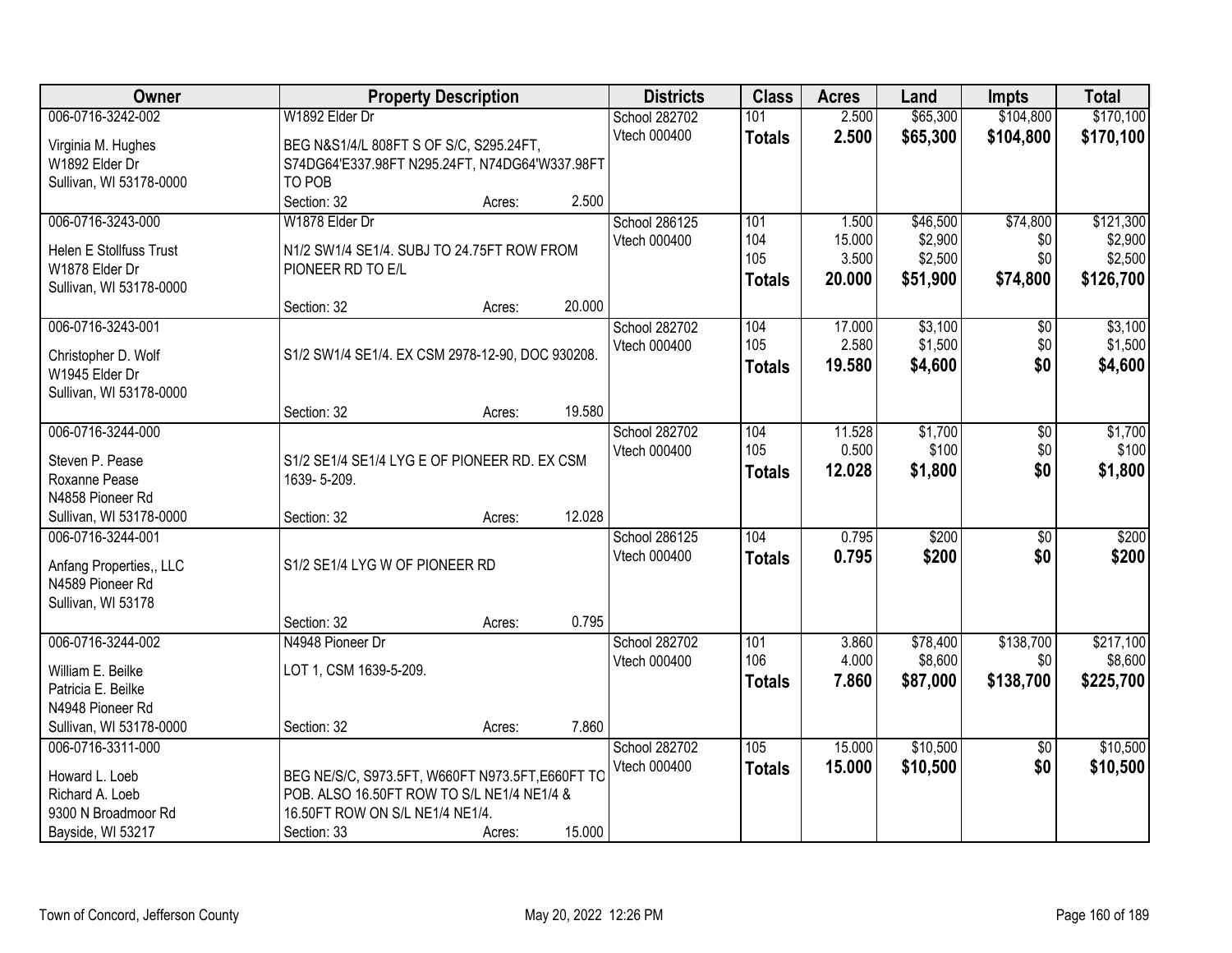| Owner | Property Description | Districts | Class | Acres | Land | Impts | Total |
|---|---|---|---|---|---|---|---|
| 006-0716-3242-002<br>Virginia M. Hughes<br>W1892 Elder Dr<br>Sullivan, WI 53178-0000 | W1892 Elder Dr<br>BEG N&S1/4/L 808FT S OF S/C, S295.24FT, S74DG64'E337.98FT N295.24FT, N74DG64'W337.98FT TO POB<br>Section: 32 Acres: 2.500 | School 282702<br>Vtech 000400 | 101<br>**Totals** | 2.500<br>**2.500** | $65,300<br>**$65,300** | $104,800<br>**$104,800** | $170,100<br>**$170,100** |
| 006-0716-3243-000<br>Helen E Stollfuss Trust<br>W1878 Elder Dr<br>Sullivan, WI 53178-0000 | W1878 Elder Dr<br>N1/2 SW1/4 SE1/4. SUBJ TO 24.75FT ROW FROM PIONEER RD TO E/L<br>Section: 32 Acres: 20.000 | School 286125<br>Vtech 000400 | 101<br>104<br>105<br>**Totals** | 1.500<br>15.000<br>3.500<br>**20.000** | $46,500<br>$2,900<br>$2,500<br>**$51,900** | $74,800<br>$0<br>$0<br>**$74,800** | $121,300<br>$2,900<br>$2,500<br>**$126,700** |
| 006-0716-3243-001<br>Christopher D. Wolf<br>W1945 Elder Dr<br>Sullivan, WI 53178-0000 | S1/2 SW1/4 SE1/4. EX CSM 2978-12-90, DOC 930208.<br>Section: 32 Acres: 19.580 | School 282702<br>Vtech 000400 | 104<br>105<br>**Totals** | 17.000<br>2.580<br>**19.580** | $3,100<br>$1,500<br>**$4,600** | $0<br>$0<br>**$0** | $3,100<br>$1,500<br>**$4,600** |
| 006-0716-3244-000<br>Steven P. Pease<br>Roxanne Pease<br>N4858 Pioneer Rd<br>Sullivan, WI 53178-0000 | S1/2 SE1/4 SE1/4 LYG E OF PIONEER RD. EX CSM 1639- 5-209.<br>Section: 32 Acres: 12.028 | School 282702<br>Vtech 000400 | 104<br>105<br>**Totals** | 11.528<br>0.500<br>**12.028** | $1,700<br>$100<br>**$1,800** | $0<br>$0<br>**$0** | $1,700<br>$100<br>**$1,800** |
| 006-0716-3244-001<br>Anfang Properties,, LLC<br>N4589 Pioneer Rd<br>Sullivan, WI 53178 | S1/2 SE1/4 LYG W OF PIONEER RD<br>Section: 32 Acres: 0.795 | School 286125<br>Vtech 000400 | 104<br>**Totals** | 0.795<br>**0.795** | $200<br>**$200** | $0<br>**$0** | $200<br>**$200** |
| 006-0716-3244-002<br>William E. Beilke<br>Patricia E. Beilke<br>N4948 Pioneer Rd<br>Sullivan, WI 53178-0000 | N4948 Pioneer Dr<br>LOT 1, CSM 1639-5-209.<br>Section: 32 Acres: 7.860 | School 282702<br>Vtech 000400 | 101<br>106<br>**Totals** | 3.860<br>4.000<br>**7.860** | $78,400<br>$8,600<br>**$87,000** | $138,700<br>$0<br>**$138,700** | $217,100<br>$8,600<br>**$225,700** |
| 006-0716-3311-000<br>Howard L. Loeb<br>Richard A. Loeb<br>9300 N Broadmoor Rd<br>Bayside, WI 53217 | BEG NE/S/C, S973.5FT, W660FT N973.5FT,E660FT TO POB. ALSO 16.50FT ROW TO S/L NE1/4 NE1/4 & 16.50FT ROW ON S/L NE1/4 NE1/4.<br>Section: 33 Acres: 15.000 | School 282702<br>Vtech 000400 | 105<br>**Totals** | 15.000<br>**15.000** | $10,500<br>**$10,500** | $0<br>**$0** | $10,500<br>**$10,500** |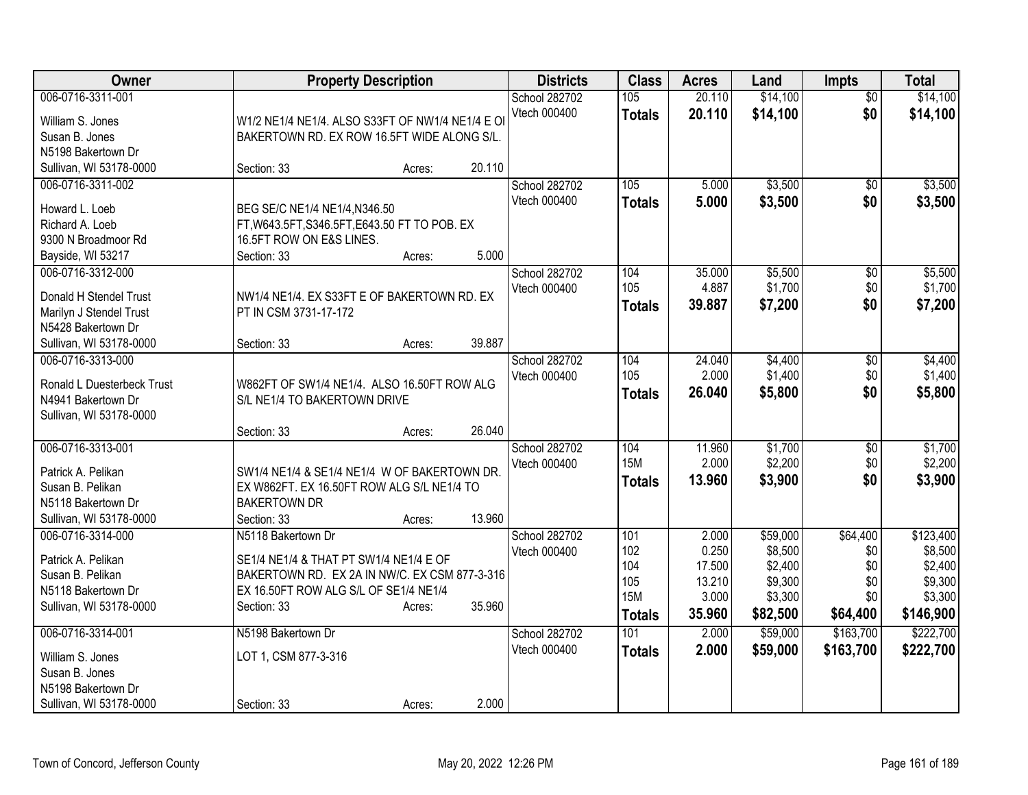| Owner | Property Description | | | Districts | Class | Acres | Land | Impts | Total |
|---|---|---|---|---|---|---|---|---|---|
| 006-0716-3311-001 | | | | School 282702 | 105 | 20.110 | $14,100 | $0 | $14,100 |
| William S. Jones | W1/2 NE1/4 NE1/4. ALSO S33FT OF NW1/4 NE1/4 E OI | | | Vtech 000400 | **Totals** | **20.110** | **$14,100** | **$0** | **$14,100** |
| Susan B. Jones | BAKERTOWN RD. EX ROW 16.5FT WIDE ALONG S/L. | | | | | | | | |
| N5198 Bakertown Dr | | | | | | | | | |
| Sullivan, WI 53178-0000 | Section: 33 | Acres: | 20.110 | | | | | | |
| 006-0716-3311-002 | | | | School 282702 | 105 | 5.000 | $3,500 | $0 | $3,500 |
| Howard L. Loeb | BEG SE/C NE1/4 NE1/4,N346.50 | | | Vtech 000400 | **Totals** | **5.000** | **$3,500** | **$0** | **$3,500** |
| Richard A. Loeb | FT,W643.5FT,S346.5FT,E643.50 FT TO POB. EX | | | | | | | | |
| 9300 N Broadmoor Rd | 16.5FT ROW ON E&S LINES. | | | | | | | | |
| Bayside, WI 53217 | Section: 33 | Acres: | 5.000 | | | | | | |
| 006-0716-3312-000 | | | | School 282702 | 104 | 35.000 | $5,500 | $0 | $5,500 |
| Donald H Stendel Trust | NW1/4 NE1/4. EX S33FT E OF BAKERTOWN RD. EX | | | Vtech 000400 | 105 | 4.887 | $1,700 | $0 | $1,700 |
| Marilyn J Stendel Trust | PT IN CSM 3731-17-172 | | | | **Totals** | **39.887** | **$7,200** | **$0** | **$7,200** |
| N5428 Bakertown Dr | | | | | | | | | |
| Sullivan, WI 53178-0000 | Section: 33 | Acres: | 39.887 | | | | | | |
| 006-0716-3313-000 | | | | School 282702 | 104 | 24.040 | $4,400 | $0 | $4,400 |
| Ronald L Duesterbeck Trust | W862FT OF SW1/4 NE1/4. ALSO 16.50FT ROW ALG | | | Vtech 000400 | 105 | 2.000 | $1,400 | $0 | $1,400 |
| N4941 Bakertown Dr | S/L NE1/4 TO BAKERTOWN DRIVE | | | | **Totals** | **26.040** | **$5,800** | **$0** | **$5,800** |
| Sullivan, WI 53178-0000 | | | | | | | | | |
| | Section: 33 | Acres: | 26.040 | | | | | | |
| 006-0716-3313-001 | | | | School 282702 | 104 | 11.960 | $1,700 | $0 | $1,700 |
| Patrick A. Pelikan | SW1/4 NE1/4 & SE1/4 NE1/4 W OF BAKERTOWN DR. | | | Vtech 000400 | 15M | 2.000 | $2,200 | $0 | $2,200 |
| Susan B. Pelikan | EX W862FT. EX 16.50FT ROW ALG S/L NE1/4 TO | | | | **Totals** | **13.960** | **$3,900** | **$0** | **$3,900** |
| N5118 Bakertown Dr | BAKERTOWN DR | | | | | | | | |
| Sullivan, WI 53178-0000 | Section: 33 | Acres: | 13.960 | | | | | | |
| 006-0716-3314-000 | N5118 Bakertown Dr | | | School 282702 | 101 | 2.000 | $59,000 | $64,400 | $123,400 |
| Patrick A. Pelikan | SE1/4 NE1/4 & THAT PT SW1/4 NE1/4 E OF | | | Vtech 000400 | 102 | 0.250 | $8,500 | $0 | $8,500 |
| Susan B. Pelikan | BAKERTOWN RD. EX 2A IN NW/C. EX CSM 877-3-316 | | | | 104 | 17.500 | $2,400 | $0 | $2,400 |
| N5118 Bakertown Dr | EX 16.50FT ROW ALG S/L OF SE1/4 NE1/4 | | | | 105 | 13.210 | $9,300 | $0 | $9,300 |
| Sullivan, WI 53178-0000 | Section: 33 | Acres: | 35.960 | | 15M | 3.000 | $3,300 | $0 | $3,300 |
| | | | | | **Totals** | **35.960** | **$82,500** | **$64,400** | **$146,900** |
| 006-0716-3314-001 | N5198 Bakertown Dr | | | School 282702 | 101 | 2.000 | $59,000 | $163,700 | $222,700 |
| William S. Jones | LOT 1, CSM 877-3-316 | | | Vtech 000400 | **Totals** | **2.000** | **$59,000** | **$163,700** | **$222,700** |
| Susan B. Jones | | | | | | | | | |
| N5198 Bakertown Dr | | | | | | | | | |
| Sullivan, WI 53178-0000 | Section: 33 | Acres: | 2.000 | | | | | | |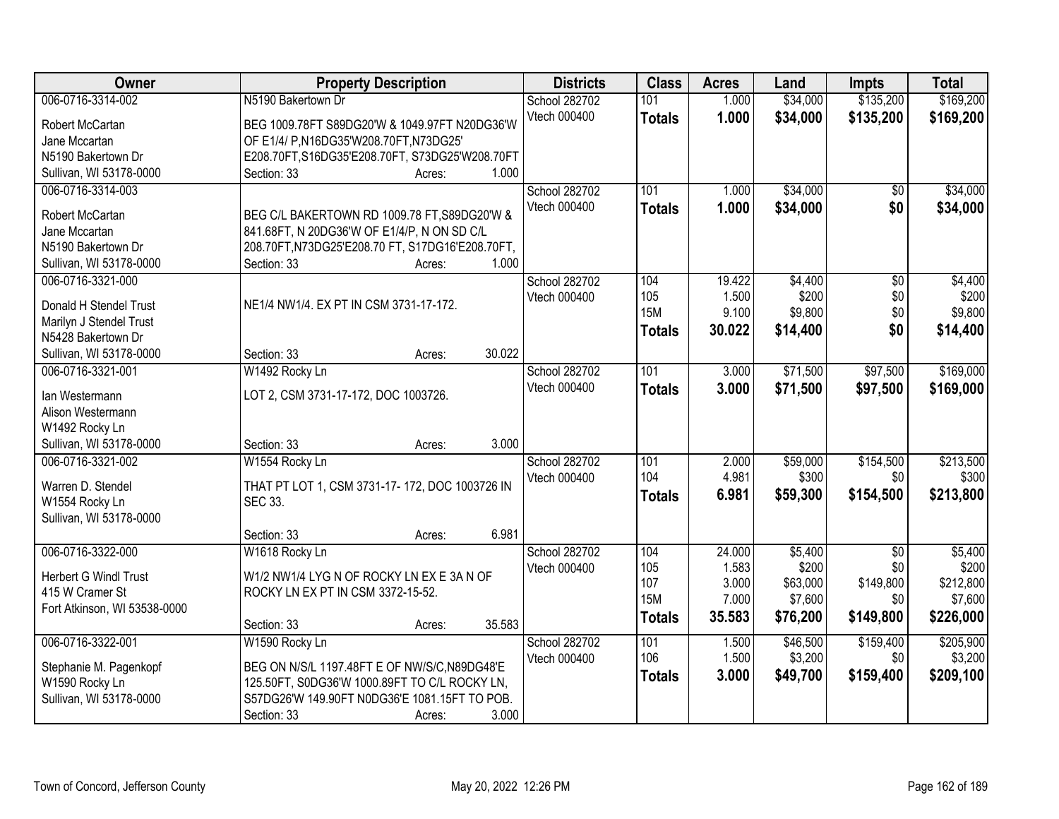| Owner | Property Description | Districts | Class | Acres | Land | Impts | Total |
|---|---|---|---|---|---|---|---|
| 006-0716-3314-002<br>Robert McCartan<br>Jane Mccartan<br>N5190 Bakertown Dr<br>Sullivan, WI 53178-0000 | N5190 Bakertown Dr<br>BEG 1009.78FT S89DG20'W & 1049.97FT N20DG36'W OF E1/4/ P,N16DG35'W208.70FT,N73DG25' E208.70FT,S16DG35'E208.70FT, S73DG25'W208.70FT<br>Section: 33 Acres: 1.000 | School 282702<br>Vtech 000400 | 101<br>**Totals** | 1.000<br>**1.000** | $34,000<br>**$34,000** | $135,200<br>**$135,200** | $169,200<br>**$169,200** |
| 006-0716-3314-003<br>Robert McCartan<br>Jane Mccartan<br>N5190 Bakertown Dr<br>Sullivan, WI 53178-0000 | BEG C/L BAKERTOWN RD 1009.78 FT,S89DG20'W & 841.68FT, N 20DG36'W OF E1/4/P, N ON SD C/L 208.70FT,N73DG25'E208.70 FT, S17DG16'E208.70FT,<br>Section: 33 Acres: 1.000 | School 282702<br>Vtech 000400 | 101<br>**Totals** | 1.000<br>**1.000** | $34,000<br>**$34,000** | $0<br>**$0** | $34,000<br>**$34,000** |
| 006-0716-3321-000<br>Donald H Stendel Trust<br>Marilyn J Stendel Trust<br>N5428 Bakertown Dr<br>Sullivan, WI 53178-0000 | NE1/4 NW1/4. EX PT IN CSM 3731-17-172.<br>Section: 33 Acres: 30.022 | School 282702<br>Vtech 000400 | 104<br>105<br>15M<br>**Totals** | 19.422<br>1.500<br>9.100<br>**30.022** | $4,400<br>$200<br>$9,800<br>**$14,400** | $0<br>$0<br>$0<br>**$0** | $4,400<br>$200<br>$9,800<br>**$14,400** |
| 006-0716-3321-001<br>Ian Westermann<br>Alison Westermann<br>W1492 Rocky Ln<br>Sullivan, WI 53178-0000 | W1492 Rocky Ln<br>LOT 2, CSM 3731-17-172, DOC 1003726.<br>Section: 33 Acres: 3.000 | School 282702<br>Vtech 000400 | 101<br>**Totals** | 3.000<br>**3.000** | $71,500<br>**$71,500** | $97,500<br>**$97,500** | $169,000<br>**$169,000** |
| 006-0716-3321-002<br>Warren D. Stendel<br>W1554 Rocky Ln<br>Sullivan, WI 53178-0000 | W1554 Rocky Ln<br>THAT PT LOT 1, CSM 3731-17- 172, DOC 1003726 IN SEC 33.<br>Section: 33 Acres: 6.981 | School 282702<br>Vtech 000400 | 101<br>104<br>**Totals** | 2.000<br>4.981<br>**6.981** | $59,000<br>$300<br>**$59,300** | $154,500<br>$0<br>**$154,500** | $213,500<br>$300<br>**$213,800** |
| 006-0716-3322-000<br>Herbert G Windl Trust<br>415 W Cramer St<br>Fort Atkinson, WI 53538-0000 | W1618 Rocky Ln<br>W1/2 NW1/4 LYG N OF ROCKY LN EX E 3A N OF ROCKY LN EX PT IN CSM 3372-15-52.<br>Section: 33 Acres: 35.583 | School 282702<br>Vtech 000400 | 104<br>105<br>107<br>15M<br>**Totals** | 24.000<br>1.583<br>3.000<br>7.000<br>**35.583** | $5,400<br>$200<br>$63,000<br>$7,600<br>**$76,200** | $0<br>$0<br>$149,800<br>$0<br>**$149,800** | $5,400<br>$200<br>$212,800<br>$7,600<br>**$226,000** |
| 006-0716-3322-001<br>Stephanie M. Pagenkopf<br>W1590 Rocky Ln<br>Sullivan, WI 53178-0000 | W1590 Rocky Ln<br>BEG ON N/S/L 1197.48FT E OF NW/S/C,N89DG48'E 125.50FT, S0DG36'W 1000.89FT TO C/L ROCKY LN, S57DG26'W 149.90FT N0DG36'E 1081.15FT TO POB.<br>Section: 33 Acres: 3.000 | School 282702<br>Vtech 000400 | 101<br>106<br>**Totals** | 1.500<br>1.500<br>**3.000** | $46,500<br>$3,200<br>**$49,700** | $159,400<br>$0<br>**$159,400** | $205,900<br>$3,200<br>**$209,100** |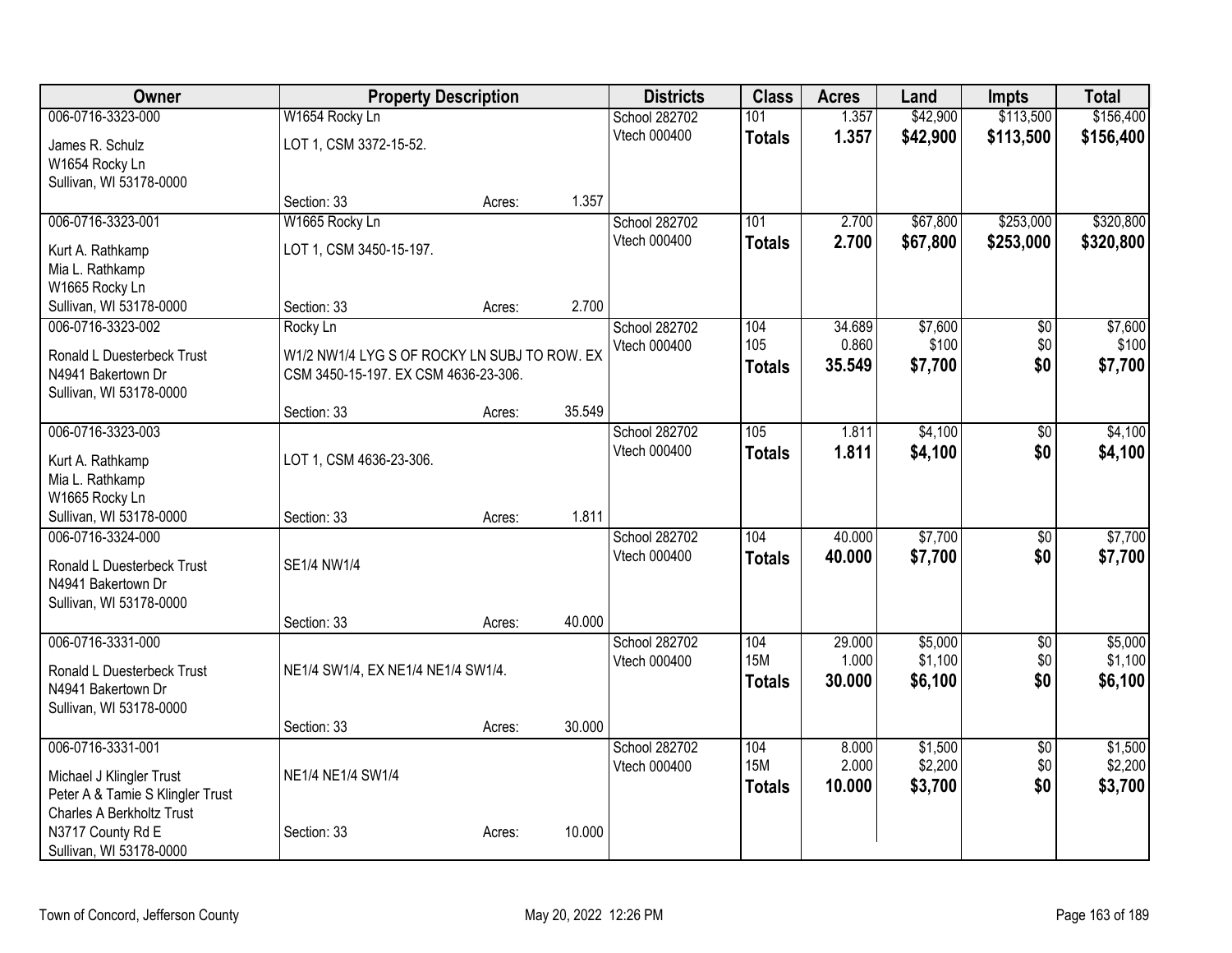| Owner | Property Description | | | Districts | Class | Acres | Land | Impts | Total |
|---|---|---|---|---|---|---|---|---|---|
| 006-0716-3323-000 | W1654 Rocky Ln | | | School 282702 | 101 | 1.357 | $42,900 | $113,500 | $156,400 |
| James R. Schulz<br>W1654 Rocky Ln<br>Sullivan, WI 53178-0000 | LOT 1, CSM 3372-15-52. | | | Vtech 000400 | **Totals** | **1.357** | **$42,900** | **$113,500** | **$156,400** |
| | Section: 33 | Acres: | 1.357 | | | | | | |
| 006-0716-3323-001 | W1665 Rocky Ln | | | School 282702 | 101 | 2.700 | $67,800 | $253,000 | $320,800 |
| Kurt A. Rathkamp<br>Mia L. Rathkamp<br>W1665 Rocky Ln<br>Sullivan, WI 53178-0000 | LOT 1, CSM 3450-15-197. | | | Vtech 000400 | **Totals** | **2.700** | **$67,800** | **$253,000** | **$320,800** |
| | Section: 33 | Acres: | 2.700 | | | | | | |
| 006-0716-3323-002 | Rocky Ln | | | School 282702 | 104 | 34.689 | $7,600 | $0 | $7,600 |
| Ronald L Duesterbeck Trust<br>N4941 Bakertown Dr<br>Sullivan, WI 53178-0000 | W1/2 NW1/4 LYG S OF ROCKY LN SUBJ TO ROW. EX CSM 3450-15-197. EX CSM 4636-23-306. | | | Vtech 000400 | 105 | 0.860 | $100 | $0 | $100 |
| | | | | | **Totals** | **35.549** | **$7,700** | **$0** | **$7,700** |
| | Section: 33 | Acres: | 35.549 | | | | | | |
| 006-0716-3323-003 | | | | School 282702 | 105 | 1.811 | $4,100 | $0 | $4,100 |
| Kurt A. Rathkamp<br>Mia L. Rathkamp<br>W1665 Rocky Ln<br>Sullivan, WI 53178-0000 | LOT 1, CSM 4636-23-306. | | | Vtech 000400 | **Totals** | **1.811** | **$4,100** | **$0** | **$4,100** |
| | Section: 33 | Acres: | 1.811 | | | | | | |
| 006-0716-3324-000 | | | | School 282702 | 104 | 40.000 | $7,700 | $0 | $7,700 |
| Ronald L Duesterbeck Trust<br>N4941 Bakertown Dr<br>Sullivan, WI 53178-0000 | SE1/4 NW1/4 | | | Vtech 000400 | **Totals** | **40.000** | **$7,700** | **$0** | **$7,700** |
| | Section: 33 | Acres: | 40.000 | | | | | | |
| 006-0716-3331-000 | | | | School 282702 | 104 | 29.000 | $5,000 | $0 | $5,000 |
| Ronald L Duesterbeck Trust<br>N4941 Bakertown Dr<br>Sullivan, WI 53178-0000 | NE1/4 SW1/4, EX NE1/4 NE1/4 SW1/4. | | | Vtech 000400 | 15M | 1.000 | $1,100 | $0 | $1,100 |
| | | | | | **Totals** | **30.000** | **$6,100** | **$0** | **$6,100** |
| | Section: 33 | Acres: | 30.000 | | | | | | |
| 006-0716-3331-001 | | | | School 282702 | 104 | 8.000 | $1,500 | $0 | $1,500 |
| Michael J Klingler Trust<br>Peter A & Tamie S Klingler Trust<br>Charles A Berkholtz Trust<br>N3717 County Rd E<br>Sullivan, WI 53178-0000 | NE1/4 NE1/4 SW1/4 | | | Vtech 000400 | 15M | 2.000 | $2,200 | $0 | $2,200 |
| | | | | | **Totals** | **10.000** | **$3,700** | **$0** | **$3,700** |
| | Section: 33 | Acres: | 10.000 | | | | | | |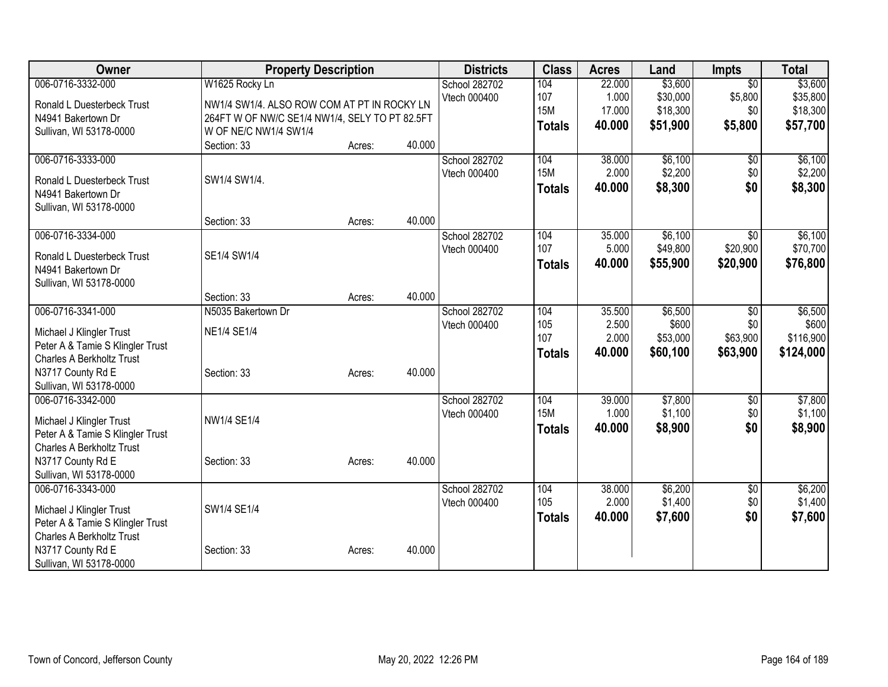| Owner | Property Description | | | Districts | Class | Acres | Land | Impts | Total |
|---|---|---|---|---|---|---|---|---|---|
| 006-0716-3332-000 | W1625 Rocky Ln | | | School 282702 | 104 | 22.000 | $3,600 | $0 | $3,600 |
| Ronald L Duesterbeck Trust | NW1/4 SW1/4. ALSO ROW COM AT PT IN ROCKY LN 264FT W OF NW/C SE1/4 NW1/4, SELY TO PT 82.5FT W OF NE/C NW1/4 SW1/4 | | | Vtech 000400 | 107 | 1.000 | $30,000 | $5,800 | $35,800 |
| N4941 Bakertown Dr | | | | | 15M | 17.000 | $18,300 | $0 | $18,300 |
| Sullivan, WI 53178-0000 | | | | | **Totals** | **40.000** | **$51,900** | **$5,800** | **$57,700** |
| | Section: 33 | Acres: | 40.000 | | | | | | |
| 006-0716-3333-000 | | | | School 282702 | 104 | 38.000 | $6,100 | $0 | $6,100 |
| Ronald L Duesterbeck Trust | SW1/4 SW1/4. | | | Vtech 000400 | 15M | 2.000 | $2,200 | $0 | $2,200 |
| N4941 Bakertown Dr | | | | | **Totals** | **40.000** | **$8,300** | **$0** | **$8,300** |
| Sullivan, WI 53178-0000 | | | | | | | | | |
| | Section: 33 | Acres: | 40.000 | | | | | | |
| 006-0716-3334-000 | | | | School 282702 | 104 | 35.000 | $6,100 | $0 | $6,100 |
| Ronald L Duesterbeck Trust | SE1/4 SW1/4 | | | Vtech 000400 | 107 | 5.000 | $49,800 | $20,900 | $70,700 |
| N4941 Bakertown Dr | | | | | **Totals** | **40.000** | **$55,900** | **$20,900** | **$76,800** |
| Sullivan, WI 53178-0000 | | | | | | | | | |
| | Section: 33 | Acres: | 40.000 | | | | | | |
| 006-0716-3341-000 | N5035 Bakertown Dr | | | School 282702 | 104 | 35.500 | $6,500 | $0 | $6,500 |
| Michael J Klingler Trust | NE1/4 SE1/4 | | | Vtech 000400 | 105 | 2.500 | $600 | $0 | $600 |
| Peter A & Tamie S Klingler Trust | | | | | 107 | 2.000 | $53,000 | $63,900 | $116,900 |
| Charles A Berkholtz Trust | | | | | **Totals** | **40.000** | **$60,100** | **$63,900** | **$124,000** |
| N3717 County Rd E | Section: 33 | Acres: | 40.000 | | | | | | |
| Sullivan, WI 53178-0000 | | | | | | | | | |
| 006-0716-3342-000 | | | | School 282702 | 104 | 39.000 | $7,800 | $0 | $7,800 |
| Michael J Klingler Trust | NW1/4 SE1/4 | | | Vtech 000400 | 15M | 1.000 | $1,100 | $0 | $1,100 |
| Peter A & Tamie S Klingler Trust | | | | | **Totals** | **40.000** | **$8,900** | **$0** | **$8,900** |
| Charles A Berkholtz Trust | | | | | | | | | |
| N3717 County Rd E | Section: 33 | Acres: | 40.000 | | | | | | |
| Sullivan, WI 53178-0000 | | | | | | | | | |
| 006-0716-3343-000 | | | | School 282702 | 104 | 38.000 | $6,200 | $0 | $6,200 |
| Michael J Klingler Trust | SW1/4 SE1/4 | | | Vtech 000400 | 105 | 2.000 | $1,400 | $0 | $1,400 |
| Peter A & Tamie S Klingler Trust | | | | | **Totals** | **40.000** | **$7,600** | **$0** | **$7,600** |
| Charles A Berkholtz Trust | | | | | | | | | |
| N3717 County Rd E | Section: 33 | Acres: | 40.000 | | | | | | |
| Sullivan, WI 53178-0000 | | | | | | | | | |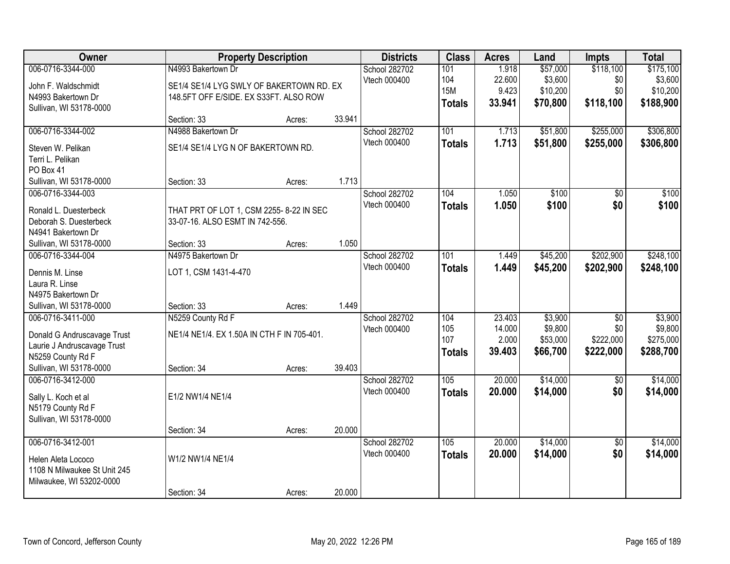| Owner | Property Description | | | Districts | Class | Acres | Land | Impts | Total |
|---|---|---|---|---|---|---|---|---|---|
| 006-0716-3344-000 | N4993 Bakertown Dr | | | School 282702 | 101 | 1.918 | $57,000 | $118,100 | $175,100 |
| John F. Waldschmidt | SE1/4 SE1/4 LYG SWLY OF BAKERTOWN RD. EX | | | Vtech 000400 | 104 | 22.600 | $3,600 | $0 | $3,600 |
| N4993 Bakertown Dr | 148.5FT OFF E/SIDE. EX S33FT. ALSO ROW | | | | 15M | 9.423 | $10,200 | $0 | $10,200 |
| Sullivan, WI 53178-0000 | | | | | **Totals** | **33.941** | **$70,800** | **$118,100** | **$188,900** |
| | Section: 33 | Acres: | 33.941 | | | | | | |
| 006-0716-3344-002 | N4988 Bakertown Dr | | | School 282702 | 101 | 1.713 | $51,800 | $255,000 | $306,800 |
| Steven W. Pelikan | SE1/4 SE1/4 LYG N OF BAKERTOWN RD. | | | Vtech 000400 | **Totals** | **1.713** | **$51,800** | **$255,000** | **$306,800** |
| Terri L. Pelikan | | | | | | | | | |
| PO Box 41 | | | | | | | | | |
| Sullivan, WI 53178-0000 | Section: 33 | Acres: | 1.713 | | | | | | |
| 006-0716-3344-003 | | | | School 282702 | 104 | 1.050 | $100 | $0 | $100 |
| Ronald L. Duesterbeck | THAT PRT OF LOT 1, CSM 2255- 8-22 IN SEC | | | Vtech 000400 | **Totals** | **1.050** | **$100** | **$0** | **$100** |
| Deborah S. Duesterbeck | 33-07-16. ALSO ESMT IN 742-556. | | | | | | | | |
| N4941 Bakertown Dr | | | | | | | | | |
| Sullivan, WI 53178-0000 | Section: 33 | Acres: | 1.050 | | | | | | |
| 006-0716-3344-004 | N4975 Bakertown Dr | | | School 282702 | 101 | 1.449 | $45,200 | $202,900 | $248,100 |
| Dennis M. Linse | LOT 1, CSM 1431-4-470 | | | Vtech 000400 | **Totals** | **1.449** | **$45,200** | **$202,900** | **$248,100** |
| Laura R. Linse | | | | | | | | | |
| N4975 Bakertown Dr | | | | | | | | | |
| Sullivan, WI 53178-0000 | Section: 33 | Acres: | 1.449 | | | | | | |
| 006-0716-3411-000 | N5259 County Rd F | | | School 282702 | 104 | 23.403 | $3,900 | $0 | $3,900 |
| Donald G Andruscavage Trust | NE1/4 NE1/4. EX 1.50A IN CTH F IN 705-401. | | | Vtech 000400 | 105 | 14.000 | $9,800 | $0 | $9,800 |
| Laurie J Andruscavage Trust | | | | | 107 | 2.000 | $53,000 | $222,000 | $275,000 |
| N5259 County Rd F | | | | | **Totals** | **39.403** | **$66,700** | **$222,000** | **$288,700** |
| Sullivan, WI 53178-0000 | Section: 34 | Acres: | 39.403 | | | | | | |
| 006-0716-3412-000 | | | | School 282702 | 105 | 20.000 | $14,000 | $0 | $14,000 |
| Sally L. Koch et al | E1/2 NW1/4 NE1/4 | | | Vtech 000400 | **Totals** | **20.000** | **$14,000** | **$0** | **$14,000** |
| N5179 County Rd F | | | | | | | | | |
| Sullivan, WI 53178-0000 | | | | | | | | | |
| | Section: 34 | Acres: | 20.000 | | | | | | |
| 006-0716-3412-001 | | | | School 282702 | 105 | 20.000 | $14,000 | $0 | $14,000 |
| Helen Aleta Lococo | W1/2 NW1/4 NE1/4 | | | Vtech 000400 | **Totals** | **20.000** | **$14,000** | **$0** | **$14,000** |
| 1108 N Milwaukee St Unit 245 | | | | | | | | | |
| Milwaukee, WI 53202-0000 | | | | | | | | | |
| | Section: 34 | Acres: | 20.000 | | | | | | |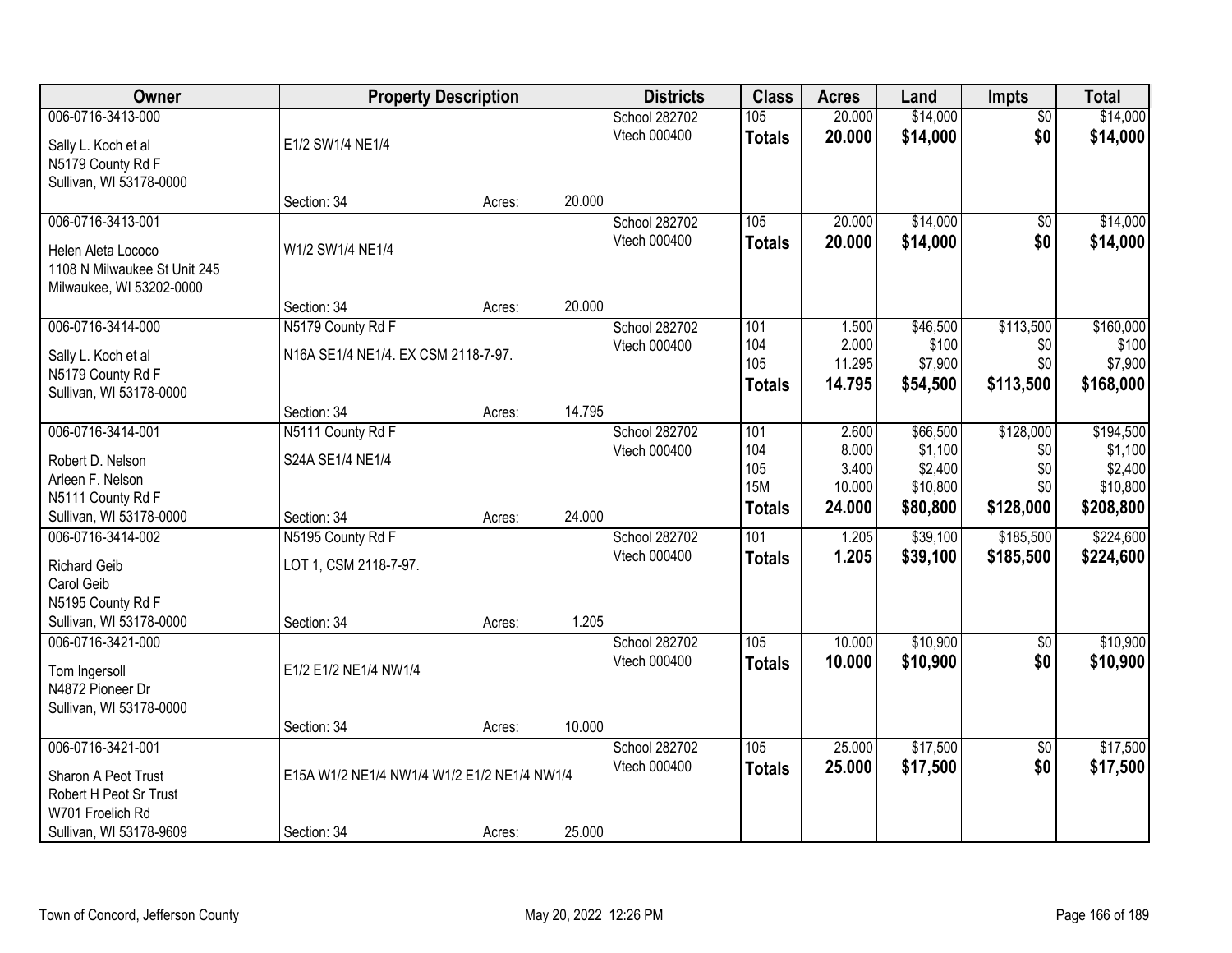| Owner | Property Description | | | Districts | Class | Acres | Land | Impts | Total |
|---|---|---|---|---|---|---|---|---|---|
| 006-0716-3413-000 | | | | School 282702 | 105 | 20.000 | $14,000 | $0 | $14,000 |
| Sally L. Koch et al<br>N5179 County Rd F<br>Sullivan, WI 53178-0000 | E1/2 SW1/4 NE1/4 | | | Vtech 000400 | **Totals** | **20.000** | **$14,000** | **$0** | **$14,000** |
| | Section: 34 | Acres: | 20.000 | | | | | | |
| 006-0716-3413-001 | | | | School 282702 | 105 | 20.000 | $14,000 | $0 | $14,000 |
| Helen Aleta Lococo<br>1108 N Milwaukee St Unit 245<br>Milwaukee, WI 53202-0000 | W1/2 SW1/4 NE1/4 | | | Vtech 000400 | **Totals** | **20.000** | **$14,000** | **$0** | **$14,000** |
| | Section: 34 | Acres: | 20.000 | | | | | | |
| 006-0716-3414-000 | N5179 County Rd F | | | School 282702 | 101 | 1.500 | $46,500 | $113,500 | $160,000 |
| Sally L. Koch et al<br>N5179 County Rd F<br>Sullivan, WI 53178-0000 | N16A SE1/4 NE1/4. EX CSM 2118-7-97. | | | Vtech 000400 | 104 | 2.000 | $100 | $0 | $100 |
| | | | | | 105 | 11.295 | $7,900 | $0 | $7,900 |
| | | | | | **Totals** | **14.795** | **$54,500** | **$113,500** | **$168,000** |
| | Section: 34 | Acres: | 14.795 | | | | | | |
| 006-0716-3414-001 | N5111 County Rd F | | | School 282702 | 101 | 2.600 | $66,500 | $128,000 | $194,500 |
| Robert D. Nelson<br>Arleen F. Nelson<br>N5111 County Rd F<br>Sullivan, WI 53178-0000 | S24A SE1/4 NE1/4 | | | Vtech 000400 | 104 | 8.000 | $1,100 | $0 | $1,100 |
| | | | | | 105 | 3.400 | $2,400 | $0 | $2,400 |
| | | | | | 15M | 10.000 | $10,800 | $0 | $10,800 |
| | | | | | **Totals** | **24.000** | **$80,800** | **$128,000** | **$208,800** |
| | Section: 34 | Acres: | 24.000 | | | | | | |
| 006-0716-3414-002 | N5195 County Rd F | | | School 282702 | 101 | 1.205 | $39,100 | $185,500 | $224,600 |
| Richard Geib<br>Carol Geib<br>N5195 County Rd F<br>Sullivan, WI 53178-0000 | LOT 1, CSM 2118-7-97. | | | Vtech 000400 | **Totals** | **1.205** | **$39,100** | **$185,500** | **$224,600** |
| | Section: 34 | Acres: | 1.205 | | | | | | |
| 006-0716-3421-000 | | | | School 282702 | 105 | 10.000 | $10,900 | $0 | $10,900 |
| Tom Ingersoll<br>N4872 Pioneer Dr<br>Sullivan, WI 53178-0000 | E1/2 E1/2 NE1/4 NW1/4 | | | Vtech 000400 | **Totals** | **10.000** | **$10,900** | **$0** | **$10,900** |
| | Section: 34 | Acres: | 10.000 | | | | | | |
| 006-0716-3421-001 | | | | School 282702 | 105 | 25.000 | $17,500 | $0 | $17,500 |
| Sharon A Peot Trust<br>Robert H Peot Sr Trust<br>W701 Froelich Rd<br>Sullivan, WI 53178-9609 | E15A W1/2 NE1/4 NW1/4 W1/2 E1/2 NE1/4 NW1/4 | | | Vtech 000400 | **Totals** | **25.000** | **$17,500** | **$0** | **$17,500** |
| | Section: 34 | Acres: | 25.000 | | | | | | |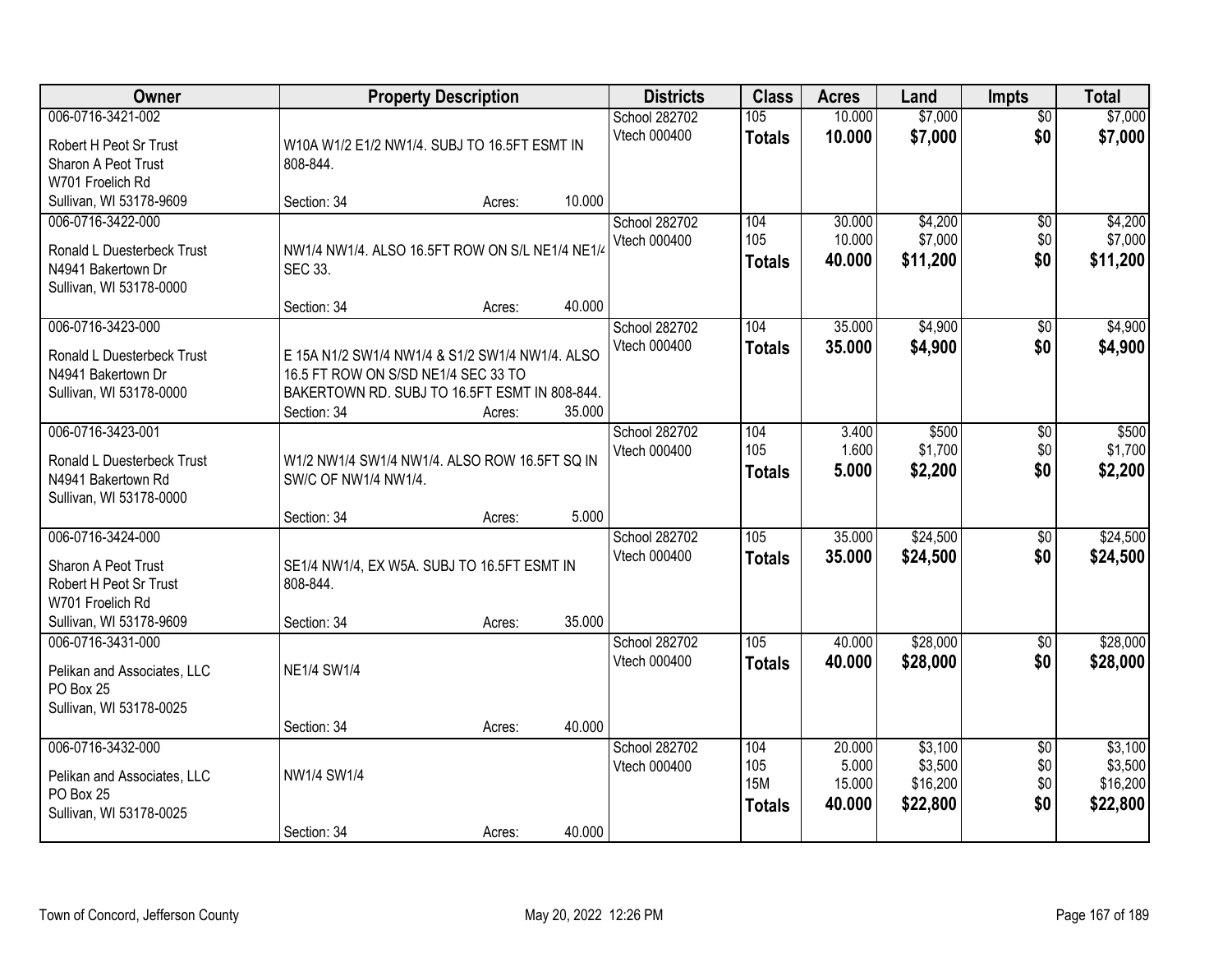| Owner | Property Description | Districts | Class | Acres | Land | Impts | Total |
|---|---|---|---|---|---|---|---|
| 006-0716-3421-002<br>Robert H Peot Sr Trust<br>Sharon A Peot Trust<br>W701 Froelich Rd<br>Sullivan, WI 53178-9609 | W10A W1/2 E1/2 NW1/4. SUBJ TO 16.5FT ESMT IN 808-844.<br>Section: 34 Acres: 10.000 | School 282702<br>Vtech 000400 | 105<br>**Totals** | 10.000<br>**10.000** | $7,000<br>**$7,000** | $0<br>**$0** | $7,000<br>**$7,000** |
| 006-0716-3422-000<br>Ronald L Duesterbeck Trust<br>N4941 Bakertown Dr<br>Sullivan, WI 53178-0000 | NW1/4 NW1/4. ALSO 16.5FT ROW ON S/L NE1/4 NE1/4 SEC 33.<br>Section: 34 Acres: 40.000 | School 282702<br>Vtech 000400 | 104<br>105<br>**Totals** | 30.000<br>10.000<br>**40.000** | $4,200<br>$7,000<br>**$11,200** | $0<br>$0<br>**$0** | $4,200<br>$7,000<br>**$11,200** |
| 006-0716-3423-000<br>Ronald L Duesterbeck Trust<br>N4941 Bakertown Dr<br>Sullivan, WI 53178-0000 | E 15A N1/2 SW1/4 NW1/4 & S1/2 SW1/4 NW1/4. ALSO 16.5 FT ROW ON S/SD NE1/4 SEC 33 TO BAKERTOWN RD. SUBJ TO 16.5FT ESMT IN 808-844.<br>Section: 34 Acres: 35.000 | School 282702<br>Vtech 000400 | 104<br>**Totals** | 35.000<br>**35.000** | $4,900<br>**$4,900** | $0<br>**$0** | $4,900<br>**$4,900** |
| 006-0716-3423-001<br>Ronald L Duesterbeck Trust<br>N4941 Bakertown Rd<br>Sullivan, WI 53178-0000 | W1/2 NW1/4 SW1/4 NW1/4. ALSO ROW 16.5FT SQ IN SW/C OF NW1/4 NW1/4.<br>Section: 34 Acres: 5.000 | School 282702<br>Vtech 000400 | 104<br>105<br>**Totals** | 3.400<br>1.600<br>**5.000** | $500<br>$1,700<br>**$2,200** | $0<br>$0<br>**$0** | $500<br>$1,700<br>**$2,200** |
| 006-0716-3424-000<br>Sharon A Peot Trust<br>Robert H Peot Sr Trust<br>W701 Froelich Rd<br>Sullivan, WI 53178-9609 | SE1/4 NW1/4, EX W5A. SUBJ TO 16.5FT ESMT IN 808-844.<br>Section: 34 Acres: 35.000 | School 282702<br>Vtech 000400 | 105<br>**Totals** | 35.000<br>**35.000** | $24,500<br>**$24,500** | $0<br>**$0** | $24,500<br>**$24,500** |
| 006-0716-3431-000<br>Pelikan and Associates, LLC<br>PO Box 25<br>Sullivan, WI 53178-0025 | NE1/4 SW1/4<br>Section: 34 Acres: 40.000 | School 282702<br>Vtech 000400 | 105<br>**Totals** | 40.000<br>**40.000** | $28,000<br>**$28,000** | $0<br>**$0** | $28,000<br>**$28,000** |
| 006-0716-3432-000<br>Pelikan and Associates, LLC<br>PO Box 25<br>Sullivan, WI 53178-0025 | NW1/4 SW1/4<br>Section: 34 Acres: 40.000 | School 282702<br>Vtech 000400 | 104<br>105<br>15M<br>**Totals** | 20.000<br>5.000<br>15.000<br>**40.000** | $3,100<br>$3,500<br>$16,200<br>**$22,800** | $0<br>$0<br>$0<br>**$0** | $3,100<br>$3,500<br>$16,200<br>**$22,800** |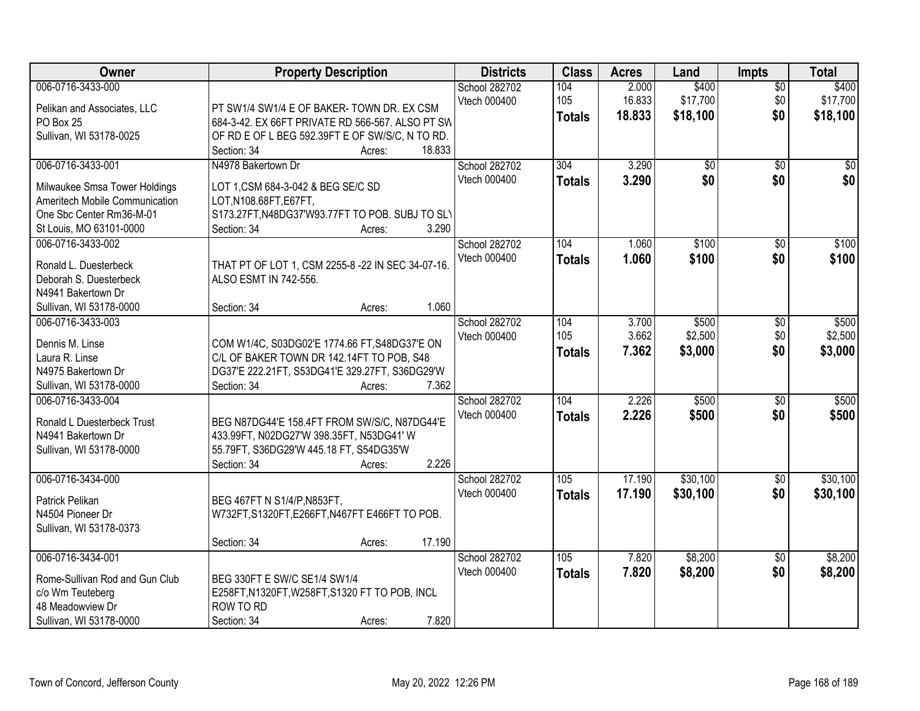| Owner | Property Description | Districts | Class | Acres | Land | Impts | Total |
|---|---|---|---|---|---|---|---|
| 006-0716-3433-000<br>Pelikan and Associates, LLC<br>PO Box 25<br>Sullivan, WI 53178-0025 | PT SW1/4 SW1/4 E OF BAKER- TOWN DR. EX CSM 684-3-42. EX 66FT PRIVATE RD 566-567. ALSO PT SW OF RD E OF L BEG 592.39FT E OF SW/S/C, N TO RD.<br>Section: 34 Acres: 18.833 | School 282702<br>Vtech 000400 | 104<br>105<br>**Totals** | 2.000<br>16.833<br>**18.833** | $400<br>$17,700<br>**$18,100** | $0<br>$0<br>**$0** | $400<br>$17,700<br>**$18,100** |
| 006-0716-3433-001<br>Milwaukee Smsa Tower Holdings<br>Ameritech Mobile Communication<br>One Sbc Center Rm36-M-01<br>St Louis, MO 63101-0000 | N4978 Bakertown Dr<br>LOT 1,CSM 684-3-042 & BEG SE/C SD LOT,N108.68FT,E67FT, S173.27FT,N48DG37'W93.77FT TO POB. SUBJ TO SLY<br>Section: 34 Acres: 3.290 | School 282702<br>Vtech 000400 | 304<br>**Totals** | 3.290<br>**3.290** | $0<br>**$0** | $0<br>**$0** | $0<br>**$0** |
| 006-0716-3433-002<br>Ronald L. Duesterbeck<br>Deborah S. Duesterbeck<br>N4941 Bakertown Dr<br>Sullivan, WI 53178-0000 | THAT PT OF LOT 1, CSM 2255-8 -22 IN SEC 34-07-16. ALSO ESMT IN 742-556.<br>Section: 34 Acres: 1.060 | School 282702<br>Vtech 000400 | 104<br>**Totals** | 1.060<br>**1.060** | $100<br>**$100** | $0<br>**$0** | $100<br>**$100** |
| 006-0716-3433-003<br>Dennis M. Linse<br>Laura R. Linse<br>N4975 Bakertown Dr<br>Sullivan, WI 53178-0000 | COM W1/4C, S03DG02'E 1774.66 FT,S48DG37'E ON C/L OF BAKER TOWN DR 142.14FT TO POB, S48 DG37'E 222.21FT, S53DG41'E 329.27FT, S36DG29'W<br>Section: 34 Acres: 7.362 | School 282702<br>Vtech 000400 | 104<br>105<br>**Totals** | 3.700<br>3.662<br>**7.362** | $500<br>$2,500<br>**$3,000** | $0<br>$0<br>**$0** | $500<br>$2,500<br>**$3,000** |
| 006-0716-3433-004<br>Ronald L Duesterbeck Trust<br>N4941 Bakertown Dr<br>Sullivan, WI 53178-0000 | BEG N87DG44'E 158.4FT FROM SW/S/C, N87DG44'E 433.99FT, N02DG27'W 398.35FT, N53DG41' W 55.79FT, S36DG29'W 445.18 FT, S54DG35'W<br>Section: 34 Acres: 2.226 | School 282702<br>Vtech 000400 | 104<br>**Totals** | 2.226<br>**2.226** | $500<br>**$500** | $0<br>**$0** | $500<br>**$500** |
| 006-0716-3434-000<br>Patrick Pelikan<br>N4504 Pioneer Dr<br>Sullivan, WI 53178-0373 | BEG 467FT N S1/4/P,N853FT, W732FT,S1320FT,E266FT,N467FT E466FT TO POB.<br>Section: 34 Acres: 17.190 | School 282702<br>Vtech 000400 | 105<br>**Totals** | 17.190<br>**17.190** | $30,100<br>**$30,100** | $0<br>**$0** | $30,100<br>**$30,100** |
| 006-0716-3434-001<br>Rome-Sullivan Rod and Gun Club<br>c/o Wm Teuteberg<br>48 Meadowview Dr<br>Sullivan, WI 53178-0000 | BEG 330FT E SW/C SE1/4 SW1/4 E258FT,N1320FT,W258FT,S1320 FT TO POB, INCL ROW TO RD<br>Section: 34 Acres: 7.820 | School 282702<br>Vtech 000400 | 105<br>**Totals** | 7.820<br>**7.820** | $8,200<br>**$8,200** | $0<br>**$0** | $8,200<br>**$8,200** |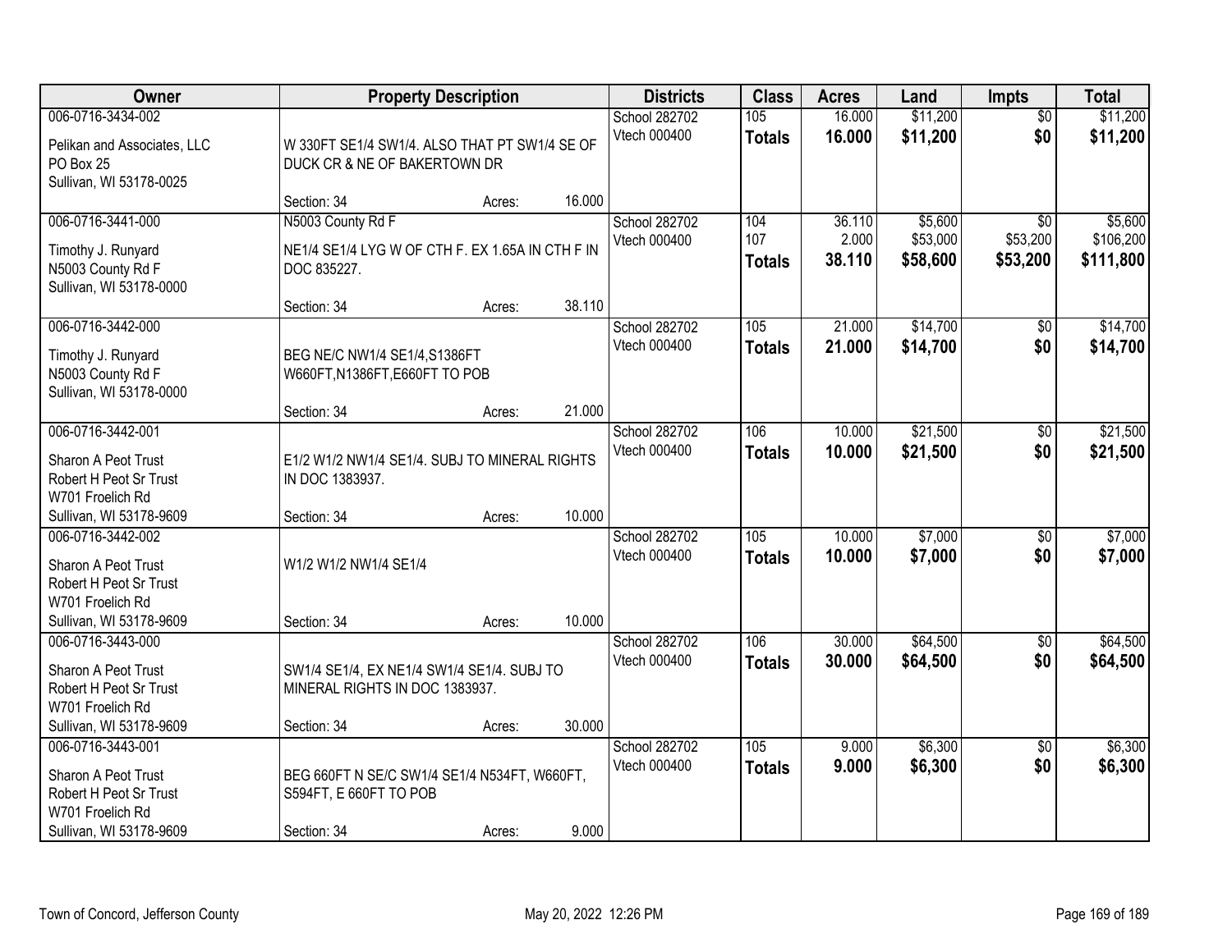| Owner | Property Description | | Districts | Class | Acres | Land | Impts | Total |
|---|---|---|---|---|---|---|---|---|
| 006-0716-3434-002<br><br>Pelikan and Associates, LLC<br>PO Box 25<br>Sullivan, WI 53178-0025 | W 330FT SE1/4 SW1/4. ALSO THAT PT SW1/4 SE OF DUCK CR & NE OF BAKERTOWN DR<br><br>Section: 34 | Acres: 16.000 | School 282702<br>Vtech 000400 | 105<br>**Totals** | 16.000<br>**16.000** | $11,200<br>**$11,200** | $0<br>**$0** | $11,200<br>**$11,200** |
| 006-0716-3441-000<br><br>Timothy J. Runyard<br>N5003 County Rd F<br>Sullivan, WI 53178-0000 | N5003 County Rd F<br>NE1/4 SE1/4 LYG W OF CTH F. EX 1.65A IN CTH F IN DOC 835227.<br><br>Section: 34 | Acres: 38.110 | School 282702<br>Vtech 000400 | 104<br>107<br>**Totals** | 36.110<br>2.000<br>**38.110** | $5,600<br>$53,000<br>**$58,600** | $0<br>$53,200<br>**$53,200** | $5,600<br>$106,200<br>**$111,800** |
| 006-0716-3442-000<br><br>Timothy J. Runyard<br>N5003 County Rd F<br>Sullivan, WI 53178-0000 | BEG NE/C NW1/4 SE1/4,S1386FT W660FT,N1386FT,E660FT TO POB<br><br>Section: 34 | Acres: 21.000 | School 282702<br>Vtech 000400 | 105<br>**Totals** | 21.000<br>**21.000** | $14,700<br>**$14,700** | $0<br>**$0** | $14,700<br>**$14,700** |
| 006-0716-3442-001<br><br>Sharon A Peot Trust<br>Robert H Peot Sr Trust<br>W701 Froelich Rd<br>Sullivan, WI 53178-9609 | E1/2 W1/2 NW1/4 SE1/4. SUBJ TO MINERAL RIGHTS IN DOC 1383937.<br><br>Section: 34 | Acres: 10.000 | School 282702<br>Vtech 000400 | 106<br>**Totals** | 10.000<br>**10.000** | $21,500<br>**$21,500** | $0<br>**$0** | $21,500<br>**$21,500** |
| 006-0716-3442-002<br><br>Sharon A Peot Trust<br>Robert H Peot Sr Trust<br>W701 Froelich Rd<br>Sullivan, WI 53178-9609 | W1/2 W1/2 NW1/4 SE1/4<br><br>Section: 34 | Acres: 10.000 | School 282702<br>Vtech 000400 | 105<br>**Totals** | 10.000<br>**10.000** | $7,000<br>**$7,000** | $0<br>**$0** | $7,000<br>**$7,000** |
| 006-0716-3443-000<br><br>Sharon A Peot Trust<br>Robert H Peot Sr Trust<br>W701 Froelich Rd<br>Sullivan, WI 53178-9609 | SW1/4 SE1/4, EX NE1/4 SW1/4 SE1/4. SUBJ TO MINERAL RIGHTS IN DOC 1383937.<br><br>Section: 34 | Acres: 30.000 | School 282702<br>Vtech 000400 | 106<br>**Totals** | 30.000<br>**30.000** | $64,500<br>**$64,500** | $0<br>**$0** | $64,500<br>**$64,500** |
| 006-0716-3443-001<br><br>Sharon A Peot Trust<br>Robert H Peot Sr Trust<br>W701 Froelich Rd<br>Sullivan, WI 53178-9609 | BEG 660FT N SE/C SW1/4 SE1/4 N534FT, W660FT, S594FT, E 660FT TO POB<br><br>Section: 34 | Acres: 9.000 | School 282702<br>Vtech 000400 | 105<br>**Totals** | 9.000<br>**9.000** | $6,300<br>**$6,300** | $0<br>**$0** | $6,300<br>**$6,300** |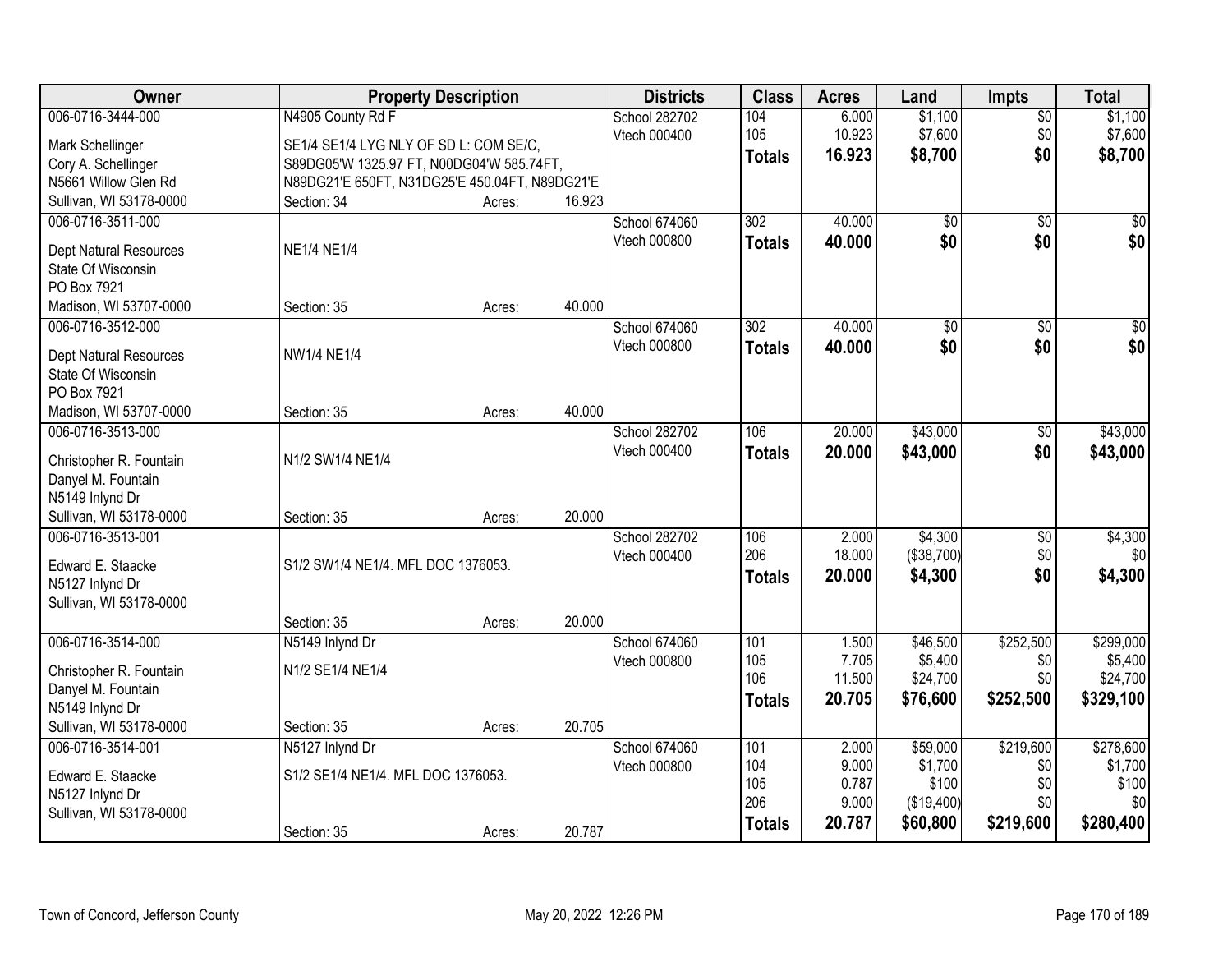| Owner | Property Description | Districts | Class | Acres | Land | Impts | Total |
|---|---|---|---|---|---|---|---|
| 006-0716-3444-000<br>Mark Schellinger<br>Cory A. Schellinger<br>N5661 Willow Glen Rd<br>Sullivan, WI 53178-0000 | N4905 County Rd F<br>SE1/4 SE1/4 LYG NLY OF SD L: COM SE/C, S89DG05'W 1325.97 FT, N00DG04'W 585.74FT, N89DG21'E 650FT, N31DG25'E 450.04FT, N89DG21'E<br>Section: 34 Acres: 16.923 | School 282702<br>Vtech 000400 | 104<br>105<br>**Totals** | 6.000<br>10.923<br>**16.923** | $1,100<br>$7,600<br>**$8,700** | $0<br>$0<br>**$0** | $1,100<br>$7,600<br>**$8,700** |
| 006-0716-3511-000<br>Dept Natural Resources<br>State Of Wisconsin<br>PO Box 7921<br>Madison, WI 53707-0000 | NE1/4 NE1/4<br>Section: 35 Acres: 40.000 | School 674060<br>Vtech 000800 | 302<br>**Totals** | 40.000<br>**40.000** | $0<br>**$0** | $0<br>**$0** | $0<br>**$0** |
| 006-0716-3512-000<br>Dept Natural Resources<br>State Of Wisconsin<br>PO Box 7921<br>Madison, WI 53707-0000 | NW1/4 NE1/4<br>Section: 35 Acres: 40.000 | School 674060<br>Vtech 000800 | 302<br>**Totals** | 40.000<br>**40.000** | $0<br>**$0** | $0<br>**$0** | $0<br>**$0** |
| 006-0716-3513-000<br>Christopher R. Fountain<br>Danyel M. Fountain<br>N5149 Inlynd Dr<br>Sullivan, WI 53178-0000 | N1/2 SW1/4 NE1/4<br>Section: 35 Acres: 20.000 | School 282702<br>Vtech 000400 | 106<br>**Totals** | 20.000<br>**20.000** | $43,000<br>**$43,000** | $0<br>**$0** | $43,000<br>**$43,000** |
| 006-0716-3513-001<br>Edward E. Staacke<br>N5127 Inlynd Dr<br>Sullivan, WI 53178-0000 | S1/2 SW1/4 NE1/4. MFL DOC 1376053.<br>Section: 35 Acres: 20.000 | School 282702<br>Vtech 000400 | 106<br>206<br>**Totals** | 2.000<br>18.000<br>**20.000** | $4,300<br>($38,700)<br>**$4,300** | $0<br>$0<br>**$0** | $4,300<br>$0<br>**$4,300** |
| 006-0716-3514-000<br>Christopher R. Fountain<br>Danyel M. Fountain<br>N5149 Inlynd Dr<br>Sullivan, WI 53178-0000 | N5149 Inlynd Dr<br>N1/2 SE1/4 NE1/4<br>Section: 35 Acres: 20.705 | School 674060<br>Vtech 000800 | 101<br>105<br>106<br>**Totals** | 1.500<br>7.705<br>11.500<br>**20.705** | $46,500<br>$5,400<br>$24,700<br>**$76,600** | $252,500<br>$0<br>$0<br>**$252,500** | $299,000<br>$5,400<br>$24,700<br>**$329,100** |
| 006-0716-3514-001<br>Edward E. Staacke<br>N5127 Inlynd Dr<br>Sullivan, WI 53178-0000 | N5127 Inlynd Dr<br>S1/2 SE1/4 NE1/4. MFL DOC 1376053.<br>Section: 35 Acres: 20.787 | School 674060<br>Vtech 000800 | 101<br>104<br>105<br>206<br>**Totals** | 2.000<br>9.000<br>0.787<br>9.000<br>**20.787** | $59,000<br>$1,700<br>$100<br>($19,400)<br>**$60,800** | $219,600<br>$0<br>$0<br>$0<br>**$219,600** | $278,600<br>$1,700<br>$100<br>$0<br>**$280,400** |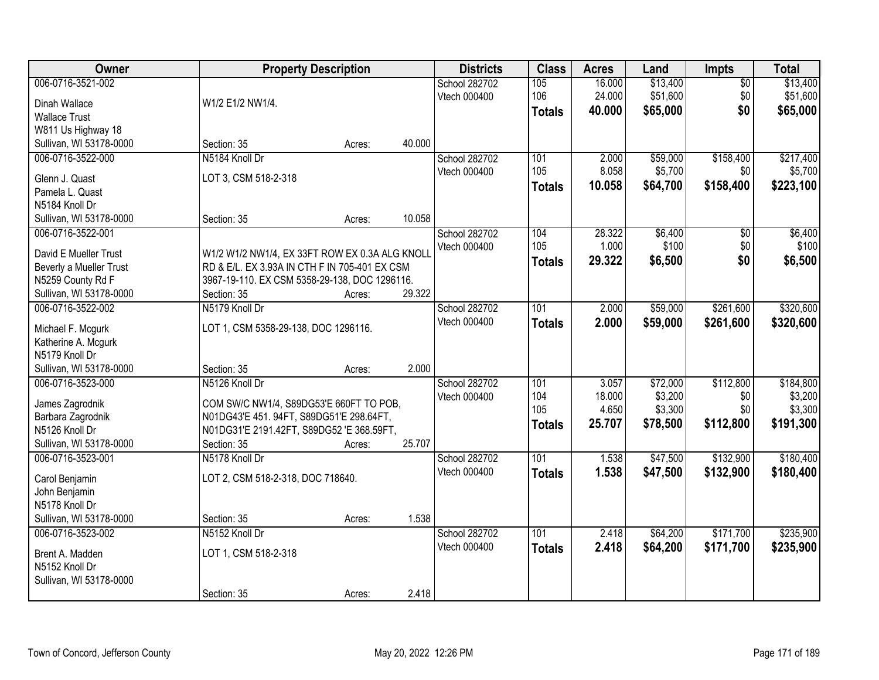| Owner | Property Description | Districts | Class | Acres | Land | Impts | Total |
|---|---|---|---|---|---|---|---|
| 006-0716-3521-002<br>Dinah Wallace<br>Wallace Trust<br>W811 Us Highway 18<br>Sullivan, WI 53178-0000 | W1/2 E1/2 NW1/4.<br>Section: 35 Acres: 40.000 | School 282702<br>Vtech 000400 | 105<br>106<br>**Totals** | 16.000<br>24.000<br>**40.000** | $13,400<br>$51,600<br>**$65,000** | $0<br>$0<br>**$0** | $13,400<br>$51,600<br>**$65,000** |
| 006-0716-3522-000<br>Glenn J. Quast<br>Pamela L. Quast<br>N5184 Knoll Dr<br>Sullivan, WI 53178-0000 | N5184 Knoll Dr<br>LOT 3, CSM 518-2-318<br>Section: 35 Acres: 10.058 | School 282702<br>Vtech 000400 | 101<br>105<br>**Totals** | 2.000<br>8.058<br>**10.058** | $59,000<br>$5,700<br>**$64,700** | $158,400<br>$0<br>**$158,400** | $217,400<br>$5,700<br>**$223,100** |
| 006-0716-3522-001<br>David E Mueller Trust<br>Beverly a Mueller Trust<br>N5259 County Rd F<br>Sullivan, WI 53178-0000 | W1/2 W1/2 NW1/4, EX 33FT ROW EX 0.3A ALG KNOLL RD & E/L. EX 3.93A IN CTH F IN 705-401 EX CSM 3967-19-110. EX CSM 5358-29-138, DOC 1296116.<br>Section: 35 Acres: 29.322 | School 282702<br>Vtech 000400 | 104<br>105<br>**Totals** | 28.322<br>1.000<br>**29.322** | $6,400<br>$100<br>**$6,500** | $0<br>$0<br>**$0** | $6,400<br>$100<br>**$6,500** |
| 006-0716-3522-002<br>Michael F. Mcgurk<br>Katherine A. Mcgurk<br>N5179 Knoll Dr<br>Sullivan, WI 53178-0000 | N5179 Knoll Dr<br>LOT 1, CSM 5358-29-138, DOC 1296116.<br>Section: 35 Acres: 2.000 | School 282702<br>Vtech 000400 | 101<br>**Totals** | 2.000<br>**2.000** | $59,000<br>**$59,000** | $261,600<br>**$261,600** | $320,600<br>**$320,600** |
| 006-0716-3523-000<br>James Zagrodnik<br>Barbara Zagrodnik<br>N5126 Knoll Dr<br>Sullivan, WI 53178-0000 | N5126 Knoll Dr<br>COM SW/C NW1/4, S89DG53'E 660FT TO POB, N01DG43'E 451. 94FT, S89DG51'E 298.64FT, N01DG31'E 2191.42FT, S89DG52 'E 368.59FT,<br>Section: 35 Acres: 25.707 | School 282702<br>Vtech 000400 | 101<br>104<br>105<br>**Totals** | 3.057<br>18.000<br>4.650<br>**25.707** | $72,000<br>$3,200<br>$3,300<br>**$78,500** | $112,800<br>$0<br>$0<br>**$112,800** | $184,800<br>$3,200<br>$3,300<br>**$191,300** |
| 006-0716-3523-001<br>Carol Benjamin<br>John Benjamin<br>N5178 Knoll Dr<br>Sullivan, WI 53178-0000 | N5178 Knoll Dr<br>LOT 2, CSM 518-2-318, DOC 718640.<br>Section: 35 Acres: 1.538 | School 282702<br>Vtech 000400 | 101<br>**Totals** | 1.538<br>**1.538** | $47,500<br>**$47,500** | $132,900<br>**$132,900** | $180,400<br>**$180,400** |
| 006-0716-3523-002<br>Brent A. Madden<br>N5152 Knoll Dr<br>Sullivan, WI 53178-0000 | N5152 Knoll Dr<br>LOT 1, CSM 518-2-318<br>Section: 35 Acres: 2.418 | School 282702<br>Vtech 000400 | 101<br>**Totals** | 2.418<br>**2.418** | $64,200<br>**$64,200** | $171,700<br>**$171,700** | $235,900<br>**$235,900** |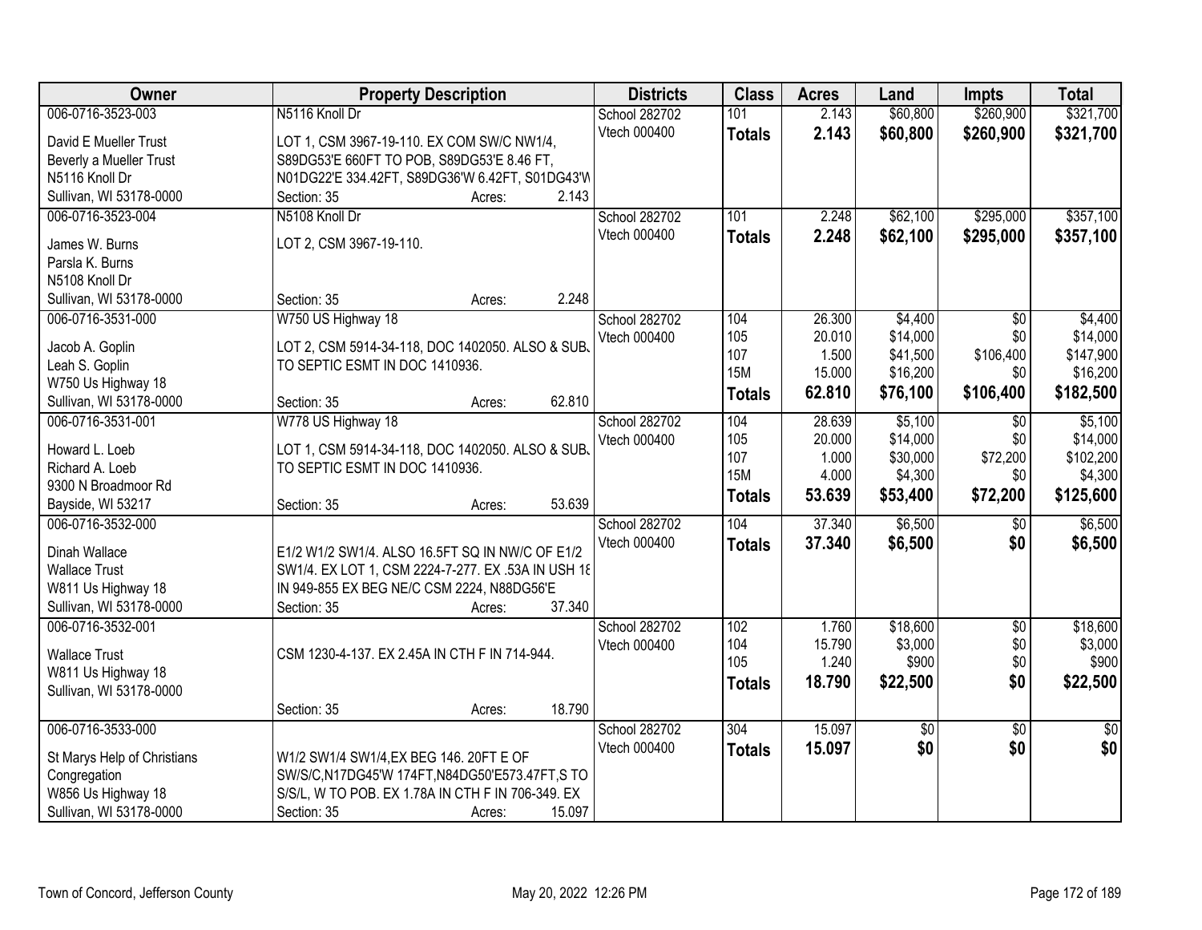| Owner | Property Description | Districts | Class | Acres | Land | Impts | Total |
|---|---|---|---|---|---|---|---|
| 006-0716-3523-003<br>David E Mueller Trust<br>Beverly a Mueller Trust<br>N5116 Knoll Dr<br>Sullivan, WI 53178-0000 | N5116 Knoll Dr<br>LOT 1, CSM 3967-19-110. EX COM SW/C NW1/4, S89DG53'E 660FT TO POB, S89DG53'E 8.46 FT, N01DG22'E 334.42FT, S89DG36'W 6.42FT, S01DG43'W<br>Section: 35 Acres: 2.143 | School 282702<br>Vtech 000400 | 101<br>**Totals** | 2.143<br>**2.143** | $60,800<br>**$60,800** | $260,900<br>**$260,900** | $321,700<br>**$321,700** |
| 006-0716-3523-004<br>James W. Burns<br>Parsla K. Burns<br>N5108 Knoll Dr<br>Sullivan, WI 53178-0000 | N5108 Knoll Dr<br>LOT 2, CSM 3967-19-110.<br>Section: 35 Acres: 2.248 | School 282702<br>Vtech 000400 | 101<br>**Totals** | 2.248<br>**2.248** | $62,100<br>**$62,100** | $295,000<br>**$295,000** | $357,100<br>**$357,100** |
| 006-0716-3531-000<br>Jacob A. Goplin<br>Leah S. Goplin<br>W750 Us Highway 18<br>Sullivan, WI 53178-0000 | W750 US Highway 18<br>LOT 2, CSM 5914-34-118, DOC 1402050. ALSO & SUBJ TO SEPTIC ESMT IN DOC 1410936.<br>Section: 35 Acres: 62.810 | School 282702<br>Vtech 000400 | 104<br>105<br>107<br>15M<br>**Totals** | 26.300<br>20.010<br>1.500<br>15.000<br>**62.810** | $4,400<br>$14,000<br>$41,500<br>$16,200<br>**$76,100** | $0<br>$0<br>$106,400<br>$0<br>**$106,400** | $4,400<br>$14,000<br>$147,900<br>$16,200<br>**$182,500** |
| 006-0716-3531-001<br>Howard L. Loeb<br>Richard A. Loeb<br>9300 N Broadmoor Rd<br>Bayside, WI 53217 | W778 US Highway 18<br>LOT 1, CSM 5914-34-118, DOC 1402050. ALSO & SUBJ TO SEPTIC ESMT IN DOC 1410936.<br>Section: 35 Acres: 53.639 | School 282702<br>Vtech 000400 | 104<br>105<br>107<br>15M<br>**Totals** | 28.639<br>20.000<br>1.000<br>4.000<br>**53.639** | $5,100<br>$14,000<br>$30,000<br>$4,300<br>**$53,400** | $0<br>$0<br>$72,200<br>$0<br>**$72,200** | $5,100<br>$14,000<br>$102,200<br>$4,300<br>**$125,600** |
| 006-0716-3532-000<br>Dinah Wallace<br>Wallace Trust<br>W811 Us Highway 18<br>Sullivan, WI 53178-0000 | E1/2 W1/2 SW1/4. ALSO 16.5FT SQ IN NW/C OF E1/2 SW1/4. EX LOT 1, CSM 2224-7-277. EX .53A IN USH 18 IN 949-855 EX BEG NE/C CSM 2224, N88DG56'E<br>Section: 35 Acres: 37.340 | School 282702<br>Vtech 000400 | 104<br>**Totals** | 37.340<br>**37.340** | $6,500<br>**$6,500** | $0<br>**$0** | $6,500<br>**$6,500** |
| 006-0716-3532-001<br>Wallace Trust<br>W811 Us Highway 18<br>Sullivan, WI 53178-0000 | CSM 1230-4-137. EX 2.45A IN CTH F IN 714-944.<br>Section: 35 Acres: 18.790 | School 282702<br>Vtech 000400 | 102<br>104<br>105<br>**Totals** | 1.760<br>15.790<br>1.240<br>**18.790** | $18,600<br>$3,000<br>$900<br>**$22,500** | $0<br>$0<br>$0<br>**$0** | $18,600<br>$3,000<br>$900<br>**$22,500** |
| 006-0716-3533-000<br>St Marys Help of Christians Congregation<br>W856 Us Highway 18<br>Sullivan, WI 53178-0000 | W1/2 SW1/4 SW1/4,EX BEG 146. 20FT E OF SW/S/C,N17DG45'W 174FT,N84DG50'E573.47FT,S TO S/S/L, W TO POB. EX 1.78A IN CTH F IN 706-349. EX<br>Section: 35 Acres: 15.097 | School 282702<br>Vtech 000400 | 304<br>**Totals** | 15.097<br>**15.097** | $0<br>**$0** | $0<br>**$0** | $0<br>**$0** |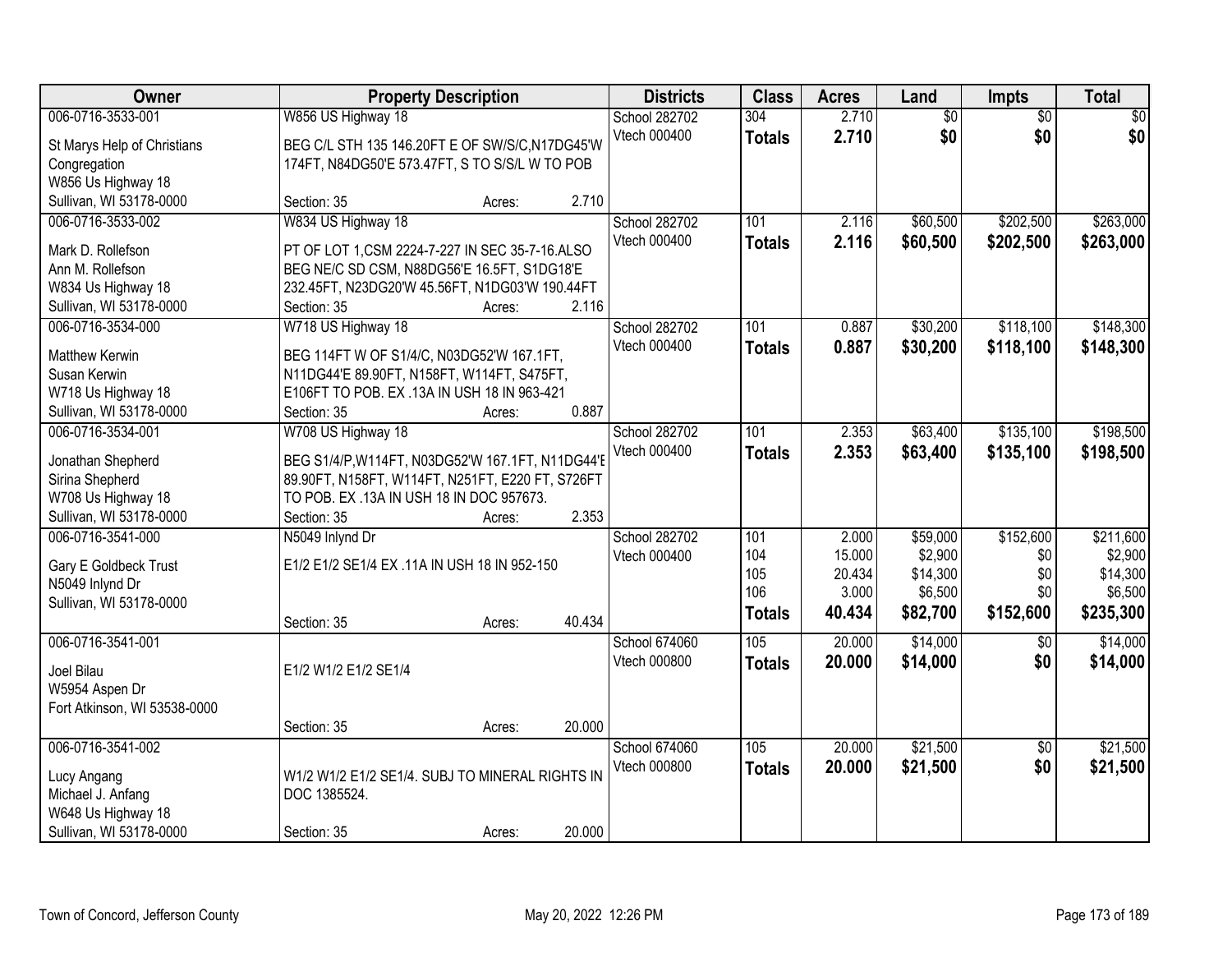| Owner | Property Description | Districts | Class | Acres | Land | Impts | Total |
|---|---|---|---|---|---|---|---|
| 006-0716-3533-001<br>St Marys Help of Christians Congregation<br>W856 Us Highway 18<br>Sullivan, WI 53178-0000 | W856 US Highway 18<br>BEG C/L STH 135 146.20FT E OF SW/S/C,N17DG45'W 174FT, N84DG50'E 573.47FT, S TO S/S/L W TO POB<br>Section: 35 Acres: 2.710 | School 282702<br>Vtech 000400 | 304<br>**Totals** | 2.710<br>**2.710** | $0<br>**$0** | $0<br>**$0** | $0<br>**$0** |
| 006-0716-3533-002<br>Mark D. Rollefson<br>Ann M. Rollefson<br>W834 Us Highway 18<br>Sullivan, WI 53178-0000 | W834 US Highway 18<br>PT OF LOT 1,CSM 2224-7-227 IN SEC 35-7-16.ALSO BEG NE/C SD CSM, N88DG56'E 16.5FT, S1DG18'E 232.45FT, N23DG20'W 45.56FT, N1DG03'W 190.44FT<br>Section: 35 Acres: 2.116 | School 282702<br>Vtech 000400 | 101<br>**Totals** | 2.116<br>**2.116** | $60,500<br>**$60,500** | $202,500<br>**$202,500** | $263,000<br>**$263,000** |
| 006-0716-3534-000<br>Matthew Kerwin<br>Susan Kerwin<br>W718 Us Highway 18<br>Sullivan, WI 53178-0000 | W718 US Highway 18<br>BEG 114FT W OF S1/4/C, N03DG52'W 167.1FT, N11DG44'E 89.90FT, N158FT, W114FT, S475FT, E106FT TO POB. EX .13A IN USH 18 IN 963-421<br>Section: 35 Acres: 0.887 | School 282702<br>Vtech 000400 | 101<br>**Totals** | 0.887<br>**0.887** | $30,200<br>**$30,200** | $118,100<br>**$118,100** | $148,300<br>**$148,300** |
| 006-0716-3534-001<br>Jonathan Shepherd<br>Sirina Shepherd<br>W708 Us Highway 18<br>Sullivan, WI 53178-0000 | W708 US Highway 18<br>BEG S1/4/P,W114FT, N03DG52'W 167.1FT, N11DG44'E 89.90FT, N158FT, W114FT, N251FT, E220 FT, S726FT TO POB. EX .13A IN USH 18 IN DOC 957673.<br>Section: 35 Acres: 2.353 | School 282702<br>Vtech 000400 | 101<br>**Totals** | 2.353<br>**2.353** | $63,400<br>**$63,400** | $135,100<br>**$135,100** | $198,500<br>**$198,500** |
| 006-0716-3541-000<br>Gary E Goldbeck Trust<br>N5049 Inlynd Dr<br>Sullivan, WI 53178-0000 | N5049 Inlynd Dr<br>E1/2 E1/2 SE1/4 EX .11A IN USH 18 IN 952-150<br>Section: 35 Acres: 40.434 | School 282702<br>Vtech 000400 | 101<br>104<br>105<br>106<br>**Totals** | 2.000<br>15.000<br>20.434<br>3.000<br>**40.434** | $59,000<br>$2,900<br>$14,300<br>$6,500<br>**$82,700** | $152,600<br>$0<br>$0<br>$0<br>**$152,600** | $211,600<br>$2,900<br>$14,300<br>$6,500<br>**$235,300** |
| 006-0716-3541-001<br>Joel Bilau<br>W5954 Aspen Dr<br>Fort Atkinson, WI 53538-0000 | E1/2 W1/2 E1/2 SE1/4<br>Section: 35 Acres: 20.000 | School 674060<br>Vtech 000800 | 105<br>**Totals** | 20.000<br>**20.000** | $14,000<br>**$14,000** | $0<br>**$0** | $14,000<br>**$14,000** |
| 006-0716-3541-002<br>Lucy Angang<br>Michael J. Anfang<br>W648 Us Highway 18<br>Sullivan, WI 53178-0000 | W1/2 W1/2 E1/2 SE1/4. SUBJ TO MINERAL RIGHTS IN DOC 1385524.<br>Section: 35 Acres: 20.000 | School 674060<br>Vtech 000800 | 105<br>**Totals** | 20.000<br>**20.000** | $21,500<br>**$21,500** | $0<br>**$0** | $21,500<br>**$21,500** |

Town of Concord, Jefferson County    May 20, 2022 12:26 PM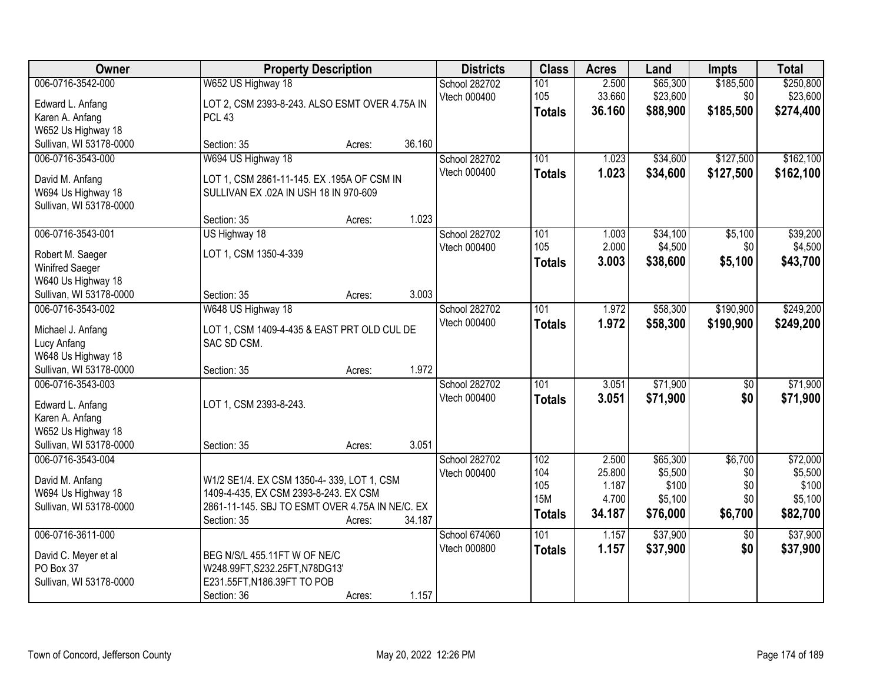| Owner | Property Description | Districts | Class | Acres | Land | Impts | Total |
|---|---|---|---|---|---|---|---|
| 006-0716-3542-000<br>Edward L. Anfang<br>Karen A. Anfang<br>W652 Us Highway 18<br>Sullivan, WI 53178-0000 | W652 US Highway 18<br>LOT 2, CSM 2393-8-243. ALSO ESMT OVER 4.75A IN PCL 43<br>Section: 35 Acres: 36.160 | School 282702<br>Vtech 000400 | 101<br>105<br>**Totals** | 2.500<br>33.660<br>**36.160** | $65,300<br>$23,600<br>**$88,900** | $185,500<br>$0<br>**$185,500** | $250,800<br>$23,600<br>**$274,400** |
| 006-0716-3543-000<br>David M. Anfang<br>W694 Us Highway 18<br>Sullivan, WI 53178-0000 | W694 US Highway 18<br>LOT 1, CSM 2861-11-145. EX .195A OF CSM IN SULLIVAN EX .02A IN USH 18 IN 970-609<br>Section: 35 Acres: 1.023 | School 282702<br>Vtech 000400 | 101<br>**Totals** | 1.023<br>**1.023** | $34,600<br>**$34,600** | $127,500<br>**$127,500** | $162,100<br>**$162,100** |
| 006-0716-3543-001<br>Robert M. Saeger<br>Winifred Saeger<br>W640 Us Highway 18<br>Sullivan, WI 53178-0000 | US Highway 18<br>LOT 1, CSM 1350-4-339<br>Section: 35 Acres: 3.003 | School 282702<br>Vtech 000400 | 101<br>105<br>**Totals** | 1.003<br>2.000<br>**3.003** | $34,100<br>$4,500<br>**$38,600** | $5,100<br>$0<br>**$5,100** | $39,200<br>$4,500<br>**$43,700** |
| 006-0716-3543-002<br>Michael J. Anfang<br>Lucy Anfang<br>W648 Us Highway 18<br>Sullivan, WI 53178-0000 | W648 US Highway 18<br>LOT 1, CSM 1409-4-435 & EAST PRT OLD CUL DE SAC SD CSM.<br>Section: 35 Acres: 1.972 | School 282702<br>Vtech 000400 | 101<br>**Totals** | 1.972<br>**1.972** | $58,300<br>**$58,300** | $190,900<br>**$190,900** | $249,200<br>**$249,200** |
| 006-0716-3543-003<br>Edward L. Anfang<br>Karen A. Anfang<br>W652 Us Highway 18<br>Sullivan, WI 53178-0000 | LOT 1, CSM 2393-8-243.<br>Section: 35 Acres: 3.051 | School 282702<br>Vtech 000400 | 101<br>**Totals** | 3.051<br>**3.051** | $71,900<br>**$71,900** | $0<br>**$0** | $71,900<br>**$71,900** |
| 006-0716-3543-004<br>David M. Anfang<br>W694 Us Highway 18<br>Sullivan, WI 53178-0000 | W1/2 SE1/4. EX CSM 1350-4- 339, LOT 1, CSM 1409-4-435, EX CSM 2393-8-243. EX CSM 2861-11-145. SBJ TO ESMT OVER 4.75A IN NE/C. EX<br>Section: 35 Acres: 34.187 | School 282702<br>Vtech 000400 | 102<br>104<br>105<br>15M<br>**Totals** | 2.500<br>25.800<br>1.187<br>4.700<br>**34.187** | $65,300<br>$5,500<br>$100<br>$5,100<br>**$76,000** | $6,700<br>$0<br>$0<br>$0<br>**$6,700** | $72,000<br>$5,500<br>$100<br>$5,100<br>**$82,700** |
| 006-0716-3611-000<br>David C. Meyer et al<br>PO Box 37<br>Sullivan, WI 53178-0000 | BEG N/S/L 455.11FT W OF NE/C W248.99FT,S232.25FT,N78DG13' E231.55FT,N186.39FT TO POB<br>Section: 36 Acres: 1.157 | School 674060<br>Vtech 000800 | 101<br>**Totals** | 1.157<br>**1.157** | $37,900<br>**$37,900** | $0<br>**$0** | $37,900<br>**$37,900** |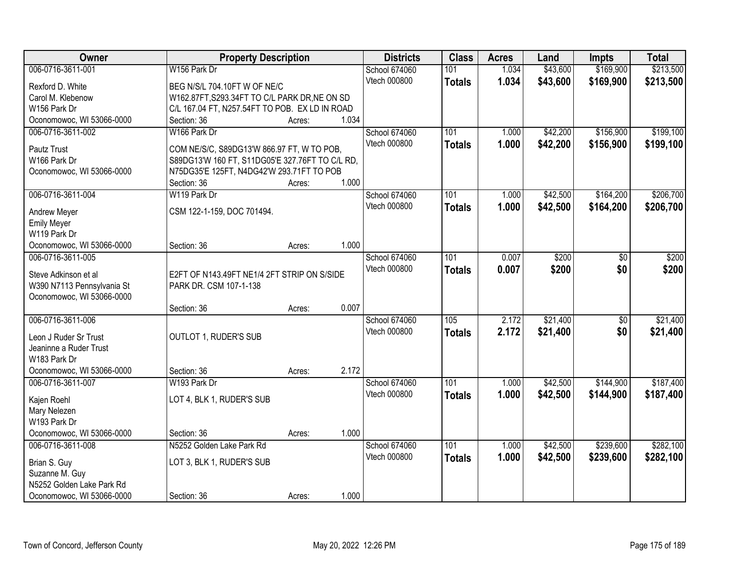| Owner | Property Description | Districts | Class | Acres | Land | Impts | Total |
|---|---|---|---|---|---|---|---|
| 006-0716-3611-001<br>Rexford D. White<br>Carol M. Klebenow<br>W156 Park Dr<br>Oconomowoc, WI 53066-0000 | W156 Park Dr<br>BEG N/S/L 704.10FT W OF NE/C W162.87FT,S293.34FT TO C/L PARK DR,NE ON SD C/L 167.04 FT, N257.54FT TO POB. EX LD IN ROAD<br>Section: 36 Acres: 1.034 | School 674060<br>Vtech 000800 | 101<br>**Totals** | 1.034<br>**1.034** | $43,600<br>**$43,600** | $169,900<br>**$169,900** | $213,500<br>**$213,500** |
| 006-0716-3611-002<br>Pautz Trust<br>W166 Park Dr<br>Oconomowoc, WI 53066-0000 | W166 Park Dr<br>COM NE/S/C, S89DG13'W 866.97 FT, W TO POB, S89DG13'W 160 FT, S11DG05'E 327.76FT TO C/L RD, N75DG35'E 125FT, N4DG42'W 293.71FT TO POB<br>Section: 36 Acres: 1.000 | School 674060<br>Vtech 000800 | 101<br>**Totals** | 1.000<br>**1.000** | $42,200<br>**$42,200** | $156,900<br>**$156,900** | $199,100<br>**$199,100** |
| 006-0716-3611-004<br>Andrew Meyer<br>Emily Meyer<br>W119 Park Dr<br>Oconomowoc, WI 53066-0000 | W119 Park Dr<br>CSM 122-1-159, DOC 701494.<br>Section: 36 Acres: 1.000 | School 674060<br>Vtech 000800 | 101<br>**Totals** | 1.000<br>**1.000** | $42,500<br>**$42,500** | $164,200<br>**$164,200** | $206,700<br>**$206,700** |
| 006-0716-3611-005<br>Steve Adkinson et al<br>W390 N7113 Pennsylvania St<br>Oconomowoc, WI 53066-0000 | E2FT OF N143.49FT NE1/4 2FT STRIP ON S/SIDE PARK DR. CSM 107-1-138<br>Section: 36 Acres: 0.007 | School 674060<br>Vtech 000800 | 101<br>**Totals** | 0.007<br>**0.007** | $200<br>**$200** | $0<br>**$0** | $200<br>**$200** |
| 006-0716-3611-006<br>Leon J Ruder Sr Trust<br>Jeaninne a Ruder Trust<br>W183 Park Dr<br>Oconomowoc, WI 53066-0000 | OUTLOT 1, RUDER'S SUB<br>Section: 36 Acres: 2.172 | School 674060<br>Vtech 000800 | 105<br>**Totals** | 2.172<br>**2.172** | $21,400<br>**$21,400** | $0<br>**$0** | $21,400<br>**$21,400** |
| 006-0716-3611-007<br>Kajen Roehl<br>Mary Nelezen<br>W193 Park Dr<br>Oconomowoc, WI 53066-0000 | W193 Park Dr<br>LOT 4, BLK 1, RUDER'S SUB<br>Section: 36 Acres: 1.000 | School 674060<br>Vtech 000800 | 101<br>**Totals** | 1.000<br>**1.000** | $42,500<br>**$42,500** | $144,900<br>**$144,900** | $187,400<br>**$187,400** |
| 006-0716-3611-008<br>Brian S. Guy<br>Suzanne M. Guy<br>N5252 Golden Lake Park Rd<br>Oconomowoc, WI 53066-0000 | N5252 Golden Lake Park Rd<br>LOT 3, BLK 1, RUDER'S SUB<br>Section: 36 Acres: 1.000 | School 674060<br>Vtech 000800 | 101<br>**Totals** | 1.000<br>**1.000** | $42,500<br>**$42,500** | $239,600<br>**$239,600** | $282,100<br>**$282,100** |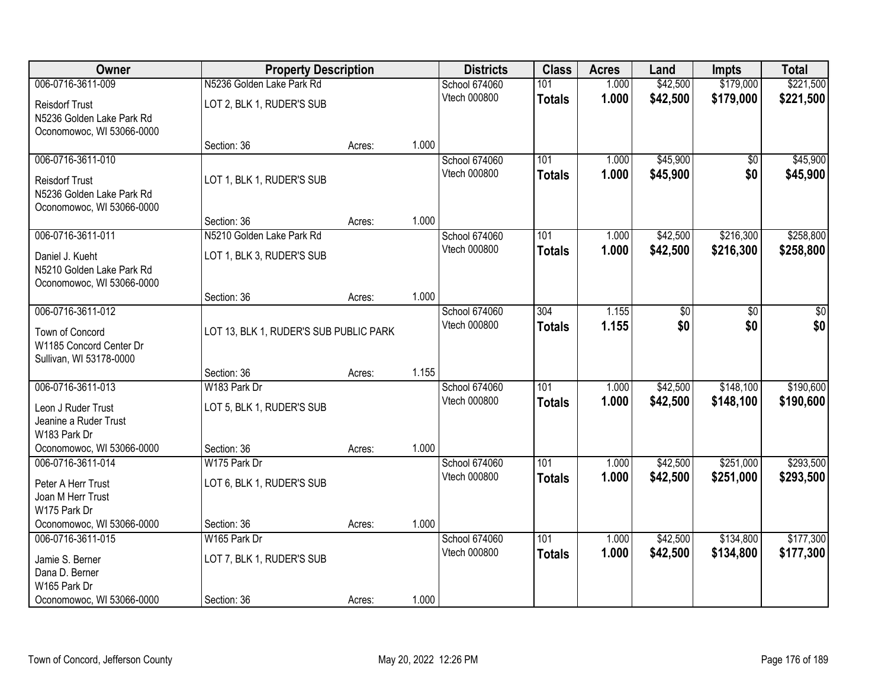| Owner | Property Description | | | Districts | Class | Acres | Land | Impts | Total |
|---|---|---|---|---|---|---|---|---|---|
| 006-0716-3611-009 | N5236 Golden Lake Park Rd | | | School 674060 | 101 | 1.000 | $42,500 | $179,000 | $221,500 |
| Reisdorf Trust<br>N5236 Golden Lake Park Rd<br>Oconomowoc, WI 53066-0000 | LOT 2, BLK 1, RUDER'S SUB | | | Vtech 000800 | **Totals** | **1.000** | **$42,500** | **$179,000** | **$221,500** |
| | Section: 36 | Acres: | 1.000 | | | | | | |
| 006-0716-3611-010 | | | | School 674060 | 101 | 1.000 | $45,900 | $0 | $45,900 |
| Reisdorf Trust<br>N5236 Golden Lake Park Rd<br>Oconomowoc, WI 53066-0000 | LOT 1, BLK 1, RUDER'S SUB | | | Vtech 000800 | **Totals** | **1.000** | **$45,900** | **$0** | **$45,900** |
| | Section: 36 | Acres: | 1.000 | | | | | | |
| 006-0716-3611-011 | N5210 Golden Lake Park Rd | | | School 674060 | 101 | 1.000 | $42,500 | $216,300 | $258,800 |
| Daniel J. Kueht<br>N5210 Golden Lake Park Rd<br>Oconomowoc, WI 53066-0000 | LOT 1, BLK 3, RUDER'S SUB | | | Vtech 000800 | **Totals** | **1.000** | **$42,500** | **$216,300** | **$258,800** |
| | Section: 36 | Acres: | 1.000 | | | | | | |
| 006-0716-3611-012 | | | | School 674060 | 304 | 1.155 | $0 | $0 | $0 |
| Town of Concord<br>W1185 Concord Center Dr<br>Sullivan, WI 53178-0000 | LOT 13, BLK 1, RUDER'S SUB PUBLIC PARK | | | Vtech 000800 | **Totals** | **1.155** | **$0** | **$0** | **$0** |
| | Section: 36 | Acres: | 1.155 | | | | | | |
| 006-0716-3611-013 | W183 Park Dr | | | School 674060 | 101 | 1.000 | $42,500 | $148,100 | $190,600 |
| Leon J Ruder Trust<br>Jeanine a Ruder Trust<br>W183 Park Dr<br>Oconomowoc, WI 53066-0000 | LOT 5, BLK 1, RUDER'S SUB | | | Vtech 000800 | **Totals** | **1.000** | **$42,500** | **$148,100** | **$190,600** |
| | Section: 36 | Acres: | 1.000 | | | | | | |
| 006-0716-3611-014 | W175 Park Dr | | | School 674060 | 101 | 1.000 | $42,500 | $251,000 | $293,500 |
| Peter A Herr Trust<br>Joan M Herr Trust<br>W175 Park Dr<br>Oconomowoc, WI 53066-0000 | LOT 6, BLK 1, RUDER'S SUB | | | Vtech 000800 | **Totals** | **1.000** | **$42,500** | **$251,000** | **$293,500** |
| | Section: 36 | Acres: | 1.000 | | | | | | |
| 006-0716-3611-015 | W165 Park Dr | | | School 674060 | 101 | 1.000 | $42,500 | $134,800 | $177,300 |
| Jamie S. Berner<br>Dana D. Berner<br>W165 Park Dr<br>Oconomowoc, WI 53066-0000 | LOT 7, BLK 1, RUDER'S SUB | | | Vtech 000800 | **Totals** | **1.000** | **$42,500** | **$134,800** | **$177,300** |
| | Section: 36 | Acres: | 1.000 | | | | | | |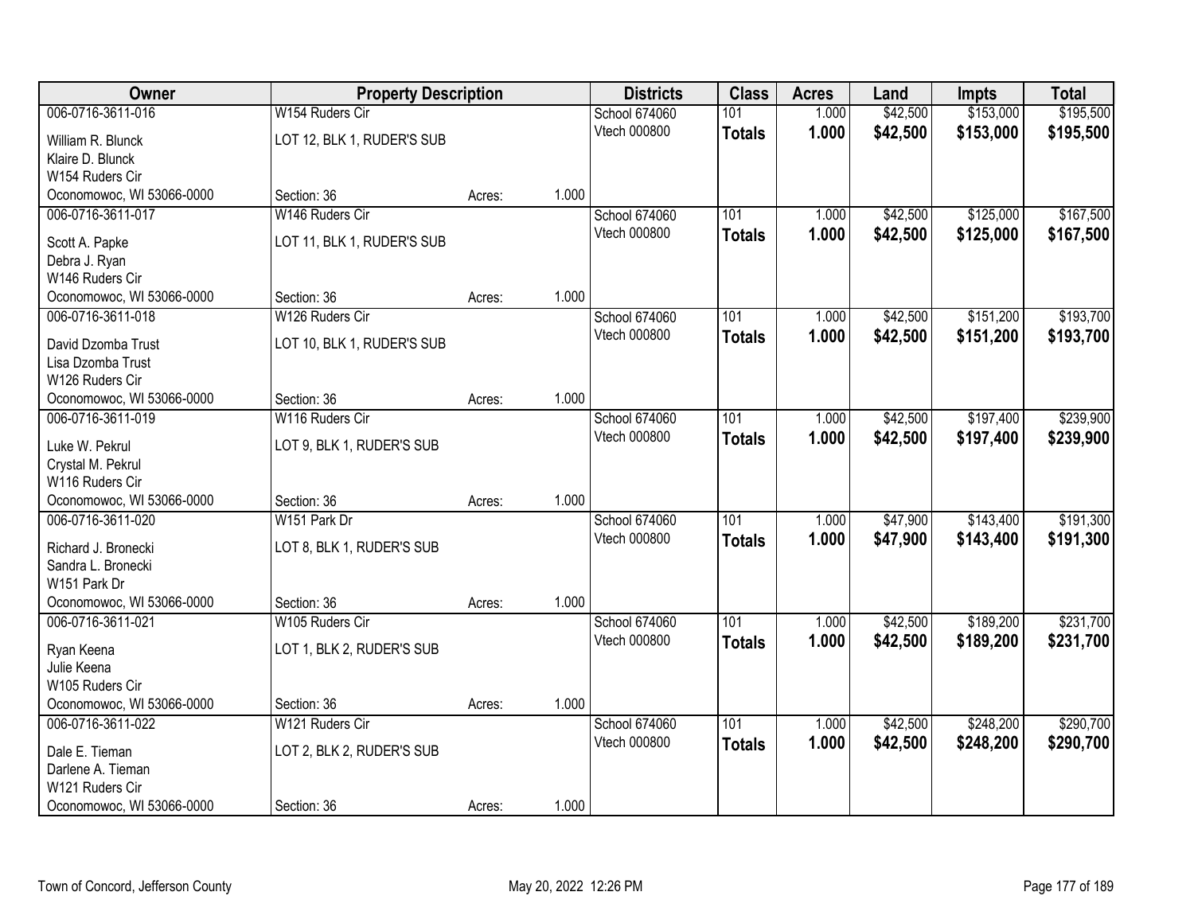| Owner | Property Description | | | Districts | Class | Acres | Land | Impts | Total |
|---|---|---|---|---|---|---|---|---|---|
| 006-0716-3611-016 | W154 Ruders Cir | | | School 674060 | 101 | 1.000 | $42,500 | $153,000 | $195,500 |
| William R. Blunck | LOT 12, BLK 1, RUDER'S SUB | | | Vtech 000800 | **Totals** | **1.000** | **$42,500** | **$153,000** | **$195,500** |
| Klaire D. Blunck | | | | | | | | | |
| W154 Ruders Cir | | | | | | | | | |
| Oconomowoc, WI 53066-0000 | Section: 36 | Acres: | 1.000 | | | | | | |
| 006-0716-3611-017 | W146 Ruders Cir | | | School 674060 | 101 | 1.000 | $42,500 | $125,000 | $167,500 |
| Scott A. Papke | LOT 11, BLK 1, RUDER'S SUB | | | Vtech 000800 | **Totals** | **1.000** | **$42,500** | **$125,000** | **$167,500** |
| Debra J. Ryan | | | | | | | | | |
| W146 Ruders Cir | | | | | | | | | |
| Oconomowoc, WI 53066-0000 | Section: 36 | Acres: | 1.000 | | | | | | |
| 006-0716-3611-018 | W126 Ruders Cir | | | School 674060 | 101 | 1.000 | $42,500 | $151,200 | $193,700 |
| David Dzomba Trust | LOT 10, BLK 1, RUDER'S SUB | | | Vtech 000800 | **Totals** | **1.000** | **$42,500** | **$151,200** | **$193,700** |
| Lisa Dzomba Trust | | | | | | | | | |
| W126 Ruders Cir | | | | | | | | | |
| Oconomowoc, WI 53066-0000 | Section: 36 | Acres: | 1.000 | | | | | | |
| 006-0716-3611-019 | W116 Ruders Cir | | | School 674060 | 101 | 1.000 | $42,500 | $197,400 | $239,900 |
| Luke W. Pekrul | LOT 9, BLK 1, RUDER'S SUB | | | Vtech 000800 | **Totals** | **1.000** | **$42,500** | **$197,400** | **$239,900** |
| Crystal M. Pekrul | | | | | | | | | |
| W116 Ruders Cir | | | | | | | | | |
| Oconomowoc, WI 53066-0000 | Section: 36 | Acres: | 1.000 | | | | | | |
| 006-0716-3611-020 | W151 Park Dr | | | School 674060 | 101 | 1.000 | $47,900 | $143,400 | $191,300 |
| Richard J. Bronecki | LOT 8, BLK 1, RUDER'S SUB | | | Vtech 000800 | **Totals** | **1.000** | **$47,900** | **$143,400** | **$191,300** |
| Sandra L. Bronecki | | | | | | | | | |
| W151 Park Dr | | | | | | | | | |
| Oconomowoc, WI 53066-0000 | Section: 36 | Acres: | 1.000 | | | | | | |
| 006-0716-3611-021 | W105 Ruders Cir | | | School 674060 | 101 | 1.000 | $42,500 | $189,200 | $231,700 |
| Ryan Keena | LOT 1, BLK 2, RUDER'S SUB | | | Vtech 000800 | **Totals** | **1.000** | **$42,500** | **$189,200** | **$231,700** |
| Julie Keena | | | | | | | | | |
| W105 Ruders Cir | | | | | | | | | |
| Oconomowoc, WI 53066-0000 | Section: 36 | Acres: | 1.000 | | | | | | |
| 006-0716-3611-022 | W121 Ruders Cir | | | School 674060 | 101 | 1.000 | $42,500 | $248,200 | $290,700 |
| Dale E. Tieman | LOT 2, BLK 2, RUDER'S SUB | | | Vtech 000800 | **Totals** | **1.000** | **$42,500** | **$248,200** | **$290,700** |
| Darlene A. Tieman | | | | | | | | | |
| W121 Ruders Cir | | | | | | | | | |
| Oconomowoc, WI 53066-0000 | Section: 36 | Acres: | 1.000 | | | | | | |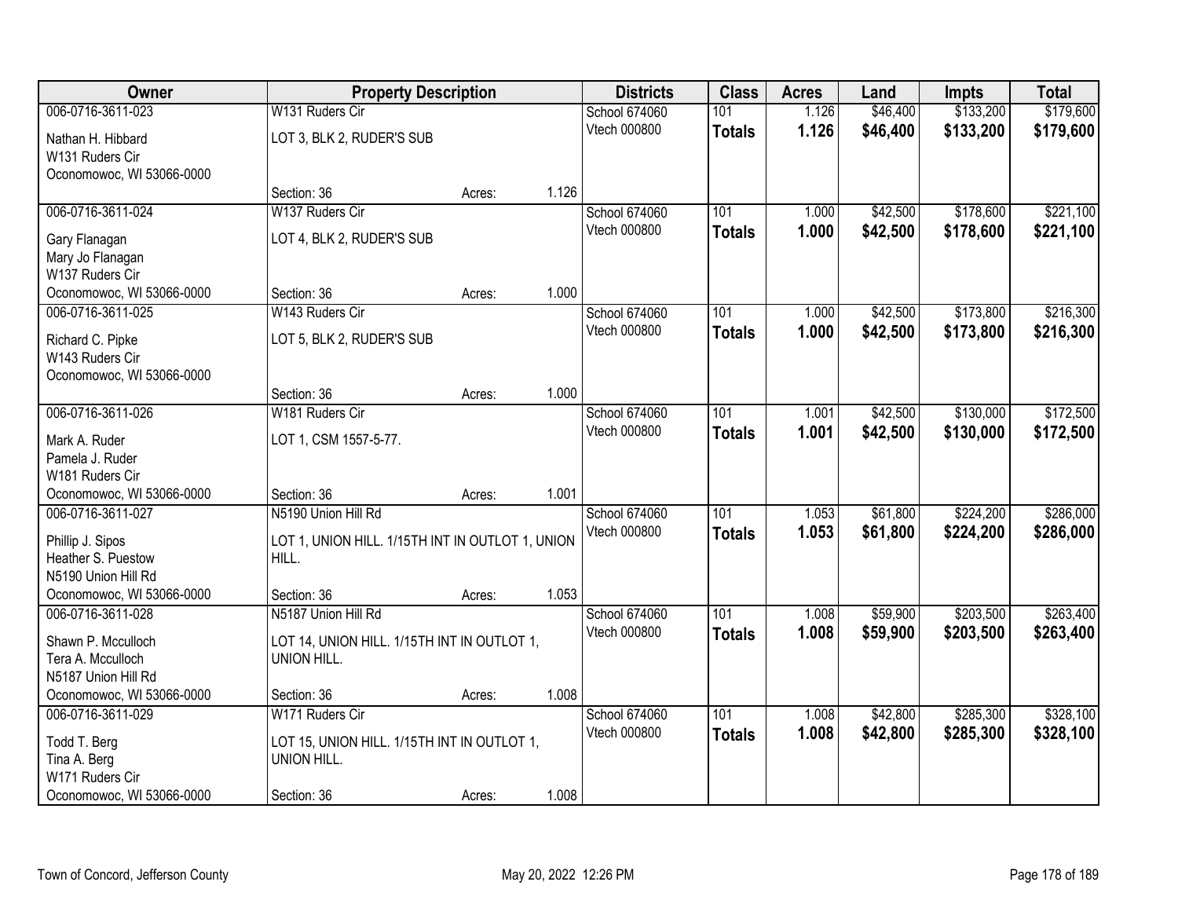| Owner | Property Description | | | Districts | Class | Acres | Land | Impts | Total |
|---|---|---|---|---|---|---|---|---|---|
| 006-0716-3611-023 | W131 Ruders Cir | | | School 674060 | 101 | 1.126 | $46,400 | $133,200 | $179,600 |
| Nathan H. Hibbard<br>W131 Ruders Cir<br>Oconomowoc, WI 53066-0000 | LOT 3, BLK 2, RUDER'S SUB | | | Vtech 000800 | **Totals** | **1.126** | **$46,400** | **$133,200** | **$179,600** |
| | Section: 36 | Acres: | 1.126 | | | | | | |
| 006-0716-3611-024 | W137 Ruders Cir | | | School 674060 | 101 | 1.000 | $42,500 | $178,600 | $221,100 |
| Gary Flanagan<br>Mary Jo Flanagan<br>W137 Ruders Cir<br>Oconomowoc, WI 53066-0000 | LOT 4, BLK 2, RUDER'S SUB | | | Vtech 000800 | **Totals** | **1.000** | **$42,500** | **$178,600** | **$221,100** |
| | Section: 36 | Acres: | 1.000 | | | | | | |
| 006-0716-3611-025 | W143 Ruders Cir | | | School 674060 | 101 | 1.000 | $42,500 | $173,800 | $216,300 |
| Richard C. Pipke<br>W143 Ruders Cir<br>Oconomowoc, WI 53066-0000 | LOT 5, BLK 2, RUDER'S SUB | | | Vtech 000800 | **Totals** | **1.000** | **$42,500** | **$173,800** | **$216,300** |
| | Section: 36 | Acres: | 1.000 | | | | | | |
| 006-0716-3611-026 | W181 Ruders Cir | | | School 674060 | 101 | 1.001 | $42,500 | $130,000 | $172,500 |
| Mark A. Ruder<br>Pamela J. Ruder<br>W181 Ruders Cir<br>Oconomowoc, WI 53066-0000 | LOT 1, CSM 1557-5-77. | | | Vtech 000800 | **Totals** | **1.001** | **$42,500** | **$130,000** | **$172,500** |
| | Section: 36 | Acres: | 1.001 | | | | | | |
| 006-0716-3611-027 | N5190 Union Hill Rd | | | School 674060 | 101 | 1.053 | $61,800 | $224,200 | $286,000 |
| Phillip J. Sipos<br>Heather S. Puestow<br>N5190 Union Hill Rd<br>Oconomowoc, WI 53066-0000 | LOT 1, UNION HILL. 1/15TH INT IN OUTLOT 1, UNION HILL. | | | Vtech 000800 | **Totals** | **1.053** | **$61,800** | **$224,200** | **$286,000** |
| | Section: 36 | Acres: | 1.053 | | | | | | |
| 006-0716-3611-028 | N5187 Union Hill Rd | | | School 674060 | 101 | 1.008 | $59,900 | $203,500 | $263,400 |
| Shawn P. Mcculloch<br>Tera A. Mcculloch<br>N5187 Union Hill Rd<br>Oconomowoc, WI 53066-0000 | LOT 14, UNION HILL. 1/15TH INT IN OUTLOT 1, UNION HILL. | | | Vtech 000800 | **Totals** | **1.008** | **$59,900** | **$203,500** | **$263,400** |
| | Section: 36 | Acres: | 1.008 | | | | | | |
| 006-0716-3611-029 | W171 Ruders Cir | | | School 674060 | 101 | 1.008 | $42,800 | $285,300 | $328,100 |
| Todd T. Berg<br>Tina A. Berg<br>W171 Ruders Cir<br>Oconomowoc, WI 53066-0000 | LOT 15, UNION HILL. 1/15TH INT IN OUTLOT 1, UNION HILL. | | | Vtech 000800 | **Totals** | **1.008** | **$42,800** | **$285,300** | **$328,100** |
| | Section: 36 | Acres: | 1.008 | | | | | | |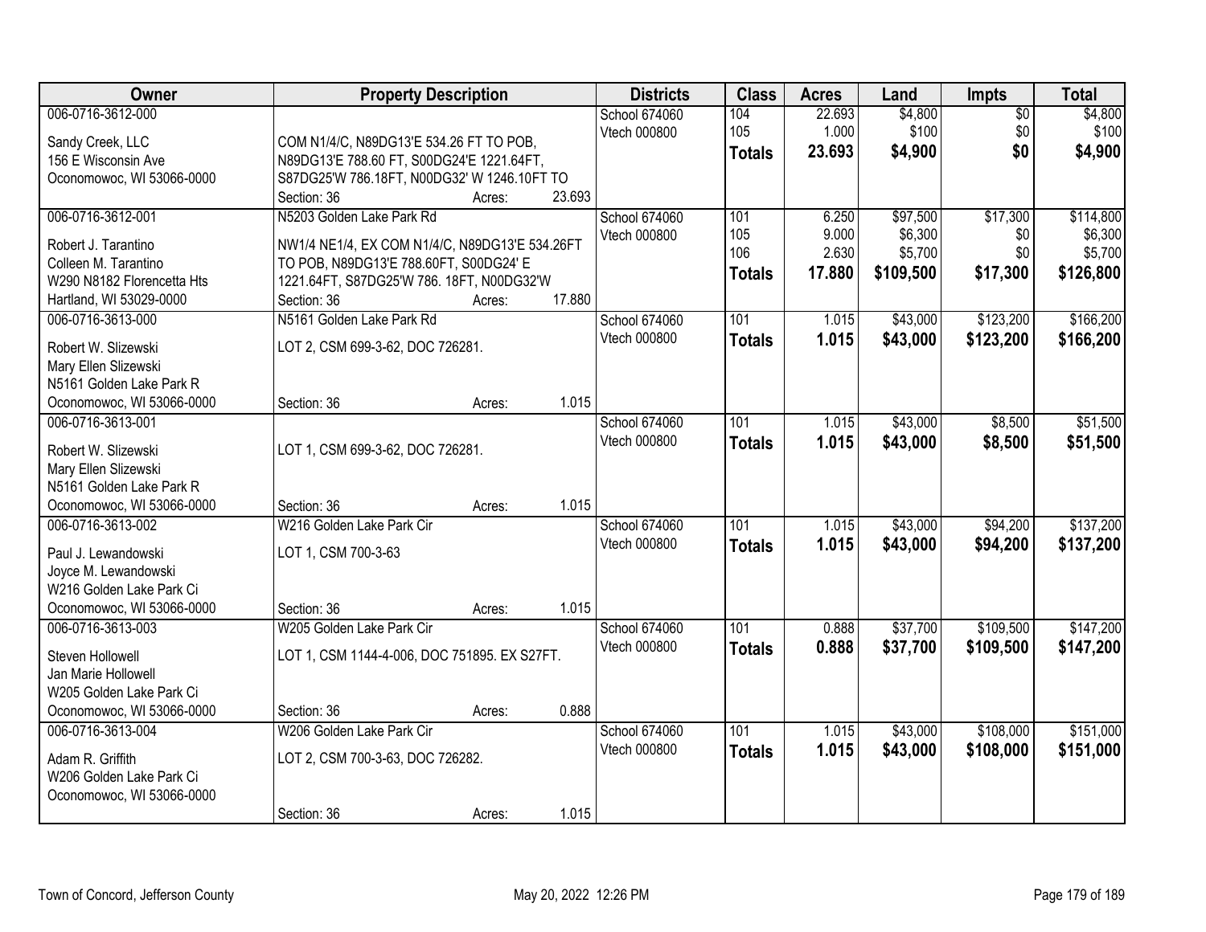| Owner | Property Description | Districts | Class | Acres | Land | Impts | Total |
|---|---|---|---|---|---|---|---|
| 006-0716-3612-000<br><br>Sandy Creek, LLC<br>156 E Wisconsin Ave<br>Oconomowoc, WI 53066-0000 | COM N1/4/C, N89DG13'E 534.26 FT TO POB, N89DG13'E 788.60 FT, S00DG24'E 1221.64FT, S87DG25'W 786.18FT, N00DG32' W 1246.10FT TO<br>Section: 36 Acres: 23.693 | School 674060<br>Vtech 000800 | 104<br>105<br>**Totals** | 22.693<br>1.000<br>**23.693** | $4,800<br>$100<br>**$4,900** | $0<br>$0<br>**$0** | $4,800<br>$100<br>**$4,900** |
| 006-0716-3612-001<br><br>Robert J. Tarantino<br>Colleen M. Tarantino<br>W290 N8182 Florencetta Hts<br>Hartland, WI 53029-0000 | N5203 Golden Lake Park Rd<br>NW1/4 NE1/4, EX COM N1/4/C, N89DG13'E 534.26FT TO POB, N89DG13'E 788.60FT, S00DG24' E 1221.64FT, S87DG25'W 786. 18FT, N00DG32'W<br>Section: 36 Acres: 17.880 | School 674060<br>Vtech 000800 | 101<br>105<br>106<br>**Totals** | 6.250<br>9.000<br>2.630<br>**17.880** | $97,500<br>$6,300<br>$5,700<br>**$109,500** | $17,300<br>$0<br>$0<br>**$17,300** | $114,800<br>$6,300<br>$5,700<br>**$126,800** |
| 006-0716-3613-000<br><br>Robert W. Slizewski<br>Mary Ellen Slizewski<br>N5161 Golden Lake Park R<br>Oconomowoc, WI 53066-0000 | N5161 Golden Lake Park Rd<br>LOT 2, CSM 699-3-62, DOC 726281.<br>Section: 36 Acres: 1.015 | School 674060<br>Vtech 000800 | 101<br>**Totals** | 1.015<br>**1.015** | $43,000<br>**$43,000** | $123,200<br>**$123,200** | $166,200<br>**$166,200** |
| 006-0716-3613-001<br><br>Robert W. Slizewski<br>Mary Ellen Slizewski<br>N5161 Golden Lake Park R<br>Oconomowoc, WI 53066-0000 | LOT 1, CSM 699-3-62, DOC 726281.<br>Section: 36 Acres: 1.015 | School 674060<br>Vtech 000800 | 101<br>**Totals** | 1.015<br>**1.015** | $43,000<br>**$43,000** | $8,500<br>**$8,500** | $51,500<br>**$51,500** |
| 006-0716-3613-002<br><br>Paul J. Lewandowski<br>Joyce M. Lewandowski<br>W216 Golden Lake Park Ci<br>Oconomowoc, WI 53066-0000 | W216 Golden Lake Park Cir<br>LOT 1, CSM 700-3-63<br>Section: 36 Acres: 1.015 | School 674060<br>Vtech 000800 | 101<br>**Totals** | 1.015<br>**1.015** | $43,000<br>**$43,000** | $94,200<br>**$94,200** | $137,200<br>**$137,200** |
| 006-0716-3613-003<br><br>Steven Hollowell<br>Jan Marie Hollowell<br>W205 Golden Lake Park Ci<br>Oconomowoc, WI 53066-0000 | W205 Golden Lake Park Cir<br>LOT 1, CSM 1144-4-006, DOC 751895. EX S27FT.<br>Section: 36 Acres: 0.888 | School 674060<br>Vtech 000800 | 101<br>**Totals** | 0.888<br>**0.888** | $37,700<br>**$37,700** | $109,500<br>**$109,500** | $147,200<br>**$147,200** |
| 006-0716-3613-004<br><br>Adam R. Griffith<br>W206 Golden Lake Park Ci<br>Oconomowoc, WI 53066-0000 | W206 Golden Lake Park Cir<br>LOT 2, CSM 700-3-63, DOC 726282.<br>Section: 36 Acres: 1.015 | School 674060<br>Vtech 000800 | 101<br>**Totals** | 1.015<br>**1.015** | $43,000<br>**$43,000** | $108,000<br>**$108,000** | $151,000<br>**$151,000** |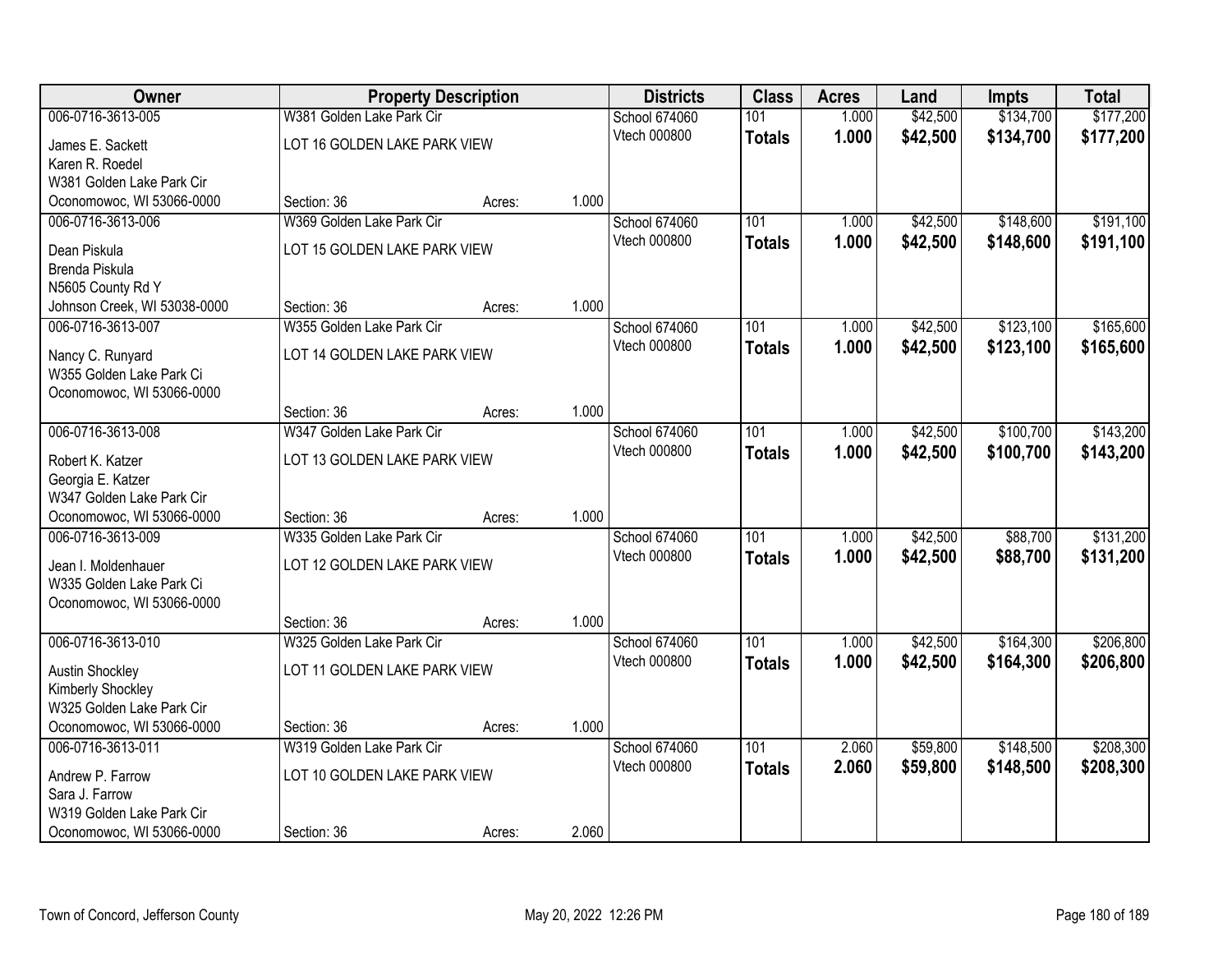| Owner | Property Description | | | Districts | Class | Acres | Land | Impts | Total |
|---|---|---|---|---|---|---|---|---|---|
| 006-0716-3613-005 | W381 Golden Lake Park Cir | | | School 674060 | 101 | 1.000 | $42,500 | $134,700 | $177,200 |
| James E. Sackett | LOT 16 GOLDEN LAKE PARK VIEW | | | Vtech 000800 | **Totals** | **1.000** | **$42,500** | **$134,700** | **$177,200** |
| Karen R. Roedel | | | | | | | | | |
| W381 Golden Lake Park Cir | | | | | | | | | |
| Oconomowoc, WI 53066-0000 | Section: 36 | Acres: | 1.000 | | | | | | |
| 006-0716-3613-006 | W369 Golden Lake Park Cir | | | School 674060 | 101 | 1.000 | $42,500 | $148,600 | $191,100 |
| Dean Piskula | LOT 15 GOLDEN LAKE PARK VIEW | | | Vtech 000800 | **Totals** | **1.000** | **$42,500** | **$148,600** | **$191,100** |
| Brenda Piskula | | | | | | | | | |
| N5605 County Rd Y | | | | | | | | | |
| Johnson Creek, WI 53038-0000 | Section: 36 | Acres: | 1.000 | | | | | | |
| 006-0716-3613-007 | W355 Golden Lake Park Cir | | | School 674060 | 101 | 1.000 | $42,500 | $123,100 | $165,600 |
| Nancy C. Runyard | LOT 14 GOLDEN LAKE PARK VIEW | | | Vtech 000800 | **Totals** | **1.000** | **$42,500** | **$123,100** | **$165,600** |
| W355 Golden Lake Park Ci | | | | | | | | | |
| Oconomowoc, WI 53066-0000 | | | | | | | | | |
| | Section: 36 | Acres: | 1.000 | | | | | | |
| 006-0716-3613-008 | W347 Golden Lake Park Cir | | | School 674060 | 101 | 1.000 | $42,500 | $100,700 | $143,200 |
| Robert K. Katzer | LOT 13 GOLDEN LAKE PARK VIEW | | | Vtech 000800 | **Totals** | **1.000** | **$42,500** | **$100,700** | **$143,200** |
| Georgia E. Katzer | | | | | | | | | |
| W347 Golden Lake Park Cir | | | | | | | | | |
| Oconomowoc, WI 53066-0000 | Section: 36 | Acres: | 1.000 | | | | | | |
| 006-0716-3613-009 | W335 Golden Lake Park Cir | | | School 674060 | 101 | 1.000 | $42,500 | $88,700 | $131,200 |
| Jean I. Moldenhauer | LOT 12 GOLDEN LAKE PARK VIEW | | | Vtech 000800 | **Totals** | **1.000** | **$42,500** | **$88,700** | **$131,200** |
| W335 Golden Lake Park Ci | | | | | | | | | |
| Oconomowoc, WI 53066-0000 | | | | | | | | | |
| | Section: 36 | Acres: | 1.000 | | | | | | |
| 006-0716-3613-010 | W325 Golden Lake Park Cir | | | School 674060 | 101 | 1.000 | $42,500 | $164,300 | $206,800 |
| Austin Shockley | LOT 11 GOLDEN LAKE PARK VIEW | | | Vtech 000800 | **Totals** | **1.000** | **$42,500** | **$164,300** | **$206,800** |
| Kimberly Shockley | | | | | | | | | |
| W325 Golden Lake Park Cir | | | | | | | | | |
| Oconomowoc, WI 53066-0000 | Section: 36 | Acres: | 1.000 | | | | | | |
| 006-0716-3613-011 | W319 Golden Lake Park Cir | | | School 674060 | 101 | 2.060 | $59,800 | $148,500 | $208,300 |
| Andrew P. Farrow | LOT 10 GOLDEN LAKE PARK VIEW | | | Vtech 000800 | **Totals** | **2.060** | **$59,800** | **$148,500** | **$208,300** |
| Sara J. Farrow | | | | | | | | | |
| W319 Golden Lake Park Cir | | | | | | | | | |
| Oconomowoc, WI 53066-0000 | Section: 36 | Acres: | 2.060 | | | | | | |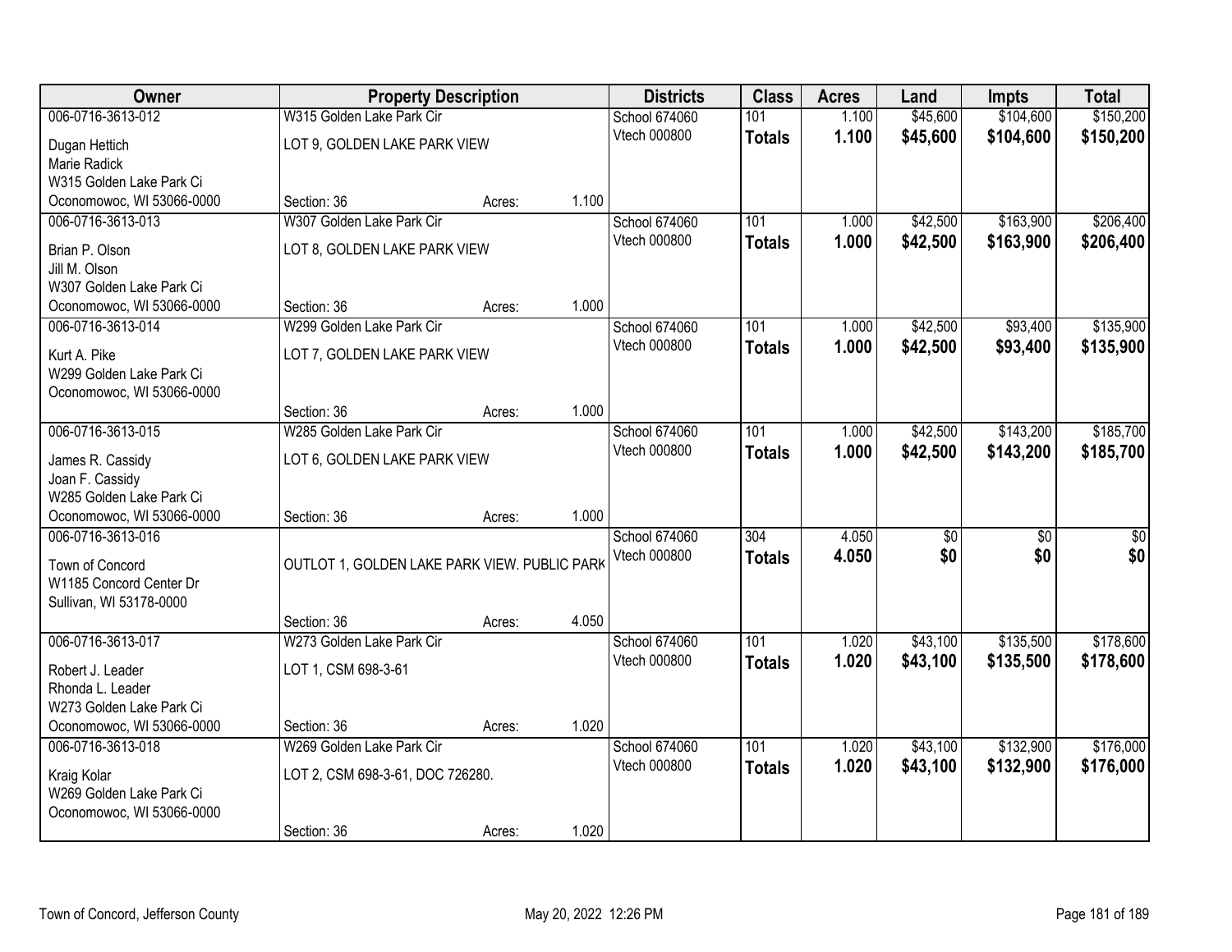| Owner | Property Description | | | Districts | Class | Acres | Land | Impts | Total |
|---|---|---|---|---|---|---|---|---|---|
| 006-0716-3613-012 | W315 Golden Lake Park Cir | | | School 674060 | 101 | 1.100 | $45,600 | $104,600 | $150,200 |
| Dugan Hettich | LOT 9, GOLDEN LAKE PARK VIEW | | | Vtech 000800 | **Totals** | **1.100** | **$45,600** | **$104,600** | **$150,200** |
| Marie Radick | | | | | | | | | |
| W315 Golden Lake Park Ci | | | | | | | | | |
| Oconomowoc, WI 53066-0000 | Section: 36 | Acres: | 1.100 | | | | | | |
| 006-0716-3613-013 | W307 Golden Lake Park Cir | | | School 674060 | 101 | 1.000 | $42,500 | $163,900 | $206,400 |
| Brian P. Olson | LOT 8, GOLDEN LAKE PARK VIEW | | | Vtech 000800 | **Totals** | **1.000** | **$42,500** | **$163,900** | **$206,400** |
| Jill M. Olson | | | | | | | | | |
| W307 Golden Lake Park Ci | | | | | | | | | |
| Oconomowoc, WI 53066-0000 | Section: 36 | Acres: | 1.000 | | | | | | |
| 006-0716-3613-014 | W299 Golden Lake Park Cir | | | School 674060 | 101 | 1.000 | $42,500 | $93,400 | $135,900 |
| Kurt A. Pike | LOT 7, GOLDEN LAKE PARK VIEW | | | Vtech 000800 | **Totals** | **1.000** | **$42,500** | **$93,400** | **$135,900** |
| W299 Golden Lake Park Ci | | | | | | | | | |
| Oconomowoc, WI 53066-0000 | | | | | | | | | |
| | Section: 36 | Acres: | 1.000 | | | | | | |
| 006-0716-3613-015 | W285 Golden Lake Park Cir | | | School 674060 | 101 | 1.000 | $42,500 | $143,200 | $185,700 |
| James R. Cassidy | LOT 6, GOLDEN LAKE PARK VIEW | | | Vtech 000800 | **Totals** | **1.000** | **$42,500** | **$143,200** | **$185,700** |
| Joan F. Cassidy | | | | | | | | | |
| W285 Golden Lake Park Ci | | | | | | | | | |
| Oconomowoc, WI 53066-0000 | Section: 36 | Acres: | 1.000 | | | | | | |
| 006-0716-3613-016 | | | | School 674060 | 304 | 4.050 | $0 | $0 | $0 |
| Town of Concord | OUTLOT 1, GOLDEN LAKE PARK VIEW. PUBLIC PARK | | | Vtech 000800 | **Totals** | **4.050** | **$0** | **$0** | **$0** |
| W1185 Concord Center Dr | | | | | | | | | |
| Sullivan, WI 53178-0000 | | | | | | | | | |
| | Section: 36 | Acres: | 4.050 | | | | | | |
| 006-0716-3613-017 | W273 Golden Lake Park Cir | | | School 674060 | 101 | 1.020 | $43,100 | $135,500 | $178,600 |
| Robert J. Leader | LOT 1, CSM 698-3-61 | | | Vtech 000800 | **Totals** | **1.020** | **$43,100** | **$135,500** | **$178,600** |
| Rhonda L. Leader | | | | | | | | | |
| W273 Golden Lake Park Ci | | | | | | | | | |
| Oconomowoc, WI 53066-0000 | Section: 36 | Acres: | 1.020 | | | | | | |
| 006-0716-3613-018 | W269 Golden Lake Park Cir | | | School 674060 | 101 | 1.020 | $43,100 | $132,900 | $176,000 |
| Kraig Kolar | LOT 2, CSM 698-3-61, DOC 726280. | | | Vtech 000800 | **Totals** | **1.020** | **$43,100** | **$132,900** | **$176,000** |
| W269 Golden Lake Park Ci | | | | | | | | | |
| Oconomowoc, WI 53066-0000 | | | | | | | | | |
| | Section: 36 | Acres: | 1.020 | | | | | | |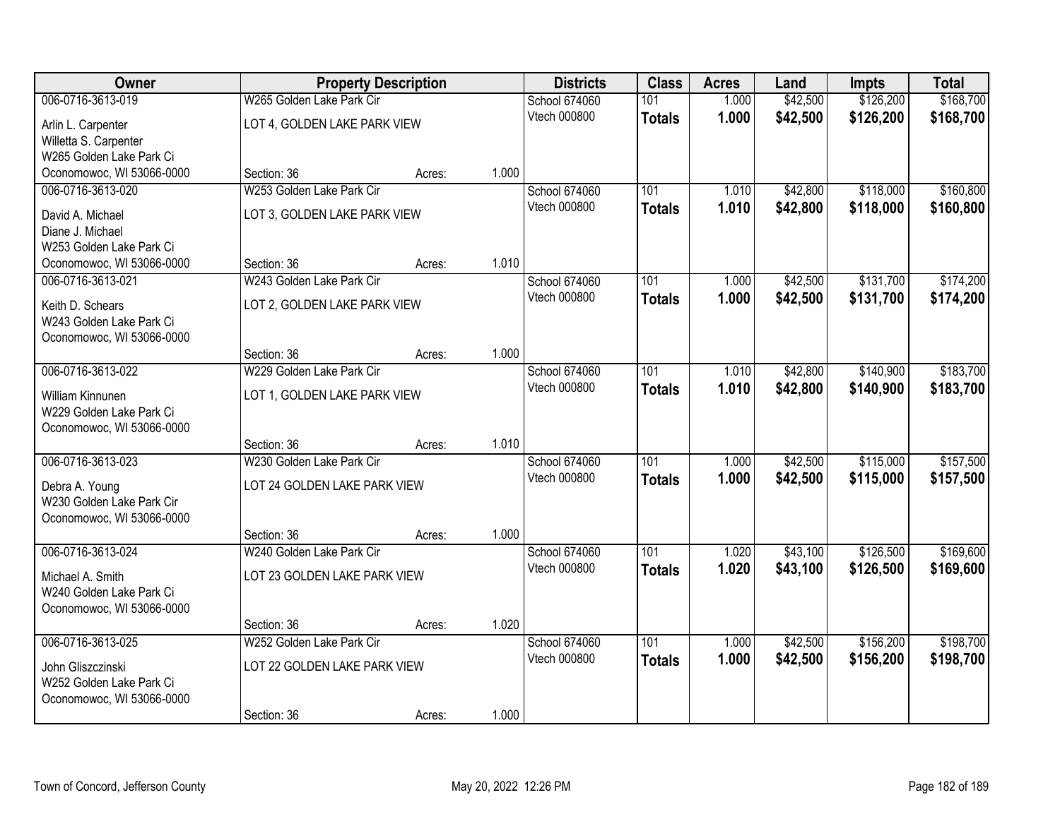| Owner | Property Description | | | Districts | Class | Acres | Land | Impts | Total |
|---|---|---|---|---|---|---|---|---|---|
| 006-0716-3613-019 | W265 Golden Lake Park Cir | | | School 674060 | 101 | 1.000 | $42,500 | $126,200 | $168,700 |
| Arlin L. Carpenter<br>Willetta S. Carpenter<br>W265 Golden Lake Park Ci<br>Oconomowoc, WI 53066-0000 | LOT 4, GOLDEN LAKE PARK VIEW<br><br>Section: 36 | Acres: | 1.000 | Vtech 000800 | **Totals** | **1.000** | **$42,500** | **$126,200** | **$168,700** |
| 006-0716-3613-020 | W253 Golden Lake Park Cir | | | School 674060 | 101 | 1.010 | $42,800 | $118,000 | $160,800 |
| David A. Michael<br>Diane J. Michael<br>W253 Golden Lake Park Ci<br>Oconomowoc, WI 53066-0000 | LOT 3, GOLDEN LAKE PARK VIEW<br><br>Section: 36 | Acres: | 1.010 | Vtech 000800 | **Totals** | **1.010** | **$42,800** | **$118,000** | **$160,800** |
| 006-0716-3613-021 | W243 Golden Lake Park Cir | | | School 674060 | 101 | 1.000 | $42,500 | $131,700 | $174,200 |
| Keith D. Schears<br>W243 Golden Lake Park Ci<br>Oconomowoc, WI 53066-0000 | LOT 2, GOLDEN LAKE PARK VIEW<br><br>Section: 36 | Acres: | 1.000 | Vtech 000800 | **Totals** | **1.000** | **$42,500** | **$131,700** | **$174,200** |
| 006-0716-3613-022 | W229 Golden Lake Park Cir | | | School 674060 | 101 | 1.010 | $42,800 | $140,900 | $183,700 |
| William Kinnunen<br>W229 Golden Lake Park Ci<br>Oconomowoc, WI 53066-0000 | LOT 1, GOLDEN LAKE PARK VIEW<br><br>Section: 36 | Acres: | 1.010 | Vtech 000800 | **Totals** | **1.010** | **$42,800** | **$140,900** | **$183,700** |
| 006-0716-3613-023 | W230 Golden Lake Park Cir | | | School 674060 | 101 | 1.000 | $42,500 | $115,000 | $157,500 |
| Debra A. Young<br>W230 Golden Lake Park Cir<br>Oconomowoc, WI 53066-0000 | LOT 24 GOLDEN LAKE PARK VIEW<br><br>Section: 36 | Acres: | 1.000 | Vtech 000800 | **Totals** | **1.000** | **$42,500** | **$115,000** | **$157,500** |
| 006-0716-3613-024 | W240 Golden Lake Park Cir | | | School 674060 | 101 | 1.020 | $43,100 | $126,500 | $169,600 |
| Michael A. Smith<br>W240 Golden Lake Park Ci<br>Oconomowoc, WI 53066-0000 | LOT 23 GOLDEN LAKE PARK VIEW<br><br>Section: 36 | Acres: | 1.020 | Vtech 000800 | **Totals** | **1.020** | **$43,100** | **$126,500** | **$169,600** |
| 006-0716-3613-025 | W252 Golden Lake Park Cir | | | School 674060 | 101 | 1.000 | $42,500 | $156,200 | $198,700 |
| John Gliszczinski<br>W252 Golden Lake Park Ci<br>Oconomowoc, WI 53066-0000 | LOT 22 GOLDEN LAKE PARK VIEW<br><br>Section: 36 | Acres: | 1.000 | Vtech 000800 | **Totals** | **1.000** | **$42,500** | **$156,200** | **$198,700** |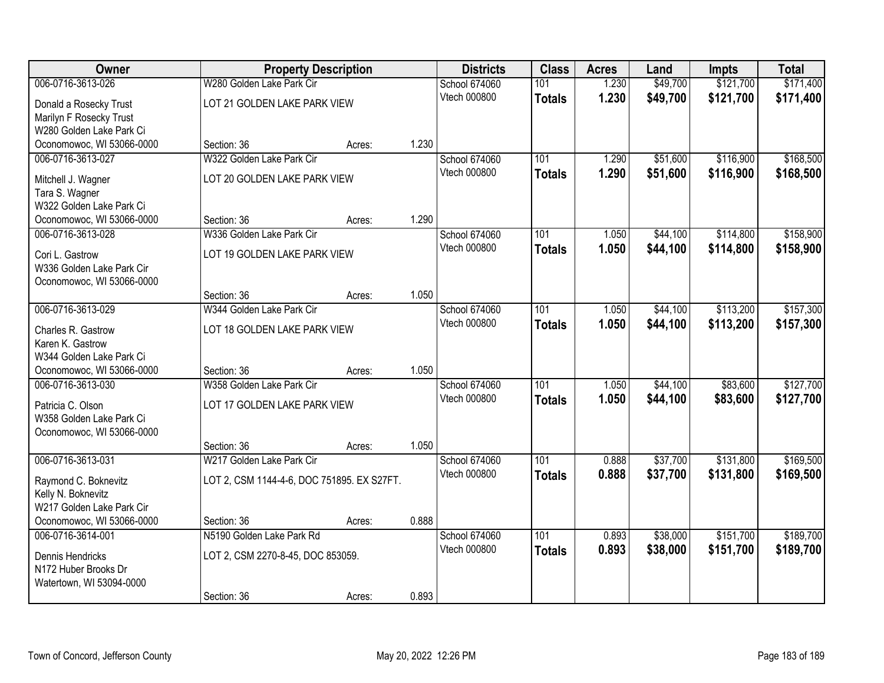| Owner | Property Description | | | Districts | Class | Acres | Land | Impts | Total |
|---|---|---|---|---|---|---|---|---|---|
| 006-0716-3613-026 | W280 Golden Lake Park Cir | | | School 674060 | 101 | 1.230 | $49,700 | $121,700 | $171,400 |
| Donald a Rosecky Trust<br>Marilyn F Rosecky Trust<br>W280 Golden Lake Park Ci<br>Oconomowoc, WI 53066-0000 | LOT 21 GOLDEN LAKE PARK VIEW | | | Vtech 000800 | **Totals** | **1.230** | **$49,700** | **$121,700** | **$171,400** |
| | Section: 36 | Acres: | 1.230 | | | | | | |
| 006-0716-3613-027 | W322 Golden Lake Park Cir | | | School 674060 | 101 | 1.290 | $51,600 | $116,900 | $168,500 |
| Mitchell J. Wagner<br>Tara S. Wagner<br>W322 Golden Lake Park Ci<br>Oconomowoc, WI 53066-0000 | LOT 20 GOLDEN LAKE PARK VIEW | | | Vtech 000800 | **Totals** | **1.290** | **$51,600** | **$116,900** | **$168,500** |
| | Section: 36 | Acres: | 1.290 | | | | | | |
| 006-0716-3613-028 | W336 Golden Lake Park Cir | | | School 674060 | 101 | 1.050 | $44,100 | $114,800 | $158,900 |
| Cori L. Gastrow<br>W336 Golden Lake Park Cir<br>Oconomowoc, WI 53066-0000 | LOT 19 GOLDEN LAKE PARK VIEW | | | Vtech 000800 | **Totals** | **1.050** | **$44,100** | **$114,800** | **$158,900** |
| | Section: 36 | Acres: | 1.050 | | | | | | |
| 006-0716-3613-029 | W344 Golden Lake Park Cir | | | School 674060 | 101 | 1.050 | $44,100 | $113,200 | $157,300 |
| Charles R. Gastrow<br>Karen K. Gastrow<br>W344 Golden Lake Park Ci<br>Oconomowoc, WI 53066-0000 | LOT 18 GOLDEN LAKE PARK VIEW | | | Vtech 000800 | **Totals** | **1.050** | **$44,100** | **$113,200** | **$157,300** |
| | Section: 36 | Acres: | 1.050 | | | | | | |
| 006-0716-3613-030 | W358 Golden Lake Park Cir | | | School 674060 | 101 | 1.050 | $44,100 | $83,600 | $127,700 |
| Patricia C. Olson<br>W358 Golden Lake Park Ci<br>Oconomowoc, WI 53066-0000 | LOT 17 GOLDEN LAKE PARK VIEW | | | Vtech 000800 | **Totals** | **1.050** | **$44,100** | **$83,600** | **$127,700** |
| | Section: 36 | Acres: | 1.050 | | | | | | |
| 006-0716-3613-031 | W217 Golden Lake Park Cir | | | School 674060 | 101 | 0.888 | $37,700 | $131,800 | $169,500 |
| Raymond C. Boknevitz<br>Kelly N. Boknevitz<br>W217 Golden Lake Park Cir<br>Oconomowoc, WI 53066-0000 | LOT 2, CSM 1144-4-6, DOC 751895. EX S27FT. | | | Vtech 000800 | **Totals** | **0.888** | **$37,700** | **$131,800** | **$169,500** |
| | Section: 36 | Acres: | 0.888 | | | | | | |
| 006-0716-3614-001 | N5190 Golden Lake Park Rd | | | School 674060 | 101 | 0.893 | $38,000 | $151,700 | $189,700 |
| Dennis Hendricks<br>N172 Huber Brooks Dr<br>Watertown, WI 53094-0000 | LOT 2, CSM 2270-8-45, DOC 853059. | | | Vtech 000800 | **Totals** | **0.893** | **$38,000** | **$151,700** | **$189,700** |
| | Section: 36 | Acres: | 0.893 | | | | | | |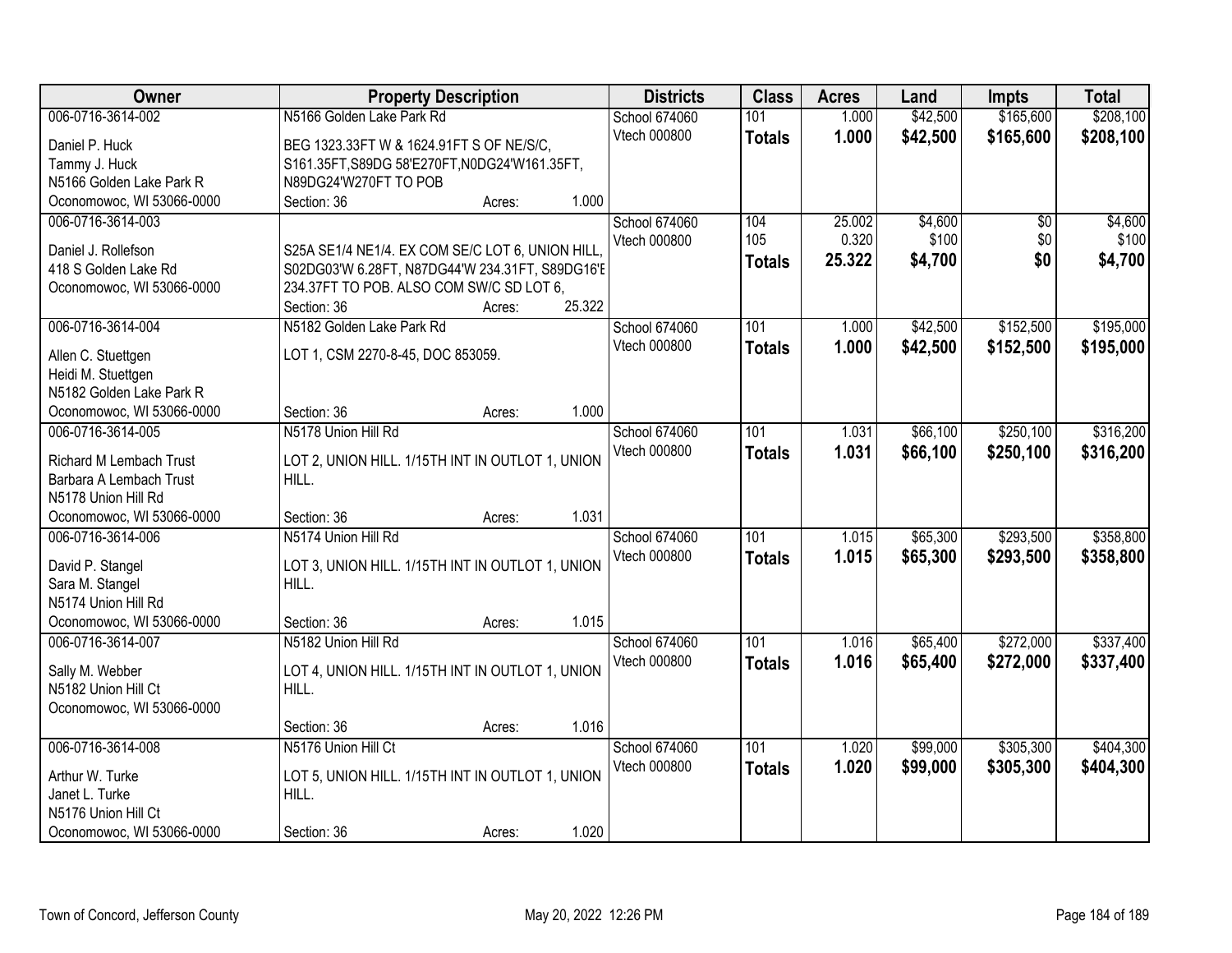| Owner | Property Description | Districts | Class | Acres | Land | Impts | Total |
|---|---|---|---|---|---|---|---|
| 006-0716-3614-002<br>Daniel P. Huck<br>Tammy J. Huck<br>N5166 Golden Lake Park R<br>Oconomowoc, WI 53066-0000 | N5166 Golden Lake Park Rd<br>BEG 1323.33FT W & 1624.91FT S OF NE/S/C, S161.35FT,S89DG 58'E270FT,N0DG24'W161.35FT, N89DG24'W270FT TO POB<br>Section: 36 Acres: 1.000 | School 674060<br>Vtech 000800 | 101<br>**Totals** | 1.000<br>**1.000** | $42,500<br>**$42,500** | $165,600<br>**$165,600** | $208,100<br>**$208,100** |
| 006-0716-3614-003<br>Daniel J. Rollefson<br>418 S Golden Lake Rd<br>Oconomowoc, WI 53066-0000 | S25A SE1/4 NE1/4. EX COM SE/C LOT 6, UNION HILL, S02DG03'W 6.28FT, N87DG44'W 234.31FT, S89DG16'E 234.37FT TO POB. ALSO COM SW/C SD LOT 6,<br>Section: 36 Acres: 25.322 | School 674060<br>Vtech 000800 | 104<br>105<br>**Totals** | 25.002<br>0.320<br>**25.322** | $4,600<br>$100<br>**$4,700** | $0<br>$0<br>**$0** | $4,600<br>$100<br>**$4,700** |
| 006-0716-3614-004<br>Allen C. Stuettgen<br>Heidi M. Stuettgen<br>N5182 Golden Lake Park R<br>Oconomowoc, WI 53066-0000 | N5182 Golden Lake Park Rd<br>LOT 1, CSM 2270-8-45, DOC 853059.<br>Section: 36 Acres: 1.000 | School 674060<br>Vtech 000800 | 101<br>**Totals** | 1.000<br>**1.000** | $42,500<br>**$42,500** | $152,500<br>**$152,500** | $195,000<br>**$195,000** |
| 006-0716-3614-005<br>Richard M Lembach Trust<br>Barbara A Lembach Trust<br>N5178 Union Hill Rd<br>Oconomowoc, WI 53066-0000 | N5178 Union Hill Rd<br>LOT 2, UNION HILL. 1/15TH INT IN OUTLOT 1, UNION HILL.<br>Section: 36 Acres: 1.031 | School 674060<br>Vtech 000800 | 101<br>**Totals** | 1.031<br>**1.031** | $66,100<br>**$66,100** | $250,100<br>**$250,100** | $316,200<br>**$316,200** |
| 006-0716-3614-006<br>David P. Stangel<br>Sara M. Stangel<br>N5174 Union Hill Rd<br>Oconomowoc, WI 53066-0000 | N5174 Union Hill Rd<br>LOT 3, UNION HILL. 1/15TH INT IN OUTLOT 1, UNION HILL.<br>Section: 36 Acres: 1.015 | School 674060<br>Vtech 000800 | 101<br>**Totals** | 1.015<br>**1.015** | $65,300<br>**$65,300** | $293,500<br>**$293,500** | $358,800<br>**$358,800** |
| 006-0716-3614-007<br>Sally M. Webber<br>N5182 Union Hill Ct<br>Oconomowoc, WI 53066-0000 | N5182 Union Hill Rd<br>LOT 4, UNION HILL. 1/15TH INT IN OUTLOT 1, UNION HILL.<br>Section: 36 Acres: 1.016 | School 674060<br>Vtech 000800 | 101<br>**Totals** | 1.016<br>**1.016** | $65,400<br>**$65,400** | $272,000<br>**$272,000** | $337,400<br>**$337,400** |
| 006-0716-3614-008<br>Arthur W. Turke<br>Janet L. Turke<br>N5176 Union Hill Ct<br>Oconomowoc, WI 53066-0000 | N5176 Union Hill Ct<br>LOT 5, UNION HILL. 1/15TH INT IN OUTLOT 1, UNION HILL.<br>Section: 36 Acres: 1.020 | School 674060<br>Vtech 000800 | 101<br>**Totals** | 1.020<br>**1.020** | $99,000<br>**$99,000** | $305,300<br>**$305,300** | $404,300<br>**$404,300** |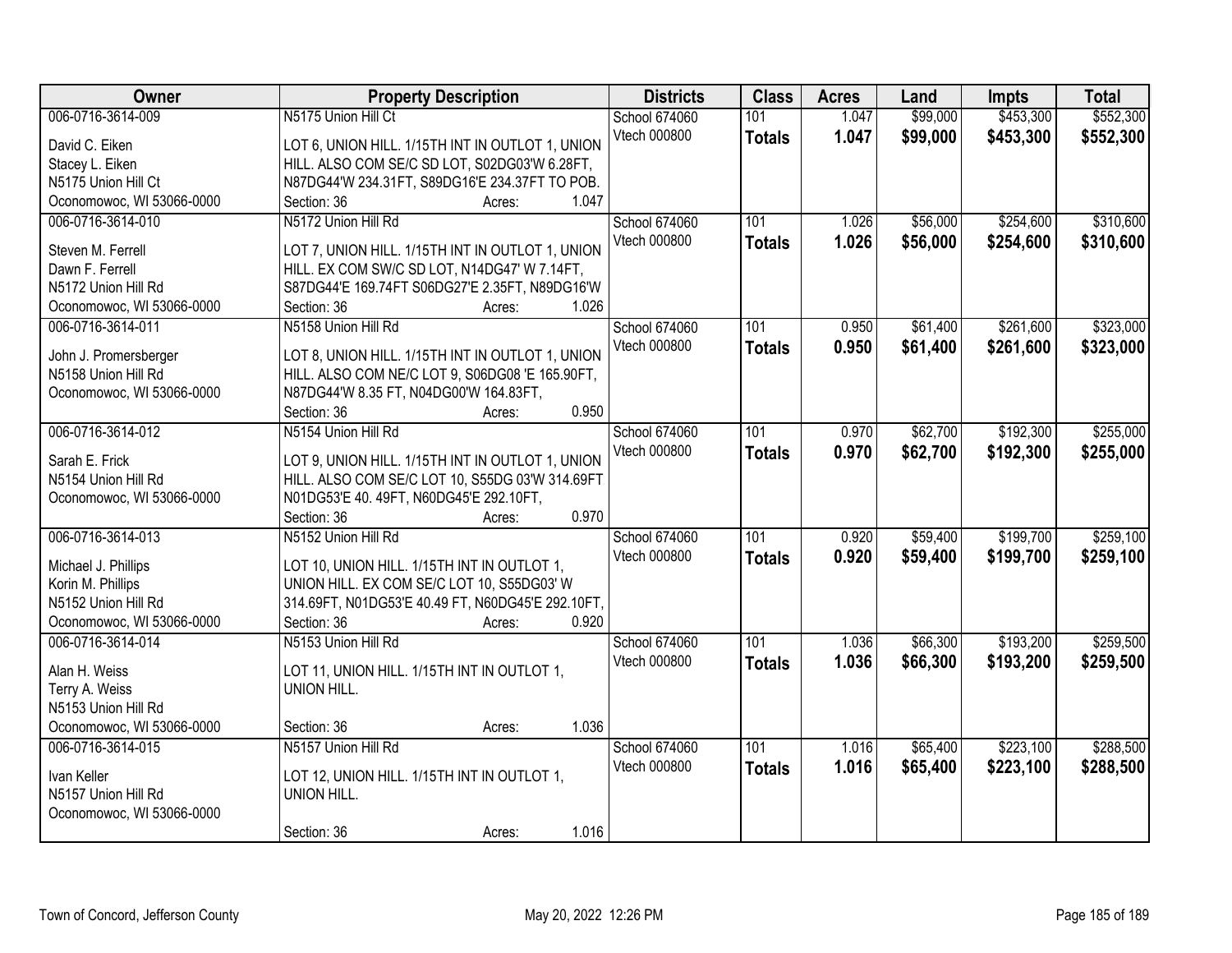| Owner | Property Description | Districts | Class | Acres | Land | Impts | Total |
|---|---|---|---|---|---|---|---|
| 006-0716-3614-009<br>David C. Eiken<br>Stacey L. Eiken<br>N5175 Union Hill Ct<br>Oconomowoc, WI 53066-0000 | N5175 Union Hill Ct<br>LOT 6, UNION HILL. 1/15TH INT IN OUTLOT 1, UNION HILL. ALSO COM SE/C SD LOT, S02DG03'W 6.28FT, N87DG44'W 234.31FT, S89DG16'E 234.37FT TO POB.<br>Section: 36 Acres: 1.047 | School 674060<br>Vtech 000800 | 101<br>**Totals** | 1.047<br>**1.047** | $99,000<br>**$99,000** | $453,300<br>**$453,300** | $552,300<br>**$552,300** |
| 006-0716-3614-010<br>Steven M. Ferrell<br>Dawn F. Ferrell<br>N5172 Union Hill Rd<br>Oconomowoc, WI 53066-0000 | N5172 Union Hill Rd<br>LOT 7, UNION HILL. 1/15TH INT IN OUTLOT 1, UNION HILL. EX COM SW/C SD LOT, N14DG47' W 7.14FT, S87DG44'E 169.74FT S06DG27'E 2.35FT, N89DG16'W<br>Section: 36 Acres: 1.026 | School 674060<br>Vtech 000800 | 101<br>**Totals** | 1.026<br>**1.026** | $56,000<br>**$56,000** | $254,600<br>**$254,600** | $310,600<br>**$310,600** |
| 006-0716-3614-011<br>John J. Promersberger<br>N5158 Union Hill Rd<br>Oconomowoc, WI 53066-0000 | N5158 Union Hill Rd<br>LOT 8, UNION HILL. 1/15TH INT IN OUTLOT 1, UNION HILL. ALSO COM NE/C LOT 9, S06DG08 'E 165.90FT, N87DG44'W 8.35 FT, N04DG00'W 164.83FT,<br>Section: 36 Acres: 0.950 | School 674060<br>Vtech 000800 | 101<br>**Totals** | 0.950<br>**0.950** | $61,400<br>**$61,400** | $261,600<br>**$261,600** | $323,000<br>**$323,000** |
| 006-0716-3614-012<br>Sarah E. Frick<br>N5154 Union Hill Rd<br>Oconomowoc, WI 53066-0000 | N5154 Union Hill Rd<br>LOT 9, UNION HILL. 1/15TH INT IN OUTLOT 1, UNION HILL. ALSO COM SE/C LOT 10, S55DG 03'W 314.69FT N01DG53'E 40. 49FT, N60DG45'E 292.10FT,<br>Section: 36 Acres: 0.970 | School 674060<br>Vtech 000800 | 101<br>**Totals** | 0.970<br>**0.970** | $62,700<br>**$62,700** | $192,300<br>**$192,300** | $255,000<br>**$255,000** |
| 006-0716-3614-013<br>Michael J. Phillips<br>Korin M. Phillips<br>N5152 Union Hill Rd<br>Oconomowoc, WI 53066-0000 | N5152 Union Hill Rd<br>LOT 10, UNION HILL. 1/15TH INT IN OUTLOT 1, UNION HILL. EX COM SE/C LOT 10, S55DG03' W 314.69FT, N01DG53'E 40.49 FT, N60DG45'E 292.10FT,<br>Section: 36 Acres: 0.920 | School 674060<br>Vtech 000800 | 101<br>**Totals** | 0.920<br>**0.920** | $59,400<br>**$59,400** | $199,700<br>**$199,700** | $259,100<br>**$259,100** |
| 006-0716-3614-014<br>Alan H. Weiss<br>Terry A. Weiss<br>N5153 Union Hill Rd<br>Oconomowoc, WI 53066-0000 | N5153 Union Hill Rd<br>LOT 11, UNION HILL. 1/15TH INT IN OUTLOT 1, UNION HILL.<br>Section: 36 Acres: 1.036 | School 674060<br>Vtech 000800 | 101<br>**Totals** | 1.036<br>**1.036** | $66,300<br>**$66,300** | $193,200<br>**$193,200** | $259,500<br>**$259,500** |
| 006-0716-3614-015<br>Ivan Keller<br>N5157 Union Hill Rd<br>Oconomowoc, WI 53066-0000 | N5157 Union Hill Rd<br>LOT 12, UNION HILL. 1/15TH INT IN OUTLOT 1, UNION HILL.<br>Section: 36 Acres: 1.016 | School 674060<br>Vtech 000800 | 101<br>**Totals** | 1.016<br>**1.016** | $65,400<br>**$65,400** | $223,100<br>**$223,100** | $288,500<br>**$288,500** |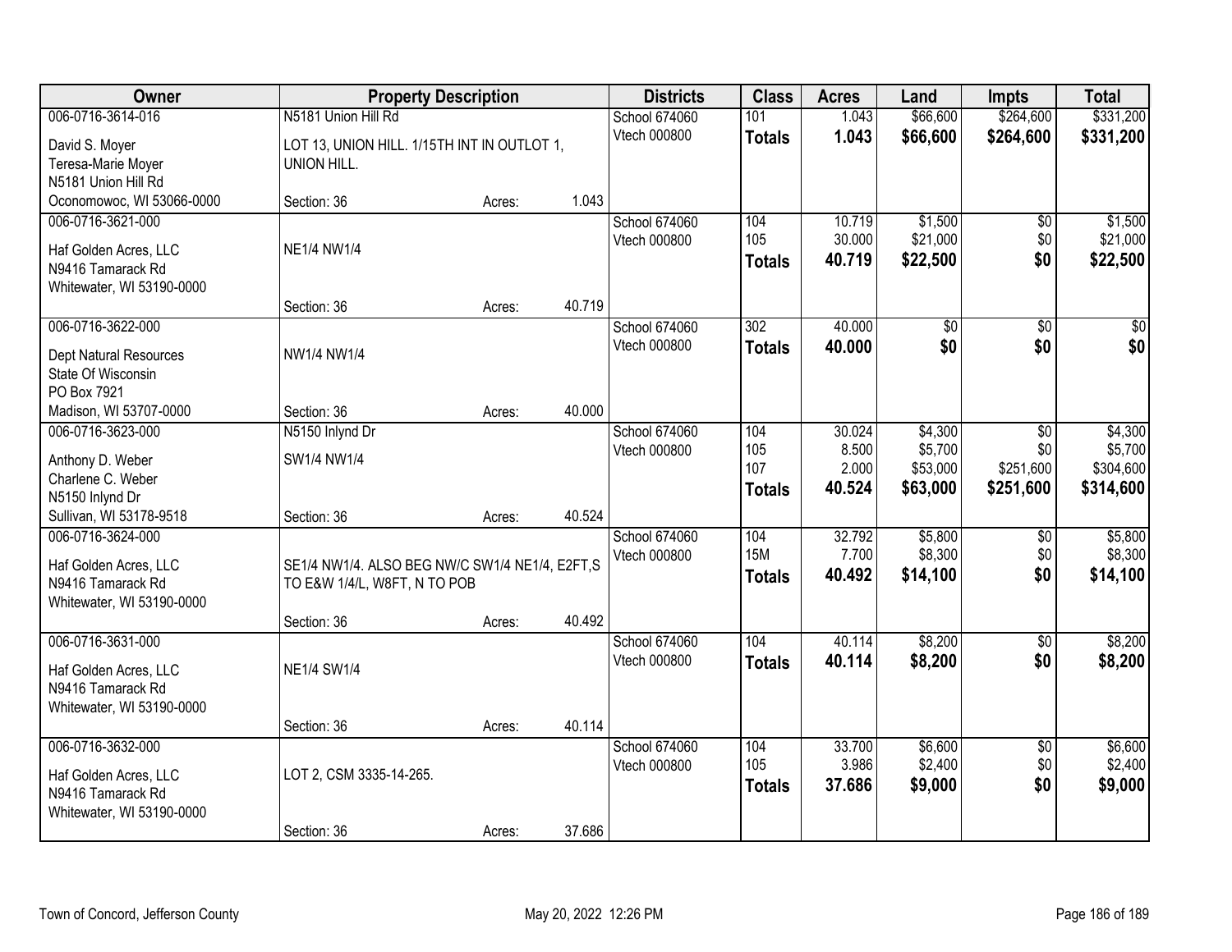| Owner | Property Description | | | Districts | Class | Acres | Land | Impts | Total |
|---|---|---|---|---|---|---|---|---|---|
| 006-0716-3614-016 | N5181 Union Hill Rd | | | School 674060 | 101 | 1.043 | $66,600 | $264,600 | $331,200 |
| David S. Moyer | LOT 13, UNION HILL. 1/15TH INT IN OUTLOT 1, | | | Vtech 000800 | **Totals** | **1.043** | **$66,600** | **$264,600** | **$331,200** |
| Teresa-Marie Moyer | UNION HILL. | | | | | | | | |
| N5181 Union Hill Rd | | | | | | | | | |
| Oconomowoc, WI 53066-0000 | Section: 36 | Acres: | 1.043 | | | | | | |
| 006-0716-3621-000 | | | | School 674060 | 104 | 10.719 | $1,500 | $0 | $1,500 |
| Haf Golden Acres, LLC | NE1/4 NW1/4 | | | Vtech 000800 | 105 | 30.000 | $21,000 | $0 | $21,000 |
| N9416 Tamarack Rd | | | | | **Totals** | **40.719** | **$22,500** | **$0** | **$22,500** |
| Whitewater, WI 53190-0000 | | | | | | | | | |
| | Section: 36 | Acres: | 40.719 | | | | | | |
| 006-0716-3622-000 | | | | School 674060 | 302 | 40.000 | $0 | $0 | $0 |
| Dept Natural Resources | NW1/4 NW1/4 | | | Vtech 000800 | **Totals** | **40.000** | **$0** | **$0** | **$0** |
| State Of Wisconsin | | | | | | | | | |
| PO Box 7921 | | | | | | | | | |
| Madison, WI 53707-0000 | Section: 36 | Acres: | 40.000 | | | | | | |
| 006-0716-3623-000 | N5150 Inlynd Dr | | | School 674060 | 104 | 30.024 | $4,300 | $0 | $4,300 |
| Anthony D. Weber | SW1/4 NW1/4 | | | Vtech 000800 | 105 | 8.500 | $5,700 | $0 | $5,700 |
| Charlene C. Weber | | | | | 107 | 2.000 | $53,000 | $251,600 | $304,600 |
| N5150 Inlynd Dr | | | | | **Totals** | **40.524** | **$63,000** | **$251,600** | **$314,600** |
| Sullivan, WI 53178-9518 | Section: 36 | Acres: | 40.524 | | | | | | |
| 006-0716-3624-000 | | | | School 674060 | 104 | 32.792 | $5,800 | $0 | $5,800 |
| Haf Golden Acres, LLC | SE1/4 NW1/4. ALSO BEG NW/C SW1/4 NE1/4, E2FT,S | | | Vtech 000800 | 15M | 7.700 | $8,300 | $0 | $8,300 |
| N9416 Tamarack Rd | TO E&W 1/4/L, W8FT, N TO POB | | | | **Totals** | **40.492** | **$14,100** | **$0** | **$14,100** |
| Whitewater, WI 53190-0000 | | | | | | | | | |
| | Section: 36 | Acres: | 40.492 | | | | | | |
| 006-0716-3631-000 | | | | School 674060 | 104 | 40.114 | $8,200 | $0 | $8,200 |
| Haf Golden Acres, LLC | NE1/4 SW1/4 | | | Vtech 000800 | **Totals** | **40.114** | **$8,200** | **$0** | **$8,200** |
| N9416 Tamarack Rd | | | | | | | | | |
| Whitewater, WI 53190-0000 | | | | | | | | | |
| | Section: 36 | Acres: | 40.114 | | | | | | |
| 006-0716-3632-000 | | | | School 674060 | 104 | 33.700 | $6,600 | $0 | $6,600 |
| Haf Golden Acres, LLC | LOT 2, CSM 3335-14-265. | | | Vtech 000800 | 105 | 3.986 | $2,400 | $0 | $2,400 |
| N9416 Tamarack Rd | | | | | **Totals** | **37.686** | **$9,000** | **$0** | **$9,000** |
| Whitewater, WI 53190-0000 | | | | | | | | | |
| | Section: 36 | Acres: | 37.686 | | | | | | |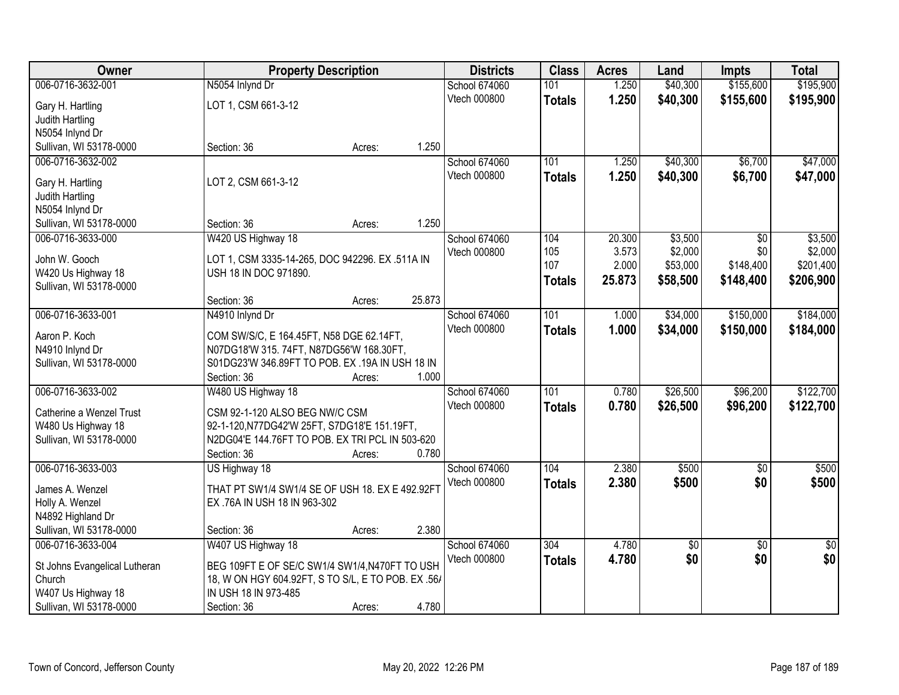| Owner | Property Description | Districts | Class | Acres | Land | Impts | Total |
|---|---|---|---|---|---|---|---|
| 006-0716-3632-001<br>Gary H. Hartling<br>Judith Hartling<br>N5054 Inlynd Dr<br>Sullivan, WI 53178-0000 | N5054 Inlynd Dr<br>LOT 1, CSM 661-3-12<br>Section: 36 Acres: 1.250 | School 674060<br>Vtech 000800 | 101<br>**Totals** | 1.250<br>**1.250** | $40,300<br>**$40,300** | $155,600<br>**$155,600** | $195,900<br>**$195,900** |
| 006-0716-3632-002<br>Gary H. Hartling<br>Judith Hartling<br>N5054 Inlynd Dr<br>Sullivan, WI 53178-0000 | LOT 2, CSM 661-3-12<br>Section: 36 Acres: 1.250 | School 674060<br>Vtech 000800 | 101<br>**Totals** | 1.250<br>**1.250** | $40,300<br>**$40,300** | $6,700<br>**$6,700** | $47,000<br>**$47,000** |
| 006-0716-3633-000<br>John W. Gooch<br>W420 Us Highway 18<br>Sullivan, WI 53178-0000 | W420 US Highway 18<br>LOT 1, CSM 3335-14-265, DOC 942296. EX .511A IN USH 18 IN DOC 971890.<br>Section: 36 Acres: 25.873 | School 674060<br>Vtech 000800 | 104<br>105<br>107<br>**Totals** | 20.300<br>3.573<br>2.000<br>**25.873** | $3,500<br>$2,000<br>$53,000<br>**$58,500** | $0<br>$0<br>$148,400<br>**$148,400** | $3,500<br>$2,000<br>$201,400<br>**$206,900** |
| 006-0716-3633-001<br>Aaron P. Koch<br>N4910 Inlynd Dr<br>Sullivan, WI 53178-0000 | N4910 Inlynd Dr<br>COM SW/S/C, E 164.45FT, N58 DGE 62.14FT, N07DG18'W 315. 74FT, N87DG56'W 168.30FT, S01DG23'W 346.89FT TO POB. EX .19A IN USH 18 IN<br>Section: 36 Acres: 1.000 | School 674060<br>Vtech 000800 | 101<br>**Totals** | 1.000<br>**1.000** | $34,000<br>**$34,000** | $150,000<br>**$150,000** | $184,000<br>**$184,000** |
| 006-0716-3633-002<br>Catherine a Wenzel Trust<br>W480 Us Highway 18<br>Sullivan, WI 53178-0000 | W480 US Highway 18<br>CSM 92-1-120 ALSO BEG NW/C CSM 92-1-120,N77DG42'W 25FT, S7DG18'E 151.19FT, N2DG04'E 144.76FT TO POB. EX TRI PCL IN 503-620<br>Section: 36 Acres: 0.780 | School 674060<br>Vtech 000800 | 101<br>**Totals** | 0.780<br>**0.780** | $26,500<br>**$26,500** | $96,200<br>**$96,200** | $122,700<br>**$122,700** |
| 006-0716-3633-003<br>James A. Wenzel<br>Holly A. Wenzel<br>N4892 Highland Dr<br>Sullivan, WI 53178-0000 | US Highway 18<br>THAT PT SW1/4 SW1/4 SE OF USH 18. EX E 492.92FT EX .76A IN USH 18 IN 963-302<br>Section: 36 Acres: 2.380 | School 674060<br>Vtech 000800 | 104<br>**Totals** | 2.380<br>**2.380** | $500<br>**$500** | $0<br>**$0** | $500<br>**$500** |
| 006-0716-3633-004<br>St Johns Evangelical Lutheran Church<br>W407 Us Highway 18<br>Sullivan, WI 53178-0000 | W407 US Highway 18<br>BEG 109FT E OF SE/C SW1/4 SW1/4,N470FT TO USH 18, W ON HGY 604.92FT, S TO S/L, E TO POB. EX .56/ IN USH 18 IN 973-485<br>Section: 36 Acres: 4.780 | School 674060<br>Vtech 000800 | 304<br>**Totals** | 4.780<br>**4.780** | $0<br>**$0** | $0<br>**$0** | $0<br>**$0** |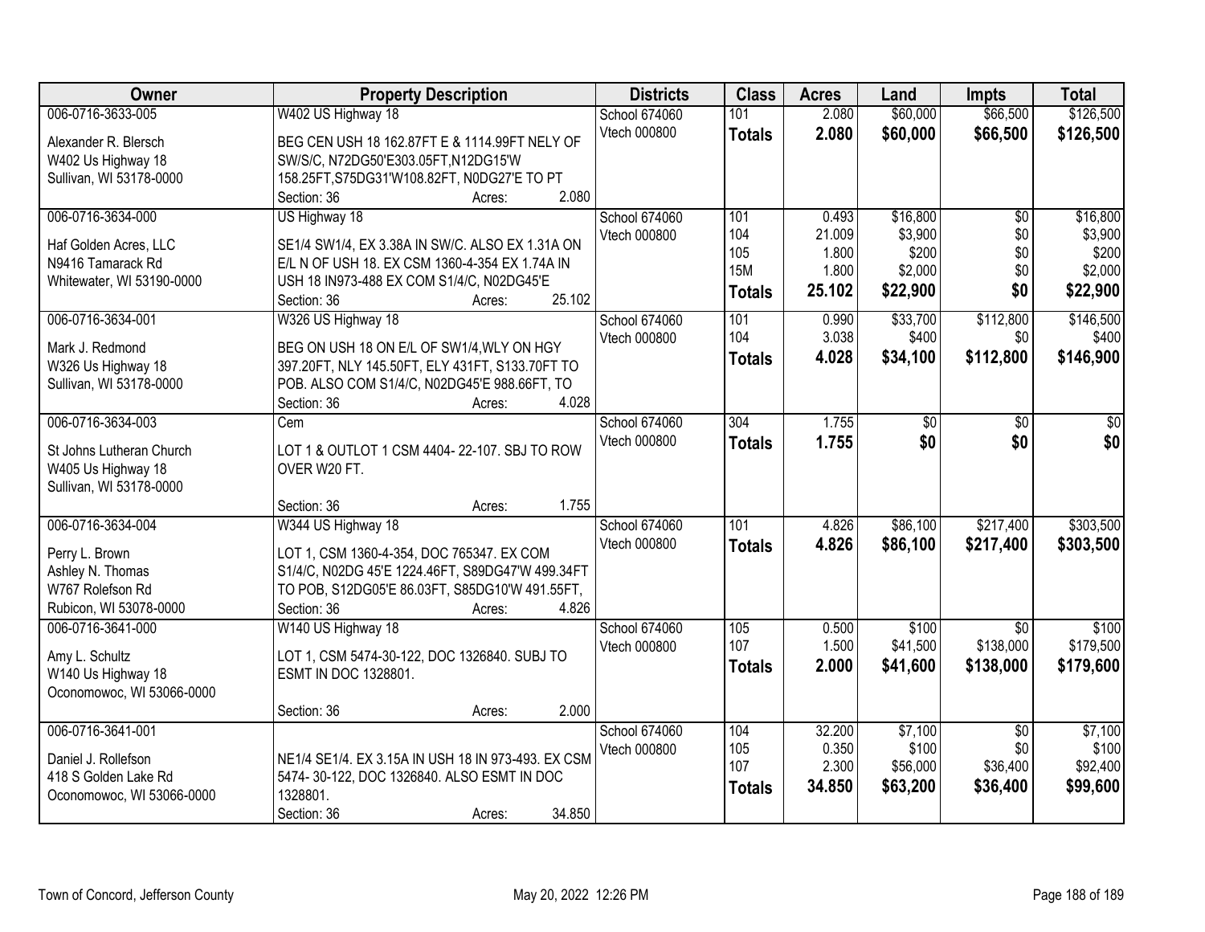| Owner | Property Description | Districts | Class | Acres | Land | Impts | Total |
|---|---|---|---|---|---|---|---|
| 006-0716-3633-005<br>Alexander R. Blersch<br>W402 Us Highway 18<br>Sullivan, WI 53178-0000 | W402 US Highway 18<br>BEG CEN USH 18 162.87FT E & 1114.99FT NELY OF SW/S/C, N72DG50'E303.05FT,N12DG15'W 158.25FT,S75DG31'W108.82FT, N0DG27'E TO PT<br>Section: 36 Acres: 2.080 | School 674060<br>Vtech 000800 | 101<br>**Totals** | 2.080<br>**2.080** | $60,000<br>**$60,000** | $66,500<br>**$66,500** | $126,500<br>**$126,500** |
| 006-0716-3634-000<br>Haf Golden Acres, LLC<br>N9416 Tamarack Rd<br>Whitewater, WI 53190-0000 | US Highway 18<br>SE1/4 SW1/4, EX 3.38A IN SW/C. ALSO EX 1.31A ON E/L N OF USH 18. EX CSM 1360-4-354 EX 1.74A IN USH 18 IN973-488 EX COM S1/4/C, N02DG45'E<br>Section: 36 Acres: 25.102 | School 674060<br>Vtech 000800 | 101<br>104<br>105<br>15M<br>**Totals** | 0.493<br>21.009<br>1.800<br>1.800<br>**25.102** | $16,800<br>$3,900<br>$200<br>$2,000<br>**$22,900** | $0<br>$0<br>$0<br>$0<br>**$0** | $16,800<br>$3,900<br>$200<br>$2,000<br>**$22,900** |
| 006-0716-3634-001<br>Mark J. Redmond<br>W326 Us Highway 18<br>Sullivan, WI 53178-0000 | W326 US Highway 18<br>BEG ON USH 18 ON E/L OF SW1/4,WLY ON HGY 397.20FT, NLY 145.50FT, ELY 431FT, S133.70FT TO POB. ALSO COM S1/4/C, N02DG45'E 988.66FT, TO<br>Section: 36 Acres: 4.028 | School 674060<br>Vtech 000800 | 101<br>104<br>**Totals** | 0.990<br>3.038<br>**4.028** | $33,700<br>$400<br>**$34,100** | $112,800<br>$0<br>**$112,800** | $146,500<br>$400<br>**$146,900** |
| 006-0716-3634-003<br>St Johns Lutheran Church<br>W405 Us Highway 18<br>Sullivan, WI 53178-0000 | Cem<br>LOT 1 & OUTLOT 1 CSM 4404- 22-107. SBJ TO ROW OVER W20 FT.<br>Section: 36 Acres: 1.755 | School 674060<br>Vtech 000800 | 304<br>**Totals** | 1.755<br>**1.755** | $0<br>**$0** | $0<br>**$0** | $0<br>**$0** |
| 006-0716-3634-004<br>Perry L. Brown<br>Ashley N. Thomas<br>W767 Rolefson Rd<br>Rubicon, WI 53078-0000 | W344 US Highway 18<br>LOT 1, CSM 1360-4-354, DOC 765347. EX COM S1/4/C, N02DG 45'E 1224.46FT, S89DG47'W 499.34FT TO POB, S12DG05'E 86.03FT, S85DG10'W 491.55FT,<br>Section: 36 Acres: 4.826 | School 674060<br>Vtech 000800 | 101<br>**Totals** | 4.826<br>**4.826** | $86,100<br>**$86,100** | $217,400<br>**$217,400** | $303,500<br>**$303,500** |
| 006-0716-3641-000<br>Amy L. Schultz<br>W140 Us Highway 18<br>Oconomowoc, WI 53066-0000 | W140 US Highway 18<br>LOT 1, CSM 5474-30-122, DOC 1326840. SUBJ TO ESMT IN DOC 1328801.<br>Section: 36 Acres: 2.000 | School 674060<br>Vtech 000800 | 105<br>107<br>**Totals** | 0.500<br>1.500<br>**2.000** | $100<br>$41,500<br>**$41,600** | $0<br>$138,000<br>**$138,000** | $100<br>$179,500<br>**$179,600** |
| 006-0716-3641-001<br>Daniel J. Rollefson<br>418 S Golden Lake Rd<br>Oconomowoc, WI 53066-0000 | NE1/4 SE1/4. EX 3.15A IN USH 18 IN 973-493. EX CSM 5474- 30-122, DOC 1326840. ALSO ESMT IN DOC 1328801.<br>Section: 36 Acres: 34.850 | School 674060<br>Vtech 000800 | 104<br>105<br>107<br>**Totals** | 32.200<br>0.350<br>2.300<br>**34.850** | $7,100<br>$100<br>$56,000<br>**$63,200** | $0<br>$0<br>$36,400<br>**$36,400** | $7,100<br>$100<br>$92,400<br>**$99,600** |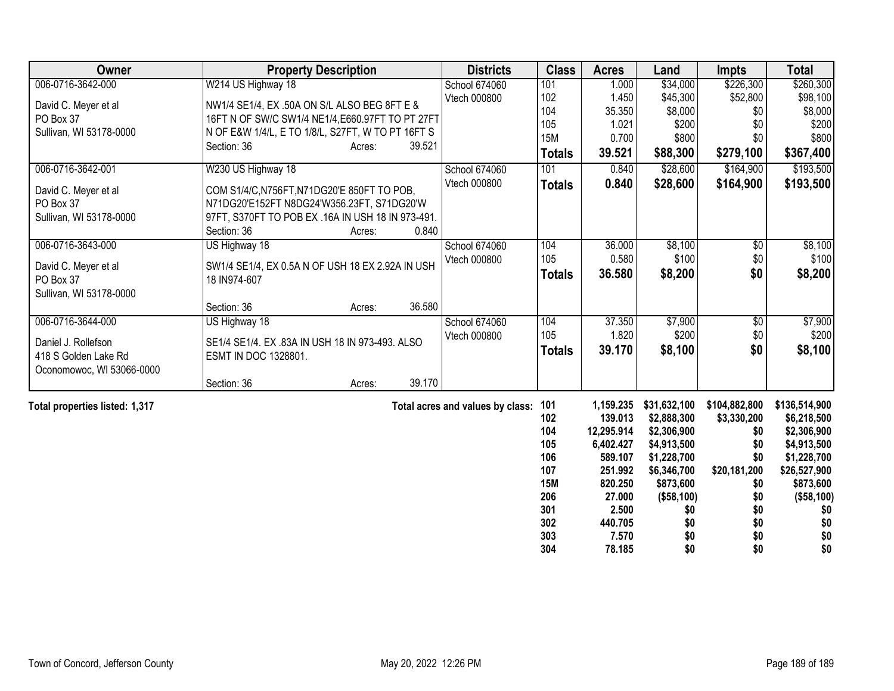| Owner | Property Description | Districts | Class | Acres | Land | Impts | Total |
|---|---|---|---|---|---|---|---|
| 006-0716-3642-000<br><br>David C. Meyer et al<br>PO Box 37<br>Sullivan, WI 53178-0000 | W214 US Highway 18<br><br>NW1/4 SE1/4, EX .50A ON S/L ALSO BEG 8FT E & 16FT N OF SW/C SW1/4 NE1/4,E660.97FT TO PT 27FT N OF E&W 1/4/L, E TO 1/8/L, S27FT, W TO PT 16FT S<br>Section: 36 Acres: 39.521 | School 674060<br>Vtech 000800 | 101<br>102<br>104<br>105<br>15M<br>**Totals** | 1.000<br>1.450<br>35.350<br>1.021<br>0.700<br>**39.521** | $34,000<br>$45,300<br>$8,000<br>$200<br>$800<br>**$88,300** | $226,300<br>$52,800<br>$0<br>$0<br>$0<br>**$279,100** | $260,300<br>$98,100<br>$8,000<br>$200<br>$800<br>**$367,400** |
| 006-0716-3642-001<br><br>David C. Meyer et al<br>PO Box 37<br>Sullivan, WI 53178-0000 | W230 US Highway 18<br><br>COM S1/4/C,N756FT,N71DG20'E 850FT TO POB, N71DG20'E152FT N8DG24'W356.23FT, S71DG20'W 97FT, S370FT TO POB EX .16A IN USH 18 IN 973-491.<br>Section: 36 Acres: 0.840 | School 674060<br>Vtech 000800 | 101<br>**Totals** | 0.840<br>**0.840** | $28,600<br>**$28,600** | $164,900<br>**$164,900** | $193,500<br>**$193,500** |
| 006-0716-3643-000<br><br>David C. Meyer et al<br>PO Box 37<br>Sullivan, WI 53178-0000 | US Highway 18<br><br>SW1/4 SE1/4, EX 0.5A N OF USH 18 EX 2.92A IN USH 18 IN974-607<br><br>Section: 36 Acres: 36.580 | School 674060<br>Vtech 000800 | 104<br>105<br>**Totals** | 36.000<br>0.580<br>**36.580** | $8,100<br>$100<br>**$8,200** | $0<br>$0<br>**$0** | $8,100<br>$100<br>**$8,200** |
| 006-0716-3644-000<br><br>Daniel J. Rollefson<br>418 S Golden Lake Rd<br>Oconomowoc, WI 53066-0000 | US Highway 18<br><br>SE1/4 SE1/4. EX .83A IN USH 18 IN 973-493. ALSO ESMT IN DOC 1328801.<br><br>Section: 36 Acres: 39.170 | School 674060<br>Vtech 000800 | 104<br>105<br>**Totals** | 37.350<br>1.820<br>**39.170** | $7,900<br>$200<br>**$8,100** | $0<br>$0<br>**$0** | $7,900<br>$200<br>**$8,100** |

**Total properties listed: 1,317**

**Total acres and values by class:**

| Class | Acres | Land | Impts | Total |
|---|---|---|---|---|
| 101 | 1,159.235 | $31,632,100 | $104,882,800 | $136,514,900 |
| 102 | 139.013 | $2,888,300 | $3,330,200 | $6,218,500 |
| 104 | 12,295.914 | $2,306,900 | $0 | $2,306,900 |
| 105 | 6,402.427 | $4,913,500 | $0 | $4,913,500 |
| 106 | 589.107 | $1,228,700 | $0 | $1,228,700 |
| 107 | 251.992 | $6,346,700 | $20,181,200 | $26,527,900 |
| 15M | 820.250 | $873,600 | $0 | $873,600 |
| 206 | 27.000 | ($58,100) | $0 | ($58,100) |
| 301 | 2.500 | $0 | $0 | $0 |
| 302 | 440.705 | $0 | $0 | $0 |
| 303 | 7.570 | $0 | $0 | $0 |
| 304 | 78.185 | $0 | $0 | $0 |